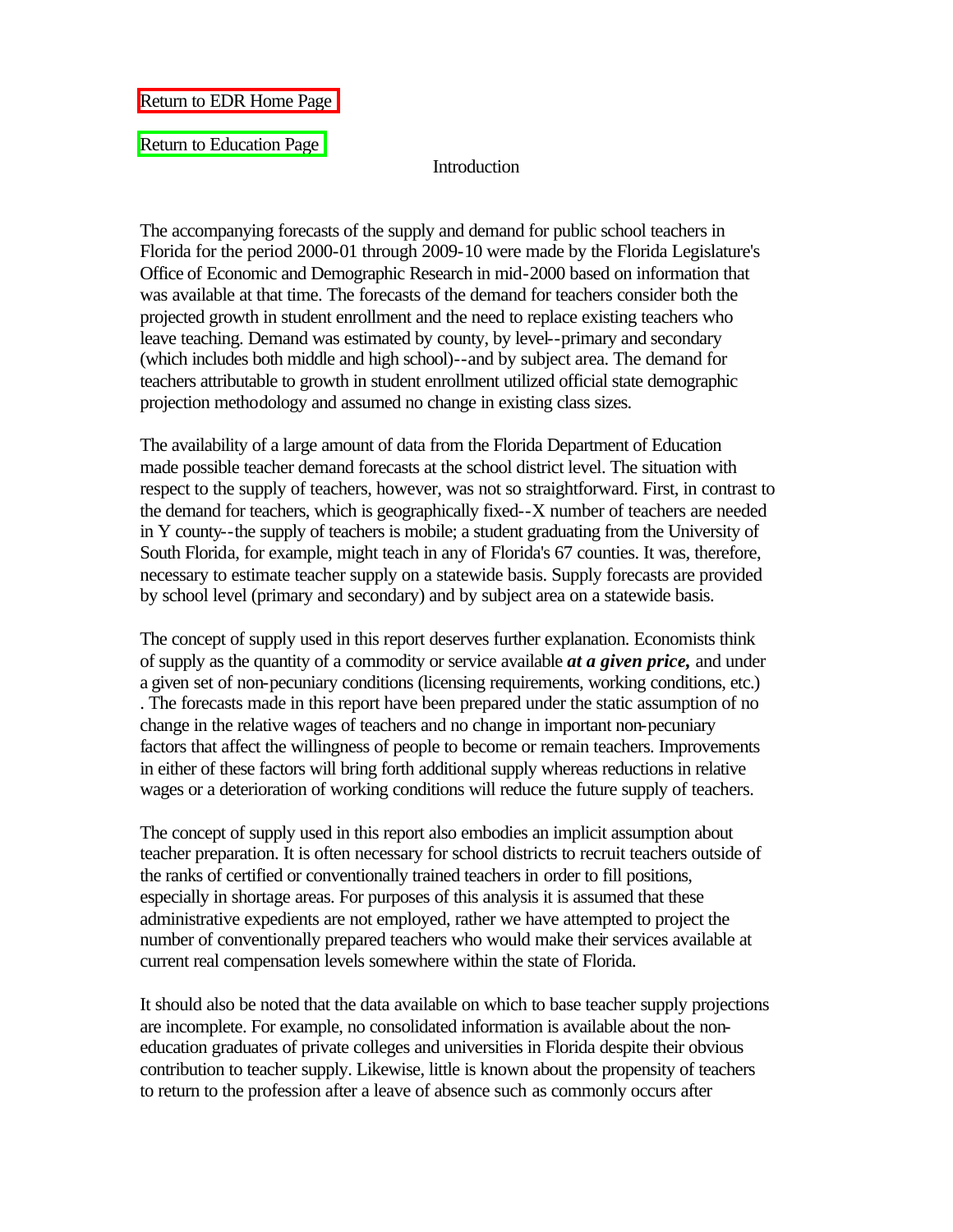Return to EDR Home Page

Return to Education Page

## Introduction

The accompanying forecasts of the supply and demand for public school teachers in Florida for the period 2000-01 through 2009-10 were made by the Florida Legislature's Office of Economic and Demographic Research in mid-2000 based on information that was available at that time. The forecasts of the demand for teachers consider both the projected growth in student enrollment and the need to replace existing teachers who leave teaching. Demand was estimated by county, by level--primary and secondary (which includes both middle and high school)--and by subject area. The demand for teachers attributable to growth in student enrollment utilized official state demographic projection methodology and assumed no change in existing class sizes.

The availability of a large amount of data from the Florida Department of Education made possible teacher demand forecasts at the school district level. The situation with respect to the supply of teachers, however, was not so straightforward. First, in contrast to the demand for teachers, which is geographically fixed--X number of teachers are needed in Y county--the supply of teachers is mobile; a student graduating from the University of South Florida, for example, might teach in any of Florida's 67 counties. It was, therefore, necessary to estimate teacher supply on a statewide basis. Supply forecasts are provided by school level (primary and secondary) and by subject area on a statewide basis.

The concept of supply used in this report deserves further explanation. Economists think of supply as the quantity of a commodity or service available ***at a given price,*** and under a given set of non-pecuniary conditions (licensing requirements, working conditions, etc.) . The forecasts made in this report have been prepared under the static assumption of no change in the relative wages of teachers and no change in important non-pecuniary factors that affect the willingness of people to become or remain teachers. Improvements in either of these factors will bring forth additional supply whereas reductions in relative wages or a deterioration of working conditions will reduce the future supply of teachers.

The concept of supply used in this report also embodies an implicit assumption about teacher preparation. It is often necessary for school districts to recruit teachers outside of the ranks of certified or conventionally trained teachers in order to fill positions, especially in shortage areas. For purposes of this analysis it is assumed that these administrative expedients are not employed, rather we have attempted to project the number of conventionally prepared teachers who would make their services available at current real compensation levels somewhere within the state of Florida.

It should also be noted that the data available on which to base teacher supply projections are incomplete. For example, no consolidated information is available about the non-education graduates of private colleges and universities in Florida despite their obvious contribution to teacher supply. Likewise, little is known about the propensity of teachers to return to the profession after a leave of absence such as commonly occurs after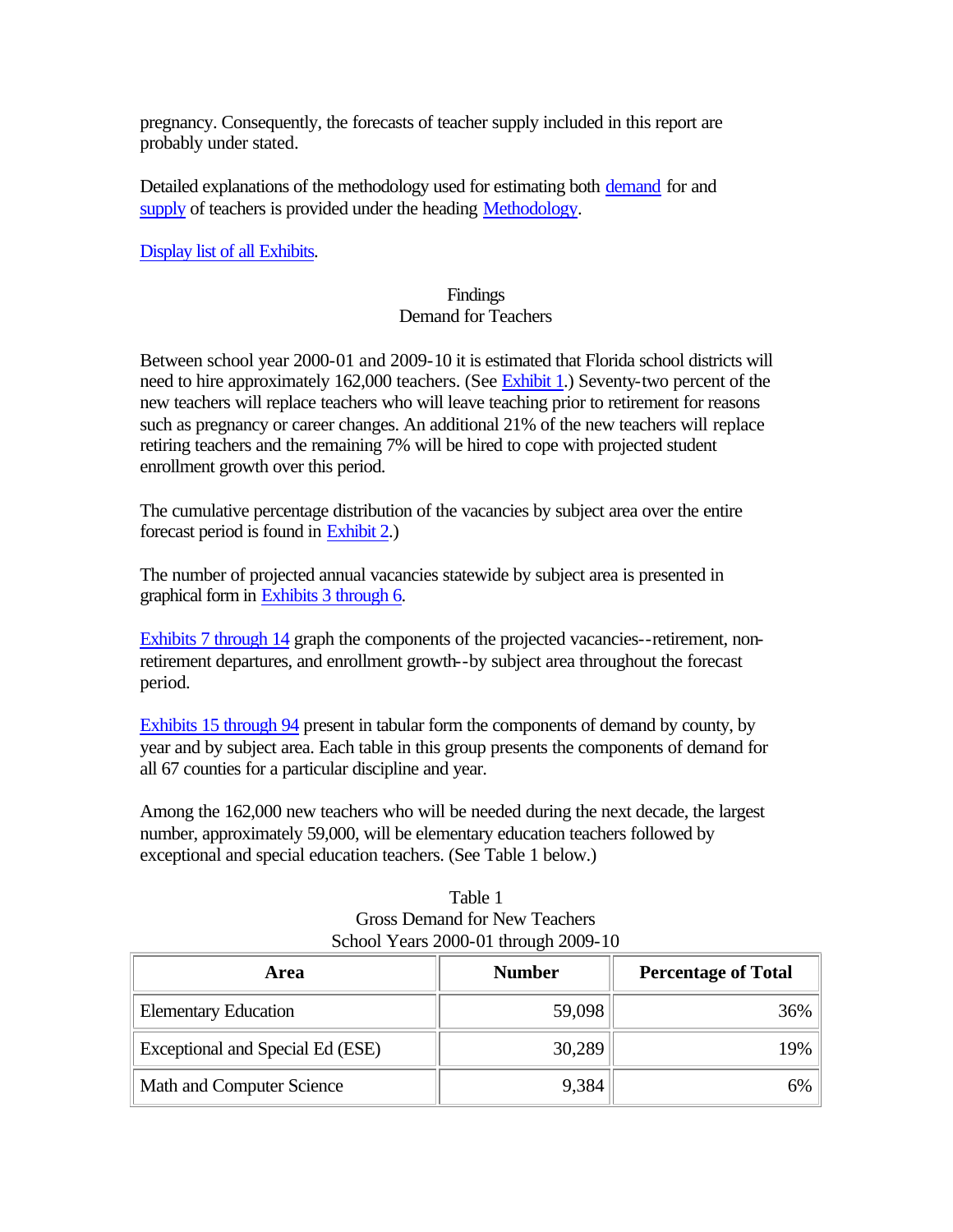pregnancy. Consequently, the forecasts of teacher supply included in this report are probably under stated.

Detailed explanations of the methodology used for estimating both demand for and supply of teachers is provided under the heading Methodology.

Display list of all Exhibits.

## Findings

### Demand for Teachers

Between school year 2000-01 and 2009-10 it is estimated that Florida school districts will need to hire approximately 162,000 teachers. (See Exhibit 1.) Seventy-two percent of the new teachers will replace teachers who will leave teaching prior to retirement for reasons such as pregnancy or career changes. An additional 21% of the new teachers will replace retiring teachers and the remaining 7% will be hired to cope with projected student enrollment growth over this period.

The cumulative percentage distribution of the vacancies by subject area over the entire forecast period is found in Exhibit 2.)

The number of projected annual vacancies statewide by subject area is presented in graphical form in Exhibits 3 through 6.

Exhibits 7 through 14 graph the components of the projected vacancies--retirement, non-retirement departures, and enrollment growth--by subject area throughout the forecast period.

Exhibits 15 through 94 present in tabular form the components of demand by county, by year and by subject area. Each table in this group presents the components of demand for all 67 counties for a particular discipline and year.

Among the 162,000 new teachers who will be needed during the next decade, the largest number, approximately 59,000, will be elementary education teachers followed by exceptional and special education teachers. (See Table 1 below.)

Table 1
Gross Demand for New Teachers
School Years 2000-01 through 2009-10

| Area | Number | Percentage of Total |
|---|---:|---:|
| Elementary Education | 59,098 | 36% |
| Exceptional and Special Ed (ESE) | 30,289 | 19% |
| Math and Computer Science | 9,384 | 6% |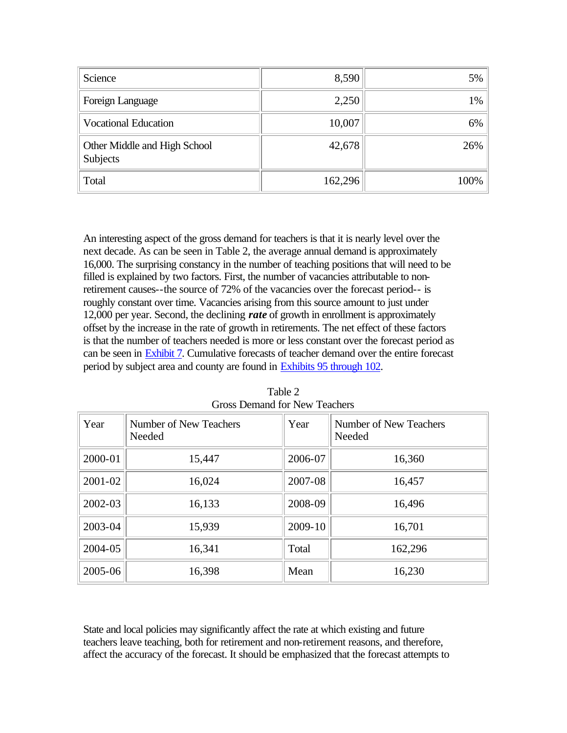| Science | 8,590 | 5% |
|---|---|---|
| Foreign Language | 2,250 | 1% |
| Vocational Education | 10,007 | 6% |
| Other Middle and High School Subjects | 42,678 | 26% |
| Total | 162,296 | 100% |

An interesting aspect of the gross demand for teachers is that it is nearly level over the next decade. As can be seen in Table 2, the average annual demand is approximately 16,000. The surprising constancy in the number of teaching positions that will need to be filled is explained by two factors. First, the number of vacancies attributable to non-retirement causes--the source of 72% of the vacancies over the forecast period-- is roughly constant over time. Vacancies arising from this source amount to just under 12,000 per year. Second, the declining ***rate*** of growth in enrollment is approximately offset by the increase in the rate of growth in retirements. The net effect of these factors is that the number of teachers needed is more or less constant over the forecast period as can be seen in Exhibit 7. Cumulative forecasts of teacher demand over the entire forecast period by subject area and county are found in Exhibits 95 through 102.

Table 2
Gross Demand for New Teachers

| Year | Number of New Teachers Needed | Year | Number of New Teachers Needed |
|---|---|---|---|
| 2000-01 | 15,447 | 2006-07 | 16,360 |
| 2001-02 | 16,024 | 2007-08 | 16,457 |
| 2002-03 | 16,133 | 2008-09 | 16,496 |
| 2003-04 | 15,939 | 2009-10 | 16,701 |
| 2004-05 | 16,341 | Total | 162,296 |
| 2005-06 | 16,398 | Mean | 16,230 |

State and local policies may significantly affect the rate at which existing and future teachers leave teaching, both for retirement and non-retirement reasons, and therefore, affect the accuracy of the forecast. It should be emphasized that the forecast attempts to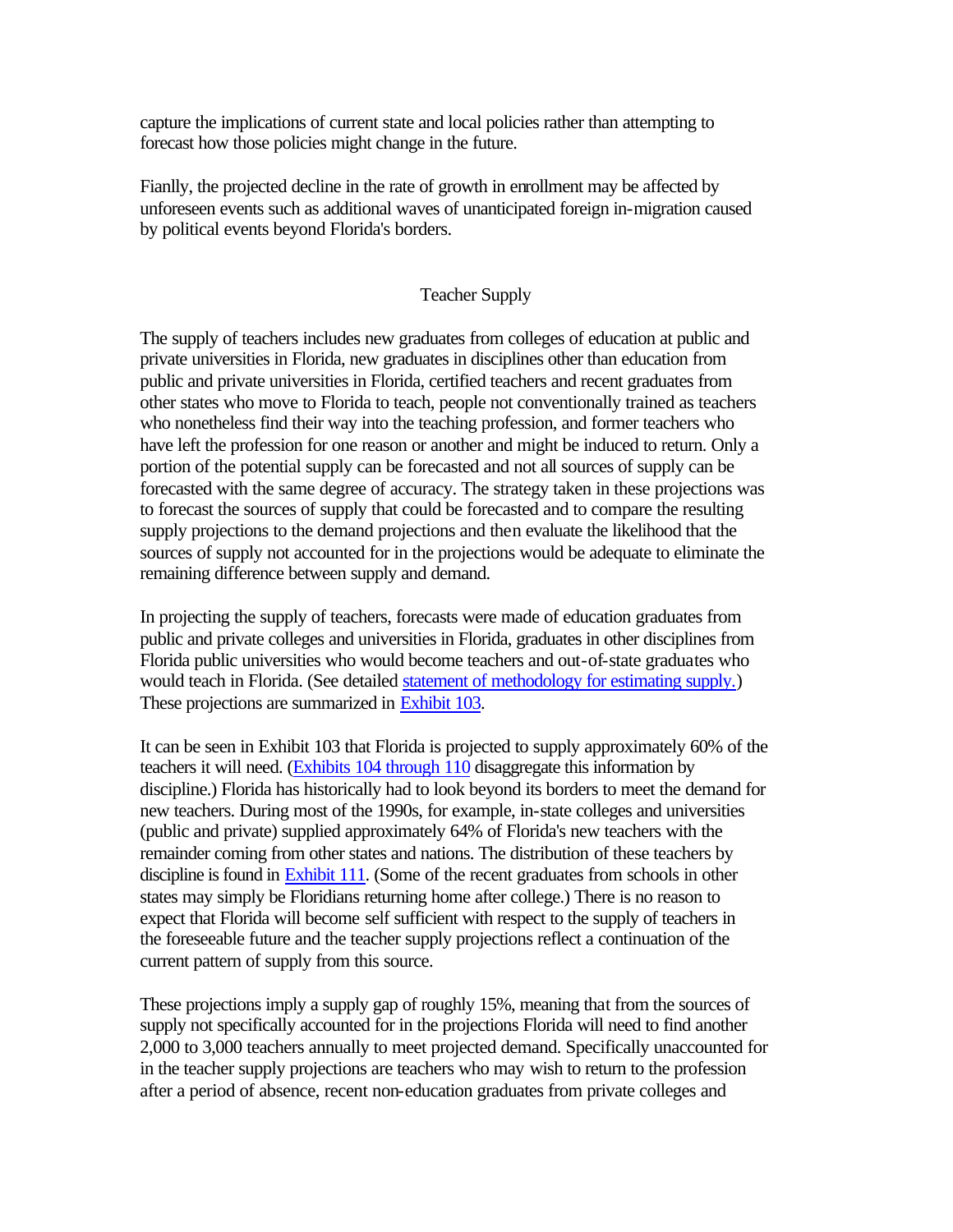capture the implications of current state and local policies rather than attempting to forecast how those policies might change in the future.

Fianlly, the projected decline in the rate of growth in enrollment may be affected by unforeseen events such as additional waves of unanticipated foreign in-migration caused by political events beyond Florida's borders.

## Teacher Supply

The supply of teachers includes new graduates from colleges of education at public and private universities in Florida, new graduates in disciplines other than education from public and private universities in Florida, certified teachers and recent graduates from other states who move to Florida to teach, people not conventionally trained as teachers who nonetheless find their way into the teaching profession, and former teachers who have left the profession for one reason or another and might be induced to return. Only a portion of the potential supply can be forecasted and not all sources of supply can be forecasted with the same degree of accuracy. The strategy taken in these projections was to forecast the sources of supply that could be forecasted and to compare the resulting supply projections to the demand projections and then evaluate the likelihood that the sources of supply not accounted for in the projections would be adequate to eliminate the remaining difference between supply and demand.

In projecting the supply of teachers, forecasts were made of education graduates from public and private colleges and universities in Florida, graduates in other disciplines from Florida public universities who would become teachers and out-of-state graduates who would teach in Florida. (See detailed statement of methodology for estimating supply.) These projections are summarized in Exhibit 103.

It can be seen in Exhibit 103 that Florida is projected to supply approximately 60% of the teachers it will need. (Exhibits 104 through 110 disaggregate this information by discipline.) Florida has historically had to look beyond its borders to meet the demand for new teachers. During most of the 1990s, for example, in-state colleges and universities (public and private) supplied approximately 64% of Florida's new teachers with the remainder coming from other states and nations. The distribution of these teachers by discipline is found in Exhibit 111. (Some of the recent graduates from schools in other states may simply be Floridians returning home after college.) There is no reason to expect that Florida will become self sufficient with respect to the supply of teachers in the foreseeable future and the teacher supply projections reflect a continuation of the current pattern of supply from this source.

These projections imply a supply gap of roughly 15%, meaning that from the sources of supply not specifically accounted for in the projections Florida will need to find another 2,000 to 3,000 teachers annually to meet projected demand. Specifically unaccounted for in the teacher supply projections are teachers who may wish to return to the profession after a period of absence, recent non-education graduates from private colleges and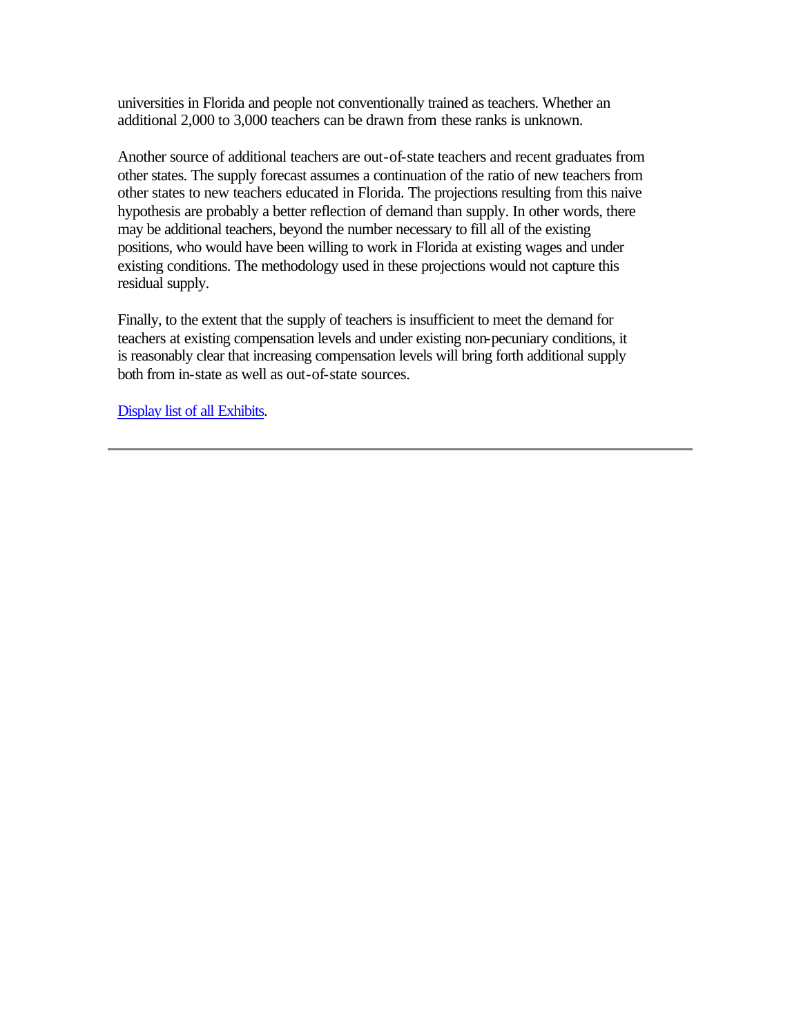universities in Florida and people not conventionally trained as teachers. Whether an additional 2,000 to 3,000 teachers can be drawn from these ranks is unknown.

Another source of additional teachers are out-of-state teachers and recent graduates from other states. The supply forecast assumes a continuation of the ratio of new teachers from other states to new teachers educated in Florida. The projections resulting from this naive hypothesis are probably a better reflection of demand than supply. In other words, there may be additional teachers, beyond the number necessary to fill all of the existing positions, who would have been willing to work in Florida at existing wages and under existing conditions. The methodology used in these projections would not capture this residual supply.

Finally, to the extent that the supply of teachers is insufficient to meet the demand for teachers at existing compensation levels and under existing non-pecuniary conditions, it is reasonably clear that increasing compensation levels will bring forth additional supply both from in-state as well as out-of-state sources.

Display list of all Exhibits.

---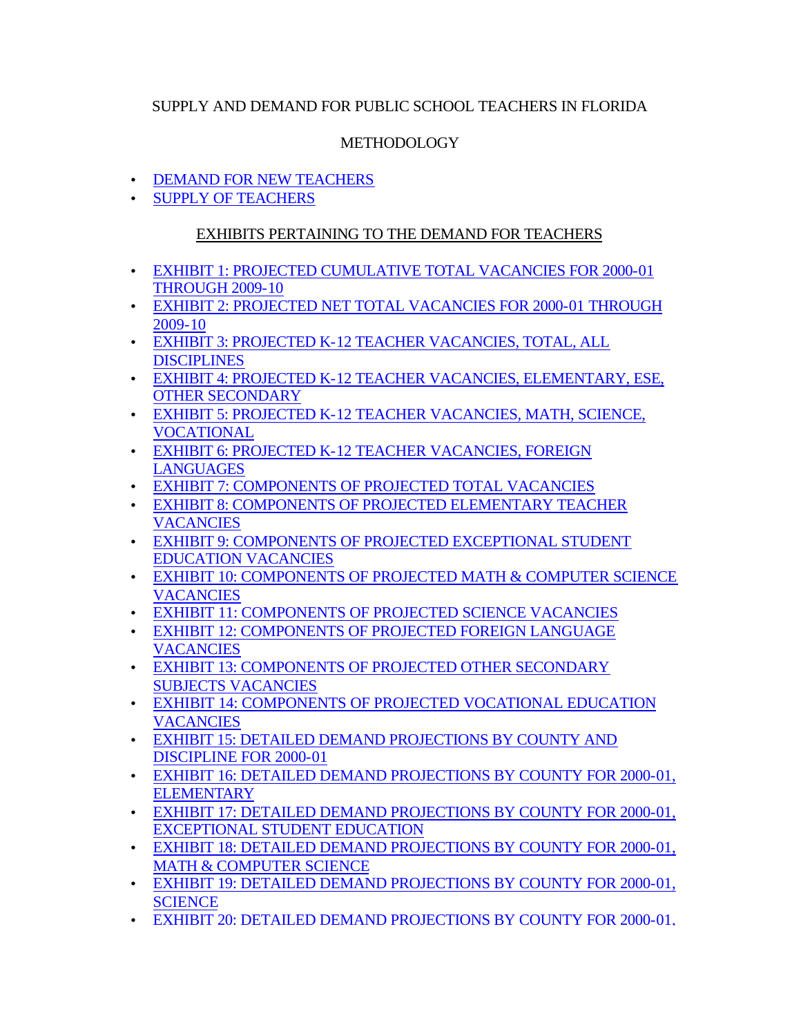SUPPLY AND DEMAND FOR PUBLIC SCHOOL TEACHERS IN FLORIDA

METHODOLOGY

- DEMAND FOR NEW TEACHERS
- SUPPLY OF TEACHERS

EXHIBITS PERTAINING TO THE DEMAND FOR TEACHERS

- EXHIBIT 1: PROJECTED CUMULATIVE TOTAL VACANCIES FOR 2000-01 THROUGH 2009-10
- EXHIBIT 2: PROJECTED NET TOTAL VACANCIES FOR 2000-01 THROUGH 2009-10
- EXHIBIT 3: PROJECTED K-12 TEACHER VACANCIES, TOTAL, ALL DISCIPLINES
- EXHIBIT 4: PROJECTED K-12 TEACHER VACANCIES, ELEMENTARY, ESE, OTHER SECONDARY
- EXHIBIT 5: PROJECTED K-12 TEACHER VACANCIES, MATH, SCIENCE, VOCATIONAL
- EXHIBIT 6: PROJECTED K-12 TEACHER VACANCIES, FOREIGN LANGUAGES
- EXHIBIT 7: COMPONENTS OF PROJECTED TOTAL VACANCIES
- EXHIBIT 8: COMPONENTS OF PROJECTED ELEMENTARY TEACHER VACANCIES
- EXHIBIT 9: COMPONENTS OF PROJECTED EXCEPTIONAL STUDENT EDUCATION VACANCIES
- EXHIBIT 10: COMPONENTS OF PROJECTED MATH & COMPUTER SCIENCE VACANCIES
- EXHIBIT 11: COMPONENTS OF PROJECTED SCIENCE VACANCIES
- EXHIBIT 12: COMPONENTS OF PROJECTED FOREIGN LANGUAGE VACANCIES
- EXHIBIT 13: COMPONENTS OF PROJECTED OTHER SECONDARY SUBJECTS VACANCIES
- EXHIBIT 14: COMPONENTS OF PROJECTED VOCATIONAL EDUCATION VACANCIES
- EXHIBIT 15: DETAILED DEMAND PROJECTIONS BY COUNTY AND DISCIPLINE FOR 2000-01
- EXHIBIT 16: DETAILED DEMAND PROJECTIONS BY COUNTY FOR 2000-01, ELEMENTARY
- EXHIBIT 17: DETAILED DEMAND PROJECTIONS BY COUNTY FOR 2000-01, EXCEPTIONAL STUDENT EDUCATION
- EXHIBIT 18: DETAILED DEMAND PROJECTIONS BY COUNTY FOR 2000-01, MATH & COMPUTER SCIENCE
- EXHIBIT 19: DETAILED DEMAND PROJECTIONS BY COUNTY FOR 2000-01, SCIENCE
- EXHIBIT 20: DETAILED DEMAND PROJECTIONS BY COUNTY FOR 2000-01,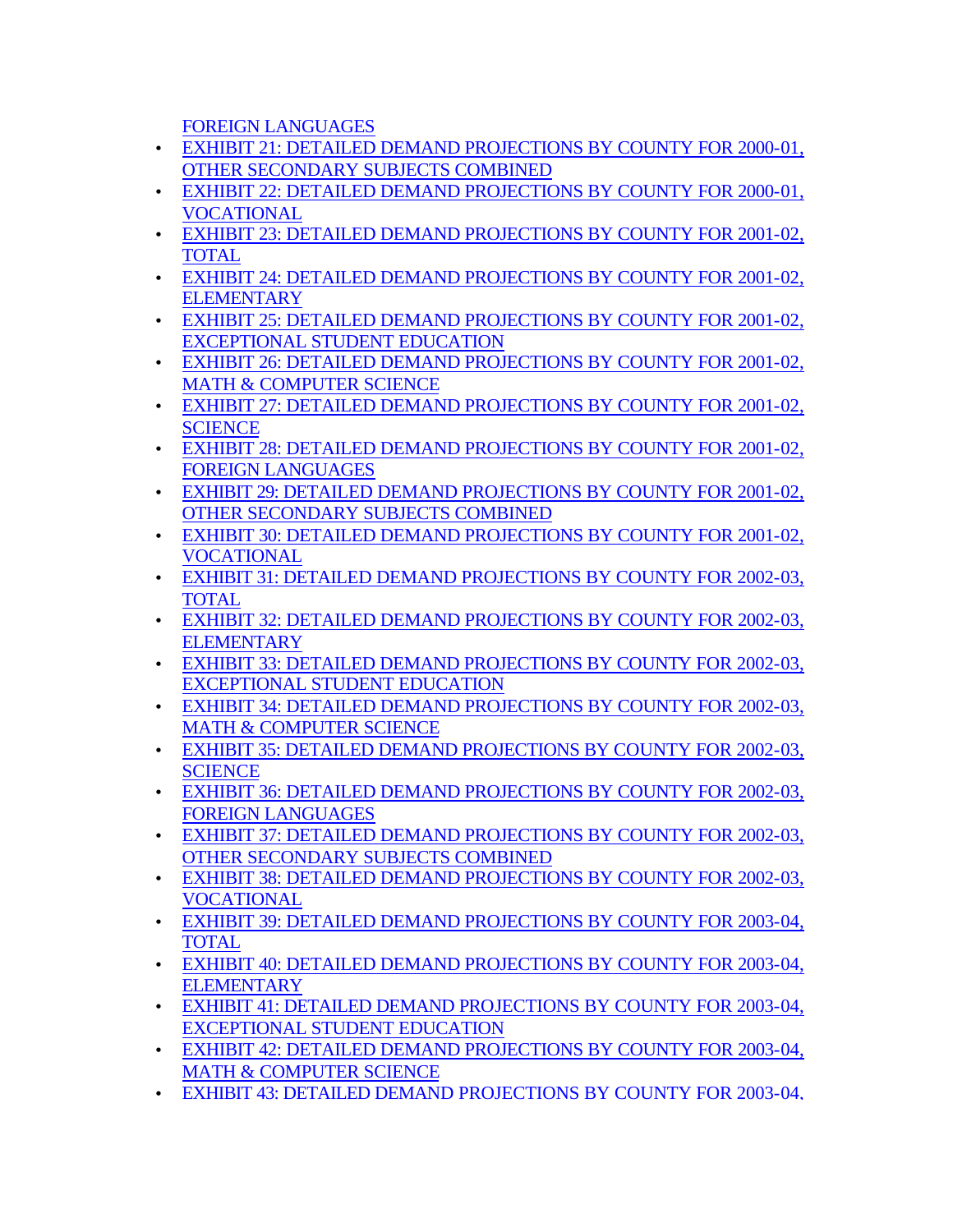FOREIGN LANGUAGES

- EXHIBIT 21: DETAILED DEMAND PROJECTIONS BY COUNTY FOR 2000-01, OTHER SECONDARY SUBJECTS COMBINED
- EXHIBIT 22: DETAILED DEMAND PROJECTIONS BY COUNTY FOR 2000-01, VOCATIONAL
- EXHIBIT 23: DETAILED DEMAND PROJECTIONS BY COUNTY FOR 2001-02, TOTAL
- EXHIBIT 24: DETAILED DEMAND PROJECTIONS BY COUNTY FOR 2001-02, ELEMENTARY
- EXHIBIT 25: DETAILED DEMAND PROJECTIONS BY COUNTY FOR 2001-02, EXCEPTIONAL STUDENT EDUCATION
- EXHIBIT 26: DETAILED DEMAND PROJECTIONS BY COUNTY FOR 2001-02, MATH & COMPUTER SCIENCE
- EXHIBIT 27: DETAILED DEMAND PROJECTIONS BY COUNTY FOR 2001-02, SCIENCE
- EXHIBIT 28: DETAILED DEMAND PROJECTIONS BY COUNTY FOR 2001-02, FOREIGN LANGUAGES
- EXHIBIT 29: DETAILED DEMAND PROJECTIONS BY COUNTY FOR 2001-02, OTHER SECONDARY SUBJECTS COMBINED
- EXHIBIT 30: DETAILED DEMAND PROJECTIONS BY COUNTY FOR 2001-02, VOCATIONAL
- EXHIBIT 31: DETAILED DEMAND PROJECTIONS BY COUNTY FOR 2002-03, TOTAL
- EXHIBIT 32: DETAILED DEMAND PROJECTIONS BY COUNTY FOR 2002-03, ELEMENTARY
- EXHIBIT 33: DETAILED DEMAND PROJECTIONS BY COUNTY FOR 2002-03, EXCEPTIONAL STUDENT EDUCATION
- EXHIBIT 34: DETAILED DEMAND PROJECTIONS BY COUNTY FOR 2002-03, MATH & COMPUTER SCIENCE
- EXHIBIT 35: DETAILED DEMAND PROJECTIONS BY COUNTY FOR 2002-03, SCIENCE
- EXHIBIT 36: DETAILED DEMAND PROJECTIONS BY COUNTY FOR 2002-03, FOREIGN LANGUAGES
- EXHIBIT 37: DETAILED DEMAND PROJECTIONS BY COUNTY FOR 2002-03, OTHER SECONDARY SUBJECTS COMBINED
- EXHIBIT 38: DETAILED DEMAND PROJECTIONS BY COUNTY FOR 2002-03, VOCATIONAL
- EXHIBIT 39: DETAILED DEMAND PROJECTIONS BY COUNTY FOR 2003-04, TOTAL
- EXHIBIT 40: DETAILED DEMAND PROJECTIONS BY COUNTY FOR 2003-04, ELEMENTARY
- EXHIBIT 41: DETAILED DEMAND PROJECTIONS BY COUNTY FOR 2003-04, EXCEPTIONAL STUDENT EDUCATION
- EXHIBIT 42: DETAILED DEMAND PROJECTIONS BY COUNTY FOR 2003-04, MATH & COMPUTER SCIENCE
- EXHIBIT 43: DETAILED DEMAND PROJECTIONS BY COUNTY FOR 2003-04,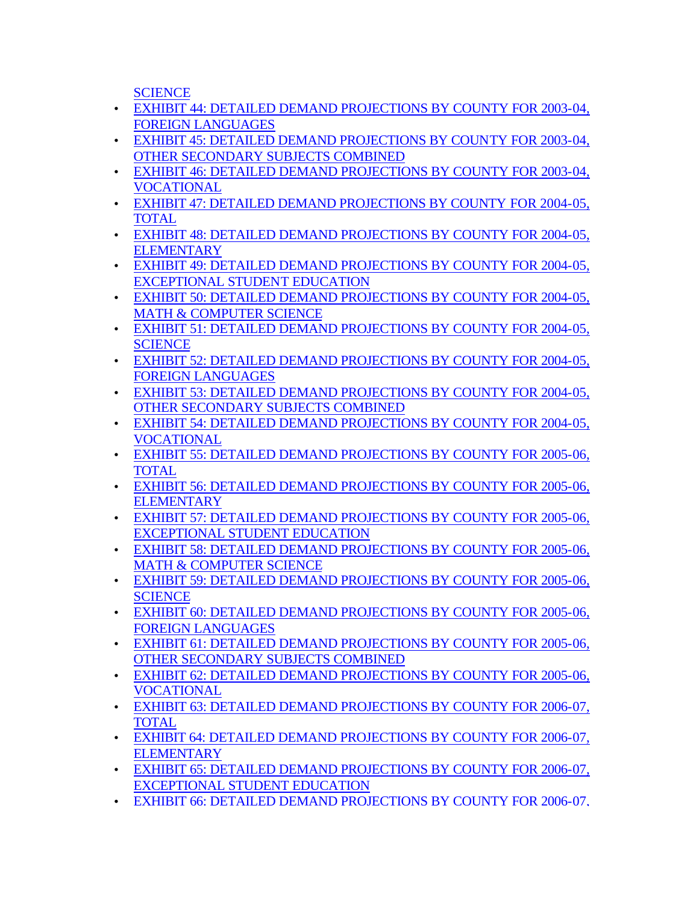SCIENCE

- EXHIBIT 44: DETAILED DEMAND PROJECTIONS BY COUNTY FOR 2003-04, FOREIGN LANGUAGES
- EXHIBIT 45: DETAILED DEMAND PROJECTIONS BY COUNTY FOR 2003-04, OTHER SECONDARY SUBJECTS COMBINED
- EXHIBIT 46: DETAILED DEMAND PROJECTIONS BY COUNTY FOR 2003-04, VOCATIONAL
- EXHIBIT 47: DETAILED DEMAND PROJECTIONS BY COUNTY FOR 2004-05, TOTAL
- EXHIBIT 48: DETAILED DEMAND PROJECTIONS BY COUNTY FOR 2004-05, ELEMENTARY
- EXHIBIT 49: DETAILED DEMAND PROJECTIONS BY COUNTY FOR 2004-05, EXCEPTIONAL STUDENT EDUCATION
- EXHIBIT 50: DETAILED DEMAND PROJECTIONS BY COUNTY FOR 2004-05, MATH & COMPUTER SCIENCE
- EXHIBIT 51: DETAILED DEMAND PROJECTIONS BY COUNTY FOR 2004-05, SCIENCE
- EXHIBIT 52: DETAILED DEMAND PROJECTIONS BY COUNTY FOR 2004-05, FOREIGN LANGUAGES
- EXHIBIT 53: DETAILED DEMAND PROJECTIONS BY COUNTY FOR 2004-05, OTHER SECONDARY SUBJECTS COMBINED
- EXHIBIT 54: DETAILED DEMAND PROJECTIONS BY COUNTY FOR 2004-05, VOCATIONAL
- EXHIBIT 55: DETAILED DEMAND PROJECTIONS BY COUNTY FOR 2005-06, TOTAL
- EXHIBIT 56: DETAILED DEMAND PROJECTIONS BY COUNTY FOR 2005-06, ELEMENTARY
- EXHIBIT 57: DETAILED DEMAND PROJECTIONS BY COUNTY FOR 2005-06, EXCEPTIONAL STUDENT EDUCATION
- EXHIBIT 58: DETAILED DEMAND PROJECTIONS BY COUNTY FOR 2005-06, MATH & COMPUTER SCIENCE
- EXHIBIT 59: DETAILED DEMAND PROJECTIONS BY COUNTY FOR 2005-06, SCIENCE
- EXHIBIT 60: DETAILED DEMAND PROJECTIONS BY COUNTY FOR 2005-06, FOREIGN LANGUAGES
- EXHIBIT 61: DETAILED DEMAND PROJECTIONS BY COUNTY FOR 2005-06, OTHER SECONDARY SUBJECTS COMBINED
- EXHIBIT 62: DETAILED DEMAND PROJECTIONS BY COUNTY FOR 2005-06, VOCATIONAL
- EXHIBIT 63: DETAILED DEMAND PROJECTIONS BY COUNTY FOR 2006-07, TOTAL
- EXHIBIT 64: DETAILED DEMAND PROJECTIONS BY COUNTY FOR 2006-07, ELEMENTARY
- EXHIBIT 65: DETAILED DEMAND PROJECTIONS BY COUNTY FOR 2006-07, EXCEPTIONAL STUDENT EDUCATION
- EXHIBIT 66: DETAILED DEMAND PROJECTIONS BY COUNTY FOR 2006-07,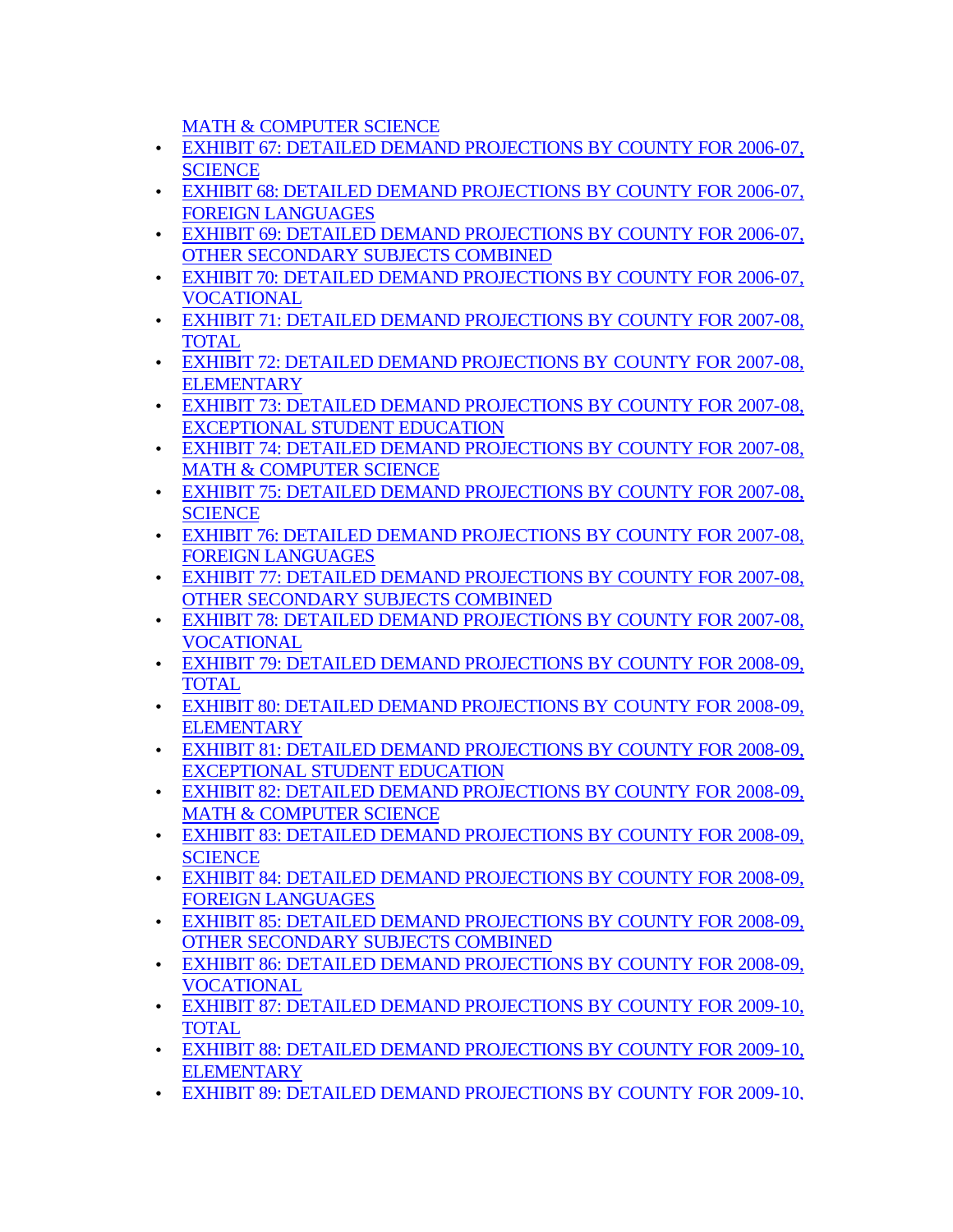MATH & COMPUTER SCIENCE

- EXHIBIT 67: DETAILED DEMAND PROJECTIONS BY COUNTY FOR 2006-07, SCIENCE
- EXHIBIT 68: DETAILED DEMAND PROJECTIONS BY COUNTY FOR 2006-07, FOREIGN LANGUAGES
- EXHIBIT 69: DETAILED DEMAND PROJECTIONS BY COUNTY FOR 2006-07, OTHER SECONDARY SUBJECTS COMBINED
- EXHIBIT 70: DETAILED DEMAND PROJECTIONS BY COUNTY FOR 2006-07, VOCATIONAL
- EXHIBIT 71: DETAILED DEMAND PROJECTIONS BY COUNTY FOR 2007-08, TOTAL
- EXHIBIT 72: DETAILED DEMAND PROJECTIONS BY COUNTY FOR 2007-08, ELEMENTARY
- EXHIBIT 73: DETAILED DEMAND PROJECTIONS BY COUNTY FOR 2007-08, EXCEPTIONAL STUDENT EDUCATION
- EXHIBIT 74: DETAILED DEMAND PROJECTIONS BY COUNTY FOR 2007-08, MATH & COMPUTER SCIENCE
- EXHIBIT 75: DETAILED DEMAND PROJECTIONS BY COUNTY FOR 2007-08, SCIENCE
- EXHIBIT 76: DETAILED DEMAND PROJECTIONS BY COUNTY FOR 2007-08, FOREIGN LANGUAGES
- EXHIBIT 77: DETAILED DEMAND PROJECTIONS BY COUNTY FOR 2007-08, OTHER SECONDARY SUBJECTS COMBINED
- EXHIBIT 78: DETAILED DEMAND PROJECTIONS BY COUNTY FOR 2007-08, VOCATIONAL
- EXHIBIT 79: DETAILED DEMAND PROJECTIONS BY COUNTY FOR 2008-09, TOTAL
- EXHIBIT 80: DETAILED DEMAND PROJECTIONS BY COUNTY FOR 2008-09, ELEMENTARY
- EXHIBIT 81: DETAILED DEMAND PROJECTIONS BY COUNTY FOR 2008-09, EXCEPTIONAL STUDENT EDUCATION
- EXHIBIT 82: DETAILED DEMAND PROJECTIONS BY COUNTY FOR 2008-09, MATH & COMPUTER SCIENCE
- EXHIBIT 83: DETAILED DEMAND PROJECTIONS BY COUNTY FOR 2008-09, SCIENCE
- EXHIBIT 84: DETAILED DEMAND PROJECTIONS BY COUNTY FOR 2008-09, FOREIGN LANGUAGES
- EXHIBIT 85: DETAILED DEMAND PROJECTIONS BY COUNTY FOR 2008-09, OTHER SECONDARY SUBJECTS COMBINED
- EXHIBIT 86: DETAILED DEMAND PROJECTIONS BY COUNTY FOR 2008-09, VOCATIONAL
- EXHIBIT 87: DETAILED DEMAND PROJECTIONS BY COUNTY FOR 2009-10, TOTAL
- EXHIBIT 88: DETAILED DEMAND PROJECTIONS BY COUNTY FOR 2009-10, ELEMENTARY
- EXHIBIT 89: DETAILED DEMAND PROJECTIONS BY COUNTY FOR 2009-10,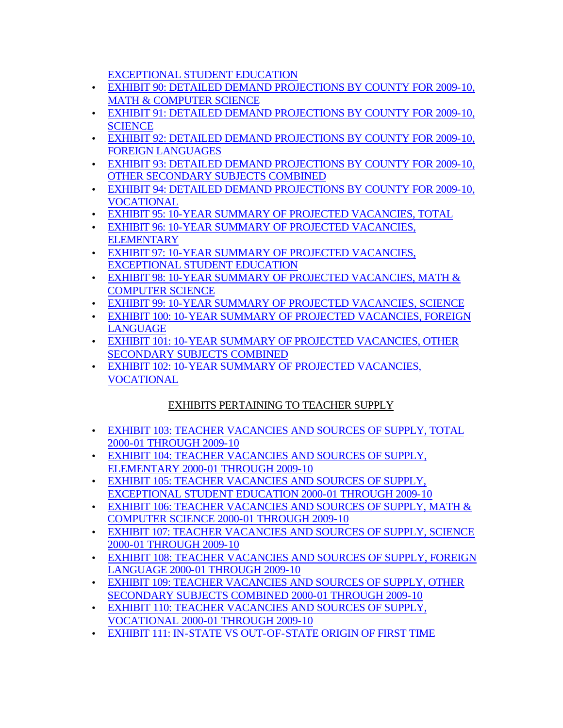EXCEPTIONAL STUDENT EDUCATION

- EXHIBIT 90: DETAILED DEMAND PROJECTIONS BY COUNTY FOR 2009-10, MATH & COMPUTER SCIENCE
- EXHIBIT 91: DETAILED DEMAND PROJECTIONS BY COUNTY FOR 2009-10, SCIENCE
- EXHIBIT 92: DETAILED DEMAND PROJECTIONS BY COUNTY FOR 2009-10, FOREIGN LANGUAGES
- EXHIBIT 93: DETAILED DEMAND PROJECTIONS BY COUNTY FOR 2009-10, OTHER SECONDARY SUBJECTS COMBINED
- EXHIBIT 94: DETAILED DEMAND PROJECTIONS BY COUNTY FOR 2009-10, VOCATIONAL
- EXHIBIT 95: 10-YEAR SUMMARY OF PROJECTED VACANCIES, TOTAL
- EXHIBIT 96: 10-YEAR SUMMARY OF PROJECTED VACANCIES, ELEMENTARY
- EXHIBIT 97: 10-YEAR SUMMARY OF PROJECTED VACANCIES, EXCEPTIONAL STUDENT EDUCATION
- EXHIBIT 98: 10-YEAR SUMMARY OF PROJECTED VACANCIES, MATH & COMPUTER SCIENCE
- EXHIBIT 99: 10-YEAR SUMMARY OF PROJECTED VACANCIES, SCIENCE
- EXHIBIT 100: 10-YEAR SUMMARY OF PROJECTED VACANCIES, FOREIGN LANGUAGE
- EXHIBIT 101: 10-YEAR SUMMARY OF PROJECTED VACANCIES, OTHER SECONDARY SUBJECTS COMBINED
- EXHIBIT 102: 10-YEAR SUMMARY OF PROJECTED VACANCIES, VOCATIONAL

## EXHIBITS PERTAINING TO TEACHER SUPPLY

- EXHIBIT 103: TEACHER VACANCIES AND SOURCES OF SUPPLY, TOTAL 2000-01 THROUGH 2009-10
- EXHIBIT 104: TEACHER VACANCIES AND SOURCES OF SUPPLY, ELEMENTARY 2000-01 THROUGH 2009-10
- EXHIBIT 105: TEACHER VACANCIES AND SOURCES OF SUPPLY, EXCEPTIONAL STUDENT EDUCATION 2000-01 THROUGH 2009-10
- EXHIBIT 106: TEACHER VACANCIES AND SOURCES OF SUPPLY, MATH & COMPUTER SCIENCE 2000-01 THROUGH 2009-10
- EXHIBIT 107: TEACHER VACANCIES AND SOURCES OF SUPPLY, SCIENCE 2000-01 THROUGH 2009-10
- EXHIBIT 108: TEACHER VACANCIES AND SOURCES OF SUPPLY, FOREIGN LANGUAGE 2000-01 THROUGH 2009-10
- EXHIBIT 109: TEACHER VACANCIES AND SOURCES OF SUPPLY, OTHER SECONDARY SUBJECTS COMBINED 2000-01 THROUGH 2009-10
- EXHIBIT 110: TEACHER VACANCIES AND SOURCES OF SUPPLY, VOCATIONAL 2000-01 THROUGH 2009-10
- EXHIBIT 111: IN-STATE VS OUT-OF-STATE ORIGIN OF FIRST TIME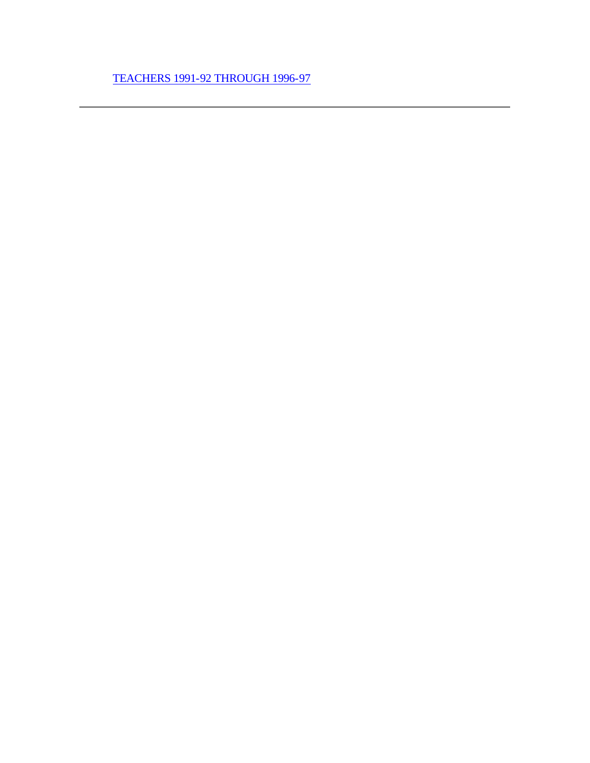[TEACHERS 1991-92 THROUGH 1996-97]

---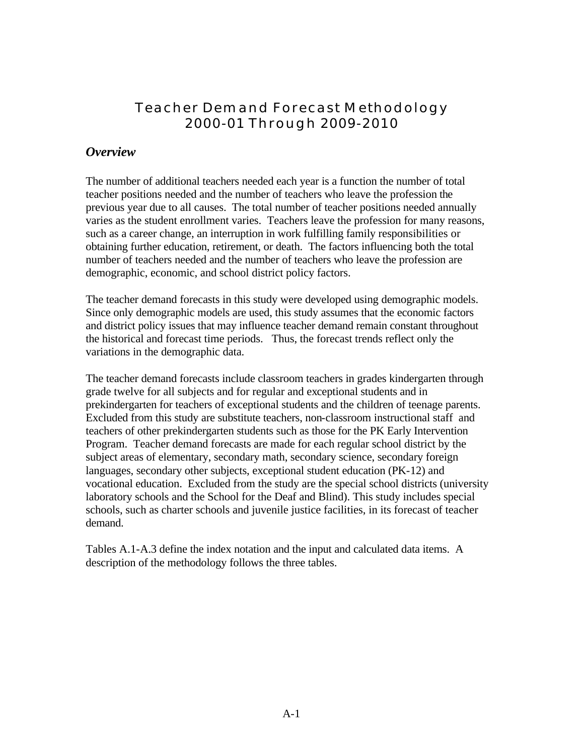# Teacher Demand Forecast Methodology
# 2000-01 Through 2009-2010

## *Overview*

The number of additional teachers needed each year is a function the number of total teacher positions needed and the number of teachers who leave the profession the previous year due to all causes. The total number of teacher positions needed annually varies as the student enrollment varies. Teachers leave the profession for many reasons, such as a career change, an interruption in work fulfilling family responsibilities or obtaining further education, retirement, or death. The factors influencing both the total number of teachers needed and the number of teachers who leave the profession are demographic, economic, and school district policy factors.

The teacher demand forecasts in this study were developed using demographic models. Since only demographic models are used, this study assumes that the economic factors and district policy issues that may influence teacher demand remain constant throughout the historical and forecast time periods. Thus, the forecast trends reflect only the variations in the demographic data.

The teacher demand forecasts include classroom teachers in grades kindergarten through grade twelve for all subjects and for regular and exceptional students and in prekindergarten for teachers of exceptional students and the children of teenage parents. Excluded from this study are substitute teachers, non-classroom instructional staff and teachers of other prekindergarten students such as those for the PK Early Intervention Program. Teacher demand forecasts are made for each regular school district by the subject areas of elementary, secondary math, secondary science, secondary foreign languages, secondary other subjects, exceptional student education (PK-12) and vocational education. Excluded from the study are the special school districts (university laboratory schools and the School for the Deaf and Blind). This study includes special schools, such as charter schools and juvenile justice facilities, in its forecast of teacher demand.

Tables A.1-A.3 define the index notation and the input and calculated data items. A description of the methodology follows the three tables.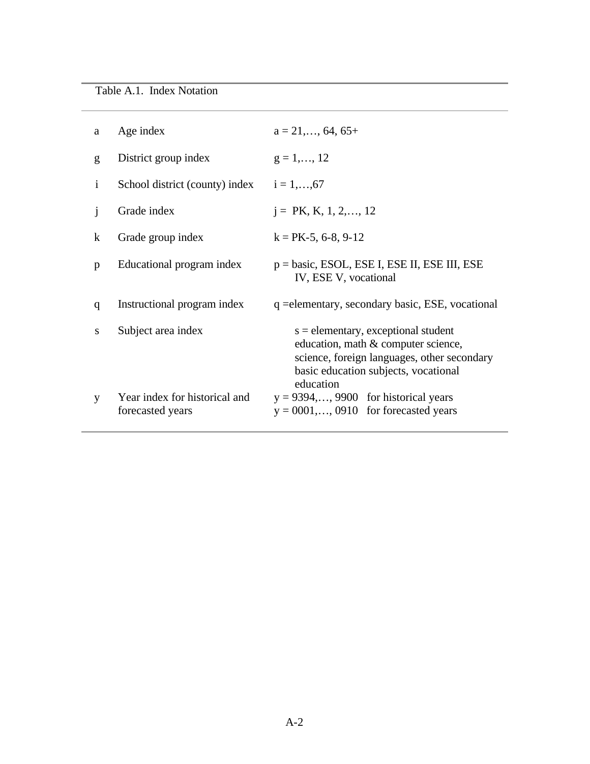Table A.1. Index Notation

| | | |
|---|---|---|
| a | Age index | a = 21,…, 64, 65+ |
| g | District group index | g = 1,…, 12 |
| i | School district (county) index | i = 1,…,67 |
| j | Grade index | j = PK, K, 1, 2,…, 12 |
| k | Grade group index | k = PK-5, 6-8, 9-12 |
| p | Educational program index | p = basic, ESOL, ESE I, ESE II, ESE III, ESE IV, ESE V, vocational |
| q | Instructional program index | q =elementary, secondary basic, ESE, vocational |
| s | Subject area index | s = elementary, exceptional student education, math & computer science, science, foreign languages, other secondary basic education subjects, vocational education |
| y | Year index for historical and forecasted years | y = 9394,…, 9900 for historical years<br>y = 0001,…, 0910 for forecasted years |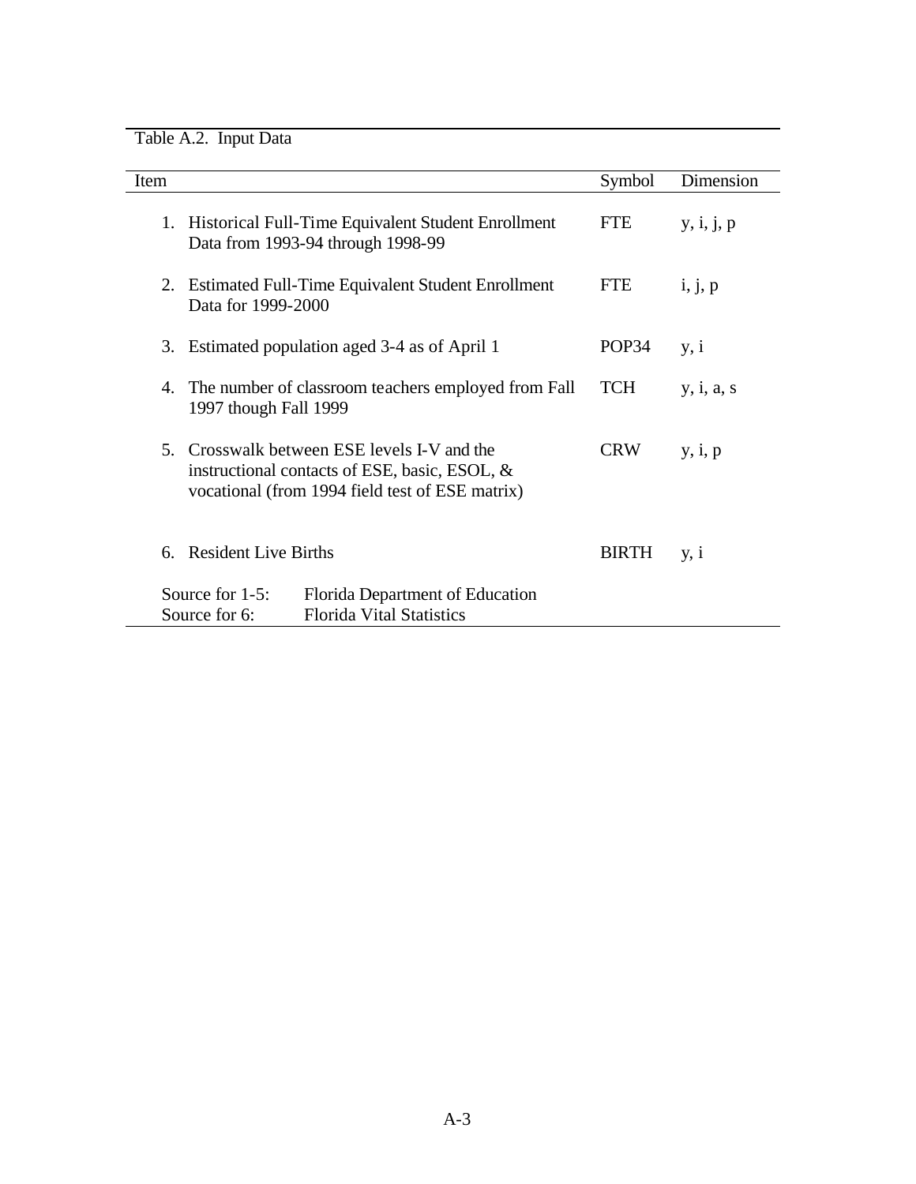Table A.2. Input Data

| Item | Symbol | Dimension |
|---|---|---|
| 1. Historical Full-Time Equivalent Student Enrollment Data from 1993-94 through 1998-99 | FTE | y, i, j, p |
| 2. Estimated Full-Time Equivalent Student Enrollment Data for 1999-2000 | FTE | i, j, p |
| 3. Estimated population aged 3-4 as of April 1 | POP34 | y, i |
| 4. The number of classroom teachers employed from Fall 1997 though Fall 1999 | TCH | y, i, a, s |
| 5. Crosswalk between ESE levels I-V and the instructional contacts of ESE, basic, ESOL, & vocational (from 1994 field test of ESE matrix) | CRW | y, i, p |
| 6. Resident Live Births | BIRTH | y, i |

Source for 1-5: Florida Department of Education
Source for 6: Florida Vital Statistics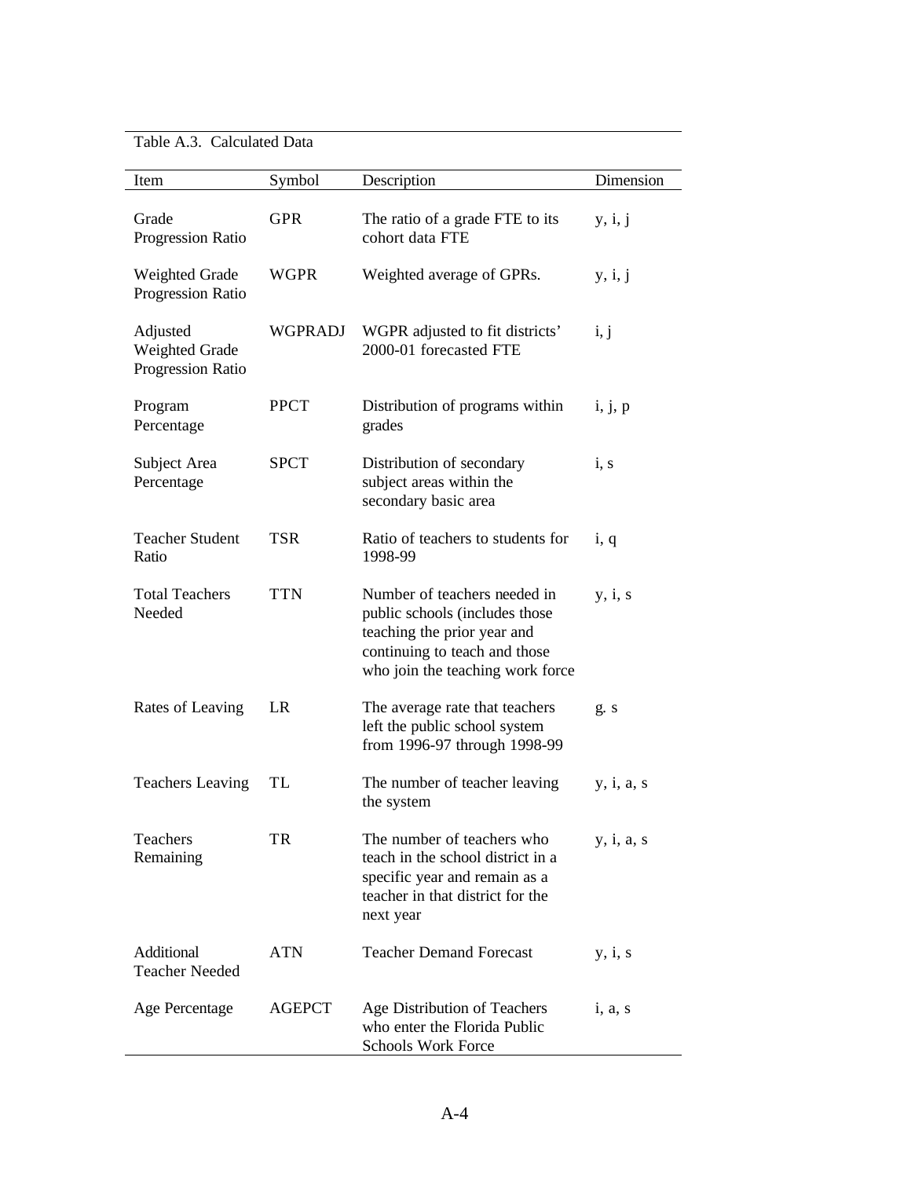Table A.3. Calculated Data

| Item | Symbol | Description | Dimension |
|---|---|---|---|
| Grade Progression Ratio | GPR | The ratio of a grade FTE to its cohort data FTE | y, i, j |
| Weighted Grade Progression Ratio | WGPR | Weighted average of GPRs. | y, i, j |
| Adjusted Weighted Grade Progression Ratio | WGPRADJ | WGPR adjusted to fit districts' 2000-01 forecasted FTE | i, j |
| Program Percentage | PPCT | Distribution of programs within grades | i, j, p |
| Subject Area Percentage | SPCT | Distribution of secondary subject areas within the secondary basic area | i, s |
| Teacher Student Ratio | TSR | Ratio of teachers to students for 1998-99 | i, q |
| Total Teachers Needed | TTN | Number of teachers needed in public schools (includes those teaching the prior year and continuing to teach and those who join the teaching work force | y, i, s |
| Rates of Leaving | LR | The average rate that teachers left the public school system from 1996-97 through 1998-99 | g. s |
| Teachers Leaving | TL | The number of teacher leaving the system | y, i, a, s |
| Teachers Remaining | TR | The number of teachers who teach in the school district in a specific year and remain as a teacher in that district for the next year | y, i, a, s |
| Additional Teacher Needed | ATN | Teacher Demand Forecast | y, i, s |
| Age Percentage | AGEPCT | Age Distribution of Teachers who enter the Florida Public Schools Work Force | i, a, s |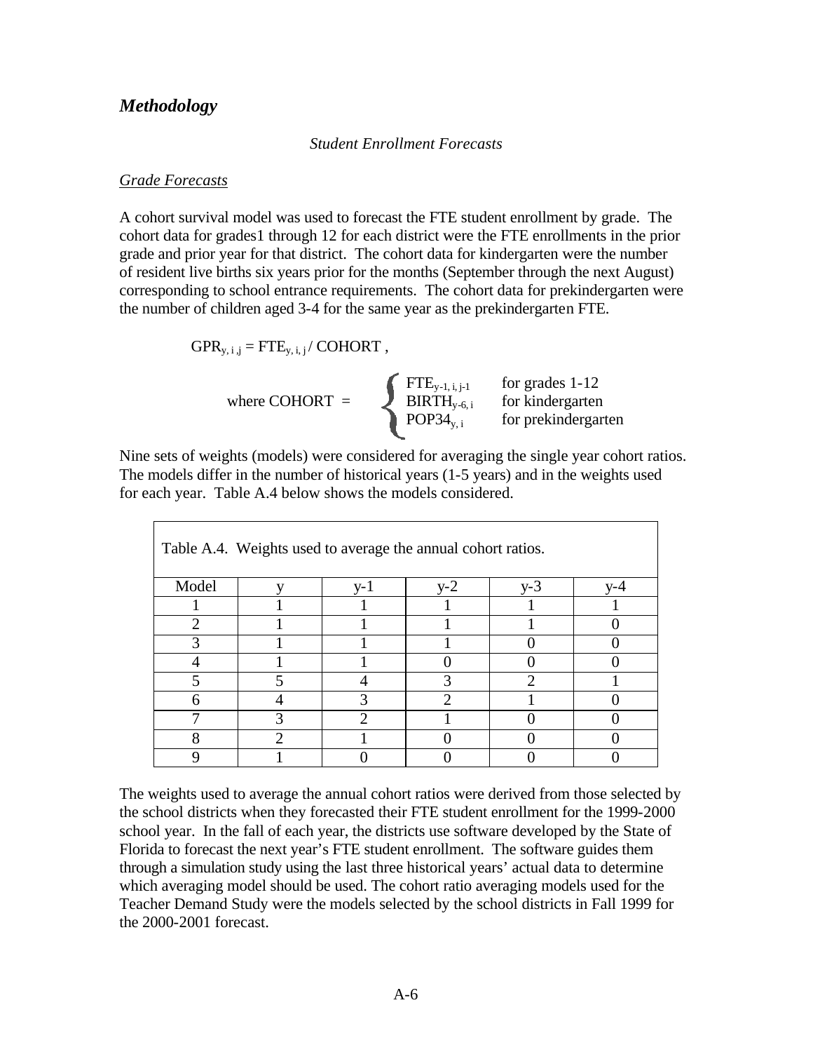## *Methodology*

*Student Enrollment Forecasts*

<u>*Grade Forecasts*</u>

A cohort survival model was used to forecast the FTE student enrollment by grade. The cohort data for grades1 through 12 for each district were the FTE enrollments in the prior grade and prior year for that district. The cohort data for kindergarten were the number of resident live births six years prior for the months (September through the next August) corresponding to school entrance requirements. The cohort data for prekindergarten were the number of children aged 3-4 for the same year as the prekindergarten FTE.

$$GPR_{y,i,j} = FTE_{y,i,j} / COHORT ,$$

$$\text{where COHORT } = \begin{cases} FTE_{y-1,i,j-1} & \text{for grades 1-12} \\ BIRTH_{y-6,i} & \text{for kindergarten} \\ POP34_{y,i} & \text{for prekindergarten} \end{cases}$$

Nine sets of weights (models) were considered for averaging the single year cohort ratios. The models differ in the number of historical years (1-5 years) and in the weights used for each year. Table A.4 below shows the models considered.

Table A.4. Weights used to average the annual cohort ratios.

| Model | y | y-1 | y-2 | y-3 | y-4 |
|---|---|---|---|---|---|
| 1 | 1 | 1 | 1 | 1 | 1 |
| 2 | 1 | 1 | 1 | 1 | 0 |
| 3 | 1 | 1 | 1 | 0 | 0 |
| 4 | 1 | 1 | 0 | 0 | 0 |
| 5 | 5 | 4 | 3 | 2 | 1 |
| 6 | 4 | 3 | 2 | 1 | 0 |
| 7 | 3 | 2 | 1 | 0 | 0 |
| 8 | 2 | 1 | 0 | 0 | 0 |
| 9 | 1 | 0 | 0 | 0 | 0 |

The weights used to average the annual cohort ratios were derived from those selected by the school districts when they forecasted their FTE student enrollment for the 1999-2000 school year. In the fall of each year, the districts use software developed by the State of Florida to forecast the next year's FTE student enrollment. The software guides them through a simulation study using the last three historical years' actual data to determine which averaging model should be used. The cohort ratio averaging models used for the Teacher Demand Study were the models selected by the school districts in Fall 1999 for the 2000-2001 forecast.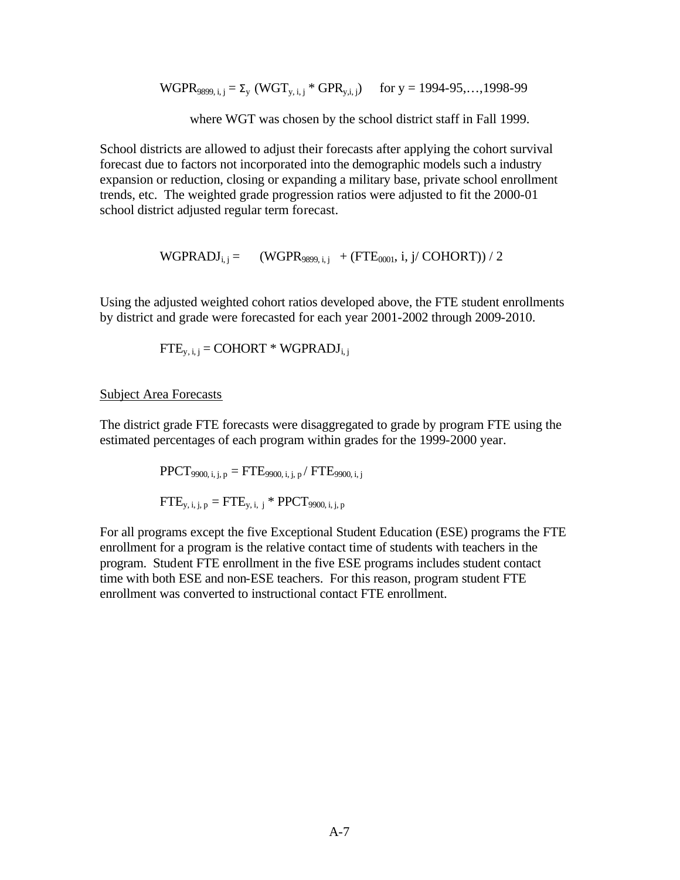$$WGPR_{9899,\,i,\,j} = \Sigma_y\ (WGT_{y,\,i,\,j} * GPR_{y,i,\,j}) \quad \text{for } y = 1994\text{-}95,\ldots,1998\text{-}99$$

where WGT was chosen by the school district staff in Fall 1999.

School districts are allowed to adjust their forecasts after applying the cohort survival forecast due to factors not incorporated into the demographic models such a industry expansion or reduction, closing or expanding a military base, private school enrollment trends, etc. The weighted grade progression ratios were adjusted to fit the 2000-01 school district adjusted regular term forecast.

$$WGPRADJ_{i,\,j} = (WGPR_{9899,\,i,\,j} + (FTE_{0001},\ i,\ j / \ COHORT)) / 2$$

Using the adjusted weighted cohort ratios developed above, the FTE student enrollments by district and grade were forecasted for each year 2001-2002 through 2009-2010.

$$FTE_{y,\,i,\,j} = COHORT * WGPRADJ_{i,\,j}$$

Subject Area Forecasts

The district grade FTE forecasts were disaggregated to grade by program FTE using the estimated percentages of each program within grades for the 1999-2000 year.

$$PPCT_{9900,\,i,\,j,\,p} = FTE_{9900,\,i,\,j,\,p} / FTE_{9900,\,i,\,j}$$

$$FTE_{y,\,i,\,j,\,p} = FTE_{y,\,i,\,j} * PPCT_{9900,\,i,\,j,\,p}$$

For all programs except the five Exceptional Student Education (ESE) programs the FTE enrollment for a program is the relative contact time of students with teachers in the program. Student FTE enrollment in the five ESE programs includes student contact time with both ESE and non-ESE teachers. For this reason, program student FTE enrollment was converted to instructional contact FTE enrollment.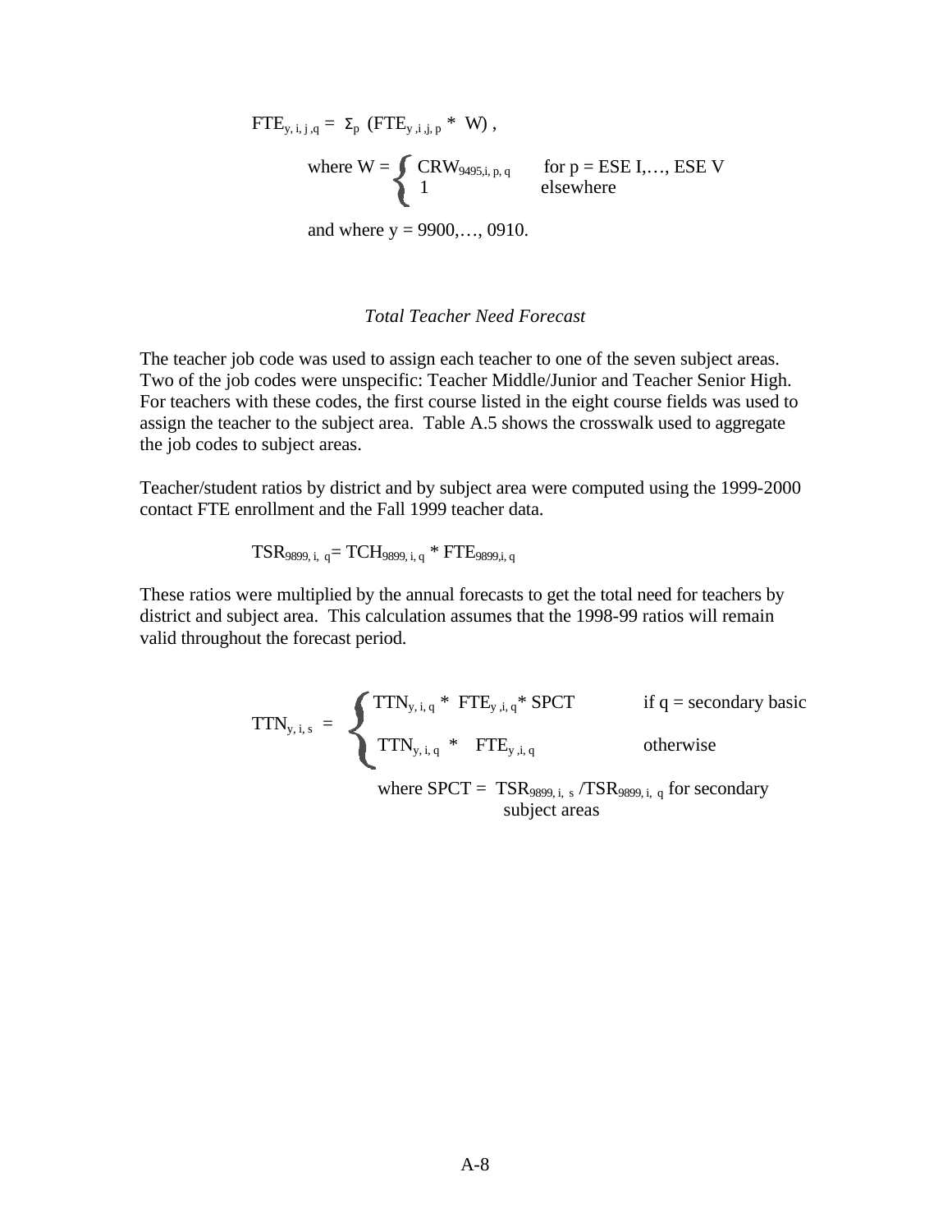$$FTE_{y,i,j,q} = \Sigma_p \; (FTE_{y,i,j,p} * W) \,,$$

$$\text{where } W = \begin{cases} CRW_{9495,i,p,q} & \text{for } p = \text{ESE I}, \ldots, \text{ESE V} \\ 1 & \text{elsewhere} \end{cases}$$

and where y = 9900,…, 0910.

*Total Teacher Need Forecast*

The teacher job code was used to assign each teacher to one of the seven subject areas. Two of the job codes were unspecific: Teacher Middle/Junior and Teacher Senior High. For teachers with these codes, the first course listed in the eight course fields was used to assign the teacher to the subject area. Table A.5 shows the crosswalk used to aggregate the job codes to subject areas.

Teacher/student ratios by district and by subject area were computed using the 1999-2000 contact FTE enrollment and the Fall 1999 teacher data.

$$TSR_{9899,i,q} = TCH_{9899,i,q} * FTE_{9899,i,q}$$

These ratios were multiplied by the annual forecasts to get the total need for teachers by district and subject area. This calculation assumes that the 1998-99 ratios will remain valid throughout the forecast period.

$$TTN_{y,i,s} = \begin{cases} TTN_{y,i,q} * FTE_{y,i,q} * SPCT & \text{if } q = \text{secondary basic} \\ TTN_{y,i,q} * FTE_{y,i,q} & \text{otherwise} \end{cases}$$

$$\text{where } SPCT = TSR_{9899,i,s} / TSR_{9899,i,q} \text{ for secondary subject areas}$$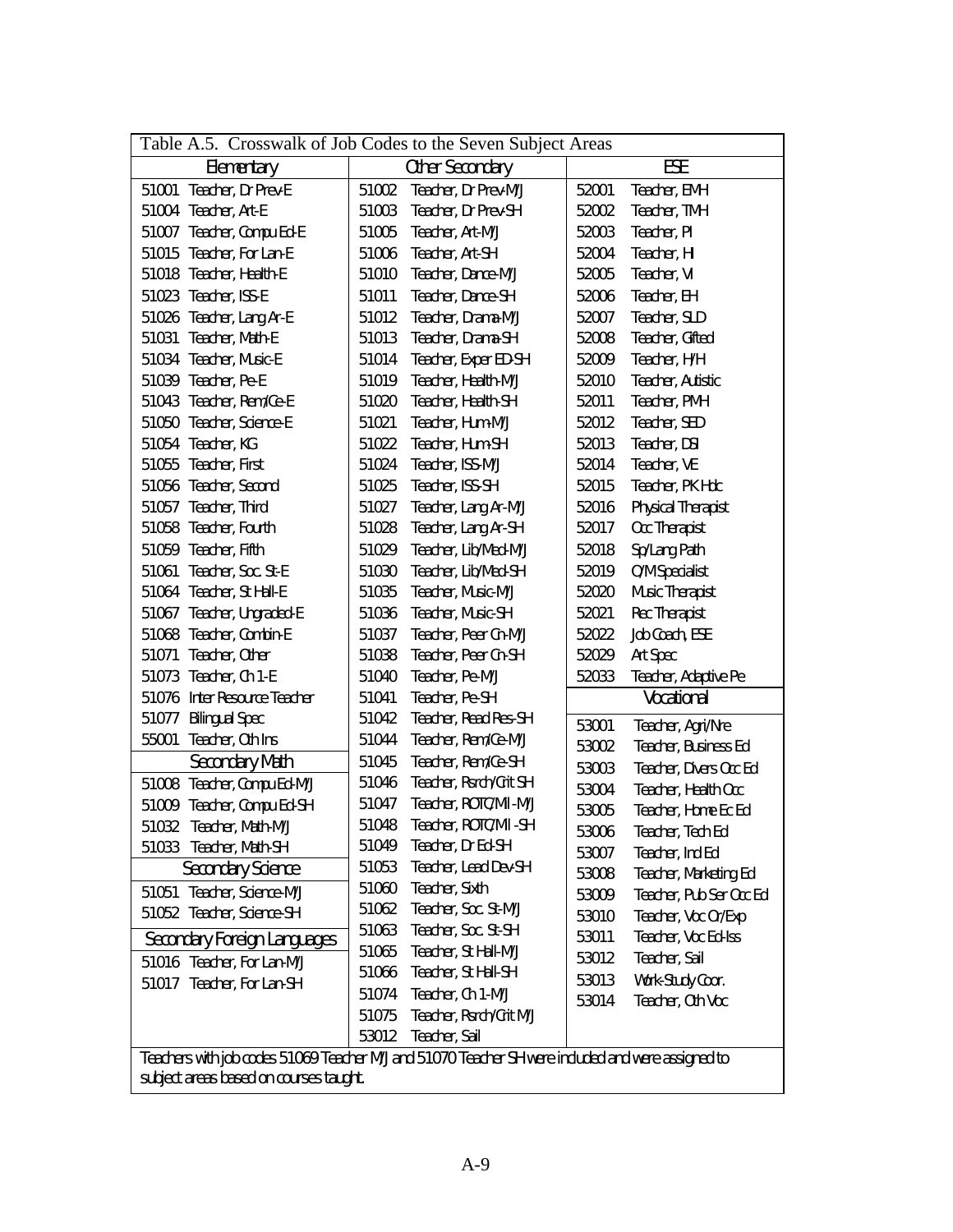Table A.5. Crosswalk of Job Codes to the Seven Subject Areas

| Elementary | Other Secondary | ESE |
|---|---|---|
| 51001 Teacher, Dr Prev-E | 51002 Teacher, Dr Prev-M/J | 52001 Teacher, EMH |
| 51004 Teacher, Art-E | 51003 Teacher, Dr Prev-SH | 52002 Teacher, TMH |
| 51007 Teacher, Compu Ed-E | 51005 Teacher, Art-M/J | 52003 Teacher, PI |
| 51015 Teacher, For Lan-E | 51006 Teacher, Art-SH | 52004 Teacher, HI |
| 51018 Teacher, Health-E | 51010 Teacher, Dance-M/J | 52005 Teacher, VI |
| 51023 Teacher, ISS-E | 51011 Teacher, Dance-SH | 52006 Teacher, EH |
| 51026 Teacher, Lang Ar-E | 51012 Teacher, Drama-M/J | 52007 Teacher, SLD |
| 51031 Teacher, Math-E | 51013 Teacher, Drama-SH | 52008 Teacher, Gifted |
| 51034 Teacher, Music-E | 51014 Teacher, Exper ED-SH | 52009 Teacher, H/H |
| 51039 Teacher, Pe-E | 51019 Teacher, Health-M/J | 52010 Teacher, Autistic |
| 51043 Teacher, Rem/Ce-E | 51020 Teacher, Health-SH | 52011 Teacher, PMH |
| 51050 Teacher, Science-E | 51021 Teacher, Hum-M/J | 52012 Teacher, SED |
| 51054 Teacher, KG | 51022 Teacher, Hum-SH | 52013 Teacher, DSI |
| 51055 Teacher, First | 51024 Teacher, ISS-M/J | 52014 Teacher, VE |
| 51056 Teacher, Second | 51025 Teacher, ISS-SH | 52015 Teacher, PK Hdc |
| 51057 Teacher, Third | 51027 Teacher, Lang Ar-M/J | 52016 Physical Therapist |
| 51058 Teacher, Fourth | 51028 Teacher, Lang Ar-SH | 52017 Occ Therapist |
| 51059 Teacher, Fifth | 51029 Teacher, Lib/Med-M/J | 52018 Sp/Lang Path |
| 51061 Teacher, Soc. St-E | 51030 Teacher, Lib/Med-SH | 52019 O/M Specialist |
| 51064 Teacher, St Hall-E | 51035 Teacher, Music-M/J | 52020 Music Therapist |
| 51067 Teacher, Ungraded-E | 51036 Teacher, Music-SH | 52021 Rec Therapist |
| 51068 Teacher, Combin-E | 51037 Teacher, Peer Cn-M/J | 52022 Job Coach, ESE |
| 51071 Teacher, Other | 51038 Teacher, Peer Cn-SH | 52029 Art Spec |
| 51073 Teacher, Ch 1-E | 51040 Teacher, Pe-M/J | 52033 Teacher, Adaptive Pe |
| 51076 Inter Resource Teacher | 51041 Teacher, Pe-SH | **Vocational** |
| 51077 Bilingual Spec | 51042 Teacher, Read Res-SH | 53001 Teacher, Agri/Nre |
| 55001 Teacher, Oth Ins | 51044 Teacher, Rem/Ce-M/J | 53002 Teacher, Business Ed |
| **Secondary Math** | 51045 Teacher, Rem/Ce-SH | 53003 Teacher, Divers Occ Ed |
| 51008 Teacher, Compu Ed-M/J | 51046 Teacher, Rsrch/Crit SH | 53004 Teacher, Health Occ |
| 51009 Teacher, Compu Ed-SH | 51047 Teacher, ROTC/MI -M/J | 53005 Teacher, Home Ec Ed |
| 51032 Teacher, Math-M/J | 51048 Teacher, ROTC/MI -SH | 53006 Teacher, Tech Ed |
| 51033 Teacher, Math-SH | 51049 Teacher, Dr Ed-SH | 53007 Teacher, Ind Ed |
| **Secondary Science** | 51053 Teacher, Lead Dev-SH | 53008 Teacher, Marketing Ed |
| 51051 Teacher, Science-M/J | 51060 Teacher, Sixth | 53009 Teacher, Pub Ser Occ Ed |
| 51052 Teacher, Science-SH | 51062 Teacher, Soc. St-M/J | 53010 Teacher, Voc Or/Exp |
| **Secondary Foreign Languages** | 51063 Teacher, Soc. St-SH | 53011 Teacher, Voc Ed-Iss |
| 51016 Teacher, For Lan-M/J | 51065 Teacher, St Hall-M/J | 53012 Teacher, Sail |
| 51017 Teacher, For Lan-SH | 51066 Teacher, St Hall-SH | 53013 Work-Study Coor. |
| | 51074 Teacher, Ch 1-M/J | 53014 Teacher, Oth Voc |
| | 51075 Teacher, Rsrch/Crit M/J | |
| | 53012 Teacher, Sail | |

Teachers with job codes 51069 Teacher M/J and 51070 Teacher SH were included and were assigned to subject areas based on courses taught.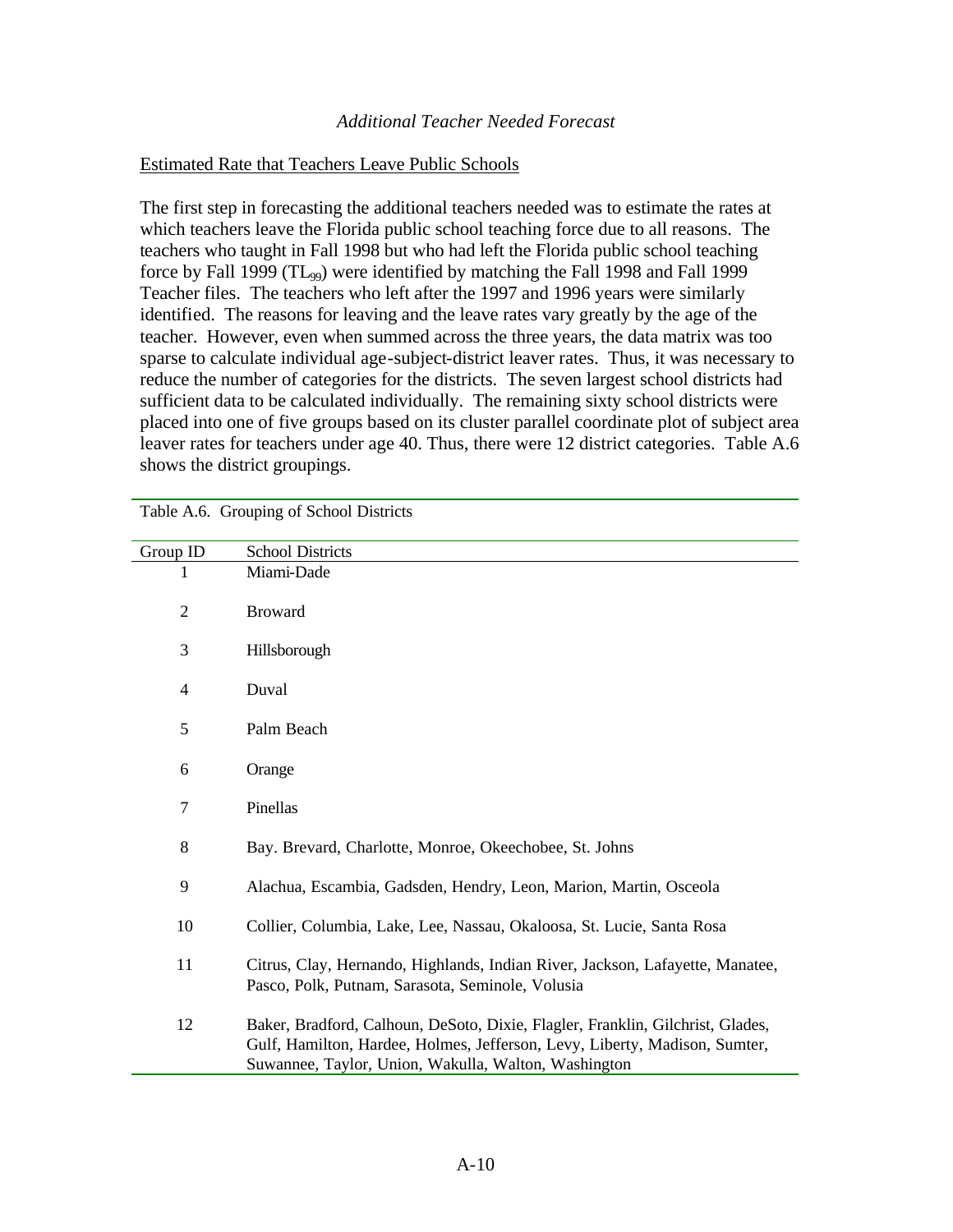*Additional Teacher Needed Forecast*

Estimated Rate that Teachers Leave Public Schools

The first step in forecasting the additional teachers needed was to estimate the rates at which teachers leave the Florida public school teaching force due to all reasons. The teachers who taught in Fall 1998 but who had left the Florida public school teaching force by Fall 1999 ($TL_{99}$) were identified by matching the Fall 1998 and Fall 1999 Teacher files. The teachers who left after the 1997 and 1996 years were similarly identified. The reasons for leaving and the leave rates vary greatly by the age of the teacher. However, even when summed across the three years, the data matrix was too sparse to calculate individual age-subject-district leaver rates. Thus, it was necessary to reduce the number of categories for the districts. The seven largest school districts had sufficient data to be calculated individually. The remaining sixty school districts were placed into one of five groups based on its cluster parallel coordinate plot of subject area leaver rates for teachers under age 40. Thus, there were 12 district categories. Table A.6 shows the district groupings.

Table A.6. Grouping of School Districts

| Group ID | School Districts |
|---|---|
| 1 | Miami-Dade |
| 2 | Broward |
| 3 | Hillsborough |
| 4 | Duval |
| 5 | Palm Beach |
| 6 | Orange |
| 7 | Pinellas |
| 8 | Bay. Brevard, Charlotte, Monroe, Okeechobee, St. Johns |
| 9 | Alachua, Escambia, Gadsden, Hendry, Leon, Marion, Martin, Osceola |
| 10 | Collier, Columbia, Lake, Lee, Nassau, Okaloosa, St. Lucie, Santa Rosa |
| 11 | Citrus, Clay, Hernando, Highlands, Indian River, Jackson, Lafayette, Manatee, Pasco, Polk, Putnam, Sarasota, Seminole, Volusia |
| 12 | Baker, Bradford, Calhoun, DeSoto, Dixie, Flagler, Franklin, Gilchrist, Glades, Gulf, Hamilton, Hardee, Holmes, Jefferson, Levy, Liberty, Madison, Sumter, Suwannee, Taylor, Union, Wakulla, Walton, Washington |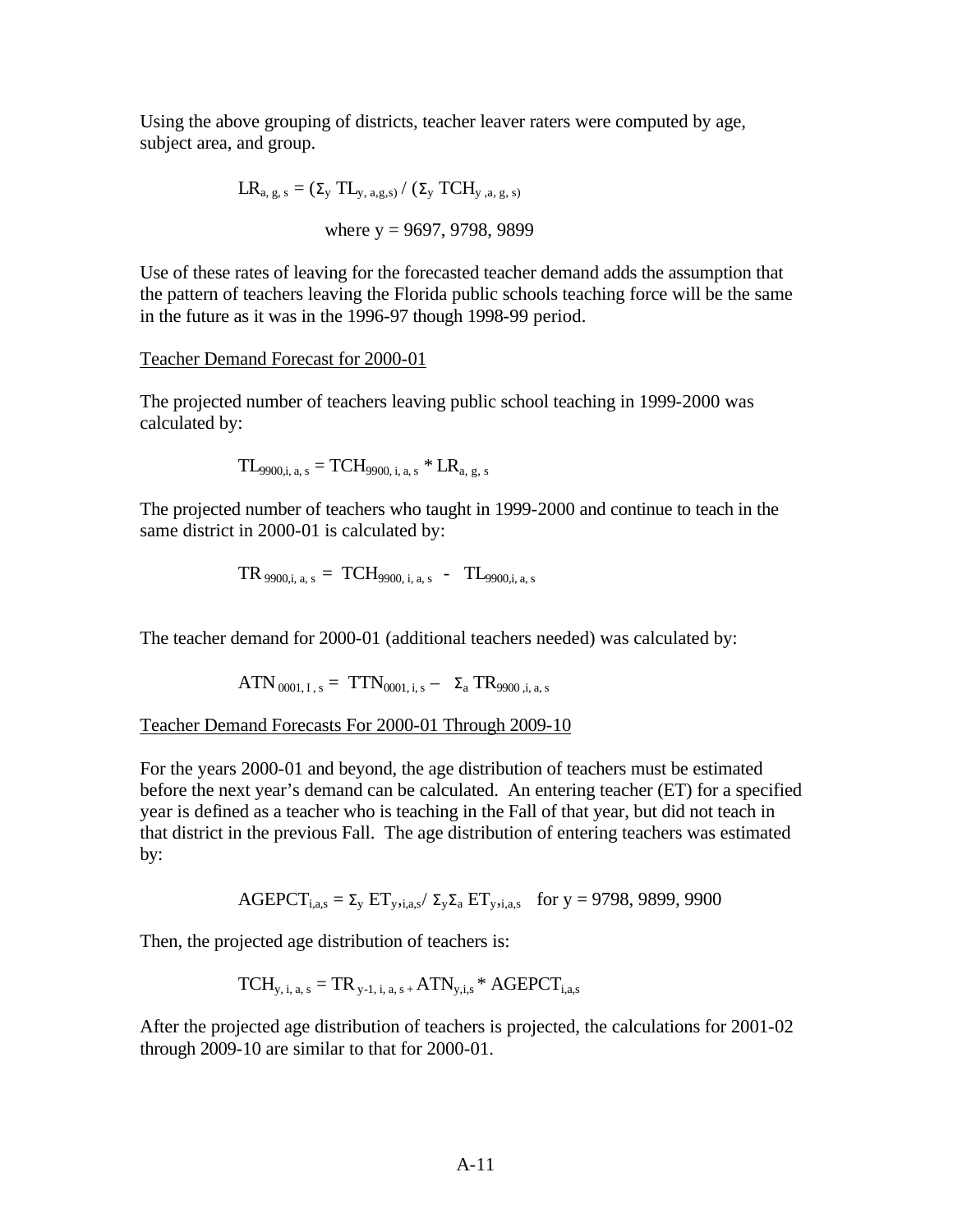Using the above grouping of districts, teacher leaver raters were computed by age, subject area, and group.

$$LR_{a,\,g,\,s} = (\Sigma_y\ TL_{y,\,a,g,s}) / (\Sigma_y\ TCH_{y\,,a,\,g,\,s})$$

where y = 9697, 9798, 9899

Use of these rates of leaving for the forecasted teacher demand adds the assumption that the pattern of teachers leaving the Florida public schools teaching force will be the same in the future as it was in the 1996-97 though 1998-99 period.

Teacher Demand Forecast for 2000-01

The projected number of teachers leaving public school teaching in 1999-2000 was calculated by:

$$TL_{9900,i,\,a,\,s} = TCH_{9900,\,i,\,a,\,s} * LR_{a,\,g,\,s}$$

The projected number of teachers who taught in 1999-2000 and continue to teach in the same district in 2000-01 is calculated by:

$$TR_{9900,i,\,a,\,s} = TCH_{9900,\,i,\,a,\,s} - TL_{9900,i,\,a,\,s}$$

The teacher demand for 2000-01 (additional teachers needed) was calculated by:

$$ATN_{0001,\,I\,,\,s} = TTN_{0001,\,i,\,s} - \Sigma_a\ TR_{9900\,,i,\,a,\,s}$$

Teacher Demand Forecasts For 2000-01 Through 2009-10

For the years 2000-01 and beyond, the age distribution of teachers must be estimated before the next year's demand can be calculated. An entering teacher (ET) for a specified year is defined as a teacher who is teaching in the Fall of that year, but did not teach in that district in the previous Fall. The age distribution of entering teachers was estimated by:

$$AGEPCT_{i,a,s} = \Sigma_y\ ET_{y,i,a,s} / \Sigma_y \Sigma_a\ ET_{y,i,a,s} \quad \text{for } y = 9798, 9899, 9900$$

Then, the projected age distribution of teachers is:

$$TCH_{y,\,i,\,a,\,s} = TR_{y-1,\,i,\,a,\,s} + ATN_{y,i,s} * AGEPCT_{i,a,s}$$

After the projected age distribution of teachers is projected, the calculations for 2001-02 through 2009-10 are similar to that for 2000-01.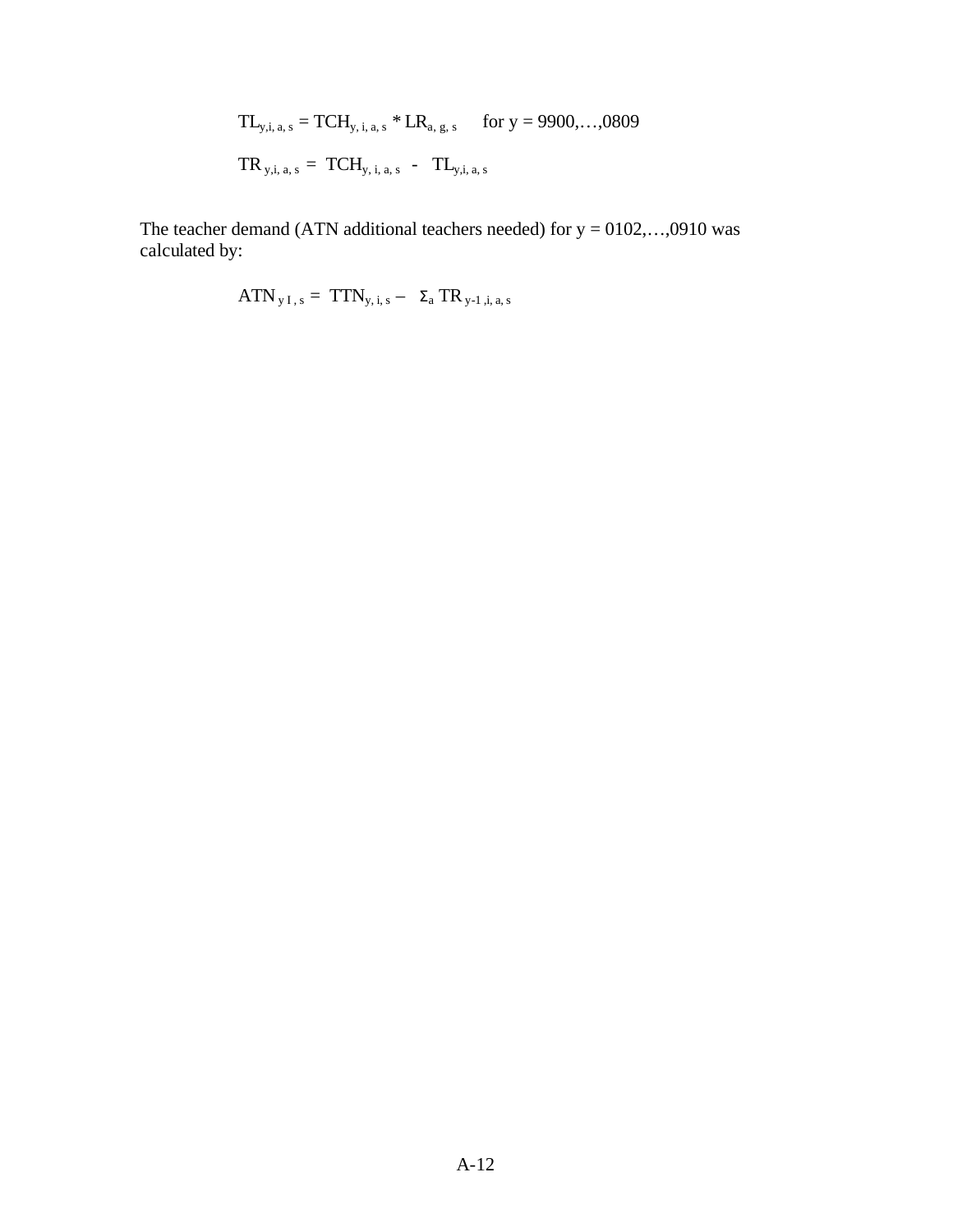$$TL_{y,i,a,s} = TCH_{y,i,a,s} * LR_{a,g,s} \quad \text{for } y = 9900,\ldots,0809$$

$$TR_{y,i,a,s} = TCH_{y,i,a,s} - TL_{y,i,a,s}$$

The teacher demand (ATN additional teachers needed) for y = 0102,…,0910 was calculated by:

$$ATN_{y\,I,s} = TTN_{y,i,s} - \Sigma_a \, TR_{y-1,i,a,s}$$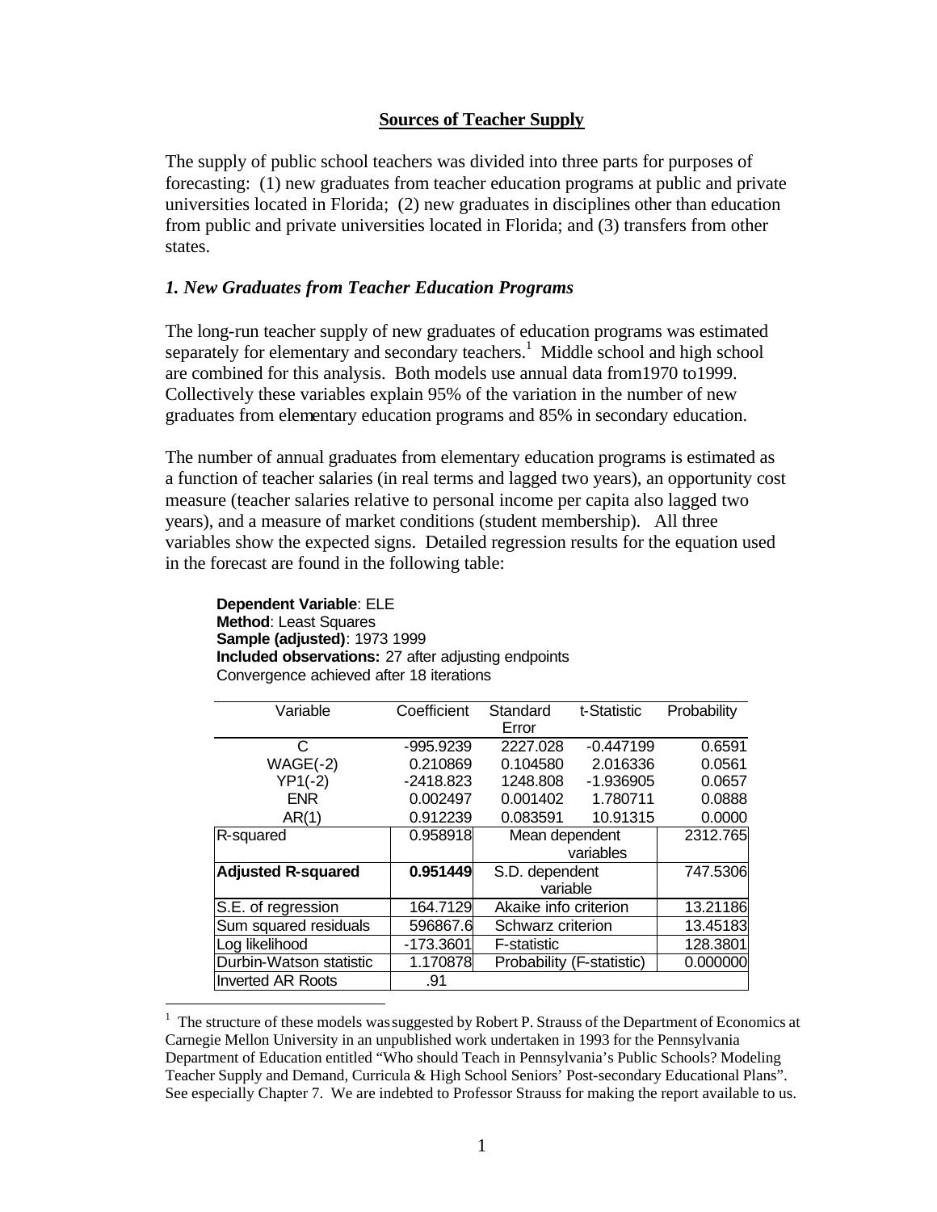## Sources of Teacher Supply

The supply of public school teachers was divided into three parts for purposes of forecasting: (1) new graduates from teacher education programs at public and private universities located in Florida; (2) new graduates in disciplines other than education from public and private universities located in Florida; and (3) transfers from other states.

### *1. New Graduates from Teacher Education Programs*

The long-run teacher supply of new graduates of education programs was estimated separately for elementary and secondary teachers.[1] Middle school and high school are combined for this analysis. Both models use annual data from1970 to1999. Collectively these variables explain 95% of the variation in the number of new graduates from elementary education programs and 85% in secondary education.

The number of annual graduates from elementary education programs is estimated as a function of teacher salaries (in real terms and lagged two years), an opportunity cost measure (teacher salaries relative to personal income per capita also lagged two years), and a measure of market conditions (student membership). All three variables show the expected signs. Detailed regression results for the equation used in the forecast are found in the following table:

**Dependent Variable**: ELE
**Method**: Least Squares
**Sample (adjusted)**: 1973 1999
**Included observations:** 27 after adjusting endpoints
Convergence achieved after 18 iterations

| Variable | Coefficient | Standard Error | t-Statistic | Probability |
|---|---|---|---|---|
| C | -995.9239 | 2227.028 | -0.447199 | 0.6591 |
| WAGE(-2) | 0.210869 | 0.104580 | 2.016336 | 0.0561 |
| YP1(-2) | -2418.823 | 1248.808 | -1.936905 | 0.0657 |
| ENR | 0.002497 | 0.001402 | 1.780711 | 0.0888 |
| AR(1) | 0.912239 | 0.083591 | 10.91315 | 0.0000 |
| R-squared | 0.958918 | Mean dependent variables | | 2312.765 |
| **Adjusted R-squared** | **0.951449** | S.D. dependent variable | | 747.5306 |
| S.E. of regression | 164.7129 | Akaike info criterion | | 13.21186 |
| Sum squared residuals | 596867.6 | Schwarz criterion | | 13.45183 |
| Log likelihood | -173.3601 | F-statistic | | 128.3801 |
| Durbin-Watson statistic | 1.170878 | Probability (F-statistic) | | 0.000000 |
| Inverted AR Roots | .91 | | | |

[1] The structure of these models was suggested by Robert P. Strauss of the Department of Economics at Carnegie Mellon University in an unpublished work undertaken in 1993 for the Pennsylvania Department of Education entitled "Who should Teach in Pennsylvania's Public Schools? Modeling Teacher Supply and Demand, Curricula & High School Seniors' Post-secondary Educational Plans". See especially Chapter 7. We are indebted to Professor Strauss for making the report available to us.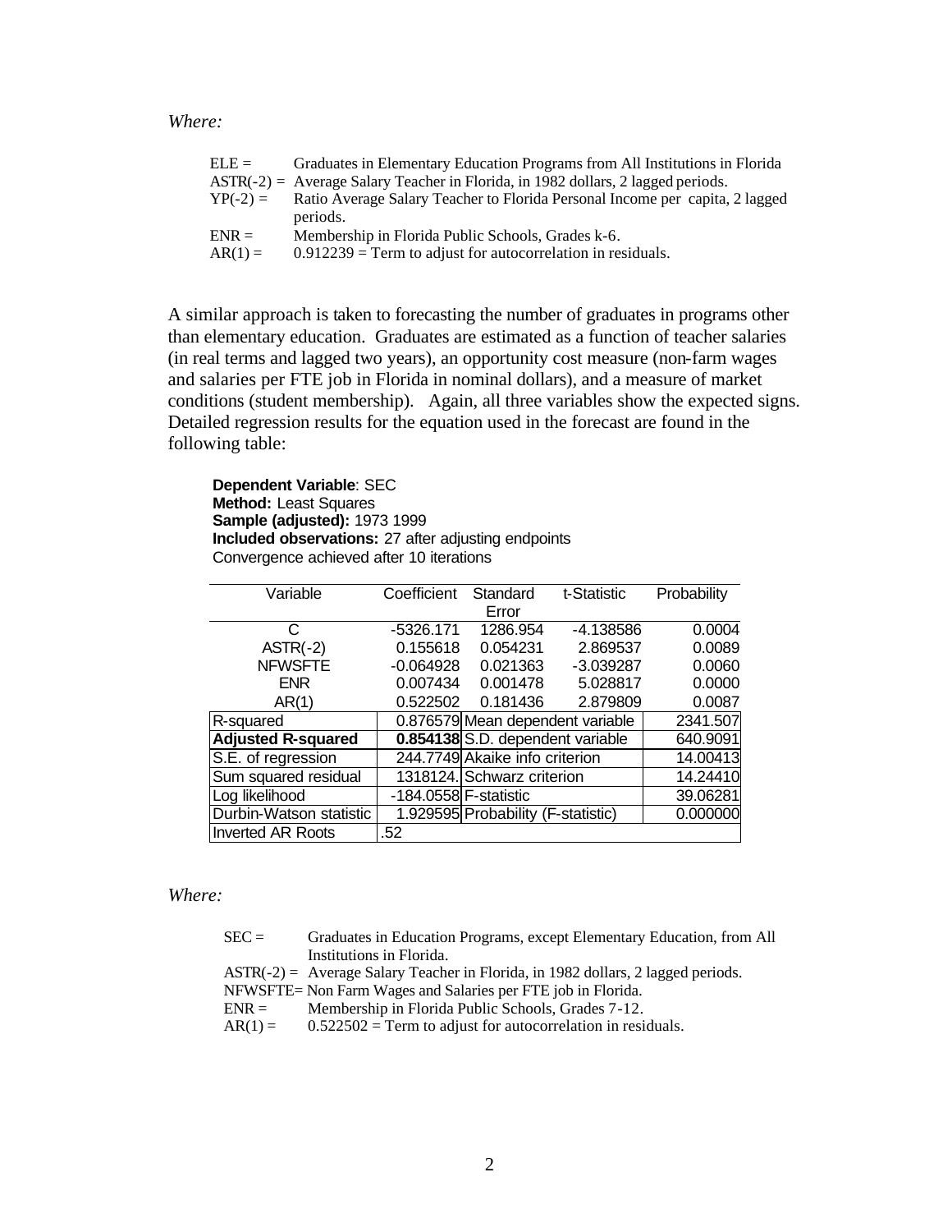*Where:*

ELE = Graduates in Elementary Education Programs from All Institutions in Florida
ASTR(-2) = Average Salary Teacher in Florida, in 1982 dollars, 2 lagged periods.
YP(-2) = Ratio Average Salary Teacher to Florida Personal Income per capita, 2 lagged periods.
ENR = Membership in Florida Public Schools, Grades k-6.
AR(1) = 0.912239 = Term to adjust for autocorrelation in residuals.

A similar approach is taken to forecasting the number of graduates in programs other than elementary education. Graduates are estimated as a function of teacher salaries (in real terms and lagged two years), an opportunity cost measure (non-farm wages and salaries per FTE job in Florida in nominal dollars), and a measure of market conditions (student membership). Again, all three variables show the expected signs. Detailed regression results for the equation used in the forecast are found in the following table:

**Dependent Variable**: SEC
**Method:** Least Squares
**Sample (adjusted):** 1973 1999
**Included observations:** 27 after adjusting endpoints
Convergence achieved after 10 iterations

| Variable | Coefficient | Standard Error | t-Statistic | Probability |
|---|---|---|---|---|
| C | -5326.171 | 1286.954 | -4.138586 | 0.0004 |
| ASTR(-2) | 0.155618 | 0.054231 | 2.869537 | 0.0089 |
| NFWSFTE | -0.064928 | 0.021363 | -3.039287 | 0.0060 |
| ENR | 0.007434 | 0.001478 | 5.028817 | 0.0000 |
| AR(1) | 0.522502 | 0.181436 | 2.879809 | 0.0087 |
| R-squared | 0.876579 | Mean dependent variable | | 2341.507 |
| **Adjusted R-squared** | **0.854138** | S.D. dependent variable | | 640.9091 |
| S.E. of regression | 244.7749 | Akaike info criterion | | 14.00413 |
| Sum squared residual | 1318124. | Schwarz criterion | | 14.24410 |
| Log likelihood | -184.0558 | F-statistic | | 39.06281 |
| Durbin-Watson statistic | 1.929595 | Probability (F-statistic) | | 0.000000 |
| Inverted AR Roots | .52 | | | |

*Where:*

SEC = Graduates in Education Programs, except Elementary Education, from All Institutions in Florida.
ASTR(-2) = Average Salary Teacher in Florida, in 1982 dollars, 2 lagged periods.
NFWSFTE= Non Farm Wages and Salaries per FTE job in Florida.
ENR = Membership in Florida Public Schools, Grades 7-12.
AR(1) = 0.522502 = Term to adjust for autocorrelation in residuals.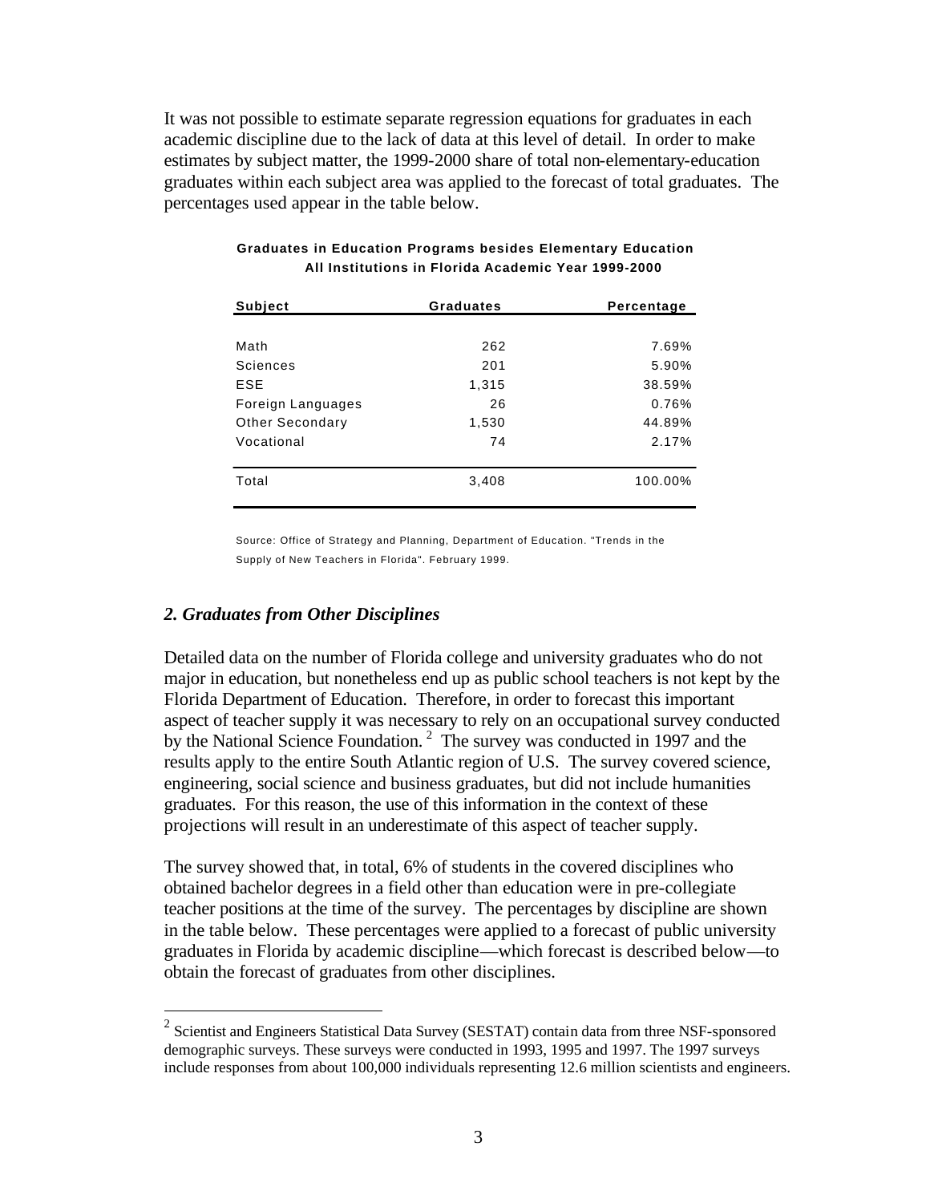It was not possible to estimate separate regression equations for graduates in each academic discipline due to the lack of data at this level of detail. In order to make estimates by subject matter, the 1999-2000 share of total non-elementary-education graduates within each subject area was applied to the forecast of total graduates. The percentages used appear in the table below.

**Graduates in Education Programs besides Elementary Education**
**All Institutions in Florida Academic Year 1999-2000**

| Subject | Graduates | Percentage |
|---|---|---|
| Math | 262 | 7.69% |
| Sciences | 201 | 5.90% |
| ESE | 1,315 | 38.59% |
| Foreign Languages | 26 | 0.76% |
| Other Secondary | 1,530 | 44.89% |
| Vocational | 74 | 2.17% |
| Total | 3,408 | 100.00% |

Source: Office of Strategy and Planning, Department of Education. "Trends in the Supply of New Teachers in Florida". February 1999.

### *2. Graduates from Other Disciplines*

Detailed data on the number of Florida college and university graduates who do not major in education, but nonetheless end up as public school teachers is not kept by the Florida Department of Education. Therefore, in order to forecast this important aspect of teacher supply it was necessary to rely on an occupational survey conducted by the National Science Foundation. [2] The survey was conducted in 1997 and the results apply to the entire South Atlantic region of U.S. The survey covered science, engineering, social science and business graduates, but did not include humanities graduates. For this reason, the use of this information in the context of these projections will result in an underestimate of this aspect of teacher supply.

The survey showed that, in total, 6% of students in the covered disciplines who obtained bachelor degrees in a field other than education were in pre-collegiate teacher positions at the time of the survey. The percentages by discipline are shown in the table below. These percentages were applied to a forecast of public university graduates in Florida by academic discipline—which forecast is described below—to obtain the forecast of graduates from other disciplines.

---

[2] Scientist and Engineers Statistical Data Survey (SESTAT) contain data from three NSF-sponsored demographic surveys. These surveys were conducted in 1993, 1995 and 1997. The 1997 surveys include responses from about 100,000 individuals representing 12.6 million scientists and engineers.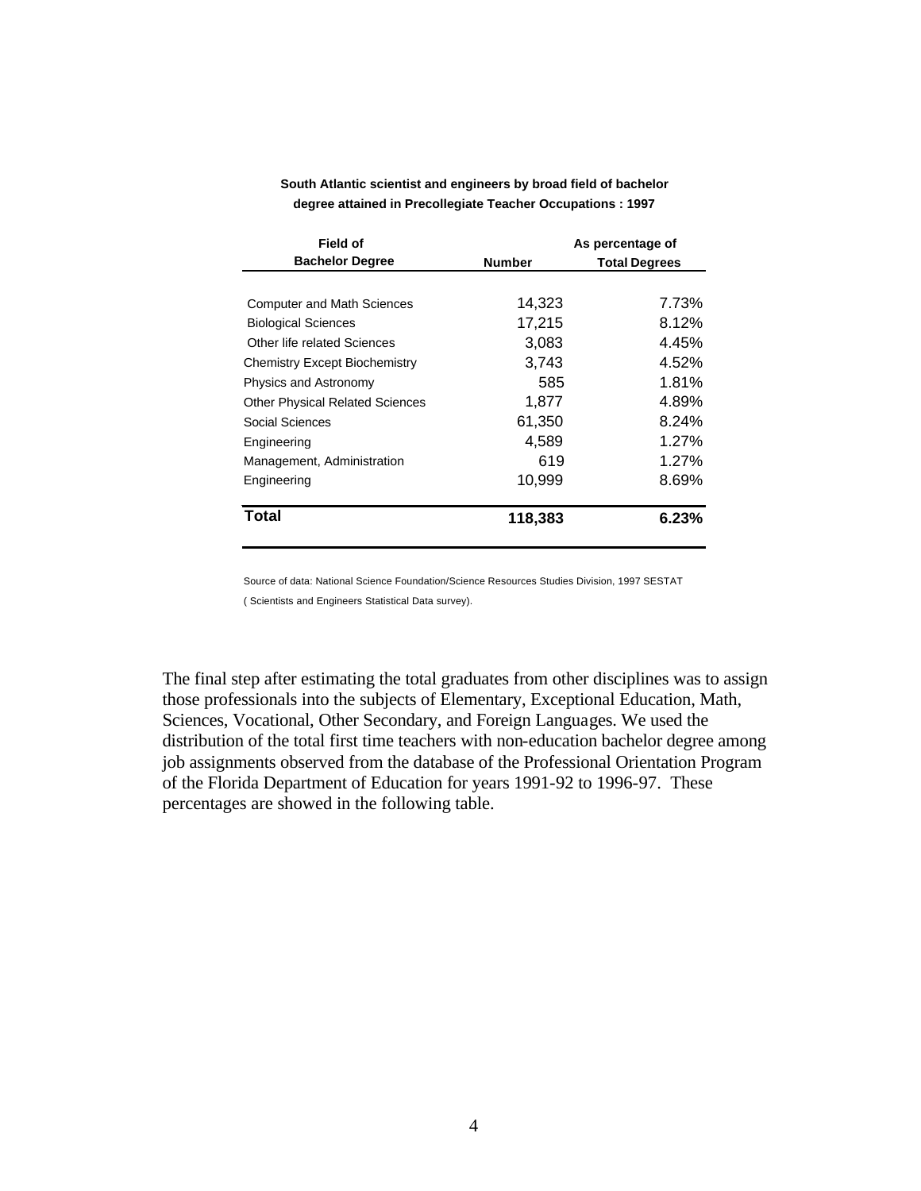**South Atlantic scientist and engineers by broad field of bachelor degree attained in Precollegiate Teacher Occupations : 1997**

| Field of Bachelor Degree | Number | As percentage of Total Degrees |
|---|---|---|
| Computer and Math Sciences | 14,323 | 7.73% |
| Biological Sciences | 17,215 | 8.12% |
| Other life related Sciences | 3,083 | 4.45% |
| Chemistry Except Biochemistry | 3,743 | 4.52% |
| Physics and Astronomy | 585 | 1.81% |
| Other Physical Related Sciences | 1,877 | 4.89% |
| Social Sciences | 61,350 | 8.24% |
| Engineering | 4,589 | 1.27% |
| Management, Administration | 619 | 1.27% |
| Engineering | 10,999 | 8.69% |
| **Total** | **118,383** | **6.23%** |

Source of data: National Science Foundation/Science Resources Studies Division, 1997 SESTAT ( Scientists and Engineers Statistical Data survey).

The final step after estimating the total graduates from other disciplines was to assign those professionals into the subjects of Elementary, Exceptional Education, Math, Sciences, Vocational, Other Secondary, and Foreign Languages. We used the distribution of the total first time teachers with non-education bachelor degree among job assignments observed from the database of the Professional Orientation Program of the Florida Department of Education for years 1991-92 to 1996-97. These percentages are showed in the following table.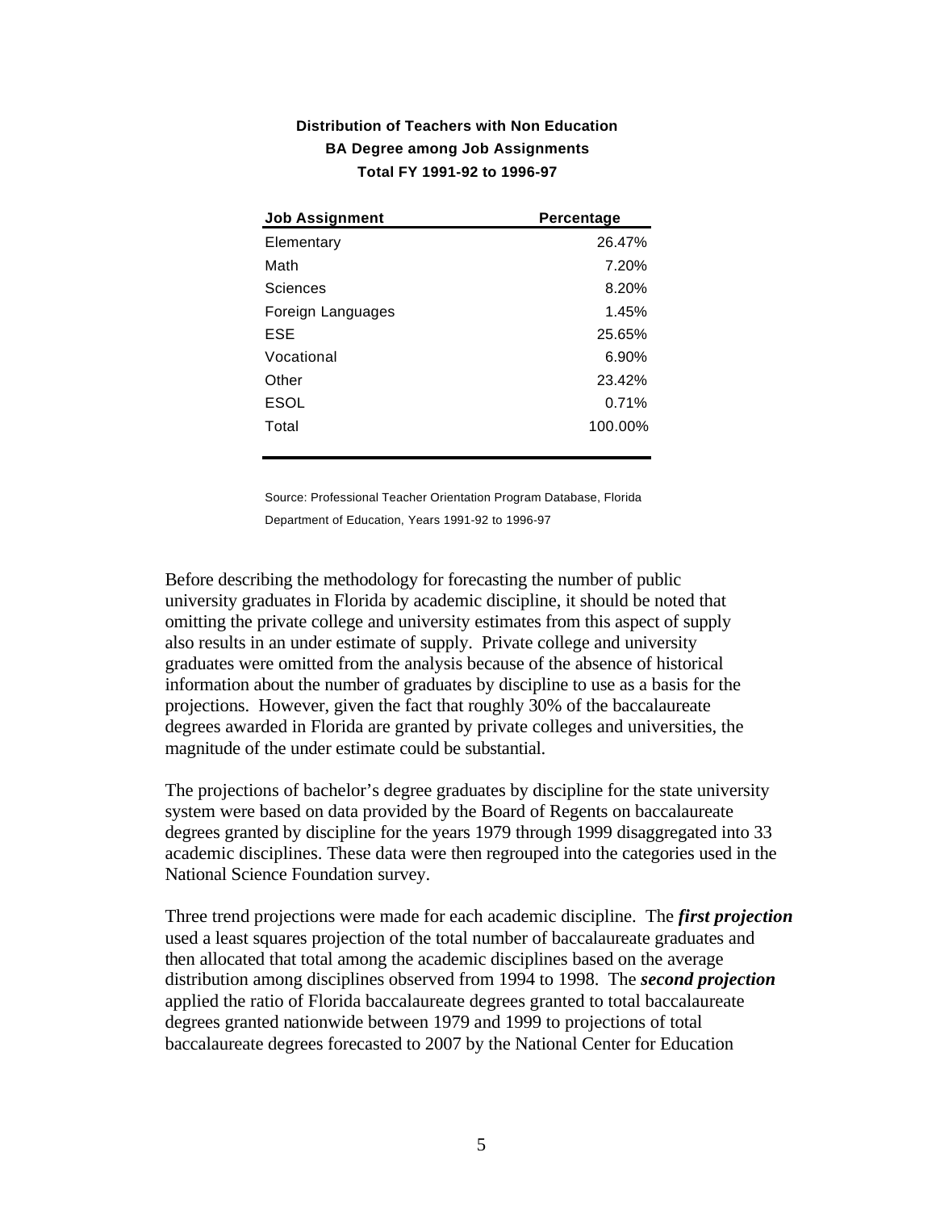**Distribution of Teachers with Non Education BA Degree among Job Assignments Total FY 1991-92 to 1996-97**

| Job Assignment | Percentage |
| --- | --- |
| Elementary | 26.47% |
| Math | 7.20% |
| Sciences | 8.20% |
| Foreign Languages | 1.45% |
| ESE | 25.65% |
| Vocational | 6.90% |
| Other | 23.42% |
| ESOL | 0.71% |
| Total | 100.00% |

Source: Professional Teacher Orientation Program Database, Florida Department of Education, Years 1991-92 to 1996-97

Before describing the methodology for forecasting the number of public university graduates in Florida by academic discipline, it should be noted that omitting the private college and university estimates from this aspect of supply also results in an under estimate of supply. Private college and university graduates were omitted from the analysis because of the absence of historical information about the number of graduates by discipline to use as a basis for the projections. However, given the fact that roughly 30% of the baccalaureate degrees awarded in Florida are granted by private colleges and universities, the magnitude of the under estimate could be substantial.

The projections of bachelor's degree graduates by discipline for the state university system were based on data provided by the Board of Regents on baccalaureate degrees granted by discipline for the years 1979 through 1999 disaggregated into 33 academic disciplines. These data were then regrouped into the categories used in the National Science Foundation survey.

Three trend projections were made for each academic discipline. The ***first projection*** used a least squares projection of the total number of baccalaureate graduates and then allocated that total among the academic disciplines based on the average distribution among disciplines observed from 1994 to 1998. The ***second projection*** applied the ratio of Florida baccalaureate degrees granted to total baccalaureate degrees granted nationwide between 1979 and 1999 to projections of total baccalaureate degrees forecasted to 2007 by the National Center for Education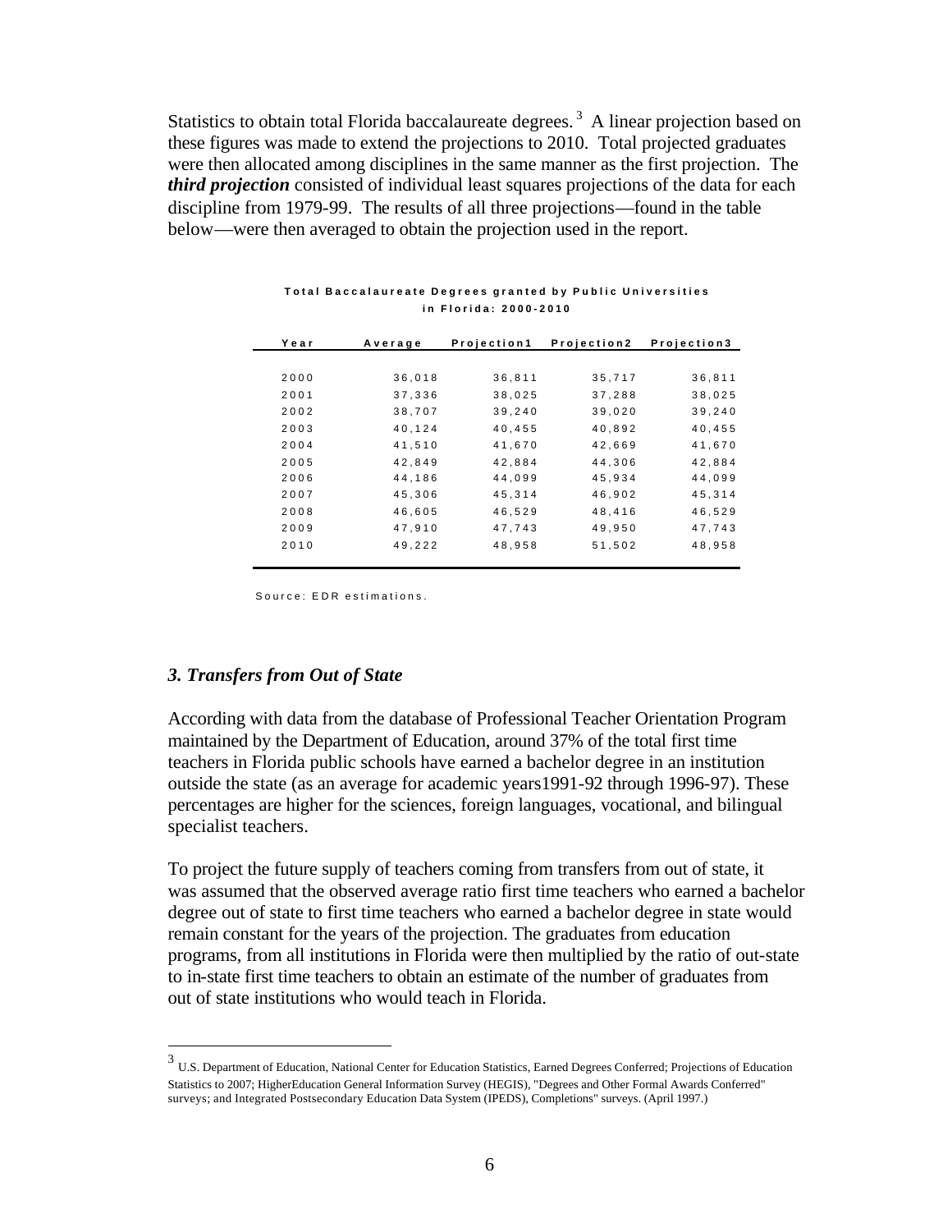Statistics to obtain total Florida baccalaureate degrees.[3] A linear projection based on these figures was made to extend the projections to 2010. Total projected graduates were then allocated among disciplines in the same manner as the first projection. The ***third projection*** consisted of individual least squares projections of the data for each discipline from 1979-99. The results of all three projections—found in the table below—were then averaged to obtain the projection used in the report.

**Total Baccalaureate Degrees granted by Public Universities in Florida: 2000-2010**

| Year | Average | Projection1 | Projection2 | Projection3 |
|---|---|---|---|---|
| 2000 | 36,018 | 36,811 | 35,717 | 36,811 |
| 2001 | 37,336 | 38,025 | 37,288 | 38,025 |
| 2002 | 38,707 | 39,240 | 39,020 | 39,240 |
| 2003 | 40,124 | 40,455 | 40,892 | 40,455 |
| 2004 | 41,510 | 41,670 | 42,669 | 41,670 |
| 2005 | 42,849 | 42,884 | 44,306 | 42,884 |
| 2006 | 44,186 | 44,099 | 45,934 | 44,099 |
| 2007 | 45,306 | 45,314 | 46,902 | 45,314 |
| 2008 | 46,605 | 46,529 | 48,416 | 46,529 |
| 2009 | 47,910 | 47,743 | 49,950 | 47,743 |
| 2010 | 49,222 | 48,958 | 51,502 | 48,958 |

Source: EDR estimations.

### *3. Transfers from Out of State*

According with data from the database of Professional Teacher Orientation Program maintained by the Department of Education, around 37% of the total first time teachers in Florida public schools have earned a bachelor degree in an institution outside the state (as an average for academic years1991-92 through 1996-97). These percentages are higher for the sciences, foreign languages, vocational, and bilingual specialist teachers.

To project the future supply of teachers coming from transfers from out of state, it was assumed that the observed average ratio first time teachers who earned a bachelor degree out of state to first time teachers who earned a bachelor degree in state would remain constant for the years of the projection. The graduates from education programs, from all institutions in Florida were then multiplied by the ratio of out-state to in-state first time teachers to obtain an estimate of the number of graduates from out of state institutions who would teach in Florida.

---

[3] U.S. Department of Education, National Center for Education Statistics, Earned Degrees Conferred; Projections of Education Statistics to 2007; HigherEducation General Information Survey (HEGIS), "Degrees and Other Formal Awards Conferred" surveys; and Integrated Postsecondary Education Data System (IPEDS), Completions" surveys. (April 1997.)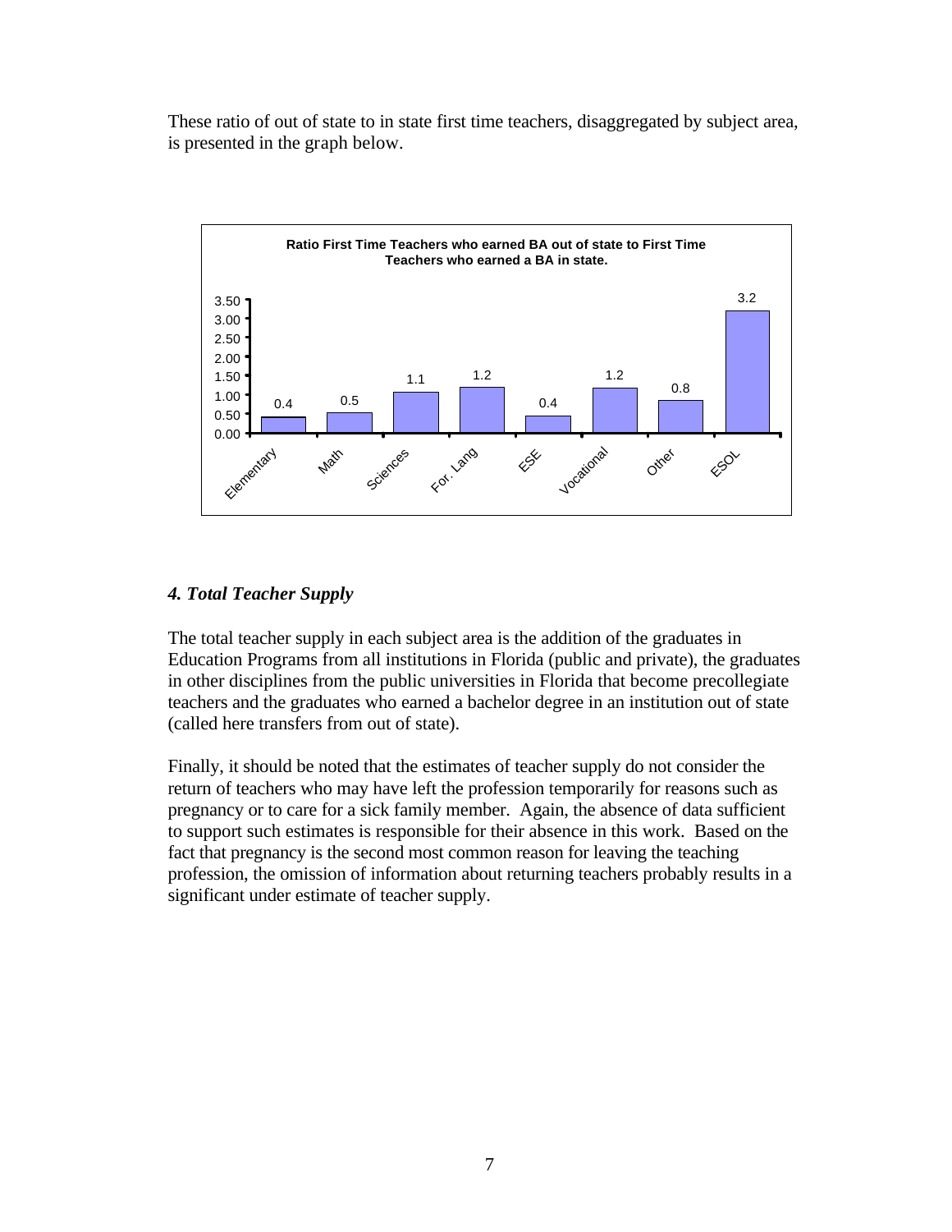These ratio of out of state to in state first time teachers, disaggregated by subject area, is presented in the graph below.

**Ratio First Time Teachers who earned BA out of state to First Time Teachers who earned a BA in state.**

| Subject | Ratio |
|---|---|
| Elementary | 0.4 |
| Math | 0.5 |
| Sciences | 1.1 |
| For. Lang | 1.2 |
| ESE | 0.4 |
| Vocational | 1.2 |
| Other | 0.8 |
| ESOL | 3.2 |

### *4. Total Teacher Supply*

The total teacher supply in each subject area is the addition of the graduates in Education Programs from all institutions in Florida (public and private), the graduates in other disciplines from the public universities in Florida that become precollegiate teachers and the graduates who earned a bachelor degree in an institution out of state (called here transfers from out of state).

Finally, it should be noted that the estimates of teacher supply do not consider the return of teachers who may have left the profession temporarily for reasons such as pregnancy or to care for a sick family member. Again, the absence of data sufficient to support such estimates is responsible for their absence in this work. Based on the fact that pregnancy is the second most common reason for leaving the teaching profession, the omission of information about returning teachers probably results in a significant under estimate of teacher supply.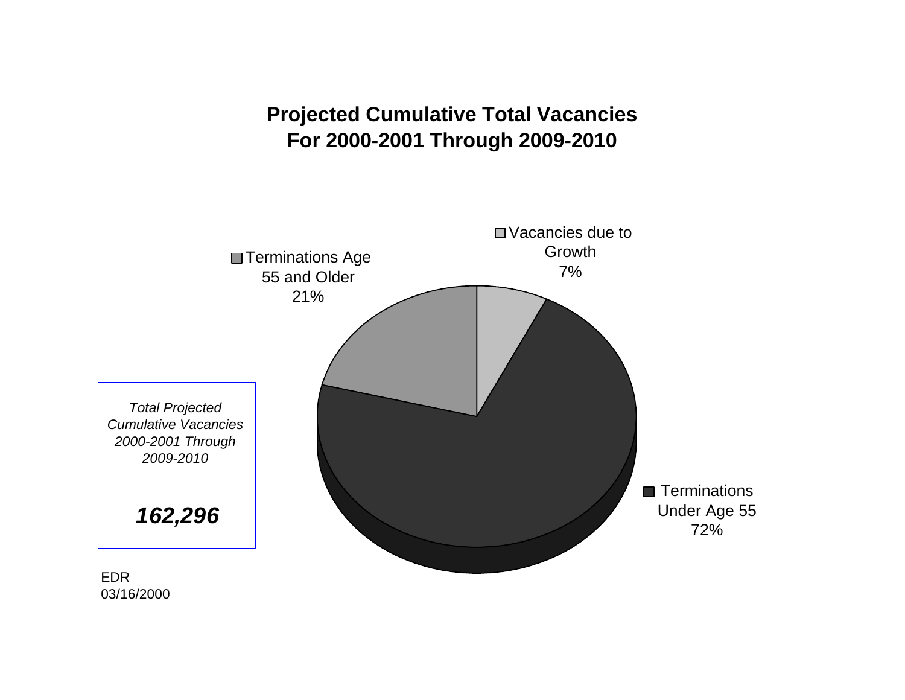## Projected Cumulative Total Vacancies For 2000-2001 Through 2009-2010

Vacancies due to Growth 7%

Terminations Age 55 and Older 21%

Terminations Under Age 55 72%

*Total Projected Cumulative Vacancies 2000-2001 Through 2009-2010*

***162,296***

EDR
03/16/2000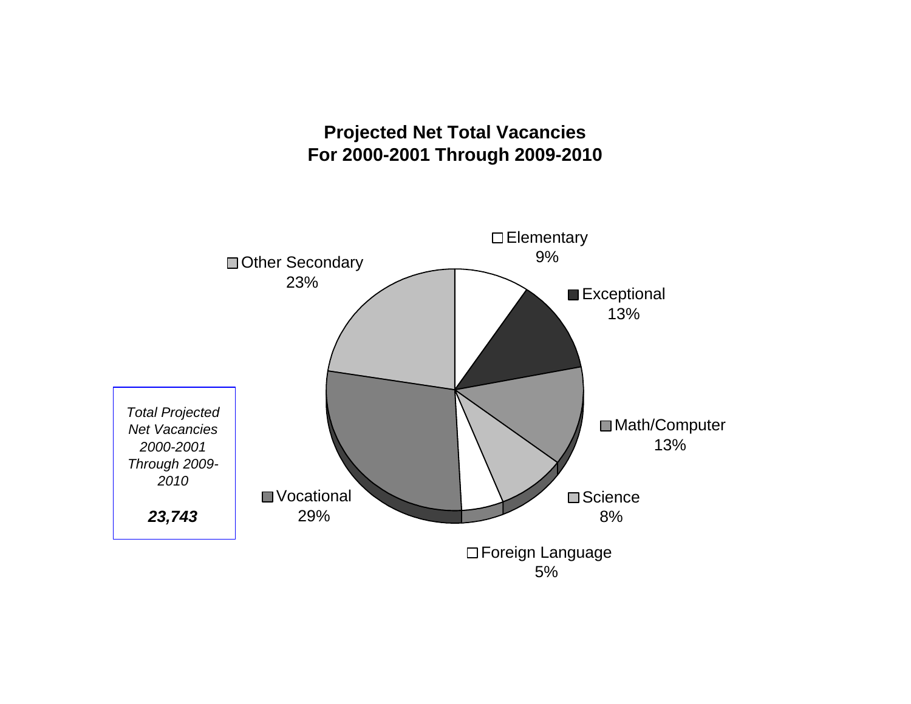**Projected Net Total Vacancies**
**For 2000-2001 Through 2009-2010**

| Category | Percent |
| --- | --- |
| Elementary | 9% |
| Exceptional | 13% |
| Math/Computer | 13% |
| Science | 8% |
| Foreign Language | 5% |
| Vocational | 29% |
| Other Secondary | 23% |

*Total Projected Net Vacancies 2000-2001 Through 2009-2010*

***23,743***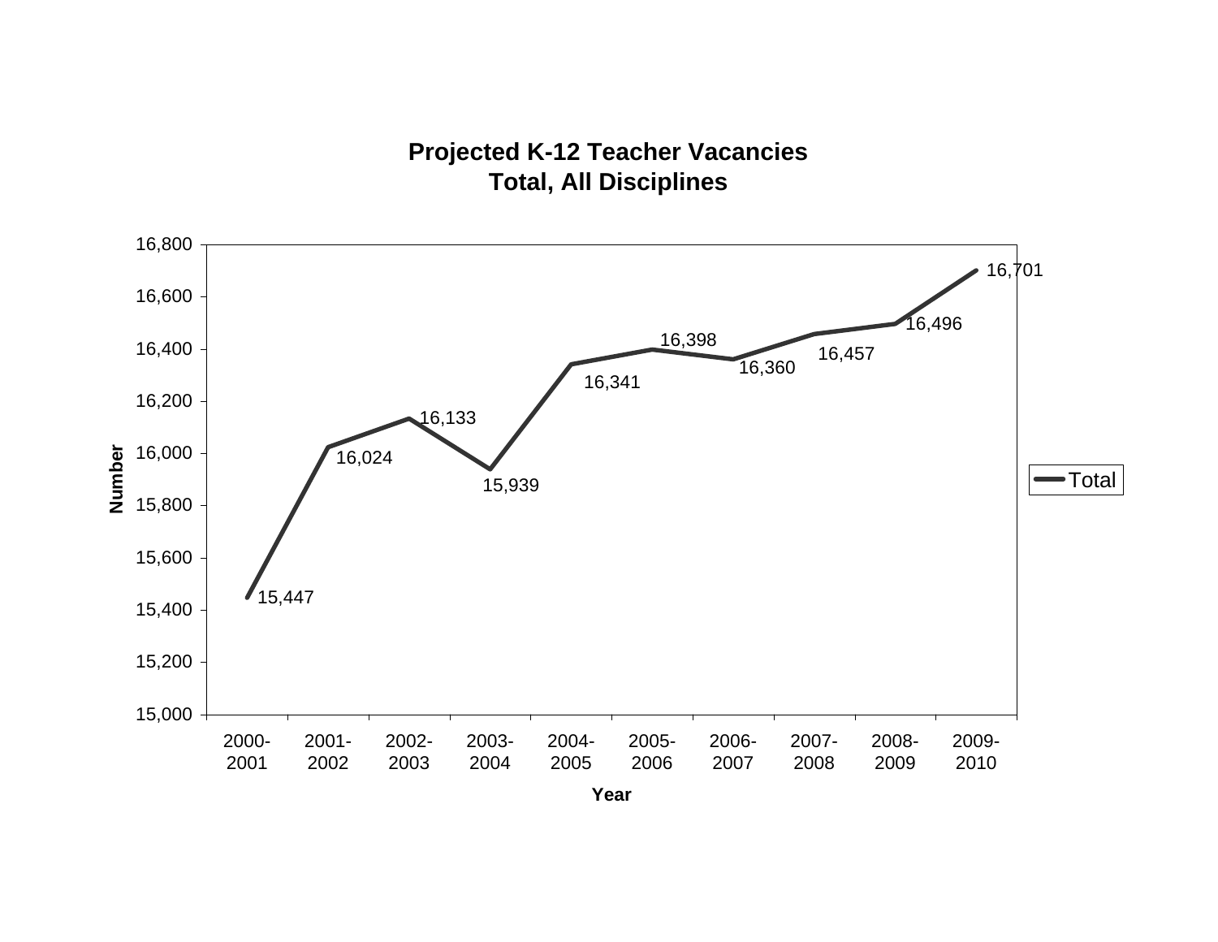**Projected K-12 Teacher Vacancies**
**Total, All Disciplines**

| Year | Total |
|---|---|
| 2000-2001 | 15,447 |
| 2001-2002 | 16,024 |
| 2002-2003 | 16,133 |
| 2003-2004 | 15,939 |
| 2004-2005 | 16,341 |
| 2005-2006 | 16,398 |
| 2006-2007 | 16,360 |
| 2007-2008 | 16,457 |
| 2008-2009 | 16,496 |
| 2009-2010 | 16,701 |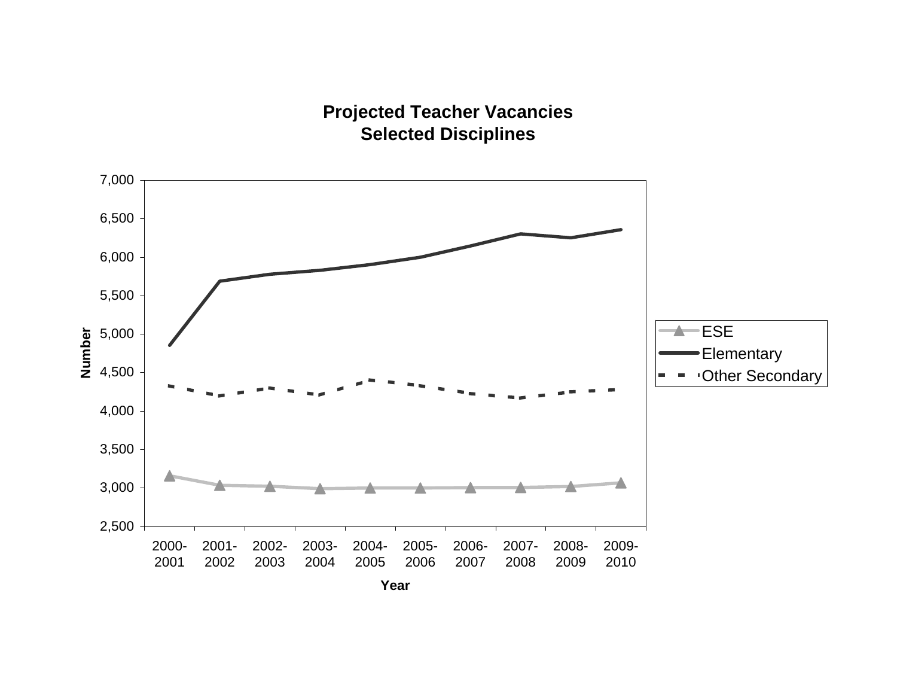**Projected Teacher Vacancies**
**Selected Disciplines**

Number

7,000
6,500
6,000
5,500
5,000
4,500
4,000
3,500
3,000
2,500

2000-2001 | 2001-2002 | 2002-2003 | 2003-2004 | 2004-2005 | 2005-2006 | 2006-2007 | 2007-2008 | 2008-2009 | 2009-2010

Year

- ESE
- Elementary
- Other Secondary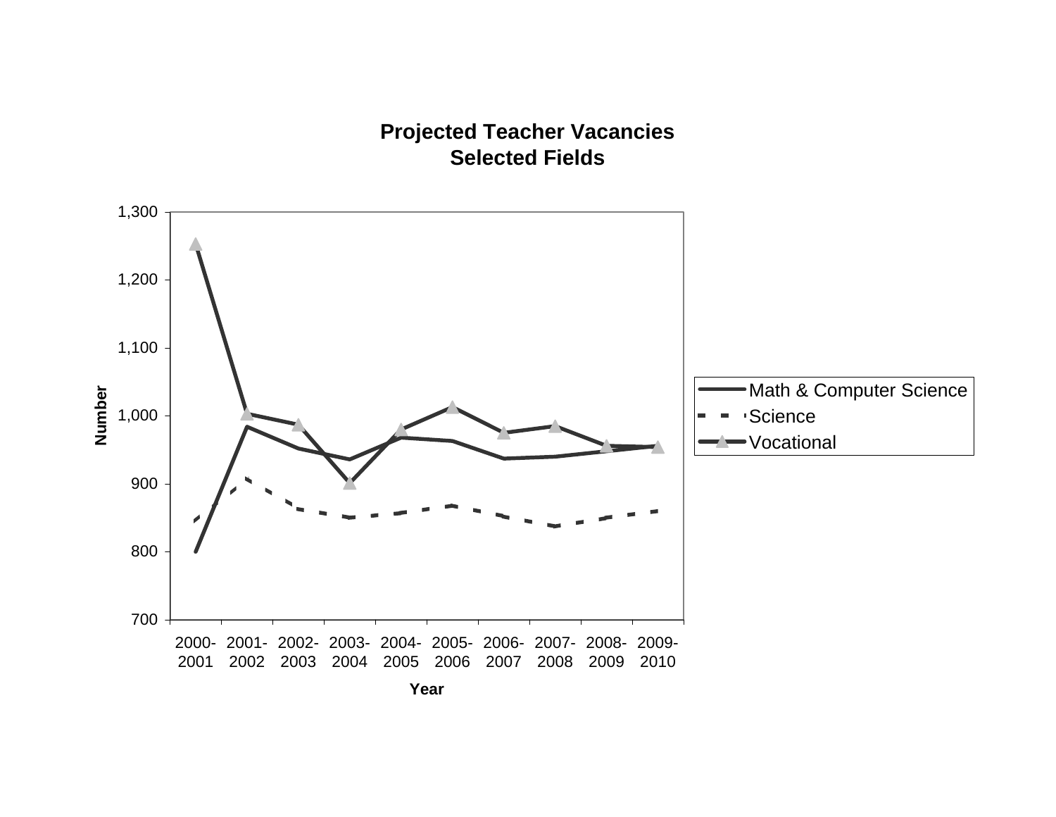**Projected Teacher Vacancies**
**Selected Fields**

| Year | Math & Computer Science | Science | Vocational |
|---|---|---|---|
| 2000-2001 | 800 | 845 | 1,252 |
| 2001-2002 | 984 | 908 | 1,003 |
| 2002-2003 | 952 | 862 | 987 |
| 2003-2004 | 936 | 850 | 900 |
| 2004-2005 | 969 | 857 | 980 |
| 2005-2006 | 963 | 868 | 1,013 |
| 2006-2007 | 937 | 852 | 976 |
| 2007-2008 | 940 | 837 | 985 |
| 2008-2009 | 948 | 850 | 956 |
| 2009-2010 | 955 | 860 | 954 |

*Values are approximate readings from the chart (Number vs. Year).*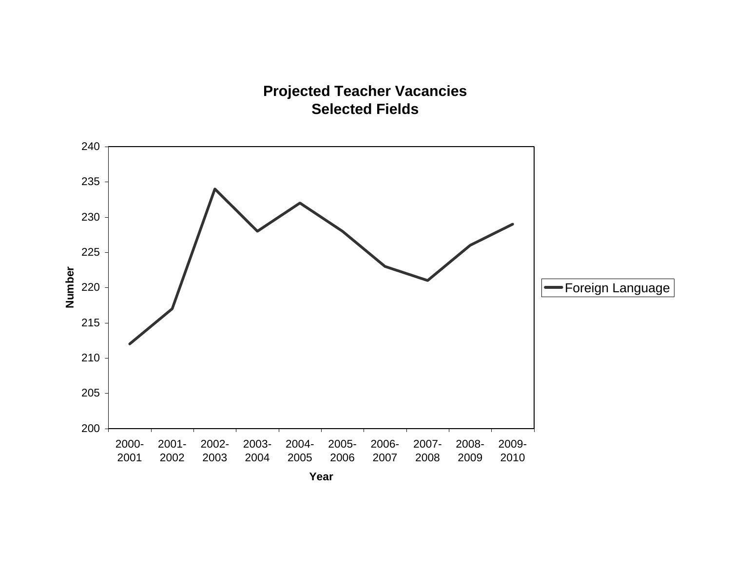**Projected Teacher Vacancies**
**Selected Fields**

Number

Year

Foreign Language

2000-2001 | 2001-2002 | 2002-2003 | 2003-2004 | 2004-2005 | 2005-2006 | 2006-2007 | 2007-2008 | 2008-2009 | 2009-2010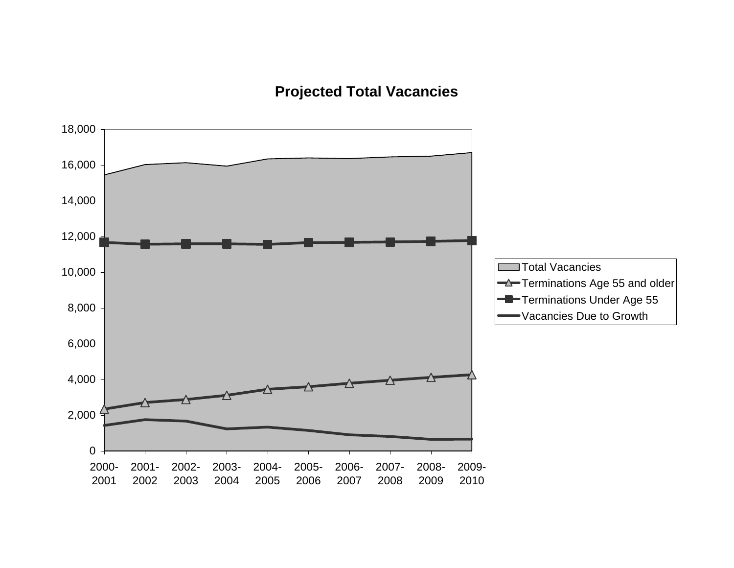## Projected Total Vacancies

| Year | Total Vacancies | Terminations Under Age 55 | Terminations Age 55 and older | Vacancies Due to Growth |
|---|---|---|---|---|
| 2000-2001 | | | | |
| 2001-2002 | | | | |
| 2002-2003 | | | | |
| 2003-2004 | | | | |
| 2004-2005 | | | | |
| 2005-2006 | | | | |
| 2006-2007 | | | | |
| 2007-2008 | | | | |
| 2008-2009 | | | | |
| 2009-2010 | | | | |

Legend: Total Vacancies; Terminations Age 55 and older; Terminations Under Age 55; Vacancies Due to Growth

Y-axis: 0 – 18,000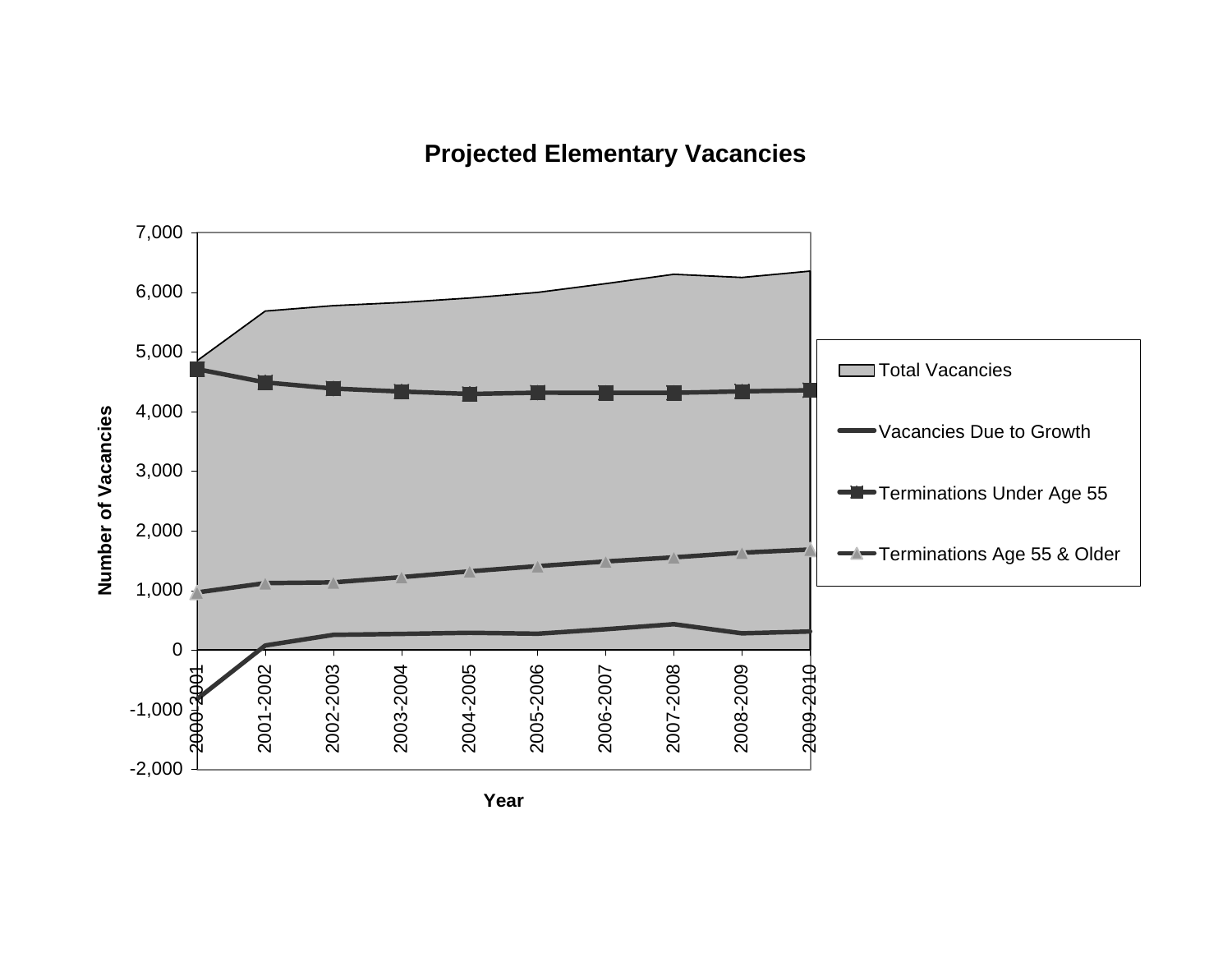## Projected Elementary Vacancies

Number of Vacancies

Year

- Total Vacancies
- Vacancies Due to Growth
- Terminations Under Age 55
- Terminations Age 55 & Older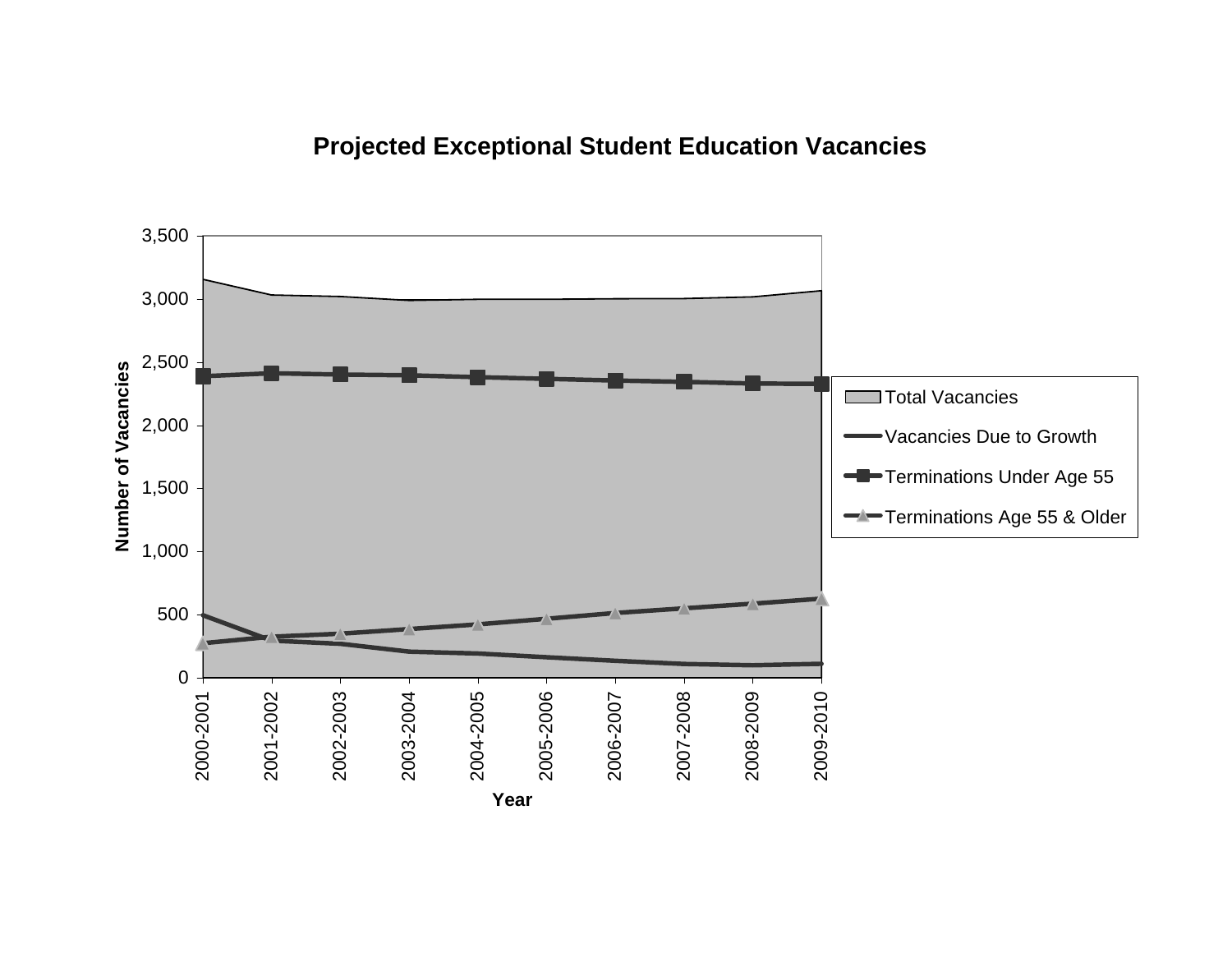**Projected Exceptional Student Education Vacancies**

Number of Vacancies: 0, 500, 1,000, 1,500, 2,000, 2,500, 3,000, 3,500

Year: 2000-2001, 2001-2002, 2002-2003, 2003-2004, 2004-2005, 2005-2006, 2006-2007, 2007-2008, 2008-2009, 2009-2010

- Total Vacancies
- Vacancies Due to Growth
- Terminations Under Age 55
- Terminations Age 55 & Older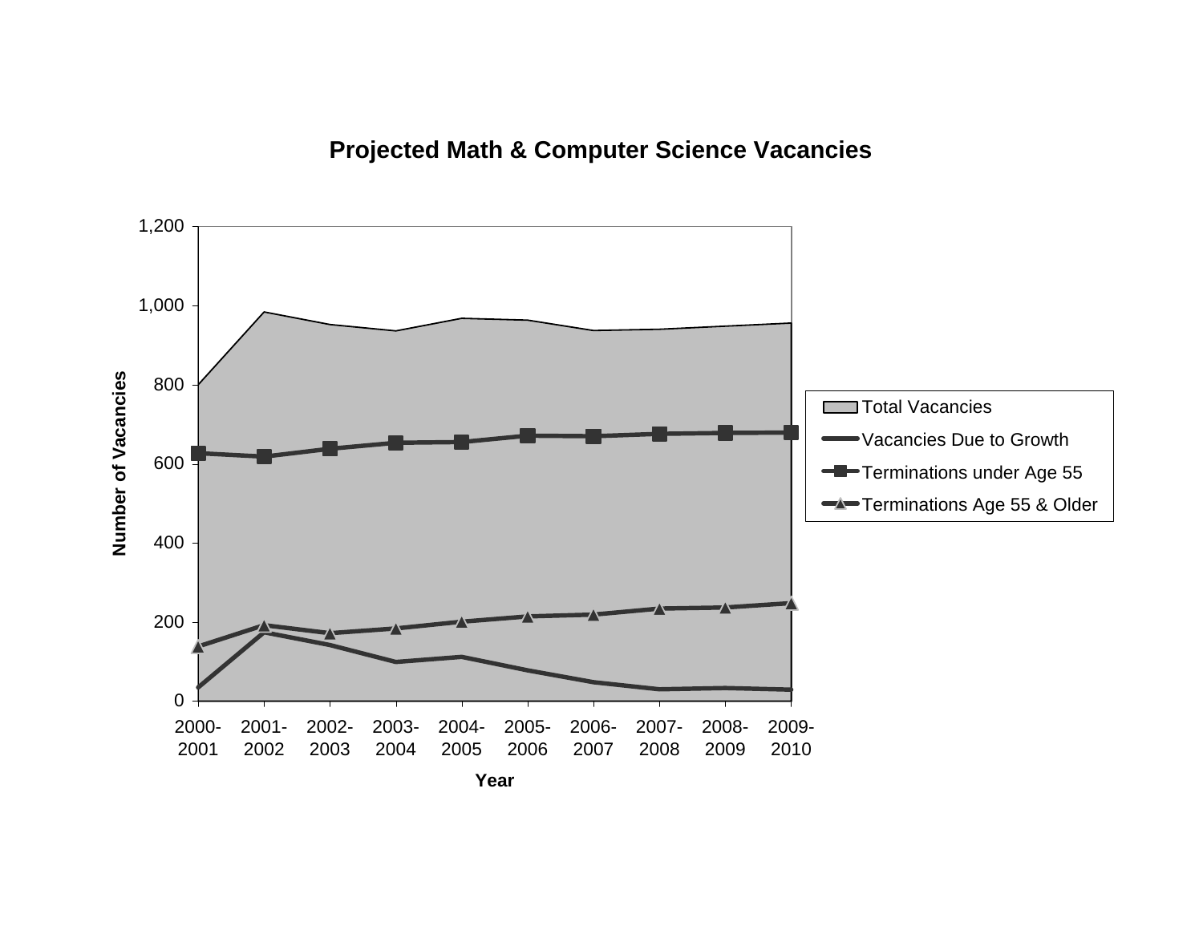**Projected Math & Computer Science Vacancies**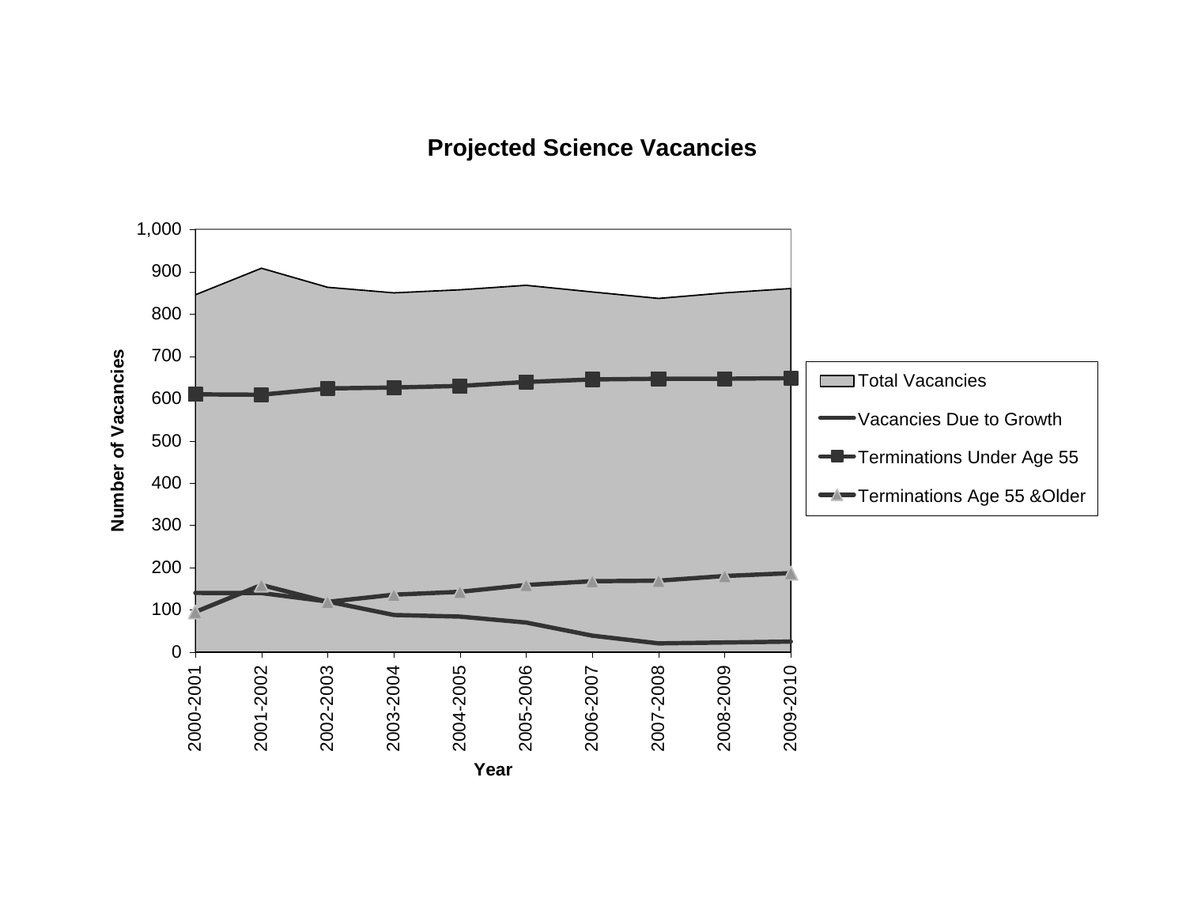**Projected Science Vacancies**

| Year | Total Vacancies | Vacancies Due to Growth | Terminations Under Age 55 | Terminations Age 55 &Older |
|---|---|---|---|---|
| 2000-2001 | 845 | 140 | 610 | 95 |
| 2001-2002 | 908 | 140 | 608 | 160 |
| 2002-2003 | 863 | 120 | 624 | 120 |
| 2003-2004 | 850 | 88 | 626 | 136 |
| 2004-2005 | 857 | 85 | 630 | 143 |
| 2005-2006 | 868 | 70 | 639 | 159 |
| 2006-2007 | 852 | 40 | 645 | 167 |
| 2007-2008 | 836 | 20 | 646 | 169 |
| 2008-2009 | 849 | 22 | 646 | 181 |
| 2009-2010 | 860 | 25 | 647 | 188 |

Number of Vacancies (y-axis, 0–1,000); Year (x-axis)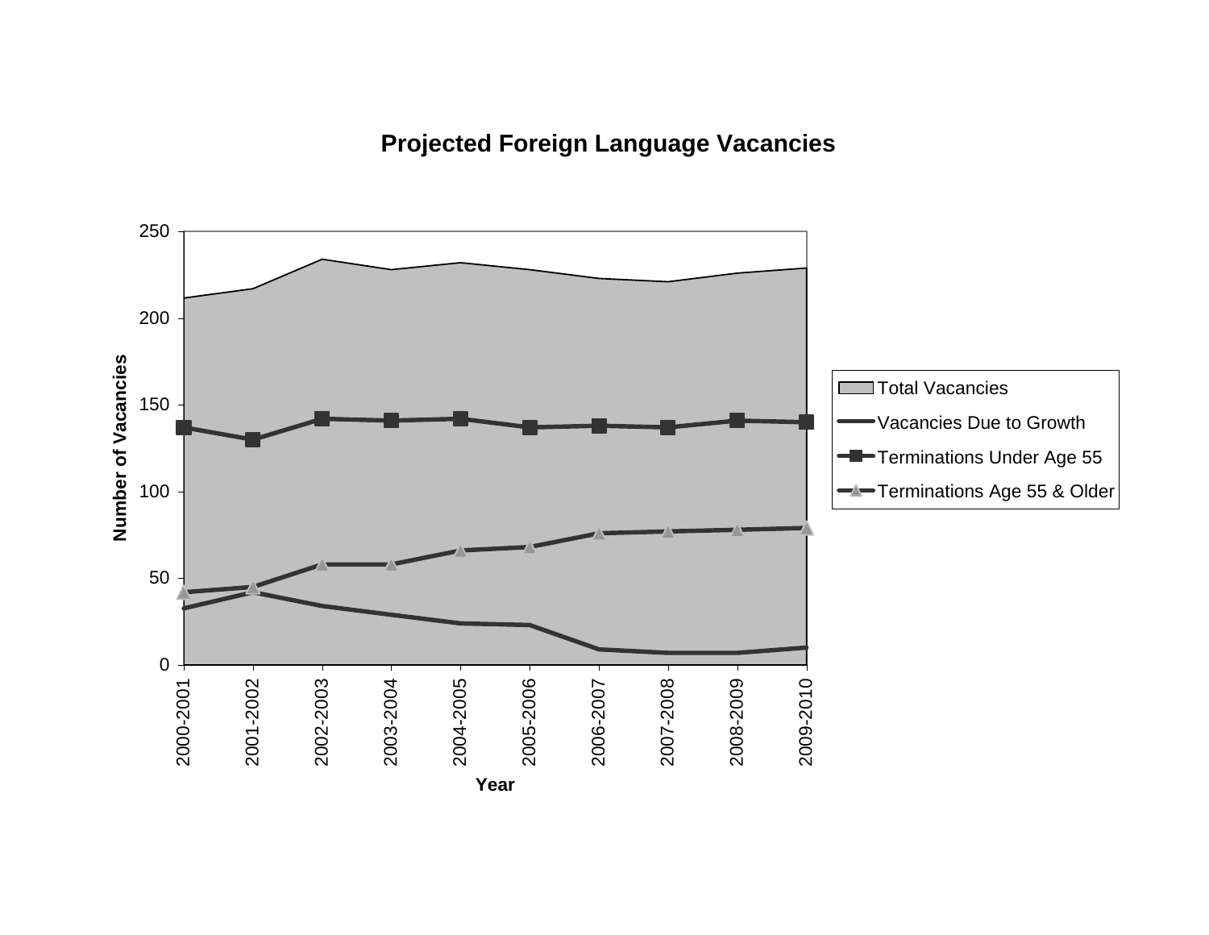**Projected Foreign Language Vacancies**

Number of Vacancies

Year

2000-2001, 2001-2002, 2002-2003, 2003-2004, 2004-2005, 2005-2006, 2006-2007, 2007-2008, 2008-2009, 2009-2010

0, 50, 100, 150, 200, 250

Total Vacancies

Vacancies Due to Growth

Terminations Under Age 55

Terminations Age 55 & Older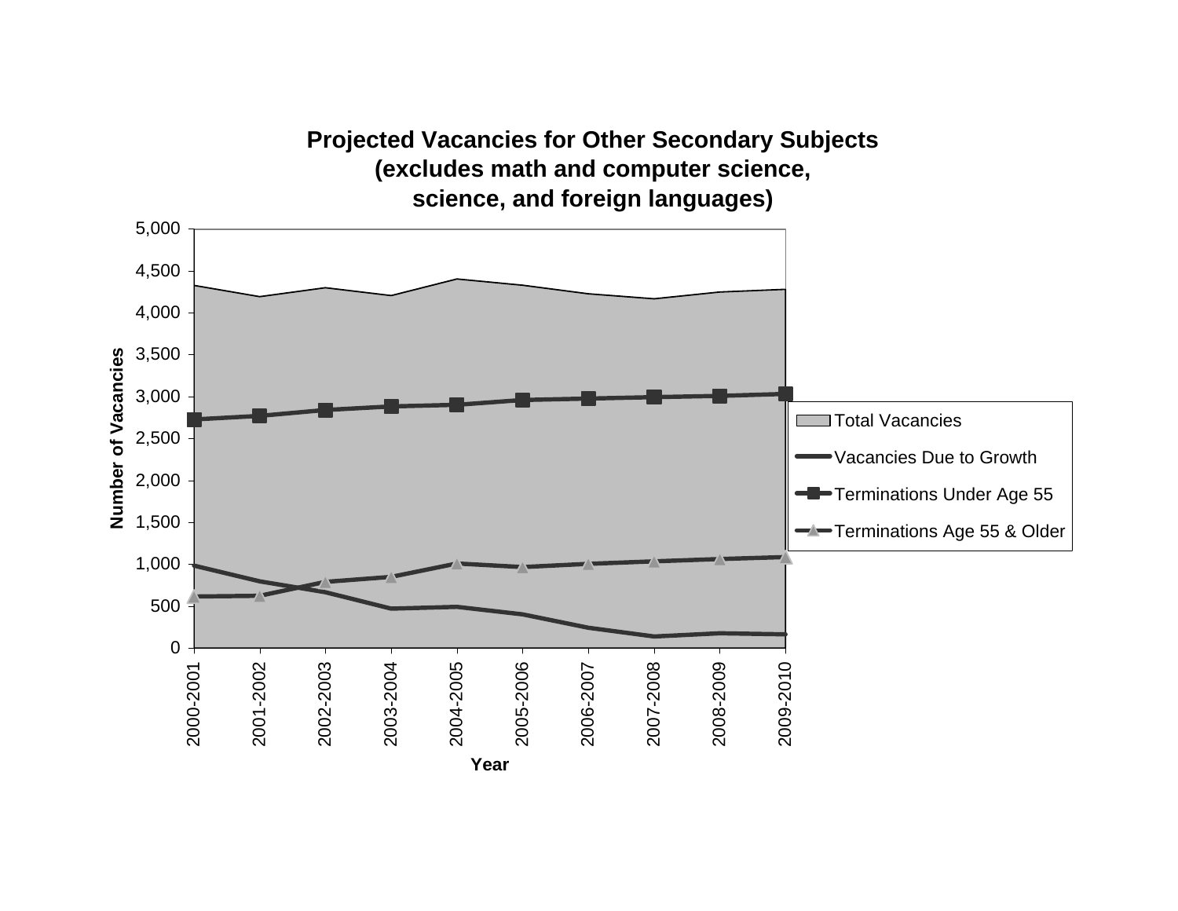**Projected Vacancies for Other Secondary Subjects (excludes math and computer science, science, and foreign languages)**

Number of Vacancies

5,000
4,500
4,000
3,500
3,000
2,500
2,000
1,500
1,000
500
0

2000-2001 2001-2002 2002-2003 2003-2004 2004-2005 2005-2006 2006-2007 2007-2008 2008-2009 2009-2010

Year

Total Vacancies

Vacancies Due to Growth

Terminations Under Age 55

Terminations Age 55 & Older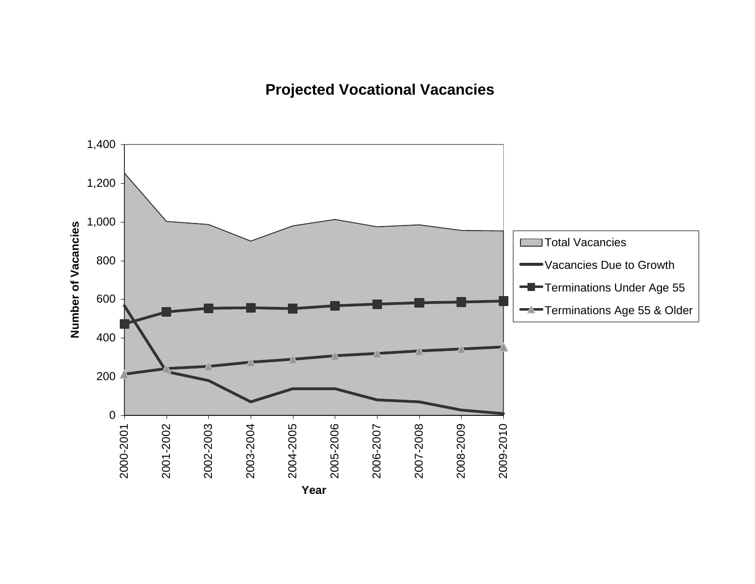## Projected Vocational Vacancies

Number of Vacancies: 0, 200, 400, 600, 800, 1,000, 1,200, 1,400

Year: 2000-2001, 2001-2002, 2002-2003, 2003-2004, 2004-2005, 2005-2006, 2006-2007, 2007-2008, 2008-2009, 2009-2010

- Total Vacancies
- Vacancies Due to Growth
- Terminations Under Age 55
- Terminations Age 55 & Older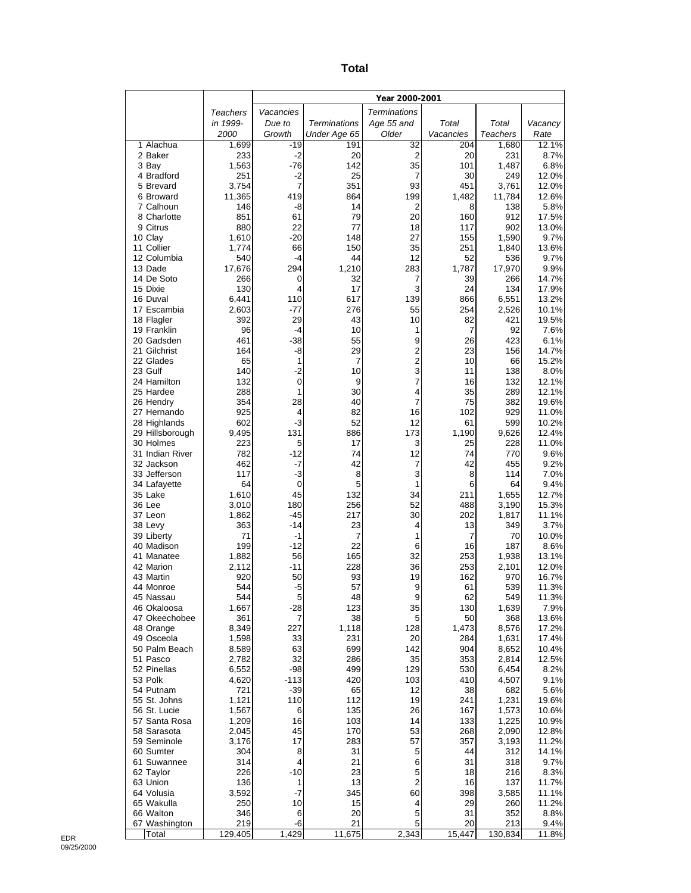# Total

| | Teachers in 1999-2000 | Year 2000-2001 | | | | | |
|---|---|---|---|---|---|---|---|
| | | *Vacancies Due to Growth* | *Terminations Under Age 65* | *Terminations Age 55 and Older* | *Total Vacancies* | *Total Teachers* | *Vacancy Rate* |
| 1 Alachua | 1,699 | -19 | 191 | 32 | 204 | 1,680 | 12.1% |
| 2 Baker | 233 | -2 | 20 | 2 | 20 | 231 | 8.7% |
| 3 Bay | 1,563 | -76 | 142 | 35 | 101 | 1,487 | 6.8% |
| 4 Bradford | 251 | -2 | 25 | 7 | 30 | 249 | 12.0% |
| 5 Brevard | 3,754 | 7 | 351 | 93 | 451 | 3,761 | 12.0% |
| 6 Broward | 11,365 | 419 | 864 | 199 | 1,482 | 11,784 | 12.6% |
| 7 Calhoun | 146 | -8 | 14 | 2 | 8 | 138 | 5.8% |
| 8 Charlotte | 851 | 61 | 79 | 20 | 160 | 912 | 17.5% |
| 9 Citrus | 880 | 22 | 77 | 18 | 117 | 902 | 13.0% |
| 10 Clay | 1,610 | -20 | 148 | 27 | 155 | 1,590 | 9.7% |
| 11 Collier | 1,774 | 66 | 150 | 35 | 251 | 1,840 | 13.6% |
| 12 Columbia | 540 | -4 | 44 | 12 | 52 | 536 | 9.7% |
| 13 Dade | 17,676 | 294 | 1,210 | 283 | 1,787 | 17,970 | 9.9% |
| 14 De Soto | 266 | 0 | 32 | 7 | 39 | 266 | 14.7% |
| 15 Dixie | 130 | 4 | 17 | 3 | 24 | 134 | 17.9% |
| 16 Duval | 6,441 | 110 | 617 | 139 | 866 | 6,551 | 13.2% |
| 17 Escambia | 2,603 | -77 | 276 | 55 | 254 | 2,526 | 10.1% |
| 18 Flagler | 392 | 29 | 43 | 10 | 82 | 421 | 19.5% |
| 19 Franklin | 96 | -4 | 10 | 1 | 7 | 92 | 7.6% |
| 20 Gadsden | 461 | -38 | 55 | 9 | 26 | 423 | 6.1% |
| 21 Gilchrist | 164 | -8 | 29 | 2 | 23 | 156 | 14.7% |
| 22 Glades | 65 | 1 | 7 | 2 | 10 | 66 | 15.2% |
| 23 Gulf | 140 | -2 | 10 | 3 | 11 | 138 | 8.0% |
| 24 Hamilton | 132 | 0 | 9 | 7 | 16 | 132 | 12.1% |
| 25 Hardee | 288 | 1 | 30 | 4 | 35 | 289 | 12.1% |
| 26 Hendry | 354 | 28 | 40 | 7 | 75 | 382 | 19.6% |
| 27 Hernando | 925 | 4 | 82 | 16 | 102 | 929 | 11.0% |
| 28 Highlands | 602 | -3 | 52 | 12 | 61 | 599 | 10.2% |
| 29 Hillsborough | 9,495 | 131 | 886 | 173 | 1,190 | 9,626 | 12.4% |
| 30 Holmes | 223 | 5 | 17 | 3 | 25 | 228 | 11.0% |
| 31 Indian River | 782 | -12 | 74 | 12 | 74 | 770 | 9.6% |
| 32 Jackson | 462 | -7 | 42 | 7 | 42 | 455 | 9.2% |
| 33 Jefferson | 117 | -3 | 8 | 3 | 8 | 114 | 7.0% |
| 34 Lafayette | 64 | 0 | 5 | 1 | 6 | 64 | 9.4% |
| 35 Lake | 1,610 | 45 | 132 | 34 | 211 | 1,655 | 12.7% |
| 36 Lee | 3,010 | 180 | 256 | 52 | 488 | 3,190 | 15.3% |
| 37 Leon | 1,862 | -45 | 217 | 30 | 202 | 1,817 | 11.1% |
| 38 Levy | 363 | -14 | 23 | 4 | 13 | 349 | 3.7% |
| 39 Liberty | 71 | -1 | 7 | 1 | 7 | 70 | 10.0% |
| 40 Madison | 199 | -12 | 22 | 6 | 16 | 187 | 8.6% |
| 41 Manatee | 1,882 | 56 | 165 | 32 | 253 | 1,938 | 13.1% |
| 42 Marion | 2,112 | -11 | 228 | 36 | 253 | 2,101 | 12.0% |
| 43 Martin | 920 | 50 | 93 | 19 | 162 | 970 | 16.7% |
| 44 Monroe | 544 | -5 | 57 | 9 | 61 | 539 | 11.3% |
| 45 Nassau | 544 | 5 | 48 | 9 | 62 | 549 | 11.3% |
| 46 Okaloosa | 1,667 | -28 | 123 | 35 | 130 | 1,639 | 7.9% |
| 47 Okeechobee | 361 | 7 | 38 | 5 | 50 | 368 | 13.6% |
| 48 Orange | 8,349 | 227 | 1,118 | 128 | 1,473 | 8,576 | 17.2% |
| 49 Osceola | 1,598 | 33 | 231 | 20 | 284 | 1,631 | 17.4% |
| 50 Palm Beach | 8,589 | 63 | 699 | 142 | 904 | 8,652 | 10.4% |
| 51 Pasco | 2,782 | 32 | 286 | 35 | 353 | 2,814 | 12.5% |
| 52 Pinellas | 6,552 | -98 | 499 | 129 | 530 | 6,454 | 8.2% |
| 53 Polk | 4,620 | -113 | 420 | 103 | 410 | 4,507 | 9.1% |
| 54 Putnam | 721 | -39 | 65 | 12 | 38 | 682 | 5.6% |
| 55 St. Johns | 1,121 | 110 | 112 | 19 | 241 | 1,231 | 19.6% |
| 56 St. Lucie | 1,567 | 6 | 135 | 26 | 167 | 1,573 | 10.6% |
| 57 Santa Rosa | 1,209 | 16 | 103 | 14 | 133 | 1,225 | 10.9% |
| 58 Sarasota | 2,045 | 45 | 170 | 53 | 268 | 2,090 | 12.8% |
| 59 Seminole | 3,176 | 17 | 283 | 57 | 357 | 3,193 | 11.2% |
| 60 Sumter | 304 | 8 | 31 | 5 | 44 | 312 | 14.1% |
| 61 Suwannee | 314 | 4 | 21 | 6 | 31 | 318 | 9.7% |
| 62 Taylor | 226 | -10 | 23 | 5 | 18 | 216 | 8.3% |
| 63 Union | 136 | 1 | 13 | 2 | 16 | 137 | 11.7% |
| 64 Volusia | 3,592 | -7 | 345 | 60 | 398 | 3,585 | 11.1% |
| 65 Wakulla | 250 | 10 | 15 | 4 | 29 | 260 | 11.2% |
| 66 Walton | 346 | 6 | 20 | 5 | 31 | 352 | 8.8% |
| 67 Washington | 219 | -6 | 21 | 5 | 20 | 213 | 9.4% |
| Total | 129,405 | 1,429 | 11,675 | 2,343 | 15,447 | 130,834 | 11.8% |

EDR
09/25/2000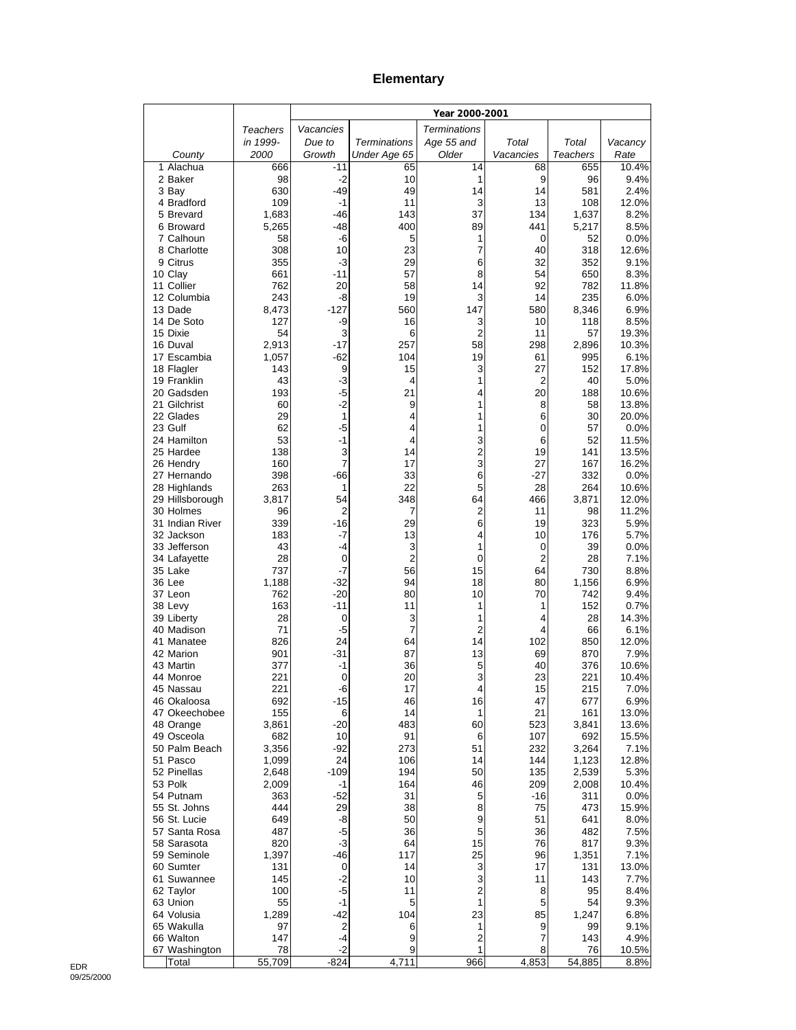# Elementary

| County | Teachers in 1999-2000 | Year 2000-2001 Vacancies Due to Growth | Terminations Under Age 65 | Terminations Age 55 and Older | Total Vacancies | Total Teachers | Vacancy Rate |
|---|---|---|---|---|---|---|---|
| 1 Alachua | 666 | -11 | 65 | 14 | 68 | 655 | 10.4% |
| 2 Baker | 98 | -2 | 10 | 1 | 9 | 96 | 9.4% |
| 3 Bay | 630 | -49 | 49 | 14 | 14 | 581 | 2.4% |
| 4 Bradford | 109 | -1 | 11 | 3 | 13 | 108 | 12.0% |
| 5 Brevard | 1,683 | -46 | 143 | 37 | 134 | 1,637 | 8.2% |
| 6 Broward | 5,265 | -48 | 400 | 89 | 441 | 5,217 | 8.5% |
| 7 Calhoun | 58 | -6 | 5 | 1 | 0 | 52 | 0.0% |
| 8 Charlotte | 308 | 10 | 23 | 7 | 40 | 318 | 12.6% |
| 9 Citrus | 355 | -3 | 29 | 6 | 32 | 352 | 9.1% |
| 10 Clay | 661 | -11 | 57 | 8 | 54 | 650 | 8.3% |
| 11 Collier | 762 | 20 | 58 | 14 | 92 | 782 | 11.8% |
| 12 Columbia | 243 | -8 | 19 | 3 | 14 | 235 | 6.0% |
| 13 Dade | 8,473 | -127 | 560 | 147 | 580 | 8,346 | 6.9% |
| 14 De Soto | 127 | -9 | 16 | 3 | 10 | 118 | 8.5% |
| 15 Dixie | 54 | 3 | 6 | 2 | 11 | 57 | 19.3% |
| 16 Duval | 2,913 | -17 | 257 | 58 | 298 | 2,896 | 10.3% |
| 17 Escambia | 1,057 | -62 | 104 | 19 | 61 | 995 | 6.1% |
| 18 Flagler | 143 | 9 | 15 | 3 | 27 | 152 | 17.8% |
| 19 Franklin | 43 | -3 | 4 | 1 | 2 | 40 | 5.0% |
| 20 Gadsden | 193 | -5 | 21 | 4 | 20 | 188 | 10.6% |
| 21 Gilchrist | 60 | -2 | 9 | 1 | 8 | 58 | 13.8% |
| 22 Glades | 29 | 1 | 4 | 1 | 6 | 30 | 20.0% |
| 23 Gulf | 62 | -5 | 4 | 1 | 0 | 57 | 0.0% |
| 24 Hamilton | 53 | -1 | 4 | 3 | 6 | 52 | 11.5% |
| 25 Hardee | 138 | 3 | 14 | 2 | 19 | 141 | 13.5% |
| 26 Hendry | 160 | 7 | 17 | 3 | 27 | 167 | 16.2% |
| 27 Hernando | 398 | -66 | 33 | 6 | -27 | 332 | 0.0% |
| 28 Highlands | 263 | 1 | 22 | 5 | 28 | 264 | 10.6% |
| 29 Hillsborough | 3,817 | 54 | 348 | 64 | 466 | 3,871 | 12.0% |
| 30 Holmes | 96 | 2 | 7 | 2 | 11 | 98 | 11.2% |
| 31 Indian River | 339 | -16 | 29 | 6 | 19 | 323 | 5.9% |
| 32 Jackson | 183 | -7 | 13 | 4 | 10 | 176 | 5.7% |
| 33 Jefferson | 43 | -4 | 3 | 1 | 0 | 39 | 0.0% |
| 34 Lafayette | 28 | 0 | 2 | 0 | 2 | 28 | 7.1% |
| 35 Lake | 737 | -7 | 56 | 15 | 64 | 730 | 8.8% |
| 36 Lee | 1,188 | -32 | 94 | 18 | 80 | 1,156 | 6.9% |
| 37 Leon | 762 | -20 | 80 | 10 | 70 | 742 | 9.4% |
| 38 Levy | 163 | -11 | 11 | 1 | 1 | 152 | 0.7% |
| 39 Liberty | 28 | 0 | 3 | 1 | 4 | 28 | 14.3% |
| 40 Madison | 71 | -5 | 7 | 2 | 4 | 66 | 6.1% |
| 41 Manatee | 826 | 24 | 64 | 14 | 102 | 850 | 12.0% |
| 42 Marion | 901 | -31 | 87 | 13 | 69 | 870 | 7.9% |
| 43 Martin | 377 | -1 | 36 | 5 | 40 | 376 | 10.6% |
| 44 Monroe | 221 | 0 | 20 | 3 | 23 | 221 | 10.4% |
| 45 Nassau | 221 | -6 | 17 | 4 | 15 | 215 | 7.0% |
| 46 Okaloosa | 692 | -15 | 46 | 16 | 47 | 677 | 6.9% |
| 47 Okeechobee | 155 | 6 | 14 | 1 | 21 | 161 | 13.0% |
| 48 Orange | 3,861 | -20 | 483 | 60 | 523 | 3,841 | 13.6% |
| 49 Osceola | 682 | 10 | 91 | 6 | 107 | 692 | 15.5% |
| 50 Palm Beach | 3,356 | -92 | 273 | 51 | 232 | 3,264 | 7.1% |
| 51 Pasco | 1,099 | 24 | 106 | 14 | 144 | 1,123 | 12.8% |
| 52 Pinellas | 2,648 | -109 | 194 | 50 | 135 | 2,539 | 5.3% |
| 53 Polk | 2,009 | -1 | 164 | 46 | 209 | 2,008 | 10.4% |
| 54 Putnam | 363 | -52 | 31 | 5 | -16 | 311 | 0.0% |
| 55 St. Johns | 444 | 29 | 38 | 8 | 75 | 473 | 15.9% |
| 56 St. Lucie | 649 | -8 | 50 | 9 | 51 | 641 | 8.0% |
| 57 Santa Rosa | 487 | -5 | 36 | 5 | 36 | 482 | 7.5% |
| 58 Sarasota | 820 | -3 | 64 | 15 | 76 | 817 | 9.3% |
| 59 Seminole | 1,397 | -46 | 117 | 25 | 96 | 1,351 | 7.1% |
| 60 Sumter | 131 | 0 | 14 | 3 | 17 | 131 | 13.0% |
| 61 Suwannee | 145 | -2 | 10 | 3 | 11 | 143 | 7.7% |
| 62 Taylor | 100 | -5 | 11 | 2 | 8 | 95 | 8.4% |
| 63 Union | 55 | -1 | 5 | 1 | 5 | 54 | 9.3% |
| 64 Volusia | 1,289 | -42 | 104 | 23 | 85 | 1,247 | 6.8% |
| 65 Wakulla | 97 | 2 | 6 | 1 | 9 | 99 | 9.1% |
| 66 Walton | 147 | -4 | 9 | 2 | 7 | 143 | 4.9% |
| 67 Washington | 78 | -2 | 9 | 1 | 8 | 76 | 10.5% |
| Total | 55,709 | -824 | 4,711 | 966 | 4,853 | 54,885 | 8.8% |

EDR
09/25/2000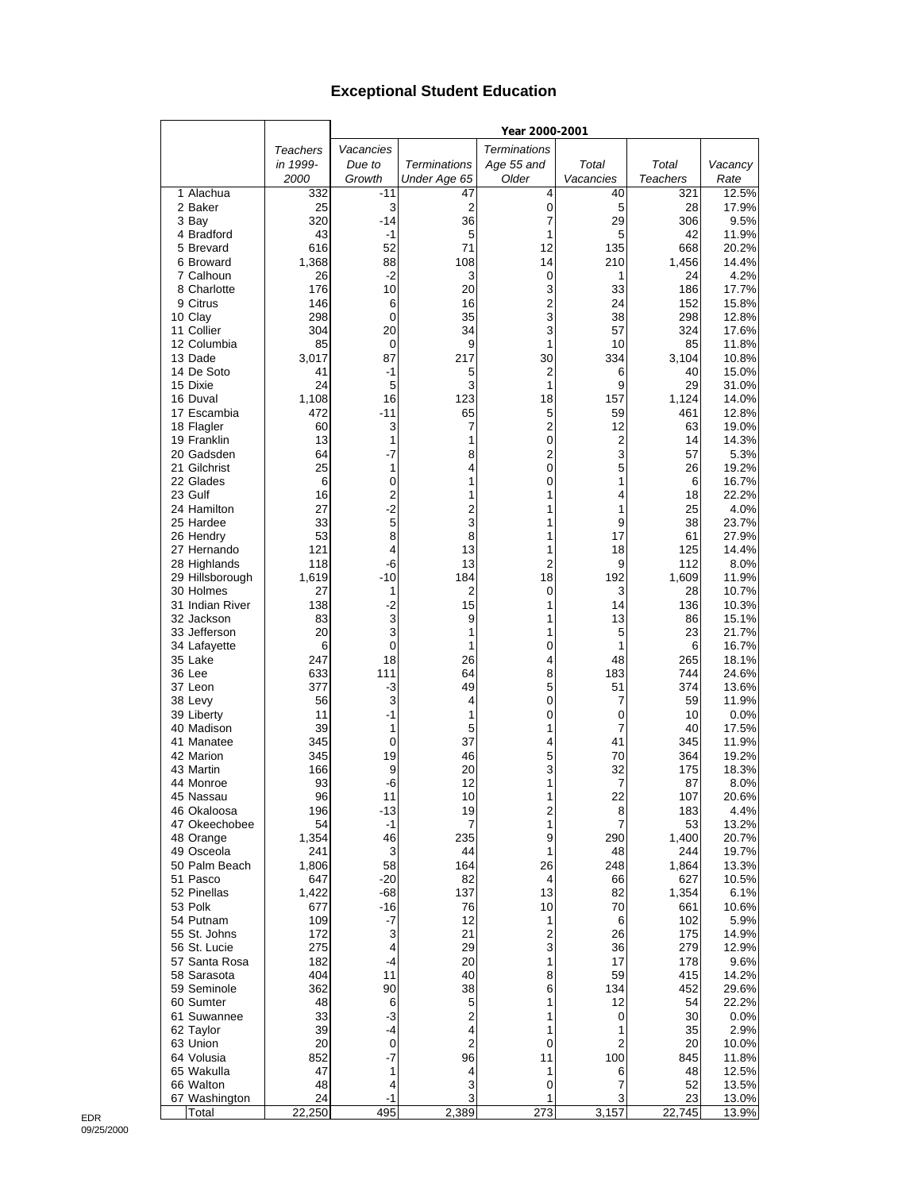# Exceptional Student Education

| | Teachers in 1999-2000 | Year 2000-2001 | | | | | |
|---|---|---|---|---|---|---|---|
| | | Vacancies Due to Growth | Terminations Under Age 65 | Terminations Age 55 and Older | Total Vacancies | Total Teachers | Vacancy Rate |
| 1 Alachua | 332 | -11 | 47 | 4 | 40 | 321 | 12.5% |
| 2 Baker | 25 | 3 | 2 | 0 | 5 | 28 | 17.9% |
| 3 Bay | 320 | -14 | 36 | 7 | 29 | 306 | 9.5% |
| 4 Bradford | 43 | -1 | 5 | 1 | 5 | 42 | 11.9% |
| 5 Brevard | 616 | 52 | 71 | 12 | 135 | 668 | 20.2% |
| 6 Broward | 1,368 | 88 | 108 | 14 | 210 | 1,456 | 14.4% |
| 7 Calhoun | 26 | -2 | 3 | 0 | 1 | 24 | 4.2% |
| 8 Charlotte | 176 | 10 | 20 | 3 | 33 | 186 | 17.7% |
| 9 Citrus | 146 | 6 | 16 | 2 | 24 | 152 | 15.8% |
| 10 Clay | 298 | 0 | 35 | 3 | 38 | 298 | 12.8% |
| 11 Collier | 304 | 20 | 34 | 3 | 57 | 324 | 17.6% |
| 12 Columbia | 85 | 0 | 9 | 1 | 10 | 85 | 11.8% |
| 13 Dade | 3,017 | 87 | 217 | 30 | 334 | 3,104 | 10.8% |
| 14 De Soto | 41 | -1 | 5 | 2 | 6 | 40 | 15.0% |
| 15 Dixie | 24 | 5 | 3 | 1 | 9 | 29 | 31.0% |
| 16 Duval | 1,108 | 16 | 123 | 18 | 157 | 1,124 | 14.0% |
| 17 Escambia | 472 | -11 | 65 | 5 | 59 | 461 | 12.8% |
| 18 Flagler | 60 | 3 | 7 | 2 | 12 | 63 | 19.0% |
| 19 Franklin | 13 | 1 | 1 | 0 | 2 | 14 | 14.3% |
| 20 Gadsden | 64 | -7 | 8 | 2 | 3 | 57 | 5.3% |
| 21 Gilchrist | 25 | 1 | 4 | 0 | 5 | 26 | 19.2% |
| 22 Glades | 6 | 0 | 1 | 0 | 1 | 6 | 16.7% |
| 23 Gulf | 16 | 2 | 1 | 1 | 4 | 18 | 22.2% |
| 24 Hamilton | 27 | -2 | 2 | 1 | 1 | 25 | 4.0% |
| 25 Hardee | 33 | 5 | 3 | 1 | 9 | 38 | 23.7% |
| 26 Hendry | 53 | 8 | 8 | 1 | 17 | 61 | 27.9% |
| 27 Hernando | 121 | 4 | 13 | 1 | 18 | 125 | 14.4% |
| 28 Highlands | 118 | -6 | 13 | 2 | 9 | 112 | 8.0% |
| 29 Hillsborough | 1,619 | -10 | 184 | 18 | 192 | 1,609 | 11.9% |
| 30 Holmes | 27 | 1 | 2 | 0 | 3 | 28 | 10.7% |
| 31 Indian River | 138 | -2 | 15 | 1 | 14 | 136 | 10.3% |
| 32 Jackson | 83 | 3 | 9 | 1 | 13 | 86 | 15.1% |
| 33 Jefferson | 20 | 3 | 1 | 1 | 5 | 23 | 21.7% |
| 34 Lafayette | 6 | 0 | 1 | 0 | 1 | 6 | 16.7% |
| 35 Lake | 247 | 18 | 26 | 4 | 48 | 265 | 18.1% |
| 36 Lee | 633 | 111 | 64 | 8 | 183 | 744 | 24.6% |
| 37 Leon | 377 | -3 | 49 | 5 | 51 | 374 | 13.6% |
| 38 Levy | 56 | 3 | 4 | 0 | 7 | 59 | 11.9% |
| 39 Liberty | 11 | -1 | 1 | 0 | 0 | 10 | 0.0% |
| 40 Madison | 39 | 1 | 5 | 1 | 7 | 40 | 17.5% |
| 41 Manatee | 345 | 0 | 37 | 4 | 41 | 345 | 11.9% |
| 42 Marion | 345 | 19 | 46 | 5 | 70 | 364 | 19.2% |
| 43 Martin | 166 | 9 | 20 | 3 | 32 | 175 | 18.3% |
| 44 Monroe | 93 | -6 | 12 | 1 | 7 | 87 | 8.0% |
| 45 Nassau | 96 | 11 | 10 | 1 | 22 | 107 | 20.6% |
| 46 Okaloosa | 196 | -13 | 19 | 2 | 8 | 183 | 4.4% |
| 47 Okeechobee | 54 | -1 | 7 | 1 | 7 | 53 | 13.2% |
| 48 Orange | 1,354 | 46 | 235 | 9 | 290 | 1,400 | 20.7% |
| 49 Osceola | 241 | 3 | 44 | 1 | 48 | 244 | 19.7% |
| 50 Palm Beach | 1,806 | 58 | 164 | 26 | 248 | 1,864 | 13.3% |
| 51 Pasco | 647 | -20 | 82 | 4 | 66 | 627 | 10.5% |
| 52 Pinellas | 1,422 | -68 | 137 | 13 | 82 | 1,354 | 6.1% |
| 53 Polk | 677 | -16 | 76 | 10 | 70 | 661 | 10.6% |
| 54 Putnam | 109 | -7 | 12 | 1 | 6 | 102 | 5.9% |
| 55 St. Johns | 172 | 3 | 21 | 2 | 26 | 175 | 14.9% |
| 56 St. Lucie | 275 | 4 | 29 | 3 | 36 | 279 | 12.9% |
| 57 Santa Rosa | 182 | -4 | 20 | 1 | 17 | 178 | 9.6% |
| 58 Sarasota | 404 | 11 | 40 | 8 | 59 | 415 | 14.2% |
| 59 Seminole | 362 | 90 | 38 | 6 | 134 | 452 | 29.6% |
| 60 Sumter | 48 | 6 | 5 | 1 | 12 | 54 | 22.2% |
| 61 Suwannee | 33 | -3 | 2 | 1 | 0 | 30 | 0.0% |
| 62 Taylor | 39 | -4 | 4 | 1 | 1 | 35 | 2.9% |
| 63 Union | 20 | 0 | 2 | 0 | 2 | 20 | 10.0% |
| 64 Volusia | 852 | -7 | 96 | 11 | 100 | 845 | 11.8% |
| 65 Wakulla | 47 | 1 | 4 | 1 | 6 | 48 | 12.5% |
| 66 Walton | 48 | 4 | 3 | 0 | 7 | 52 | 13.5% |
| 67 Washington | 24 | -1 | 3 | 1 | 3 | 23 | 13.0% |
| Total | 22,250 | 495 | 2,389 | 273 | 3,157 | 22,745 | 13.9% |

EDR
09/25/2000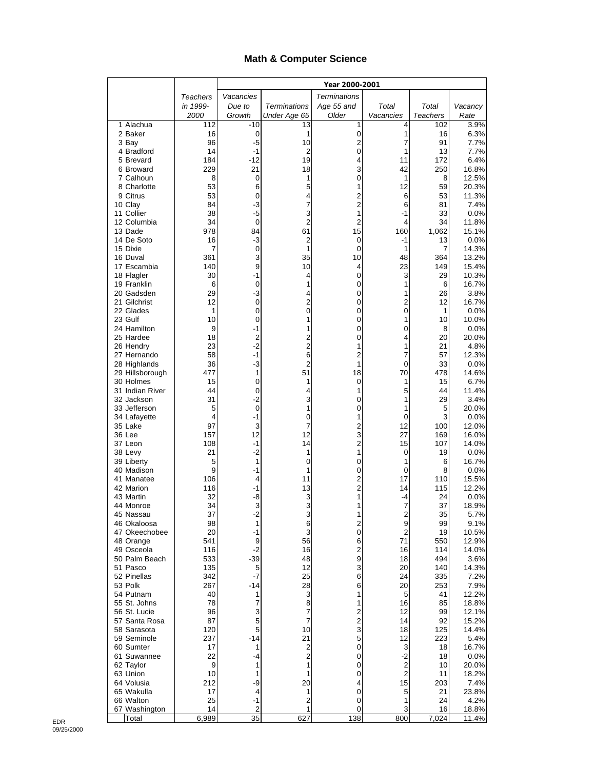## Math & Computer Science

| | Teachers in 1999-2000 | Year 2000-2001 | | | | | |
|---|---|---|---|---|---|---|---|
| | | *Vacancies Due to Growth* | *Terminations Under Age 65* | *Terminations Age 55 and Older* | *Total Vacancies* | *Total Teachers* | *Vacancy Rate* |
| 1 Alachua | 112 | -10 | 13 | 1 | 4 | 102 | 3.9% |
| 2 Baker | 16 | 0 | 1 | 0 | 1 | 16 | 6.3% |
| 3 Bay | 96 | -5 | 10 | 2 | 7 | 91 | 7.7% |
| 4 Bradford | 14 | -1 | 2 | 0 | 1 | 13 | 7.7% |
| 5 Brevard | 184 | -12 | 19 | 4 | 11 | 172 | 6.4% |
| 6 Broward | 229 | 21 | 18 | 3 | 42 | 250 | 16.8% |
| 7 Calhoun | 8 | 0 | 1 | 0 | 1 | 8 | 12.5% |
| 8 Charlotte | 53 | 6 | 5 | 1 | 12 | 59 | 20.3% |
| 9 Citrus | 53 | 0 | 4 | 2 | 6 | 53 | 11.3% |
| 10 Clay | 84 | -3 | 7 | 2 | 6 | 81 | 7.4% |
| 11 Collier | 38 | -5 | 3 | 1 | -1 | 33 | 0.0% |
| 12 Columbia | 34 | 0 | 2 | 2 | 4 | 34 | 11.8% |
| 13 Dade | 978 | 84 | 61 | 15 | 160 | 1,062 | 15.1% |
| 14 De Soto | 16 | -3 | 2 | 0 | -1 | 13 | 0.0% |
| 15 Dixie | 7 | 0 | 1 | 0 | 1 | 7 | 14.3% |
| 16 Duval | 361 | 3 | 35 | 10 | 48 | 364 | 13.2% |
| 17 Escambia | 140 | 9 | 10 | 4 | 23 | 149 | 15.4% |
| 18 Flagler | 30 | -1 | 4 | 0 | 3 | 29 | 10.3% |
| 19 Franklin | 6 | 0 | 1 | 0 | 1 | 6 | 16.7% |
| 20 Gadsden | 29 | -3 | 4 | 0 | 1 | 26 | 3.8% |
| 21 Gilchrist | 12 | 0 | 2 | 0 | 2 | 12 | 16.7% |
| 22 Glades | 1 | 0 | 0 | 0 | 0 | 1 | 0.0% |
| 23 Gulf | 10 | 0 | 1 | 0 | 1 | 10 | 10.0% |
| 24 Hamilton | 9 | -1 | 1 | 0 | 0 | 8 | 0.0% |
| 25 Hardee | 18 | 2 | 2 | 0 | 4 | 20 | 20.0% |
| 26 Hendry | 23 | -2 | 2 | 1 | 1 | 21 | 4.8% |
| 27 Hernando | 58 | -1 | 6 | 2 | 7 | 57 | 12.3% |
| 28 Highlands | 36 | -3 | 2 | 1 | 0 | 33 | 0.0% |
| 29 Hillsborough | 477 | 1 | 51 | 18 | 70 | 478 | 14.6% |
| 30 Holmes | 15 | 0 | 1 | 0 | 1 | 15 | 6.7% |
| 31 Indian River | 44 | 0 | 4 | 1 | 5 | 44 | 11.4% |
| 32 Jackson | 31 | -2 | 3 | 0 | 1 | 29 | 3.4% |
| 33 Jefferson | 5 | 0 | 1 | 0 | 1 | 5 | 20.0% |
| 34 Lafayette | 4 | -1 | 0 | 1 | 0 | 3 | 0.0% |
| 35 Lake | 97 | 3 | 7 | 2 | 12 | 100 | 12.0% |
| 36 Lee | 157 | 12 | 12 | 3 | 27 | 169 | 16.0% |
| 37 Leon | 108 | -1 | 14 | 2 | 15 | 107 | 14.0% |
| 38 Levy | 21 | -2 | 1 | 1 | 0 | 19 | 0.0% |
| 39 Liberty | 5 | 1 | 0 | 0 | 1 | 6 | 16.7% |
| 40 Madison | 9 | -1 | 1 | 0 | 0 | 8 | 0.0% |
| 41 Manatee | 106 | 4 | 11 | 2 | 17 | 110 | 15.5% |
| 42 Marion | 116 | -1 | 13 | 2 | 14 | 115 | 12.2% |
| 43 Martin | 32 | -8 | 3 | 1 | -4 | 24 | 0.0% |
| 44 Monroe | 34 | 3 | 3 | 1 | 7 | 37 | 18.9% |
| 45 Nassau | 37 | -2 | 3 | 1 | 2 | 35 | 5.7% |
| 46 Okaloosa | 98 | 1 | 6 | 2 | 9 | 99 | 9.1% |
| 47 Okeechobee | 20 | -1 | 3 | 0 | 2 | 19 | 10.5% |
| 48 Orange | 541 | 9 | 56 | 6 | 71 | 550 | 12.9% |
| 49 Osceola | 116 | -2 | 16 | 2 | 16 | 114 | 14.0% |
| 50 Palm Beach | 533 | -39 | 48 | 9 | 18 | 494 | 3.6% |
| 51 Pasco | 135 | 5 | 12 | 3 | 20 | 140 | 14.3% |
| 52 Pinellas | 342 | -7 | 25 | 6 | 24 | 335 | 7.2% |
| 53 Polk | 267 | -14 | 28 | 6 | 20 | 253 | 7.9% |
| 54 Putnam | 40 | 1 | 3 | 1 | 5 | 41 | 12.2% |
| 55 St. Johns | 78 | 7 | 8 | 1 | 16 | 85 | 18.8% |
| 56 St. Lucie | 96 | 3 | 7 | 2 | 12 | 99 | 12.1% |
| 57 Santa Rosa | 87 | 5 | 7 | 2 | 14 | 92 | 15.2% |
| 58 Sarasota | 120 | 5 | 10 | 3 | 18 | 125 | 14.4% |
| 59 Seminole | 237 | -14 | 21 | 5 | 12 | 223 | 5.4% |
| 60 Sumter | 17 | 1 | 2 | 0 | 3 | 18 | 16.7% |
| 61 Suwannee | 22 | -4 | 2 | 0 | -2 | 18 | 0.0% |
| 62 Taylor | 9 | 1 | 1 | 0 | 2 | 10 | 20.0% |
| 63 Union | 10 | 1 | 1 | 0 | 2 | 11 | 18.2% |
| 64 Volusia | 212 | -9 | 20 | 4 | 15 | 203 | 7.4% |
| 65 Wakulla | 17 | 4 | 1 | 0 | 5 | 21 | 23.8% |
| 66 Walton | 25 | -1 | 2 | 0 | 1 | 24 | 4.2% |
| 67 Washington | 14 | 2 | 1 | 0 | 3 | 16 | 18.8% |
| Total | 6,989 | 35 | 627 | 138 | 800 | 7,024 | 11.4% |

EDR
09/25/2000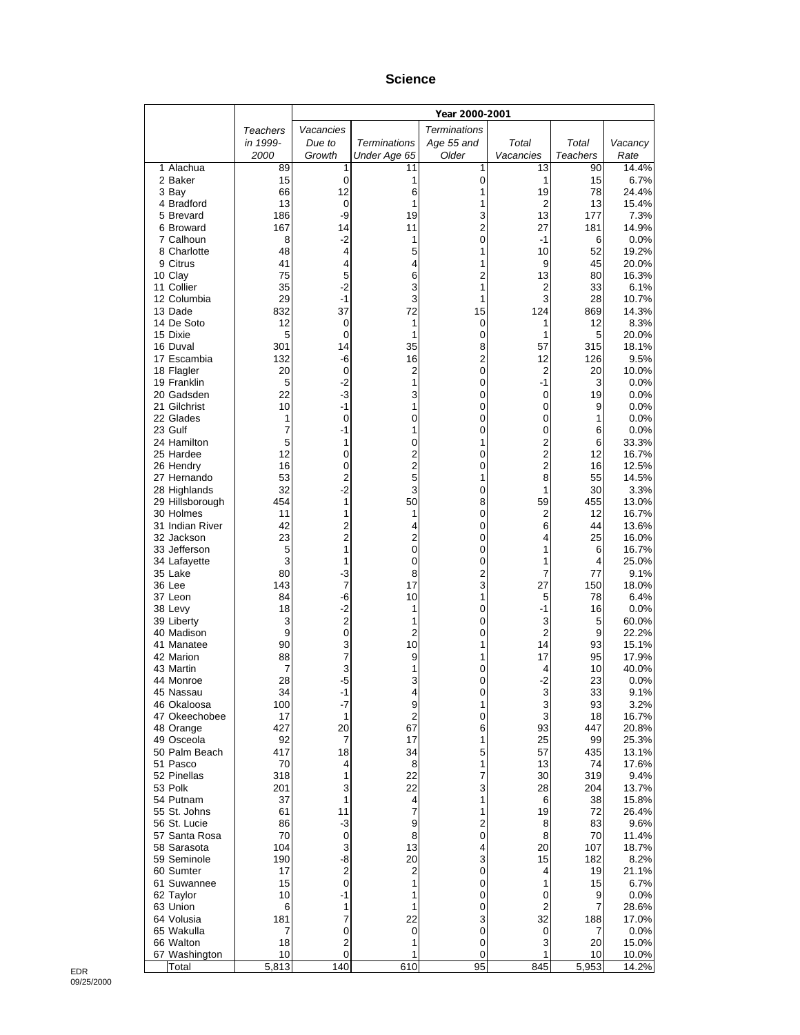# Science

| | Teachers in 1999-2000 | Year 2000-2001 | | | | | |
|---|---|---|---|---|---|---|---|
| | | Vacancies Due to Growth | Terminations Under Age 65 | Terminations Age 55 and Older | Total Vacancies | Total Teachers | Vacancy Rate |
| 1 Alachua | 89 | 1 | 11 | 1 | 13 | 90 | 14.4% |
| 2 Baker | 15 | 0 | 1 | 0 | 1 | 15 | 6.7% |
| 3 Bay | 66 | 12 | 6 | 1 | 19 | 78 | 24.4% |
| 4 Bradford | 13 | 0 | 1 | 1 | 2 | 13 | 15.4% |
| 5 Brevard | 186 | -9 | 19 | 3 | 13 | 177 | 7.3% |
| 6 Broward | 167 | 14 | 11 | 2 | 27 | 181 | 14.9% |
| 7 Calhoun | 8 | -2 | 1 | 0 | -1 | 6 | 0.0% |
| 8 Charlotte | 48 | 4 | 5 | 1 | 10 | 52 | 19.2% |
| 9 Citrus | 41 | 4 | 4 | 1 | 9 | 45 | 20.0% |
| 10 Clay | 75 | 5 | 6 | 2 | 13 | 80 | 16.3% |
| 11 Collier | 35 | -2 | 3 | 1 | 2 | 33 | 6.1% |
| 12 Columbia | 29 | -1 | 3 | 1 | 3 | 28 | 10.7% |
| 13 Dade | 832 | 37 | 72 | 15 | 124 | 869 | 14.3% |
| 14 De Soto | 12 | 0 | 1 | 0 | 1 | 12 | 8.3% |
| 15 Dixie | 5 | 0 | 1 | 0 | 1 | 5 | 20.0% |
| 16 Duval | 301 | 14 | 35 | 8 | 57 | 315 | 18.1% |
| 17 Escambia | 132 | -6 | 16 | 2 | 12 | 126 | 9.5% |
| 18 Flagler | 20 | 0 | 2 | 0 | 2 | 20 | 10.0% |
| 19 Franklin | 5 | -2 | 1 | 0 | -1 | 3 | 0.0% |
| 20 Gadsden | 22 | -3 | 3 | 0 | 0 | 19 | 0.0% |
| 21 Gilchrist | 10 | -1 | 1 | 0 | 0 | 9 | 0.0% |
| 22 Glades | 1 | 0 | 0 | 0 | 0 | 1 | 0.0% |
| 23 Gulf | 7 | -1 | 1 | 0 | 0 | 6 | 0.0% |
| 24 Hamilton | 5 | 1 | 0 | 1 | 2 | 6 | 33.3% |
| 25 Hardee | 12 | 0 | 2 | 0 | 2 | 12 | 16.7% |
| 26 Hendry | 16 | 0 | 2 | 0 | 2 | 16 | 12.5% |
| 27 Hernando | 53 | 2 | 5 | 1 | 8 | 55 | 14.5% |
| 28 Highlands | 32 | -2 | 3 | 0 | 1 | 30 | 3.3% |
| 29 Hillsborough | 454 | 1 | 50 | 8 | 59 | 455 | 13.0% |
| 30 Holmes | 11 | 1 | 1 | 0 | 2 | 12 | 16.7% |
| 31 Indian River | 42 | 2 | 4 | 0 | 6 | 44 | 13.6% |
| 32 Jackson | 23 | 2 | 2 | 0 | 4 | 25 | 16.0% |
| 33 Jefferson | 5 | 1 | 0 | 0 | 1 | 6 | 16.7% |
| 34 Lafayette | 3 | 1 | 0 | 0 | 1 | 4 | 25.0% |
| 35 Lake | 80 | -3 | 8 | 2 | 7 | 77 | 9.1% |
| 36 Lee | 143 | 7 | 17 | 3 | 27 | 150 | 18.0% |
| 37 Leon | 84 | -6 | 10 | 1 | 5 | 78 | 6.4% |
| 38 Levy | 18 | -2 | 1 | 0 | -1 | 16 | 0.0% |
| 39 Liberty | 3 | 2 | 1 | 0 | 3 | 5 | 60.0% |
| 40 Madison | 9 | 0 | 2 | 0 | 2 | 9 | 22.2% |
| 41 Manatee | 90 | 3 | 10 | 1 | 14 | 93 | 15.1% |
| 42 Marion | 88 | 7 | 9 | 1 | 17 | 95 | 17.9% |
| 43 Martin | 7 | 3 | 1 | 0 | 4 | 10 | 40.0% |
| 44 Monroe | 28 | -5 | 3 | 0 | -2 | 23 | 0.0% |
| 45 Nassau | 34 | -1 | 4 | 0 | 3 | 33 | 9.1% |
| 46 Okaloosa | 100 | -7 | 9 | 1 | 3 | 93 | 3.2% |
| 47 Okeechobee | 17 | 1 | 2 | 0 | 3 | 18 | 16.7% |
| 48 Orange | 427 | 20 | 67 | 6 | 93 | 447 | 20.8% |
| 49 Osceola | 92 | 7 | 17 | 1 | 25 | 99 | 25.3% |
| 50 Palm Beach | 417 | 18 | 34 | 5 | 57 | 435 | 13.1% |
| 51 Pasco | 70 | 4 | 8 | 1 | 13 | 74 | 17.6% |
| 52 Pinellas | 318 | 1 | 22 | 7 | 30 | 319 | 9.4% |
| 53 Polk | 201 | 3 | 22 | 3 | 28 | 204 | 13.7% |
| 54 Putnam | 37 | 1 | 4 | 1 | 6 | 38 | 15.8% |
| 55 St. Johns | 61 | 11 | 7 | 1 | 19 | 72 | 26.4% |
| 56 St. Lucie | 86 | -3 | 9 | 2 | 8 | 83 | 9.6% |
| 57 Santa Rosa | 70 | 0 | 8 | 0 | 8 | 70 | 11.4% |
| 58 Sarasota | 104 | 3 | 13 | 4 | 20 | 107 | 18.7% |
| 59 Seminole | 190 | -8 | 20 | 3 | 15 | 182 | 8.2% |
| 60 Sumter | 17 | 2 | 2 | 0 | 4 | 19 | 21.1% |
| 61 Suwannee | 15 | 0 | 1 | 0 | 1 | 15 | 6.7% |
| 62 Taylor | 10 | -1 | 1 | 0 | 0 | 9 | 0.0% |
| 63 Union | 6 | 1 | 1 | 0 | 2 | 7 | 28.6% |
| 64 Volusia | 181 | 7 | 22 | 3 | 32 | 188 | 17.0% |
| 65 Wakulla | 7 | 0 | 0 | 0 | 0 | 7 | 0.0% |
| 66 Walton | 18 | 2 | 1 | 0 | 3 | 20 | 15.0% |
| 67 Washington | 10 | 0 | 1 | 0 | 1 | 10 | 10.0% |
| Total | 5,813 | 140 | 610 | 95 | 845 | 5,953 | 14.2% |

EDR
09/25/2000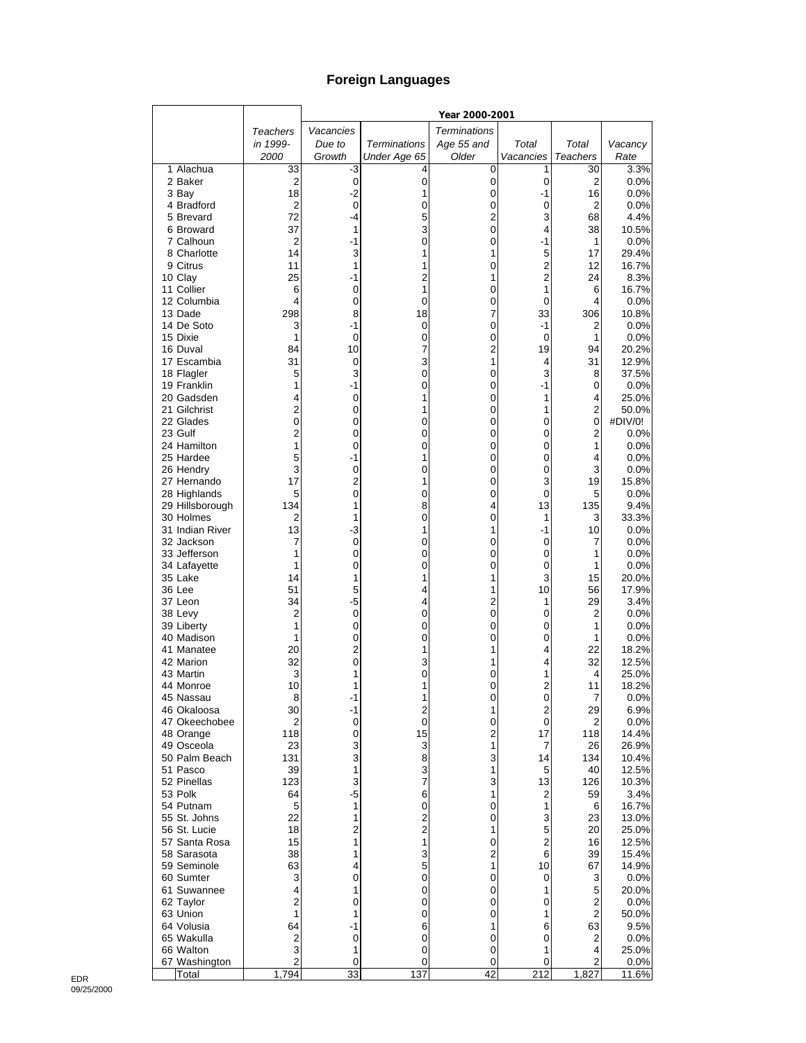# Foreign Languages

| | Teachers in 1999-2000 | Year 2000-2001 | | | | | |
|---|---|---|---|---|---|---|---|
| | | Vacancies Due to Growth | Terminations Under Age 65 | Terminations Age 55 and Older | Total Vacancies | Total Teachers | Vacancy Rate |
| 1 Alachua | 33 | -3 | 4 | 0 | 1 | 30 | 3.3% |
| 2 Baker | 2 | 0 | 0 | 0 | 0 | 2 | 0.0% |
| 3 Bay | 18 | -2 | 1 | 0 | -1 | 16 | 0.0% |
| 4 Bradford | 2 | 0 | 0 | 0 | 0 | 2 | 0.0% |
| 5 Brevard | 72 | -4 | 5 | 2 | 3 | 68 | 4.4% |
| 6 Broward | 37 | 1 | 3 | 0 | 4 | 38 | 10.5% |
| 7 Calhoun | 2 | -1 | 0 | 0 | -1 | 1 | 0.0% |
| 8 Charlotte | 14 | 3 | 1 | 1 | 5 | 17 | 29.4% |
| 9 Citrus | 11 | 1 | 1 | 0 | 2 | 12 | 16.7% |
| 10 Clay | 25 | -1 | 2 | 1 | 2 | 24 | 8.3% |
| 11 Collier | 6 | 0 | 1 | 0 | 1 | 6 | 16.7% |
| 12 Columbia | 4 | 0 | 0 | 0 | 0 | 4 | 0.0% |
| 13 Dade | 298 | 8 | 18 | 7 | 33 | 306 | 10.8% |
| 14 De Soto | 3 | -1 | 0 | 0 | -1 | 2 | 0.0% |
| 15 Dixie | 1 | 0 | 0 | 0 | 0 | 1 | 0.0% |
| 16 Duval | 84 | 10 | 7 | 2 | 19 | 94 | 20.2% |
| 17 Escambia | 31 | 0 | 3 | 1 | 4 | 31 | 12.9% |
| 18 Flagler | 5 | 3 | 0 | 0 | 3 | 8 | 37.5% |
| 19 Franklin | 1 | -1 | 0 | 0 | -1 | 0 | 0.0% |
| 20 Gadsden | 4 | 0 | 1 | 0 | 1 | 4 | 25.0% |
| 21 Gilchrist | 2 | 0 | 1 | 0 | 1 | 2 | 50.0% |
| 22 Glades | 0 | 0 | 0 | 0 | 0 | 0 | #DIV/0! |
| 23 Gulf | 2 | 0 | 0 | 0 | 0 | 2 | 0.0% |
| 24 Hamilton | 1 | 0 | 0 | 0 | 0 | 1 | 0.0% |
| 25 Hardee | 5 | -1 | 1 | 0 | 0 | 4 | 0.0% |
| 26 Hendry | 3 | 0 | 0 | 0 | 0 | 3 | 0.0% |
| 27 Hernando | 17 | 2 | 1 | 0 | 3 | 19 | 15.8% |
| 28 Highlands | 5 | 0 | 0 | 0 | 0 | 5 | 0.0% |
| 29 Hillsborough | 134 | 1 | 8 | 4 | 13 | 135 | 9.4% |
| 30 Holmes | 2 | 1 | 0 | 0 | 1 | 3 | 33.3% |
| 31 Indian River | 13 | -3 | 1 | 1 | -1 | 10 | 0.0% |
| 32 Jackson | 7 | 0 | 0 | 0 | 0 | 7 | 0.0% |
| 33 Jefferson | 1 | 0 | 0 | 0 | 0 | 1 | 0.0% |
| 34 Lafayette | 1 | 0 | 0 | 0 | 0 | 1 | 0.0% |
| 35 Lake | 14 | 1 | 1 | 1 | 3 | 15 | 20.0% |
| 36 Lee | 51 | 5 | 4 | 1 | 10 | 56 | 17.9% |
| 37 Leon | 34 | -5 | 4 | 2 | 1 | 29 | 3.4% |
| 38 Levy | 2 | 0 | 0 | 0 | 0 | 2 | 0.0% |
| 39 Liberty | 1 | 0 | 0 | 0 | 0 | 1 | 0.0% |
| 40 Madison | 1 | 0 | 0 | 0 | 0 | 1 | 0.0% |
| 41 Manatee | 20 | 2 | 1 | 1 | 4 | 22 | 18.2% |
| 42 Marion | 32 | 0 | 3 | 1 | 4 | 32 | 12.5% |
| 43 Martin | 3 | 1 | 0 | 0 | 1 | 4 | 25.0% |
| 44 Monroe | 10 | 1 | 1 | 0 | 2 | 11 | 18.2% |
| 45 Nassau | 8 | -1 | 1 | 0 | 0 | 7 | 0.0% |
| 46 Okaloosa | 30 | -1 | 2 | 1 | 2 | 29 | 6.9% |
| 47 Okeechobee | 2 | 0 | 0 | 0 | 0 | 2 | 0.0% |
| 48 Orange | 118 | 0 | 15 | 2 | 17 | 118 | 14.4% |
| 49 Osceola | 23 | 3 | 3 | 1 | 7 | 26 | 26.9% |
| 50 Palm Beach | 131 | 3 | 8 | 3 | 14 | 134 | 10.4% |
| 51 Pasco | 39 | 1 | 3 | 1 | 5 | 40 | 12.5% |
| 52 Pinellas | 123 | 3 | 7 | 3 | 13 | 126 | 10.3% |
| 53 Polk | 64 | -5 | 6 | 1 | 2 | 59 | 3.4% |
| 54 Putnam | 5 | 1 | 0 | 0 | 1 | 6 | 16.7% |
| 55 St. Johns | 22 | 1 | 2 | 0 | 3 | 23 | 13.0% |
| 56 St. Lucie | 18 | 2 | 2 | 1 | 5 | 20 | 25.0% |
| 57 Santa Rosa | 15 | 1 | 1 | 0 | 2 | 16 | 12.5% |
| 58 Sarasota | 38 | 1 | 3 | 2 | 6 | 39 | 15.4% |
| 59 Seminole | 63 | 4 | 5 | 1 | 10 | 67 | 14.9% |
| 60 Sumter | 3 | 0 | 0 | 0 | 0 | 3 | 0.0% |
| 61 Suwannee | 4 | 1 | 0 | 0 | 1 | 5 | 20.0% |
| 62 Taylor | 2 | 0 | 0 | 0 | 0 | 2 | 0.0% |
| 63 Union | 1 | 1 | 0 | 0 | 1 | 2 | 50.0% |
| 64 Volusia | 64 | -1 | 6 | 1 | 6 | 63 | 9.5% |
| 65 Wakulla | 2 | 0 | 0 | 0 | 0 | 2 | 0.0% |
| 66 Walton | 3 | 1 | 0 | 0 | 1 | 4 | 25.0% |
| 67 Washington | 2 | 0 | 0 | 0 | 0 | 2 | 0.0% |
| Total | 1,794 | 33 | 137 | 42 | 212 | 1,827 | 11.6% |

EDR
09/25/2000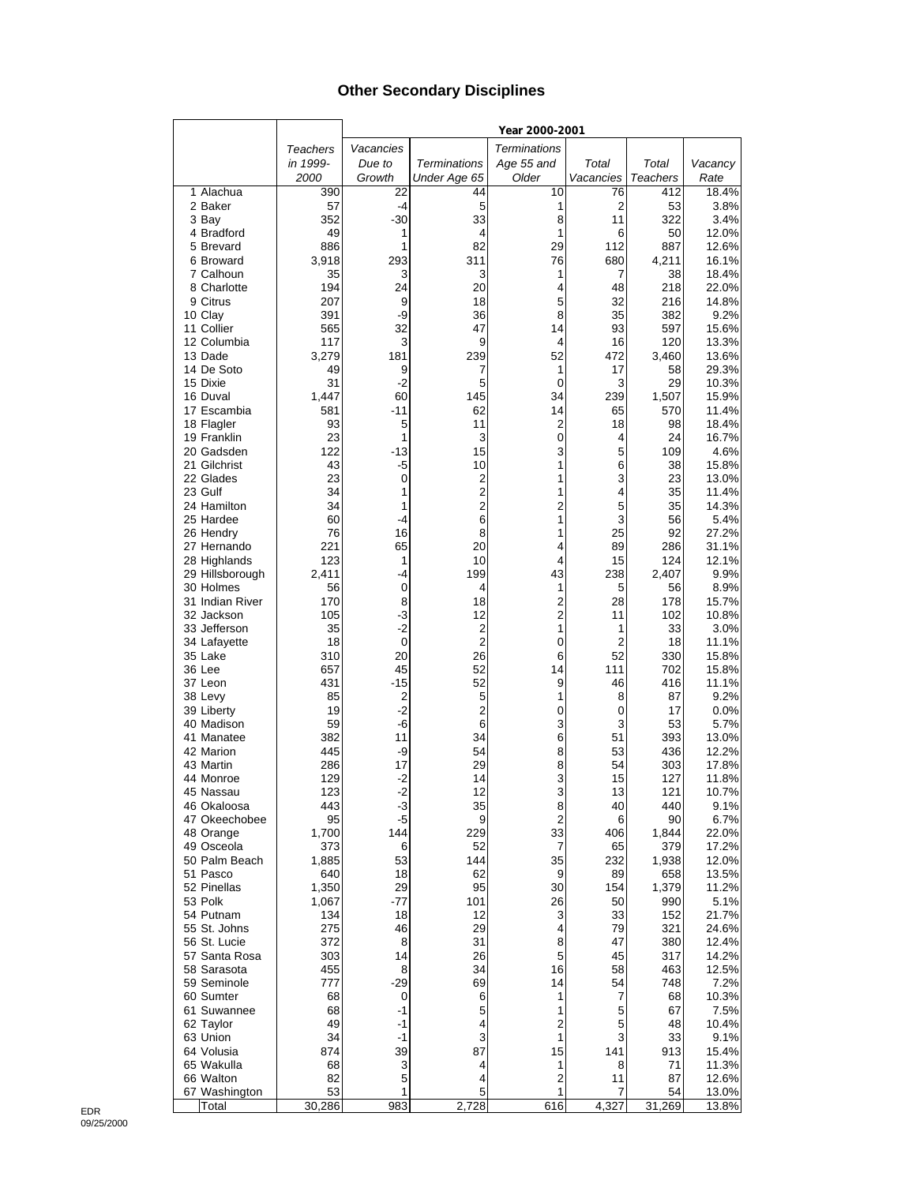# Other Secondary Disciplines

| | Teachers in 1999-2000 | Year 2000-2001 | | | | | |
|---|---|---|---|---|---|---|---|
| | | Vacancies Due to Growth | Terminations Under Age 65 | Terminations Age 55 and Older | Total Vacancies | Total Teachers | Vacancy Rate |
| 1 Alachua | 390 | 22 | 44 | 10 | 76 | 412 | 18.4% |
| 2 Baker | 57 | -4 | 5 | 1 | 2 | 53 | 3.8% |
| 3 Bay | 352 | -30 | 33 | 8 | 11 | 322 | 3.4% |
| 4 Bradford | 49 | 1 | 4 | 1 | 6 | 50 | 12.0% |
| 5 Brevard | 886 | 1 | 82 | 29 | 112 | 887 | 12.6% |
| 6 Broward | 3,918 | 293 | 311 | 76 | 680 | 4,211 | 16.1% |
| 7 Calhoun | 35 | 3 | 3 | 1 | 7 | 38 | 18.4% |
| 8 Charlotte | 194 | 24 | 20 | 4 | 48 | 218 | 22.0% |
| 9 Citrus | 207 | 9 | 18 | 5 | 32 | 216 | 14.8% |
| 10 Clay | 391 | -9 | 36 | 8 | 35 | 382 | 9.2% |
| 11 Collier | 565 | 32 | 47 | 14 | 93 | 597 | 15.6% |
| 12 Columbia | 117 | 3 | 9 | 4 | 16 | 120 | 13.3% |
| 13 Dade | 3,279 | 181 | 239 | 52 | 472 | 3,460 | 13.6% |
| 14 De Soto | 49 | 9 | 7 | 1 | 17 | 58 | 29.3% |
| 15 Dixie | 31 | -2 | 5 | 0 | 3 | 29 | 10.3% |
| 16 Duval | 1,447 | 60 | 145 | 34 | 239 | 1,507 | 15.9% |
| 17 Escambia | 581 | -11 | 62 | 14 | 65 | 570 | 11.4% |
| 18 Flagler | 93 | 5 | 11 | 2 | 18 | 98 | 18.4% |
| 19 Franklin | 23 | 1 | 3 | 0 | 4 | 24 | 16.7% |
| 20 Gadsden | 122 | -13 | 15 | 3 | 5 | 109 | 4.6% |
| 21 Gilchrist | 43 | -5 | 10 | 1 | 6 | 38 | 15.8% |
| 22 Glades | 23 | 0 | 2 | 1 | 3 | 23 | 13.0% |
| 23 Gulf | 34 | 1 | 2 | 1 | 4 | 35 | 11.4% |
| 24 Hamilton | 34 | 1 | 2 | 2 | 5 | 35 | 14.3% |
| 25 Hardee | 60 | -4 | 6 | 1 | 3 | 56 | 5.4% |
| 26 Hendry | 76 | 16 | 8 | 1 | 25 | 92 | 27.2% |
| 27 Hernando | 221 | 65 | 20 | 4 | 89 | 286 | 31.1% |
| 28 Highlands | 123 | 1 | 10 | 4 | 15 | 124 | 12.1% |
| 29 Hillsborough | 2,411 | -4 | 199 | 43 | 238 | 2,407 | 9.9% |
| 30 Holmes | 56 | 0 | 4 | 1 | 5 | 56 | 8.9% |
| 31 Indian River | 170 | 8 | 18 | 2 | 28 | 178 | 15.7% |
| 32 Jackson | 105 | -3 | 12 | 2 | 11 | 102 | 10.8% |
| 33 Jefferson | 35 | -2 | 2 | 1 | 1 | 33 | 3.0% |
| 34 Lafayette | 18 | 0 | 2 | 0 | 2 | 18 | 11.1% |
| 35 Lake | 310 | 20 | 26 | 6 | 52 | 330 | 15.8% |
| 36 Lee | 657 | 45 | 52 | 14 | 111 | 702 | 15.8% |
| 37 Leon | 431 | -15 | 52 | 9 | 46 | 416 | 11.1% |
| 38 Levy | 85 | 2 | 5 | 1 | 8 | 87 | 9.2% |
| 39 Liberty | 19 | -2 | 2 | 0 | 0 | 17 | 0.0% |
| 40 Madison | 59 | -6 | 6 | 3 | 3 | 53 | 5.7% |
| 41 Manatee | 382 | 11 | 34 | 6 | 51 | 393 | 13.0% |
| 42 Marion | 445 | -9 | 54 | 8 | 53 | 436 | 12.2% |
| 43 Martin | 286 | 17 | 29 | 8 | 54 | 303 | 17.8% |
| 44 Monroe | 129 | -2 | 14 | 3 | 15 | 127 | 11.8% |
| 45 Nassau | 123 | -2 | 12 | 3 | 13 | 121 | 10.7% |
| 46 Okaloosa | 443 | -3 | 35 | 8 | 40 | 440 | 9.1% |
| 47 Okeechobee | 95 | -5 | 9 | 2 | 6 | 90 | 6.7% |
| 48 Orange | 1,700 | 144 | 229 | 33 | 406 | 1,844 | 22.0% |
| 49 Osceola | 373 | 6 | 52 | 7 | 65 | 379 | 17.2% |
| 50 Palm Beach | 1,885 | 53 | 144 | 35 | 232 | 1,938 | 12.0% |
| 51 Pasco | 640 | 18 | 62 | 9 | 89 | 658 | 13.5% |
| 52 Pinellas | 1,350 | 29 | 95 | 30 | 154 | 1,379 | 11.2% |
| 53 Polk | 1,067 | -77 | 101 | 26 | 50 | 990 | 5.1% |
| 54 Putnam | 134 | 18 | 12 | 3 | 33 | 152 | 21.7% |
| 55 St. Johns | 275 | 46 | 29 | 4 | 79 | 321 | 24.6% |
| 56 St. Lucie | 372 | 8 | 31 | 8 | 47 | 380 | 12.4% |
| 57 Santa Rosa | 303 | 14 | 26 | 5 | 45 | 317 | 14.2% |
| 58 Sarasota | 455 | 8 | 34 | 16 | 58 | 463 | 12.5% |
| 59 Seminole | 777 | -29 | 69 | 14 | 54 | 748 | 7.2% |
| 60 Sumter | 68 | 0 | 6 | 1 | 7 | 68 | 10.3% |
| 61 Suwannee | 68 | -1 | 5 | 1 | 5 | 67 | 7.5% |
| 62 Taylor | 49 | -1 | 4 | 2 | 5 | 48 | 10.4% |
| 63 Union | 34 | -1 | 3 | 1 | 3 | 33 | 9.1% |
| 64 Volusia | 874 | 39 | 87 | 15 | 141 | 913 | 15.4% |
| 65 Wakulla | 68 | 3 | 4 | 1 | 8 | 71 | 11.3% |
| 66 Walton | 82 | 5 | 4 | 2 | 11 | 87 | 12.6% |
| 67 Washington | 53 | 1 | 5 | 1 | 7 | 54 | 13.0% |
| Total | 30,286 | 983 | 2,728 | 616 | 4,327 | 31,269 | 13.8% |

EDR
09/25/2000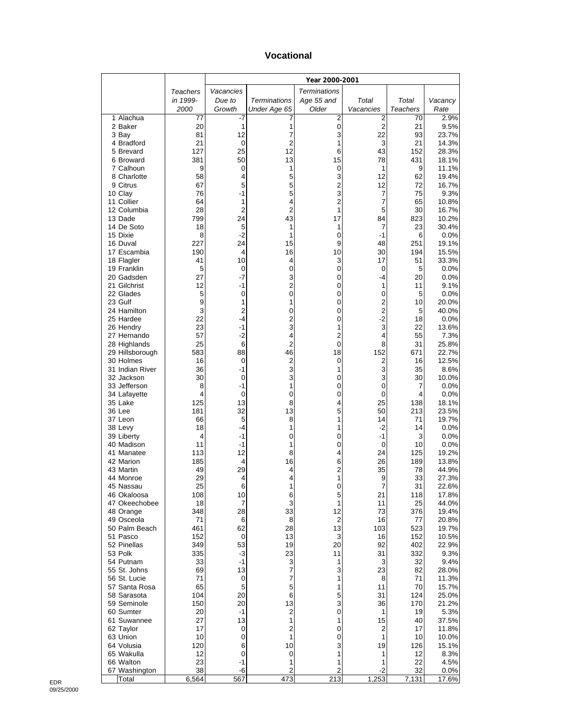## Vocational

| | Teachers in 1999-2000 | Year 2000-2001 | | | | | |
|---|---|---|---|---|---|---|---|
| | | Vacancies Due to Growth | Terminations Under Age 65 | Terminations Age 55 and Older | Total Vacancies | Total Teachers | Vacancy Rate |
| 1 Alachua | 77 | -7 | 7 | 2 | 2 | 70 | 2.9% |
| 2 Baker | 20 | 1 | 1 | 0 | 2 | 21 | 9.5% |
| 3 Bay | 81 | 12 | 7 | 3 | 22 | 93 | 23.7% |
| 4 Bradford | 21 | 0 | 2 | 1 | 3 | 21 | 14.3% |
| 5 Brevard | 127 | 25 | 12 | 6 | 43 | 152 | 28.3% |
| 6 Broward | 381 | 50 | 13 | 15 | 78 | 431 | 18.1% |
| 7 Calhoun | 9 | 0 | 1 | 0 | 1 | 9 | 11.1% |
| 8 Charlotte | 58 | 4 | 5 | 3 | 12 | 62 | 19.4% |
| 9 Citrus | 67 | 5 | 5 | 2 | 12 | 72 | 16.7% |
| 10 Clay | 76 | -1 | 5 | 3 | 7 | 75 | 9.3% |
| 11 Collier | 64 | 1 | 4 | 2 | 7 | 65 | 10.8% |
| 12 Columbia | 28 | 2 | 2 | 1 | 5 | 30 | 16.7% |
| 13 Dade | 799 | 24 | 43 | 17 | 84 | 823 | 10.2% |
| 14 De Soto | 18 | 5 | 1 | 1 | 7 | 23 | 30.4% |
| 15 Dixie | 8 | -2 | 1 | 0 | -1 | 6 | 0.0% |
| 16 Duval | 227 | 24 | 15 | 9 | 48 | 251 | 19.1% |
| 17 Escambia | 190 | 4 | 16 | 10 | 30 | 194 | 15.5% |
| 18 Flagler | 41 | 10 | 4 | 3 | 17 | 51 | 33.3% |
| 19 Franklin | 5 | 0 | 0 | 0 | 0 | 5 | 0.0% |
| 20 Gadsden | 27 | -7 | 3 | 0 | -4 | 20 | 0.0% |
| 21 Gilchrist | 12 | -1 | 2 | 0 | 1 | 11 | 9.1% |
| 22 Glades | 5 | 0 | 0 | 0 | 0 | 5 | 0.0% |
| 23 Gulf | 9 | 1 | 1 | 0 | 2 | 10 | 20.0% |
| 24 Hamilton | 3 | 2 | 0 | 0 | 2 | 5 | 40.0% |
| 25 Hardee | 22 | -4 | 2 | 0 | -2 | 18 | 0.0% |
| 26 Hendry | 23 | -1 | 3 | 1 | 3 | 22 | 13.6% |
| 27 Hernando | 57 | -2 | 4 | 2 | 4 | 55 | 7.3% |
| 28 Highlands | 25 | 6 | 2 | 0 | 8 | 31 | 25.8% |
| 29 Hillsborough | 583 | 88 | 46 | 18 | 152 | 671 | 22.7% |
| 30 Holmes | 16 | 0 | 2 | 0 | 2 | 16 | 12.5% |
| 31 Indian River | 36 | -1 | 3 | 1 | 3 | 35 | 8.6% |
| 32 Jackson | 30 | 0 | 3 | 0 | 3 | 30 | 10.0% |
| 33 Jefferson | 8 | -1 | 1 | 0 | 0 | 7 | 0.0% |
| 34 Lafayette | 4 | 0 | 0 | 0 | 0 | 4 | 0.0% |
| 35 Lake | 125 | 13 | 8 | 4 | 25 | 138 | 18.1% |
| 36 Lee | 181 | 32 | 13 | 5 | 50 | 213 | 23.5% |
| 37 Leon | 66 | 5 | 8 | 1 | 14 | 71 | 19.7% |
| 38 Levy | 18 | -4 | 1 | 1 | -2 | 14 | 0.0% |
| 39 Liberty | 4 | -1 | 0 | 0 | -1 | 3 | 0.0% |
| 40 Madison | 11 | -1 | 1 | 0 | 0 | 10 | 0.0% |
| 41 Manatee | 113 | 12 | 8 | 4 | 24 | 125 | 19.2% |
| 42 Marion | 185 | 4 | 16 | 6 | 26 | 189 | 13.8% |
| 43 Martin | 49 | 29 | 4 | 2 | 35 | 78 | 44.9% |
| 44 Monroe | 29 | 4 | 4 | 1 | 9 | 33 | 27.3% |
| 45 Nassau | 25 | 6 | 1 | 0 | 7 | 31 | 22.6% |
| 46 Okaloosa | 108 | 10 | 6 | 5 | 21 | 118 | 17.8% |
| 47 Okeechobee | 18 | 7 | 3 | 1 | 11 | 25 | 44.0% |
| 48 Orange | 348 | 28 | 33 | 12 | 73 | 376 | 19.4% |
| 49 Osceola | 71 | 6 | 8 | 2 | 16 | 77 | 20.8% |
| 50 Palm Beach | 461 | 62 | 28 | 13 | 103 | 523 | 19.7% |
| 51 Pasco | 152 | 0 | 13 | 3 | 16 | 152 | 10.5% |
| 52 Pinellas | 349 | 53 | 19 | 20 | 92 | 402 | 22.9% |
| 53 Polk | 335 | -3 | 23 | 11 | 31 | 332 | 9.3% |
| 54 Putnam | 33 | -1 | 3 | 1 | 3 | 32 | 9.4% |
| 55 St. Johns | 69 | 13 | 7 | 3 | 23 | 82 | 28.0% |
| 56 St. Lucie | 71 | 0 | 7 | 1 | 8 | 71 | 11.3% |
| 57 Santa Rosa | 65 | 5 | 5 | 1 | 11 | 70 | 15.7% |
| 58 Sarasota | 104 | 20 | 6 | 5 | 31 | 124 | 25.0% |
| 59 Seminole | 150 | 20 | 13 | 3 | 36 | 170 | 21.2% |
| 60 Sumter | 20 | -1 | 2 | 0 | 1 | 19 | 5.3% |
| 61 Suwannee | 27 | 13 | 1 | 1 | 15 | 40 | 37.5% |
| 62 Taylor | 17 | 0 | 2 | 0 | 2 | 17 | 11.8% |
| 63 Union | 10 | 0 | 1 | 0 | 1 | 10 | 10.0% |
| 64 Volusia | 120 | 6 | 10 | 3 | 19 | 126 | 15.1% |
| 65 Wakulla | 12 | 0 | 0 | 1 | 1 | 12 | 8.3% |
| 66 Walton | 23 | -1 | 1 | 1 | 1 | 22 | 4.5% |
| 67 Washington | 38 | -6 | 2 | 2 | -2 | 32 | 0.0% |
| Total | 6,564 | 567 | 473 | 213 | 1,253 | 7,131 | 17.6% |

EDR
09/25/2000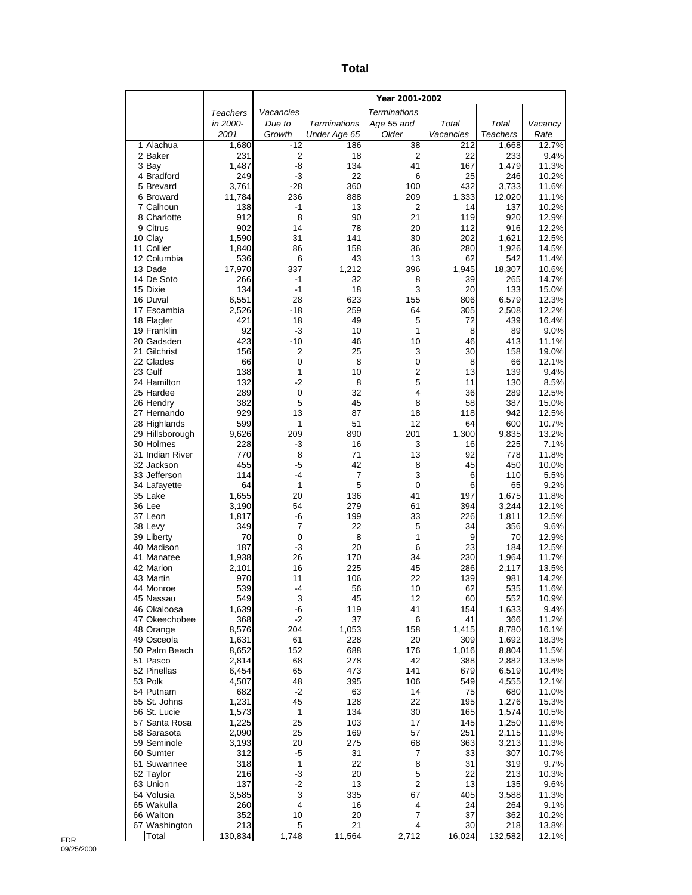## Total

| | Teachers in 2000-2001 | Year 2001-2002 | | | | | |
|---|---|---|---|---|---|---|---|
| | | Vacancies Due to Growth | Terminations Under Age 65 | Terminations Age 55 and Older | Total Vacancies | Total Teachers | Vacancy Rate |
| 1 Alachua | 1,680 | -12 | 186 | 38 | 212 | 1,668 | 12.7% |
| 2 Baker | 231 | 2 | 18 | 2 | 22 | 233 | 9.4% |
| 3 Bay | 1,487 | -8 | 134 | 41 | 167 | 1,479 | 11.3% |
| 4 Bradford | 249 | -3 | 22 | 6 | 25 | 246 | 10.2% |
| 5 Brevard | 3,761 | -28 | 360 | 100 | 432 | 3,733 | 11.6% |
| 6 Broward | 11,784 | 236 | 888 | 209 | 1,333 | 12,020 | 11.1% |
| 7 Calhoun | 138 | -1 | 13 | 2 | 14 | 137 | 10.2% |
| 8 Charlotte | 912 | 8 | 90 | 21 | 119 | 920 | 12.9% |
| 9 Citrus | 902 | 14 | 78 | 20 | 112 | 916 | 12.2% |
| 10 Clay | 1,590 | 31 | 141 | 30 | 202 | 1,621 | 12.5% |
| 11 Collier | 1,840 | 86 | 158 | 36 | 280 | 1,926 | 14.5% |
| 12 Columbia | 536 | 6 | 43 | 13 | 62 | 542 | 11.4% |
| 13 Dade | 17,970 | 337 | 1,212 | 396 | 1,945 | 18,307 | 10.6% |
| 14 De Soto | 266 | -1 | 32 | 8 | 39 | 265 | 14.7% |
| 15 Dixie | 134 | -1 | 18 | 3 | 20 | 133 | 15.0% |
| 16 Duval | 6,551 | 28 | 623 | 155 | 806 | 6,579 | 12.3% |
| 17 Escambia | 2,526 | -18 | 259 | 64 | 305 | 2,508 | 12.2% |
| 18 Flagler | 421 | 18 | 49 | 5 | 72 | 439 | 16.4% |
| 19 Franklin | 92 | -3 | 10 | 1 | 8 | 89 | 9.0% |
| 20 Gadsden | 423 | -10 | 46 | 10 | 46 | 413 | 11.1% |
| 21 Gilchrist | 156 | 2 | 25 | 3 | 30 | 158 | 19.0% |
| 22 Glades | 66 | 0 | 8 | 0 | 8 | 66 | 12.1% |
| 23 Gulf | 138 | 1 | 10 | 2 | 13 | 139 | 9.4% |
| 24 Hamilton | 132 | -2 | 8 | 5 | 11 | 130 | 8.5% |
| 25 Hardee | 289 | 0 | 32 | 4 | 36 | 289 | 12.5% |
| 26 Hendry | 382 | 5 | 45 | 8 | 58 | 387 | 15.0% |
| 27 Hernando | 929 | 13 | 87 | 18 | 118 | 942 | 12.5% |
| 28 Highlands | 599 | 1 | 51 | 12 | 64 | 600 | 10.7% |
| 29 Hillsborough | 9,626 | 209 | 890 | 201 | 1,300 | 9,835 | 13.2% |
| 30 Holmes | 228 | -3 | 16 | 3 | 16 | 225 | 7.1% |
| 31 Indian River | 770 | 8 | 71 | 13 | 92 | 778 | 11.8% |
| 32 Jackson | 455 | -5 | 42 | 8 | 45 | 450 | 10.0% |
| 33 Jefferson | 114 | -4 | 7 | 3 | 6 | 110 | 5.5% |
| 34 Lafayette | 64 | 1 | 5 | 0 | 6 | 65 | 9.2% |
| 35 Lake | 1,655 | 20 | 136 | 41 | 197 | 1,675 | 11.8% |
| 36 Lee | 3,190 | 54 | 279 | 61 | 394 | 3,244 | 12.1% |
| 37 Leon | 1,817 | -6 | 199 | 33 | 226 | 1,811 | 12.5% |
| 38 Levy | 349 | 7 | 22 | 5 | 34 | 356 | 9.6% |
| 39 Liberty | 70 | 0 | 8 | 1 | 9 | 70 | 12.9% |
| 40 Madison | 187 | -3 | 20 | 6 | 23 | 184 | 12.5% |
| 41 Manatee | 1,938 | 26 | 170 | 34 | 230 | 1,964 | 11.7% |
| 42 Marion | 2,101 | 16 | 225 | 45 | 286 | 2,117 | 13.5% |
| 43 Martin | 970 | 11 | 106 | 22 | 139 | 981 | 14.2% |
| 44 Monroe | 539 | -4 | 56 | 10 | 62 | 535 | 11.6% |
| 45 Nassau | 549 | 3 | 45 | 12 | 60 | 552 | 10.9% |
| 46 Okaloosa | 1,639 | -6 | 119 | 41 | 154 | 1,633 | 9.4% |
| 47 Okeechobee | 368 | -2 | 37 | 6 | 41 | 366 | 11.2% |
| 48 Orange | 8,576 | 204 | 1,053 | 158 | 1,415 | 8,780 | 16.1% |
| 49 Osceola | 1,631 | 61 | 228 | 20 | 309 | 1,692 | 18.3% |
| 50 Palm Beach | 8,652 | 152 | 688 | 176 | 1,016 | 8,804 | 11.5% |
| 51 Pasco | 2,814 | 68 | 278 | 42 | 388 | 2,882 | 13.5% |
| 52 Pinellas | 6,454 | 65 | 473 | 141 | 679 | 6,519 | 10.4% |
| 53 Polk | 4,507 | 48 | 395 | 106 | 549 | 4,555 | 12.1% |
| 54 Putnam | 682 | -2 | 63 | 14 | 75 | 680 | 11.0% |
| 55 St. Johns | 1,231 | 45 | 128 | 22 | 195 | 1,276 | 15.3% |
| 56 St. Lucie | 1,573 | 1 | 134 | 30 | 165 | 1,574 | 10.5% |
| 57 Santa Rosa | 1,225 | 25 | 103 | 17 | 145 | 1,250 | 11.6% |
| 58 Sarasota | 2,090 | 25 | 169 | 57 | 251 | 2,115 | 11.9% |
| 59 Seminole | 3,193 | 20 | 275 | 68 | 363 | 3,213 | 11.3% |
| 60 Sumter | 312 | -5 | 31 | 7 | 33 | 307 | 10.7% |
| 61 Suwannee | 318 | 1 | 22 | 8 | 31 | 319 | 9.7% |
| 62 Taylor | 216 | -3 | 20 | 5 | 22 | 213 | 10.3% |
| 63 Union | 137 | -2 | 13 | 2 | 13 | 135 | 9.6% |
| 64 Volusia | 3,585 | 3 | 335 | 67 | 405 | 3,588 | 11.3% |
| 65 Wakulla | 260 | 4 | 16 | 4 | 24 | 264 | 9.1% |
| 66 Walton | 352 | 10 | 20 | 7 | 37 | 362 | 10.2% |
| 67 Washington | 213 | 5 | 21 | 4 | 30 | 218 | 13.8% |
| Total | 130,834 | 1,748 | 11,564 | 2,712 | 16,024 | 132,582 | 12.1% |

EDR
09/25/2000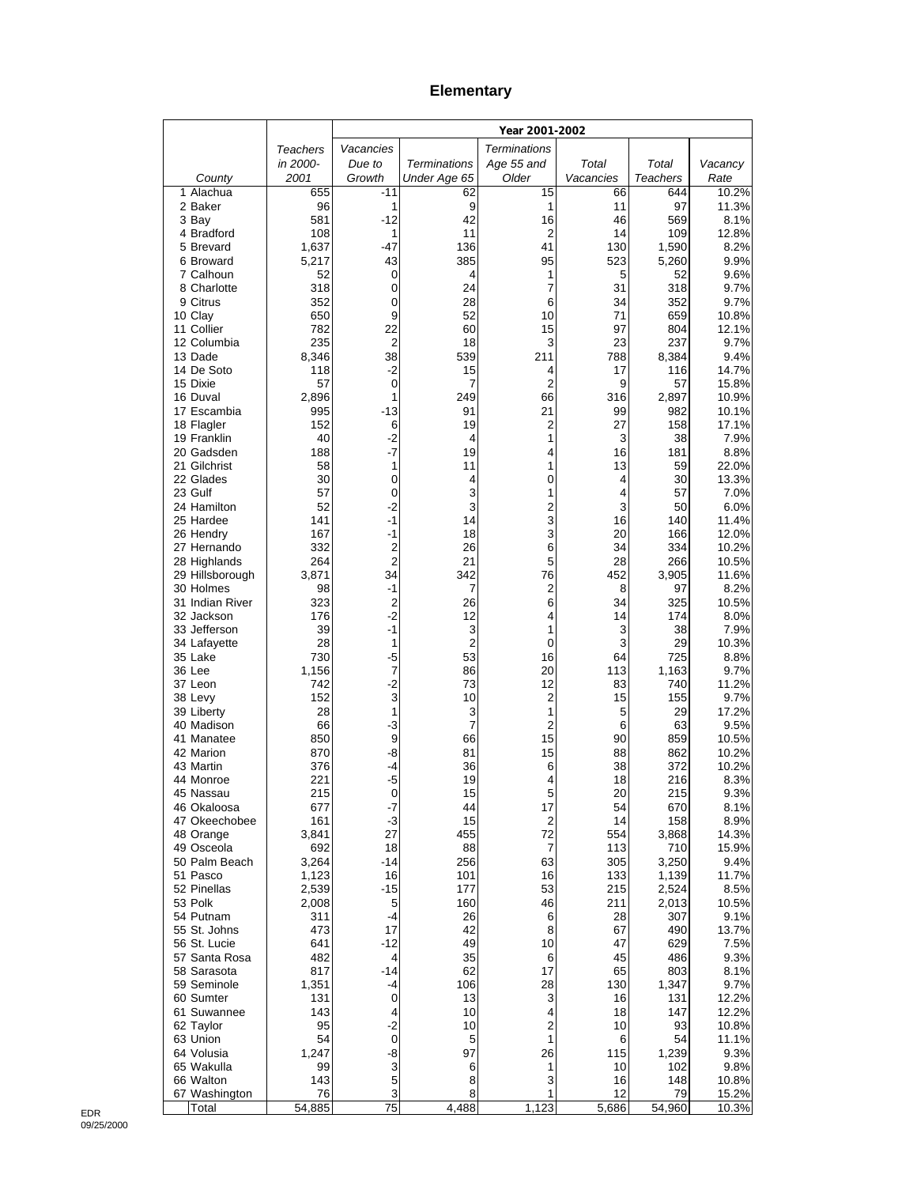# Elementary

| County | Teachers in 2000-2001 | Year 2001-2002 | | | | | |
|---|---|---|---|---|---|---|---|
| | | Vacancies Due to Growth | Terminations Under Age 65 | Terminations Age 55 and Older | Total Vacancies | Total Teachers | Vacancy Rate |
| 1 Alachua | 655 | -11 | 62 | 15 | 66 | 644 | 10.2% |
| 2 Baker | 96 | 1 | 9 | 1 | 11 | 97 | 11.3% |
| 3 Bay | 581 | -12 | 42 | 16 | 46 | 569 | 8.1% |
| 4 Bradford | 108 | 1 | 11 | 2 | 14 | 109 | 12.8% |
| 5 Brevard | 1,637 | -47 | 136 | 41 | 130 | 1,590 | 8.2% |
| 6 Broward | 5,217 | 43 | 385 | 95 | 523 | 5,260 | 9.9% |
| 7 Calhoun | 52 | 0 | 4 | 1 | 5 | 52 | 9.6% |
| 8 Charlotte | 318 | 0 | 24 | 7 | 31 | 318 | 9.7% |
| 9 Citrus | 352 | 0 | 28 | 6 | 34 | 352 | 9.7% |
| 10 Clay | 650 | 9 | 52 | 10 | 71 | 659 | 10.8% |
| 11 Collier | 782 | 22 | 60 | 15 | 97 | 804 | 12.1% |
| 12 Columbia | 235 | 2 | 18 | 3 | 23 | 237 | 9.7% |
| 13 Dade | 8,346 | 38 | 539 | 211 | 788 | 8,384 | 9.4% |
| 14 De Soto | 118 | -2 | 15 | 4 | 17 | 116 | 14.7% |
| 15 Dixie | 57 | 0 | 7 | 2 | 9 | 57 | 15.8% |
| 16 Duval | 2,896 | 1 | 249 | 66 | 316 | 2,897 | 10.9% |
| 17 Escambia | 995 | -13 | 91 | 21 | 99 | 982 | 10.1% |
| 18 Flagler | 152 | 6 | 19 | 2 | 27 | 158 | 17.1% |
| 19 Franklin | 40 | -2 | 4 | 1 | 3 | 38 | 7.9% |
| 20 Gadsden | 188 | -7 | 19 | 4 | 16 | 181 | 8.8% |
| 21 Gilchrist | 58 | 1 | 11 | 1 | 13 | 59 | 22.0% |
| 22 Glades | 30 | 0 | 4 | 0 | 4 | 30 | 13.3% |
| 23 Gulf | 57 | 0 | 3 | 1 | 4 | 57 | 7.0% |
| 24 Hamilton | 52 | -2 | 3 | 2 | 3 | 50 | 6.0% |
| 25 Hardee | 141 | -1 | 14 | 3 | 16 | 140 | 11.4% |
| 26 Hendry | 167 | -1 | 18 | 3 | 20 | 166 | 12.0% |
| 27 Hernando | 332 | 2 | 26 | 6 | 34 | 334 | 10.2% |
| 28 Highlands | 264 | 2 | 21 | 5 | 28 | 266 | 10.5% |
| 29 Hillsborough | 3,871 | 34 | 342 | 76 | 452 | 3,905 | 11.6% |
| 30 Holmes | 98 | -1 | 7 | 2 | 8 | 97 | 8.2% |
| 31 Indian River | 323 | 2 | 26 | 6 | 34 | 325 | 10.5% |
| 32 Jackson | 176 | -2 | 12 | 4 | 14 | 174 | 8.0% |
| 33 Jefferson | 39 | -1 | 3 | 1 | 3 | 38 | 7.9% |
| 34 Lafayette | 28 | 1 | 2 | 0 | 3 | 29 | 10.3% |
| 35 Lake | 730 | -5 | 53 | 16 | 64 | 725 | 8.8% |
| 36 Lee | 1,156 | 7 | 86 | 20 | 113 | 1,163 | 9.7% |
| 37 Leon | 742 | -2 | 73 | 12 | 83 | 740 | 11.2% |
| 38 Levy | 152 | 3 | 10 | 2 | 15 | 155 | 9.7% |
| 39 Liberty | 28 | 1 | 3 | 1 | 5 | 29 | 17.2% |
| 40 Madison | 66 | -3 | 7 | 2 | 6 | 63 | 9.5% |
| 41 Manatee | 850 | 9 | 66 | 15 | 90 | 859 | 10.5% |
| 42 Marion | 870 | -8 | 81 | 15 | 88 | 862 | 10.2% |
| 43 Martin | 376 | -4 | 36 | 6 | 38 | 372 | 10.2% |
| 44 Monroe | 221 | -5 | 19 | 4 | 18 | 216 | 8.3% |
| 45 Nassau | 215 | 0 | 15 | 5 | 20 | 215 | 9.3% |
| 46 Okaloosa | 677 | -7 | 44 | 17 | 54 | 670 | 8.1% |
| 47 Okeechobee | 161 | -3 | 15 | 2 | 14 | 158 | 8.9% |
| 48 Orange | 3,841 | 27 | 455 | 72 | 554 | 3,868 | 14.3% |
| 49 Osceola | 692 | 18 | 88 | 7 | 113 | 710 | 15.9% |
| 50 Palm Beach | 3,264 | -14 | 256 | 63 | 305 | 3,250 | 9.4% |
| 51 Pasco | 1,123 | 16 | 101 | 16 | 133 | 1,139 | 11.7% |
| 52 Pinellas | 2,539 | -15 | 177 | 53 | 215 | 2,524 | 8.5% |
| 53 Polk | 2,008 | 5 | 160 | 46 | 211 | 2,013 | 10.5% |
| 54 Putnam | 311 | -4 | 26 | 6 | 28 | 307 | 9.1% |
| 55 St. Johns | 473 | 17 | 42 | 8 | 67 | 490 | 13.7% |
| 56 St. Lucie | 641 | -12 | 49 | 10 | 47 | 629 | 7.5% |
| 57 Santa Rosa | 482 | 4 | 35 | 6 | 45 | 486 | 9.3% |
| 58 Sarasota | 817 | -14 | 62 | 17 | 65 | 803 | 8.1% |
| 59 Seminole | 1,351 | -4 | 106 | 28 | 130 | 1,347 | 9.7% |
| 60 Sumter | 131 | 0 | 13 | 3 | 16 | 131 | 12.2% |
| 61 Suwannee | 143 | 4 | 10 | 4 | 18 | 147 | 12.2% |
| 62 Taylor | 95 | -2 | 10 | 2 | 10 | 93 | 10.8% |
| 63 Union | 54 | 0 | 5 | 1 | 6 | 54 | 11.1% |
| 64 Volusia | 1,247 | -8 | 97 | 26 | 115 | 1,239 | 9.3% |
| 65 Wakulla | 99 | 3 | 6 | 1 | 10 | 102 | 9.8% |
| 66 Walton | 143 | 5 | 8 | 3 | 16 | 148 | 10.8% |
| 67 Washington | 76 | 3 | 8 | 1 | 12 | 79 | 15.2% |
| Total | 54,885 | 75 | 4,488 | 1,123 | 5,686 | 54,960 | 10.3% |

EDR
09/25/2000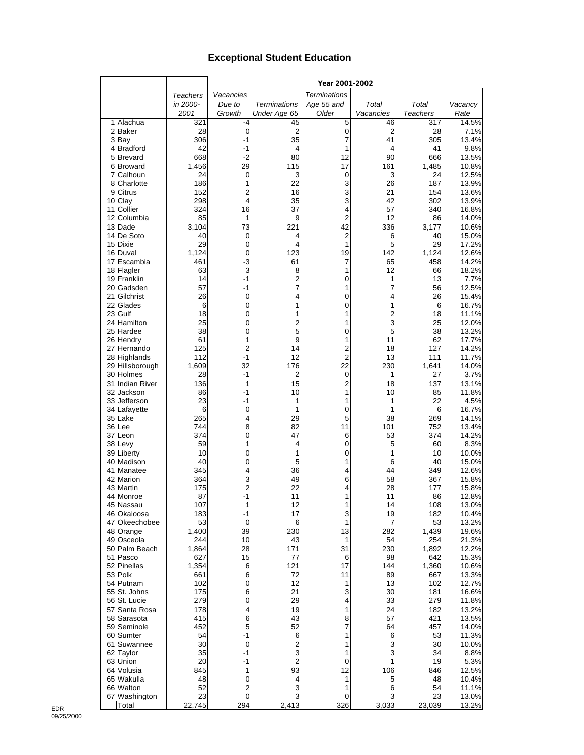# Exceptional Student Education

| | Teachers in 2000-2001 | Year 2001-2002 | | | | | |
|---|---|---|---|---|---|---|---|
| | | Vacancies Due to Growth | Terminations Under Age 65 | Terminations Age 55 and Older | Total Vacancies | Total Teachers | Vacancy Rate |
| 1 Alachua | 321 | -4 | 45 | 5 | 46 | 317 | 14.5% |
| 2 Baker | 28 | 0 | 2 | 0 | 2 | 28 | 7.1% |
| 3 Bay | 306 | -1 | 35 | 7 | 41 | 305 | 13.4% |
| 4 Bradford | 42 | -1 | 4 | 1 | 4 | 41 | 9.8% |
| 5 Brevard | 668 | -2 | 80 | 12 | 90 | 666 | 13.5% |
| 6 Broward | 1,456 | 29 | 115 | 17 | 161 | 1,485 | 10.8% |
| 7 Calhoun | 24 | 0 | 3 | 0 | 3 | 24 | 12.5% |
| 8 Charlotte | 186 | 1 | 22 | 3 | 26 | 187 | 13.9% |
| 9 Citrus | 152 | 2 | 16 | 3 | 21 | 154 | 13.6% |
| 10 Clay | 298 | 4 | 35 | 3 | 42 | 302 | 13.9% |
| 11 Collier | 324 | 16 | 37 | 4 | 57 | 340 | 16.8% |
| 12 Columbia | 85 | 1 | 9 | 2 | 12 | 86 | 14.0% |
| 13 Dade | 3,104 | 73 | 221 | 42 | 336 | 3,177 | 10.6% |
| 14 De Soto | 40 | 0 | 4 | 2 | 6 | 40 | 15.0% |
| 15 Dixie | 29 | 0 | 4 | 1 | 5 | 29 | 17.2% |
| 16 Duval | 1,124 | 0 | 123 | 19 | 142 | 1,124 | 12.6% |
| 17 Escambia | 461 | -3 | 61 | 7 | 65 | 458 | 14.2% |
| 18 Flagler | 63 | 3 | 8 | 1 | 12 | 66 | 18.2% |
| 19 Franklin | 14 | -1 | 2 | 0 | 1 | 13 | 7.7% |
| 20 Gadsden | 57 | -1 | 7 | 1 | 7 | 56 | 12.5% |
| 21 Gilchrist | 26 | 0 | 4 | 0 | 4 | 26 | 15.4% |
| 22 Glades | 6 | 0 | 1 | 0 | 1 | 6 | 16.7% |
| 23 Gulf | 18 | 0 | 1 | 1 | 2 | 18 | 11.1% |
| 24 Hamilton | 25 | 0 | 2 | 1 | 3 | 25 | 12.0% |
| 25 Hardee | 38 | 0 | 5 | 0 | 5 | 38 | 13.2% |
| 26 Hendry | 61 | 1 | 9 | 1 | 11 | 62 | 17.7% |
| 27 Hernando | 125 | 2 | 14 | 2 | 18 | 127 | 14.2% |
| 28 Highlands | 112 | -1 | 12 | 2 | 13 | 111 | 11.7% |
| 29 Hillsborough | 1,609 | 32 | 176 | 22 | 230 | 1,641 | 14.0% |
| 30 Holmes | 28 | -1 | 2 | 0 | 1 | 27 | 3.7% |
| 31 Indian River | 136 | 1 | 15 | 2 | 18 | 137 | 13.1% |
| 32 Jackson | 86 | -1 | 10 | 1 | 10 | 85 | 11.8% |
| 33 Jefferson | 23 | -1 | 1 | 1 | 1 | 22 | 4.5% |
| 34 Lafayette | 6 | 0 | 1 | 0 | 1 | 6 | 16.7% |
| 35 Lake | 265 | 4 | 29 | 5 | 38 | 269 | 14.1% |
| 36 Lee | 744 | 8 | 82 | 11 | 101 | 752 | 13.4% |
| 37 Leon | 374 | 0 | 47 | 6 | 53 | 374 | 14.2% |
| 38 Levy | 59 | 1 | 4 | 0 | 5 | 60 | 8.3% |
| 39 Liberty | 10 | 0 | 1 | 0 | 1 | 10 | 10.0% |
| 40 Madison | 40 | 0 | 5 | 1 | 6 | 40 | 15.0% |
| 41 Manatee | 345 | 4 | 36 | 4 | 44 | 349 | 12.6% |
| 42 Marion | 364 | 3 | 49 | 6 | 58 | 367 | 15.8% |
| 43 Martin | 175 | 2 | 22 | 4 | 28 | 177 | 15.8% |
| 44 Monroe | 87 | -1 | 11 | 1 | 11 | 86 | 12.8% |
| 45 Nassau | 107 | 1 | 12 | 1 | 14 | 108 | 13.0% |
| 46 Okaloosa | 183 | -1 | 17 | 3 | 19 | 182 | 10.4% |
| 47 Okeechobee | 53 | 0 | 6 | 1 | 7 | 53 | 13.2% |
| 48 Orange | 1,400 | 39 | 230 | 13 | 282 | 1,439 | 19.6% |
| 49 Osceola | 244 | 10 | 43 | 1 | 54 | 254 | 21.3% |
| 50 Palm Beach | 1,864 | 28 | 171 | 31 | 230 | 1,892 | 12.2% |
| 51 Pasco | 627 | 15 | 77 | 6 | 98 | 642 | 15.3% |
| 52 Pinellas | 1,354 | 6 | 121 | 17 | 144 | 1,360 | 10.6% |
| 53 Polk | 661 | 6 | 72 | 11 | 89 | 667 | 13.3% |
| 54 Putnam | 102 | 0 | 12 | 1 | 13 | 102 | 12.7% |
| 55 St. Johns | 175 | 6 | 21 | 3 | 30 | 181 | 16.6% |
| 56 St. Lucie | 279 | 0 | 29 | 4 | 33 | 279 | 11.8% |
| 57 Santa Rosa | 178 | 4 | 19 | 1 | 24 | 182 | 13.2% |
| 58 Sarasota | 415 | 6 | 43 | 8 | 57 | 421 | 13.5% |
| 59 Seminole | 452 | 5 | 52 | 7 | 64 | 457 | 14.0% |
| 60 Sumter | 54 | -1 | 6 | 1 | 6 | 53 | 11.3% |
| 61 Suwannee | 30 | 0 | 2 | 1 | 3 | 30 | 10.0% |
| 62 Taylor | 35 | -1 | 3 | 1 | 3 | 34 | 8.8% |
| 63 Union | 20 | -1 | 2 | 0 | 1 | 19 | 5.3% |
| 64 Volusia | 845 | 1 | 93 | 12 | 106 | 846 | 12.5% |
| 65 Wakulla | 48 | 0 | 4 | 1 | 5 | 48 | 10.4% |
| 66 Walton | 52 | 2 | 3 | 1 | 6 | 54 | 11.1% |
| 67 Washington | 23 | 0 | 3 | 0 | 3 | 23 | 13.0% |
| Total | 22,745 | 294 | 2,413 | 326 | 3,033 | 23,039 | 13.2% |

EDR
09/25/2000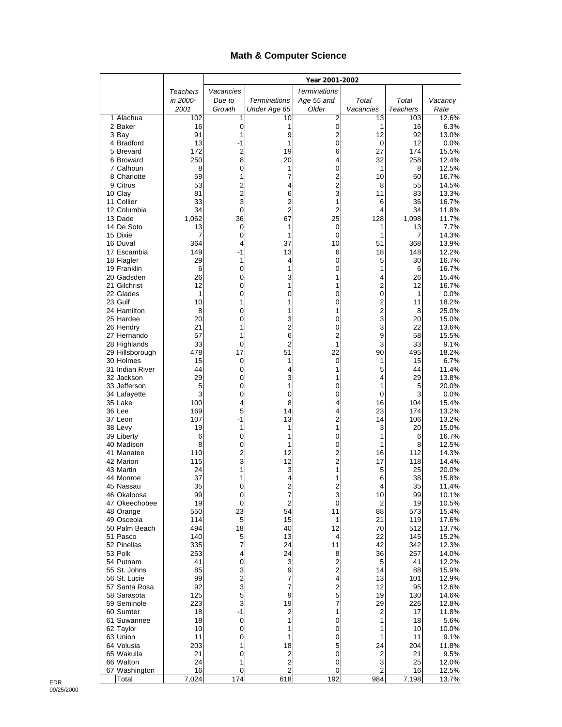## Math & Computer Science

| | Teachers in 2000-2001 | Year 2001-2002 | | | | | |
|---|---|---|---|---|---|---|---|
| | | Vacancies Due to Growth | Terminations Under Age 65 | Terminations Age 55 and Older | Total Vacancies | Total Teachers | Vacancy Rate |
| 1 Alachua | 102 | 1 | 10 | 2 | 13 | 103 | 12.6% |
| 2 Baker | 16 | 0 | 1 | 0 | 1 | 16 | 6.3% |
| 3 Bay | 91 | 1 | 9 | 2 | 12 | 92 | 13.0% |
| 4 Bradford | 13 | -1 | 1 | 0 | 0 | 12 | 0.0% |
| 5 Brevard | 172 | 2 | 19 | 6 | 27 | 174 | 15.5% |
| 6 Broward | 250 | 8 | 20 | 4 | 32 | 258 | 12.4% |
| 7 Calhoun | 8 | 0 | 1 | 0 | 1 | 8 | 12.5% |
| 8 Charlotte | 59 | 1 | 7 | 2 | 10 | 60 | 16.7% |
| 9 Citrus | 53 | 2 | 4 | 2 | 8 | 55 | 14.5% |
| 10 Clay | 81 | 2 | 6 | 3 | 11 | 83 | 13.3% |
| 11 Collier | 33 | 3 | 2 | 1 | 6 | 36 | 16.7% |
| 12 Columbia | 34 | 0 | 2 | 2 | 4 | 34 | 11.8% |
| 13 Dade | 1,062 | 36 | 67 | 25 | 128 | 1,098 | 11.7% |
| 14 De Soto | 13 | 0 | 1 | 0 | 1 | 13 | 7.7% |
| 15 Dixie | 7 | 0 | 1 | 0 | 1 | 7 | 14.3% |
| 16 Duval | 364 | 4 | 37 | 10 | 51 | 368 | 13.9% |
| 17 Escambia | 149 | -1 | 13 | 6 | 18 | 148 | 12.2% |
| 18 Flagler | 29 | 1 | 4 | 0 | 5 | 30 | 16.7% |
| 19 Franklin | 6 | 0 | 1 | 0 | 1 | 6 | 16.7% |
| 20 Gadsden | 26 | 0 | 3 | 1 | 4 | 26 | 15.4% |
| 21 Gilchrist | 12 | 0 | 1 | 1 | 2 | 12 | 16.7% |
| 22 Glades | 1 | 0 | 0 | 0 | 0 | 1 | 0.0% |
| 23 Gulf | 10 | 1 | 1 | 0 | 2 | 11 | 18.2% |
| 24 Hamilton | 8 | 0 | 1 | 1 | 2 | 8 | 25.0% |
| 25 Hardee | 20 | 0 | 3 | 0 | 3 | 20 | 15.0% |
| 26 Hendry | 21 | 1 | 2 | 0 | 3 | 22 | 13.6% |
| 27 Hernando | 57 | 1 | 6 | 2 | 9 | 58 | 15.5% |
| 28 Highlands | 33 | 0 | 2 | 1 | 3 | 33 | 9.1% |
| 29 Hillsborough | 478 | 17 | 51 | 22 | 90 | 495 | 18.2% |
| 30 Holmes | 15 | 0 | 1 | 0 | 1 | 15 | 6.7% |
| 31 Indian River | 44 | 0 | 4 | 1 | 5 | 44 | 11.4% |
| 32 Jackson | 29 | 0 | 3 | 1 | 4 | 29 | 13.8% |
| 33 Jefferson | 5 | 0 | 1 | 0 | 1 | 5 | 20.0% |
| 34 Lafayette | 3 | 0 | 0 | 0 | 0 | 3 | 0.0% |
| 35 Lake | 100 | 4 | 8 | 4 | 16 | 104 | 15.4% |
| 36 Lee | 169 | 5 | 14 | 4 | 23 | 174 | 13.2% |
| 37 Leon | 107 | -1 | 13 | 2 | 14 | 106 | 13.2% |
| 38 Levy | 19 | 1 | 1 | 1 | 3 | 20 | 15.0% |
| 39 Liberty | 6 | 0 | 1 | 0 | 1 | 6 | 16.7% |
| 40 Madison | 8 | 0 | 1 | 0 | 1 | 8 | 12.5% |
| 41 Manatee | 110 | 2 | 12 | 2 | 16 | 112 | 14.3% |
| 42 Marion | 115 | 3 | 12 | 2 | 17 | 118 | 14.4% |
| 43 Martin | 24 | 1 | 3 | 1 | 5 | 25 | 20.0% |
| 44 Monroe | 37 | 1 | 4 | 1 | 6 | 38 | 15.8% |
| 45 Nassau | 35 | 0 | 2 | 2 | 4 | 35 | 11.4% |
| 46 Okaloosa | 99 | 0 | 7 | 3 | 10 | 99 | 10.1% |
| 47 Okeechobee | 19 | 0 | 2 | 0 | 2 | 19 | 10.5% |
| 48 Orange | 550 | 23 | 54 | 11 | 88 | 573 | 15.4% |
| 49 Osceola | 114 | 5 | 15 | 1 | 21 | 119 | 17.6% |
| 50 Palm Beach | 494 | 18 | 40 | 12 | 70 | 512 | 13.7% |
| 51 Pasco | 140 | 5 | 13 | 4 | 22 | 145 | 15.2% |
| 52 Pinellas | 335 | 7 | 24 | 11 | 42 | 342 | 12.3% |
| 53 Polk | 253 | 4 | 24 | 8 | 36 | 257 | 14.0% |
| 54 Putnam | 41 | 0 | 3 | 2 | 5 | 41 | 12.2% |
| 55 St. Johns | 85 | 3 | 9 | 2 | 14 | 88 | 15.9% |
| 56 St. Lucie | 99 | 2 | 7 | 4 | 13 | 101 | 12.9% |
| 57 Santa Rosa | 92 | 3 | 7 | 2 | 12 | 95 | 12.6% |
| 58 Sarasota | 125 | 5 | 9 | 5 | 19 | 130 | 14.6% |
| 59 Seminole | 223 | 3 | 19 | 7 | 29 | 226 | 12.8% |
| 60 Sumter | 18 | -1 | 2 | 1 | 2 | 17 | 11.8% |
| 61 Suwannee | 18 | 0 | 1 | 0 | 1 | 18 | 5.6% |
| 62 Taylor | 10 | 0 | 1 | 0 | 1 | 10 | 10.0% |
| 63 Union | 11 | 0 | 1 | 0 | 1 | 11 | 9.1% |
| 64 Volusia | 203 | 1 | 18 | 5 | 24 | 204 | 11.8% |
| 65 Wakulla | 21 | 0 | 2 | 0 | 2 | 21 | 9.5% |
| 66 Walton | 24 | 1 | 2 | 0 | 3 | 25 | 12.0% |
| 67 Washington | 16 | 0 | 2 | 0 | 2 | 16 | 12.5% |
| Total | 7,024 | 174 | 618 | 192 | 984 | 7,198 | 13.7% |

EDR
09/25/2000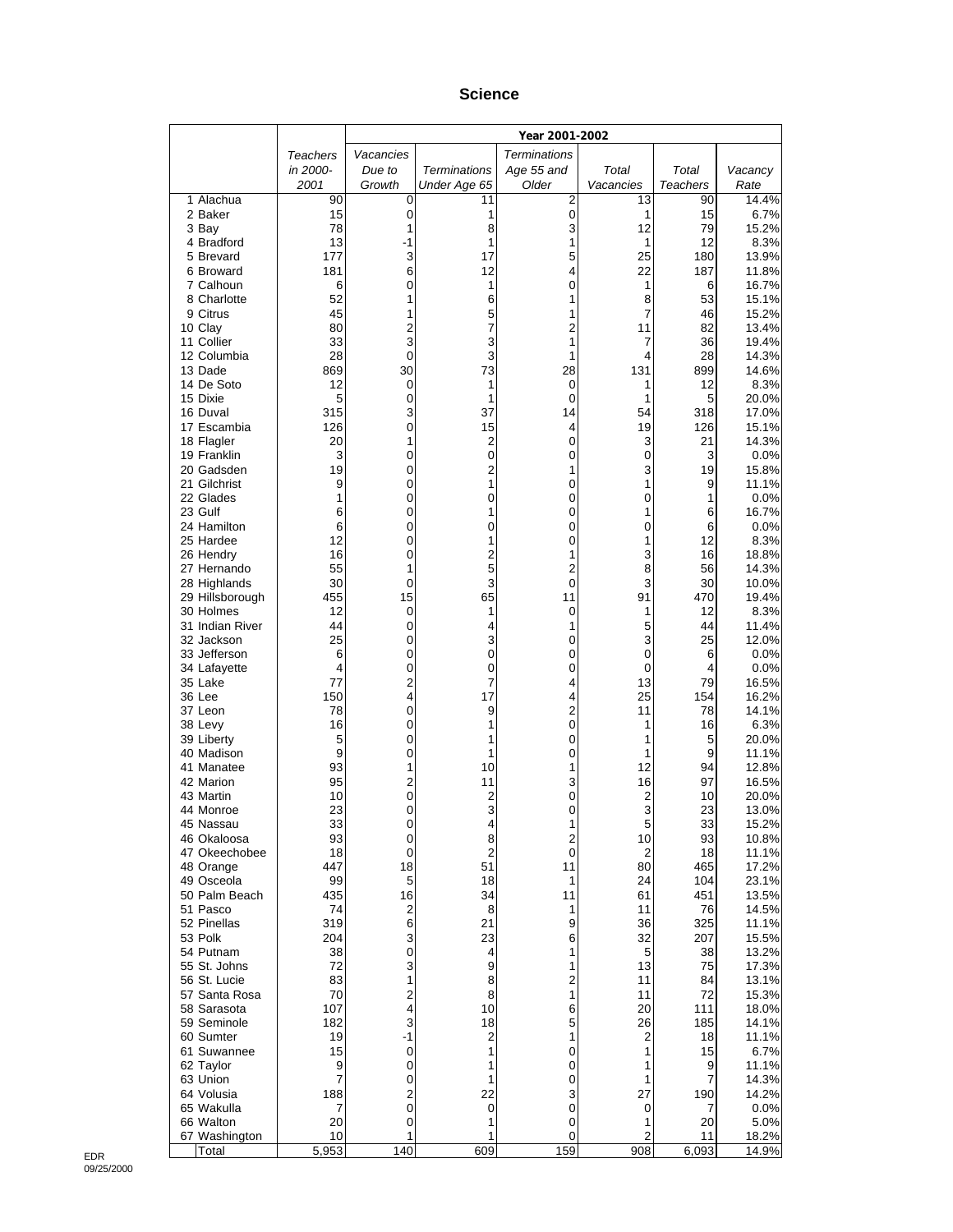# Science

| | Teachers in 2000-2001 | Year 2001-2002 | | | | | |
|---|---|---|---|---|---|---|---|
| | | Vacancies Due to Growth | Terminations Under Age 65 | Terminations Age 55 and Older | Total Vacancies | Total Teachers | Vacancy Rate |
| 1 Alachua | 90 | 0 | 11 | 2 | 13 | 90 | 14.4% |
| 2 Baker | 15 | 0 | 1 | 0 | 1 | 15 | 6.7% |
| 3 Bay | 78 | 1 | 8 | 3 | 12 | 79 | 15.2% |
| 4 Bradford | 13 | -1 | 1 | 1 | 1 | 12 | 8.3% |
| 5 Brevard | 177 | 3 | 17 | 5 | 25 | 180 | 13.9% |
| 6 Broward | 181 | 6 | 12 | 4 | 22 | 187 | 11.8% |
| 7 Calhoun | 6 | 0 | 1 | 0 | 1 | 6 | 16.7% |
| 8 Charlotte | 52 | 1 | 6 | 1 | 8 | 53 | 15.1% |
| 9 Citrus | 45 | 1 | 5 | 1 | 7 | 46 | 15.2% |
| 10 Clay | 80 | 2 | 7 | 2 | 11 | 82 | 13.4% |
| 11 Collier | 33 | 3 | 3 | 1 | 7 | 36 | 19.4% |
| 12 Columbia | 28 | 0 | 3 | 1 | 4 | 28 | 14.3% |
| 13 Dade | 869 | 30 | 73 | 28 | 131 | 899 | 14.6% |
| 14 De Soto | 12 | 0 | 1 | 0 | 1 | 12 | 8.3% |
| 15 Dixie | 5 | 0 | 1 | 0 | 1 | 5 | 20.0% |
| 16 Duval | 315 | 3 | 37 | 14 | 54 | 318 | 17.0% |
| 17 Escambia | 126 | 0 | 15 | 4 | 19 | 126 | 15.1% |
| 18 Flagler | 20 | 1 | 2 | 0 | 3 | 21 | 14.3% |
| 19 Franklin | 3 | 0 | 0 | 0 | 0 | 3 | 0.0% |
| 20 Gadsden | 19 | 0 | 2 | 1 | 3 | 19 | 15.8% |
| 21 Gilchrist | 9 | 0 | 1 | 0 | 1 | 9 | 11.1% |
| 22 Glades | 1 | 0 | 0 | 0 | 0 | 1 | 0.0% |
| 23 Gulf | 6 | 0 | 1 | 0 | 1 | 6 | 16.7% |
| 24 Hamilton | 6 | 0 | 0 | 0 | 0 | 6 | 0.0% |
| 25 Hardee | 12 | 0 | 1 | 0 | 1 | 12 | 8.3% |
| 26 Hendry | 16 | 0 | 2 | 1 | 3 | 16 | 18.8% |
| 27 Hernando | 55 | 1 | 5 | 2 | 8 | 56 | 14.3% |
| 28 Highlands | 30 | 0 | 3 | 0 | 3 | 30 | 10.0% |
| 29 Hillsborough | 455 | 15 | 65 | 11 | 91 | 470 | 19.4% |
| 30 Holmes | 12 | 0 | 1 | 0 | 1 | 12 | 8.3% |
| 31 Indian River | 44 | 0 | 4 | 1 | 5 | 44 | 11.4% |
| 32 Jackson | 25 | 0 | 3 | 0 | 3 | 25 | 12.0% |
| 33 Jefferson | 6 | 0 | 0 | 0 | 0 | 6 | 0.0% |
| 34 Lafayette | 4 | 0 | 0 | 0 | 0 | 4 | 0.0% |
| 35 Lake | 77 | 2 | 7 | 4 | 13 | 79 | 16.5% |
| 36 Lee | 150 | 4 | 17 | 4 | 25 | 154 | 16.2% |
| 37 Leon | 78 | 0 | 9 | 2 | 11 | 78 | 14.1% |
| 38 Levy | 16 | 0 | 1 | 0 | 1 | 16 | 6.3% |
| 39 Liberty | 5 | 0 | 1 | 0 | 1 | 5 | 20.0% |
| 40 Madison | 9 | 0 | 1 | 0 | 1 | 9 | 11.1% |
| 41 Manatee | 93 | 1 | 10 | 1 | 12 | 94 | 12.8% |
| 42 Marion | 95 | 2 | 11 | 3 | 16 | 97 | 16.5% |
| 43 Martin | 10 | 0 | 2 | 0 | 2 | 10 | 20.0% |
| 44 Monroe | 23 | 0 | 3 | 0 | 3 | 23 | 13.0% |
| 45 Nassau | 33 | 0 | 4 | 1 | 5 | 33 | 15.2% |
| 46 Okaloosa | 93 | 0 | 8 | 2 | 10 | 93 | 10.8% |
| 47 Okeechobee | 18 | 0 | 2 | 0 | 2 | 18 | 11.1% |
| 48 Orange | 447 | 18 | 51 | 11 | 80 | 465 | 17.2% |
| 49 Osceola | 99 | 5 | 18 | 1 | 24 | 104 | 23.1% |
| 50 Palm Beach | 435 | 16 | 34 | 11 | 61 | 451 | 13.5% |
| 51 Pasco | 74 | 2 | 8 | 1 | 11 | 76 | 14.5% |
| 52 Pinellas | 319 | 6 | 21 | 9 | 36 | 325 | 11.1% |
| 53 Polk | 204 | 3 | 23 | 6 | 32 | 207 | 15.5% |
| 54 Putnam | 38 | 0 | 4 | 1 | 5 | 38 | 13.2% |
| 55 St. Johns | 72 | 3 | 9 | 1 | 13 | 75 | 17.3% |
| 56 St. Lucie | 83 | 1 | 8 | 2 | 11 | 84 | 13.1% |
| 57 Santa Rosa | 70 | 2 | 8 | 1 | 11 | 72 | 15.3% |
| 58 Sarasota | 107 | 4 | 10 | 6 | 20 | 111 | 18.0% |
| 59 Seminole | 182 | 3 | 18 | 5 | 26 | 185 | 14.1% |
| 60 Sumter | 19 | -1 | 2 | 1 | 2 | 18 | 11.1% |
| 61 Suwannee | 15 | 0 | 1 | 0 | 1 | 15 | 6.7% |
| 62 Taylor | 9 | 0 | 1 | 0 | 1 | 9 | 11.1% |
| 63 Union | 7 | 0 | 1 | 0 | 1 | 7 | 14.3% |
| 64 Volusia | 188 | 2 | 22 | 3 | 27 | 190 | 14.2% |
| 65 Wakulla | 7 | 0 | 0 | 0 | 0 | 7 | 0.0% |
| 66 Walton | 20 | 0 | 1 | 0 | 1 | 20 | 5.0% |
| 67 Washington | 10 | 1 | 1 | 0 | 2 | 11 | 18.2% |
| Total | 5,953 | 140 | 609 | 159 | 908 | 6,093 | 14.9% |

EDR
09/25/2000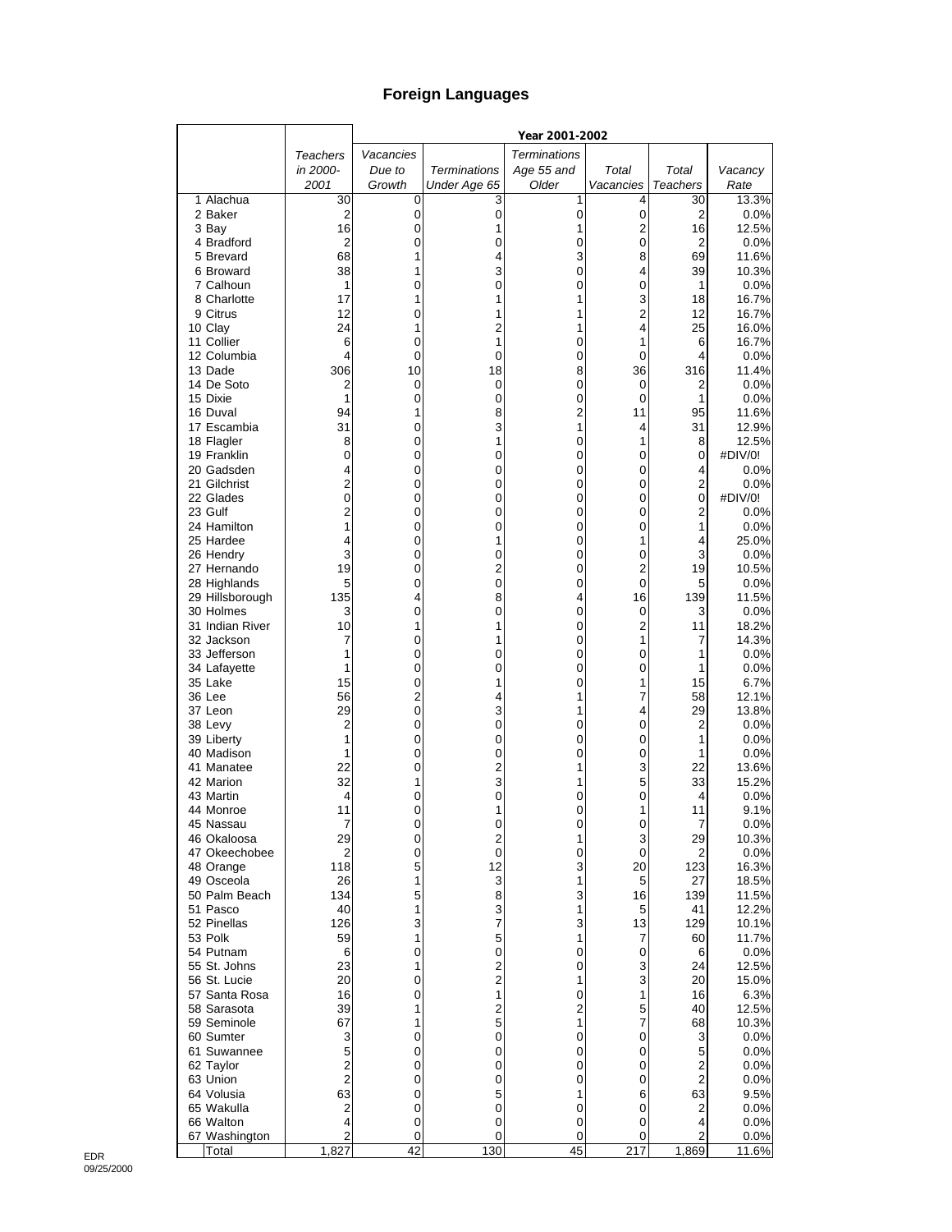# Foreign Languages

| | Teachers in 2000-2001 | Year 2001-2002 | | | | | |
|---|---|---|---|---|---|---|---|
| | | Vacancies Due to Growth | Terminations Under Age 65 | Terminations Age 55 and Older | Total Vacancies | Total Teachers | Vacancy Rate |
| 1 Alachua | 30 | 0 | 3 | 1 | 4 | 30 | 13.3% |
| 2 Baker | 2 | 0 | 0 | 0 | 0 | 2 | 0.0% |
| 3 Bay | 16 | 0 | 1 | 1 | 2 | 16 | 12.5% |
| 4 Bradford | 2 | 0 | 0 | 0 | 0 | 2 | 0.0% |
| 5 Brevard | 68 | 1 | 4 | 3 | 8 | 69 | 11.6% |
| 6 Broward | 38 | 1 | 3 | 0 | 4 | 39 | 10.3% |
| 7 Calhoun | 1 | 0 | 0 | 0 | 0 | 1 | 0.0% |
| 8 Charlotte | 17 | 1 | 1 | 1 | 3 | 18 | 16.7% |
| 9 Citrus | 12 | 0 | 1 | 1 | 2 | 12 | 16.7% |
| 10 Clay | 24 | 1 | 2 | 1 | 4 | 25 | 16.0% |
| 11 Collier | 6 | 0 | 1 | 0 | 1 | 6 | 16.7% |
| 12 Columbia | 4 | 0 | 0 | 0 | 0 | 4 | 0.0% |
| 13 Dade | 306 | 10 | 18 | 8 | 36 | 316 | 11.4% |
| 14 De Soto | 2 | 0 | 0 | 0 | 0 | 2 | 0.0% |
| 15 Dixie | 1 | 0 | 0 | 0 | 0 | 1 | 0.0% |
| 16 Duval | 94 | 1 | 8 | 2 | 11 | 95 | 11.6% |
| 17 Escambia | 31 | 0 | 3 | 1 | 4 | 31 | 12.9% |
| 18 Flagler | 8 | 0 | 1 | 0 | 1 | 8 | 12.5% |
| 19 Franklin | 0 | 0 | 0 | 0 | 0 | 0 | #DIV/0! |
| 20 Gadsden | 4 | 0 | 0 | 0 | 0 | 4 | 0.0% |
| 21 Gilchrist | 2 | 0 | 0 | 0 | 0 | 2 | 0.0% |
| 22 Glades | 0 | 0 | 0 | 0 | 0 | 0 | #DIV/0! |
| 23 Gulf | 2 | 0 | 0 | 0 | 0 | 2 | 0.0% |
| 24 Hamilton | 1 | 0 | 0 | 0 | 0 | 1 | 0.0% |
| 25 Hardee | 4 | 0 | 1 | 0 | 1 | 4 | 25.0% |
| 26 Hendry | 3 | 0 | 0 | 0 | 0 | 3 | 0.0% |
| 27 Hernando | 19 | 0 | 2 | 0 | 2 | 19 | 10.5% |
| 28 Highlands | 5 | 0 | 0 | 0 | 0 | 5 | 0.0% |
| 29 Hillsborough | 135 | 4 | 8 | 4 | 16 | 139 | 11.5% |
| 30 Holmes | 3 | 0 | 0 | 0 | 0 | 3 | 0.0% |
| 31 Indian River | 10 | 1 | 1 | 0 | 2 | 11 | 18.2% |
| 32 Jackson | 7 | 0 | 1 | 0 | 1 | 7 | 14.3% |
| 33 Jefferson | 1 | 0 | 0 | 0 | 0 | 1 | 0.0% |
| 34 Lafayette | 1 | 0 | 0 | 0 | 0 | 1 | 0.0% |
| 35 Lake | 15 | 0 | 1 | 0 | 1 | 15 | 6.7% |
| 36 Lee | 56 | 2 | 4 | 1 | 7 | 58 | 12.1% |
| 37 Leon | 29 | 0 | 3 | 1 | 4 | 29 | 13.8% |
| 38 Levy | 2 | 0 | 0 | 0 | 0 | 2 | 0.0% |
| 39 Liberty | 1 | 0 | 0 | 0 | 0 | 1 | 0.0% |
| 40 Madison | 1 | 0 | 0 | 0 | 0 | 1 | 0.0% |
| 41 Manatee | 22 | 0 | 2 | 1 | 3 | 22 | 13.6% |
| 42 Marion | 32 | 1 | 3 | 1 | 5 | 33 | 15.2% |
| 43 Martin | 4 | 0 | 0 | 0 | 0 | 4 | 0.0% |
| 44 Monroe | 11 | 0 | 1 | 0 | 1 | 11 | 9.1% |
| 45 Nassau | 7 | 0 | 0 | 0 | 0 | 7 | 0.0% |
| 46 Okaloosa | 29 | 0 | 2 | 1 | 3 | 29 | 10.3% |
| 47 Okeechobee | 2 | 0 | 0 | 0 | 0 | 2 | 0.0% |
| 48 Orange | 118 | 5 | 12 | 3 | 20 | 123 | 16.3% |
| 49 Osceola | 26 | 1 | 3 | 1 | 5 | 27 | 18.5% |
| 50 Palm Beach | 134 | 5 | 8 | 3 | 16 | 139 | 11.5% |
| 51 Pasco | 40 | 1 | 3 | 1 | 5 | 41 | 12.2% |
| 52 Pinellas | 126 | 3 | 7 | 3 | 13 | 129 | 10.1% |
| 53 Polk | 59 | 1 | 5 | 1 | 7 | 60 | 11.7% |
| 54 Putnam | 6 | 0 | 0 | 0 | 0 | 6 | 0.0% |
| 55 St. Johns | 23 | 1 | 2 | 0 | 3 | 24 | 12.5% |
| 56 St. Lucie | 20 | 0 | 2 | 1 | 3 | 20 | 15.0% |
| 57 Santa Rosa | 16 | 0 | 1 | 0 | 1 | 16 | 6.3% |
| 58 Sarasota | 39 | 1 | 2 | 2 | 5 | 40 | 12.5% |
| 59 Seminole | 67 | 1 | 5 | 1 | 7 | 68 | 10.3% |
| 60 Sumter | 3 | 0 | 0 | 0 | 0 | 3 | 0.0% |
| 61 Suwannee | 5 | 0 | 0 | 0 | 0 | 5 | 0.0% |
| 62 Taylor | 2 | 0 | 0 | 0 | 0 | 2 | 0.0% |
| 63 Union | 2 | 0 | 0 | 0 | 0 | 2 | 0.0% |
| 64 Volusia | 63 | 0 | 5 | 1 | 6 | 63 | 9.5% |
| 65 Wakulla | 2 | 0 | 0 | 0 | 0 | 2 | 0.0% |
| 66 Walton | 4 | 0 | 0 | 0 | 0 | 4 | 0.0% |
| 67 Washington | 2 | 0 | 0 | 0 | 0 | 2 | 0.0% |
| Total | 1,827 | 42 | 130 | 45 | 217 | 1,869 | 11.6% |

EDR
09/25/2000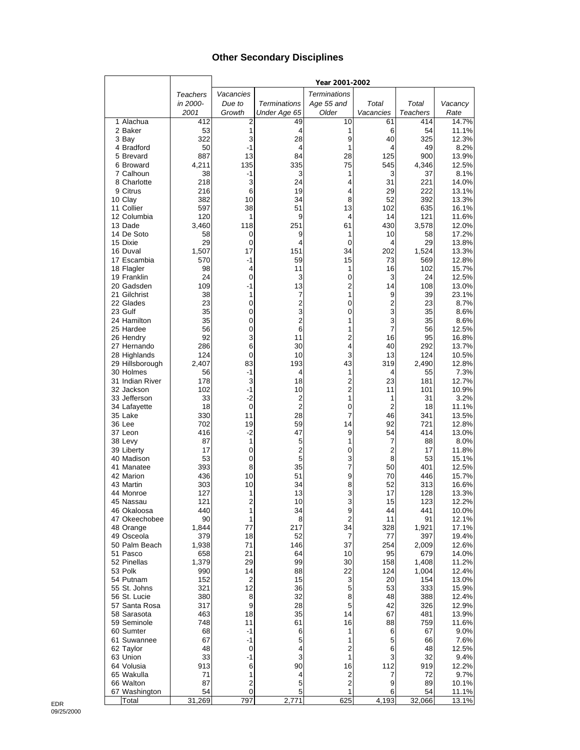# Other Secondary Disciplines

| | Teachers in 2000-2001 | Year 2001-2002 | | | | | |
|---|---|---|---|---|---|---|---|
| | | Vacancies Due to Growth | Terminations Under Age 65 | Terminations Age 55 and Older | Total Vacancies | Total Teachers | Vacancy Rate |
| 1 Alachua | 412 | 2 | 49 | 10 | 61 | 414 | 14.7% |
| 2 Baker | 53 | 1 | 4 | 1 | 6 | 54 | 11.1% |
| 3 Bay | 322 | 3 | 28 | 9 | 40 | 325 | 12.3% |
| 4 Bradford | 50 | -1 | 4 | 1 | 4 | 49 | 8.2% |
| 5 Brevard | 887 | 13 | 84 | 28 | 125 | 900 | 13.9% |
| 6 Broward | 4,211 | 135 | 335 | 75 | 545 | 4,346 | 12.5% |
| 7 Calhoun | 38 | -1 | 3 | 1 | 3 | 37 | 8.1% |
| 8 Charlotte | 218 | 3 | 24 | 4 | 31 | 221 | 14.0% |
| 9 Citrus | 216 | 6 | 19 | 4 | 29 | 222 | 13.1% |
| 10 Clay | 382 | 10 | 34 | 8 | 52 | 392 | 13.3% |
| 11 Collier | 597 | 38 | 51 | 13 | 102 | 635 | 16.1% |
| 12 Columbia | 120 | 1 | 9 | 4 | 14 | 121 | 11.6% |
| 13 Dade | 3,460 | 118 | 251 | 61 | 430 | 3,578 | 12.0% |
| 14 De Soto | 58 | 0 | 9 | 1 | 10 | 58 | 17.2% |
| 15 Dixie | 29 | 0 | 4 | 0 | 4 | 29 | 13.8% |
| 16 Duval | 1,507 | 17 | 151 | 34 | 202 | 1,524 | 13.3% |
| 17 Escambia | 570 | -1 | 59 | 15 | 73 | 569 | 12.8% |
| 18 Flagler | 98 | 4 | 11 | 1 | 16 | 102 | 15.7% |
| 19 Franklin | 24 | 0 | 3 | 0 | 3 | 24 | 12.5% |
| 20 Gadsden | 109 | -1 | 13 | 2 | 14 | 108 | 13.0% |
| 21 Gilchrist | 38 | 1 | 7 | 1 | 9 | 39 | 23.1% |
| 22 Glades | 23 | 0 | 2 | 0 | 2 | 23 | 8.7% |
| 23 Gulf | 35 | 0 | 3 | 0 | 3 | 35 | 8.6% |
| 24 Hamilton | 35 | 0 | 2 | 1 | 3 | 35 | 8.6% |
| 25 Hardee | 56 | 0 | 6 | 1 | 7 | 56 | 12.5% |
| 26 Hendry | 92 | 3 | 11 | 2 | 16 | 95 | 16.8% |
| 27 Hernando | 286 | 6 | 30 | 4 | 40 | 292 | 13.7% |
| 28 Highlands | 124 | 0 | 10 | 3 | 13 | 124 | 10.5% |
| 29 Hillsborough | 2,407 | 83 | 193 | 43 | 319 | 2,490 | 12.8% |
| 30 Holmes | 56 | -1 | 4 | 1 | 4 | 55 | 7.3% |
| 31 Indian River | 178 | 3 | 18 | 2 | 23 | 181 | 12.7% |
| 32 Jackson | 102 | -1 | 10 | 2 | 11 | 101 | 10.9% |
| 33 Jefferson | 33 | -2 | 2 | 1 | 1 | 31 | 3.2% |
| 34 Lafayette | 18 | 0 | 2 | 0 | 2 | 18 | 11.1% |
| 35 Lake | 330 | 11 | 28 | 7 | 46 | 341 | 13.5% |
| 36 Lee | 702 | 19 | 59 | 14 | 92 | 721 | 12.8% |
| 37 Leon | 416 | -2 | 47 | 9 | 54 | 414 | 13.0% |
| 38 Levy | 87 | 1 | 5 | 1 | 7 | 88 | 8.0% |
| 39 Liberty | 17 | 0 | 2 | 0 | 2 | 17 | 11.8% |
| 40 Madison | 53 | 0 | 5 | 3 | 8 | 53 | 15.1% |
| 41 Manatee | 393 | 8 | 35 | 7 | 50 | 401 | 12.5% |
| 42 Marion | 436 | 10 | 51 | 9 | 70 | 446 | 15.7% |
| 43 Martin | 303 | 10 | 34 | 8 | 52 | 313 | 16.6% |
| 44 Monroe | 127 | 1 | 13 | 3 | 17 | 128 | 13.3% |
| 45 Nassau | 121 | 2 | 10 | 3 | 15 | 123 | 12.2% |
| 46 Okaloosa | 440 | 1 | 34 | 9 | 44 | 441 | 10.0% |
| 47 Okeechobee | 90 | 1 | 8 | 2 | 11 | 91 | 12.1% |
| 48 Orange | 1,844 | 77 | 217 | 34 | 328 | 1,921 | 17.1% |
| 49 Osceola | 379 | 18 | 52 | 7 | 77 | 397 | 19.4% |
| 50 Palm Beach | 1,938 | 71 | 146 | 37 | 254 | 2,009 | 12.6% |
| 51 Pasco | 658 | 21 | 64 | 10 | 95 | 679 | 14.0% |
| 52 Pinellas | 1,379 | 29 | 99 | 30 | 158 | 1,408 | 11.2% |
| 53 Polk | 990 | 14 | 88 | 22 | 124 | 1,004 | 12.4% |
| 54 Putnam | 152 | 2 | 15 | 3 | 20 | 154 | 13.0% |
| 55 St. Johns | 321 | 12 | 36 | 5 | 53 | 333 | 15.9% |
| 56 St. Lucie | 380 | 8 | 32 | 8 | 48 | 388 | 12.4% |
| 57 Santa Rosa | 317 | 9 | 28 | 5 | 42 | 326 | 12.9% |
| 58 Sarasota | 463 | 18 | 35 | 14 | 67 | 481 | 13.9% |
| 59 Seminole | 748 | 11 | 61 | 16 | 88 | 759 | 11.6% |
| 60 Sumter | 68 | -1 | 6 | 1 | 6 | 67 | 9.0% |
| 61 Suwannee | 67 | -1 | 5 | 1 | 5 | 66 | 7.6% |
| 62 Taylor | 48 | 0 | 4 | 2 | 6 | 48 | 12.5% |
| 63 Union | 33 | -1 | 3 | 1 | 3 | 32 | 9.4% |
| 64 Volusia | 913 | 6 | 90 | 16 | 112 | 919 | 12.2% |
| 65 Wakulla | 71 | 1 | 4 | 2 | 7 | 72 | 9.7% |
| 66 Walton | 87 | 2 | 5 | 2 | 9 | 89 | 10.1% |
| 67 Washington | 54 | 0 | 5 | 1 | 6 | 54 | 11.1% |
| Total | 31,269 | 797 | 2,771 | 625 | 4,193 | 32,066 | 13.1% |

EDR
09/25/2000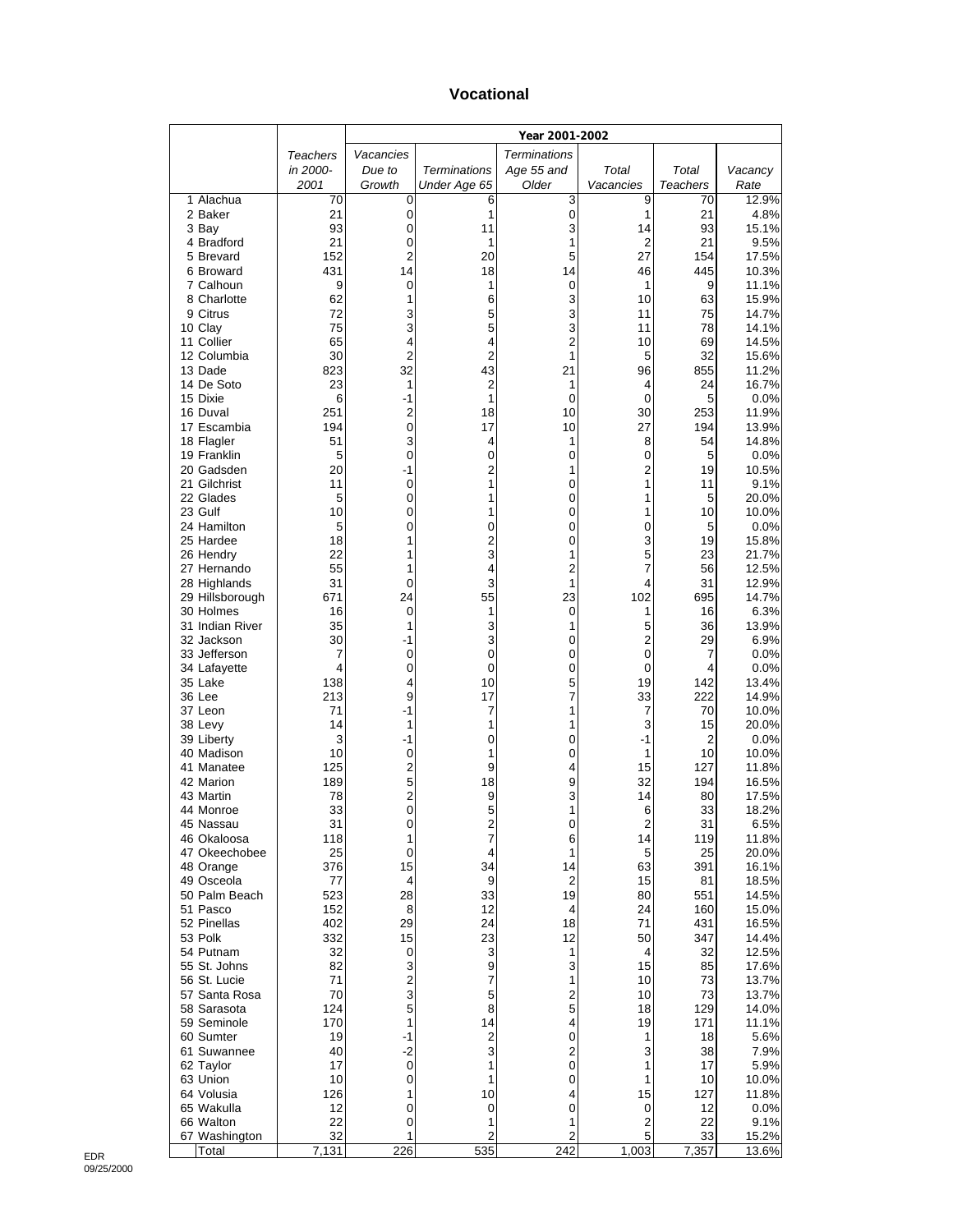# Vocational

| | Teachers in 2000-2001 | Year 2001-2002 | | | | | |
|---|---|---|---|---|---|---|---|
| | | *Vacancies Due to Growth* | *Terminations Under Age 65* | *Terminations Age 55 and Older* | *Total Vacancies* | *Total Teachers* | *Vacancy Rate* |
| 1 Alachua | 70 | 0 | 6 | 3 | 9 | 70 | 12.9% |
| 2 Baker | 21 | 0 | 1 | 0 | 1 | 21 | 4.8% |
| 3 Bay | 93 | 0 | 11 | 3 | 14 | 93 | 15.1% |
| 4 Bradford | 21 | 0 | 1 | 1 | 2 | 21 | 9.5% |
| 5 Brevard | 152 | 2 | 20 | 5 | 27 | 154 | 17.5% |
| 6 Broward | 431 | 14 | 18 | 14 | 46 | 445 | 10.3% |
| 7 Calhoun | 9 | 0 | 1 | 0 | 1 | 9 | 11.1% |
| 8 Charlotte | 62 | 1 | 6 | 3 | 10 | 63 | 15.9% |
| 9 Citrus | 72 | 3 | 5 | 3 | 11 | 75 | 14.7% |
| 10 Clay | 75 | 3 | 5 | 3 | 11 | 78 | 14.1% |
| 11 Collier | 65 | 4 | 4 | 2 | 10 | 69 | 14.5% |
| 12 Columbia | 30 | 2 | 2 | 1 | 5 | 32 | 15.6% |
| 13 Dade | 823 | 32 | 43 | 21 | 96 | 855 | 11.2% |
| 14 De Soto | 23 | 1 | 2 | 1 | 4 | 24 | 16.7% |
| 15 Dixie | 6 | -1 | 1 | 0 | 0 | 5 | 0.0% |
| 16 Duval | 251 | 2 | 18 | 10 | 30 | 253 | 11.9% |
| 17 Escambia | 194 | 0 | 17 | 10 | 27 | 194 | 13.9% |
| 18 Flagler | 51 | 3 | 4 | 1 | 8 | 54 | 14.8% |
| 19 Franklin | 5 | 0 | 0 | 0 | 0 | 5 | 0.0% |
| 20 Gadsden | 20 | -1 | 2 | 1 | 2 | 19 | 10.5% |
| 21 Gilchrist | 11 | 0 | 1 | 0 | 1 | 11 | 9.1% |
| 22 Glades | 5 | 0 | 1 | 0 | 1 | 5 | 20.0% |
| 23 Gulf | 10 | 0 | 1 | 0 | 1 | 10 | 10.0% |
| 24 Hamilton | 5 | 0 | 0 | 0 | 0 | 5 | 0.0% |
| 25 Hardee | 18 | 1 | 2 | 0 | 3 | 19 | 15.8% |
| 26 Hendry | 22 | 1 | 3 | 1 | 5 | 23 | 21.7% |
| 27 Hernando | 55 | 1 | 4 | 2 | 7 | 56 | 12.5% |
| 28 Highlands | 31 | 0 | 3 | 1 | 4 | 31 | 12.9% |
| 29 Hillsborough | 671 | 24 | 55 | 23 | 102 | 695 | 14.7% |
| 30 Holmes | 16 | 0 | 1 | 0 | 1 | 16 | 6.3% |
| 31 Indian River | 35 | 1 | 3 | 1 | 5 | 36 | 13.9% |
| 32 Jackson | 30 | -1 | 3 | 0 | 2 | 29 | 6.9% |
| 33 Jefferson | 7 | 0 | 0 | 0 | 0 | 7 | 0.0% |
| 34 Lafayette | 4 | 0 | 0 | 0 | 0 | 4 | 0.0% |
| 35 Lake | 138 | 4 | 10 | 5 | 19 | 142 | 13.4% |
| 36 Lee | 213 | 9 | 17 | 7 | 33 | 222 | 14.9% |
| 37 Leon | 71 | -1 | 7 | 1 | 7 | 70 | 10.0% |
| 38 Levy | 14 | 1 | 1 | 1 | 3 | 15 | 20.0% |
| 39 Liberty | 3 | -1 | 0 | 0 | -1 | 2 | 0.0% |
| 40 Madison | 10 | 0 | 1 | 0 | 1 | 10 | 10.0% |
| 41 Manatee | 125 | 2 | 9 | 4 | 15 | 127 | 11.8% |
| 42 Marion | 189 | 5 | 18 | 9 | 32 | 194 | 16.5% |
| 43 Martin | 78 | 2 | 9 | 3 | 14 | 80 | 17.5% |
| 44 Monroe | 33 | 0 | 5 | 1 | 6 | 33 | 18.2% |
| 45 Nassau | 31 | 0 | 2 | 0 | 2 | 31 | 6.5% |
| 46 Okaloosa | 118 | 1 | 7 | 6 | 14 | 119 | 11.8% |
| 47 Okeechobee | 25 | 0 | 4 | 1 | 5 | 25 | 20.0% |
| 48 Orange | 376 | 15 | 34 | 14 | 63 | 391 | 16.1% |
| 49 Osceola | 77 | 4 | 9 | 2 | 15 | 81 | 18.5% |
| 50 Palm Beach | 523 | 28 | 33 | 19 | 80 | 551 | 14.5% |
| 51 Pasco | 152 | 8 | 12 | 4 | 24 | 160 | 15.0% |
| 52 Pinellas | 402 | 29 | 24 | 18 | 71 | 431 | 16.5% |
| 53 Polk | 332 | 15 | 23 | 12 | 50 | 347 | 14.4% |
| 54 Putnam | 32 | 0 | 3 | 1 | 4 | 32 | 12.5% |
| 55 St. Johns | 82 | 3 | 9 | 3 | 15 | 85 | 17.6% |
| 56 St. Lucie | 71 | 2 | 7 | 1 | 10 | 73 | 13.7% |
| 57 Santa Rosa | 70 | 3 | 5 | 2 | 10 | 73 | 13.7% |
| 58 Sarasota | 124 | 5 | 8 | 5 | 18 | 129 | 14.0% |
| 59 Seminole | 170 | 1 | 14 | 4 | 19 | 171 | 11.1% |
| 60 Sumter | 19 | -1 | 2 | 0 | 1 | 18 | 5.6% |
| 61 Suwannee | 40 | -2 | 3 | 2 | 3 | 38 | 7.9% |
| 62 Taylor | 17 | 0 | 1 | 0 | 1 | 17 | 5.9% |
| 63 Union | 10 | 0 | 1 | 0 | 1 | 10 | 10.0% |
| 64 Volusia | 126 | 1 | 10 | 4 | 15 | 127 | 11.8% |
| 65 Wakulla | 12 | 0 | 0 | 0 | 0 | 12 | 0.0% |
| 66 Walton | 22 | 0 | 1 | 1 | 2 | 22 | 9.1% |
| 67 Washington | 32 | 1 | 2 | 2 | 5 | 33 | 15.2% |
| Total | 7,131 | 226 | 535 | 242 | 1,003 | 7,357 | 13.6% |

EDR
09/25/2000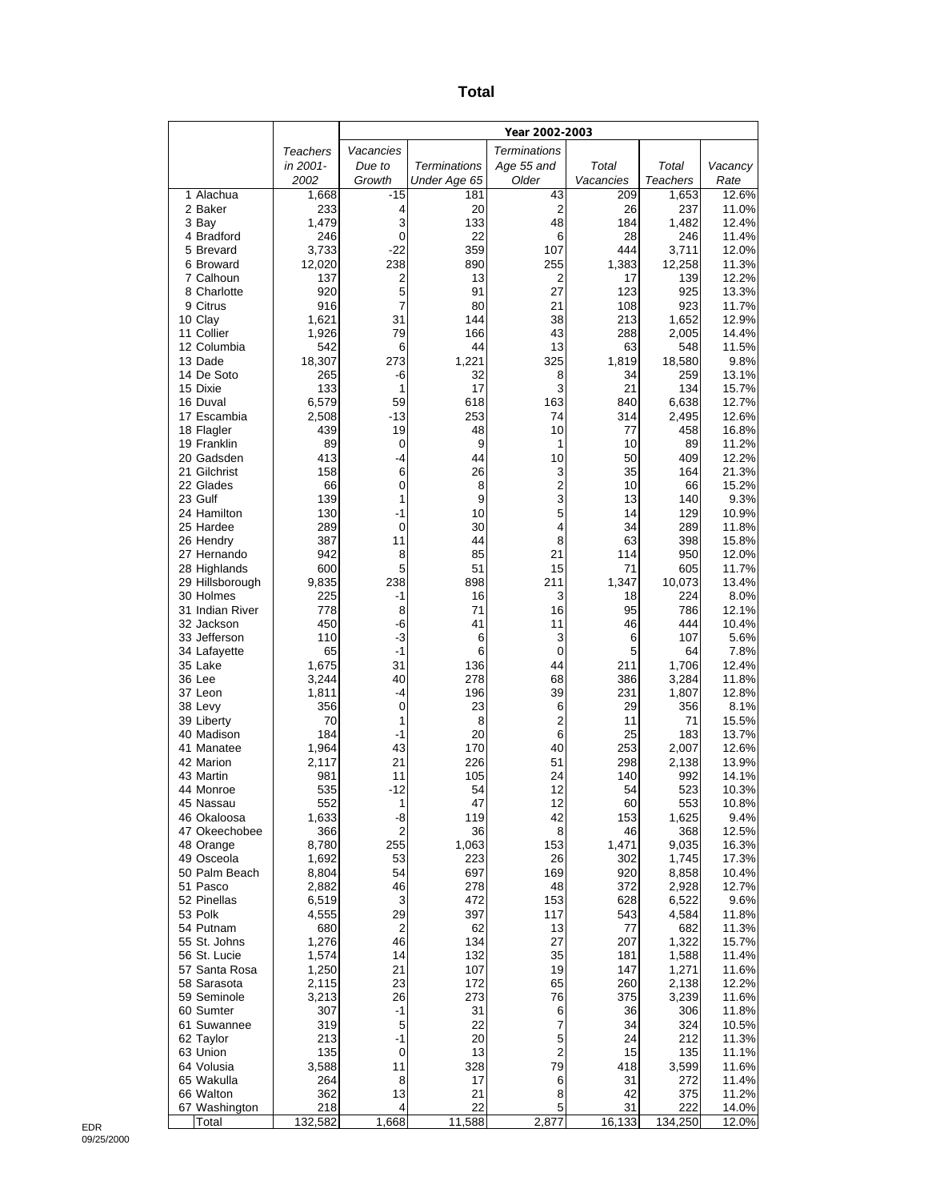# Total

| | Teachers in 2001-2002 | Year 2002-2003 | | | | | |
|---|---|---|---|---|---|---|---|
| | | *Vacancies Due to Growth* | *Terminations Under Age 65* | *Terminations Age 55 and Older* | *Total Vacancies* | *Total Teachers* | *Vacancy Rate* |
| 1 Alachua | 1,668 | -15 | 181 | 43 | 209 | 1,653 | 12.6% |
| 2 Baker | 233 | 4 | 20 | 2 | 26 | 237 | 11.0% |
| 3 Bay | 1,479 | 3 | 133 | 48 | 184 | 1,482 | 12.4% |
| 4 Bradford | 246 | 0 | 22 | 6 | 28 | 246 | 11.4% |
| 5 Brevard | 3,733 | -22 | 359 | 107 | 444 | 3,711 | 12.0% |
| 6 Broward | 12,020 | 238 | 890 | 255 | 1,383 | 12,258 | 11.3% |
| 7 Calhoun | 137 | 2 | 13 | 2 | 17 | 139 | 12.2% |
| 8 Charlotte | 920 | 5 | 91 | 27 | 123 | 925 | 13.3% |
| 9 Citrus | 916 | 7 | 80 | 21 | 108 | 923 | 11.7% |
| 10 Clay | 1,621 | 31 | 144 | 38 | 213 | 1,652 | 12.9% |
| 11 Collier | 1,926 | 79 | 166 | 43 | 288 | 2,005 | 14.4% |
| 12 Columbia | 542 | 6 | 44 | 13 | 63 | 548 | 11.5% |
| 13 Dade | 18,307 | 273 | 1,221 | 325 | 1,819 | 18,580 | 9.8% |
| 14 De Soto | 265 | -6 | 32 | 8 | 34 | 259 | 13.1% |
| 15 Dixie | 133 | 1 | 17 | 3 | 21 | 134 | 15.7% |
| 16 Duval | 6,579 | 59 | 618 | 163 | 840 | 6,638 | 12.7% |
| 17 Escambia | 2,508 | -13 | 253 | 74 | 314 | 2,495 | 12.6% |
| 18 Flagler | 439 | 19 | 48 | 10 | 77 | 458 | 16.8% |
| 19 Franklin | 89 | 0 | 9 | 1 | 10 | 89 | 11.2% |
| 20 Gadsden | 413 | -4 | 44 | 10 | 50 | 409 | 12.2% |
| 21 Gilchrist | 158 | 6 | 26 | 3 | 35 | 164 | 21.3% |
| 22 Glades | 66 | 0 | 8 | 2 | 10 | 66 | 15.2% |
| 23 Gulf | 139 | 1 | 9 | 3 | 13 | 140 | 9.3% |
| 24 Hamilton | 130 | -1 | 10 | 5 | 14 | 129 | 10.9% |
| 25 Hardee | 289 | 0 | 30 | 4 | 34 | 289 | 11.8% |
| 26 Hendry | 387 | 11 | 44 | 8 | 63 | 398 | 15.8% |
| 27 Hernando | 942 | 8 | 85 | 21 | 114 | 950 | 12.0% |
| 28 Highlands | 600 | 5 | 51 | 15 | 71 | 605 | 11.7% |
| 29 Hillsborough | 9,835 | 238 | 898 | 211 | 1,347 | 10,073 | 13.4% |
| 30 Holmes | 225 | -1 | 16 | 3 | 18 | 224 | 8.0% |
| 31 Indian River | 778 | 8 | 71 | 16 | 95 | 786 | 12.1% |
| 32 Jackson | 450 | -6 | 41 | 11 | 46 | 444 | 10.4% |
| 33 Jefferson | 110 | -3 | 6 | 3 | 6 | 107 | 5.6% |
| 34 Lafayette | 65 | -1 | 6 | 0 | 5 | 64 | 7.8% |
| 35 Lake | 1,675 | 31 | 136 | 44 | 211 | 1,706 | 12.4% |
| 36 Lee | 3,244 | 40 | 278 | 68 | 386 | 3,284 | 11.8% |
| 37 Leon | 1,811 | -4 | 196 | 39 | 231 | 1,807 | 12.8% |
| 38 Levy | 356 | 0 | 23 | 6 | 29 | 356 | 8.1% |
| 39 Liberty | 70 | 1 | 8 | 2 | 11 | 71 | 15.5% |
| 40 Madison | 184 | -1 | 20 | 6 | 25 | 183 | 13.7% |
| 41 Manatee | 1,964 | 43 | 170 | 40 | 253 | 2,007 | 12.6% |
| 42 Marion | 2,117 | 21 | 226 | 51 | 298 | 2,138 | 13.9% |
| 43 Martin | 981 | 11 | 105 | 24 | 140 | 992 | 14.1% |
| 44 Monroe | 535 | -12 | 54 | 12 | 54 | 523 | 10.3% |
| 45 Nassau | 552 | 1 | 47 | 12 | 60 | 553 | 10.8% |
| 46 Okaloosa | 1,633 | -8 | 119 | 42 | 153 | 1,625 | 9.4% |
| 47 Okeechobee | 366 | 2 | 36 | 8 | 46 | 368 | 12.5% |
| 48 Orange | 8,780 | 255 | 1,063 | 153 | 1,471 | 9,035 | 16.3% |
| 49 Osceola | 1,692 | 53 | 223 | 26 | 302 | 1,745 | 17.3% |
| 50 Palm Beach | 8,804 | 54 | 697 | 169 | 920 | 8,858 | 10.4% |
| 51 Pasco | 2,882 | 46 | 278 | 48 | 372 | 2,928 | 12.7% |
| 52 Pinellas | 6,519 | 3 | 472 | 153 | 628 | 6,522 | 9.6% |
| 53 Polk | 4,555 | 29 | 397 | 117 | 543 | 4,584 | 11.8% |
| 54 Putnam | 680 | 2 | 62 | 13 | 77 | 682 | 11.3% |
| 55 St. Johns | 1,276 | 46 | 134 | 27 | 207 | 1,322 | 15.7% |
| 56 St. Lucie | 1,574 | 14 | 132 | 35 | 181 | 1,588 | 11.4% |
| 57 Santa Rosa | 1,250 | 21 | 107 | 19 | 147 | 1,271 | 11.6% |
| 58 Sarasota | 2,115 | 23 | 172 | 65 | 260 | 2,138 | 12.2% |
| 59 Seminole | 3,213 | 26 | 273 | 76 | 375 | 3,239 | 11.6% |
| 60 Sumter | 307 | -1 | 31 | 6 | 36 | 306 | 11.8% |
| 61 Suwannee | 319 | 5 | 22 | 7 | 34 | 324 | 10.5% |
| 62 Taylor | 213 | -1 | 20 | 5 | 24 | 212 | 11.3% |
| 63 Union | 135 | 0 | 13 | 2 | 15 | 135 | 11.1% |
| 64 Volusia | 3,588 | 11 | 328 | 79 | 418 | 3,599 | 11.6% |
| 65 Wakulla | 264 | 8 | 17 | 6 | 31 | 272 | 11.4% |
| 66 Walton | 362 | 13 | 21 | 8 | 42 | 375 | 11.2% |
| 67 Washington | 218 | 4 | 22 | 5 | 31 | 222 | 14.0% |
| Total | 132,582 | 1,668 | 11,588 | 2,877 | 16,133 | 134,250 | 12.0% |

EDR
09/25/2000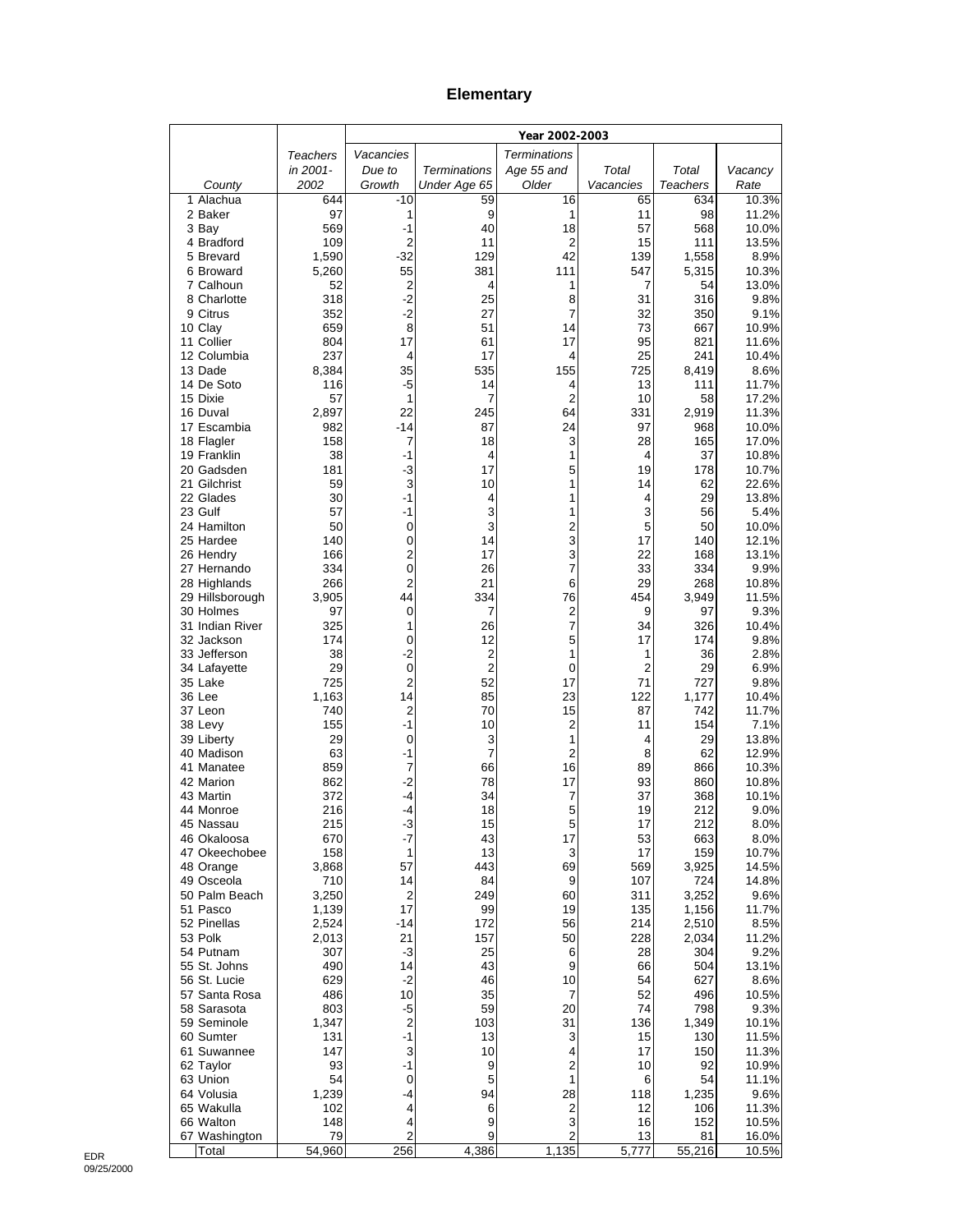# Elementary

| County | Teachers in 2001-2002 | Year 2002-2003 | | | | | |
|---|---|---|---|---|---|---|---|
| | | Vacancies Due to Growth | Terminations Under Age 65 | Terminations Age 55 and Older | Total Vacancies | Total Teachers | Vacancy Rate |
| 1 Alachua | 644 | -10 | 59 | 16 | 65 | 634 | 10.3% |
| 2 Baker | 97 | 1 | 9 | 1 | 11 | 98 | 11.2% |
| 3 Bay | 569 | -1 | 40 | 18 | 57 | 568 | 10.0% |
| 4 Bradford | 109 | 2 | 11 | 2 | 15 | 111 | 13.5% |
| 5 Brevard | 1,590 | -32 | 129 | 42 | 139 | 1,558 | 8.9% |
| 6 Broward | 5,260 | 55 | 381 | 111 | 547 | 5,315 | 10.3% |
| 7 Calhoun | 52 | 2 | 4 | 1 | 7 | 54 | 13.0% |
| 8 Charlotte | 318 | -2 | 25 | 8 | 31 | 316 | 9.8% |
| 9 Citrus | 352 | -2 | 27 | 7 | 32 | 350 | 9.1% |
| 10 Clay | 659 | 8 | 51 | 14 | 73 | 667 | 10.9% |
| 11 Collier | 804 | 17 | 61 | 17 | 95 | 821 | 11.6% |
| 12 Columbia | 237 | 4 | 17 | 4 | 25 | 241 | 10.4% |
| 13 Dade | 8,384 | 35 | 535 | 155 | 725 | 8,419 | 8.6% |
| 14 De Soto | 116 | -5 | 14 | 4 | 13 | 111 | 11.7% |
| 15 Dixie | 57 | 1 | 7 | 2 | 10 | 58 | 17.2% |
| 16 Duval | 2,897 | 22 | 245 | 64 | 331 | 2,919 | 11.3% |
| 17 Escambia | 982 | -14 | 87 | 24 | 97 | 968 | 10.0% |
| 18 Flagler | 158 | 7 | 18 | 3 | 28 | 165 | 17.0% |
| 19 Franklin | 38 | -1 | 4 | 1 | 4 | 37 | 10.8% |
| 20 Gadsden | 181 | -3 | 17 | 5 | 19 | 178 | 10.7% |
| 21 Gilchrist | 59 | 3 | 10 | 1 | 14 | 62 | 22.6% |
| 22 Glades | 30 | -1 | 4 | 1 | 4 | 29 | 13.8% |
| 23 Gulf | 57 | -1 | 3 | 1 | 3 | 56 | 5.4% |
| 24 Hamilton | 50 | 0 | 3 | 2 | 5 | 50 | 10.0% |
| 25 Hardee | 140 | 0 | 14 | 3 | 17 | 140 | 12.1% |
| 26 Hendry | 166 | 2 | 17 | 3 | 22 | 168 | 13.1% |
| 27 Hernando | 334 | 0 | 26 | 7 | 33 | 334 | 9.9% |
| 28 Highlands | 266 | 2 | 21 | 6 | 29 | 268 | 10.8% |
| 29 Hillsborough | 3,905 | 44 | 334 | 76 | 454 | 3,949 | 11.5% |
| 30 Holmes | 97 | 0 | 7 | 2 | 9 | 97 | 9.3% |
| 31 Indian River | 325 | 1 | 26 | 7 | 34 | 326 | 10.4% |
| 32 Jackson | 174 | 0 | 12 | 5 | 17 | 174 | 9.8% |
| 33 Jefferson | 38 | -2 | 2 | 1 | 1 | 36 | 2.8% |
| 34 Lafayette | 29 | 0 | 2 | 0 | 2 | 29 | 6.9% |
| 35 Lake | 725 | 2 | 52 | 17 | 71 | 727 | 9.8% |
| 36 Lee | 1,163 | 14 | 85 | 23 | 122 | 1,177 | 10.4% |
| 37 Leon | 740 | 2 | 70 | 15 | 87 | 742 | 11.7% |
| 38 Levy | 155 | -1 | 10 | 2 | 11 | 154 | 7.1% |
| 39 Liberty | 29 | 0 | 3 | 1 | 4 | 29 | 13.8% |
| 40 Madison | 63 | -1 | 7 | 2 | 8 | 62 | 12.9% |
| 41 Manatee | 859 | 7 | 66 | 16 | 89 | 866 | 10.3% |
| 42 Marion | 862 | -2 | 78 | 17 | 93 | 860 | 10.8% |
| 43 Martin | 372 | -4 | 34 | 7 | 37 | 368 | 10.1% |
| 44 Monroe | 216 | -4 | 18 | 5 | 19 | 212 | 9.0% |
| 45 Nassau | 215 | -3 | 15 | 5 | 17 | 212 | 8.0% |
| 46 Okaloosa | 670 | -7 | 43 | 17 | 53 | 663 | 8.0% |
| 47 Okeechobee | 158 | 1 | 13 | 3 | 17 | 159 | 10.7% |
| 48 Orange | 3,868 | 57 | 443 | 69 | 569 | 3,925 | 14.5% |
| 49 Osceola | 710 | 14 | 84 | 9 | 107 | 724 | 14.8% |
| 50 Palm Beach | 3,250 | 2 | 249 | 60 | 311 | 3,252 | 9.6% |
| 51 Pasco | 1,139 | 17 | 99 | 19 | 135 | 1,156 | 11.7% |
| 52 Pinellas | 2,524 | -14 | 172 | 56 | 214 | 2,510 | 8.5% |
| 53 Polk | 2,013 | 21 | 157 | 50 | 228 | 2,034 | 11.2% |
| 54 Putnam | 307 | -3 | 25 | 6 | 28 | 304 | 9.2% |
| 55 St. Johns | 490 | 14 | 43 | 9 | 66 | 504 | 13.1% |
| 56 St. Lucie | 629 | -2 | 46 | 10 | 54 | 627 | 8.6% |
| 57 Santa Rosa | 486 | 10 | 35 | 7 | 52 | 496 | 10.5% |
| 58 Sarasota | 803 | -5 | 59 | 20 | 74 | 798 | 9.3% |
| 59 Seminole | 1,347 | 2 | 103 | 31 | 136 | 1,349 | 10.1% |
| 60 Sumter | 131 | -1 | 13 | 3 | 15 | 130 | 11.5% |
| 61 Suwannee | 147 | 3 | 10 | 4 | 17 | 150 | 11.3% |
| 62 Taylor | 93 | -1 | 9 | 2 | 10 | 92 | 10.9% |
| 63 Union | 54 | 0 | 5 | 1 | 6 | 54 | 11.1% |
| 64 Volusia | 1,239 | -4 | 94 | 28 | 118 | 1,235 | 9.6% |
| 65 Wakulla | 102 | 4 | 6 | 2 | 12 | 106 | 11.3% |
| 66 Walton | 148 | 4 | 9 | 3 | 16 | 152 | 10.5% |
| 67 Washington | 79 | 2 | 9 | 2 | 13 | 81 | 16.0% |
| Total | 54,960 | 256 | 4,386 | 1,135 | 5,777 | 55,216 | 10.5% |

EDR
09/25/2000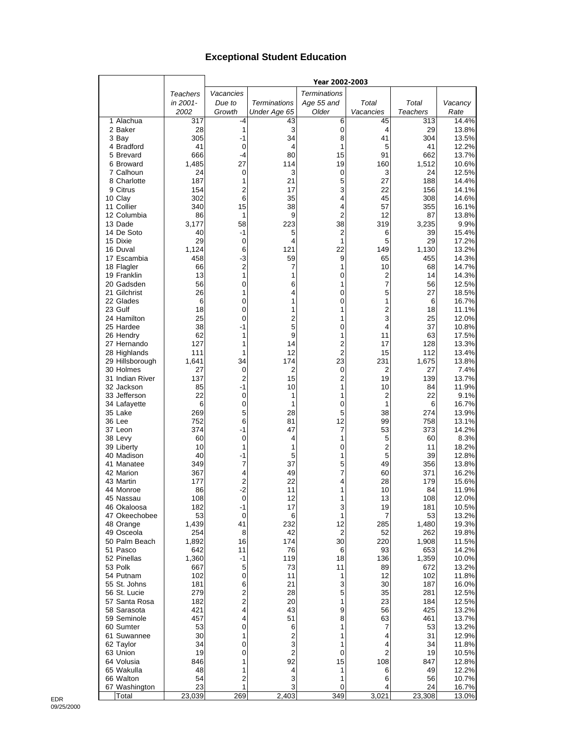# Exceptional Student Education

| | Teachers in 2001-2002 | Year 2002-2003 | | | | | |
|---|---|---|---|---|---|---|---|
| | | Vacancies Due to Growth | Terminations Under Age 65 | Terminations Age 55 and Older | Total Vacancies | Total Teachers | Vacancy Rate |
| 1 Alachua | 317 | -4 | 43 | 6 | 45 | 313 | 14.4% |
| 2 Baker | 28 | 1 | 3 | 0 | 4 | 29 | 13.8% |
| 3 Bay | 305 | -1 | 34 | 8 | 41 | 304 | 13.5% |
| 4 Bradford | 41 | 0 | 4 | 1 | 5 | 41 | 12.2% |
| 5 Brevard | 666 | -4 | 80 | 15 | 91 | 662 | 13.7% |
| 6 Broward | 1,485 | 27 | 114 | 19 | 160 | 1,512 | 10.6% |
| 7 Calhoun | 24 | 0 | 3 | 0 | 3 | 24 | 12.5% |
| 8 Charlotte | 187 | 1 | 21 | 5 | 27 | 188 | 14.4% |
| 9 Citrus | 154 | 2 | 17 | 3 | 22 | 156 | 14.1% |
| 10 Clay | 302 | 6 | 35 | 4 | 45 | 308 | 14.6% |
| 11 Collier | 340 | 15 | 38 | 4 | 57 | 355 | 16.1% |
| 12 Columbia | 86 | 1 | 9 | 2 | 12 | 87 | 13.8% |
| 13 Dade | 3,177 | 58 | 223 | 38 | 319 | 3,235 | 9.9% |
| 14 De Soto | 40 | -1 | 5 | 2 | 6 | 39 | 15.4% |
| 15 Dixie | 29 | 0 | 4 | 1 | 5 | 29 | 17.2% |
| 16 Duval | 1,124 | 6 | 121 | 22 | 149 | 1,130 | 13.2% |
| 17 Escambia | 458 | -3 | 59 | 9 | 65 | 455 | 14.3% |
| 18 Flagler | 66 | 2 | 7 | 1 | 10 | 68 | 14.7% |
| 19 Franklin | 13 | 1 | 1 | 0 | 2 | 14 | 14.3% |
| 20 Gadsden | 56 | 0 | 6 | 1 | 7 | 56 | 12.5% |
| 21 Gilchrist | 26 | 1 | 4 | 0 | 5 | 27 | 18.5% |
| 22 Glades | 6 | 0 | 1 | 0 | 1 | 6 | 16.7% |
| 23 Gulf | 18 | 0 | 1 | 1 | 2 | 18 | 11.1% |
| 24 Hamilton | 25 | 0 | 2 | 1 | 3 | 25 | 12.0% |
| 25 Hardee | 38 | -1 | 5 | 0 | 4 | 37 | 10.8% |
| 26 Hendry | 62 | 1 | 9 | 1 | 11 | 63 | 17.5% |
| 27 Hernando | 127 | 1 | 14 | 2 | 17 | 128 | 13.3% |
| 28 Highlands | 111 | 1 | 12 | 2 | 15 | 112 | 13.4% |
| 29 Hillsborough | 1,641 | 34 | 174 | 23 | 231 | 1,675 | 13.8% |
| 30 Holmes | 27 | 0 | 2 | 0 | 2 | 27 | 7.4% |
| 31 Indian River | 137 | 2 | 15 | 2 | 19 | 139 | 13.7% |
| 32 Jackson | 85 | -1 | 10 | 1 | 10 | 84 | 11.9% |
| 33 Jefferson | 22 | 0 | 1 | 1 | 2 | 22 | 9.1% |
| 34 Lafayette | 6 | 0 | 1 | 0 | 1 | 6 | 16.7% |
| 35 Lake | 269 | 5 | 28 | 5 | 38 | 274 | 13.9% |
| 36 Lee | 752 | 6 | 81 | 12 | 99 | 758 | 13.1% |
| 37 Leon | 374 | -1 | 47 | 7 | 53 | 373 | 14.2% |
| 38 Levy | 60 | 0 | 4 | 1 | 5 | 60 | 8.3% |
| 39 Liberty | 10 | 1 | 1 | 0 | 2 | 11 | 18.2% |
| 40 Madison | 40 | -1 | 5 | 1 | 5 | 39 | 12.8% |
| 41 Manatee | 349 | 7 | 37 | 5 | 49 | 356 | 13.8% |
| 42 Marion | 367 | 4 | 49 | 7 | 60 | 371 | 16.2% |
| 43 Martin | 177 | 2 | 22 | 4 | 28 | 179 | 15.6% |
| 44 Monroe | 86 | -2 | 11 | 1 | 10 | 84 | 11.9% |
| 45 Nassau | 108 | 0 | 12 | 1 | 13 | 108 | 12.0% |
| 46 Okaloosa | 182 | -1 | 17 | 3 | 19 | 181 | 10.5% |
| 47 Okeechobee | 53 | 0 | 6 | 1 | 7 | 53 | 13.2% |
| 48 Orange | 1,439 | 41 | 232 | 12 | 285 | 1,480 | 19.3% |
| 49 Osceola | 254 | 8 | 42 | 2 | 52 | 262 | 19.8% |
| 50 Palm Beach | 1,892 | 16 | 174 | 30 | 220 | 1,908 | 11.5% |
| 51 Pasco | 642 | 11 | 76 | 6 | 93 | 653 | 14.2% |
| 52 Pinellas | 1,360 | -1 | 119 | 18 | 136 | 1,359 | 10.0% |
| 53 Polk | 667 | 5 | 73 | 11 | 89 | 672 | 13.2% |
| 54 Putnam | 102 | 0 | 11 | 1 | 12 | 102 | 11.8% |
| 55 St. Johns | 181 | 6 | 21 | 3 | 30 | 187 | 16.0% |
| 56 St. Lucie | 279 | 2 | 28 | 5 | 35 | 281 | 12.5% |
| 57 Santa Rosa | 182 | 2 | 20 | 1 | 23 | 184 | 12.5% |
| 58 Sarasota | 421 | 4 | 43 | 9 | 56 | 425 | 13.2% |
| 59 Seminole | 457 | 4 | 51 | 8 | 63 | 461 | 13.7% |
| 60 Sumter | 53 | 0 | 6 | 1 | 7 | 53 | 13.2% |
| 61 Suwannee | 30 | 1 | 2 | 1 | 4 | 31 | 12.9% |
| 62 Taylor | 34 | 0 | 3 | 1 | 4 | 34 | 11.8% |
| 63 Union | 19 | 0 | 2 | 0 | 2 | 19 | 10.5% |
| 64 Volusia | 846 | 1 | 92 | 15 | 108 | 847 | 12.8% |
| 65 Wakulla | 48 | 1 | 4 | 1 | 6 | 49 | 12.2% |
| 66 Walton | 54 | 2 | 3 | 1 | 6 | 56 | 10.7% |
| 67 Washington | 23 | 1 | 3 | 0 | 4 | 24 | 16.7% |
| Total | 23,039 | 269 | 2,403 | 349 | 3,021 | 23,308 | 13.0% |

EDR
09/25/2000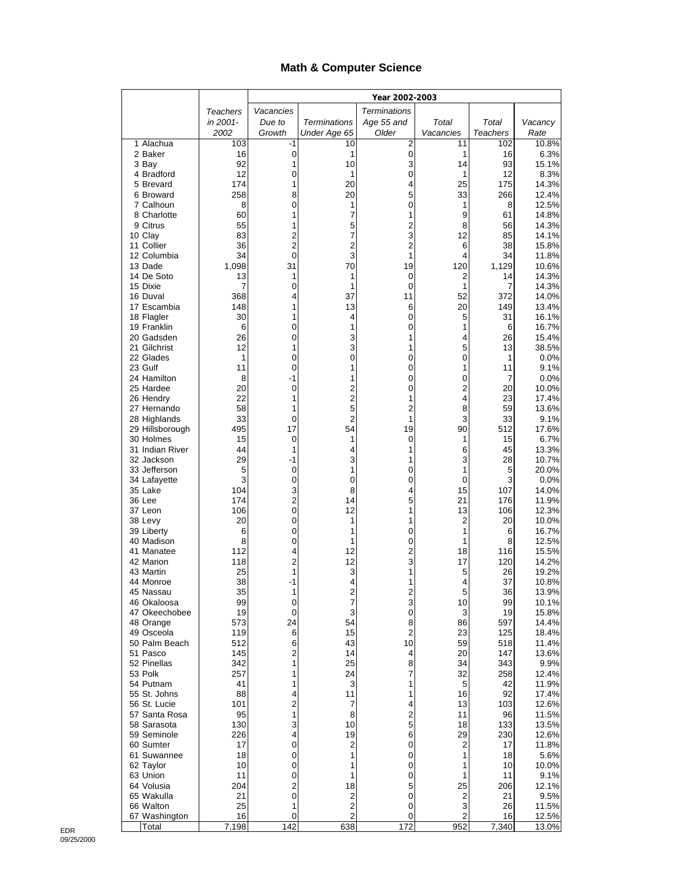# Math & Computer Science

| | Teachers in 2001-2002 | Year 2002-2003 | | | | | |
|---|---|---|---|---|---|---|---|
| | | Vacancies Due to Growth | Terminations Under Age 65 | Terminations Age 55 and Older | Total Vacancies | Total Teachers | Vacancy Rate |
| 1 Alachua | 103 | -1 | 10 | 2 | 11 | 102 | 10.8% |
| 2 Baker | 16 | 0 | 1 | 0 | 1 | 16 | 6.3% |
| 3 Bay | 92 | 1 | 10 | 3 | 14 | 93 | 15.1% |
| 4 Bradford | 12 | 0 | 1 | 0 | 1 | 12 | 8.3% |
| 5 Brevard | 174 | 1 | 20 | 4 | 25 | 175 | 14.3% |
| 6 Broward | 258 | 8 | 20 | 5 | 33 | 266 | 12.4% |
| 7 Calhoun | 8 | 0 | 1 | 0 | 1 | 8 | 12.5% |
| 8 Charlotte | 60 | 1 | 7 | 1 | 9 | 61 | 14.8% |
| 9 Citrus | 55 | 1 | 5 | 2 | 8 | 56 | 14.3% |
| 10 Clay | 83 | 2 | 7 | 3 | 12 | 85 | 14.1% |
| 11 Collier | 36 | 2 | 2 | 2 | 6 | 38 | 15.8% |
| 12 Columbia | 34 | 0 | 3 | 1 | 4 | 34 | 11.8% |
| 13 Dade | 1,098 | 31 | 70 | 19 | 120 | 1,129 | 10.6% |
| 14 De Soto | 13 | 1 | 1 | 0 | 2 | 14 | 14.3% |
| 15 Dixie | 7 | 0 | 1 | 0 | 1 | 7 | 14.3% |
| 16 Duval | 368 | 4 | 37 | 11 | 52 | 372 | 14.0% |
| 17 Escambia | 148 | 1 | 13 | 6 | 20 | 149 | 13.4% |
| 18 Flagler | 30 | 1 | 4 | 0 | 5 | 31 | 16.1% |
| 19 Franklin | 6 | 0 | 1 | 0 | 1 | 6 | 16.7% |
| 20 Gadsden | 26 | 0 | 3 | 1 | 4 | 26 | 15.4% |
| 21 Gilchrist | 12 | 1 | 3 | 1 | 5 | 13 | 38.5% |
| 22 Glades | 1 | 0 | 0 | 0 | 0 | 1 | 0.0% |
| 23 Gulf | 11 | 0 | 1 | 0 | 1 | 11 | 9.1% |
| 24 Hamilton | 8 | -1 | 1 | 0 | 0 | 7 | 0.0% |
| 25 Hardee | 20 | 0 | 2 | 0 | 2 | 20 | 10.0% |
| 26 Hendry | 22 | 1 | 2 | 1 | 4 | 23 | 17.4% |
| 27 Hernando | 58 | 1 | 5 | 2 | 8 | 59 | 13.6% |
| 28 Highlands | 33 | 0 | 2 | 1 | 3 | 33 | 9.1% |
| 29 Hillsborough | 495 | 17 | 54 | 19 | 90 | 512 | 17.6% |
| 30 Holmes | 15 | 0 | 1 | 0 | 1 | 15 | 6.7% |
| 31 Indian River | 44 | 1 | 4 | 1 | 6 | 45 | 13.3% |
| 32 Jackson | 29 | -1 | 3 | 1 | 3 | 28 | 10.7% |
| 33 Jefferson | 5 | 0 | 1 | 0 | 1 | 5 | 20.0% |
| 34 Lafayette | 3 | 0 | 0 | 0 | 0 | 3 | 0.0% |
| 35 Lake | 104 | 3 | 8 | 4 | 15 | 107 | 14.0% |
| 36 Lee | 174 | 2 | 14 | 5 | 21 | 176 | 11.9% |
| 37 Leon | 106 | 0 | 12 | 1 | 13 | 106 | 12.3% |
| 38 Levy | 20 | 0 | 1 | 1 | 2 | 20 | 10.0% |
| 39 Liberty | 6 | 0 | 1 | 0 | 1 | 6 | 16.7% |
| 40 Madison | 8 | 0 | 1 | 0 | 1 | 8 | 12.5% |
| 41 Manatee | 112 | 4 | 12 | 2 | 18 | 116 | 15.5% |
| 42 Marion | 118 | 2 | 12 | 3 | 17 | 120 | 14.2% |
| 43 Martin | 25 | 1 | 3 | 1 | 5 | 26 | 19.2% |
| 44 Monroe | 38 | -1 | 4 | 1 | 4 | 37 | 10.8% |
| 45 Nassau | 35 | 1 | 2 | 2 | 5 | 36 | 13.9% |
| 46 Okaloosa | 99 | 0 | 7 | 3 | 10 | 99 | 10.1% |
| 47 Okeechobee | 19 | 0 | 3 | 0 | 3 | 19 | 15.8% |
| 48 Orange | 573 | 24 | 54 | 8 | 86 | 597 | 14.4% |
| 49 Osceola | 119 | 6 | 15 | 2 | 23 | 125 | 18.4% |
| 50 Palm Beach | 512 | 6 | 43 | 10 | 59 | 518 | 11.4% |
| 51 Pasco | 145 | 2 | 14 | 4 | 20 | 147 | 13.6% |
| 52 Pinellas | 342 | 1 | 25 | 8 | 34 | 343 | 9.9% |
| 53 Polk | 257 | 1 | 24 | 7 | 32 | 258 | 12.4% |
| 54 Putnam | 41 | 1 | 3 | 1 | 5 | 42 | 11.9% |
| 55 St. Johns | 88 | 4 | 11 | 1 | 16 | 92 | 17.4% |
| 56 St. Lucie | 101 | 2 | 7 | 4 | 13 | 103 | 12.6% |
| 57 Santa Rosa | 95 | 1 | 8 | 2 | 11 | 96 | 11.5% |
| 58 Sarasota | 130 | 3 | 10 | 5 | 18 | 133 | 13.5% |
| 59 Seminole | 226 | 4 | 19 | 6 | 29 | 230 | 12.6% |
| 60 Sumter | 17 | 0 | 2 | 0 | 2 | 17 | 11.8% |
| 61 Suwannee | 18 | 0 | 1 | 0 | 1 | 18 | 5.6% |
| 62 Taylor | 10 | 0 | 1 | 0 | 1 | 10 | 10.0% |
| 63 Union | 11 | 0 | 1 | 0 | 1 | 11 | 9.1% |
| 64 Volusia | 204 | 2 | 18 | 5 | 25 | 206 | 12.1% |
| 65 Wakulla | 21 | 0 | 2 | 0 | 2 | 21 | 9.5% |
| 66 Walton | 25 | 1 | 2 | 0 | 3 | 26 | 11.5% |
| 67 Washington | 16 | 0 | 2 | 0 | 2 | 16 | 12.5% |
| Total | 7,198 | 142 | 638 | 172 | 952 | 7,340 | 13.0% |

EDR
09/25/2000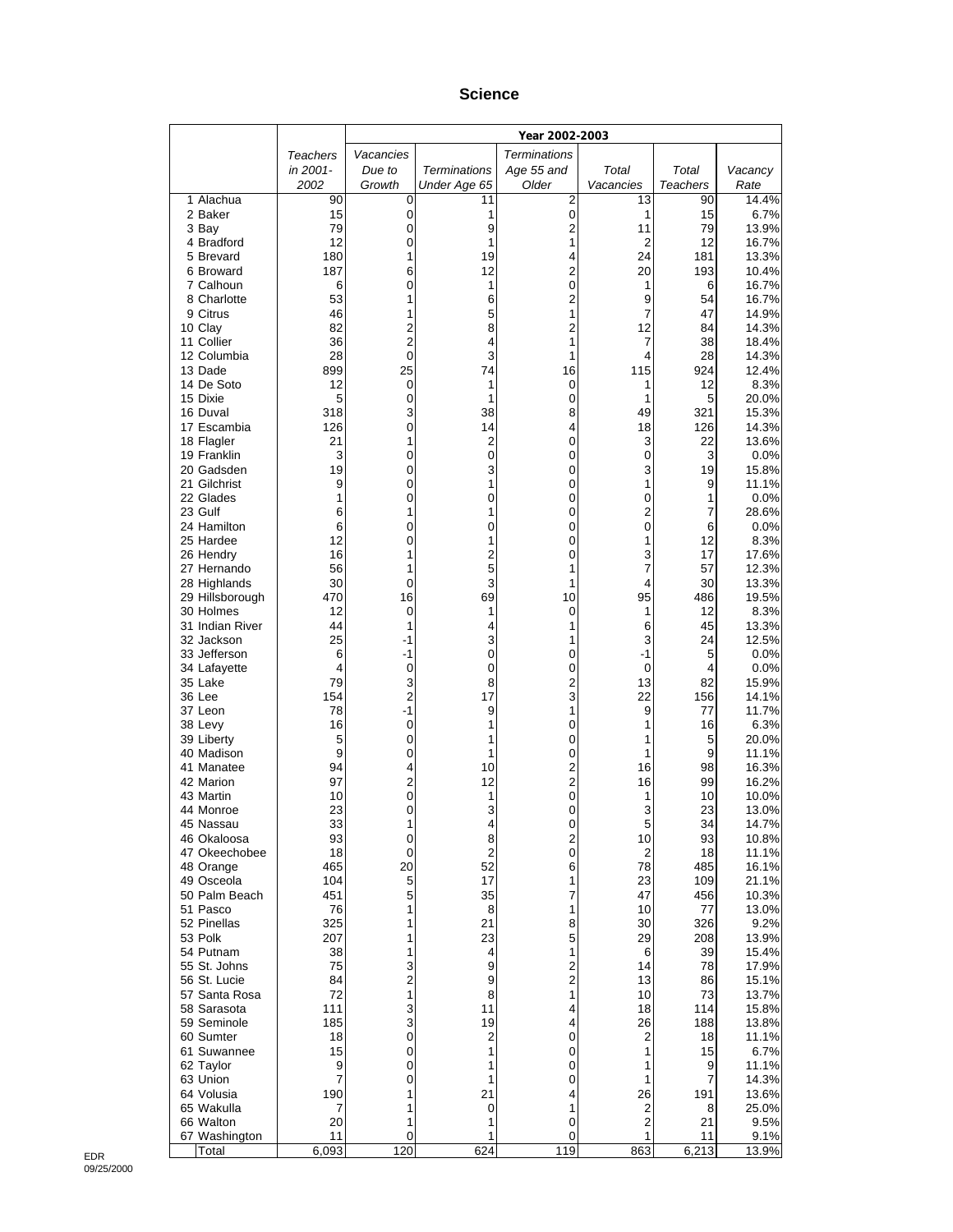# Science

| | Teachers in 2001-2002 | Year 2002-2003 | | | | | |
|---|---|---|---|---|---|---|---|
| | | Vacancies Due to Growth | Terminations Under Age 65 | Terminations Age 55 and Older | Total Vacancies | Total Teachers | Vacancy Rate |
| 1 Alachua | 90 | 0 | 11 | 2 | 13 | 90 | 14.4% |
| 2 Baker | 15 | 0 | 1 | 0 | 1 | 15 | 6.7% |
| 3 Bay | 79 | 0 | 9 | 2 | 11 | 79 | 13.9% |
| 4 Bradford | 12 | 0 | 1 | 1 | 2 | 12 | 16.7% |
| 5 Brevard | 180 | 1 | 19 | 4 | 24 | 181 | 13.3% |
| 6 Broward | 187 | 6 | 12 | 2 | 20 | 193 | 10.4% |
| 7 Calhoun | 6 | 0 | 1 | 0 | 1 | 6 | 16.7% |
| 8 Charlotte | 53 | 1 | 6 | 2 | 9 | 54 | 16.7% |
| 9 Citrus | 46 | 1 | 5 | 1 | 7 | 47 | 14.9% |
| 10 Clay | 82 | 2 | 8 | 2 | 12 | 84 | 14.3% |
| 11 Collier | 36 | 2 | 4 | 1 | 7 | 38 | 18.4% |
| 12 Columbia | 28 | 0 | 3 | 1 | 4 | 28 | 14.3% |
| 13 Dade | 899 | 25 | 74 | 16 | 115 | 924 | 12.4% |
| 14 De Soto | 12 | 0 | 1 | 0 | 1 | 12 | 8.3% |
| 15 Dixie | 5 | 0 | 1 | 0 | 1 | 5 | 20.0% |
| 16 Duval | 318 | 3 | 38 | 8 | 49 | 321 | 15.3% |
| 17 Escambia | 126 | 0 | 14 | 4 | 18 | 126 | 14.3% |
| 18 Flagler | 21 | 1 | 2 | 0 | 3 | 22 | 13.6% |
| 19 Franklin | 3 | 0 | 0 | 0 | 0 | 3 | 0.0% |
| 20 Gadsden | 19 | 0 | 3 | 0 | 3 | 19 | 15.8% |
| 21 Gilchrist | 9 | 0 | 1 | 0 | 1 | 9 | 11.1% |
| 22 Glades | 1 | 0 | 0 | 0 | 0 | 1 | 0.0% |
| 23 Gulf | 6 | 1 | 1 | 0 | 2 | 7 | 28.6% |
| 24 Hamilton | 6 | 0 | 0 | 0 | 0 | 6 | 0.0% |
| 25 Hardee | 12 | 0 | 1 | 0 | 1 | 12 | 8.3% |
| 26 Hendry | 16 | 1 | 2 | 0 | 3 | 17 | 17.6% |
| 27 Hernando | 56 | 1 | 5 | 1 | 7 | 57 | 12.3% |
| 28 Highlands | 30 | 0 | 3 | 1 | 4 | 30 | 13.3% |
| 29 Hillsborough | 470 | 16 | 69 | 10 | 95 | 486 | 19.5% |
| 30 Holmes | 12 | 0 | 1 | 0 | 1 | 12 | 8.3% |
| 31 Indian River | 44 | 1 | 4 | 1 | 6 | 45 | 13.3% |
| 32 Jackson | 25 | -1 | 3 | 1 | 3 | 24 | 12.5% |
| 33 Jefferson | 6 | -1 | 0 | 0 | -1 | 5 | 0.0% |
| 34 Lafayette | 4 | 0 | 0 | 0 | 0 | 4 | 0.0% |
| 35 Lake | 79 | 3 | 8 | 2 | 13 | 82 | 15.9% |
| 36 Lee | 154 | 2 | 17 | 3 | 22 | 156 | 14.1% |
| 37 Leon | 78 | -1 | 9 | 1 | 9 | 77 | 11.7% |
| 38 Levy | 16 | 0 | 1 | 0 | 1 | 16 | 6.3% |
| 39 Liberty | 5 | 0 | 1 | 0 | 1 | 5 | 20.0% |
| 40 Madison | 9 | 0 | 1 | 0 | 1 | 9 | 11.1% |
| 41 Manatee | 94 | 4 | 10 | 2 | 16 | 98 | 16.3% |
| 42 Marion | 97 | 2 | 12 | 2 | 16 | 99 | 16.2% |
| 43 Martin | 10 | 0 | 1 | 0 | 1 | 10 | 10.0% |
| 44 Monroe | 23 | 0 | 3 | 0 | 3 | 23 | 13.0% |
| 45 Nassau | 33 | 1 | 4 | 0 | 5 | 34 | 14.7% |
| 46 Okaloosa | 93 | 0 | 8 | 2 | 10 | 93 | 10.8% |
| 47 Okeechobee | 18 | 0 | 2 | 0 | 2 | 18 | 11.1% |
| 48 Orange | 465 | 20 | 52 | 6 | 78 | 485 | 16.1% |
| 49 Osceola | 104 | 5 | 17 | 1 | 23 | 109 | 21.1% |
| 50 Palm Beach | 451 | 5 | 35 | 7 | 47 | 456 | 10.3% |
| 51 Pasco | 76 | 1 | 8 | 1 | 10 | 77 | 13.0% |
| 52 Pinellas | 325 | 1 | 21 | 8 | 30 | 326 | 9.2% |
| 53 Polk | 207 | 1 | 23 | 5 | 29 | 208 | 13.9% |
| 54 Putnam | 38 | 1 | 4 | 1 | 6 | 39 | 15.4% |
| 55 St. Johns | 75 | 3 | 9 | 2 | 14 | 78 | 17.9% |
| 56 St. Lucie | 84 | 2 | 9 | 2 | 13 | 86 | 15.1% |
| 57 Santa Rosa | 72 | 1 | 8 | 1 | 10 | 73 | 13.7% |
| 58 Sarasota | 111 | 3 | 11 | 4 | 18 | 114 | 15.8% |
| 59 Seminole | 185 | 3 | 19 | 4 | 26 | 188 | 13.8% |
| 60 Sumter | 18 | 0 | 2 | 0 | 2 | 18 | 11.1% |
| 61 Suwannee | 15 | 0 | 1 | 0 | 1 | 15 | 6.7% |
| 62 Taylor | 9 | 0 | 1 | 0 | 1 | 9 | 11.1% |
| 63 Union | 7 | 0 | 1 | 0 | 1 | 7 | 14.3% |
| 64 Volusia | 190 | 1 | 21 | 4 | 26 | 191 | 13.6% |
| 65 Wakulla | 7 | 1 | 0 | 1 | 2 | 8 | 25.0% |
| 66 Walton | 20 | 1 | 1 | 0 | 2 | 21 | 9.5% |
| 67 Washington | 11 | 0 | 1 | 0 | 1 | 11 | 9.1% |
| Total | 6,093 | 120 | 624 | 119 | 863 | 6,213 | 13.9% |

EDR
09/25/2000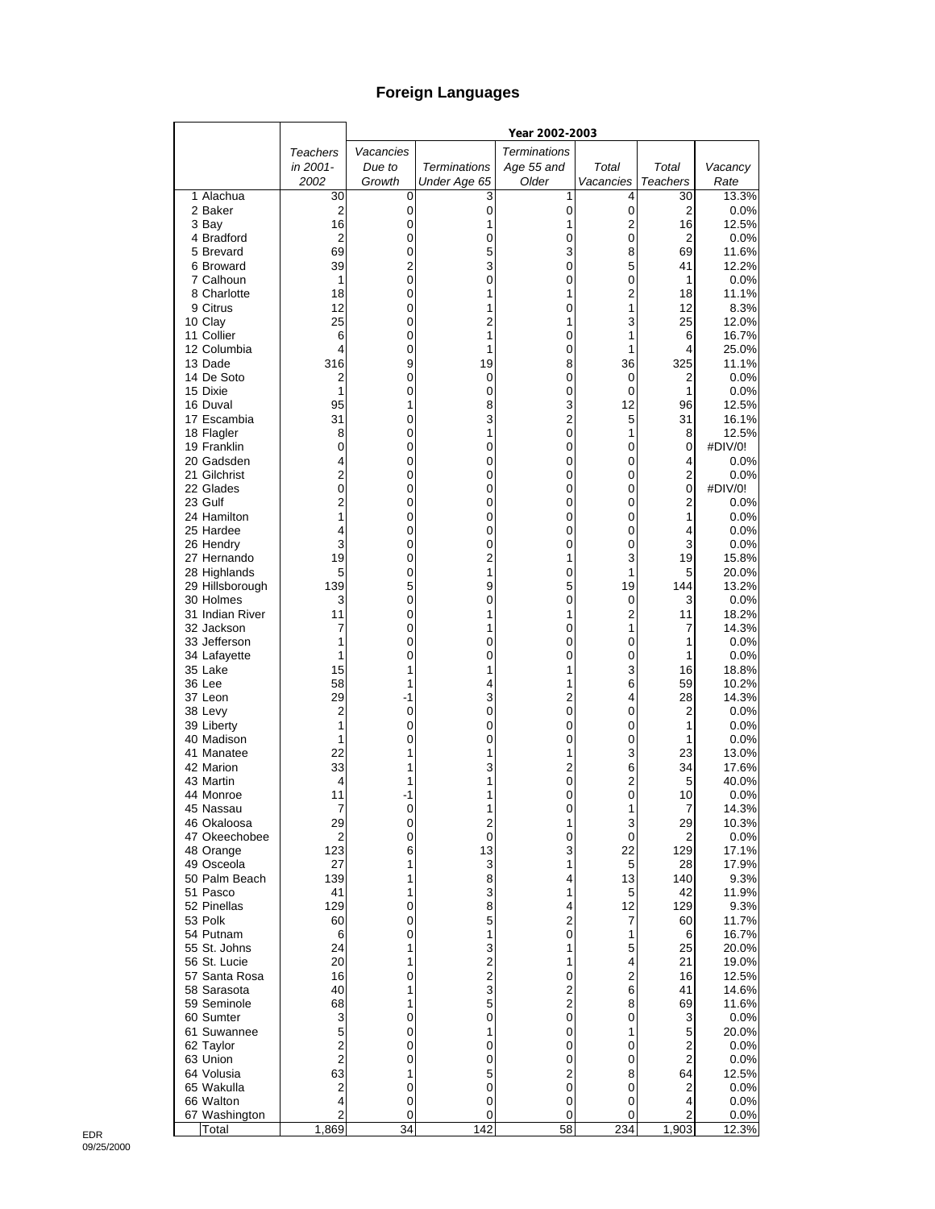# Foreign Languages

| | Teachers in 2001-2002 | Year 2002-2003 | | | | | |
|---|---|---|---|---|---|---|---|
| | | Vacancies Due to Growth | Terminations Under Age 65 | Terminations Age 55 and Older | Total Vacancies | Total Teachers | Vacancy Rate |
| 1 Alachua | 30 | 0 | 3 | 1 | 4 | 30 | 13.3% |
| 2 Baker | 2 | 0 | 0 | 0 | 0 | 2 | 0.0% |
| 3 Bay | 16 | 0 | 1 | 1 | 2 | 16 | 12.5% |
| 4 Bradford | 2 | 0 | 0 | 0 | 0 | 2 | 0.0% |
| 5 Brevard | 69 | 0 | 5 | 3 | 8 | 69 | 11.6% |
| 6 Broward | 39 | 2 | 3 | 0 | 5 | 41 | 12.2% |
| 7 Calhoun | 1 | 0 | 0 | 0 | 0 | 1 | 0.0% |
| 8 Charlotte | 18 | 0 | 1 | 1 | 2 | 18 | 11.1% |
| 9 Citrus | 12 | 0 | 1 | 0 | 1 | 12 | 8.3% |
| 10 Clay | 25 | 0 | 2 | 1 | 3 | 25 | 12.0% |
| 11 Collier | 6 | 0 | 1 | 0 | 1 | 6 | 16.7% |
| 12 Columbia | 4 | 0 | 1 | 0 | 1 | 4 | 25.0% |
| 13 Dade | 316 | 9 | 19 | 8 | 36 | 325 | 11.1% |
| 14 De Soto | 2 | 0 | 0 | 0 | 0 | 2 | 0.0% |
| 15 Dixie | 1 | 0 | 0 | 0 | 0 | 1 | 0.0% |
| 16 Duval | 95 | 1 | 8 | 3 | 12 | 96 | 12.5% |
| 17 Escambia | 31 | 0 | 3 | 2 | 5 | 31 | 16.1% |
| 18 Flagler | 8 | 0 | 1 | 0 | 1 | 8 | 12.5% |
| 19 Franklin | 0 | 0 | 0 | 0 | 0 | 0 | #DIV/0! |
| 20 Gadsden | 4 | 0 | 0 | 0 | 0 | 4 | 0.0% |
| 21 Gilchrist | 2 | 0 | 0 | 0 | 0 | 2 | 0.0% |
| 22 Glades | 0 | 0 | 0 | 0 | 0 | 0 | #DIV/0! |
| 23 Gulf | 2 | 0 | 0 | 0 | 0 | 2 | 0.0% |
| 24 Hamilton | 1 | 0 | 0 | 0 | 0 | 1 | 0.0% |
| 25 Hardee | 4 | 0 | 0 | 0 | 0 | 4 | 0.0% |
| 26 Hendry | 3 | 0 | 0 | 0 | 0 | 3 | 0.0% |
| 27 Hernando | 19 | 0 | 2 | 1 | 3 | 19 | 15.8% |
| 28 Highlands | 5 | 0 | 1 | 0 | 1 | 5 | 20.0% |
| 29 Hillsborough | 139 | 5 | 9 | 5 | 19 | 144 | 13.2% |
| 30 Holmes | 3 | 0 | 0 | 0 | 0 | 3 | 0.0% |
| 31 Indian River | 11 | 0 | 1 | 1 | 2 | 11 | 18.2% |
| 32 Jackson | 7 | 0 | 1 | 0 | 1 | 7 | 14.3% |
| 33 Jefferson | 1 | 0 | 0 | 0 | 0 | 1 | 0.0% |
| 34 Lafayette | 1 | 0 | 0 | 0 | 0 | 1 | 0.0% |
| 35 Lake | 15 | 1 | 1 | 1 | 3 | 16 | 18.8% |
| 36 Lee | 58 | 1 | 4 | 1 | 6 | 59 | 10.2% |
| 37 Leon | 29 | -1 | 3 | 2 | 4 | 28 | 14.3% |
| 38 Levy | 2 | 0 | 0 | 0 | 0 | 2 | 0.0% |
| 39 Liberty | 1 | 0 | 0 | 0 | 0 | 1 | 0.0% |
| 40 Madison | 1 | 0 | 0 | 0 | 0 | 1 | 0.0% |
| 41 Manatee | 22 | 1 | 1 | 1 | 3 | 23 | 13.0% |
| 42 Marion | 33 | 1 | 3 | 2 | 6 | 34 | 17.6% |
| 43 Martin | 4 | 1 | 1 | 0 | 2 | 5 | 40.0% |
| 44 Monroe | 11 | -1 | 1 | 0 | 0 | 10 | 0.0% |
| 45 Nassau | 7 | 0 | 1 | 0 | 1 | 7 | 14.3% |
| 46 Okaloosa | 29 | 0 | 2 | 1 | 3 | 29 | 10.3% |
| 47 Okeechobee | 2 | 0 | 0 | 0 | 0 | 2 | 0.0% |
| 48 Orange | 123 | 6 | 13 | 3 | 22 | 129 | 17.1% |
| 49 Osceola | 27 | 1 | 3 | 1 | 5 | 28 | 17.9% |
| 50 Palm Beach | 139 | 1 | 8 | 4 | 13 | 140 | 9.3% |
| 51 Pasco | 41 | 1 | 3 | 1 | 5 | 42 | 11.9% |
| 52 Pinellas | 129 | 0 | 8 | 4 | 12 | 129 | 9.3% |
| 53 Polk | 60 | 0 | 5 | 2 | 7 | 60 | 11.7% |
| 54 Putnam | 6 | 0 | 1 | 0 | 1 | 6 | 16.7% |
| 55 St. Johns | 24 | 1 | 3 | 1 | 5 | 25 | 20.0% |
| 56 St. Lucie | 20 | 1 | 2 | 1 | 4 | 21 | 19.0% |
| 57 Santa Rosa | 16 | 0 | 2 | 0 | 2 | 16 | 12.5% |
| 58 Sarasota | 40 | 1 | 3 | 2 | 6 | 41 | 14.6% |
| 59 Seminole | 68 | 1 | 5 | 2 | 8 | 69 | 11.6% |
| 60 Sumter | 3 | 0 | 0 | 0 | 0 | 3 | 0.0% |
| 61 Suwannee | 5 | 0 | 1 | 0 | 1 | 5 | 20.0% |
| 62 Taylor | 2 | 0 | 0 | 0 | 0 | 2 | 0.0% |
| 63 Union | 2 | 0 | 0 | 0 | 0 | 2 | 0.0% |
| 64 Volusia | 63 | 1 | 5 | 2 | 8 | 64 | 12.5% |
| 65 Wakulla | 2 | 0 | 0 | 0 | 0 | 2 | 0.0% |
| 66 Walton | 4 | 0 | 0 | 0 | 0 | 4 | 0.0% |
| 67 Washington | 2 | 0 | 0 | 0 | 0 | 2 | 0.0% |
| Total | 1,869 | 34 | 142 | 58 | 234 | 1,903 | 12.3% |

EDR
09/25/2000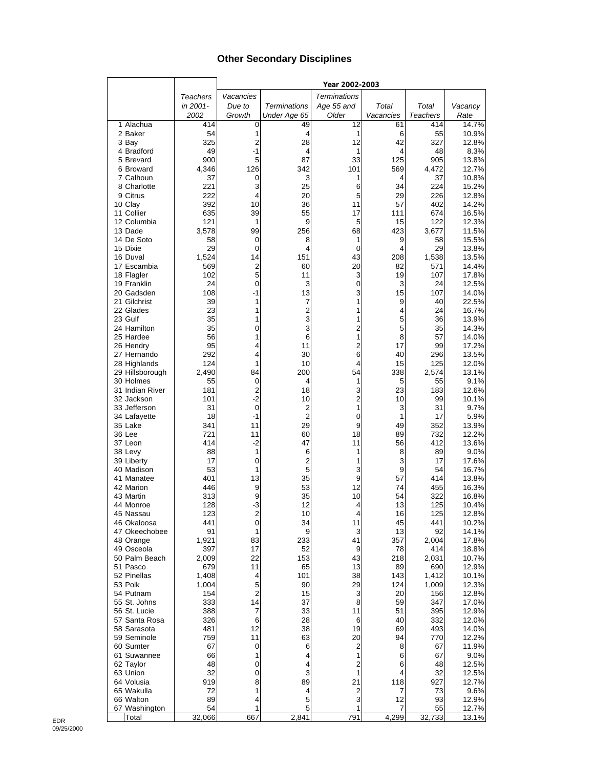# Other Secondary Disciplines

| | Teachers in 2001-2002 | Year 2002-2003 | | | | | |
|---|---|---|---|---|---|---|---|
| | | Vacancies Due to Growth | Terminations Under Age 65 | Terminations Age 55 and Older | Total Vacancies | Total Teachers | Vacancy Rate |
| 1 Alachua | 414 | 0 | 49 | 12 | 61 | 414 | 14.7% |
| 2 Baker | 54 | 1 | 4 | 1 | 6 | 55 | 10.9% |
| 3 Bay | 325 | 2 | 28 | 12 | 42 | 327 | 12.8% |
| 4 Bradford | 49 | -1 | 4 | 1 | 4 | 48 | 8.3% |
| 5 Brevard | 900 | 5 | 87 | 33 | 125 | 905 | 13.8% |
| 6 Broward | 4,346 | 126 | 342 | 101 | 569 | 4,472 | 12.7% |
| 7 Calhoun | 37 | 0 | 3 | 1 | 4 | 37 | 10.8% |
| 8 Charlotte | 221 | 3 | 25 | 6 | 34 | 224 | 15.2% |
| 9 Citrus | 222 | 4 | 20 | 5 | 29 | 226 | 12.8% |
| 10 Clay | 392 | 10 | 36 | 11 | 57 | 402 | 14.2% |
| 11 Collier | 635 | 39 | 55 | 17 | 111 | 674 | 16.5% |
| 12 Columbia | 121 | 1 | 9 | 5 | 15 | 122 | 12.3% |
| 13 Dade | 3,578 | 99 | 256 | 68 | 423 | 3,677 | 11.5% |
| 14 De Soto | 58 | 0 | 8 | 1 | 9 | 58 | 15.5% |
| 15 Dixie | 29 | 0 | 4 | 0 | 4 | 29 | 13.8% |
| 16 Duval | 1,524 | 14 | 151 | 43 | 208 | 1,538 | 13.5% |
| 17 Escambia | 569 | 2 | 60 | 20 | 82 | 571 | 14.4% |
| 18 Flagler | 102 | 5 | 11 | 3 | 19 | 107 | 17.8% |
| 19 Franklin | 24 | 0 | 3 | 0 | 3 | 24 | 12.5% |
| 20 Gadsden | 108 | -1 | 13 | 3 | 15 | 107 | 14.0% |
| 21 Gilchrist | 39 | 1 | 7 | 1 | 9 | 40 | 22.5% |
| 22 Glades | 23 | 1 | 2 | 1 | 4 | 24 | 16.7% |
| 23 Gulf | 35 | 1 | 3 | 1 | 5 | 36 | 13.9% |
| 24 Hamilton | 35 | 0 | 3 | 2 | 5 | 35 | 14.3% |
| 25 Hardee | 56 | 1 | 6 | 1 | 8 | 57 | 14.0% |
| 26 Hendry | 95 | 4 | 11 | 2 | 17 | 99 | 17.2% |
| 27 Hernando | 292 | 4 | 30 | 6 | 40 | 296 | 13.5% |
| 28 Highlands | 124 | 1 | 10 | 4 | 15 | 125 | 12.0% |
| 29 Hillsborough | 2,490 | 84 | 200 | 54 | 338 | 2,574 | 13.1% |
| 30 Holmes | 55 | 0 | 4 | 1 | 5 | 55 | 9.1% |
| 31 Indian River | 181 | 2 | 18 | 3 | 23 | 183 | 12.6% |
| 32 Jackson | 101 | -2 | 10 | 2 | 10 | 99 | 10.1% |
| 33 Jefferson | 31 | 0 | 2 | 1 | 3 | 31 | 9.7% |
| 34 Lafayette | 18 | -1 | 2 | 0 | 1 | 17 | 5.9% |
| 35 Lake | 341 | 11 | 29 | 9 | 49 | 352 | 13.9% |
| 36 Lee | 721 | 11 | 60 | 18 | 89 | 732 | 12.2% |
| 37 Leon | 414 | -2 | 47 | 11 | 56 | 412 | 13.6% |
| 38 Levy | 88 | 1 | 6 | 1 | 8 | 89 | 9.0% |
| 39 Liberty | 17 | 0 | 2 | 1 | 3 | 17 | 17.6% |
| 40 Madison | 53 | 1 | 5 | 3 | 9 | 54 | 16.7% |
| 41 Manatee | 401 | 13 | 35 | 9 | 57 | 414 | 13.8% |
| 42 Marion | 446 | 9 | 53 | 12 | 74 | 455 | 16.3% |
| 43 Martin | 313 | 9 | 35 | 10 | 54 | 322 | 16.8% |
| 44 Monroe | 128 | -3 | 12 | 4 | 13 | 125 | 10.4% |
| 45 Nassau | 123 | 2 | 10 | 4 | 16 | 125 | 12.8% |
| 46 Okaloosa | 441 | 0 | 34 | 11 | 45 | 441 | 10.2% |
| 47 Okeechobee | 91 | 1 | 9 | 3 | 13 | 92 | 14.1% |
| 48 Orange | 1,921 | 83 | 233 | 41 | 357 | 2,004 | 17.8% |
| 49 Osceola | 397 | 17 | 52 | 9 | 78 | 414 | 18.8% |
| 50 Palm Beach | 2,009 | 22 | 153 | 43 | 218 | 2,031 | 10.7% |
| 51 Pasco | 679 | 11 | 65 | 13 | 89 | 690 | 12.9% |
| 52 Pinellas | 1,408 | 4 | 101 | 38 | 143 | 1,412 | 10.1% |
| 53 Polk | 1,004 | 5 | 90 | 29 | 124 | 1,009 | 12.3% |
| 54 Putnam | 154 | 2 | 15 | 3 | 20 | 156 | 12.8% |
| 55 St. Johns | 333 | 14 | 37 | 8 | 59 | 347 | 17.0% |
| 56 St. Lucie | 388 | 7 | 33 | 11 | 51 | 395 | 12.9% |
| 57 Santa Rosa | 326 | 6 | 28 | 6 | 40 | 332 | 12.0% |
| 58 Sarasota | 481 | 12 | 38 | 19 | 69 | 493 | 14.0% |
| 59 Seminole | 759 | 11 | 63 | 20 | 94 | 770 | 12.2% |
| 60 Sumter | 67 | 0 | 6 | 2 | 8 | 67 | 11.9% |
| 61 Suwannee | 66 | 1 | 4 | 1 | 6 | 67 | 9.0% |
| 62 Taylor | 48 | 0 | 4 | 2 | 6 | 48 | 12.5% |
| 63 Union | 32 | 0 | 3 | 1 | 4 | 32 | 12.5% |
| 64 Volusia | 919 | 8 | 89 | 21 | 118 | 927 | 12.7% |
| 65 Wakulla | 72 | 1 | 4 | 2 | 7 | 73 | 9.6% |
| 66 Walton | 89 | 4 | 5 | 3 | 12 | 93 | 12.9% |
| 67 Washington | 54 | 1 | 5 | 1 | 7 | 55 | 12.7% |
| Total | 32,066 | 667 | 2,841 | 791 | 4,299 | 32,733 | 13.1% |

EDR
09/25/2000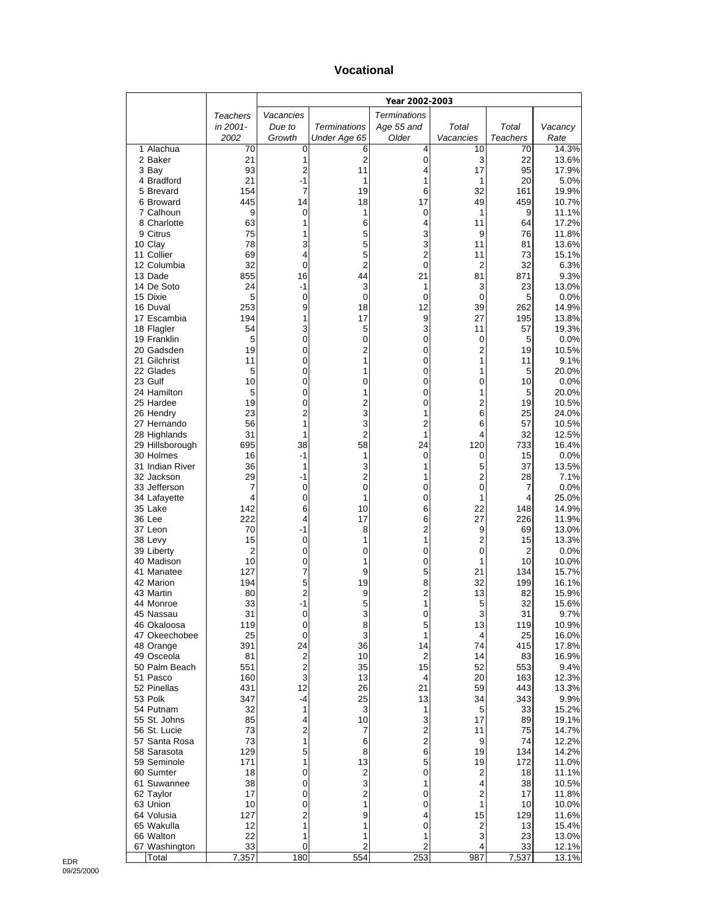# Vocational

| | Teachers in 2001-2002 | Year 2002-2003 | | | | | |
|---|---|---|---|---|---|---|---|
| | | Vacancies Due to Growth | Terminations Under Age 65 | Terminations Age 55 and Older | Total Vacancies | Total Teachers | Vacancy Rate |
| 1 Alachua | 70 | 0 | 6 | 4 | 10 | 70 | 14.3% |
| 2 Baker | 21 | 1 | 2 | 0 | 3 | 22 | 13.6% |
| 3 Bay | 93 | 2 | 11 | 4 | 17 | 95 | 17.9% |
| 4 Bradford | 21 | -1 | 1 | 1 | 1 | 20 | 5.0% |
| 5 Brevard | 154 | 7 | 19 | 6 | 32 | 161 | 19.9% |
| 6 Broward | 445 | 14 | 18 | 17 | 49 | 459 | 10.7% |
| 7 Calhoun | 9 | 0 | 1 | 0 | 1 | 9 | 11.1% |
| 8 Charlotte | 63 | 1 | 6 | 4 | 11 | 64 | 17.2% |
| 9 Citrus | 75 | 1 | 5 | 3 | 9 | 76 | 11.8% |
| 10 Clay | 78 | 3 | 5 | 3 | 11 | 81 | 13.6% |
| 11 Collier | 69 | 4 | 5 | 2 | 11 | 73 | 15.1% |
| 12 Columbia | 32 | 0 | 2 | 0 | 2 | 32 | 6.3% |
| 13 Dade | 855 | 16 | 44 | 21 | 81 | 871 | 9.3% |
| 14 De Soto | 24 | -1 | 3 | 1 | 3 | 23 | 13.0% |
| 15 Dixie | 5 | 0 | 0 | 0 | 0 | 5 | 0.0% |
| 16 Duval | 253 | 9 | 18 | 12 | 39 | 262 | 14.9% |
| 17 Escambia | 194 | 1 | 17 | 9 | 27 | 195 | 13.8% |
| 18 Flagler | 54 | 3 | 5 | 3 | 11 | 57 | 19.3% |
| 19 Franklin | 5 | 0 | 0 | 0 | 0 | 5 | 0.0% |
| 20 Gadsden | 19 | 0 | 2 | 0 | 2 | 19 | 10.5% |
| 21 Gilchrist | 11 | 0 | 1 | 0 | 1 | 11 | 9.1% |
| 22 Glades | 5 | 0 | 1 | 0 | 1 | 5 | 20.0% |
| 23 Gulf | 10 | 0 | 0 | 0 | 0 | 10 | 0.0% |
| 24 Hamilton | 5 | 0 | 1 | 0 | 1 | 5 | 20.0% |
| 25 Hardee | 19 | 0 | 2 | 0 | 2 | 19 | 10.5% |
| 26 Hendry | 23 | 2 | 3 | 1 | 6 | 25 | 24.0% |
| 27 Hernando | 56 | 1 | 3 | 2 | 6 | 57 | 10.5% |
| 28 Highlands | 31 | 1 | 2 | 1 | 4 | 32 | 12.5% |
| 29 Hillsborough | 695 | 38 | 58 | 24 | 120 | 733 | 16.4% |
| 30 Holmes | 16 | -1 | 1 | 0 | 0 | 15 | 0.0% |
| 31 Indian River | 36 | 1 | 3 | 1 | 5 | 37 | 13.5% |
| 32 Jackson | 29 | -1 | 2 | 1 | 2 | 28 | 7.1% |
| 33 Jefferson | 7 | 0 | 0 | 0 | 0 | 7 | 0.0% |
| 34 Lafayette | 4 | 0 | 1 | 0 | 1 | 4 | 25.0% |
| 35 Lake | 142 | 6 | 10 | 6 | 22 | 148 | 14.9% |
| 36 Lee | 222 | 4 | 17 | 6 | 27 | 226 | 11.9% |
| 37 Leon | 70 | -1 | 8 | 2 | 9 | 69 | 13.0% |
| 38 Levy | 15 | 0 | 1 | 1 | 2 | 15 | 13.3% |
| 39 Liberty | 2 | 0 | 0 | 0 | 0 | 2 | 0.0% |
| 40 Madison | 10 | 0 | 1 | 0 | 1 | 10 | 10.0% |
| 41 Manatee | 127 | 7 | 9 | 5 | 21 | 134 | 15.7% |
| 42 Marion | 194 | 5 | 19 | 8 | 32 | 199 | 16.1% |
| 43 Martin | 80 | 2 | 9 | 2 | 13 | 82 | 15.9% |
| 44 Monroe | 33 | -1 | 5 | 1 | 5 | 32 | 15.6% |
| 45 Nassau | 31 | 0 | 3 | 0 | 3 | 31 | 9.7% |
| 46 Okaloosa | 119 | 0 | 8 | 5 | 13 | 119 | 10.9% |
| 47 Okeechobee | 25 | 0 | 3 | 1 | 4 | 25 | 16.0% |
| 48 Orange | 391 | 24 | 36 | 14 | 74 | 415 | 17.8% |
| 49 Osceola | 81 | 2 | 10 | 2 | 14 | 83 | 16.9% |
| 50 Palm Beach | 551 | 2 | 35 | 15 | 52 | 553 | 9.4% |
| 51 Pasco | 160 | 3 | 13 | 4 | 20 | 163 | 12.3% |
| 52 Pinellas | 431 | 12 | 26 | 21 | 59 | 443 | 13.3% |
| 53 Polk | 347 | -4 | 25 | 13 | 34 | 343 | 9.9% |
| 54 Putnam | 32 | 1 | 3 | 1 | 5 | 33 | 15.2% |
| 55 St. Johns | 85 | 4 | 10 | 3 | 17 | 89 | 19.1% |
| 56 St. Lucie | 73 | 2 | 7 | 2 | 11 | 75 | 14.7% |
| 57 Santa Rosa | 73 | 1 | 6 | 2 | 9 | 74 | 12.2% |
| 58 Sarasota | 129 | 5 | 8 | 6 | 19 | 134 | 14.2% |
| 59 Seminole | 171 | 1 | 13 | 5 | 19 | 172 | 11.0% |
| 60 Sumter | 18 | 0 | 2 | 0 | 2 | 18 | 11.1% |
| 61 Suwannee | 38 | 0 | 3 | 1 | 4 | 38 | 10.5% |
| 62 Taylor | 17 | 0 | 2 | 0 | 2 | 17 | 11.8% |
| 63 Union | 10 | 0 | 1 | 0 | 1 | 10 | 10.0% |
| 64 Volusia | 127 | 2 | 9 | 4 | 15 | 129 | 11.6% |
| 65 Wakulla | 12 | 1 | 1 | 0 | 2 | 13 | 15.4% |
| 66 Walton | 22 | 1 | 1 | 1 | 3 | 23 | 13.0% |
| 67 Washington | 33 | 0 | 2 | 2 | 4 | 33 | 12.1% |
| Total | 7,357 | 180 | 554 | 253 | 987 | 7,537 | 13.1% |

EDR
09/25/2000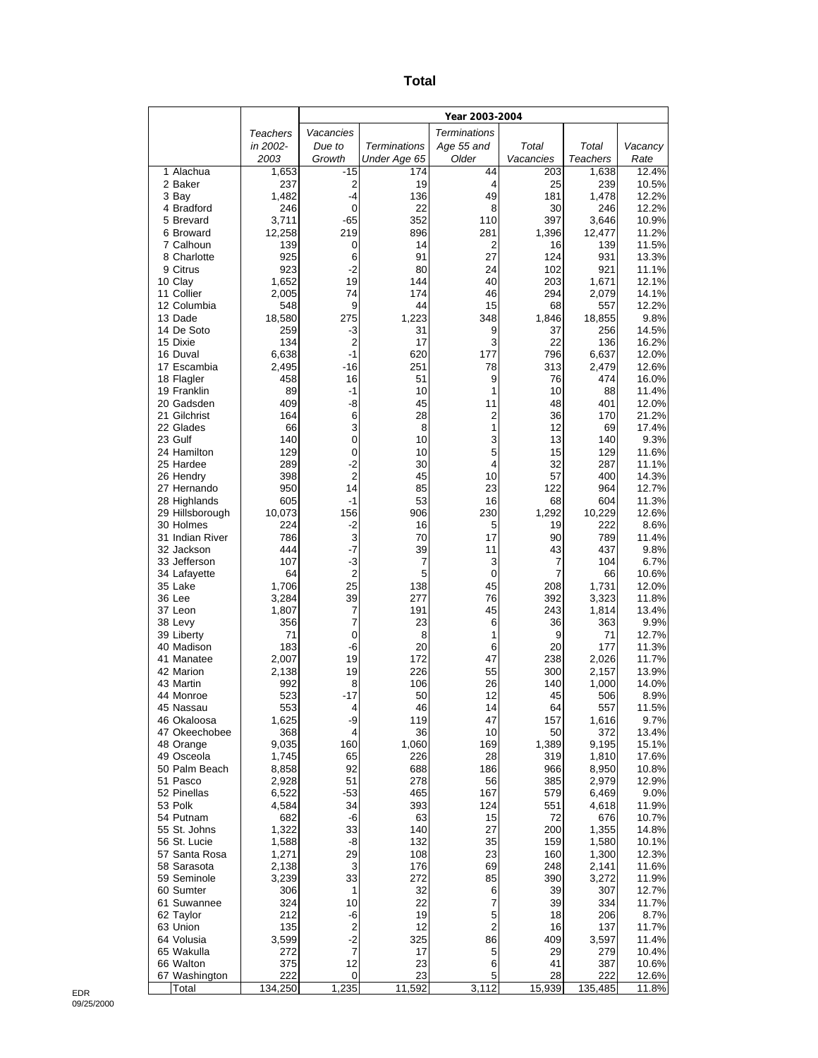# Total

| | Teachers in 2002-2003 | Year 2003-2004 | | | | | |
|---|---|---|---|---|---|---|---|
| | | *Vacancies Due to Growth* | *Terminations Under Age 65* | *Terminations Age 55 and Older* | *Total Vacancies* | *Total Teachers* | *Vacancy Rate* |
| 1 Alachua | 1,653 | -15 | 174 | 44 | 203 | 1,638 | 12.4% |
| 2 Baker | 237 | 2 | 19 | 4 | 25 | 239 | 10.5% |
| 3 Bay | 1,482 | -4 | 136 | 49 | 181 | 1,478 | 12.2% |
| 4 Bradford | 246 | 0 | 22 | 8 | 30 | 246 | 12.2% |
| 5 Brevard | 3,711 | -65 | 352 | 110 | 397 | 3,646 | 10.9% |
| 6 Broward | 12,258 | 219 | 896 | 281 | 1,396 | 12,477 | 11.2% |
| 7 Calhoun | 139 | 0 | 14 | 2 | 16 | 139 | 11.5% |
| 8 Charlotte | 925 | 6 | 91 | 27 | 124 | 931 | 13.3% |
| 9 Citrus | 923 | -2 | 80 | 24 | 102 | 921 | 11.1% |
| 10 Clay | 1,652 | 19 | 144 | 40 | 203 | 1,671 | 12.1% |
| 11 Collier | 2,005 | 74 | 174 | 46 | 294 | 2,079 | 14.1% |
| 12 Columbia | 548 | 9 | 44 | 15 | 68 | 557 | 12.2% |
| 13 Dade | 18,580 | 275 | 1,223 | 348 | 1,846 | 18,855 | 9.8% |
| 14 De Soto | 259 | -3 | 31 | 9 | 37 | 256 | 14.5% |
| 15 Dixie | 134 | 2 | 17 | 3 | 22 | 136 | 16.2% |
| 16 Duval | 6,638 | -1 | 620 | 177 | 796 | 6,637 | 12.0% |
| 17 Escambia | 2,495 | -16 | 251 | 78 | 313 | 2,479 | 12.6% |
| 18 Flagler | 458 | 16 | 51 | 9 | 76 | 474 | 16.0% |
| 19 Franklin | 89 | -1 | 10 | 1 | 10 | 88 | 11.4% |
| 20 Gadsden | 409 | -8 | 45 | 11 | 48 | 401 | 12.0% |
| 21 Gilchrist | 164 | 6 | 28 | 2 | 36 | 170 | 21.2% |
| 22 Glades | 66 | 3 | 8 | 1 | 12 | 69 | 17.4% |
| 23 Gulf | 140 | 0 | 10 | 3 | 13 | 140 | 9.3% |
| 24 Hamilton | 129 | 0 | 10 | 5 | 15 | 129 | 11.6% |
| 25 Hardee | 289 | -2 | 30 | 4 | 32 | 287 | 11.1% |
| 26 Hendry | 398 | 2 | 45 | 10 | 57 | 400 | 14.3% |
| 27 Hernando | 950 | 14 | 85 | 23 | 122 | 964 | 12.7% |
| 28 Highlands | 605 | -1 | 53 | 16 | 68 | 604 | 11.3% |
| 29 Hillsborough | 10,073 | 156 | 906 | 230 | 1,292 | 10,229 | 12.6% |
| 30 Holmes | 224 | -2 | 16 | 5 | 19 | 222 | 8.6% |
| 31 Indian River | 786 | 3 | 70 | 17 | 90 | 789 | 11.4% |
| 32 Jackson | 444 | -7 | 39 | 11 | 43 | 437 | 9.8% |
| 33 Jefferson | 107 | -3 | 7 | 3 | 7 | 104 | 6.7% |
| 34 Lafayette | 64 | 2 | 5 | 0 | 7 | 66 | 10.6% |
| 35 Lake | 1,706 | 25 | 138 | 45 | 208 | 1,731 | 12.0% |
| 36 Lee | 3,284 | 39 | 277 | 76 | 392 | 3,323 | 11.8% |
| 37 Leon | 1,807 | 7 | 191 | 45 | 243 | 1,814 | 13.4% |
| 38 Levy | 356 | 7 | 23 | 6 | 36 | 363 | 9.9% |
| 39 Liberty | 71 | 0 | 8 | 1 | 9 | 71 | 12.7% |
| 40 Madison | 183 | -6 | 20 | 6 | 20 | 177 | 11.3% |
| 41 Manatee | 2,007 | 19 | 172 | 47 | 238 | 2,026 | 11.7% |
| 42 Marion | 2,138 | 19 | 226 | 55 | 300 | 2,157 | 13.9% |
| 43 Martin | 992 | 8 | 106 | 26 | 140 | 1,000 | 14.0% |
| 44 Monroe | 523 | -17 | 50 | 12 | 45 | 506 | 8.9% |
| 45 Nassau | 553 | 4 | 46 | 14 | 64 | 557 | 11.5% |
| 46 Okaloosa | 1,625 | -9 | 119 | 47 | 157 | 1,616 | 9.7% |
| 47 Okeechobee | 368 | 4 | 36 | 10 | 50 | 372 | 13.4% |
| 48 Orange | 9,035 | 160 | 1,060 | 169 | 1,389 | 9,195 | 15.1% |
| 49 Osceola | 1,745 | 65 | 226 | 28 | 319 | 1,810 | 17.6% |
| 50 Palm Beach | 8,858 | 92 | 688 | 186 | 966 | 8,950 | 10.8% |
| 51 Pasco | 2,928 | 51 | 278 | 56 | 385 | 2,979 | 12.9% |
| 52 Pinellas | 6,522 | -53 | 465 | 167 | 579 | 6,469 | 9.0% |
| 53 Polk | 4,584 | 34 | 393 | 124 | 551 | 4,618 | 11.9% |
| 54 Putnam | 682 | -6 | 63 | 15 | 72 | 676 | 10.7% |
| 55 St. Johns | 1,322 | 33 | 140 | 27 | 200 | 1,355 | 14.8% |
| 56 St. Lucie | 1,588 | -8 | 132 | 35 | 159 | 1,580 | 10.1% |
| 57 Santa Rosa | 1,271 | 29 | 108 | 23 | 160 | 1,300 | 12.3% |
| 58 Sarasota | 2,138 | 3 | 176 | 69 | 248 | 2,141 | 11.6% |
| 59 Seminole | 3,239 | 33 | 272 | 85 | 390 | 3,272 | 11.9% |
| 60 Sumter | 306 | 1 | 32 | 6 | 39 | 307 | 12.7% |
| 61 Suwannee | 324 | 10 | 22 | 7 | 39 | 334 | 11.7% |
| 62 Taylor | 212 | -6 | 19 | 5 | 18 | 206 | 8.7% |
| 63 Union | 135 | 2 | 12 | 2 | 16 | 137 | 11.7% |
| 64 Volusia | 3,599 | -2 | 325 | 86 | 409 | 3,597 | 11.4% |
| 65 Wakulla | 272 | 7 | 17 | 5 | 29 | 279 | 10.4% |
| 66 Walton | 375 | 12 | 23 | 6 | 41 | 387 | 10.6% |
| 67 Washington | 222 | 0 | 23 | 5 | 28 | 222 | 12.6% |
| Total | 134,250 | 1,235 | 11,592 | 3,112 | 15,939 | 135,485 | 11.8% |

EDR
09/25/2000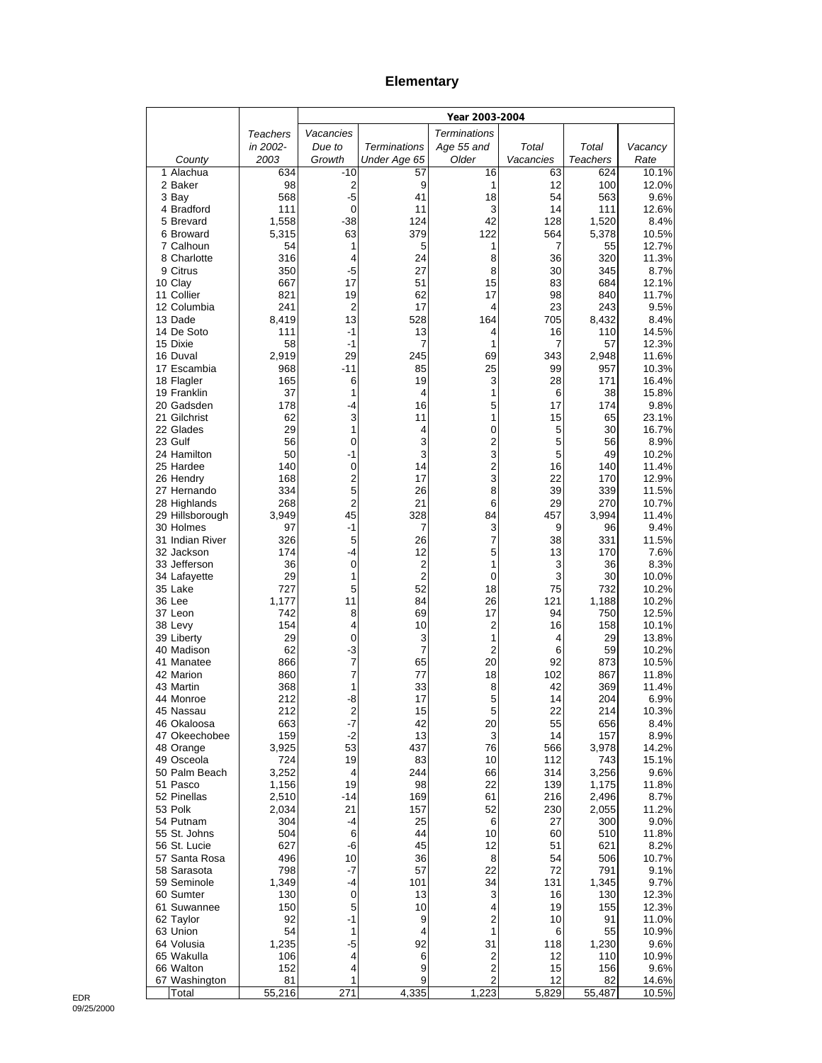# Elementary

| County | Teachers in 2002-2003 | Year 2003-2004 | | | | | |
|---|---|---|---|---|---|---|---|
| | | Vacancies Due to Growth | Terminations Under Age 65 | Terminations Age 55 and Older | Total Vacancies | Total Teachers | Vacancy Rate |
| 1 Alachua | 634 | -10 | 57 | 16 | 63 | 624 | 10.1% |
| 2 Baker | 98 | 2 | 9 | 1 | 12 | 100 | 12.0% |
| 3 Bay | 568 | -5 | 41 | 18 | 54 | 563 | 9.6% |
| 4 Bradford | 111 | 0 | 11 | 3 | 14 | 111 | 12.6% |
| 5 Brevard | 1,558 | -38 | 124 | 42 | 128 | 1,520 | 8.4% |
| 6 Broward | 5,315 | 63 | 379 | 122 | 564 | 5,378 | 10.5% |
| 7 Calhoun | 54 | 1 | 5 | 1 | 7 | 55 | 12.7% |
| 8 Charlotte | 316 | 4 | 24 | 8 | 36 | 320 | 11.3% |
| 9 Citrus | 350 | -5 | 27 | 8 | 30 | 345 | 8.7% |
| 10 Clay | 667 | 17 | 51 | 15 | 83 | 684 | 12.1% |
| 11 Collier | 821 | 19 | 62 | 17 | 98 | 840 | 11.7% |
| 12 Columbia | 241 | 2 | 17 | 4 | 23 | 243 | 9.5% |
| 13 Dade | 8,419 | 13 | 528 | 164 | 705 | 8,432 | 8.4% |
| 14 De Soto | 111 | -1 | 13 | 4 | 16 | 110 | 14.5% |
| 15 Dixie | 58 | -1 | 7 | 1 | 7 | 57 | 12.3% |
| 16 Duval | 2,919 | 29 | 245 | 69 | 343 | 2,948 | 11.6% |
| 17 Escambia | 968 | -11 | 85 | 25 | 99 | 957 | 10.3% |
| 18 Flagler | 165 | 6 | 19 | 3 | 28 | 171 | 16.4% |
| 19 Franklin | 37 | 1 | 4 | 1 | 6 | 38 | 15.8% |
| 20 Gadsden | 178 | -4 | 16 | 5 | 17 | 174 | 9.8% |
| 21 Gilchrist | 62 | 3 | 11 | 1 | 15 | 65 | 23.1% |
| 22 Glades | 29 | 1 | 4 | 0 | 5 | 30 | 16.7% |
| 23 Gulf | 56 | 0 | 3 | 2 | 5 | 56 | 8.9% |
| 24 Hamilton | 50 | -1 | 3 | 3 | 5 | 49 | 10.2% |
| 25 Hardee | 140 | 0 | 14 | 2 | 16 | 140 | 11.4% |
| 26 Hendry | 168 | 2 | 17 | 3 | 22 | 170 | 12.9% |
| 27 Hernando | 334 | 5 | 26 | 8 | 39 | 339 | 11.5% |
| 28 Highlands | 268 | 2 | 21 | 6 | 29 | 270 | 10.7% |
| 29 Hillsborough | 3,949 | 45 | 328 | 84 | 457 | 3,994 | 11.4% |
| 30 Holmes | 97 | -1 | 7 | 3 | 9 | 96 | 9.4% |
| 31 Indian River | 326 | 5 | 26 | 7 | 38 | 331 | 11.5% |
| 32 Jackson | 174 | -4 | 12 | 5 | 13 | 170 | 7.6% |
| 33 Jefferson | 36 | 0 | 2 | 1 | 3 | 36 | 8.3% |
| 34 Lafayette | 29 | 1 | 2 | 0 | 3 | 30 | 10.0% |
| 35 Lake | 727 | 5 | 52 | 18 | 75 | 732 | 10.2% |
| 36 Lee | 1,177 | 11 | 84 | 26 | 121 | 1,188 | 10.2% |
| 37 Leon | 742 | 8 | 69 | 17 | 94 | 750 | 12.5% |
| 38 Levy | 154 | 4 | 10 | 2 | 16 | 158 | 10.1% |
| 39 Liberty | 29 | 0 | 3 | 1 | 4 | 29 | 13.8% |
| 40 Madison | 62 | -3 | 7 | 2 | 6 | 59 | 10.2% |
| 41 Manatee | 866 | 7 | 65 | 20 | 92 | 873 | 10.5% |
| 42 Marion | 860 | 7 | 77 | 18 | 102 | 867 | 11.8% |
| 43 Martin | 368 | 1 | 33 | 8 | 42 | 369 | 11.4% |
| 44 Monroe | 212 | -8 | 17 | 5 | 14 | 204 | 6.9% |
| 45 Nassau | 212 | 2 | 15 | 5 | 22 | 214 | 10.3% |
| 46 Okaloosa | 663 | -7 | 42 | 20 | 55 | 656 | 8.4% |
| 47 Okeechobee | 159 | -2 | 13 | 3 | 14 | 157 | 8.9% |
| 48 Orange | 3,925 | 53 | 437 | 76 | 566 | 3,978 | 14.2% |
| 49 Osceola | 724 | 19 | 83 | 10 | 112 | 743 | 15.1% |
| 50 Palm Beach | 3,252 | 4 | 244 | 66 | 314 | 3,256 | 9.6% |
| 51 Pasco | 1,156 | 19 | 98 | 22 | 139 | 1,175 | 11.8% |
| 52 Pinellas | 2,510 | -14 | 169 | 61 | 216 | 2,496 | 8.7% |
| 53 Polk | 2,034 | 21 | 157 | 52 | 230 | 2,055 | 11.2% |
| 54 Putnam | 304 | -4 | 25 | 6 | 27 | 300 | 9.0% |
| 55 St. Johns | 504 | 6 | 44 | 10 | 60 | 510 | 11.8% |
| 56 St. Lucie | 627 | -6 | 45 | 12 | 51 | 621 | 8.2% |
| 57 Santa Rosa | 496 | 10 | 36 | 8 | 54 | 506 | 10.7% |
| 58 Sarasota | 798 | -7 | 57 | 22 | 72 | 791 | 9.1% |
| 59 Seminole | 1,349 | -4 | 101 | 34 | 131 | 1,345 | 9.7% |
| 60 Sumter | 130 | 0 | 13 | 3 | 16 | 130 | 12.3% |
| 61 Suwannee | 150 | 5 | 10 | 4 | 19 | 155 | 12.3% |
| 62 Taylor | 92 | -1 | 9 | 2 | 10 | 91 | 11.0% |
| 63 Union | 54 | 1 | 4 | 1 | 6 | 55 | 10.9% |
| 64 Volusia | 1,235 | -5 | 92 | 31 | 118 | 1,230 | 9.6% |
| 65 Wakulla | 106 | 4 | 6 | 2 | 12 | 110 | 10.9% |
| 66 Walton | 152 | 4 | 9 | 2 | 15 | 156 | 9.6% |
| 67 Washington | 81 | 1 | 9 | 2 | 12 | 82 | 14.6% |
| Total | 55,216 | 271 | 4,335 | 1,223 | 5,829 | 55,487 | 10.5% |

EDR
09/25/2000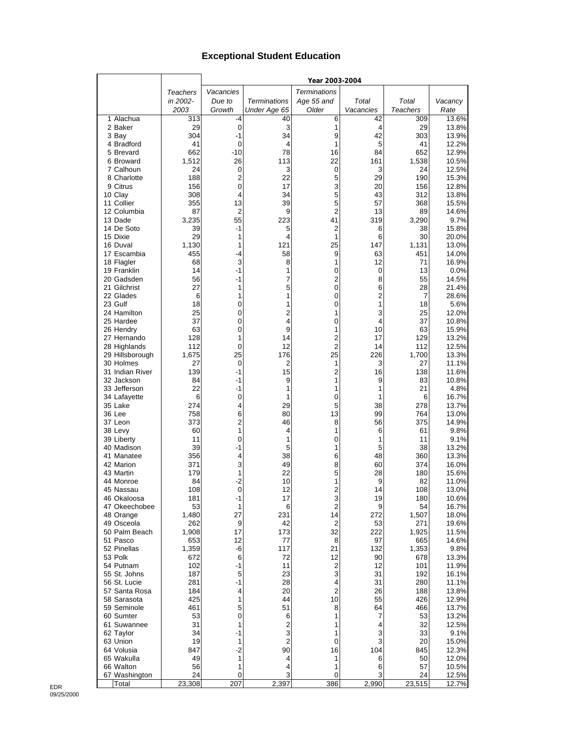# Exceptional Student Education

| | Teachers in 2002-2003 | Year 2003-2004 | | | | | |
|---|---|---|---|---|---|---|---|
| | | Vacancies Due to Growth | Terminations Under Age 65 | Terminations Age 55 and Older | Total Vacancies | Total Teachers | Vacancy Rate |
| 1 Alachua | 313 | -4 | 40 | 6 | 42 | 309 | 13.6% |
| 2 Baker | 29 | 0 | 3 | 1 | 4 | 29 | 13.8% |
| 3 Bay | 304 | -1 | 34 | 9 | 42 | 303 | 13.9% |
| 4 Bradford | 41 | 0 | 4 | 1 | 5 | 41 | 12.2% |
| 5 Brevard | 662 | -10 | 78 | 16 | 84 | 652 | 12.9% |
| 6 Broward | 1,512 | 26 | 113 | 22 | 161 | 1,538 | 10.5% |
| 7 Calhoun | 24 | 0 | 3 | 0 | 3 | 24 | 12.5% |
| 8 Charlotte | 188 | 2 | 22 | 5 | 29 | 190 | 15.3% |
| 9 Citrus | 156 | 0 | 17 | 3 | 20 | 156 | 12.8% |
| 10 Clay | 308 | 4 | 34 | 5 | 43 | 312 | 13.8% |
| 11 Collier | 355 | 13 | 39 | 5 | 57 | 368 | 15.5% |
| 12 Columbia | 87 | 2 | 9 | 2 | 13 | 89 | 14.6% |
| 13 Dade | 3,235 | 55 | 223 | 41 | 319 | 3,290 | 9.7% |
| 14 De Soto | 39 | -1 | 5 | 2 | 6 | 38 | 15.8% |
| 15 Dixie | 29 | 1 | 4 | 1 | 6 | 30 | 20.0% |
| 16 Duval | 1,130 | 1 | 121 | 25 | 147 | 1,131 | 13.0% |
| 17 Escambia | 455 | -4 | 58 | 9 | 63 | 451 | 14.0% |
| 18 Flagler | 68 | 3 | 8 | 1 | 12 | 71 | 16.9% |
| 19 Franklin | 14 | -1 | 1 | 0 | 0 | 13 | 0.0% |
| 20 Gadsden | 56 | -1 | 7 | 2 | 8 | 55 | 14.5% |
| 21 Gilchrist | 27 | 1 | 5 | 0 | 6 | 28 | 21.4% |
| 22 Glades | 6 | 1 | 1 | 0 | 2 | 7 | 28.6% |
| 23 Gulf | 18 | 0 | 1 | 0 | 1 | 18 | 5.6% |
| 24 Hamilton | 25 | 0 | 2 | 1 | 3 | 25 | 12.0% |
| 25 Hardee | 37 | 0 | 4 | 0 | 4 | 37 | 10.8% |
| 26 Hendry | 63 | 0 | 9 | 1 | 10 | 63 | 15.9% |
| 27 Hernando | 128 | 1 | 14 | 2 | 17 | 129 | 13.2% |
| 28 Highlands | 112 | 0 | 12 | 2 | 14 | 112 | 12.5% |
| 29 Hillsborough | 1,675 | 25 | 176 | 25 | 226 | 1,700 | 13.3% |
| 30 Holmes | 27 | 0 | 2 | 1 | 3 | 27 | 11.1% |
| 31 Indian River | 139 | -1 | 15 | 2 | 16 | 138 | 11.6% |
| 32 Jackson | 84 | -1 | 9 | 1 | 9 | 83 | 10.8% |
| 33 Jefferson | 22 | -1 | 1 | 1 | 1 | 21 | 4.8% |
| 34 Lafayette | 6 | 0 | 1 | 0 | 1 | 6 | 16.7% |
| 35 Lake | 274 | 4 | 29 | 5 | 38 | 278 | 13.7% |
| 36 Lee | 758 | 6 | 80 | 13 | 99 | 764 | 13.0% |
| 37 Leon | 373 | 2 | 46 | 8 | 56 | 375 | 14.9% |
| 38 Levy | 60 | 1 | 4 | 1 | 6 | 61 | 9.8% |
| 39 Liberty | 11 | 0 | 1 | 0 | 1 | 11 | 9.1% |
| 40 Madison | 39 | -1 | 5 | 1 | 5 | 38 | 13.2% |
| 41 Manatee | 356 | 4 | 38 | 6 | 48 | 360 | 13.3% |
| 42 Marion | 371 | 3 | 49 | 8 | 60 | 374 | 16.0% |
| 43 Martin | 179 | 1 | 22 | 5 | 28 | 180 | 15.6% |
| 44 Monroe | 84 | -2 | 10 | 1 | 9 | 82 | 11.0% |
| 45 Nassau | 108 | 0 | 12 | 2 | 14 | 108 | 13.0% |
| 46 Okaloosa | 181 | -1 | 17 | 3 | 19 | 180 | 10.6% |
| 47 Okeechobee | 53 | 1 | 6 | 2 | 9 | 54 | 16.7% |
| 48 Orange | 1,480 | 27 | 231 | 14 | 272 | 1,507 | 18.0% |
| 49 Osceola | 262 | 9 | 42 | 2 | 53 | 271 | 19.6% |
| 50 Palm Beach | 1,908 | 17 | 173 | 32 | 222 | 1,925 | 11.5% |
| 51 Pasco | 653 | 12 | 77 | 8 | 97 | 665 | 14.6% |
| 52 Pinellas | 1,359 | -6 | 117 | 21 | 132 | 1,353 | 9.8% |
| 53 Polk | 672 | 6 | 72 | 12 | 90 | 678 | 13.3% |
| 54 Putnam | 102 | -1 | 11 | 2 | 12 | 101 | 11.9% |
| 55 St. Johns | 187 | 5 | 23 | 3 | 31 | 192 | 16.1% |
| 56 St. Lucie | 281 | -1 | 28 | 4 | 31 | 280 | 11.1% |
| 57 Santa Rosa | 184 | 4 | 20 | 2 | 26 | 188 | 13.8% |
| 58 Sarasota | 425 | 1 | 44 | 10 | 55 | 426 | 12.9% |
| 59 Seminole | 461 | 5 | 51 | 8 | 64 | 466 | 13.7% |
| 60 Sumter | 53 | 0 | 6 | 1 | 7 | 53 | 13.2% |
| 61 Suwannee | 31 | 1 | 2 | 1 | 4 | 32 | 12.5% |
| 62 Taylor | 34 | -1 | 3 | 1 | 3 | 33 | 9.1% |
| 63 Union | 19 | 1 | 2 | 0 | 3 | 20 | 15.0% |
| 64 Volusia | 847 | -2 | 90 | 16 | 104 | 845 | 12.3% |
| 65 Wakulla | 49 | 1 | 4 | 1 | 6 | 50 | 12.0% |
| 66 Walton | 56 | 1 | 4 | 1 | 6 | 57 | 10.5% |
| 67 Washington | 24 | 0 | 3 | 0 | 3 | 24 | 12.5% |
| Total | 23,308 | 207 | 2,397 | 386 | 2,990 | 23,515 | 12.7% |

EDR
09/25/2000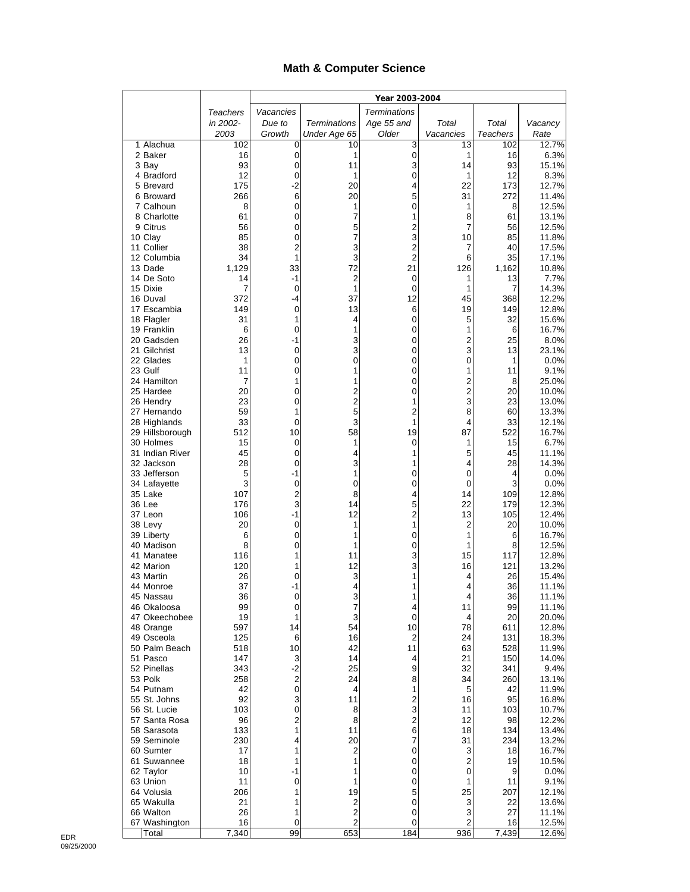# Math & Computer Science

| | Teachers in 2002-2003 | Year 2003-2004 | | | | | |
|---|---|---|---|---|---|---|---|
| | | Vacancies Due to Growth | Terminations Under Age 65 | Terminations Age 55 and Older | Total Vacancies | Total Teachers | Vacancy Rate |
| 1 Alachua | 102 | 0 | 10 | 3 | 13 | 102 | 12.7% |
| 2 Baker | 16 | 0 | 1 | 0 | 1 | 16 | 6.3% |
| 3 Bay | 93 | 0 | 11 | 3 | 14 | 93 | 15.1% |
| 4 Bradford | 12 | 0 | 1 | 0 | 1 | 12 | 8.3% |
| 5 Brevard | 175 | -2 | 20 | 4 | 22 | 173 | 12.7% |
| 6 Broward | 266 | 6 | 20 | 5 | 31 | 272 | 11.4% |
| 7 Calhoun | 8 | 0 | 1 | 0 | 1 | 8 | 12.5% |
| 8 Charlotte | 61 | 0 | 7 | 1 | 8 | 61 | 13.1% |
| 9 Citrus | 56 | 0 | 5 | 2 | 7 | 56 | 12.5% |
| 10 Clay | 85 | 0 | 7 | 3 | 10 | 85 | 11.8% |
| 11 Collier | 38 | 2 | 3 | 2 | 7 | 40 | 17.5% |
| 12 Columbia | 34 | 1 | 3 | 2 | 6 | 35 | 17.1% |
| 13 Dade | 1,129 | 33 | 72 | 21 | 126 | 1,162 | 10.8% |
| 14 De Soto | 14 | -1 | 2 | 0 | 1 | 13 | 7.7% |
| 15 Dixie | 7 | 0 | 1 | 0 | 1 | 7 | 14.3% |
| 16 Duval | 372 | -4 | 37 | 12 | 45 | 368 | 12.2% |
| 17 Escambia | 149 | 0 | 13 | 6 | 19 | 149 | 12.8% |
| 18 Flagler | 31 | 1 | 4 | 0 | 5 | 32 | 15.6% |
| 19 Franklin | 6 | 0 | 1 | 0 | 1 | 6 | 16.7% |
| 20 Gadsden | 26 | -1 | 3 | 0 | 2 | 25 | 8.0% |
| 21 Gilchrist | 13 | 0 | 3 | 0 | 3 | 13 | 23.1% |
| 22 Glades | 1 | 0 | 0 | 0 | 0 | 1 | 0.0% |
| 23 Gulf | 11 | 0 | 1 | 0 | 1 | 11 | 9.1% |
| 24 Hamilton | 7 | 1 | 1 | 0 | 2 | 8 | 25.0% |
| 25 Hardee | 20 | 0 | 2 | 0 | 2 | 20 | 10.0% |
| 26 Hendry | 23 | 0 | 2 | 1 | 3 | 23 | 13.0% |
| 27 Hernando | 59 | 1 | 5 | 2 | 8 | 60 | 13.3% |
| 28 Highlands | 33 | 0 | 3 | 1 | 4 | 33 | 12.1% |
| 29 Hillsborough | 512 | 10 | 58 | 19 | 87 | 522 | 16.7% |
| 30 Holmes | 15 | 0 | 1 | 0 | 1 | 15 | 6.7% |
| 31 Indian River | 45 | 0 | 4 | 1 | 5 | 45 | 11.1% |
| 32 Jackson | 28 | 0 | 3 | 1 | 4 | 28 | 14.3% |
| 33 Jefferson | 5 | -1 | 1 | 0 | 0 | 4 | 0.0% |
| 34 Lafayette | 3 | 0 | 0 | 0 | 0 | 3 | 0.0% |
| 35 Lake | 107 | 2 | 8 | 4 | 14 | 109 | 12.8% |
| 36 Lee | 176 | 3 | 14 | 5 | 22 | 179 | 12.3% |
| 37 Leon | 106 | -1 | 12 | 2 | 13 | 105 | 12.4% |
| 38 Levy | 20 | 0 | 1 | 1 | 2 | 20 | 10.0% |
| 39 Liberty | 6 | 0 | 1 | 0 | 1 | 6 | 16.7% |
| 40 Madison | 8 | 0 | 1 | 0 | 1 | 8 | 12.5% |
| 41 Manatee | 116 | 1 | 11 | 3 | 15 | 117 | 12.8% |
| 42 Marion | 120 | 1 | 12 | 3 | 16 | 121 | 13.2% |
| 43 Martin | 26 | 0 | 3 | 1 | 4 | 26 | 15.4% |
| 44 Monroe | 37 | -1 | 4 | 1 | 4 | 36 | 11.1% |
| 45 Nassau | 36 | 0 | 3 | 1 | 4 | 36 | 11.1% |
| 46 Okaloosa | 99 | 0 | 7 | 4 | 11 | 99 | 11.1% |
| 47 Okeechobee | 19 | 1 | 3 | 0 | 4 | 20 | 20.0% |
| 48 Orange | 597 | 14 | 54 | 10 | 78 | 611 | 12.8% |
| 49 Osceola | 125 | 6 | 16 | 2 | 24 | 131 | 18.3% |
| 50 Palm Beach | 518 | 10 | 42 | 11 | 63 | 528 | 11.9% |
| 51 Pasco | 147 | 3 | 14 | 4 | 21 | 150 | 14.0% |
| 52 Pinellas | 343 | -2 | 25 | 9 | 32 | 341 | 9.4% |
| 53 Polk | 258 | 2 | 24 | 8 | 34 | 260 | 13.1% |
| 54 Putnam | 42 | 0 | 4 | 1 | 5 | 42 | 11.9% |
| 55 St. Johns | 92 | 3 | 11 | 2 | 16 | 95 | 16.8% |
| 56 St. Lucie | 103 | 0 | 8 | 3 | 11 | 103 | 10.7% |
| 57 Santa Rosa | 96 | 2 | 8 | 2 | 12 | 98 | 12.2% |
| 58 Sarasota | 133 | 1 | 11 | 6 | 18 | 134 | 13.4% |
| 59 Seminole | 230 | 4 | 20 | 7 | 31 | 234 | 13.2% |
| 60 Sumter | 17 | 1 | 2 | 0 | 3 | 18 | 16.7% |
| 61 Suwannee | 18 | 1 | 1 | 0 | 2 | 19 | 10.5% |
| 62 Taylor | 10 | -1 | 1 | 0 | 0 | 9 | 0.0% |
| 63 Union | 11 | 0 | 1 | 0 | 1 | 11 | 9.1% |
| 64 Volusia | 206 | 1 | 19 | 5 | 25 | 207 | 12.1% |
| 65 Wakulla | 21 | 1 | 2 | 0 | 3 | 22 | 13.6% |
| 66 Walton | 26 | 1 | 2 | 0 | 3 | 27 | 11.1% |
| 67 Washington | 16 | 0 | 2 | 0 | 2 | 16 | 12.5% |
| Total | 7,340 | 99 | 653 | 184 | 936 | 7,439 | 12.6% |

EDR
09/25/2000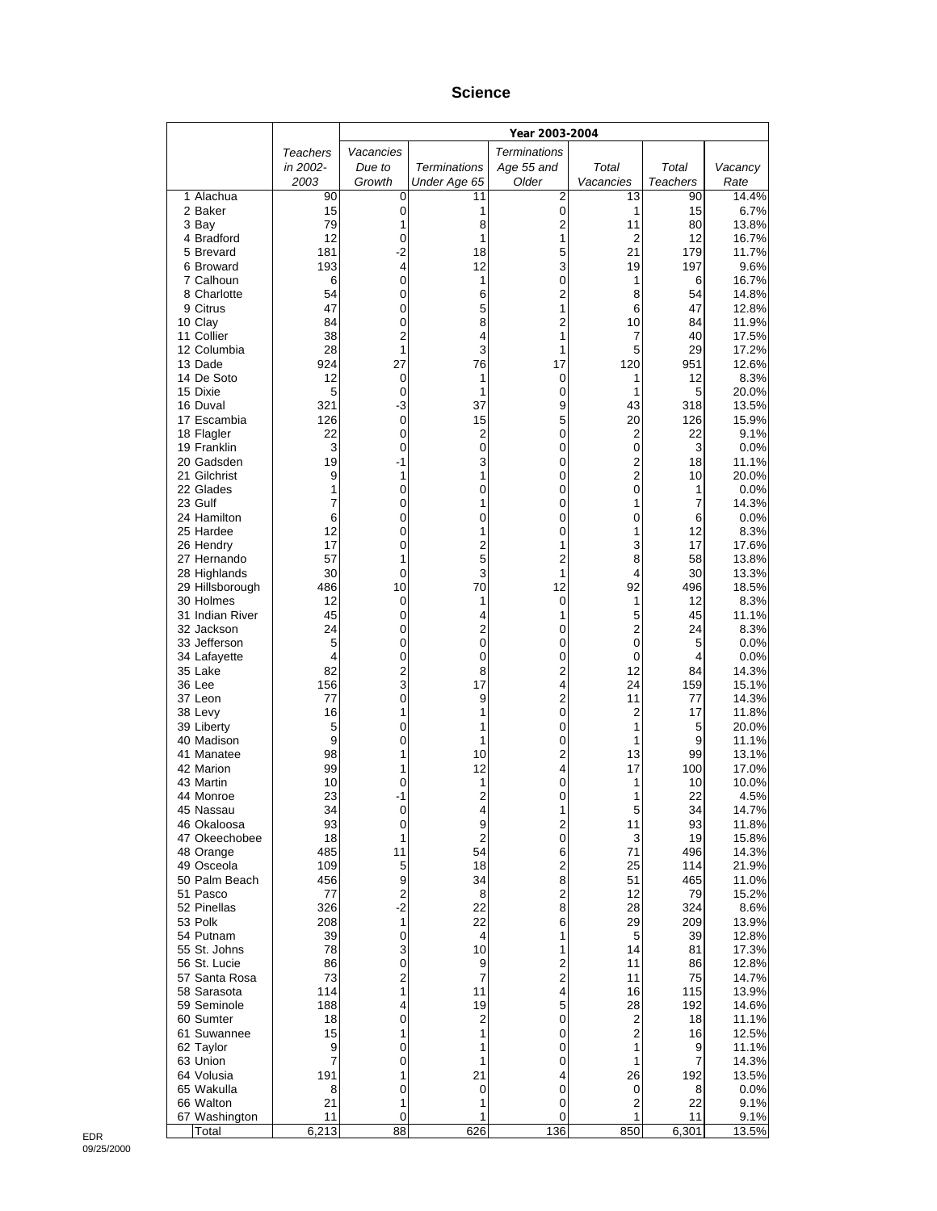# Science

| | Teachers in 2002-2003 | Year 2003-2004 | | | | | |
|---|---|---|---|---|---|---|---|
| | | *Vacancies Due to Growth* | *Terminations Under Age 65* | *Terminations Age 55 and Older* | *Total Vacancies* | *Total Teachers* | *Vacancy Rate* |
| 1 Alachua | 90 | 0 | 11 | 2 | 13 | 90 | 14.4% |
| 2 Baker | 15 | 0 | 1 | 0 | 1 | 15 | 6.7% |
| 3 Bay | 79 | 1 | 8 | 2 | 11 | 80 | 13.8% |
| 4 Bradford | 12 | 0 | 1 | 1 | 2 | 12 | 16.7% |
| 5 Brevard | 181 | -2 | 18 | 5 | 21 | 179 | 11.7% |
| 6 Broward | 193 | 4 | 12 | 3 | 19 | 197 | 9.6% |
| 7 Calhoun | 6 | 0 | 1 | 0 | 1 | 6 | 16.7% |
| 8 Charlotte | 54 | 0 | 6 | 2 | 8 | 54 | 14.8% |
| 9 Citrus | 47 | 0 | 5 | 1 | 6 | 47 | 12.8% |
| 10 Clay | 84 | 0 | 8 | 2 | 10 | 84 | 11.9% |
| 11 Collier | 38 | 2 | 4 | 1 | 7 | 40 | 17.5% |
| 12 Columbia | 28 | 1 | 3 | 1 | 5 | 29 | 17.2% |
| 13 Dade | 924 | 27 | 76 | 17 | 120 | 951 | 12.6% |
| 14 De Soto | 12 | 0 | 1 | 0 | 1 | 12 | 8.3% |
| 15 Dixie | 5 | 0 | 1 | 0 | 1 | 5 | 20.0% |
| 16 Duval | 321 | -3 | 37 | 9 | 43 | 318 | 13.5% |
| 17 Escambia | 126 | 0 | 15 | 5 | 20 | 126 | 15.9% |
| 18 Flagler | 22 | 0 | 2 | 0 | 2 | 22 | 9.1% |
| 19 Franklin | 3 | 0 | 0 | 0 | 0 | 3 | 0.0% |
| 20 Gadsden | 19 | -1 | 3 | 0 | 2 | 18 | 11.1% |
| 21 Gilchrist | 9 | 1 | 1 | 0 | 2 | 10 | 20.0% |
| 22 Glades | 1 | 0 | 0 | 0 | 0 | 1 | 0.0% |
| 23 Gulf | 7 | 0 | 1 | 0 | 1 | 7 | 14.3% |
| 24 Hamilton | 6 | 0 | 0 | 0 | 0 | 6 | 0.0% |
| 25 Hardee | 12 | 0 | 1 | 0 | 1 | 12 | 8.3% |
| 26 Hendry | 17 | 0 | 2 | 1 | 3 | 17 | 17.6% |
| 27 Hernando | 57 | 1 | 5 | 2 | 8 | 58 | 13.8% |
| 28 Highlands | 30 | 0 | 3 | 1 | 4 | 30 | 13.3% |
| 29 Hillsborough | 486 | 10 | 70 | 12 | 92 | 496 | 18.5% |
| 30 Holmes | 12 | 0 | 1 | 0 | 1 | 12 | 8.3% |
| 31 Indian River | 45 | 0 | 4 | 1 | 5 | 45 | 11.1% |
| 32 Jackson | 24 | 0 | 2 | 0 | 2 | 24 | 8.3% |
| 33 Jefferson | 5 | 0 | 0 | 0 | 0 | 5 | 0.0% |
| 34 Lafayette | 4 | 0 | 0 | 0 | 0 | 4 | 0.0% |
| 35 Lake | 82 | 2 | 8 | 2 | 12 | 84 | 14.3% |
| 36 Lee | 156 | 3 | 17 | 4 | 24 | 159 | 15.1% |
| 37 Leon | 77 | 0 | 9 | 2 | 11 | 77 | 14.3% |
| 38 Levy | 16 | 1 | 1 | 0 | 2 | 17 | 11.8% |
| 39 Liberty | 5 | 0 | 1 | 0 | 1 | 5 | 20.0% |
| 40 Madison | 9 | 0 | 1 | 0 | 1 | 9 | 11.1% |
| 41 Manatee | 98 | 1 | 10 | 2 | 13 | 99 | 13.1% |
| 42 Marion | 99 | 1 | 12 | 4 | 17 | 100 | 17.0% |
| 43 Martin | 10 | 0 | 1 | 0 | 1 | 10 | 10.0% |
| 44 Monroe | 23 | -1 | 2 | 0 | 1 | 22 | 4.5% |
| 45 Nassau | 34 | 0 | 4 | 1 | 5 | 34 | 14.7% |
| 46 Okaloosa | 93 | 0 | 9 | 2 | 11 | 93 | 11.8% |
| 47 Okeechobee | 18 | 1 | 2 | 0 | 3 | 19 | 15.8% |
| 48 Orange | 485 | 11 | 54 | 6 | 71 | 496 | 14.3% |
| 49 Osceola | 109 | 5 | 18 | 2 | 25 | 114 | 21.9% |
| 50 Palm Beach | 456 | 9 | 34 | 8 | 51 | 465 | 11.0% |
| 51 Pasco | 77 | 2 | 8 | 2 | 12 | 79 | 15.2% |
| 52 Pinellas | 326 | -2 | 22 | 8 | 28 | 324 | 8.6% |
| 53 Polk | 208 | 1 | 22 | 6 | 29 | 209 | 13.9% |
| 54 Putnam | 39 | 0 | 4 | 1 | 5 | 39 | 12.8% |
| 55 St. Johns | 78 | 3 | 10 | 1 | 14 | 81 | 17.3% |
| 56 St. Lucie | 86 | 0 | 9 | 2 | 11 | 86 | 12.8% |
| 57 Santa Rosa | 73 | 2 | 7 | 2 | 11 | 75 | 14.7% |
| 58 Sarasota | 114 | 1 | 11 | 4 | 16 | 115 | 13.9% |
| 59 Seminole | 188 | 4 | 19 | 5 | 28 | 192 | 14.6% |
| 60 Sumter | 18 | 0 | 2 | 0 | 2 | 18 | 11.1% |
| 61 Suwannee | 15 | 1 | 1 | 0 | 2 | 16 | 12.5% |
| 62 Taylor | 9 | 0 | 1 | 0 | 1 | 9 | 11.1% |
| 63 Union | 7 | 0 | 1 | 0 | 1 | 7 | 14.3% |
| 64 Volusia | 191 | 1 | 21 | 4 | 26 | 192 | 13.5% |
| 65 Wakulla | 8 | 0 | 0 | 0 | 0 | 8 | 0.0% |
| 66 Walton | 21 | 1 | 1 | 0 | 2 | 22 | 9.1% |
| 67 Washington | 11 | 0 | 1 | 0 | 1 | 11 | 9.1% |
| Total | 6,213 | 88 | 626 | 136 | 850 | 6,301 | 13.5% |

EDR
09/25/2000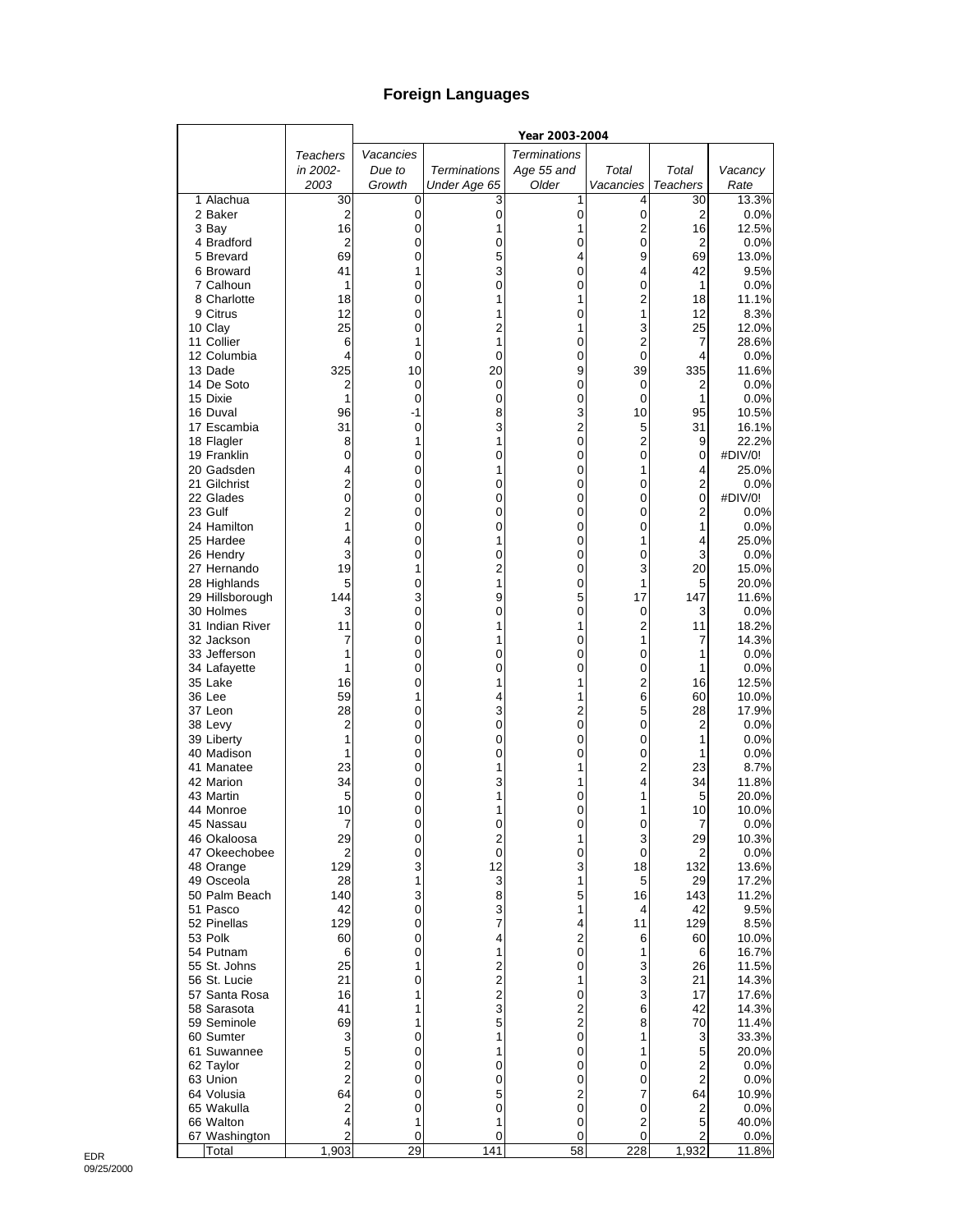# Foreign Languages

| | Teachers in 2002-2003 | Year 2003-2004 | | | | | |
|---|---|---|---|---|---|---|---|
| | | Vacancies Due to Growth | Terminations Under Age 65 | Terminations Age 55 and Older | Total Vacancies | Total Teachers | Vacancy Rate |
| 1 Alachua | 30 | 0 | 3 | 1 | 4 | 30 | 13.3% |
| 2 Baker | 2 | 0 | 0 | 0 | 0 | 2 | 0.0% |
| 3 Bay | 16 | 0 | 1 | 1 | 2 | 16 | 12.5% |
| 4 Bradford | 2 | 0 | 0 | 0 | 0 | 2 | 0.0% |
| 5 Brevard | 69 | 0 | 5 | 4 | 9 | 69 | 13.0% |
| 6 Broward | 41 | 1 | 3 | 0 | 4 | 42 | 9.5% |
| 7 Calhoun | 1 | 0 | 0 | 0 | 0 | 1 | 0.0% |
| 8 Charlotte | 18 | 0 | 1 | 1 | 2 | 18 | 11.1% |
| 9 Citrus | 12 | 0 | 1 | 0 | 1 | 12 | 8.3% |
| 10 Clay | 25 | 0 | 2 | 1 | 3 | 25 | 12.0% |
| 11 Collier | 6 | 1 | 1 | 0 | 2 | 7 | 28.6% |
| 12 Columbia | 4 | 0 | 0 | 0 | 0 | 4 | 0.0% |
| 13 Dade | 325 | 10 | 20 | 9 | 39 | 335 | 11.6% |
| 14 De Soto | 2 | 0 | 0 | 0 | 0 | 2 | 0.0% |
| 15 Dixie | 1 | 0 | 0 | 0 | 0 | 1 | 0.0% |
| 16 Duval | 96 | -1 | 8 | 3 | 10 | 95 | 10.5% |
| 17 Escambia | 31 | 0 | 3 | 2 | 5 | 31 | 16.1% |
| 18 Flagler | 8 | 1 | 1 | 0 | 2 | 9 | 22.2% |
| 19 Franklin | 0 | 0 | 0 | 0 | 0 | 0 | #DIV/0! |
| 20 Gadsden | 4 | 0 | 1 | 0 | 1 | 4 | 25.0% |
| 21 Gilchrist | 2 | 0 | 0 | 0 | 0 | 2 | 0.0% |
| 22 Glades | 0 | 0 | 0 | 0 | 0 | 0 | #DIV/0! |
| 23 Gulf | 2 | 0 | 0 | 0 | 0 | 2 | 0.0% |
| 24 Hamilton | 1 | 0 | 0 | 0 | 0 | 1 | 0.0% |
| 25 Hardee | 4 | 0 | 1 | 0 | 1 | 4 | 25.0% |
| 26 Hendry | 3 | 0 | 0 | 0 | 0 | 3 | 0.0% |
| 27 Hernando | 19 | 1 | 2 | 0 | 3 | 20 | 15.0% |
| 28 Highlands | 5 | 0 | 1 | 0 | 1 | 5 | 20.0% |
| 29 Hillsborough | 144 | 3 | 9 | 5 | 17 | 147 | 11.6% |
| 30 Holmes | 3 | 0 | 0 | 0 | 0 | 3 | 0.0% |
| 31 Indian River | 11 | 0 | 1 | 1 | 2 | 11 | 18.2% |
| 32 Jackson | 7 | 0 | 1 | 0 | 1 | 7 | 14.3% |
| 33 Jefferson | 1 | 0 | 0 | 0 | 0 | 1 | 0.0% |
| 34 Lafayette | 1 | 0 | 0 | 0 | 0 | 1 | 0.0% |
| 35 Lake | 16 | 0 | 1 | 1 | 2 | 16 | 12.5% |
| 36 Lee | 59 | 1 | 4 | 1 | 6 | 60 | 10.0% |
| 37 Leon | 28 | 0 | 3 | 2 | 5 | 28 | 17.9% |
| 38 Levy | 2 | 0 | 0 | 0 | 0 | 2 | 0.0% |
| 39 Liberty | 1 | 0 | 0 | 0 | 0 | 1 | 0.0% |
| 40 Madison | 1 | 0 | 0 | 0 | 0 | 1 | 0.0% |
| 41 Manatee | 23 | 0 | 1 | 1 | 2 | 23 | 8.7% |
| 42 Marion | 34 | 0 | 3 | 1 | 4 | 34 | 11.8% |
| 43 Martin | 5 | 0 | 1 | 0 | 1 | 5 | 20.0% |
| 44 Monroe | 10 | 0 | 1 | 0 | 1 | 10 | 10.0% |
| 45 Nassau | 7 | 0 | 0 | 0 | 0 | 7 | 0.0% |
| 46 Okaloosa | 29 | 0 | 2 | 1 | 3 | 29 | 10.3% |
| 47 Okeechobee | 2 | 0 | 0 | 0 | 0 | 2 | 0.0% |
| 48 Orange | 129 | 3 | 12 | 3 | 18 | 132 | 13.6% |
| 49 Osceola | 28 | 1 | 3 | 1 | 5 | 29 | 17.2% |
| 50 Palm Beach | 140 | 3 | 8 | 5 | 16 | 143 | 11.2% |
| 51 Pasco | 42 | 0 | 3 | 1 | 4 | 42 | 9.5% |
| 52 Pinellas | 129 | 0 | 7 | 4 | 11 | 129 | 8.5% |
| 53 Polk | 60 | 0 | 4 | 2 | 6 | 60 | 10.0% |
| 54 Putnam | 6 | 0 | 1 | 0 | 1 | 6 | 16.7% |
| 55 St. Johns | 25 | 1 | 2 | 0 | 3 | 26 | 11.5% |
| 56 St. Lucie | 21 | 0 | 2 | 1 | 3 | 21 | 14.3% |
| 57 Santa Rosa | 16 | 1 | 2 | 0 | 3 | 17 | 17.6% |
| 58 Sarasota | 41 | 1 | 3 | 2 | 6 | 42 | 14.3% |
| 59 Seminole | 69 | 1 | 5 | 2 | 8 | 70 | 11.4% |
| 60 Sumter | 3 | 0 | 1 | 0 | 1 | 3 | 33.3% |
| 61 Suwannee | 5 | 0 | 1 | 0 | 1 | 5 | 20.0% |
| 62 Taylor | 2 | 0 | 0 | 0 | 0 | 2 | 0.0% |
| 63 Union | 2 | 0 | 0 | 0 | 0 | 2 | 0.0% |
| 64 Volusia | 64 | 0 | 5 | 2 | 7 | 64 | 10.9% |
| 65 Wakulla | 2 | 0 | 0 | 0 | 0 | 2 | 0.0% |
| 66 Walton | 4 | 1 | 1 | 0 | 2 | 5 | 40.0% |
| 67 Washington | 2 | 0 | 0 | 0 | 0 | 2 | 0.0% |
| Total | 1,903 | 29 | 141 | 58 | 228 | 1,932 | 11.8% |

EDR
09/25/2000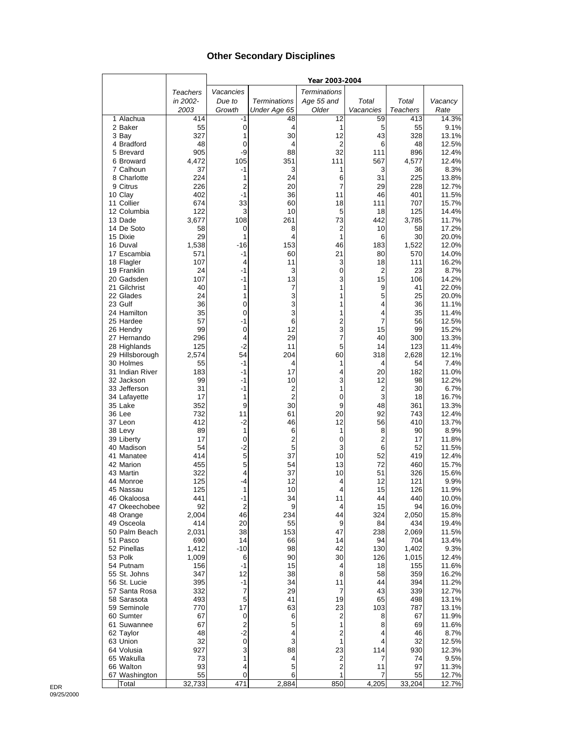## Other Secondary Disciplines

| | Teachers in 2002-2003 | Year 2003-2004 | | | | | |
|---|---|---|---|---|---|---|---|
| | | Vacancies Due to Growth | Terminations Under Age 65 | Terminations Age 55 and Older | Total Vacancies | Total Teachers | Vacancy Rate |
| 1 Alachua | 414 | -1 | 48 | 12 | 59 | 413 | 14.3% |
| 2 Baker | 55 | 0 | 4 | 1 | 5 | 55 | 9.1% |
| 3 Bay | 327 | 1 | 30 | 12 | 43 | 328 | 13.1% |
| 4 Bradford | 48 | 0 | 4 | 2 | 6 | 48 | 12.5% |
| 5 Brevard | 905 | -9 | 88 | 32 | 111 | 896 | 12.4% |
| 6 Broward | 4,472 | 105 | 351 | 111 | 567 | 4,577 | 12.4% |
| 7 Calhoun | 37 | -1 | 3 | 1 | 3 | 36 | 8.3% |
| 8 Charlotte | 224 | 1 | 24 | 6 | 31 | 225 | 13.8% |
| 9 Citrus | 226 | 2 | 20 | 7 | 29 | 228 | 12.7% |
| 10 Clay | 402 | -1 | 36 | 11 | 46 | 401 | 11.5% |
| 11 Collier | 674 | 33 | 60 | 18 | 111 | 707 | 15.7% |
| 12 Columbia | 122 | 3 | 10 | 5 | 18 | 125 | 14.4% |
| 13 Dade | 3,677 | 108 | 261 | 73 | 442 | 3,785 | 11.7% |
| 14 De Soto | 58 | 0 | 8 | 2 | 10 | 58 | 17.2% |
| 15 Dixie | 29 | 1 | 4 | 1 | 6 | 30 | 20.0% |
| 16 Duval | 1,538 | -16 | 153 | 46 | 183 | 1,522 | 12.0% |
| 17 Escambia | 571 | -1 | 60 | 21 | 80 | 570 | 14.0% |
| 18 Flagler | 107 | 4 | 11 | 3 | 18 | 111 | 16.2% |
| 19 Franklin | 24 | -1 | 3 | 0 | 2 | 23 | 8.7% |
| 20 Gadsden | 107 | -1 | 13 | 3 | 15 | 106 | 14.2% |
| 21 Gilchrist | 40 | 1 | 7 | 1 | 9 | 41 | 22.0% |
| 22 Glades | 24 | 1 | 3 | 1 | 5 | 25 | 20.0% |
| 23 Gulf | 36 | 0 | 3 | 1 | 4 | 36 | 11.1% |
| 24 Hamilton | 35 | 0 | 3 | 1 | 4 | 35 | 11.4% |
| 25 Hardee | 57 | -1 | 6 | 2 | 7 | 56 | 12.5% |
| 26 Hendry | 99 | 0 | 12 | 3 | 15 | 99 | 15.2% |
| 27 Hernando | 296 | 4 | 29 | 7 | 40 | 300 | 13.3% |
| 28 Highlands | 125 | -2 | 11 | 5 | 14 | 123 | 11.4% |
| 29 Hillsborough | 2,574 | 54 | 204 | 60 | 318 | 2,628 | 12.1% |
| 30 Holmes | 55 | -1 | 4 | 1 | 4 | 54 | 7.4% |
| 31 Indian River | 183 | -1 | 17 | 4 | 20 | 182 | 11.0% |
| 32 Jackson | 99 | -1 | 10 | 3 | 12 | 98 | 12.2% |
| 33 Jefferson | 31 | -1 | 2 | 1 | 2 | 30 | 6.7% |
| 34 Lafayette | 17 | 1 | 2 | 0 | 3 | 18 | 16.7% |
| 35 Lake | 352 | 9 | 30 | 9 | 48 | 361 | 13.3% |
| 36 Lee | 732 | 11 | 61 | 20 | 92 | 743 | 12.4% |
| 37 Leon | 412 | -2 | 46 | 12 | 56 | 410 | 13.7% |
| 38 Levy | 89 | 1 | 6 | 1 | 8 | 90 | 8.9% |
| 39 Liberty | 17 | 0 | 2 | 0 | 2 | 17 | 11.8% |
| 40 Madison | 54 | -2 | 5 | 3 | 6 | 52 | 11.5% |
| 41 Manatee | 414 | 5 | 37 | 10 | 52 | 419 | 12.4% |
| 42 Marion | 455 | 5 | 54 | 13 | 72 | 460 | 15.7% |
| 43 Martin | 322 | 4 | 37 | 10 | 51 | 326 | 15.6% |
| 44 Monroe | 125 | -4 | 12 | 4 | 12 | 121 | 9.9% |
| 45 Nassau | 125 | 1 | 10 | 4 | 15 | 126 | 11.9% |
| 46 Okaloosa | 441 | -1 | 34 | 11 | 44 | 440 | 10.0% |
| 47 Okeechobee | 92 | 2 | 9 | 4 | 15 | 94 | 16.0% |
| 48 Orange | 2,004 | 46 | 234 | 44 | 324 | 2,050 | 15.8% |
| 49 Osceola | 414 | 20 | 55 | 9 | 84 | 434 | 19.4% |
| 50 Palm Beach | 2,031 | 38 | 153 | 47 | 238 | 2,069 | 11.5% |
| 51 Pasco | 690 | 14 | 66 | 14 | 94 | 704 | 13.4% |
| 52 Pinellas | 1,412 | -10 | 98 | 42 | 130 | 1,402 | 9.3% |
| 53 Polk | 1,009 | 6 | 90 | 30 | 126 | 1,015 | 12.4% |
| 54 Putnam | 156 | -1 | 15 | 4 | 18 | 155 | 11.6% |
| 55 St. Johns | 347 | 12 | 38 | 8 | 58 | 359 | 16.2% |
| 56 St. Lucie | 395 | -1 | 34 | 11 | 44 | 394 | 11.2% |
| 57 Santa Rosa | 332 | 7 | 29 | 7 | 43 | 339 | 12.7% |
| 58 Sarasota | 493 | 5 | 41 | 19 | 65 | 498 | 13.1% |
| 59 Seminole | 770 | 17 | 63 | 23 | 103 | 787 | 13.1% |
| 60 Sumter | 67 | 0 | 6 | 2 | 8 | 67 | 11.9% |
| 61 Suwannee | 67 | 2 | 5 | 1 | 8 | 69 | 11.6% |
| 62 Taylor | 48 | -2 | 4 | 2 | 4 | 46 | 8.7% |
| 63 Union | 32 | 0 | 3 | 1 | 4 | 32 | 12.5% |
| 64 Volusia | 927 | 3 | 88 | 23 | 114 | 930 | 12.3% |
| 65 Wakulla | 73 | 1 | 4 | 2 | 7 | 74 | 9.5% |
| 66 Walton | 93 | 4 | 5 | 2 | 11 | 97 | 11.3% |
| 67 Washington | 55 | 0 | 6 | 1 | 7 | 55 | 12.7% |
| Total | 32,733 | 471 | 2,884 | 850 | 4,205 | 33,204 | 12.7% |

EDR
09/25/2000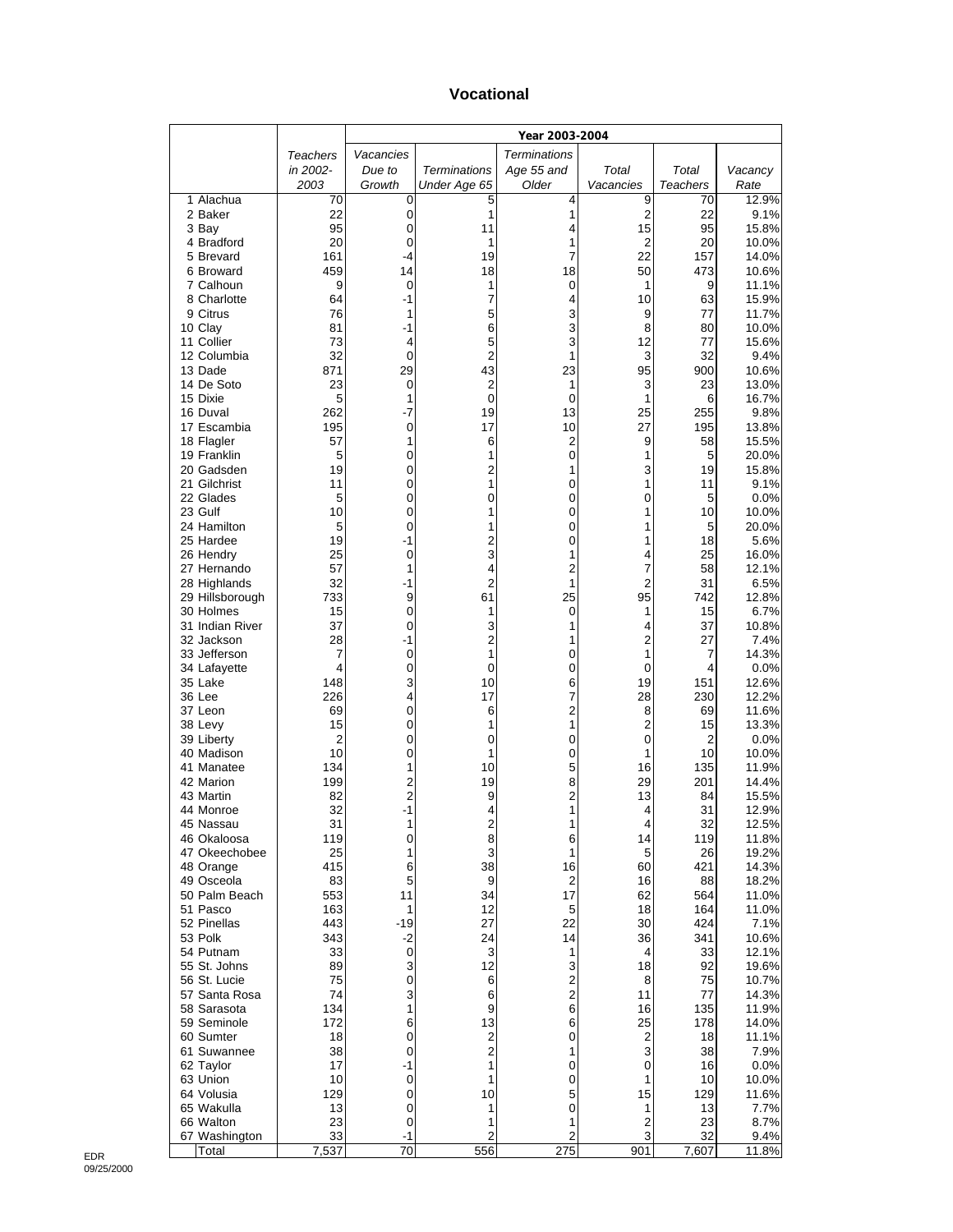## Vocational

| | Teachers in 2002-2003 | Year 2003-2004 | | | | | |
|---|---|---|---|---|---|---|---|
| | | Vacancies Due to Growth | Terminations Under Age 65 | Terminations Age 55 and Older | Total Vacancies | Total Teachers | Vacancy Rate |
| 1 Alachua | 70 | 0 | 5 | 4 | 9 | 70 | 12.9% |
| 2 Baker | 22 | 0 | 1 | 1 | 2 | 22 | 9.1% |
| 3 Bay | 95 | 0 | 11 | 4 | 15 | 95 | 15.8% |
| 4 Bradford | 20 | 0 | 1 | 1 | 2 | 20 | 10.0% |
| 5 Brevard | 161 | -4 | 19 | 7 | 22 | 157 | 14.0% |
| 6 Broward | 459 | 14 | 18 | 18 | 50 | 473 | 10.6% |
| 7 Calhoun | 9 | 0 | 1 | 0 | 1 | 9 | 11.1% |
| 8 Charlotte | 64 | -1 | 7 | 4 | 10 | 63 | 15.9% |
| 9 Citrus | 76 | 1 | 5 | 3 | 9 | 77 | 11.7% |
| 10 Clay | 81 | -1 | 6 | 3 | 8 | 80 | 10.0% |
| 11 Collier | 73 | 4 | 5 | 3 | 12 | 77 | 15.6% |
| 12 Columbia | 32 | 0 | 2 | 1 | 3 | 32 | 9.4% |
| 13 Dade | 871 | 29 | 43 | 23 | 95 | 900 | 10.6% |
| 14 De Soto | 23 | 0 | 2 | 1 | 3 | 23 | 13.0% |
| 15 Dixie | 5 | 1 | 0 | 0 | 1 | 6 | 16.7% |
| 16 Duval | 262 | -7 | 19 | 13 | 25 | 255 | 9.8% |
| 17 Escambia | 195 | 0 | 17 | 10 | 27 | 195 | 13.8% |
| 18 Flagler | 57 | 1 | 6 | 2 | 9 | 58 | 15.5% |
| 19 Franklin | 5 | 0 | 1 | 0 | 1 | 5 | 20.0% |
| 20 Gadsden | 19 | 0 | 2 | 1 | 3 | 19 | 15.8% |
| 21 Gilchrist | 11 | 0 | 1 | 0 | 1 | 11 | 9.1% |
| 22 Glades | 5 | 0 | 0 | 0 | 0 | 5 | 0.0% |
| 23 Gulf | 10 | 0 | 1 | 0 | 1 | 10 | 10.0% |
| 24 Hamilton | 5 | 0 | 1 | 0 | 1 | 5 | 20.0% |
| 25 Hardee | 19 | -1 | 2 | 0 | 1 | 18 | 5.6% |
| 26 Hendry | 25 | 0 | 3 | 1 | 4 | 25 | 16.0% |
| 27 Hernando | 57 | 1 | 4 | 2 | 7 | 58 | 12.1% |
| 28 Highlands | 32 | -1 | 2 | 1 | 2 | 31 | 6.5% |
| 29 Hillsborough | 733 | 9 | 61 | 25 | 95 | 742 | 12.8% |
| 30 Holmes | 15 | 0 | 1 | 0 | 1 | 15 | 6.7% |
| 31 Indian River | 37 | 0 | 3 | 1 | 4 | 37 | 10.8% |
| 32 Jackson | 28 | -1 | 2 | 1 | 2 | 27 | 7.4% |
| 33 Jefferson | 7 | 0 | 1 | 0 | 1 | 7 | 14.3% |
| 34 Lafayette | 4 | 0 | 0 | 0 | 0 | 4 | 0.0% |
| 35 Lake | 148 | 3 | 10 | 6 | 19 | 151 | 12.6% |
| 36 Lee | 226 | 4 | 17 | 7 | 28 | 230 | 12.2% |
| 37 Leon | 69 | 0 | 6 | 2 | 8 | 69 | 11.6% |
| 38 Levy | 15 | 0 | 1 | 1 | 2 | 15 | 13.3% |
| 39 Liberty | 2 | 0 | 0 | 0 | 0 | 2 | 0.0% |
| 40 Madison | 10 | 0 | 1 | 0 | 1 | 10 | 10.0% |
| 41 Manatee | 134 | 1 | 10 | 5 | 16 | 135 | 11.9% |
| 42 Marion | 199 | 2 | 19 | 8 | 29 | 201 | 14.4% |
| 43 Martin | 82 | 2 | 9 | 2 | 13 | 84 | 15.5% |
| 44 Monroe | 32 | -1 | 4 | 1 | 4 | 31 | 12.9% |
| 45 Nassau | 31 | 1 | 2 | 1 | 4 | 32 | 12.5% |
| 46 Okaloosa | 119 | 0 | 8 | 6 | 14 | 119 | 11.8% |
| 47 Okeechobee | 25 | 1 | 3 | 1 | 5 | 26 | 19.2% |
| 48 Orange | 415 | 6 | 38 | 16 | 60 | 421 | 14.3% |
| 49 Osceola | 83 | 5 | 9 | 2 | 16 | 88 | 18.2% |
| 50 Palm Beach | 553 | 11 | 34 | 17 | 62 | 564 | 11.0% |
| 51 Pasco | 163 | 1 | 12 | 5 | 18 | 164 | 11.0% |
| 52 Pinellas | 443 | -19 | 27 | 22 | 30 | 424 | 7.1% |
| 53 Polk | 343 | -2 | 24 | 14 | 36 | 341 | 10.6% |
| 54 Putnam | 33 | 0 | 3 | 1 | 4 | 33 | 12.1% |
| 55 St. Johns | 89 | 3 | 12 | 3 | 18 | 92 | 19.6% |
| 56 St. Lucie | 75 | 0 | 6 | 2 | 8 | 75 | 10.7% |
| 57 Santa Rosa | 74 | 3 | 6 | 2 | 11 | 77 | 14.3% |
| 58 Sarasota | 134 | 1 | 9 | 6 | 16 | 135 | 11.9% |
| 59 Seminole | 172 | 6 | 13 | 6 | 25 | 178 | 14.0% |
| 60 Sumter | 18 | 0 | 2 | 0 | 2 | 18 | 11.1% |
| 61 Suwannee | 38 | 0 | 2 | 1 | 3 | 38 | 7.9% |
| 62 Taylor | 17 | -1 | 1 | 0 | 0 | 16 | 0.0% |
| 63 Union | 10 | 0 | 1 | 0 | 1 | 10 | 10.0% |
| 64 Volusia | 129 | 0 | 10 | 5 | 15 | 129 | 11.6% |
| 65 Wakulla | 13 | 0 | 1 | 0 | 1 | 13 | 7.7% |
| 66 Walton | 23 | 0 | 1 | 1 | 2 | 23 | 8.7% |
| 67 Washington | 33 | -1 | 2 | 2 | 3 | 32 | 9.4% |
| Total | 7,537 | 70 | 556 | 275 | 901 | 7,607 | 11.8% |

EDR
09/25/2000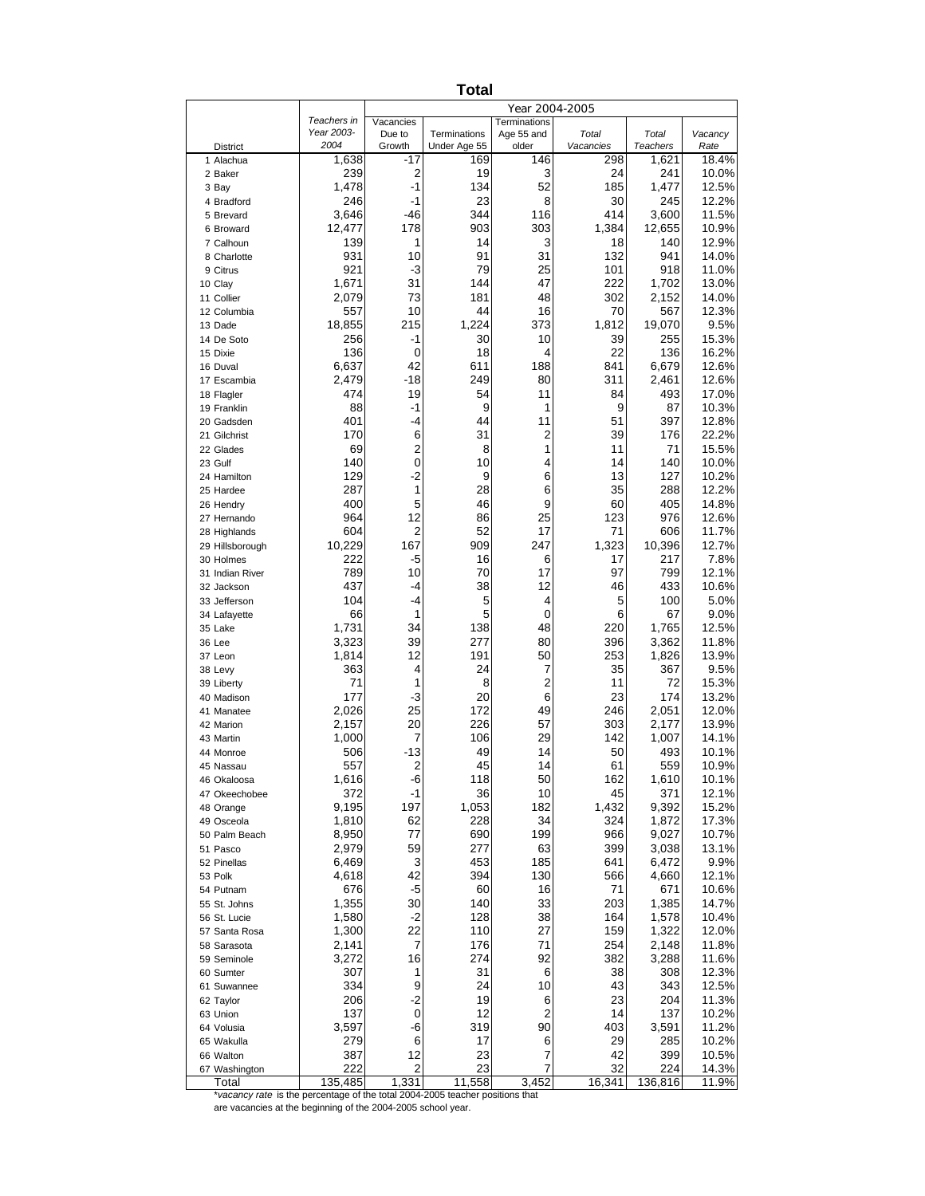# Total

| District | Teachers in Year 2003-2004 | Year 2004-2005 | | | | | |
|---|---|---|---|---|---|---|---|
| | | Vacancies Due to Growth | Terminations Under Age 55 | Terminations Age 55 and older | *Total Vacancies* | *Total Teachers* | *Vacancy Rate* |
| 1 Alachua | 1,638 | -17 | 169 | 146 | 298 | 1,621 | 18.4% |
| 2 Baker | 239 | 2 | 19 | 3 | 24 | 241 | 10.0% |
| 3 Bay | 1,478 | -1 | 134 | 52 | 185 | 1,477 | 12.5% |
| 4 Bradford | 246 | -1 | 23 | 8 | 30 | 245 | 12.2% |
| 5 Brevard | 3,646 | -46 | 344 | 116 | 414 | 3,600 | 11.5% |
| 6 Broward | 12,477 | 178 | 903 | 303 | 1,384 | 12,655 | 10.9% |
| 7 Calhoun | 139 | 1 | 14 | 3 | 18 | 140 | 12.9% |
| 8 Charlotte | 931 | 10 | 91 | 31 | 132 | 941 | 14.0% |
| 9 Citrus | 921 | -3 | 79 | 25 | 101 | 918 | 11.0% |
| 10 Clay | 1,671 | 31 | 144 | 47 | 222 | 1,702 | 13.0% |
| 11 Collier | 2,079 | 73 | 181 | 48 | 302 | 2,152 | 14.0% |
| 12 Columbia | 557 | 10 | 44 | 16 | 70 | 567 | 12.3% |
| 13 Dade | 18,855 | 215 | 1,224 | 373 | 1,812 | 19,070 | 9.5% |
| 14 De Soto | 256 | -1 | 30 | 10 | 39 | 255 | 15.3% |
| 15 Dixie | 136 | 0 | 18 | 4 | 22 | 136 | 16.2% |
| 16 Duval | 6,637 | 42 | 611 | 188 | 841 | 6,679 | 12.6% |
| 17 Escambia | 2,479 | -18 | 249 | 80 | 311 | 2,461 | 12.6% |
| 18 Flagler | 474 | 19 | 54 | 11 | 84 | 493 | 17.0% |
| 19 Franklin | 88 | -1 | 9 | 1 | 9 | 87 | 10.3% |
| 20 Gadsden | 401 | -4 | 44 | 11 | 51 | 397 | 12.8% |
| 21 Gilchrist | 170 | 6 | 31 | 2 | 39 | 176 | 22.2% |
| 22 Glades | 69 | 2 | 8 | 1 | 11 | 71 | 15.5% |
| 23 Gulf | 140 | 0 | 10 | 4 | 14 | 140 | 10.0% |
| 24 Hamilton | 129 | -2 | 9 | 6 | 13 | 127 | 10.2% |
| 25 Hardee | 287 | 1 | 28 | 6 | 35 | 288 | 12.2% |
| 26 Hendry | 400 | 5 | 46 | 9 | 60 | 405 | 14.8% |
| 27 Hernando | 964 | 12 | 86 | 25 | 123 | 976 | 12.6% |
| 28 Highlands | 604 | 2 | 52 | 17 | 71 | 606 | 11.7% |
| 29 Hillsborough | 10,229 | 167 | 909 | 247 | 1,323 | 10,396 | 12.7% |
| 30 Holmes | 222 | -5 | 16 | 6 | 17 | 217 | 7.8% |
| 31 Indian River | 789 | 10 | 70 | 17 | 97 | 799 | 12.1% |
| 32 Jackson | 437 | -4 | 38 | 12 | 46 | 433 | 10.6% |
| 33 Jefferson | 104 | -4 | 5 | 4 | 5 | 100 | 5.0% |
| 34 Lafayette | 66 | 1 | 5 | 0 | 6 | 67 | 9.0% |
| 35 Lake | 1,731 | 34 | 138 | 48 | 220 | 1,765 | 12.5% |
| 36 Lee | 3,323 | 39 | 277 | 80 | 396 | 3,362 | 11.8% |
| 37 Leon | 1,814 | 12 | 191 | 50 | 253 | 1,826 | 13.9% |
| 38 Levy | 363 | 4 | 24 | 7 | 35 | 367 | 9.5% |
| 39 Liberty | 71 | 1 | 8 | 2 | 11 | 72 | 15.3% |
| 40 Madison | 177 | -3 | 20 | 6 | 23 | 174 | 13.2% |
| 41 Manatee | 2,026 | 25 | 172 | 49 | 246 | 2,051 | 12.0% |
| 42 Marion | 2,157 | 20 | 226 | 57 | 303 | 2,177 | 13.9% |
| 43 Martin | 1,000 | 7 | 106 | 29 | 142 | 1,007 | 14.1% |
| 44 Monroe | 506 | -13 | 49 | 14 | 50 | 493 | 10.1% |
| 45 Nassau | 557 | 2 | 45 | 14 | 61 | 559 | 10.9% |
| 46 Okaloosa | 1,616 | -6 | 118 | 50 | 162 | 1,610 | 10.1% |
| 47 Okeechobee | 372 | -1 | 36 | 10 | 45 | 371 | 12.1% |
| 48 Orange | 9,195 | 197 | 1,053 | 182 | 1,432 | 9,392 | 15.2% |
| 49 Osceola | 1,810 | 62 | 228 | 34 | 324 | 1,872 | 17.3% |
| 50 Palm Beach | 8,950 | 77 | 690 | 199 | 966 | 9,027 | 10.7% |
| 51 Pasco | 2,979 | 59 | 277 | 63 | 399 | 3,038 | 13.1% |
| 52 Pinellas | 6,469 | 3 | 453 | 185 | 641 | 6,472 | 9.9% |
| 53 Polk | 4,618 | 42 | 394 | 130 | 566 | 4,660 | 12.1% |
| 54 Putnam | 676 | -5 | 60 | 16 | 71 | 671 | 10.6% |
| 55 St. Johns | 1,355 | 30 | 140 | 33 | 203 | 1,385 | 14.7% |
| 56 St. Lucie | 1,580 | -2 | 128 | 38 | 164 | 1,578 | 10.4% |
| 57 Santa Rosa | 1,300 | 22 | 110 | 27 | 159 | 1,322 | 12.0% |
| 58 Sarasota | 2,141 | 7 | 176 | 71 | 254 | 2,148 | 11.8% |
| 59 Seminole | 3,272 | 16 | 274 | 92 | 382 | 3,288 | 11.6% |
| 60 Sumter | 307 | 1 | 31 | 6 | 38 | 308 | 12.3% |
| 61 Suwannee | 334 | 9 | 24 | 10 | 43 | 343 | 12.5% |
| 62 Taylor | 206 | -2 | 19 | 6 | 23 | 204 | 11.3% |
| 63 Union | 137 | 0 | 12 | 2 | 14 | 137 | 10.2% |
| 64 Volusia | 3,597 | -6 | 319 | 90 | 403 | 3,591 | 11.2% |
| 65 Wakulla | 279 | 6 | 17 | 6 | 29 | 285 | 10.2% |
| 66 Walton | 387 | 12 | 23 | 7 | 42 | 399 | 10.5% |
| 67 Washington | 222 | 2 | 23 | 7 | 32 | 224 | 14.3% |
| Total | 135,485 | 1,331 | 11,558 | 3,452 | 16,341 | 136,816 | 11.9% |

\**vacancy rate* is the percentage of the total 2004-2005 teacher positions that are vacancies at the beginning of the 2004-2005 school year.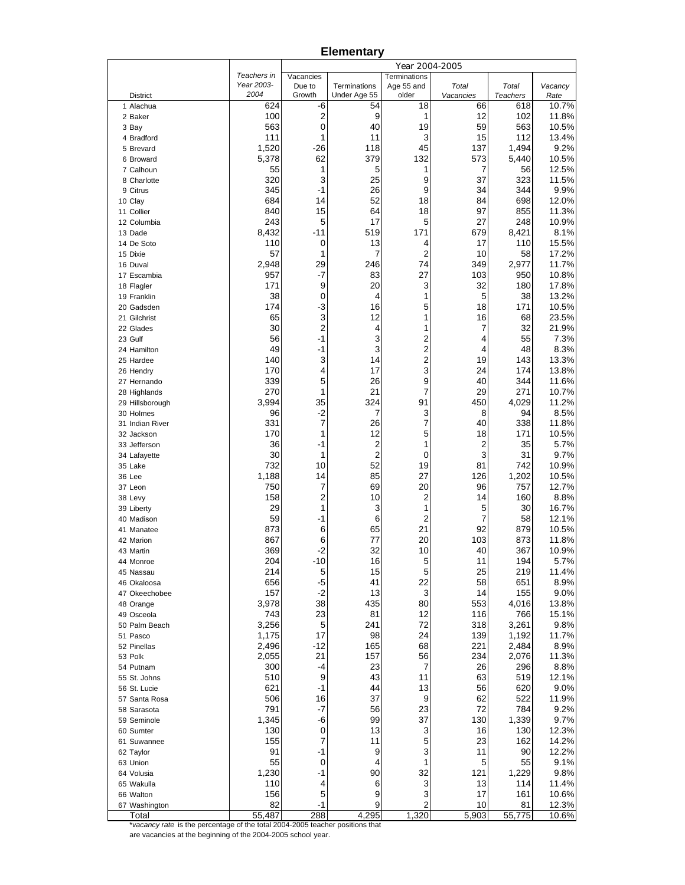## Elementary

| District | Teachers in Year 2003-2004 | Year 2004-2005 Vacancies Due to Growth | Terminations Under Age 55 | Terminations Age 55 and older | *Total Vacancies* | *Total Teachers* | *Vacancy Rate* |
|---|---|---|---|---|---|---|---|
| 1 Alachua | 624 | -6 | 54 | 18 | 66 | 618 | 10.7% |
| 2 Baker | 100 | 2 | 9 | 1 | 12 | 102 | 11.8% |
| 3 Bay | 563 | 0 | 40 | 19 | 59 | 563 | 10.5% |
| 4 Bradford | 111 | 1 | 11 | 3 | 15 | 112 | 13.4% |
| 5 Brevard | 1,520 | -26 | 118 | 45 | 137 | 1,494 | 9.2% |
| 6 Broward | 5,378 | 62 | 379 | 132 | 573 | 5,440 | 10.5% |
| 7 Calhoun | 55 | 1 | 5 | 1 | 7 | 56 | 12.5% |
| 8 Charlotte | 320 | 3 | 25 | 9 | 37 | 323 | 11.5% |
| 9 Citrus | 345 | -1 | 26 | 9 | 34 | 344 | 9.9% |
| 10 Clay | 684 | 14 | 52 | 18 | 84 | 698 | 12.0% |
| 11 Collier | 840 | 15 | 64 | 18 | 97 | 855 | 11.3% |
| 12 Columbia | 243 | 5 | 17 | 5 | 27 | 248 | 10.9% |
| 13 Dade | 8,432 | -11 | 519 | 171 | 679 | 8,421 | 8.1% |
| 14 De Soto | 110 | 0 | 13 | 4 | 17 | 110 | 15.5% |
| 15 Dixie | 57 | 1 | 7 | 2 | 10 | 58 | 17.2% |
| 16 Duval | 2,948 | 29 | 246 | 74 | 349 | 2,977 | 11.7% |
| 17 Escambia | 957 | -7 | 83 | 27 | 103 | 950 | 10.8% |
| 18 Flagler | 171 | 9 | 20 | 3 | 32 | 180 | 17.8% |
| 19 Franklin | 38 | 0 | 4 | 1 | 5 | 38 | 13.2% |
| 20 Gadsden | 174 | -3 | 16 | 5 | 18 | 171 | 10.5% |
| 21 Gilchrist | 65 | 3 | 12 | 1 | 16 | 68 | 23.5% |
| 22 Glades | 30 | 2 | 4 | 1 | 7 | 32 | 21.9% |
| 23 Gulf | 56 | -1 | 3 | 2 | 4 | 55 | 7.3% |
| 24 Hamilton | 49 | -1 | 3 | 2 | 4 | 48 | 8.3% |
| 25 Hardee | 140 | 3 | 14 | 2 | 19 | 143 | 13.3% |
| 26 Hendry | 170 | 4 | 17 | 3 | 24 | 174 | 13.8% |
| 27 Hernando | 339 | 5 | 26 | 9 | 40 | 344 | 11.6% |
| 28 Highlands | 270 | 1 | 21 | 7 | 29 | 271 | 10.7% |
| 29 Hillsborough | 3,994 | 35 | 324 | 91 | 450 | 4,029 | 11.2% |
| 30 Holmes | 96 | -2 | 7 | 3 | 8 | 94 | 8.5% |
| 31 Indian River | 331 | 7 | 26 | 7 | 40 | 338 | 11.8% |
| 32 Jackson | 170 | 1 | 12 | 5 | 18 | 171 | 10.5% |
| 33 Jefferson | 36 | -1 | 2 | 1 | 2 | 35 | 5.7% |
| 34 Lafayette | 30 | 1 | 2 | 0 | 3 | 31 | 9.7% |
| 35 Lake | 732 | 10 | 52 | 19 | 81 | 742 | 10.9% |
| 36 Lee | 1,188 | 14 | 85 | 27 | 126 | 1,202 | 10.5% |
| 37 Leon | 750 | 7 | 69 | 20 | 96 | 757 | 12.7% |
| 38 Levy | 158 | 2 | 10 | 2 | 14 | 160 | 8.8% |
| 39 Liberty | 29 | 1 | 3 | 1 | 5 | 30 | 16.7% |
| 40 Madison | 59 | -1 | 6 | 2 | 7 | 58 | 12.1% |
| 41 Manatee | 873 | 6 | 65 | 21 | 92 | 879 | 10.5% |
| 42 Marion | 867 | 6 | 77 | 20 | 103 | 873 | 11.8% |
| 43 Martin | 369 | -2 | 32 | 10 | 40 | 367 | 10.9% |
| 44 Monroe | 204 | -10 | 16 | 5 | 11 | 194 | 5.7% |
| 45 Nassau | 214 | 5 | 15 | 5 | 25 | 219 | 11.4% |
| 46 Okaloosa | 656 | -5 | 41 | 22 | 58 | 651 | 8.9% |
| 47 Okeechobee | 157 | -2 | 13 | 3 | 14 | 155 | 9.0% |
| 48 Orange | 3,978 | 38 | 435 | 80 | 553 | 4,016 | 13.8% |
| 49 Osceola | 743 | 23 | 81 | 12 | 116 | 766 | 15.1% |
| 50 Palm Beach | 3,256 | 5 | 241 | 72 | 318 | 3,261 | 9.8% |
| 51 Pasco | 1,175 | 17 | 98 | 24 | 139 | 1,192 | 11.7% |
| 52 Pinellas | 2,496 | -12 | 165 | 68 | 221 | 2,484 | 8.9% |
| 53 Polk | 2,055 | 21 | 157 | 56 | 234 | 2,076 | 11.3% |
| 54 Putnam | 300 | -4 | 23 | 7 | 26 | 296 | 8.8% |
| 55 St. Johns | 510 | 9 | 43 | 11 | 63 | 519 | 12.1% |
| 56 St. Lucie | 621 | -1 | 44 | 13 | 56 | 620 | 9.0% |
| 57 Santa Rosa | 506 | 16 | 37 | 9 | 62 | 522 | 11.9% |
| 58 Sarasota | 791 | -7 | 56 | 23 | 72 | 784 | 9.2% |
| 59 Seminole | 1,345 | -6 | 99 | 37 | 130 | 1,339 | 9.7% |
| 60 Sumter | 130 | 0 | 13 | 3 | 16 | 130 | 12.3% |
| 61 Suwannee | 155 | 7 | 11 | 5 | 23 | 162 | 14.2% |
| 62 Taylor | 91 | -1 | 9 | 3 | 11 | 90 | 12.2% |
| 63 Union | 55 | 0 | 4 | 1 | 5 | 55 | 9.1% |
| 64 Volusia | 1,230 | -1 | 90 | 32 | 121 | 1,229 | 9.8% |
| 65 Wakulla | 110 | 4 | 6 | 3 | 13 | 114 | 11.4% |
| 66 Walton | 156 | 5 | 9 | 3 | 17 | 161 | 10.6% |
| 67 Washington | 82 | -1 | 9 | 2 | 10 | 81 | 12.3% |
| Total | 55,487 | 288 | 4,295 | 1,320 | 5,903 | 55,775 | 10.6% |

**vacancy rate* is the percentage of the total 2004-2005 teacher positions that are vacancies at the beginning of the 2004-2005 school year.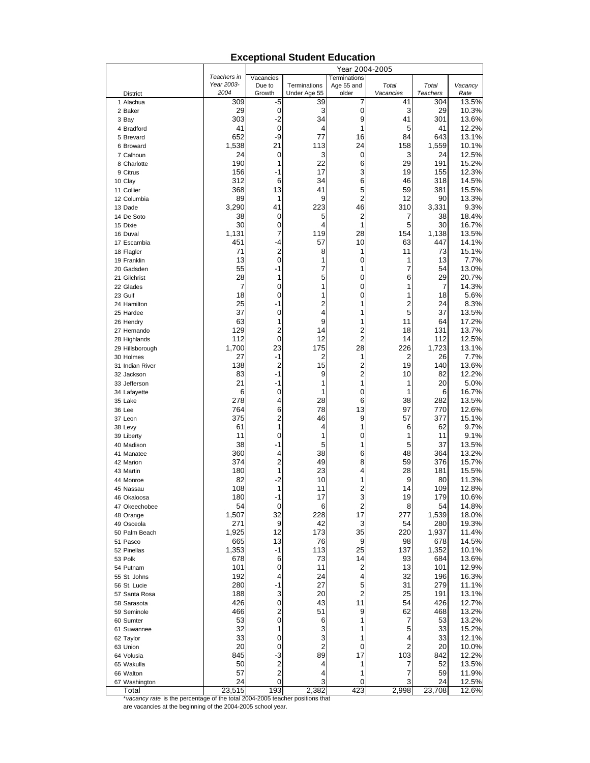# Exceptional Student Education

| District | Teachers in Year 2003-2004 | Year 2004-2005 | | | | | |
|---|---|---|---|---|---|---|---|
| | | Vacancies Due to Growth | Terminations Under Age 55 | Terminations Age 55 and older | *Total Vacancies* | *Total Teachers* | *Vacancy Rate* |
| 1 Alachua | 309 | -5 | 39 | 7 | 41 | 304 | 13.5% |
| 2 Baker | 29 | 0 | 3 | 0 | 3 | 29 | 10.3% |
| 3 Bay | 303 | -2 | 34 | 9 | 41 | 301 | 13.6% |
| 4 Bradford | 41 | 0 | 4 | 1 | 5 | 41 | 12.2% |
| 5 Brevard | 652 | -9 | 77 | 16 | 84 | 643 | 13.1% |
| 6 Broward | 1,538 | 21 | 113 | 24 | 158 | 1,559 | 10.1% |
| 7 Calhoun | 24 | 0 | 3 | 0 | 3 | 24 | 12.5% |
| 8 Charlotte | 190 | 1 | 22 | 6 | 29 | 191 | 15.2% |
| 9 Citrus | 156 | -1 | 17 | 3 | 19 | 155 | 12.3% |
| 10 Clay | 312 | 6 | 34 | 6 | 46 | 318 | 14.5% |
| 11 Collier | 368 | 13 | 41 | 5 | 59 | 381 | 15.5% |
| 12 Columbia | 89 | 1 | 9 | 2 | 12 | 90 | 13.3% |
| 13 Dade | 3,290 | 41 | 223 | 46 | 310 | 3,331 | 9.3% |
| 14 De Soto | 38 | 0 | 5 | 2 | 7 | 38 | 18.4% |
| 15 Dixie | 30 | 0 | 4 | 1 | 5 | 30 | 16.7% |
| 16 Duval | 1,131 | 7 | 119 | 28 | 154 | 1,138 | 13.5% |
| 17 Escambia | 451 | -4 | 57 | 10 | 63 | 447 | 14.1% |
| 18 Flagler | 71 | 2 | 8 | 1 | 11 | 73 | 15.1% |
| 19 Franklin | 13 | 0 | 1 | 0 | 1 | 13 | 7.7% |
| 20 Gadsden | 55 | -1 | 7 | 1 | 7 | 54 | 13.0% |
| 21 Gilchrist | 28 | 1 | 5 | 0 | 6 | 29 | 20.7% |
| 22 Glades | 7 | 0 | 1 | 0 | 1 | 7 | 14.3% |
| 23 Gulf | 18 | 0 | 1 | 0 | 1 | 18 | 5.6% |
| 24 Hamilton | 25 | -1 | 2 | 1 | 2 | 24 | 8.3% |
| 25 Hardee | 37 | 0 | 4 | 1 | 5 | 37 | 13.5% |
| 26 Hendry | 63 | 1 | 9 | 1 | 11 | 64 | 17.2% |
| 27 Hernando | 129 | 2 | 14 | 2 | 18 | 131 | 13.7% |
| 28 Highlands | 112 | 0 | 12 | 2 | 14 | 112 | 12.5% |
| 29 Hillsborough | 1,700 | 23 | 175 | 28 | 226 | 1,723 | 13.1% |
| 30 Holmes | 27 | -1 | 2 | 1 | 2 | 26 | 7.7% |
| 31 Indian River | 138 | 2 | 15 | 2 | 19 | 140 | 13.6% |
| 32 Jackson | 83 | -1 | 9 | 2 | 10 | 82 | 12.2% |
| 33 Jefferson | 21 | -1 | 1 | 1 | 1 | 20 | 5.0% |
| 34 Lafayette | 6 | 0 | 1 | 0 | 1 | 6 | 16.7% |
| 35 Lake | 278 | 4 | 28 | 6 | 38 | 282 | 13.5% |
| 36 Lee | 764 | 6 | 78 | 13 | 97 | 770 | 12.6% |
| 37 Leon | 375 | 2 | 46 | 9 | 57 | 377 | 15.1% |
| 38 Levy | 61 | 1 | 4 | 1 | 6 | 62 | 9.7% |
| 39 Liberty | 11 | 0 | 1 | 0 | 1 | 11 | 9.1% |
| 40 Madison | 38 | -1 | 5 | 1 | 5 | 37 | 13.5% |
| 41 Manatee | 360 | 4 | 38 | 6 | 48 | 364 | 13.2% |
| 42 Marion | 374 | 2 | 49 | 8 | 59 | 376 | 15.7% |
| 43 Martin | 180 | 1 | 23 | 4 | 28 | 181 | 15.5% |
| 44 Monroe | 82 | -2 | 10 | 1 | 9 | 80 | 11.3% |
| 45 Nassau | 108 | 1 | 11 | 2 | 14 | 109 | 12.8% |
| 46 Okaloosa | 180 | -1 | 17 | 3 | 19 | 179 | 10.6% |
| 47 Okeechobee | 54 | 0 | 6 | 2 | 8 | 54 | 14.8% |
| 48 Orange | 1,507 | 32 | 228 | 17 | 277 | 1,539 | 18.0% |
| 49 Osceola | 271 | 9 | 42 | 3 | 54 | 280 | 19.3% |
| 50 Palm Beach | 1,925 | 12 | 173 | 35 | 220 | 1,937 | 11.4% |
| 51 Pasco | 665 | 13 | 76 | 9 | 98 | 678 | 14.5% |
| 52 Pinellas | 1,353 | -1 | 113 | 25 | 137 | 1,352 | 10.1% |
| 53 Polk | 678 | 6 | 73 | 14 | 93 | 684 | 13.6% |
| 54 Putnam | 101 | 0 | 11 | 2 | 13 | 101 | 12.9% |
| 55 St. Johns | 192 | 4 | 24 | 4 | 32 | 196 | 16.3% |
| 56 St. Lucie | 280 | -1 | 27 | 5 | 31 | 279 | 11.1% |
| 57 Santa Rosa | 188 | 3 | 20 | 2 | 25 | 191 | 13.1% |
| 58 Sarasota | 426 | 0 | 43 | 11 | 54 | 426 | 12.7% |
| 59 Seminole | 466 | 2 | 51 | 9 | 62 | 468 | 13.2% |
| 60 Sumter | 53 | 0 | 6 | 1 | 7 | 53 | 13.2% |
| 61 Suwannee | 32 | 1 | 3 | 1 | 5 | 33 | 15.2% |
| 62 Taylor | 33 | 0 | 3 | 1 | 4 | 33 | 12.1% |
| 63 Union | 20 | 0 | 2 | 0 | 2 | 20 | 10.0% |
| 64 Volusia | 845 | -3 | 89 | 17 | 103 | 842 | 12.2% |
| 65 Wakulla | 50 | 2 | 4 | 1 | 7 | 52 | 13.5% |
| 66 Walton | 57 | 2 | 4 | 1 | 7 | 59 | 11.9% |
| 67 Washington | 24 | 0 | 3 | 0 | 3 | 24 | 12.5% |
| Total | 23,515 | 193 | 2,382 | 423 | 2,998 | 23,708 | 12.6% |

**vacancy rate* is the percentage of the total 2004-2005 teacher positions that are vacancies at the beginning of the 2004-2005 school year.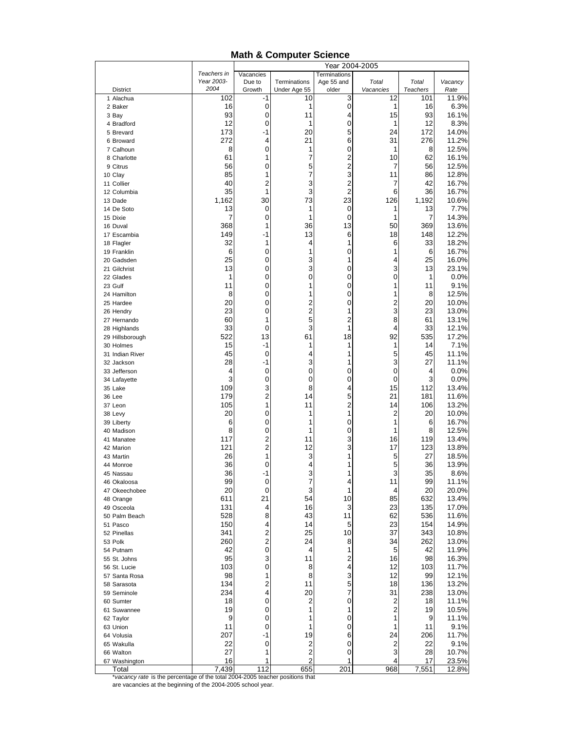## Math & Computer Science

| District | *Teachers in Year 2003-2004* | Year 2004-2005 | | | | | |
|---|---|---|---|---|---|---|---|
| | | Vacancies Due to Growth | Terminations Under Age 55 | Terminations Age 55 and older | *Total Vacancies* | *Total Teachers* | *Vacancy Rate* |
| 1 Alachua | 102 | -1 | 10 | 3 | 12 | 101 | 11.9% |
| 2 Baker | 16 | 0 | 1 | 0 | 1 | 16 | 6.3% |
| 3 Bay | 93 | 0 | 11 | 4 | 15 | 93 | 16.1% |
| 4 Bradford | 12 | 0 | 1 | 0 | 1 | 12 | 8.3% |
| 5 Brevard | 173 | -1 | 20 | 5 | 24 | 172 | 14.0% |
| 6 Broward | 272 | 4 | 21 | 6 | 31 | 276 | 11.2% |
| 7 Calhoun | 8 | 0 | 1 | 0 | 1 | 8 | 12.5% |
| 8 Charlotte | 61 | 1 | 7 | 2 | 10 | 62 | 16.1% |
| 9 Citrus | 56 | 0 | 5 | 2 | 7 | 56 | 12.5% |
| 10 Clay | 85 | 1 | 7 | 3 | 11 | 86 | 12.8% |
| 11 Collier | 40 | 2 | 3 | 2 | 7 | 42 | 16.7% |
| 12 Columbia | 35 | 1 | 3 | 2 | 6 | 36 | 16.7% |
| 13 Dade | 1,162 | 30 | 73 | 23 | 126 | 1,192 | 10.6% |
| 14 De Soto | 13 | 0 | 1 | 0 | 1 | 13 | 7.7% |
| 15 Dixie | 7 | 0 | 1 | 0 | 1 | 7 | 14.3% |
| 16 Duval | 368 | 1 | 36 | 13 | 50 | 369 | 13.6% |
| 17 Escambia | 149 | -1 | 13 | 6 | 18 | 148 | 12.2% |
| 18 Flagler | 32 | 1 | 4 | 1 | 6 | 33 | 18.2% |
| 19 Franklin | 6 | 0 | 1 | 0 | 1 | 6 | 16.7% |
| 20 Gadsden | 25 | 0 | 3 | 1 | 4 | 25 | 16.0% |
| 21 Gilchrist | 13 | 0 | 3 | 0 | 3 | 13 | 23.1% |
| 22 Glades | 1 | 0 | 0 | 0 | 0 | 1 | 0.0% |
| 23 Gulf | 11 | 0 | 1 | 0 | 1 | 11 | 9.1% |
| 24 Hamilton | 8 | 0 | 1 | 0 | 1 | 8 | 12.5% |
| 25 Hardee | 20 | 0 | 2 | 0 | 2 | 20 | 10.0% |
| 26 Hendry | 23 | 0 | 2 | 1 | 3 | 23 | 13.0% |
| 27 Hernando | 60 | 1 | 5 | 2 | 8 | 61 | 13.1% |
| 28 Highlands | 33 | 0 | 3 | 1 | 4 | 33 | 12.1% |
| 29 Hillsborough | 522 | 13 | 61 | 18 | 92 | 535 | 17.2% |
| 30 Holmes | 15 | -1 | 1 | 1 | 1 | 14 | 7.1% |
| 31 Indian River | 45 | 0 | 4 | 1 | 5 | 45 | 11.1% |
| 32 Jackson | 28 | -1 | 3 | 1 | 3 | 27 | 11.1% |
| 33 Jefferson | 4 | 0 | 0 | 0 | 0 | 4 | 0.0% |
| 34 Lafayette | 3 | 0 | 0 | 0 | 0 | 3 | 0.0% |
| 35 Lake | 109 | 3 | 8 | 4 | 15 | 112 | 13.4% |
| 36 Lee | 179 | 2 | 14 | 5 | 21 | 181 | 11.6% |
| 37 Leon | 105 | 1 | 11 | 2 | 14 | 106 | 13.2% |
| 38 Levy | 20 | 0 | 1 | 1 | 2 | 20 | 10.0% |
| 39 Liberty | 6 | 0 | 1 | 0 | 1 | 6 | 16.7% |
| 40 Madison | 8 | 0 | 1 | 0 | 1 | 8 | 12.5% |
| 41 Manatee | 117 | 2 | 11 | 3 | 16 | 119 | 13.4% |
| 42 Marion | 121 | 2 | 12 | 3 | 17 | 123 | 13.8% |
| 43 Martin | 26 | 1 | 3 | 1 | 5 | 27 | 18.5% |
| 44 Monroe | 36 | 0 | 4 | 1 | 5 | 36 | 13.9% |
| 45 Nassau | 36 | -1 | 3 | 1 | 3 | 35 | 8.6% |
| 46 Okaloosa | 99 | 0 | 7 | 4 | 11 | 99 | 11.1% |
| 47 Okeechobee | 20 | 0 | 3 | 1 | 4 | 20 | 20.0% |
| 48 Orange | 611 | 21 | 54 | 10 | 85 | 632 | 13.4% |
| 49 Osceola | 131 | 4 | 16 | 3 | 23 | 135 | 17.0% |
| 50 Palm Beach | 528 | 8 | 43 | 11 | 62 | 536 | 11.6% |
| 51 Pasco | 150 | 4 | 14 | 5 | 23 | 154 | 14.9% |
| 52 Pinellas | 341 | 2 | 25 | 10 | 37 | 343 | 10.8% |
| 53 Polk | 260 | 2 | 24 | 8 | 34 | 262 | 13.0% |
| 54 Putnam | 42 | 0 | 4 | 1 | 5 | 42 | 11.9% |
| 55 St. Johns | 95 | 3 | 11 | 2 | 16 | 98 | 16.3% |
| 56 St. Lucie | 103 | 0 | 8 | 4 | 12 | 103 | 11.7% |
| 57 Santa Rosa | 98 | 1 | 8 | 3 | 12 | 99 | 12.1% |
| 58 Sarasota | 134 | 2 | 11 | 5 | 18 | 136 | 13.2% |
| 59 Seminole | 234 | 4 | 20 | 7 | 31 | 238 | 13.0% |
| 60 Sumter | 18 | 0 | 2 | 0 | 2 | 18 | 11.1% |
| 61 Suwannee | 19 | 0 | 1 | 1 | 2 | 19 | 10.5% |
| 62 Taylor | 9 | 0 | 1 | 0 | 1 | 9 | 11.1% |
| 63 Union | 11 | 0 | 1 | 0 | 1 | 11 | 9.1% |
| 64 Volusia | 207 | -1 | 19 | 6 | 24 | 206 | 11.7% |
| 65 Wakulla | 22 | 0 | 2 | 0 | 2 | 22 | 9.1% |
| 66 Walton | 27 | 1 | 2 | 0 | 3 | 28 | 10.7% |
| 67 Washington | 16 | 1 | 2 | 1 | 4 | 17 | 23.5% |
| Total | 7,439 | 112 | 655 | 201 | 968 | 7,551 | 12.8% |

**vacancy rate* is the percentage of the total 2004-2005 teacher positions that are vacancies at the beginning of the 2004-2005 school year.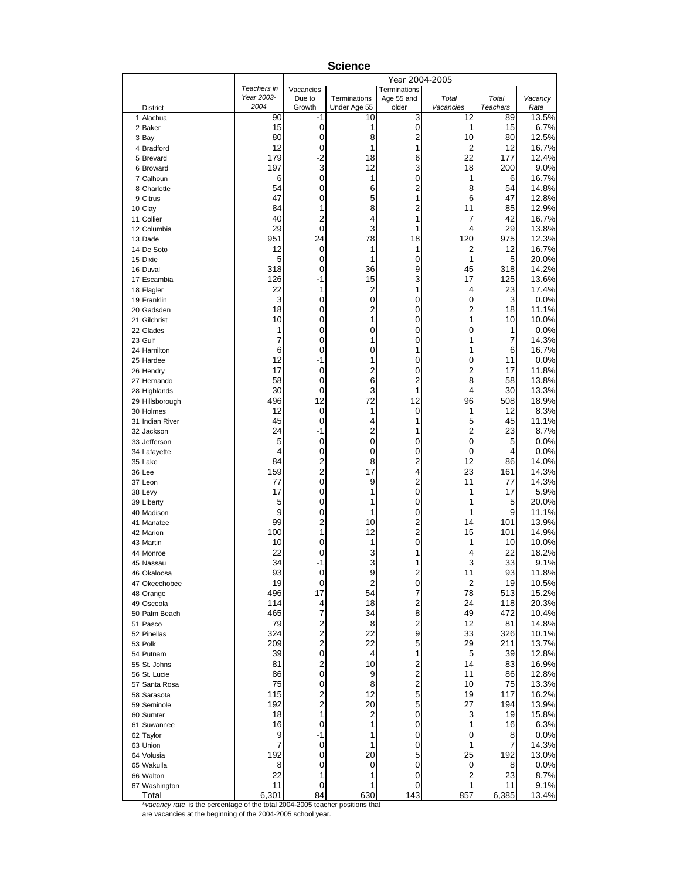# Science

| District | Teachers in Year 2003-2004 | Year 2004-2005 | | | | | |
|---|---|---|---|---|---|---|---|
| | | Vacancies Due to Growth | Terminations Under Age 55 | Terminations Age 55 and older | *Total Vacancies* | *Total Teachers* | *Vacancy Rate* |
| 1 Alachua | 90 | -1 | 10 | 3 | 12 | 89 | 13.5% |
| 2 Baker | 15 | 0 | 1 | 0 | 1 | 15 | 6.7% |
| 3 Bay | 80 | 0 | 8 | 2 | 10 | 80 | 12.5% |
| 4 Bradford | 12 | 0 | 1 | 1 | 2 | 12 | 16.7% |
| 5 Brevard | 179 | -2 | 18 | 6 | 22 | 177 | 12.4% |
| 6 Broward | 197 | 3 | 12 | 3 | 18 | 200 | 9.0% |
| 7 Calhoun | 6 | 0 | 1 | 0 | 1 | 6 | 16.7% |
| 8 Charlotte | 54 | 0 | 6 | 2 | 8 | 54 | 14.8% |
| 9 Citrus | 47 | 0 | 5 | 1 | 6 | 47 | 12.8% |
| 10 Clay | 84 | 1 | 8 | 2 | 11 | 85 | 12.9% |
| 11 Collier | 40 | 2 | 4 | 1 | 7 | 42 | 16.7% |
| 12 Columbia | 29 | 0 | 3 | 1 | 4 | 29 | 13.8% |
| 13 Dade | 951 | 24 | 78 | 18 | 120 | 975 | 12.3% |
| 14 De Soto | 12 | 0 | 1 | 1 | 2 | 12 | 16.7% |
| 15 Dixie | 5 | 0 | 1 | 0 | 1 | 5 | 20.0% |
| 16 Duval | 318 | 0 | 36 | 9 | 45 | 318 | 14.2% |
| 17 Escambia | 126 | -1 | 15 | 3 | 17 | 125 | 13.6% |
| 18 Flagler | 22 | 1 | 2 | 1 | 4 | 23 | 17.4% |
| 19 Franklin | 3 | 0 | 0 | 0 | 0 | 3 | 0.0% |
| 20 Gadsden | 18 | 0 | 2 | 0 | 2 | 18 | 11.1% |
| 21 Gilchrist | 10 | 0 | 1 | 0 | 1 | 10 | 10.0% |
| 22 Glades | 1 | 0 | 0 | 0 | 0 | 1 | 0.0% |
| 23 Gulf | 7 | 0 | 1 | 0 | 1 | 7 | 14.3% |
| 24 Hamilton | 6 | 0 | 0 | 1 | 1 | 6 | 16.7% |
| 25 Hardee | 12 | -1 | 1 | 0 | 0 | 11 | 0.0% |
| 26 Hendry | 17 | 0 | 2 | 0 | 2 | 17 | 11.8% |
| 27 Hernando | 58 | 0 | 6 | 2 | 8 | 58 | 13.8% |
| 28 Highlands | 30 | 0 | 3 | 1 | 4 | 30 | 13.3% |
| 29 Hillsborough | 496 | 12 | 72 | 12 | 96 | 508 | 18.9% |
| 30 Holmes | 12 | 0 | 1 | 0 | 1 | 12 | 8.3% |
| 31 Indian River | 45 | 0 | 4 | 1 | 5 | 45 | 11.1% |
| 32 Jackson | 24 | -1 | 2 | 1 | 2 | 23 | 8.7% |
| 33 Jefferson | 5 | 0 | 0 | 0 | 0 | 5 | 0.0% |
| 34 Lafayette | 4 | 0 | 0 | 0 | 0 | 4 | 0.0% |
| 35 Lake | 84 | 2 | 8 | 2 | 12 | 86 | 14.0% |
| 36 Lee | 159 | 2 | 17 | 4 | 23 | 161 | 14.3% |
| 37 Leon | 77 | 0 | 9 | 2 | 11 | 77 | 14.3% |
| 38 Levy | 17 | 0 | 1 | 0 | 1 | 17 | 5.9% |
| 39 Liberty | 5 | 0 | 1 | 0 | 1 | 5 | 20.0% |
| 40 Madison | 9 | 0 | 1 | 0 | 1 | 9 | 11.1% |
| 41 Manatee | 99 | 2 | 10 | 2 | 14 | 101 | 13.9% |
| 42 Marion | 100 | 1 | 12 | 2 | 15 | 101 | 14.9% |
| 43 Martin | 10 | 0 | 1 | 0 | 1 | 10 | 10.0% |
| 44 Monroe | 22 | 0 | 3 | 1 | 4 | 22 | 18.2% |
| 45 Nassau | 34 | -1 | 3 | 1 | 3 | 33 | 9.1% |
| 46 Okaloosa | 93 | 0 | 9 | 2 | 11 | 93 | 11.8% |
| 47 Okeechobee | 19 | 0 | 2 | 0 | 2 | 19 | 10.5% |
| 48 Orange | 496 | 17 | 54 | 7 | 78 | 513 | 15.2% |
| 49 Osceola | 114 | 4 | 18 | 2 | 24 | 118 | 20.3% |
| 50 Palm Beach | 465 | 7 | 34 | 8 | 49 | 472 | 10.4% |
| 51 Pasco | 79 | 2 | 8 | 2 | 12 | 81 | 14.8% |
| 52 Pinellas | 324 | 2 | 22 | 9 | 33 | 326 | 10.1% |
| 53 Polk | 209 | 2 | 22 | 5 | 29 | 211 | 13.7% |
| 54 Putnam | 39 | 0 | 4 | 1 | 5 | 39 | 12.8% |
| 55 St. Johns | 81 | 2 | 10 | 2 | 14 | 83 | 16.9% |
| 56 St. Lucie | 86 | 0 | 9 | 2 | 11 | 86 | 12.8% |
| 57 Santa Rosa | 75 | 0 | 8 | 2 | 10 | 75 | 13.3% |
| 58 Sarasota | 115 | 2 | 12 | 5 | 19 | 117 | 16.2% |
| 59 Seminole | 192 | 2 | 20 | 5 | 27 | 194 | 13.9% |
| 60 Sumter | 18 | 1 | 2 | 0 | 3 | 19 | 15.8% |
| 61 Suwannee | 16 | 0 | 1 | 0 | 1 | 16 | 6.3% |
| 62 Taylor | 9 | -1 | 1 | 0 | 0 | 8 | 0.0% |
| 63 Union | 7 | 0 | 1 | 0 | 1 | 7 | 14.3% |
| 64 Volusia | 192 | 0 | 20 | 5 | 25 | 192 | 13.0% |
| 65 Wakulla | 8 | 0 | 0 | 0 | 0 | 8 | 0.0% |
| 66 Walton | 22 | 1 | 1 | 0 | 2 | 23 | 8.7% |
| 67 Washington | 11 | 0 | 1 | 0 | 1 | 11 | 9.1% |
| Total | 6,301 | 84 | 630 | 143 | 857 | 6,385 | 13.4% |

**vacancy rate* is the percentage of the total 2004-2005 teacher positions that are vacancies at the beginning of the 2004-2005 school year.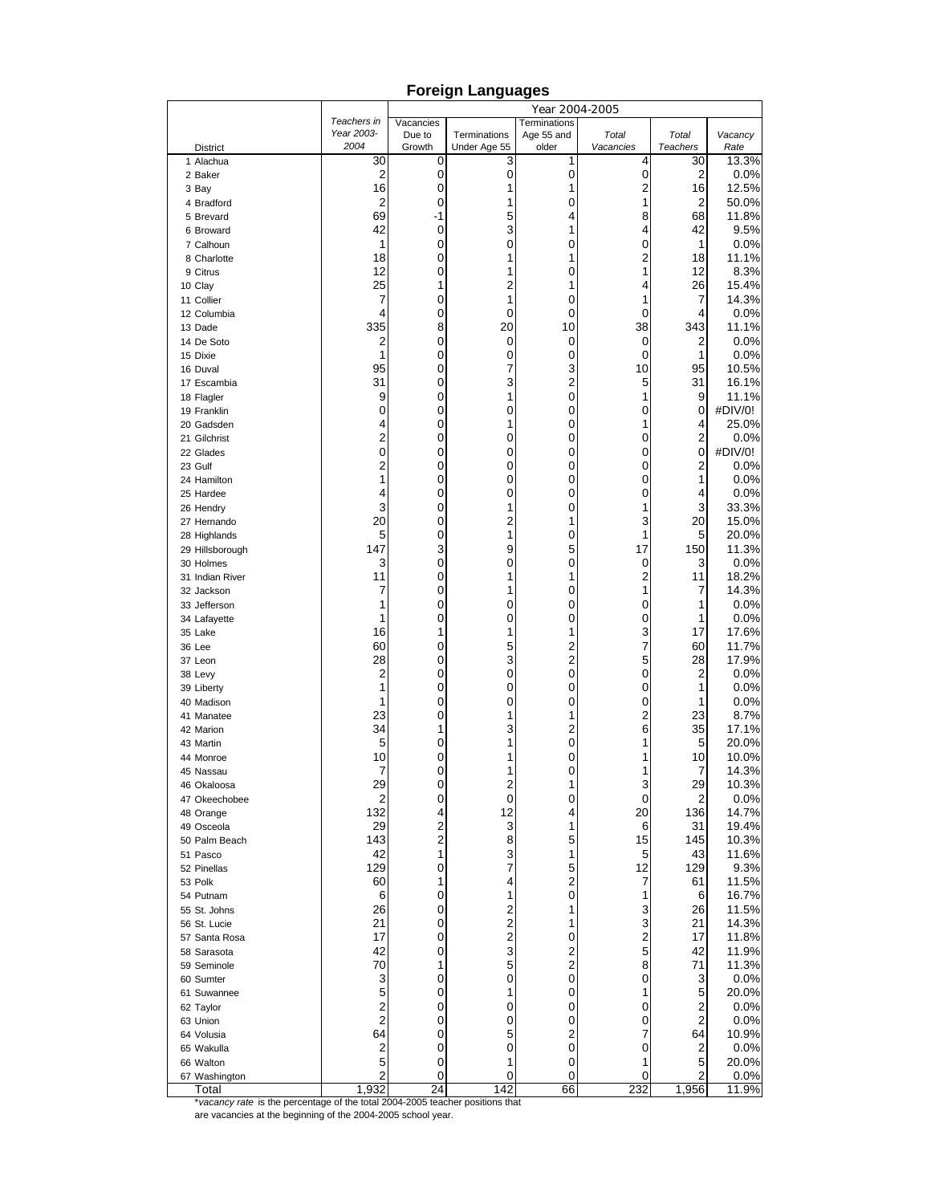# Foreign Languages

| District | Teachers in Year 2003-2004 | Year 2004-2005 | | | | | |
|---|---|---|---|---|---|---|---|
| | | Vacancies Due to Growth | Terminations Under Age 55 | Terminations Age 55 and older | *Total Vacancies* | *Total Teachers* | *Vacancy Rate* |
| 1 Alachua | 30 | 0 | 3 | 1 | 4 | 30 | 13.3% |
| 2 Baker | 2 | 0 | 0 | 0 | 0 | 2 | 0.0% |
| 3 Bay | 16 | 0 | 1 | 1 | 2 | 16 | 12.5% |
| 4 Bradford | 2 | 0 | 1 | 0 | 1 | 2 | 50.0% |
| 5 Brevard | 69 | -1 | 5 | 4 | 8 | 68 | 11.8% |
| 6 Broward | 42 | 0 | 3 | 1 | 4 | 42 | 9.5% |
| 7 Calhoun | 1 | 0 | 0 | 0 | 0 | 1 | 0.0% |
| 8 Charlotte | 18 | 0 | 1 | 1 | 2 | 18 | 11.1% |
| 9 Citrus | 12 | 0 | 1 | 0 | 1 | 12 | 8.3% |
| 10 Clay | 25 | 1 | 2 | 1 | 4 | 26 | 15.4% |
| 11 Collier | 7 | 0 | 1 | 0 | 1 | 7 | 14.3% |
| 12 Columbia | 4 | 0 | 0 | 0 | 0 | 4 | 0.0% |
| 13 Dade | 335 | 8 | 20 | 10 | 38 | 343 | 11.1% |
| 14 De Soto | 2 | 0 | 0 | 0 | 0 | 2 | 0.0% |
| 15 Dixie | 1 | 0 | 0 | 0 | 0 | 1 | 0.0% |
| 16 Duval | 95 | 0 | 7 | 3 | 10 | 95 | 10.5% |
| 17 Escambia | 31 | 0 | 3 | 2 | 5 | 31 | 16.1% |
| 18 Flagler | 9 | 0 | 1 | 0 | 1 | 9 | 11.1% |
| 19 Franklin | 0 | 0 | 0 | 0 | 0 | 0 | #DIV/0! |
| 20 Gadsden | 4 | 0 | 1 | 0 | 1 | 4 | 25.0% |
| 21 Gilchrist | 2 | 0 | 0 | 0 | 0 | 2 | 0.0% |
| 22 Glades | 0 | 0 | 0 | 0 | 0 | 0 | #DIV/0! |
| 23 Gulf | 2 | 0 | 0 | 0 | 0 | 2 | 0.0% |
| 24 Hamilton | 1 | 0 | 0 | 0 | 0 | 1 | 0.0% |
| 25 Hardee | 4 | 0 | 0 | 0 | 0 | 4 | 0.0% |
| 26 Hendry | 3 | 0 | 1 | 0 | 1 | 3 | 33.3% |
| 27 Hernando | 20 | 0 | 2 | 1 | 3 | 20 | 15.0% |
| 28 Highlands | 5 | 0 | 1 | 0 | 1 | 5 | 20.0% |
| 29 Hillsborough | 147 | 3 | 9 | 5 | 17 | 150 | 11.3% |
| 30 Holmes | 3 | 0 | 0 | 0 | 0 | 3 | 0.0% |
| 31 Indian River | 11 | 0 | 1 | 1 | 2 | 11 | 18.2% |
| 32 Jackson | 7 | 0 | 1 | 0 | 1 | 7 | 14.3% |
| 33 Jefferson | 1 | 0 | 0 | 0 | 0 | 1 | 0.0% |
| 34 Lafayette | 1 | 0 | 0 | 0 | 0 | 1 | 0.0% |
| 35 Lake | 16 | 1 | 1 | 1 | 3 | 17 | 17.6% |
| 36 Lee | 60 | 0 | 5 | 2 | 7 | 60 | 11.7% |
| 37 Leon | 28 | 0 | 3 | 2 | 5 | 28 | 17.9% |
| 38 Levy | 2 | 0 | 0 | 0 | 0 | 2 | 0.0% |
| 39 Liberty | 1 | 0 | 0 | 0 | 0 | 1 | 0.0% |
| 40 Madison | 1 | 0 | 0 | 0 | 0 | 1 | 0.0% |
| 41 Manatee | 23 | 0 | 1 | 1 | 2 | 23 | 8.7% |
| 42 Marion | 34 | 1 | 3 | 2 | 6 | 35 | 17.1% |
| 43 Martin | 5 | 0 | 1 | 0 | 1 | 5 | 20.0% |
| 44 Monroe | 10 | 0 | 1 | 0 | 1 | 10 | 10.0% |
| 45 Nassau | 7 | 0 | 1 | 0 | 1 | 7 | 14.3% |
| 46 Okaloosa | 29 | 0 | 2 | 1 | 3 | 29 | 10.3% |
| 47 Okeechobee | 2 | 0 | 0 | 0 | 0 | 2 | 0.0% |
| 48 Orange | 132 | 4 | 12 | 4 | 20 | 136 | 14.7% |
| 49 Osceola | 29 | 2 | 3 | 1 | 6 | 31 | 19.4% |
| 50 Palm Beach | 143 | 2 | 8 | 5 | 15 | 145 | 10.3% |
| 51 Pasco | 42 | 1 | 3 | 1 | 5 | 43 | 11.6% |
| 52 Pinellas | 129 | 0 | 7 | 5 | 12 | 129 | 9.3% |
| 53 Polk | 60 | 1 | 4 | 2 | 7 | 61 | 11.5% |
| 54 Putnam | 6 | 0 | 1 | 0 | 1 | 6 | 16.7% |
| 55 St. Johns | 26 | 0 | 2 | 1 | 3 | 26 | 11.5% |
| 56 St. Lucie | 21 | 0 | 2 | 1 | 3 | 21 | 14.3% |
| 57 Santa Rosa | 17 | 0 | 2 | 0 | 2 | 17 | 11.8% |
| 58 Sarasota | 42 | 0 | 3 | 2 | 5 | 42 | 11.9% |
| 59 Seminole | 70 | 1 | 5 | 2 | 8 | 71 | 11.3% |
| 60 Sumter | 3 | 0 | 0 | 0 | 0 | 3 | 0.0% |
| 61 Suwannee | 5 | 0 | 1 | 0 | 1 | 5 | 20.0% |
| 62 Taylor | 2 | 0 | 0 | 0 | 0 | 2 | 0.0% |
| 63 Union | 2 | 0 | 0 | 0 | 0 | 2 | 0.0% |
| 64 Volusia | 64 | 0 | 5 | 2 | 7 | 64 | 10.9% |
| 65 Wakulla | 2 | 0 | 0 | 0 | 0 | 2 | 0.0% |
| 66 Walton | 5 | 0 | 1 | 0 | 1 | 5 | 20.0% |
| 67 Washington | 2 | 0 | 0 | 0 | 0 | 2 | 0.0% |
| Total | 1,932 | 24 | 142 | 66 | 232 | 1,956 | 11.9% |

*\*vacancy rate* is the percentage of the total 2004-2005 teacher positions that are vacancies at the beginning of the 2004-2005 school year.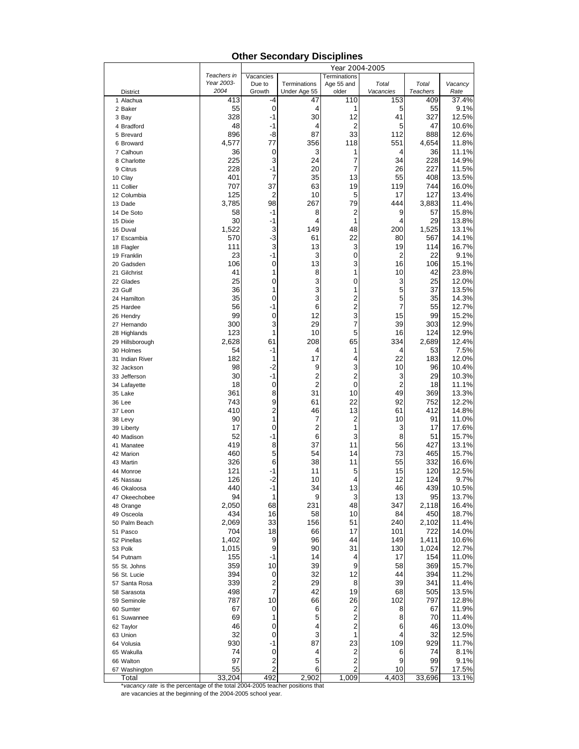## Other Secondary Disciplines

| District | Teachers in Year 2003-2004 | Year 2004-2005 | | | | | |
|---|---|---|---|---|---|---|---|
| | | Vacancies Due to Growth | Terminations Under Age 55 | Terminations Age 55 and older | *Total Vacancies* | *Total Teachers* | *Vacancy Rate* |
| 1 Alachua | 413 | -4 | 47 | 110 | 153 | 409 | 37.4% |
| 2 Baker | 55 | 0 | 4 | 1 | 5 | 55 | 9.1% |
| 3 Bay | 328 | -1 | 30 | 12 | 41 | 327 | 12.5% |
| 4 Bradford | 48 | -1 | 4 | 2 | 5 | 47 | 10.6% |
| 5 Brevard | 896 | -8 | 87 | 33 | 112 | 888 | 12.6% |
| 6 Broward | 4,577 | 77 | 356 | 118 | 551 | 4,654 | 11.8% |
| 7 Calhoun | 36 | 0 | 3 | 1 | 4 | 36 | 11.1% |
| 8 Charlotte | 225 | 3 | 24 | 7 | 34 | 228 | 14.9% |
| 9 Citrus | 228 | -1 | 20 | 7 | 26 | 227 | 11.5% |
| 10 Clay | 401 | 7 | 35 | 13 | 55 | 408 | 13.5% |
| 11 Collier | 707 | 37 | 63 | 19 | 119 | 744 | 16.0% |
| 12 Columbia | 125 | 2 | 10 | 5 | 17 | 127 | 13.4% |
| 13 Dade | 3,785 | 98 | 267 | 79 | 444 | 3,883 | 11.4% |
| 14 De Soto | 58 | -1 | 8 | 2 | 9 | 57 | 15.8% |
| 15 Dixie | 30 | -1 | 4 | 1 | 4 | 29 | 13.8% |
| 16 Duval | 1,522 | 3 | 149 | 48 | 200 | 1,525 | 13.1% |
| 17 Escambia | 570 | -3 | 61 | 22 | 80 | 567 | 14.1% |
| 18 Flagler | 111 | 3 | 13 | 3 | 19 | 114 | 16.7% |
| 19 Franklin | 23 | -1 | 3 | 0 | 2 | 22 | 9.1% |
| 20 Gadsden | 106 | 0 | 13 | 3 | 16 | 106 | 15.1% |
| 21 Gilchrist | 41 | 1 | 8 | 1 | 10 | 42 | 23.8% |
| 22 Glades | 25 | 0 | 3 | 0 | 3 | 25 | 12.0% |
| 23 Gulf | 36 | 1 | 3 | 1 | 5 | 37 | 13.5% |
| 24 Hamilton | 35 | 0 | 3 | 2 | 5 | 35 | 14.3% |
| 25 Hardee | 56 | -1 | 6 | 2 | 7 | 55 | 12.7% |
| 26 Hendry | 99 | 0 | 12 | 3 | 15 | 99 | 15.2% |
| 27 Hernando | 300 | 3 | 29 | 7 | 39 | 303 | 12.9% |
| 28 Highlands | 123 | 1 | 10 | 5 | 16 | 124 | 12.9% |
| 29 Hillsborough | 2,628 | 61 | 208 | 65 | 334 | 2,689 | 12.4% |
| 30 Holmes | 54 | -1 | 4 | 1 | 4 | 53 | 7.5% |
| 31 Indian River | 182 | 1 | 17 | 4 | 22 | 183 | 12.0% |
| 32 Jackson | 98 | -2 | 9 | 3 | 10 | 96 | 10.4% |
| 33 Jefferson | 30 | -1 | 2 | 2 | 3 | 29 | 10.3% |
| 34 Lafayette | 18 | 0 | 2 | 0 | 2 | 18 | 11.1% |
| 35 Lake | 361 | 8 | 31 | 10 | 49 | 369 | 13.3% |
| 36 Lee | 743 | 9 | 61 | 22 | 92 | 752 | 12.2% |
| 37 Leon | 410 | 2 | 46 | 13 | 61 | 412 | 14.8% |
| 38 Levy | 90 | 1 | 7 | 2 | 10 | 91 | 11.0% |
| 39 Liberty | 17 | 0 | 2 | 1 | 3 | 17 | 17.6% |
| 40 Madison | 52 | -1 | 6 | 3 | 8 | 51 | 15.7% |
| 41 Manatee | 419 | 8 | 37 | 11 | 56 | 427 | 13.1% |
| 42 Marion | 460 | 5 | 54 | 14 | 73 | 465 | 15.7% |
| 43 Martin | 326 | 6 | 38 | 11 | 55 | 332 | 16.6% |
| 44 Monroe | 121 | -1 | 11 | 5 | 15 | 120 | 12.5% |
| 45 Nassau | 126 | -2 | 10 | 4 | 12 | 124 | 9.7% |
| 46 Okaloosa | 440 | -1 | 34 | 13 | 46 | 439 | 10.5% |
| 47 Okeechobee | 94 | 1 | 9 | 3 | 13 | 95 | 13.7% |
| 48 Orange | 2,050 | 68 | 231 | 48 | 347 | 2,118 | 16.4% |
| 49 Osceola | 434 | 16 | 58 | 10 | 84 | 450 | 18.7% |
| 50 Palm Beach | 2,069 | 33 | 156 | 51 | 240 | 2,102 | 11.4% |
| 51 Pasco | 704 | 18 | 66 | 17 | 101 | 722 | 14.0% |
| 52 Pinellas | 1,402 | 9 | 96 | 44 | 149 | 1,411 | 10.6% |
| 53 Polk | 1,015 | 9 | 90 | 31 | 130 | 1,024 | 12.7% |
| 54 Putnam | 155 | -1 | 14 | 4 | 17 | 154 | 11.0% |
| 55 St. Johns | 359 | 10 | 39 | 9 | 58 | 369 | 15.7% |
| 56 St. Lucie | 394 | 0 | 32 | 12 | 44 | 394 | 11.2% |
| 57 Santa Rosa | 339 | 2 | 29 | 8 | 39 | 341 | 11.4% |
| 58 Sarasota | 498 | 7 | 42 | 19 | 68 | 505 | 13.5% |
| 59 Seminole | 787 | 10 | 66 | 26 | 102 | 797 | 12.8% |
| 60 Sumter | 67 | 0 | 6 | 2 | 8 | 67 | 11.9% |
| 61 Suwannee | 69 | 1 | 5 | 2 | 8 | 70 | 11.4% |
| 62 Taylor | 46 | 0 | 4 | 2 | 6 | 46 | 13.0% |
| 63 Union | 32 | 0 | 3 | 1 | 4 | 32 | 12.5% |
| 64 Volusia | 930 | -1 | 87 | 23 | 109 | 929 | 11.7% |
| 65 Wakulla | 74 | 0 | 4 | 2 | 6 | 74 | 8.1% |
| 66 Walton | 97 | 2 | 5 | 2 | 9 | 99 | 9.1% |
| 67 Washington | 55 | 2 | 6 | 2 | 10 | 57 | 17.5% |
| Total | 33,204 | 492 | 2,902 | 1,009 | 4,403 | 33,696 | 13.1% |

**vacancy rate* is the percentage of the total 2004-2005 teacher positions that are vacancies at the beginning of the 2004-2005 school year.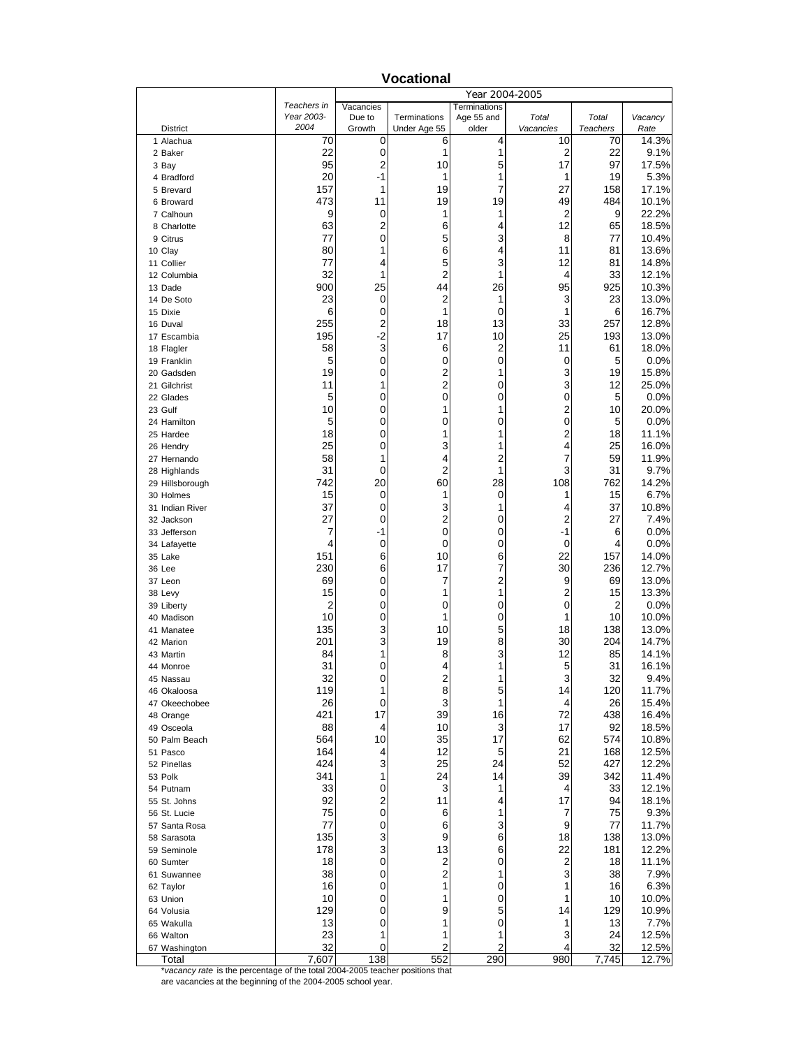## Vocational

| District | Teachers in Year 2003-2004 | Year 2004-2005 | | | | | |
|---|---|---|---|---|---|---|---|
| | | Vacancies Due to Growth | Terminations Under Age 55 | Terminations Age 55 and older | *Total Vacancies* | *Total Teachers* | *Vacancy Rate* |
| 1 Alachua | 70 | 0 | 6 | 4 | 10 | 70 | 14.3% |
| 2 Baker | 22 | 0 | 1 | 1 | 2 | 22 | 9.1% |
| 3 Bay | 95 | 2 | 10 | 5 | 17 | 97 | 17.5% |
| 4 Bradford | 20 | -1 | 1 | 1 | 1 | 19 | 5.3% |
| 5 Brevard | 157 | 1 | 19 | 7 | 27 | 158 | 17.1% |
| 6 Broward | 473 | 11 | 19 | 19 | 49 | 484 | 10.1% |
| 7 Calhoun | 9 | 0 | 1 | 1 | 2 | 9 | 22.2% |
| 8 Charlotte | 63 | 2 | 6 | 4 | 12 | 65 | 18.5% |
| 9 Citrus | 77 | 0 | 5 | 3 | 8 | 77 | 10.4% |
| 10 Clay | 80 | 1 | 6 | 4 | 11 | 81 | 13.6% |
| 11 Collier | 77 | 4 | 5 | 3 | 12 | 81 | 14.8% |
| 12 Columbia | 32 | 1 | 2 | 1 | 4 | 33 | 12.1% |
| 13 Dade | 900 | 25 | 44 | 26 | 95 | 925 | 10.3% |
| 14 De Soto | 23 | 0 | 2 | 1 | 3 | 23 | 13.0% |
| 15 Dixie | 6 | 0 | 1 | 0 | 1 | 6 | 16.7% |
| 16 Duval | 255 | 2 | 18 | 13 | 33 | 257 | 12.8% |
| 17 Escambia | 195 | -2 | 17 | 10 | 25 | 193 | 13.0% |
| 18 Flagler | 58 | 3 | 6 | 2 | 11 | 61 | 18.0% |
| 19 Franklin | 5 | 0 | 0 | 0 | 0 | 5 | 0.0% |
| 20 Gadsden | 19 | 0 | 2 | 1 | 3 | 19 | 15.8% |
| 21 Gilchrist | 11 | 1 | 2 | 0 | 3 | 12 | 25.0% |
| 22 Glades | 5 | 0 | 0 | 0 | 0 | 5 | 0.0% |
| 23 Gulf | 10 | 0 | 1 | 1 | 2 | 10 | 20.0% |
| 24 Hamilton | 5 | 0 | 0 | 0 | 0 | 5 | 0.0% |
| 25 Hardee | 18 | 0 | 1 | 1 | 2 | 18 | 11.1% |
| 26 Hendry | 25 | 0 | 3 | 1 | 4 | 25 | 16.0% |
| 27 Hernando | 58 | 1 | 4 | 2 | 7 | 59 | 11.9% |
| 28 Highlands | 31 | 0 | 2 | 1 | 3 | 31 | 9.7% |
| 29 Hillsborough | 742 | 20 | 60 | 28 | 108 | 762 | 14.2% |
| 30 Holmes | 15 | 0 | 1 | 0 | 1 | 15 | 6.7% |
| 31 Indian River | 37 | 0 | 3 | 1 | 4 | 37 | 10.8% |
| 32 Jackson | 27 | 0 | 2 | 0 | 2 | 27 | 7.4% |
| 33 Jefferson | 7 | -1 | 0 | 0 | -1 | 6 | 0.0% |
| 34 Lafayette | 4 | 0 | 0 | 0 | 0 | 4 | 0.0% |
| 35 Lake | 151 | 6 | 10 | 6 | 22 | 157 | 14.0% |
| 36 Lee | 230 | 6 | 17 | 7 | 30 | 236 | 12.7% |
| 37 Leon | 69 | 0 | 7 | 2 | 9 | 69 | 13.0% |
| 38 Levy | 15 | 0 | 1 | 1 | 2 | 15 | 13.3% |
| 39 Liberty | 2 | 0 | 0 | 0 | 0 | 2 | 0.0% |
| 40 Madison | 10 | 0 | 1 | 0 | 1 | 10 | 10.0% |
| 41 Manatee | 135 | 3 | 10 | 5 | 18 | 138 | 13.0% |
| 42 Marion | 201 | 3 | 19 | 8 | 30 | 204 | 14.7% |
| 43 Martin | 84 | 1 | 8 | 3 | 12 | 85 | 14.1% |
| 44 Monroe | 31 | 0 | 4 | 1 | 5 | 31 | 16.1% |
| 45 Nassau | 32 | 0 | 2 | 1 | 3 | 32 | 9.4% |
| 46 Okaloosa | 119 | 1 | 8 | 5 | 14 | 120 | 11.7% |
| 47 Okeechobee | 26 | 0 | 3 | 1 | 4 | 26 | 15.4% |
| 48 Orange | 421 | 17 | 39 | 16 | 72 | 438 | 16.4% |
| 49 Osceola | 88 | 4 | 10 | 3 | 17 | 92 | 18.5% |
| 50 Palm Beach | 564 | 10 | 35 | 17 | 62 | 574 | 10.8% |
| 51 Pasco | 164 | 4 | 12 | 5 | 21 | 168 | 12.5% |
| 52 Pinellas | 424 | 3 | 25 | 24 | 52 | 427 | 12.2% |
| 53 Polk | 341 | 1 | 24 | 14 | 39 | 342 | 11.4% |
| 54 Putnam | 33 | 0 | 3 | 1 | 4 | 33 | 12.1% |
| 55 St. Johns | 92 | 2 | 11 | 4 | 17 | 94 | 18.1% |
| 56 St. Lucie | 75 | 0 | 6 | 1 | 7 | 75 | 9.3% |
| 57 Santa Rosa | 77 | 0 | 6 | 3 | 9 | 77 | 11.7% |
| 58 Sarasota | 135 | 3 | 9 | 6 | 18 | 138 | 13.0% |
| 59 Seminole | 178 | 3 | 13 | 6 | 22 | 181 | 12.2% |
| 60 Sumter | 18 | 0 | 2 | 0 | 2 | 18 | 11.1% |
| 61 Suwannee | 38 | 0 | 2 | 1 | 3 | 38 | 7.9% |
| 62 Taylor | 16 | 0 | 1 | 0 | 1 | 16 | 6.3% |
| 63 Union | 10 | 0 | 1 | 0 | 1 | 10 | 10.0% |
| 64 Volusia | 129 | 0 | 9 | 5 | 14 | 129 | 10.9% |
| 65 Wakulla | 13 | 0 | 1 | 0 | 1 | 13 | 7.7% |
| 66 Walton | 23 | 1 | 1 | 1 | 3 | 24 | 12.5% |
| 67 Washington | 32 | 0 | 2 | 2 | 4 | 32 | 12.5% |
| Total | 7,607 | 138 | 552 | 290 | 980 | 7,745 | 12.7% |

**vacancy rate* is the percentage of the total 2004-2005 teacher positions that are vacancies at the beginning of the 2004-2005 school year.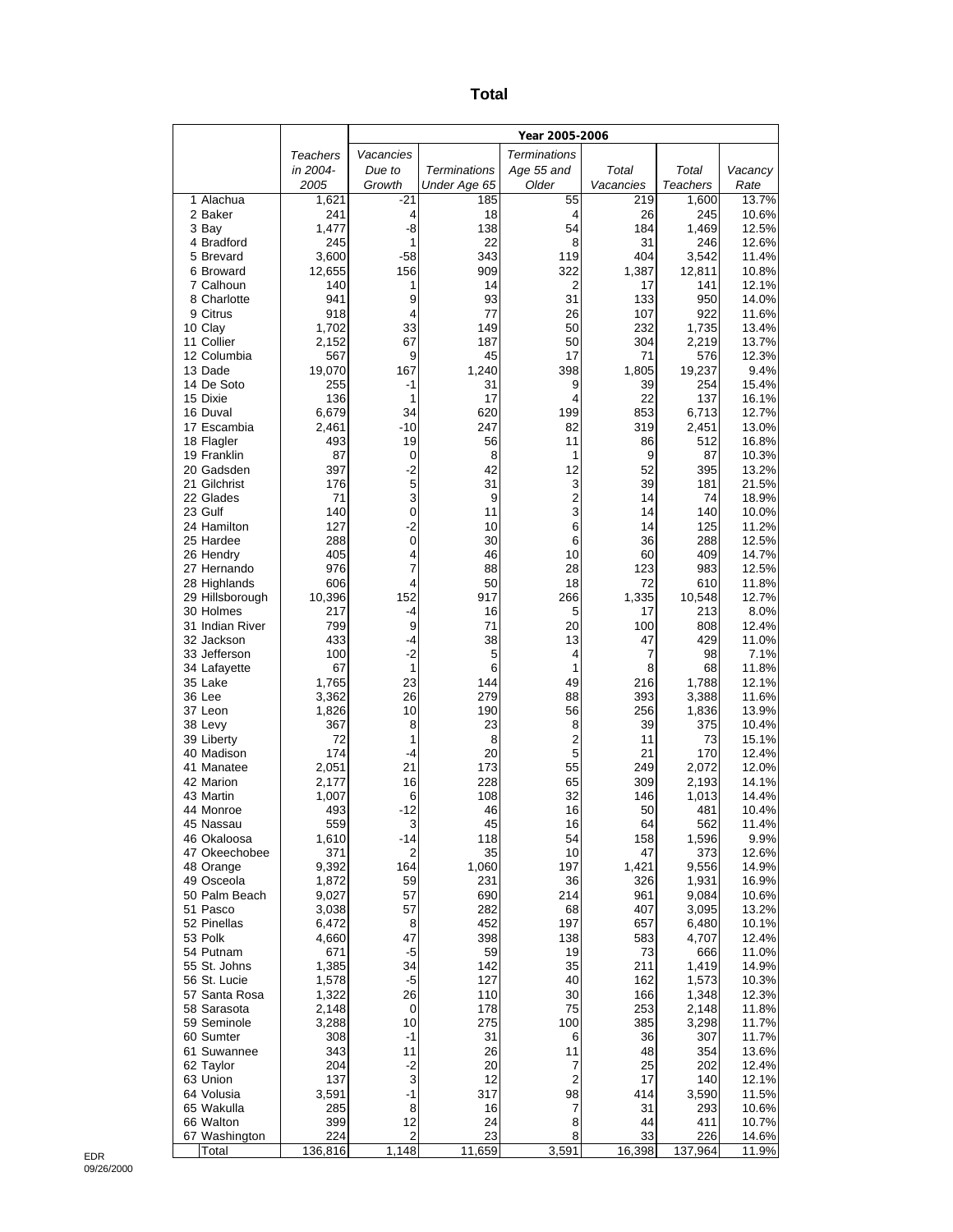# Total

| | Teachers in 2004-2005 | Year 2005-2006 | | | | | |
|---|---|---|---|---|---|---|---|
| | | Vacancies Due to Growth | Terminations Under Age 65 | Terminations Age 55 and Older | Total Vacancies | Total Teachers | Vacancy Rate |
| 1 Alachua | 1,621 | -21 | 185 | 55 | 219 | 1,600 | 13.7% |
| 2 Baker | 241 | 4 | 18 | 4 | 26 | 245 | 10.6% |
| 3 Bay | 1,477 | -8 | 138 | 54 | 184 | 1,469 | 12.5% |
| 4 Bradford | 245 | 1 | 22 | 8 | 31 | 246 | 12.6% |
| 5 Brevard | 3,600 | -58 | 343 | 119 | 404 | 3,542 | 11.4% |
| 6 Broward | 12,655 | 156 | 909 | 322 | 1,387 | 12,811 | 10.8% |
| 7 Calhoun | 140 | 1 | 14 | 2 | 17 | 141 | 12.1% |
| 8 Charlotte | 941 | 9 | 93 | 31 | 133 | 950 | 14.0% |
| 9 Citrus | 918 | 4 | 77 | 26 | 107 | 922 | 11.6% |
| 10 Clay | 1,702 | 33 | 149 | 50 | 232 | 1,735 | 13.4% |
| 11 Collier | 2,152 | 67 | 187 | 50 | 304 | 2,219 | 13.7% |
| 12 Columbia | 567 | 9 | 45 | 17 | 71 | 576 | 12.3% |
| 13 Dade | 19,070 | 167 | 1,240 | 398 | 1,805 | 19,237 | 9.4% |
| 14 De Soto | 255 | -1 | 31 | 9 | 39 | 254 | 15.4% |
| 15 Dixie | 136 | 1 | 17 | 4 | 22 | 137 | 16.1% |
| 16 Duval | 6,679 | 34 | 620 | 199 | 853 | 6,713 | 12.7% |
| 17 Escambia | 2,461 | -10 | 247 | 82 | 319 | 2,451 | 13.0% |
| 18 Flagler | 493 | 19 | 56 | 11 | 86 | 512 | 16.8% |
| 19 Franklin | 87 | 0 | 8 | 1 | 9 | 87 | 10.3% |
| 20 Gadsden | 397 | -2 | 42 | 12 | 52 | 395 | 13.2% |
| 21 Gilchrist | 176 | 5 | 31 | 3 | 39 | 181 | 21.5% |
| 22 Glades | 71 | 3 | 9 | 2 | 14 | 74 | 18.9% |
| 23 Gulf | 140 | 0 | 11 | 3 | 14 | 140 | 10.0% |
| 24 Hamilton | 127 | -2 | 10 | 6 | 14 | 125 | 11.2% |
| 25 Hardee | 288 | 0 | 30 | 6 | 36 | 288 | 12.5% |
| 26 Hendry | 405 | 4 | 46 | 10 | 60 | 409 | 14.7% |
| 27 Hernando | 976 | 7 | 88 | 28 | 123 | 983 | 12.5% |
| 28 Highlands | 606 | 4 | 50 | 18 | 72 | 610 | 11.8% |
| 29 Hillsborough | 10,396 | 152 | 917 | 266 | 1,335 | 10,548 | 12.7% |
| 30 Holmes | 217 | -4 | 16 | 5 | 17 | 213 | 8.0% |
| 31 Indian River | 799 | 9 | 71 | 20 | 100 | 808 | 12.4% |
| 32 Jackson | 433 | -4 | 38 | 13 | 47 | 429 | 11.0% |
| 33 Jefferson | 100 | -2 | 5 | 4 | 7 | 98 | 7.1% |
| 34 Lafayette | 67 | 1 | 6 | 1 | 8 | 68 | 11.8% |
| 35 Lake | 1,765 | 23 | 144 | 49 | 216 | 1,788 | 12.1% |
| 36 Lee | 3,362 | 26 | 279 | 88 | 393 | 3,388 | 11.6% |
| 37 Leon | 1,826 | 10 | 190 | 56 | 256 | 1,836 | 13.9% |
| 38 Levy | 367 | 8 | 23 | 8 | 39 | 375 | 10.4% |
| 39 Liberty | 72 | 1 | 8 | 2 | 11 | 73 | 15.1% |
| 40 Madison | 174 | -4 | 20 | 5 | 21 | 170 | 12.4% |
| 41 Manatee | 2,051 | 21 | 173 | 55 | 249 | 2,072 | 12.0% |
| 42 Marion | 2,177 | 16 | 228 | 65 | 309 | 2,193 | 14.1% |
| 43 Martin | 1,007 | 6 | 108 | 32 | 146 | 1,013 | 14.4% |
| 44 Monroe | 493 | -12 | 46 | 16 | 50 | 481 | 10.4% |
| 45 Nassau | 559 | 3 | 45 | 16 | 64 | 562 | 11.4% |
| 46 Okaloosa | 1,610 | -14 | 118 | 54 | 158 | 1,596 | 9.9% |
| 47 Okeechobee | 371 | 2 | 35 | 10 | 47 | 373 | 12.6% |
| 48 Orange | 9,392 | 164 | 1,060 | 197 | 1,421 | 9,556 | 14.9% |
| 49 Osceola | 1,872 | 59 | 231 | 36 | 326 | 1,931 | 16.9% |
| 50 Palm Beach | 9,027 | 57 | 690 | 214 | 961 | 9,084 | 10.6% |
| 51 Pasco | 3,038 | 57 | 282 | 68 | 407 | 3,095 | 13.2% |
| 52 Pinellas | 6,472 | 8 | 452 | 197 | 657 | 6,480 | 10.1% |
| 53 Polk | 4,660 | 47 | 398 | 138 | 583 | 4,707 | 12.4% |
| 54 Putnam | 671 | -5 | 59 | 19 | 73 | 666 | 11.0% |
| 55 St. Johns | 1,385 | 34 | 142 | 35 | 211 | 1,419 | 14.9% |
| 56 St. Lucie | 1,578 | -5 | 127 | 40 | 162 | 1,573 | 10.3% |
| 57 Santa Rosa | 1,322 | 26 | 110 | 30 | 166 | 1,348 | 12.3% |
| 58 Sarasota | 2,148 | 0 | 178 | 75 | 253 | 2,148 | 11.8% |
| 59 Seminole | 3,288 | 10 | 275 | 100 | 385 | 3,298 | 11.7% |
| 60 Sumter | 308 | -1 | 31 | 6 | 36 | 307 | 11.7% |
| 61 Suwannee | 343 | 11 | 26 | 11 | 48 | 354 | 13.6% |
| 62 Taylor | 204 | -2 | 20 | 7 | 25 | 202 | 12.4% |
| 63 Union | 137 | 3 | 12 | 2 | 17 | 140 | 12.1% |
| 64 Volusia | 3,591 | -1 | 317 | 98 | 414 | 3,590 | 11.5% |
| 65 Wakulla | 285 | 8 | 16 | 7 | 31 | 293 | 10.6% |
| 66 Walton | 399 | 12 | 24 | 8 | 44 | 411 | 10.7% |
| 67 Washington | 224 | 2 | 23 | 8 | 33 | 226 | 14.6% |
| Total | 136,816 | 1,148 | 11,659 | 3,591 | 16,398 | 137,964 | 11.9% |

EDR
09/26/2000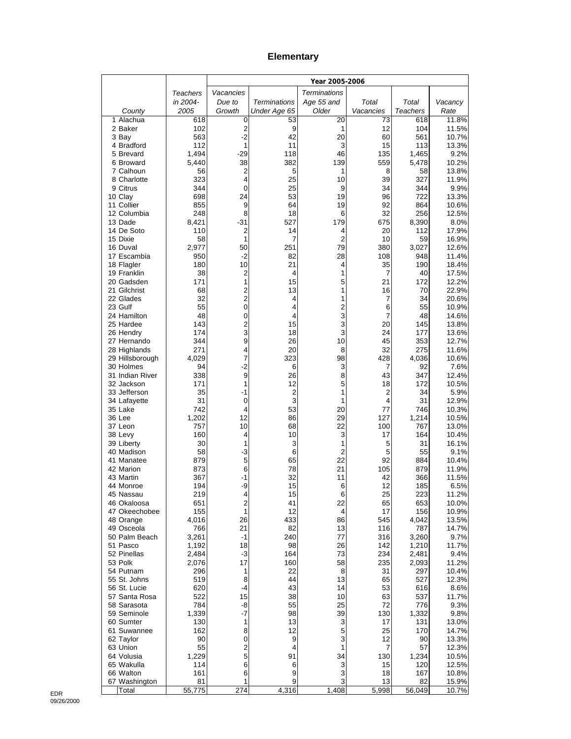# Elementary

| | | Year 2005-2006 | | | | | |
|---|---|---|---|---|---|---|---|
| County | *Teachers in 2004-2005* | *Vacancies Due to Growth* | *Terminations Under Age 65* | *Terminations Age 55 and Older* | *Total Vacancies* | *Total Teachers* | *Vacancy Rate* |
| 1 Alachua | 618 | 0 | 53 | 20 | 73 | 618 | 11.8% |
| 2 Baker | 102 | 2 | 9 | 1 | 12 | 104 | 11.5% |
| 3 Bay | 563 | -2 | 42 | 20 | 60 | 561 | 10.7% |
| 4 Bradford | 112 | 1 | 11 | 3 | 15 | 113 | 13.3% |
| 5 Brevard | 1,494 | -29 | 118 | 46 | 135 | 1,465 | 9.2% |
| 6 Broward | 5,440 | 38 | 382 | 139 | 559 | 5,478 | 10.2% |
| 7 Calhoun | 56 | 2 | 5 | 1 | 8 | 58 | 13.8% |
| 8 Charlotte | 323 | 4 | 25 | 10 | 39 | 327 | 11.9% |
| 9 Citrus | 344 | 0 | 25 | 9 | 34 | 344 | 9.9% |
| 10 Clay | 698 | 24 | 53 | 19 | 96 | 722 | 13.3% |
| 11 Collier | 855 | 9 | 64 | 19 | 92 | 864 | 10.6% |
| 12 Columbia | 248 | 8 | 18 | 6 | 32 | 256 | 12.5% |
| 13 Dade | 8,421 | -31 | 527 | 179 | 675 | 8,390 | 8.0% |
| 14 De Soto | 110 | 2 | 14 | 4 | 20 | 112 | 17.9% |
| 15 Dixie | 58 | 1 | 7 | 2 | 10 | 59 | 16.9% |
| 16 Duval | 2,977 | 50 | 251 | 79 | 380 | 3,027 | 12.6% |
| 17 Escambia | 950 | -2 | 82 | 28 | 108 | 948 | 11.4% |
| 18 Flagler | 180 | 10 | 21 | 4 | 35 | 190 | 18.4% |
| 19 Franklin | 38 | 2 | 4 | 1 | 7 | 40 | 17.5% |
| 20 Gadsden | 171 | 1 | 15 | 5 | 21 | 172 | 12.2% |
| 21 Gilchrist | 68 | 2 | 13 | 1 | 16 | 70 | 22.9% |
| 22 Glades | 32 | 2 | 4 | 1 | 7 | 34 | 20.6% |
| 23 Gulf | 55 | 0 | 4 | 2 | 6 | 55 | 10.9% |
| 24 Hamilton | 48 | 0 | 4 | 3 | 7 | 48 | 14.6% |
| 25 Hardee | 143 | 2 | 15 | 3 | 20 | 145 | 13.8% |
| 26 Hendry | 174 | 3 | 18 | 3 | 24 | 177 | 13.6% |
| 27 Hernando | 344 | 9 | 26 | 10 | 45 | 353 | 12.7% |
| 28 Highlands | 271 | 4 | 20 | 8 | 32 | 275 | 11.6% |
| 29 Hillsborough | 4,029 | 7 | 323 | 98 | 428 | 4,036 | 10.6% |
| 30 Holmes | 94 | -2 | 6 | 3 | 7 | 92 | 7.6% |
| 31 Indian River | 338 | 9 | 26 | 8 | 43 | 347 | 12.4% |
| 32 Jackson | 171 | 1 | 12 | 5 | 18 | 172 | 10.5% |
| 33 Jefferson | 35 | -1 | 2 | 1 | 2 | 34 | 5.9% |
| 34 Lafayette | 31 | 0 | 3 | 1 | 4 | 31 | 12.9% |
| 35 Lake | 742 | 4 | 53 | 20 | 77 | 746 | 10.3% |
| 36 Lee | 1,202 | 12 | 86 | 29 | 127 | 1,214 | 10.5% |
| 37 Leon | 757 | 10 | 68 | 22 | 100 | 767 | 13.0% |
| 38 Levy | 160 | 4 | 10 | 3 | 17 | 164 | 10.4% |
| 39 Liberty | 30 | 1 | 3 | 1 | 5 | 31 | 16.1% |
| 40 Madison | 58 | -3 | 6 | 2 | 5 | 55 | 9.1% |
| 41 Manatee | 879 | 5 | 65 | 22 | 92 | 884 | 10.4% |
| 42 Marion | 873 | 6 | 78 | 21 | 105 | 879 | 11.9% |
| 43 Martin | 367 | -1 | 32 | 11 | 42 | 366 | 11.5% |
| 44 Monroe | 194 | -9 | 15 | 6 | 12 | 185 | 6.5% |
| 45 Nassau | 219 | 4 | 15 | 6 | 25 | 223 | 11.2% |
| 46 Okaloosa | 651 | 2 | 41 | 22 | 65 | 653 | 10.0% |
| 47 Okeechobee | 155 | 1 | 12 | 4 | 17 | 156 | 10.9% |
| 48 Orange | 4,016 | 26 | 433 | 86 | 545 | 4,042 | 13.5% |
| 49 Osceola | 766 | 21 | 82 | 13 | 116 | 787 | 14.7% |
| 50 Palm Beach | 3,261 | -1 | 240 | 77 | 316 | 3,260 | 9.7% |
| 51 Pasco | 1,192 | 18 | 98 | 26 | 142 | 1,210 | 11.7% |
| 52 Pinellas | 2,484 | -3 | 164 | 73 | 234 | 2,481 | 9.4% |
| 53 Polk | 2,076 | 17 | 160 | 58 | 235 | 2,093 | 11.2% |
| 54 Putnam | 296 | 1 | 22 | 8 | 31 | 297 | 10.4% |
| 55 St. Johns | 519 | 8 | 44 | 13 | 65 | 527 | 12.3% |
| 56 St. Lucie | 620 | -4 | 43 | 14 | 53 | 616 | 8.6% |
| 57 Santa Rosa | 522 | 15 | 38 | 10 | 63 | 537 | 11.7% |
| 58 Sarasota | 784 | -8 | 55 | 25 | 72 | 776 | 9.3% |
| 59 Seminole | 1,339 | -7 | 98 | 39 | 130 | 1,332 | 9.8% |
| 60 Sumter | 130 | 1 | 13 | 3 | 17 | 131 | 13.0% |
| 61 Suwannee | 162 | 8 | 12 | 5 | 25 | 170 | 14.7% |
| 62 Taylor | 90 | 0 | 9 | 3 | 12 | 90 | 13.3% |
| 63 Union | 55 | 2 | 4 | 1 | 7 | 57 | 12.3% |
| 64 Volusia | 1,229 | 5 | 91 | 34 | 130 | 1,234 | 10.5% |
| 65 Wakulla | 114 | 6 | 6 | 3 | 15 | 120 | 12.5% |
| 66 Walton | 161 | 6 | 9 | 3 | 18 | 167 | 10.8% |
| 67 Washington | 81 | 1 | 9 | 3 | 13 | 82 | 15.9% |
| Total | 55,775 | 274 | 4,316 | 1,408 | 5,998 | 56,049 | 10.7% |

EDR
09/26/2000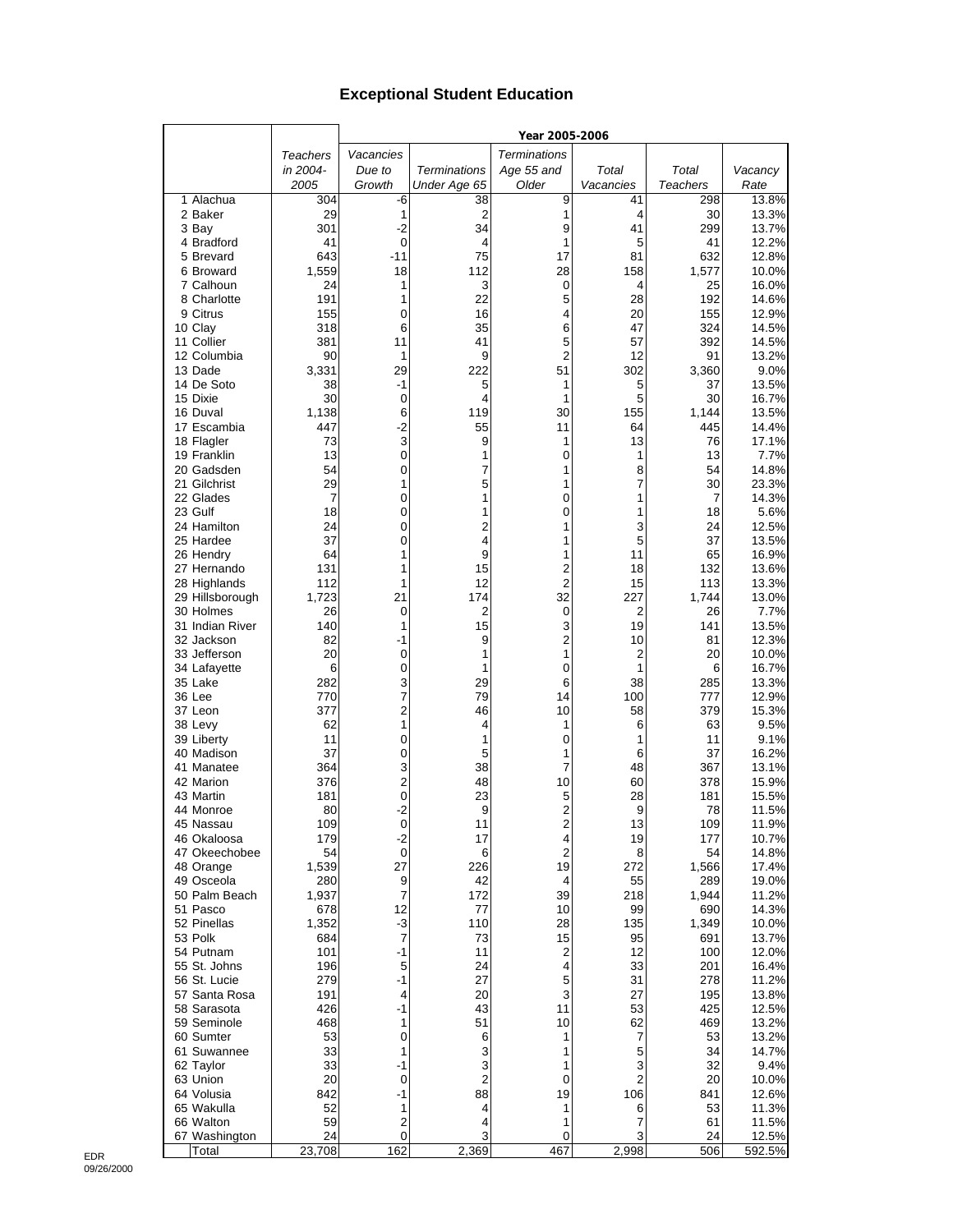# Exceptional Student Education

| | Teachers in 2004-2005 | Year 2005-2006 | | | | | |
|---|---|---|---|---|---|---|---|
| | | Vacancies Due to Growth | Terminations Under Age 65 | Terminations Age 55 and Older | Total Vacancies | Total Teachers | Vacancy Rate |
| 1 Alachua | 304 | -6 | 38 | 9 | 41 | 298 | 13.8% |
| 2 Baker | 29 | 1 | 2 | 1 | 4 | 30 | 13.3% |
| 3 Bay | 301 | -2 | 34 | 9 | 41 | 299 | 13.7% |
| 4 Bradford | 41 | 0 | 4 | 1 | 5 | 41 | 12.2% |
| 5 Brevard | 643 | -11 | 75 | 17 | 81 | 632 | 12.8% |
| 6 Broward | 1,559 | 18 | 112 | 28 | 158 | 1,577 | 10.0% |
| 7 Calhoun | 24 | 1 | 3 | 0 | 4 | 25 | 16.0% |
| 8 Charlotte | 191 | 1 | 22 | 5 | 28 | 192 | 14.6% |
| 9 Citrus | 155 | 0 | 16 | 4 | 20 | 155 | 12.9% |
| 10 Clay | 318 | 6 | 35 | 6 | 47 | 324 | 14.5% |
| 11 Collier | 381 | 11 | 41 | 5 | 57 | 392 | 14.5% |
| 12 Columbia | 90 | 1 | 9 | 2 | 12 | 91 | 13.2% |
| 13 Dade | 3,331 | 29 | 222 | 51 | 302 | 3,360 | 9.0% |
| 14 De Soto | 38 | -1 | 5 | 1 | 5 | 37 | 13.5% |
| 15 Dixie | 30 | 0 | 4 | 1 | 5 | 30 | 16.7% |
| 16 Duval | 1,138 | 6 | 119 | 30 | 155 | 1,144 | 13.5% |
| 17 Escambia | 447 | -2 | 55 | 11 | 64 | 445 | 14.4% |
| 18 Flagler | 73 | 3 | 9 | 1 | 13 | 76 | 17.1% |
| 19 Franklin | 13 | 0 | 1 | 0 | 1 | 13 | 7.7% |
| 20 Gadsden | 54 | 0 | 7 | 1 | 8 | 54 | 14.8% |
| 21 Gilchrist | 29 | 1 | 5 | 1 | 7 | 30 | 23.3% |
| 22 Glades | 7 | 0 | 1 | 0 | 1 | 7 | 14.3% |
| 23 Gulf | 18 | 0 | 1 | 0 | 1 | 18 | 5.6% |
| 24 Hamilton | 24 | 0 | 2 | 1 | 3 | 24 | 12.5% |
| 25 Hardee | 37 | 0 | 4 | 1 | 5 | 37 | 13.5% |
| 26 Hendry | 64 | 1 | 9 | 1 | 11 | 65 | 16.9% |
| 27 Hernando | 131 | 1 | 15 | 2 | 18 | 132 | 13.6% |
| 28 Highlands | 112 | 1 | 12 | 2 | 15 | 113 | 13.3% |
| 29 Hillsborough | 1,723 | 21 | 174 | 32 | 227 | 1,744 | 13.0% |
| 30 Holmes | 26 | 0 | 2 | 0 | 2 | 26 | 7.7% |
| 31 Indian River | 140 | 1 | 15 | 3 | 19 | 141 | 13.5% |
| 32 Jackson | 82 | -1 | 9 | 2 | 10 | 81 | 12.3% |
| 33 Jefferson | 20 | 0 | 1 | 1 | 2 | 20 | 10.0% |
| 34 Lafayette | 6 | 0 | 1 | 0 | 1 | 6 | 16.7% |
| 35 Lake | 282 | 3 | 29 | 6 | 38 | 285 | 13.3% |
| 36 Lee | 770 | 7 | 79 | 14 | 100 | 777 | 12.9% |
| 37 Leon | 377 | 2 | 46 | 10 | 58 | 379 | 15.3% |
| 38 Levy | 62 | 1 | 4 | 1 | 6 | 63 | 9.5% |
| 39 Liberty | 11 | 0 | 1 | 0 | 1 | 11 | 9.1% |
| 40 Madison | 37 | 0 | 5 | 1 | 6 | 37 | 16.2% |
| 41 Manatee | 364 | 3 | 38 | 7 | 48 | 367 | 13.1% |
| 42 Marion | 376 | 2 | 48 | 10 | 60 | 378 | 15.9% |
| 43 Martin | 181 | 0 | 23 | 5 | 28 | 181 | 15.5% |
| 44 Monroe | 80 | -2 | 9 | 2 | 9 | 78 | 11.5% |
| 45 Nassau | 109 | 0 | 11 | 2 | 13 | 109 | 11.9% |
| 46 Okaloosa | 179 | -2 | 17 | 4 | 19 | 177 | 10.7% |
| 47 Okeechobee | 54 | 0 | 6 | 2 | 8 | 54 | 14.8% |
| 48 Orange | 1,539 | 27 | 226 | 19 | 272 | 1,566 | 17.4% |
| 49 Osceola | 280 | 9 | 42 | 4 | 55 | 289 | 19.0% |
| 50 Palm Beach | 1,937 | 7 | 172 | 39 | 218 | 1,944 | 11.2% |
| 51 Pasco | 678 | 12 | 77 | 10 | 99 | 690 | 14.3% |
| 52 Pinellas | 1,352 | -3 | 110 | 28 | 135 | 1,349 | 10.0% |
| 53 Polk | 684 | 7 | 73 | 15 | 95 | 691 | 13.7% |
| 54 Putnam | 101 | -1 | 11 | 2 | 12 | 100 | 12.0% |
| 55 St. Johns | 196 | 5 | 24 | 4 | 33 | 201 | 16.4% |
| 56 St. Lucie | 279 | -1 | 27 | 5 | 31 | 278 | 11.2% |
| 57 Santa Rosa | 191 | 4 | 20 | 3 | 27 | 195 | 13.8% |
| 58 Sarasota | 426 | -1 | 43 | 11 | 53 | 425 | 12.5% |
| 59 Seminole | 468 | 1 | 51 | 10 | 62 | 469 | 13.2% |
| 60 Sumter | 53 | 0 | 6 | 1 | 7 | 53 | 13.2% |
| 61 Suwannee | 33 | 1 | 3 | 1 | 5 | 34 | 14.7% |
| 62 Taylor | 33 | -1 | 3 | 1 | 3 | 32 | 9.4% |
| 63 Union | 20 | 0 | 2 | 0 | 2 | 20 | 10.0% |
| 64 Volusia | 842 | -1 | 88 | 19 | 106 | 841 | 12.6% |
| 65 Wakulla | 52 | 1 | 4 | 1 | 6 | 53 | 11.3% |
| 66 Walton | 59 | 2 | 4 | 1 | 7 | 61 | 11.5% |
| 67 Washington | 24 | 0 | 3 | 0 | 3 | 24 | 12.5% |
| Total | 23,708 | 162 | 2,369 | 467 | 2,998 | 506 | 592.5% |

EDR
09/26/2000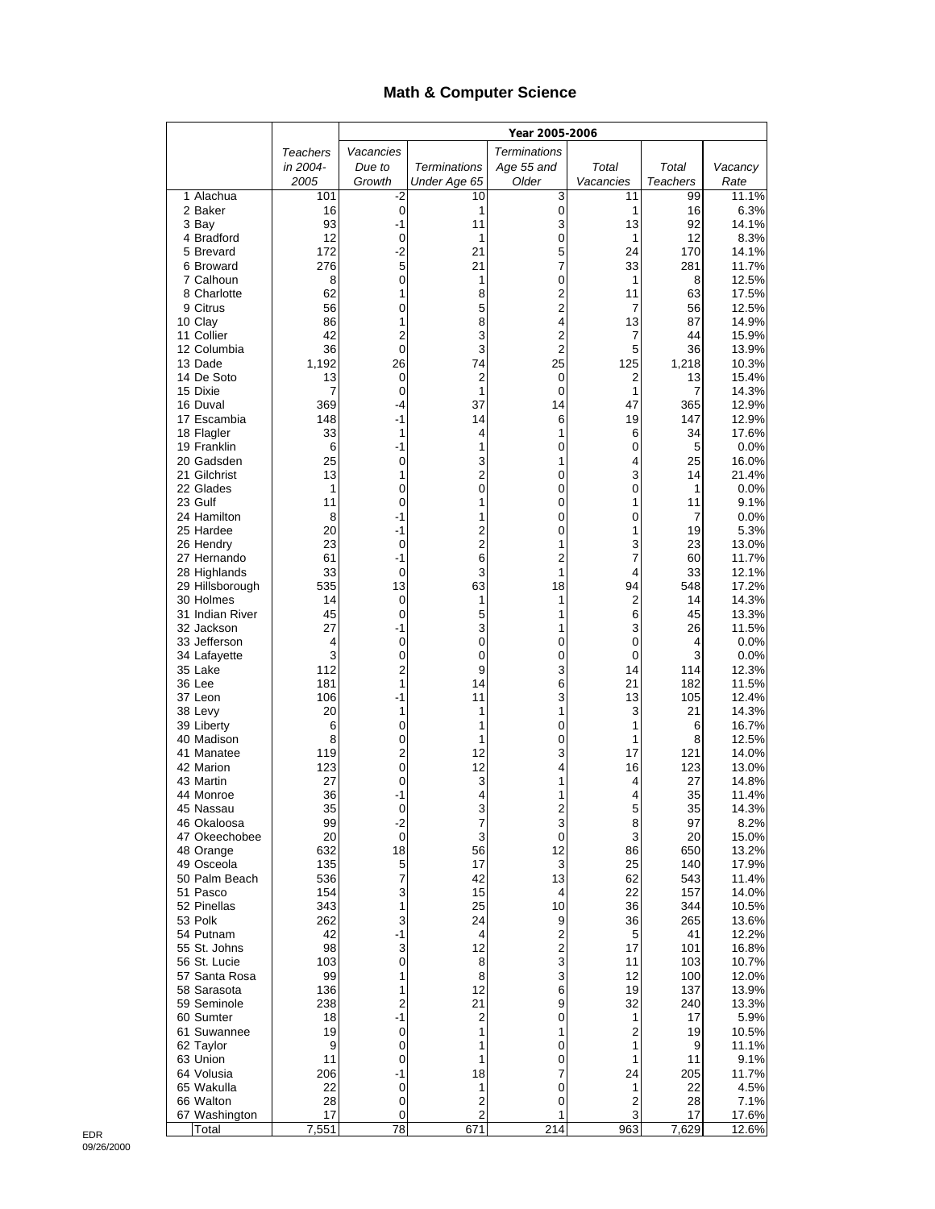# Math & Computer Science

| | Teachers in 2004-2005 | Year 2005-2006 | | | | | |
|---|---|---|---|---|---|---|---|
| | | Vacancies Due to Growth | Terminations Under Age 65 | Terminations Age 55 and Older | Total Vacancies | Total Teachers | Vacancy Rate |
| 1 Alachua | 101 | -2 | 10 | 3 | 11 | 99 | 11.1% |
| 2 Baker | 16 | 0 | 1 | 0 | 1 | 16 | 6.3% |
| 3 Bay | 93 | -1 | 11 | 3 | 13 | 92 | 14.1% |
| 4 Bradford | 12 | 0 | 1 | 0 | 1 | 12 | 8.3% |
| 5 Brevard | 172 | -2 | 21 | 5 | 24 | 170 | 14.1% |
| 6 Broward | 276 | 5 | 21 | 7 | 33 | 281 | 11.7% |
| 7 Calhoun | 8 | 0 | 1 | 0 | 1 | 8 | 12.5% |
| 8 Charlotte | 62 | 1 | 8 | 2 | 11 | 63 | 17.5% |
| 9 Citrus | 56 | 0 | 5 | 2 | 7 | 56 | 12.5% |
| 10 Clay | 86 | 1 | 8 | 4 | 13 | 87 | 14.9% |
| 11 Collier | 42 | 2 | 3 | 2 | 7 | 44 | 15.9% |
| 12 Columbia | 36 | 0 | 3 | 2 | 5 | 36 | 13.9% |
| 13 Dade | 1,192 | 26 | 74 | 25 | 125 | 1,218 | 10.3% |
| 14 De Soto | 13 | 0 | 2 | 0 | 2 | 13 | 15.4% |
| 15 Dixie | 7 | 0 | 1 | 0 | 1 | 7 | 14.3% |
| 16 Duval | 369 | -4 | 37 | 14 | 47 | 365 | 12.9% |
| 17 Escambia | 148 | -1 | 14 | 6 | 19 | 147 | 12.9% |
| 18 Flagler | 33 | 1 | 4 | 1 | 6 | 34 | 17.6% |
| 19 Franklin | 6 | -1 | 1 | 0 | 0 | 5 | 0.0% |
| 20 Gadsden | 25 | 0 | 3 | 1 | 4 | 25 | 16.0% |
| 21 Gilchrist | 13 | 1 | 2 | 0 | 3 | 14 | 21.4% |
| 22 Glades | 1 | 0 | 0 | 0 | 0 | 1 | 0.0% |
| 23 Gulf | 11 | 0 | 1 | 0 | 1 | 11 | 9.1% |
| 24 Hamilton | 8 | -1 | 1 | 0 | 0 | 7 | 0.0% |
| 25 Hardee | 20 | -1 | 2 | 0 | 1 | 19 | 5.3% |
| 26 Hendry | 23 | 0 | 2 | 1 | 3 | 23 | 13.0% |
| 27 Hernando | 61 | -1 | 6 | 2 | 7 | 60 | 11.7% |
| 28 Highlands | 33 | 0 | 3 | 1 | 4 | 33 | 12.1% |
| 29 Hillsborough | 535 | 13 | 63 | 18 | 94 | 548 | 17.2% |
| 30 Holmes | 14 | 0 | 1 | 1 | 2 | 14 | 14.3% |
| 31 Indian River | 45 | 0 | 5 | 1 | 6 | 45 | 13.3% |
| 32 Jackson | 27 | -1 | 3 | 1 | 3 | 26 | 11.5% |
| 33 Jefferson | 4 | 0 | 0 | 0 | 0 | 4 | 0.0% |
| 34 Lafayette | 3 | 0 | 0 | 0 | 0 | 3 | 0.0% |
| 35 Lake | 112 | 2 | 9 | 3 | 14 | 114 | 12.3% |
| 36 Lee | 181 | 1 | 14 | 6 | 21 | 182 | 11.5% |
| 37 Leon | 106 | -1 | 11 | 3 | 13 | 105 | 12.4% |
| 38 Levy | 20 | 1 | 1 | 1 | 3 | 21 | 14.3% |
| 39 Liberty | 6 | 0 | 1 | 0 | 1 | 6 | 16.7% |
| 40 Madison | 8 | 0 | 1 | 0 | 1 | 8 | 12.5% |
| 41 Manatee | 119 | 2 | 12 | 3 | 17 | 121 | 14.0% |
| 42 Marion | 123 | 0 | 12 | 4 | 16 | 123 | 13.0% |
| 43 Martin | 27 | 0 | 3 | 1 | 4 | 27 | 14.8% |
| 44 Monroe | 36 | -1 | 4 | 1 | 4 | 35 | 11.4% |
| 45 Nassau | 35 | 0 | 3 | 2 | 5 | 35 | 14.3% |
| 46 Okaloosa | 99 | -2 | 7 | 3 | 8 | 97 | 8.2% |
| 47 Okeechobee | 20 | 0 | 3 | 0 | 3 | 20 | 15.0% |
| 48 Orange | 632 | 18 | 56 | 12 | 86 | 650 | 13.2% |
| 49 Osceola | 135 | 5 | 17 | 3 | 25 | 140 | 17.9% |
| 50 Palm Beach | 536 | 7 | 42 | 13 | 62 | 543 | 11.4% |
| 51 Pasco | 154 | 3 | 15 | 4 | 22 | 157 | 14.0% |
| 52 Pinellas | 343 | 1 | 25 | 10 | 36 | 344 | 10.5% |
| 53 Polk | 262 | 3 | 24 | 9 | 36 | 265 | 13.6% |
| 54 Putnam | 42 | -1 | 4 | 2 | 5 | 41 | 12.2% |
| 55 St. Johns | 98 | 3 | 12 | 2 | 17 | 101 | 16.8% |
| 56 St. Lucie | 103 | 0 | 8 | 3 | 11 | 103 | 10.7% |
| 57 Santa Rosa | 99 | 1 | 8 | 3 | 12 | 100 | 12.0% |
| 58 Sarasota | 136 | 1 | 12 | 6 | 19 | 137 | 13.9% |
| 59 Seminole | 238 | 2 | 21 | 9 | 32 | 240 | 13.3% |
| 60 Sumter | 18 | -1 | 2 | 0 | 1 | 17 | 5.9% |
| 61 Suwannee | 19 | 0 | 1 | 1 | 2 | 19 | 10.5% |
| 62 Taylor | 9 | 0 | 1 | 0 | 1 | 9 | 11.1% |
| 63 Union | 11 | 0 | 1 | 0 | 1 | 11 | 9.1% |
| 64 Volusia | 206 | -1 | 18 | 7 | 24 | 205 | 11.7% |
| 65 Wakulla | 22 | 0 | 1 | 0 | 1 | 22 | 4.5% |
| 66 Walton | 28 | 0 | 2 | 0 | 2 | 28 | 7.1% |
| 67 Washington | 17 | 0 | 2 | 1 | 3 | 17 | 17.6% |
| Total | 7,551 | 78 | 671 | 214 | 963 | 7,629 | 12.6% |

EDR
09/26/2000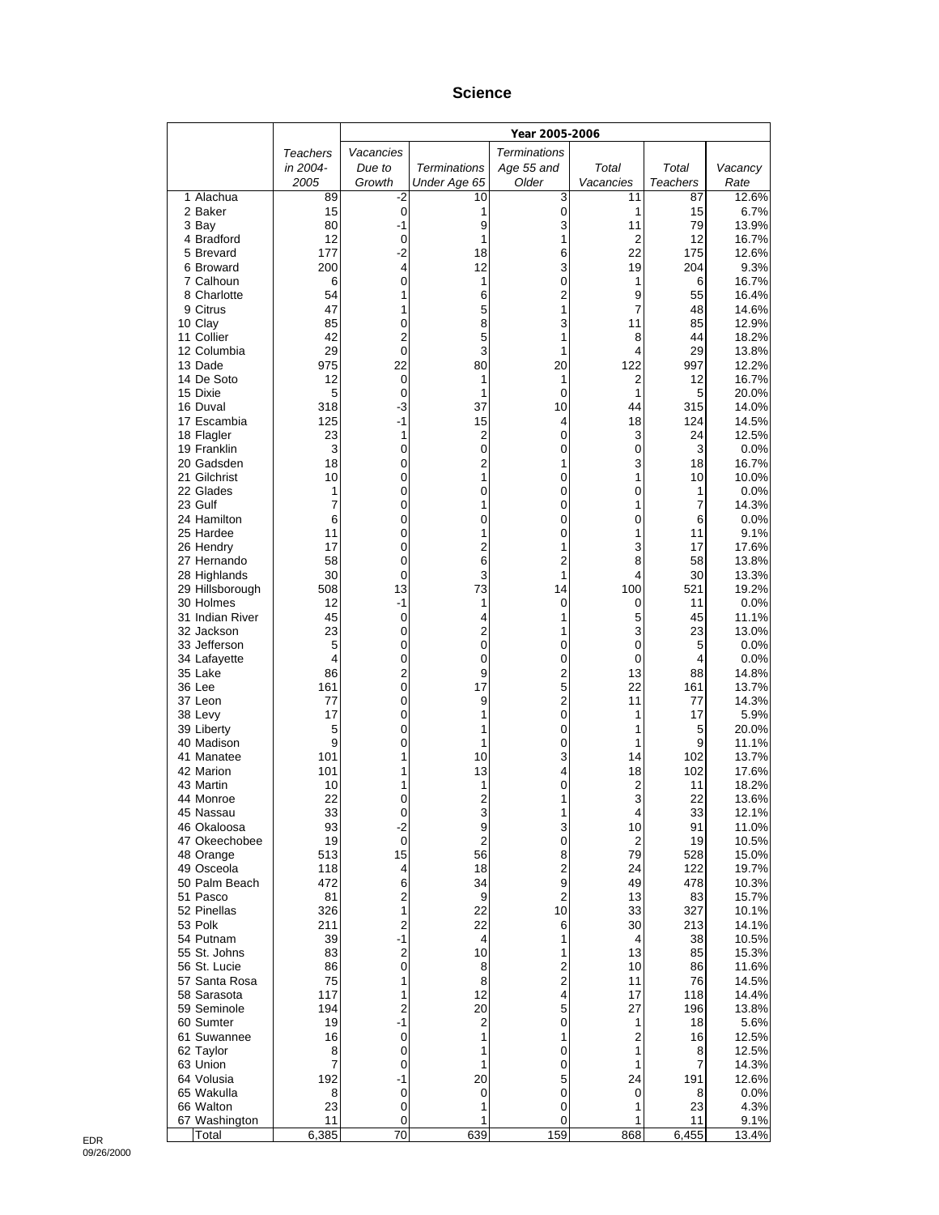# Science

| | Teachers in 2004-2005 | Year 2005-2006 | | | | | |
|---|---|---|---|---|---|---|---|
| | | Vacancies Due to Growth | Terminations Under Age 65 | Terminations Age 55 and Older | Total Vacancies | Total Teachers | Vacancy Rate |
| 1 Alachua | 89 | -2 | 10 | 3 | 11 | 87 | 12.6% |
| 2 Baker | 15 | 0 | 1 | 0 | 1 | 15 | 6.7% |
| 3 Bay | 80 | -1 | 9 | 3 | 11 | 79 | 13.9% |
| 4 Bradford | 12 | 0 | 1 | 1 | 2 | 12 | 16.7% |
| 5 Brevard | 177 | -2 | 18 | 6 | 22 | 175 | 12.6% |
| 6 Broward | 200 | 4 | 12 | 3 | 19 | 204 | 9.3% |
| 7 Calhoun | 6 | 0 | 1 | 0 | 1 | 6 | 16.7% |
| 8 Charlotte | 54 | 1 | 6 | 2 | 9 | 55 | 16.4% |
| 9 Citrus | 47 | 1 | 5 | 1 | 7 | 48 | 14.6% |
| 10 Clay | 85 | 0 | 8 | 3 | 11 | 85 | 12.9% |
| 11 Collier | 42 | 2 | 5 | 1 | 8 | 44 | 18.2% |
| 12 Columbia | 29 | 0 | 3 | 1 | 4 | 29 | 13.8% |
| 13 Dade | 975 | 22 | 80 | 20 | 122 | 997 | 12.2% |
| 14 De Soto | 12 | 0 | 1 | 1 | 2 | 12 | 16.7% |
| 15 Dixie | 5 | 0 | 1 | 0 | 1 | 5 | 20.0% |
| 16 Duval | 318 | -3 | 37 | 10 | 44 | 315 | 14.0% |
| 17 Escambia | 125 | -1 | 15 | 4 | 18 | 124 | 14.5% |
| 18 Flagler | 23 | 1 | 2 | 0 | 3 | 24 | 12.5% |
| 19 Franklin | 3 | 0 | 0 | 0 | 0 | 3 | 0.0% |
| 20 Gadsden | 18 | 0 | 2 | 1 | 3 | 18 | 16.7% |
| 21 Gilchrist | 10 | 0 | 1 | 0 | 1 | 10 | 10.0% |
| 22 Glades | 1 | 0 | 0 | 0 | 0 | 1 | 0.0% |
| 23 Gulf | 7 | 0 | 1 | 0 | 1 | 7 | 14.3% |
| 24 Hamilton | 6 | 0 | 0 | 0 | 0 | 6 | 0.0% |
| 25 Hardee | 11 | 0 | 1 | 0 | 1 | 11 | 9.1% |
| 26 Hendry | 17 | 0 | 2 | 1 | 3 | 17 | 17.6% |
| 27 Hernando | 58 | 0 | 6 | 2 | 8 | 58 | 13.8% |
| 28 Highlands | 30 | 0 | 3 | 1 | 4 | 30 | 13.3% |
| 29 Hillsborough | 508 | 13 | 73 | 14 | 100 | 521 | 19.2% |
| 30 Holmes | 12 | -1 | 1 | 0 | 0 | 11 | 0.0% |
| 31 Indian River | 45 | 0 | 4 | 1 | 5 | 45 | 11.1% |
| 32 Jackson | 23 | 0 | 2 | 1 | 3 | 23 | 13.0% |
| 33 Jefferson | 5 | 0 | 0 | 0 | 0 | 5 | 0.0% |
| 34 Lafayette | 4 | 0 | 0 | 0 | 0 | 4 | 0.0% |
| 35 Lake | 86 | 2 | 9 | 2 | 13 | 88 | 14.8% |
| 36 Lee | 161 | 0 | 17 | 5 | 22 | 161 | 13.7% |
| 37 Leon | 77 | 0 | 9 | 2 | 11 | 77 | 14.3% |
| 38 Levy | 17 | 0 | 1 | 0 | 1 | 17 | 5.9% |
| 39 Liberty | 5 | 0 | 1 | 0 | 1 | 5 | 20.0% |
| 40 Madison | 9 | 0 | 1 | 0 | 1 | 9 | 11.1% |
| 41 Manatee | 101 | 1 | 10 | 3 | 14 | 102 | 13.7% |
| 42 Marion | 101 | 1 | 13 | 4 | 18 | 102 | 17.6% |
| 43 Martin | 10 | 1 | 1 | 0 | 2 | 11 | 18.2% |
| 44 Monroe | 22 | 0 | 2 | 1 | 3 | 22 | 13.6% |
| 45 Nassau | 33 | 0 | 3 | 1 | 4 | 33 | 12.1% |
| 46 Okaloosa | 93 | -2 | 9 | 3 | 10 | 91 | 11.0% |
| 47 Okeechobee | 19 | 0 | 2 | 0 | 2 | 19 | 10.5% |
| 48 Orange | 513 | 15 | 56 | 8 | 79 | 528 | 15.0% |
| 49 Osceola | 118 | 4 | 18 | 2 | 24 | 122 | 19.7% |
| 50 Palm Beach | 472 | 6 | 34 | 9 | 49 | 478 | 10.3% |
| 51 Pasco | 81 | 2 | 9 | 2 | 13 | 83 | 15.7% |
| 52 Pinellas | 326 | 1 | 22 | 10 | 33 | 327 | 10.1% |
| 53 Polk | 211 | 2 | 22 | 6 | 30 | 213 | 14.1% |
| 54 Putnam | 39 | -1 | 4 | 1 | 4 | 38 | 10.5% |
| 55 St. Johns | 83 | 2 | 10 | 1 | 13 | 85 | 15.3% |
| 56 St. Lucie | 86 | 0 | 8 | 2 | 10 | 86 | 11.6% |
| 57 Santa Rosa | 75 | 1 | 8 | 2 | 11 | 76 | 14.5% |
| 58 Sarasota | 117 | 1 | 12 | 4 | 17 | 118 | 14.4% |
| 59 Seminole | 194 | 2 | 20 | 5 | 27 | 196 | 13.8% |
| 60 Sumter | 19 | -1 | 2 | 0 | 1 | 18 | 5.6% |
| 61 Suwannee | 16 | 0 | 1 | 1 | 2 | 16 | 12.5% |
| 62 Taylor | 8 | 0 | 1 | 0 | 1 | 8 | 12.5% |
| 63 Union | 7 | 0 | 1 | 0 | 1 | 7 | 14.3% |
| 64 Volusia | 192 | -1 | 20 | 5 | 24 | 191 | 12.6% |
| 65 Wakulla | 8 | 0 | 0 | 0 | 0 | 8 | 0.0% |
| 66 Walton | 23 | 0 | 1 | 0 | 1 | 23 | 4.3% |
| 67 Washington | 11 | 0 | 1 | 0 | 1 | 11 | 9.1% |
| Total | 6,385 | 70 | 639 | 159 | 868 | 6,455 | 13.4% |

EDR
09/26/2000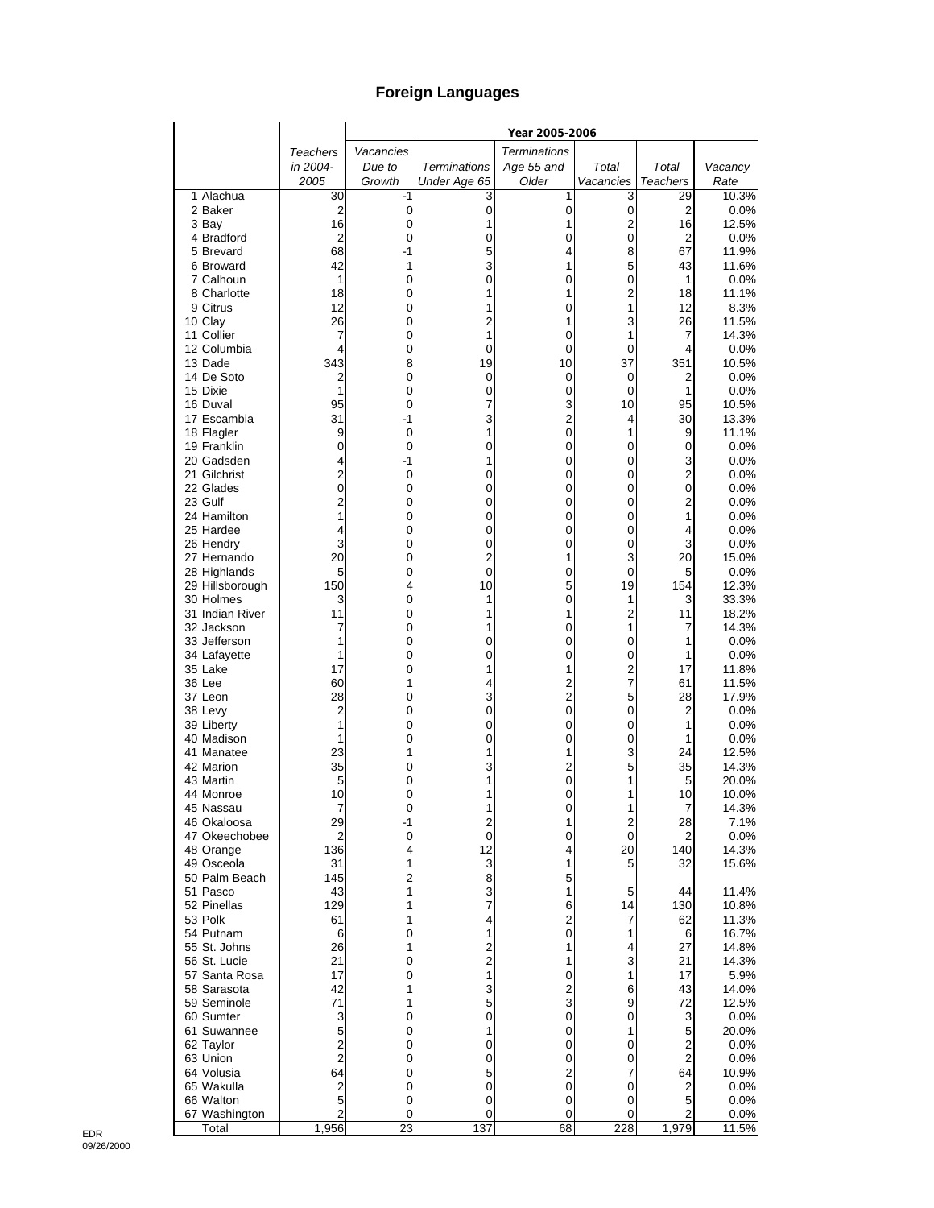# Foreign Languages

| | Teachers in 2004-2005 | Year 2005-2006 | | | | | |
|---|---|---|---|---|---|---|---|
| | | Vacancies Due to Growth | Terminations Under Age 65 | Terminations Age 55 and Older | Total Vacancies | Total Teachers | Vacancy Rate |
| 1 Alachua | 30 | -1 | 3 | 1 | 3 | 29 | 10.3% |
| 2 Baker | 2 | 0 | 0 | 0 | 0 | 2 | 0.0% |
| 3 Bay | 16 | 0 | 1 | 1 | 2 | 16 | 12.5% |
| 4 Bradford | 2 | 0 | 0 | 0 | 0 | 2 | 0.0% |
| 5 Brevard | 68 | -1 | 5 | 4 | 8 | 67 | 11.9% |
| 6 Broward | 42 | 1 | 3 | 1 | 5 | 43 | 11.6% |
| 7 Calhoun | 1 | 0 | 0 | 0 | 0 | 1 | 0.0% |
| 8 Charlotte | 18 | 0 | 1 | 1 | 2 | 18 | 11.1% |
| 9 Citrus | 12 | 0 | 1 | 0 | 1 | 12 | 8.3% |
| 10 Clay | 26 | 0 | 2 | 1 | 3 | 26 | 11.5% |
| 11 Collier | 7 | 0 | 1 | 0 | 1 | 7 | 14.3% |
| 12 Columbia | 4 | 0 | 0 | 0 | 0 | 4 | 0.0% |
| 13 Dade | 343 | 8 | 19 | 10 | 37 | 351 | 10.5% |
| 14 De Soto | 2 | 0 | 0 | 0 | 0 | 2 | 0.0% |
| 15 Dixie | 1 | 0 | 0 | 0 | 0 | 1 | 0.0% |
| 16 Duval | 95 | 0 | 7 | 3 | 10 | 95 | 10.5% |
| 17 Escambia | 31 | -1 | 3 | 2 | 4 | 30 | 13.3% |
| 18 Flagler | 9 | 0 | 1 | 0 | 1 | 9 | 11.1% |
| 19 Franklin | 0 | 0 | 0 | 0 | 0 | 0 | 0.0% |
| 20 Gadsden | 4 | -1 | 1 | 0 | 0 | 3 | 0.0% |
| 21 Gilchrist | 2 | 0 | 0 | 0 | 0 | 2 | 0.0% |
| 22 Glades | 0 | 0 | 0 | 0 | 0 | 0 | 0.0% |
| 23 Gulf | 2 | 0 | 0 | 0 | 0 | 2 | 0.0% |
| 24 Hamilton | 1 | 0 | 0 | 0 | 0 | 1 | 0.0% |
| 25 Hardee | 4 | 0 | 0 | 0 | 0 | 4 | 0.0% |
| 26 Hendry | 3 | 0 | 0 | 0 | 0 | 3 | 0.0% |
| 27 Hernando | 20 | 0 | 2 | 1 | 3 | 20 | 15.0% |
| 28 Highlands | 5 | 0 | 0 | 0 | 0 | 5 | 0.0% |
| 29 Hillsborough | 150 | 4 | 10 | 5 | 19 | 154 | 12.3% |
| 30 Holmes | 3 | 0 | 1 | 0 | 1 | 3 | 33.3% |
| 31 Indian River | 11 | 0 | 1 | 1 | 2 | 11 | 18.2% |
| 32 Jackson | 7 | 0 | 1 | 0 | 1 | 7 | 14.3% |
| 33 Jefferson | 1 | 0 | 0 | 0 | 0 | 1 | 0.0% |
| 34 Lafayette | 1 | 0 | 0 | 0 | 0 | 1 | 0.0% |
| 35 Lake | 17 | 0 | 1 | 1 | 2 | 17 | 11.8% |
| 36 Lee | 60 | 1 | 4 | 2 | 7 | 61 | 11.5% |
| 37 Leon | 28 | 0 | 3 | 2 | 5 | 28 | 17.9% |
| 38 Levy | 2 | 0 | 0 | 0 | 0 | 2 | 0.0% |
| 39 Liberty | 1 | 0 | 0 | 0 | 0 | 1 | 0.0% |
| 40 Madison | 1 | 0 | 0 | 0 | 0 | 1 | 0.0% |
| 41 Manatee | 23 | 1 | 1 | 1 | 3 | 24 | 12.5% |
| 42 Marion | 35 | 0 | 3 | 2 | 5 | 35 | 14.3% |
| 43 Martin | 5 | 0 | 1 | 0 | 1 | 5 | 20.0% |
| 44 Monroe | 10 | 0 | 1 | 0 | 1 | 10 | 10.0% |
| 45 Nassau | 7 | 0 | 1 | 0 | 1 | 7 | 14.3% |
| 46 Okaloosa | 29 | -1 | 2 | 1 | 2 | 28 | 7.1% |
| 47 Okeechobee | 2 | 0 | 0 | 0 | 0 | 2 | 0.0% |
| 48 Orange | 136 | 4 | 12 | 4 | 20 | 140 | 14.3% |
| 49 Osceola | 31 | 1 | 3 | 1 | 5 | 32 | 15.6% |
| 50 Palm Beach | 145 | 2 | 8 | 5 | | | |
| 51 Pasco | 43 | 1 | 3 | 1 | 5 | 44 | 11.4% |
| 52 Pinellas | 129 | 1 | 7 | 6 | 14 | 130 | 10.8% |
| 53 Polk | 61 | 1 | 4 | 2 | 7 | 62 | 11.3% |
| 54 Putnam | 6 | 0 | 1 | 0 | 1 | 6 | 16.7% |
| 55 St. Johns | 26 | 1 | 2 | 1 | 4 | 27 | 14.8% |
| 56 St. Lucie | 21 | 0 | 2 | 1 | 3 | 21 | 14.3% |
| 57 Santa Rosa | 17 | 0 | 1 | 0 | 1 | 17 | 5.9% |
| 58 Sarasota | 42 | 1 | 3 | 2 | 6 | 43 | 14.0% |
| 59 Seminole | 71 | 1 | 5 | 3 | 9 | 72 | 12.5% |
| 60 Sumter | 3 | 0 | 0 | 0 | 0 | 3 | 0.0% |
| 61 Suwannee | 5 | 0 | 1 | 0 | 1 | 5 | 20.0% |
| 62 Taylor | 2 | 0 | 0 | 0 | 0 | 2 | 0.0% |
| 63 Union | 2 | 0 | 0 | 0 | 0 | 2 | 0.0% |
| 64 Volusia | 64 | 0 | 5 | 2 | 7 | 64 | 10.9% |
| 65 Wakulla | 2 | 0 | 0 | 0 | 0 | 2 | 0.0% |
| 66 Walton | 5 | 0 | 0 | 0 | 0 | 5 | 0.0% |
| 67 Washington | 2 | 0 | 0 | 0 | 0 | 2 | 0.0% |
| Total | 1,956 | 23 | 137 | 68 | 228 | 1,979 | 11.5% |

EDR
09/26/2000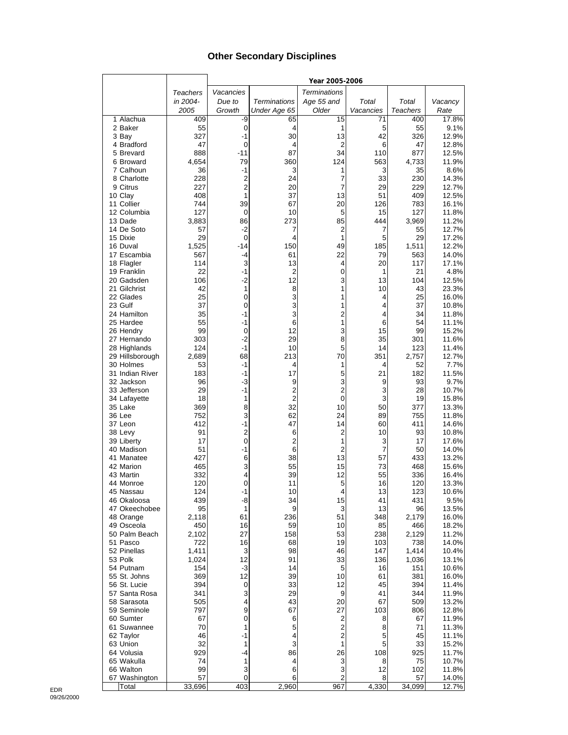# Other Secondary Disciplines

| | Teachers in 2004-2005 | Year 2005-2006 | | | | | |
|---|---|---|---|---|---|---|---|
| | | Vacancies Due to Growth | Terminations Under Age 65 | Terminations Age 55 and Older | Total Vacancies | Total Teachers | Vacancy Rate |
| 1 Alachua | 409 | -9 | 65 | 15 | 71 | 400 | 17.8% |
| 2 Baker | 55 | 0 | 4 | 1 | 5 | 55 | 9.1% |
| 3 Bay | 327 | -1 | 30 | 13 | 42 | 326 | 12.9% |
| 4 Bradford | 47 | 0 | 4 | 2 | 6 | 47 | 12.8% |
| 5 Brevard | 888 | -11 | 87 | 34 | 110 | 877 | 12.5% |
| 6 Broward | 4,654 | 79 | 360 | 124 | 563 | 4,733 | 11.9% |
| 7 Calhoun | 36 | -1 | 3 | 1 | 3 | 35 | 8.6% |
| 8 Charlotte | 228 | 2 | 24 | 7 | 33 | 230 | 14.3% |
| 9 Citrus | 227 | 2 | 20 | 7 | 29 | 229 | 12.7% |
| 10 Clay | 408 | 1 | 37 | 13 | 51 | 409 | 12.5% |
| 11 Collier | 744 | 39 | 67 | 20 | 126 | 783 | 16.1% |
| 12 Columbia | 127 | 0 | 10 | 5 | 15 | 127 | 11.8% |
| 13 Dade | 3,883 | 86 | 273 | 85 | 444 | 3,969 | 11.2% |
| 14 De Soto | 57 | -2 | 7 | 2 | 7 | 55 | 12.7% |
| 15 Dixie | 29 | 0 | 4 | 1 | 5 | 29 | 17.2% |
| 16 Duval | 1,525 | -14 | 150 | 49 | 185 | 1,511 | 12.2% |
| 17 Escambia | 567 | -4 | 61 | 22 | 79 | 563 | 14.0% |
| 18 Flagler | 114 | 3 | 13 | 4 | 20 | 117 | 17.1% |
| 19 Franklin | 22 | -1 | 2 | 0 | 1 | 21 | 4.8% |
| 20 Gadsden | 106 | -2 | 12 | 3 | 13 | 104 | 12.5% |
| 21 Gilchrist | 42 | 1 | 8 | 1 | 10 | 43 | 23.3% |
| 22 Glades | 25 | 0 | 3 | 1 | 4 | 25 | 16.0% |
| 23 Gulf | 37 | 0 | 3 | 1 | 4 | 37 | 10.8% |
| 24 Hamilton | 35 | -1 | 3 | 2 | 4 | 34 | 11.8% |
| 25 Hardee | 55 | -1 | 6 | 1 | 6 | 54 | 11.1% |
| 26 Hendry | 99 | 0 | 12 | 3 | 15 | 99 | 15.2% |
| 27 Hernando | 303 | -2 | 29 | 8 | 35 | 301 | 11.6% |
| 28 Highlands | 124 | -1 | 10 | 5 | 14 | 123 | 11.4% |
| 29 Hillsborough | 2,689 | 68 | 213 | 70 | 351 | 2,757 | 12.7% |
| 30 Holmes | 53 | -1 | 4 | 1 | 4 | 52 | 7.7% |
| 31 Indian River | 183 | -1 | 17 | 5 | 21 | 182 | 11.5% |
| 32 Jackson | 96 | -3 | 9 | 3 | 9 | 93 | 9.7% |
| 33 Jefferson | 29 | -1 | 2 | 2 | 3 | 28 | 10.7% |
| 34 Lafayette | 18 | 1 | 2 | 0 | 3 | 19 | 15.8% |
| 35 Lake | 369 | 8 | 32 | 10 | 50 | 377 | 13.3% |
| 36 Lee | 752 | 3 | 62 | 24 | 89 | 755 | 11.8% |
| 37 Leon | 412 | -1 | 47 | 14 | 60 | 411 | 14.6% |
| 38 Levy | 91 | 2 | 6 | 2 | 10 | 93 | 10.8% |
| 39 Liberty | 17 | 0 | 2 | 1 | 3 | 17 | 17.6% |
| 40 Madison | 51 | -1 | 6 | 2 | 7 | 50 | 14.0% |
| 41 Manatee | 427 | 6 | 38 | 13 | 57 | 433 | 13.2% |
| 42 Marion | 465 | 3 | 55 | 15 | 73 | 468 | 15.6% |
| 43 Martin | 332 | 4 | 39 | 12 | 55 | 336 | 16.4% |
| 44 Monroe | 120 | 0 | 11 | 5 | 16 | 120 | 13.3% |
| 45 Nassau | 124 | -1 | 10 | 4 | 13 | 123 | 10.6% |
| 46 Okaloosa | 439 | -8 | 34 | 15 | 41 | 431 | 9.5% |
| 47 Okeechobee | 95 | 1 | 9 | 3 | 13 | 96 | 13.5% |
| 48 Orange | 2,118 | 61 | 236 | 51 | 348 | 2,179 | 16.0% |
| 49 Osceola | 450 | 16 | 59 | 10 | 85 | 466 | 18.2% |
| 50 Palm Beach | 2,102 | 27 | 158 | 53 | 238 | 2,129 | 11.2% |
| 51 Pasco | 722 | 16 | 68 | 19 | 103 | 738 | 14.0% |
| 52 Pinellas | 1,411 | 3 | 98 | 46 | 147 | 1,414 | 10.4% |
| 53 Polk | 1,024 | 12 | 91 | 33 | 136 | 1,036 | 13.1% |
| 54 Putnam | 154 | -3 | 14 | 5 | 16 | 151 | 10.6% |
| 55 St. Johns | 369 | 12 | 39 | 10 | 61 | 381 | 16.0% |
| 56 St. Lucie | 394 | 0 | 33 | 12 | 45 | 394 | 11.4% |
| 57 Santa Rosa | 341 | 3 | 29 | 9 | 41 | 344 | 11.9% |
| 58 Sarasota | 505 | 4 | 43 | 20 | 67 | 509 | 13.2% |
| 59 Seminole | 797 | 9 | 67 | 27 | 103 | 806 | 12.8% |
| 60 Sumter | 67 | 0 | 6 | 2 | 8 | 67 | 11.9% |
| 61 Suwannee | 70 | 1 | 5 | 2 | 8 | 71 | 11.3% |
| 62 Taylor | 46 | -1 | 4 | 2 | 5 | 45 | 11.1% |
| 63 Union | 32 | 1 | 3 | 1 | 5 | 33 | 15.2% |
| 64 Volusia | 929 | -4 | 86 | 26 | 108 | 925 | 11.7% |
| 65 Wakulla | 74 | 1 | 4 | 3 | 8 | 75 | 10.7% |
| 66 Walton | 99 | 3 | 6 | 3 | 12 | 102 | 11.8% |
| 67 Washington | 57 | 0 | 6 | 2 | 8 | 57 | 14.0% |
| Total | 33,696 | 403 | 2,960 | 967 | 4,330 | 34,099 | 12.7% |

EDR
09/26/2000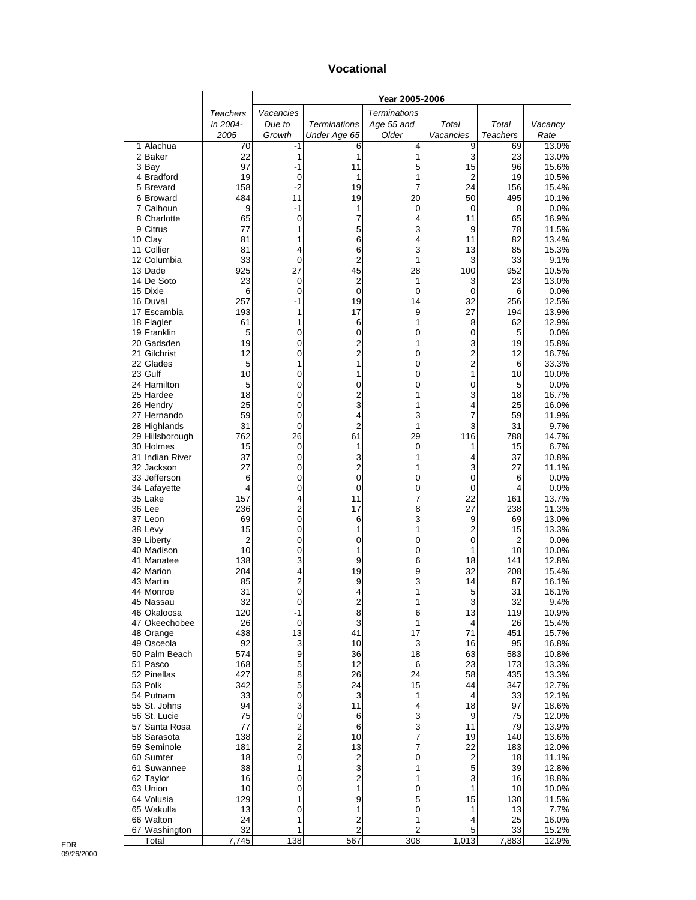# Vocational

| | Teachers in 2004-2005 | Year 2005-2006 | | | | | |
|---|---|---|---|---|---|---|---|
| | | Vacancies Due to Growth | Terminations Under Age 65 | Terminations Age 55 and Older | Total Vacancies | Total Teachers | Vacancy Rate |
| 1 Alachua | 70 | -1 | 6 | 4 | 9 | 69 | 13.0% |
| 2 Baker | 22 | 1 | 1 | 1 | 3 | 23 | 13.0% |
| 3 Bay | 97 | -1 | 11 | 5 | 15 | 96 | 15.6% |
| 4 Bradford | 19 | 0 | 1 | 1 | 2 | 19 | 10.5% |
| 5 Brevard | 158 | -2 | 19 | 7 | 24 | 156 | 15.4% |
| 6 Broward | 484 | 11 | 19 | 20 | 50 | 495 | 10.1% |
| 7 Calhoun | 9 | -1 | 1 | 0 | 0 | 8 | 0.0% |
| 8 Charlotte | 65 | 0 | 7 | 4 | 11 | 65 | 16.9% |
| 9 Citrus | 77 | 1 | 5 | 3 | 9 | 78 | 11.5% |
| 10 Clay | 81 | 1 | 6 | 4 | 11 | 82 | 13.4% |
| 11 Collier | 81 | 4 | 6 | 3 | 13 | 85 | 15.3% |
| 12 Columbia | 33 | 0 | 2 | 1 | 3 | 33 | 9.1% |
| 13 Dade | 925 | 27 | 45 | 28 | 100 | 952 | 10.5% |
| 14 De Soto | 23 | 0 | 2 | 1 | 3 | 23 | 13.0% |
| 15 Dixie | 6 | 0 | 0 | 0 | 0 | 6 | 0.0% |
| 16 Duval | 257 | -1 | 19 | 14 | 32 | 256 | 12.5% |
| 17 Escambia | 193 | 1 | 17 | 9 | 27 | 194 | 13.9% |
| 18 Flagler | 61 | 1 | 6 | 1 | 8 | 62 | 12.9% |
| 19 Franklin | 5 | 0 | 0 | 0 | 0 | 5 | 0.0% |
| 20 Gadsden | 19 | 0 | 2 | 1 | 3 | 19 | 15.8% |
| 21 Gilchrist | 12 | 0 | 2 | 0 | 2 | 12 | 16.7% |
| 22 Glades | 5 | 1 | 1 | 0 | 2 | 6 | 33.3% |
| 23 Gulf | 10 | 0 | 1 | 0 | 1 | 10 | 10.0% |
| 24 Hamilton | 5 | 0 | 0 | 0 | 0 | 5 | 0.0% |
| 25 Hardee | 18 | 0 | 2 | 1 | 3 | 18 | 16.7% |
| 26 Hendry | 25 | 0 | 3 | 1 | 4 | 25 | 16.0% |
| 27 Hernando | 59 | 0 | 4 | 3 | 7 | 59 | 11.9% |
| 28 Highlands | 31 | 0 | 2 | 1 | 3 | 31 | 9.7% |
| 29 Hillsborough | 762 | 26 | 61 | 29 | 116 | 788 | 14.7% |
| 30 Holmes | 15 | 0 | 1 | 0 | 1 | 15 | 6.7% |
| 31 Indian River | 37 | 0 | 3 | 1 | 4 | 37 | 10.8% |
| 32 Jackson | 27 | 0 | 2 | 1 | 3 | 27 | 11.1% |
| 33 Jefferson | 6 | 0 | 0 | 0 | 0 | 6 | 0.0% |
| 34 Lafayette | 4 | 0 | 0 | 0 | 0 | 4 | 0.0% |
| 35 Lake | 157 | 4 | 11 | 7 | 22 | 161 | 13.7% |
| 36 Lee | 236 | 2 | 17 | 8 | 27 | 238 | 11.3% |
| 37 Leon | 69 | 0 | 6 | 3 | 9 | 69 | 13.0% |
| 38 Levy | 15 | 0 | 1 | 1 | 2 | 15 | 13.3% |
| 39 Liberty | 2 | 0 | 0 | 0 | 0 | 2 | 0.0% |
| 40 Madison | 10 | 0 | 1 | 0 | 1 | 10 | 10.0% |
| 41 Manatee | 138 | 3 | 9 | 6 | 18 | 141 | 12.8% |
| 42 Marion | 204 | 4 | 19 | 9 | 32 | 208 | 15.4% |
| 43 Martin | 85 | 2 | 9 | 3 | 14 | 87 | 16.1% |
| 44 Monroe | 31 | 0 | 4 | 1 | 5 | 31 | 16.1% |
| 45 Nassau | 32 | 0 | 2 | 1 | 3 | 32 | 9.4% |
| 46 Okaloosa | 120 | -1 | 8 | 6 | 13 | 119 | 10.9% |
| 47 Okeechobee | 26 | 0 | 3 | 1 | 4 | 26 | 15.4% |
| 48 Orange | 438 | 13 | 41 | 17 | 71 | 451 | 15.7% |
| 49 Osceola | 92 | 3 | 10 | 3 | 16 | 95 | 16.8% |
| 50 Palm Beach | 574 | 9 | 36 | 18 | 63 | 583 | 10.8% |
| 51 Pasco | 168 | 5 | 12 | 6 | 23 | 173 | 13.3% |
| 52 Pinellas | 427 | 8 | 26 | 24 | 58 | 435 | 13.3% |
| 53 Polk | 342 | 5 | 24 | 15 | 44 | 347 | 12.7% |
| 54 Putnam | 33 | 0 | 3 | 1 | 4 | 33 | 12.1% |
| 55 St. Johns | 94 | 3 | 11 | 4 | 18 | 97 | 18.6% |
| 56 St. Lucie | 75 | 0 | 6 | 3 | 9 | 75 | 12.0% |
| 57 Santa Rosa | 77 | 2 | 6 | 3 | 11 | 79 | 13.9% |
| 58 Sarasota | 138 | 2 | 10 | 7 | 19 | 140 | 13.6% |
| 59 Seminole | 181 | 2 | 13 | 7 | 22 | 183 | 12.0% |
| 60 Sumter | 18 | 0 | 2 | 0 | 2 | 18 | 11.1% |
| 61 Suwannee | 38 | 1 | 3 | 1 | 5 | 39 | 12.8% |
| 62 Taylor | 16 | 0 | 2 | 1 | 3 | 16 | 18.8% |
| 63 Union | 10 | 0 | 1 | 0 | 1 | 10 | 10.0% |
| 64 Volusia | 129 | 1 | 9 | 5 | 15 | 130 | 11.5% |
| 65 Wakulla | 13 | 0 | 1 | 0 | 1 | 13 | 7.7% |
| 66 Walton | 24 | 1 | 2 | 1 | 4 | 25 | 16.0% |
| 67 Washington | 32 | 1 | 2 | 2 | 5 | 33 | 15.2% |
| Total | 7,745 | 138 | 567 | 308 | 1,013 | 7,883 | 12.9% |

EDR
09/26/2000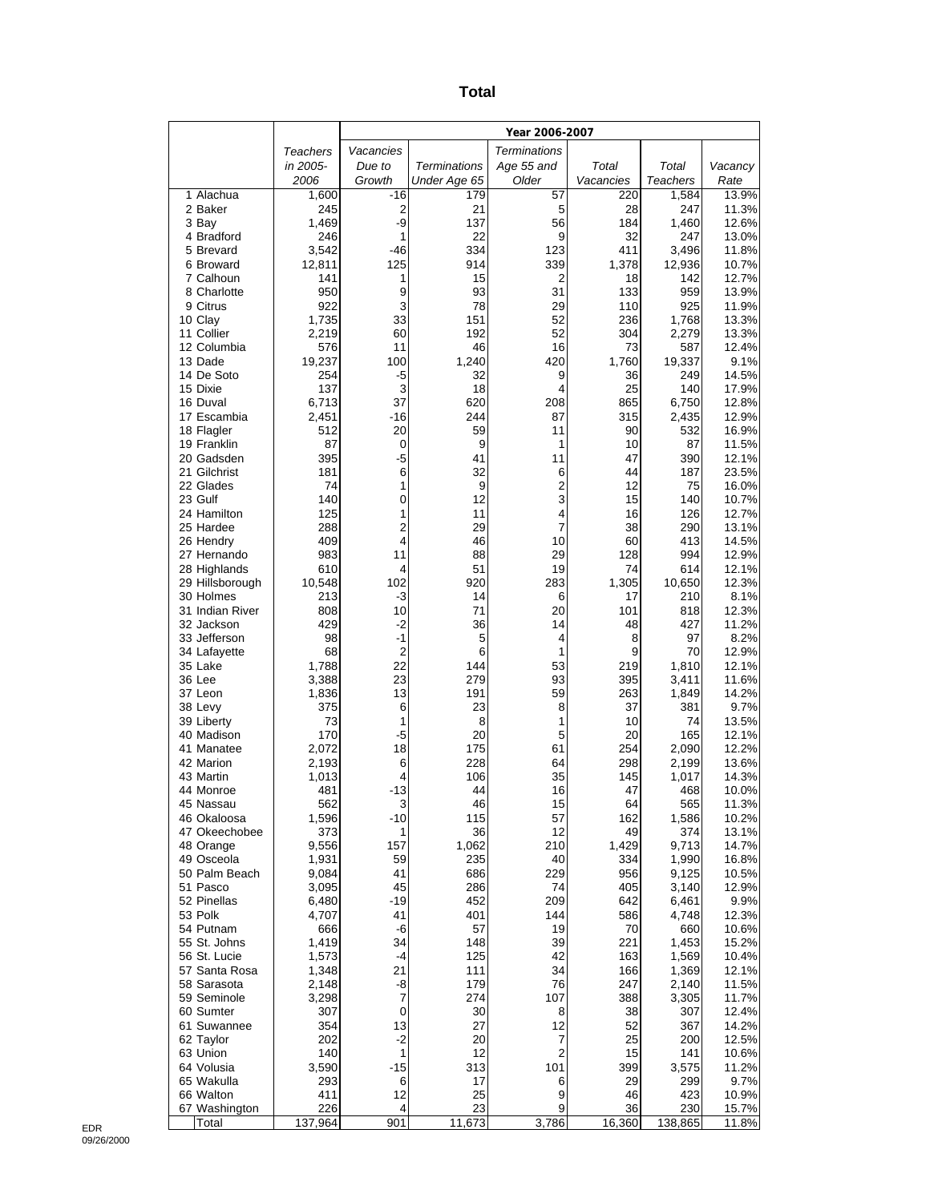# Total

| | Teachers in 2005-2006 | Year 2006-2007 | | | | | |
|---|---|---|---|---|---|---|---|
| | | Vacancies Due to Growth | Terminations Under Age 65 | Terminations Age 55 and Older | Total Vacancies | Total Teachers | Vacancy Rate |
| 1 Alachua | 1,600 | -16 | 179 | 57 | 220 | 1,584 | 13.9% |
| 2 Baker | 245 | 2 | 21 | 5 | 28 | 247 | 11.3% |
| 3 Bay | 1,469 | -9 | 137 | 56 | 184 | 1,460 | 12.6% |
| 4 Bradford | 246 | 1 | 22 | 9 | 32 | 247 | 13.0% |
| 5 Brevard | 3,542 | -46 | 334 | 123 | 411 | 3,496 | 11.8% |
| 6 Broward | 12,811 | 125 | 914 | 339 | 1,378 | 12,936 | 10.7% |
| 7 Calhoun | 141 | 1 | 15 | 2 | 18 | 142 | 12.7% |
| 8 Charlotte | 950 | 9 | 93 | 31 | 133 | 959 | 13.9% |
| 9 Citrus | 922 | 3 | 78 | 29 | 110 | 925 | 11.9% |
| 10 Clay | 1,735 | 33 | 151 | 52 | 236 | 1,768 | 13.3% |
| 11 Collier | 2,219 | 60 | 192 | 52 | 304 | 2,279 | 13.3% |
| 12 Columbia | 576 | 11 | 46 | 16 | 73 | 587 | 12.4% |
| 13 Dade | 19,237 | 100 | 1,240 | 420 | 1,760 | 19,337 | 9.1% |
| 14 De Soto | 254 | -5 | 32 | 9 | 36 | 249 | 14.5% |
| 15 Dixie | 137 | 3 | 18 | 4 | 25 | 140 | 17.9% |
| 16 Duval | 6,713 | 37 | 620 | 208 | 865 | 6,750 | 12.8% |
| 17 Escambia | 2,451 | -16 | 244 | 87 | 315 | 2,435 | 12.9% |
| 18 Flagler | 512 | 20 | 59 | 11 | 90 | 532 | 16.9% |
| 19 Franklin | 87 | 0 | 9 | 1 | 10 | 87 | 11.5% |
| 20 Gadsden | 395 | -5 | 41 | 11 | 47 | 390 | 12.1% |
| 21 Gilchrist | 181 | 6 | 32 | 6 | 44 | 187 | 23.5% |
| 22 Glades | 74 | 1 | 9 | 2 | 12 | 75 | 16.0% |
| 23 Gulf | 140 | 0 | 12 | 3 | 15 | 140 | 10.7% |
| 24 Hamilton | 125 | 1 | 11 | 4 | 16 | 126 | 12.7% |
| 25 Hardee | 288 | 2 | 29 | 7 | 38 | 290 | 13.1% |
| 26 Hendry | 409 | 4 | 46 | 10 | 60 | 413 | 14.5% |
| 27 Hernando | 983 | 11 | 88 | 29 | 128 | 994 | 12.9% |
| 28 Highlands | 610 | 4 | 51 | 19 | 74 | 614 | 12.1% |
| 29 Hillsborough | 10,548 | 102 | 920 | 283 | 1,305 | 10,650 | 12.3% |
| 30 Holmes | 213 | -3 | 14 | 6 | 17 | 210 | 8.1% |
| 31 Indian River | 808 | 10 | 71 | 20 | 101 | 818 | 12.3% |
| 32 Jackson | 429 | -2 | 36 | 14 | 48 | 427 | 11.2% |
| 33 Jefferson | 98 | -1 | 5 | 4 | 8 | 97 | 8.2% |
| 34 Lafayette | 68 | 2 | 6 | 1 | 9 | 70 | 12.9% |
| 35 Lake | 1,788 | 22 | 144 | 53 | 219 | 1,810 | 12.1% |
| 36 Lee | 3,388 | 23 | 279 | 93 | 395 | 3,411 | 11.6% |
| 37 Leon | 1,836 | 13 | 191 | 59 | 263 | 1,849 | 14.2% |
| 38 Levy | 375 | 6 | 23 | 8 | 37 | 381 | 9.7% |
| 39 Liberty | 73 | 1 | 8 | 1 | 10 | 74 | 13.5% |
| 40 Madison | 170 | -5 | 20 | 5 | 20 | 165 | 12.1% |
| 41 Manatee | 2,072 | 18 | 175 | 61 | 254 | 2,090 | 12.2% |
| 42 Marion | 2,193 | 6 | 228 | 64 | 298 | 2,199 | 13.6% |
| 43 Martin | 1,013 | 4 | 106 | 35 | 145 | 1,017 | 14.3% |
| 44 Monroe | 481 | -13 | 44 | 16 | 47 | 468 | 10.0% |
| 45 Nassau | 562 | 3 | 46 | 15 | 64 | 565 | 11.3% |
| 46 Okaloosa | 1,596 | -10 | 115 | 57 | 162 | 1,586 | 10.2% |
| 47 Okeechobee | 373 | 1 | 36 | 12 | 49 | 374 | 13.1% |
| 48 Orange | 9,556 | 157 | 1,062 | 210 | 1,429 | 9,713 | 14.7% |
| 49 Osceola | 1,931 | 59 | 235 | 40 | 334 | 1,990 | 16.8% |
| 50 Palm Beach | 9,084 | 41 | 686 | 229 | 956 | 9,125 | 10.5% |
| 51 Pasco | 3,095 | 45 | 286 | 74 | 405 | 3,140 | 12.9% |
| 52 Pinellas | 6,480 | -19 | 452 | 209 | 642 | 6,461 | 9.9% |
| 53 Polk | 4,707 | 41 | 401 | 144 | 586 | 4,748 | 12.3% |
| 54 Putnam | 666 | -6 | 57 | 19 | 70 | 660 | 10.6% |
| 55 St. Johns | 1,419 | 34 | 148 | 39 | 221 | 1,453 | 15.2% |
| 56 St. Lucie | 1,573 | -4 | 125 | 42 | 163 | 1,569 | 10.4% |
| 57 Santa Rosa | 1,348 | 21 | 111 | 34 | 166 | 1,369 | 12.1% |
| 58 Sarasota | 2,148 | -8 | 179 | 76 | 247 | 2,140 | 11.5% |
| 59 Seminole | 3,298 | 7 | 274 | 107 | 388 | 3,305 | 11.7% |
| 60 Sumter | 307 | 0 | 30 | 8 | 38 | 307 | 12.4% |
| 61 Suwannee | 354 | 13 | 27 | 12 | 52 | 367 | 14.2% |
| 62 Taylor | 202 | -2 | 20 | 7 | 25 | 200 | 12.5% |
| 63 Union | 140 | 1 | 12 | 2 | 15 | 141 | 10.6% |
| 64 Volusia | 3,590 | -15 | 313 | 101 | 399 | 3,575 | 11.2% |
| 65 Wakulla | 293 | 6 | 17 | 6 | 29 | 299 | 9.7% |
| 66 Walton | 411 | 12 | 25 | 9 | 46 | 423 | 10.9% |
| 67 Washington | 226 | 4 | 23 | 9 | 36 | 230 | 15.7% |
| Total | 137,964 | 901 | 11,673 | 3,786 | 16,360 | 138,865 | 11.8% |

EDR
09/26/2000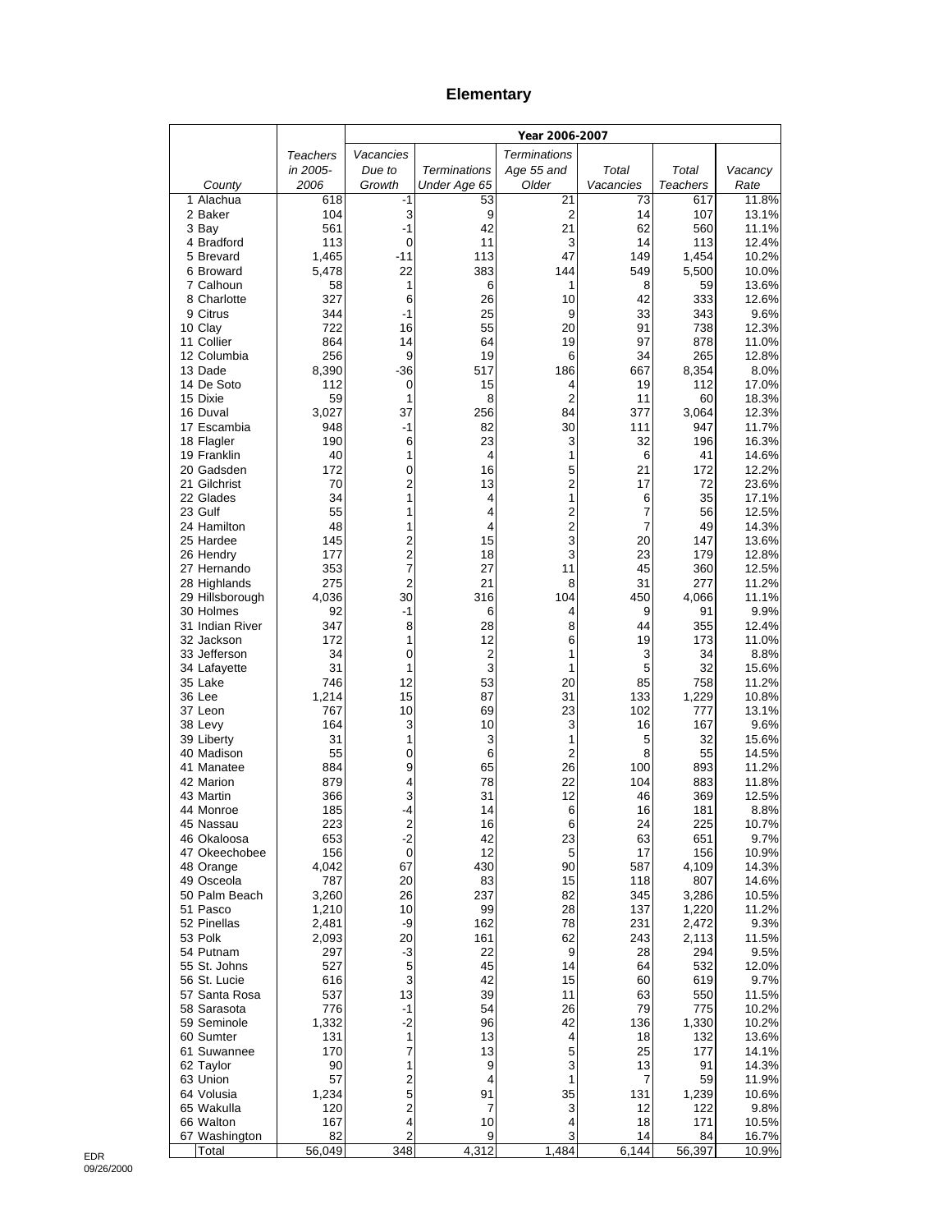## Elementary

| County | Teachers in 2005-2006 | Year 2006-2007 Vacancies Due to Growth | Terminations Under Age 65 | Terminations Age 55 and Older | Total Vacancies | Total Teachers | Vacancy Rate |
|---|---|---|---|---|---|---|---|
| 1 Alachua | 618 | -1 | 53 | 21 | 73 | 617 | 11.8% |
| 2 Baker | 104 | 3 | 9 | 2 | 14 | 107 | 13.1% |
| 3 Bay | 561 | -1 | 42 | 21 | 62 | 560 | 11.1% |
| 4 Bradford | 113 | 0 | 11 | 3 | 14 | 113 | 12.4% |
| 5 Brevard | 1,465 | -11 | 113 | 47 | 149 | 1,454 | 10.2% |
| 6 Broward | 5,478 | 22 | 383 | 144 | 549 | 5,500 | 10.0% |
| 7 Calhoun | 58 | 1 | 6 | 1 | 8 | 59 | 13.6% |
| 8 Charlotte | 327 | 6 | 26 | 10 | 42 | 333 | 12.6% |
| 9 Citrus | 344 | -1 | 25 | 9 | 33 | 343 | 9.6% |
| 10 Clay | 722 | 16 | 55 | 20 | 91 | 738 | 12.3% |
| 11 Collier | 864 | 14 | 64 | 19 | 97 | 878 | 11.0% |
| 12 Columbia | 256 | 9 | 19 | 6 | 34 | 265 | 12.8% |
| 13 Dade | 8,390 | -36 | 517 | 186 | 667 | 8,354 | 8.0% |
| 14 De Soto | 112 | 0 | 15 | 4 | 19 | 112 | 17.0% |
| 15 Dixie | 59 | 1 | 8 | 2 | 11 | 60 | 18.3% |
| 16 Duval | 3,027 | 37 | 256 | 84 | 377 | 3,064 | 12.3% |
| 17 Escambia | 948 | -1 | 82 | 30 | 111 | 947 | 11.7% |
| 18 Flagler | 190 | 6 | 23 | 3 | 32 | 196 | 16.3% |
| 19 Franklin | 40 | 1 | 4 | 1 | 6 | 41 | 14.6% |
| 20 Gadsden | 172 | 0 | 16 | 5 | 21 | 172 | 12.2% |
| 21 Gilchrist | 70 | 2 | 13 | 2 | 17 | 72 | 23.6% |
| 22 Glades | 34 | 1 | 4 | 1 | 6 | 35 | 17.1% |
| 23 Gulf | 55 | 1 | 4 | 2 | 7 | 56 | 12.5% |
| 24 Hamilton | 48 | 1 | 4 | 2 | 7 | 49 | 14.3% |
| 25 Hardee | 145 | 2 | 15 | 3 | 20 | 147 | 13.6% |
| 26 Hendry | 177 | 2 | 18 | 3 | 23 | 179 | 12.8% |
| 27 Hernando | 353 | 7 | 27 | 11 | 45 | 360 | 12.5% |
| 28 Highlands | 275 | 2 | 21 | 8 | 31 | 277 | 11.2% |
| 29 Hillsborough | 4,036 | 30 | 316 | 104 | 450 | 4,066 | 11.1% |
| 30 Holmes | 92 | -1 | 6 | 4 | 9 | 91 | 9.9% |
| 31 Indian River | 347 | 8 | 28 | 8 | 44 | 355 | 12.4% |
| 32 Jackson | 172 | 1 | 12 | 6 | 19 | 173 | 11.0% |
| 33 Jefferson | 34 | 0 | 2 | 1 | 3 | 34 | 8.8% |
| 34 Lafayette | 31 | 1 | 3 | 1 | 5 | 32 | 15.6% |
| 35 Lake | 746 | 12 | 53 | 20 | 85 | 758 | 11.2% |
| 36 Lee | 1,214 | 15 | 87 | 31 | 133 | 1,229 | 10.8% |
| 37 Leon | 767 | 10 | 69 | 23 | 102 | 777 | 13.1% |
| 38 Levy | 164 | 3 | 10 | 3 | 16 | 167 | 9.6% |
| 39 Liberty | 31 | 1 | 3 | 1 | 5 | 32 | 15.6% |
| 40 Madison | 55 | 0 | 6 | 2 | 8 | 55 | 14.5% |
| 41 Manatee | 884 | 9 | 65 | 26 | 100 | 893 | 11.2% |
| 42 Marion | 879 | 4 | 78 | 22 | 104 | 883 | 11.8% |
| 43 Martin | 366 | 3 | 31 | 12 | 46 | 369 | 12.5% |
| 44 Monroe | 185 | -4 | 14 | 6 | 16 | 181 | 8.8% |
| 45 Nassau | 223 | 2 | 16 | 6 | 24 | 225 | 10.7% |
| 46 Okaloosa | 653 | -2 | 42 | 23 | 63 | 651 | 9.7% |
| 47 Okeechobee | 156 | 0 | 12 | 5 | 17 | 156 | 10.9% |
| 48 Orange | 4,042 | 67 | 430 | 90 | 587 | 4,109 | 14.3% |
| 49 Osceola | 787 | 20 | 83 | 15 | 118 | 807 | 14.6% |
| 50 Palm Beach | 3,260 | 26 | 237 | 82 | 345 | 3,286 | 10.5% |
| 51 Pasco | 1,210 | 10 | 99 | 28 | 137 | 1,220 | 11.2% |
| 52 Pinellas | 2,481 | -9 | 162 | 78 | 231 | 2,472 | 9.3% |
| 53 Polk | 2,093 | 20 | 161 | 62 | 243 | 2,113 | 11.5% |
| 54 Putnam | 297 | -3 | 22 | 9 | 28 | 294 | 9.5% |
| 55 St. Johns | 527 | 5 | 45 | 14 | 64 | 532 | 12.0% |
| 56 St. Lucie | 616 | 3 | 42 | 15 | 60 | 619 | 9.7% |
| 57 Santa Rosa | 537 | 13 | 39 | 11 | 63 | 550 | 11.5% |
| 58 Sarasota | 776 | -1 | 54 | 26 | 79 | 775 | 10.2% |
| 59 Seminole | 1,332 | -2 | 96 | 42 | 136 | 1,330 | 10.2% |
| 60 Sumter | 131 | 1 | 13 | 4 | 18 | 132 | 13.6% |
| 61 Suwannee | 170 | 7 | 13 | 5 | 25 | 177 | 14.1% |
| 62 Taylor | 90 | 1 | 9 | 3 | 13 | 91 | 14.3% |
| 63 Union | 57 | 2 | 4 | 1 | 7 | 59 | 11.9% |
| 64 Volusia | 1,234 | 5 | 91 | 35 | 131 | 1,239 | 10.6% |
| 65 Wakulla | 120 | 2 | 7 | 3 | 12 | 122 | 9.8% |
| 66 Walton | 167 | 4 | 10 | 4 | 18 | 171 | 10.5% |
| 67 Washington | 82 | 2 | 9 | 3 | 14 | 84 | 16.7% |
| Total | 56,049 | 348 | 4,312 | 1,484 | 6,144 | 56,397 | 10.9% |

EDR
09/26/2000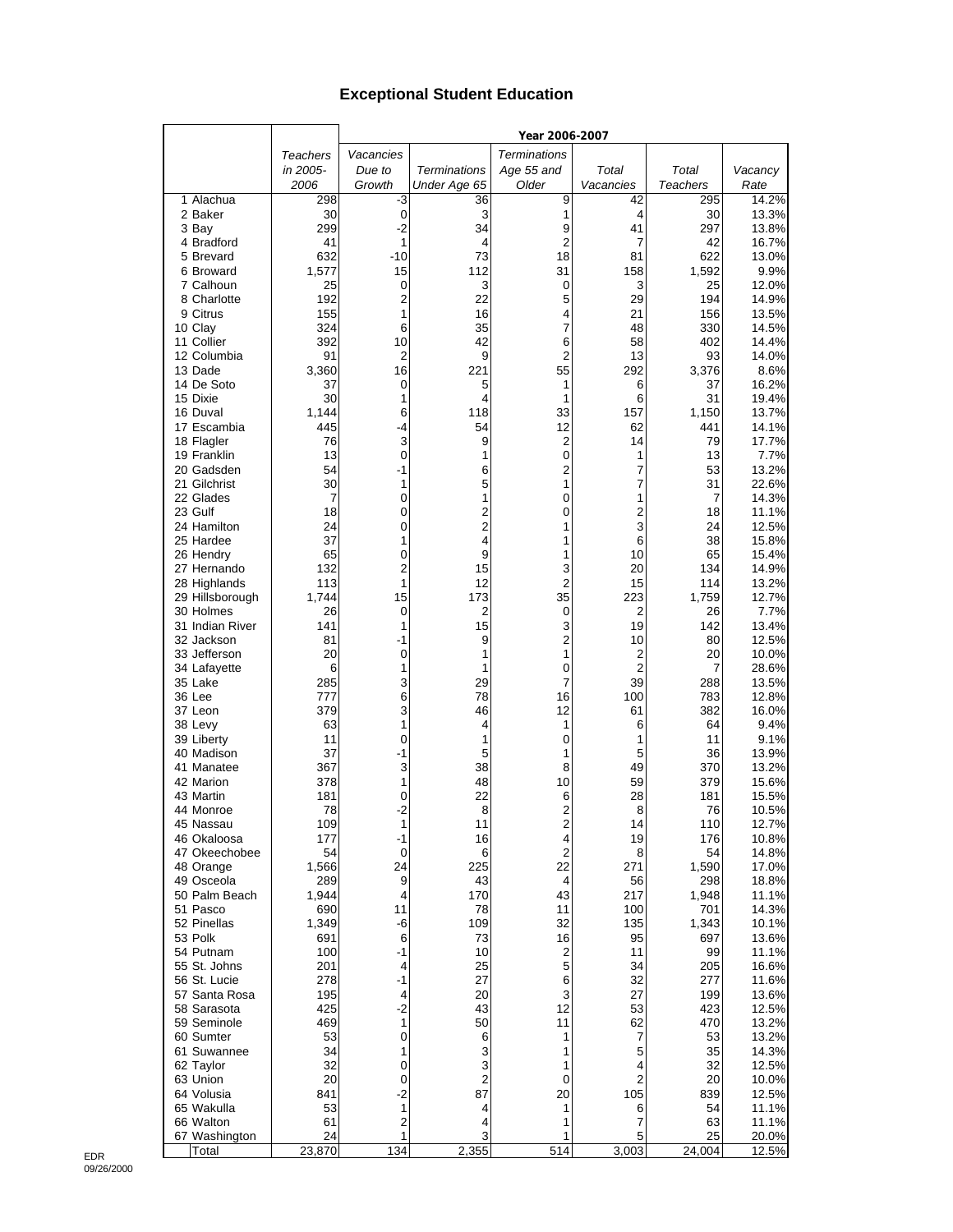# Exceptional Student Education

| | Teachers in 2005-2006 | Year 2006-2007 | | | | | |
|---|---|---|---|---|---|---|---|
| | | Vacancies Due to Growth | Terminations Under Age 65 | Terminations Age 55 and Older | Total Vacancies | Total Teachers | Vacancy Rate |
| 1 Alachua | 298 | -3 | 36 | 9 | 42 | 295 | 14.2% |
| 2 Baker | 30 | 0 | 3 | 1 | 4 | 30 | 13.3% |
| 3 Bay | 299 | -2 | 34 | 9 | 41 | 297 | 13.8% |
| 4 Bradford | 41 | 1 | 4 | 2 | 7 | 42 | 16.7% |
| 5 Brevard | 632 | -10 | 73 | 18 | 81 | 622 | 13.0% |
| 6 Broward | 1,577 | 15 | 112 | 31 | 158 | 1,592 | 9.9% |
| 7 Calhoun | 25 | 0 | 3 | 0 | 3 | 25 | 12.0% |
| 8 Charlotte | 192 | 2 | 22 | 5 | 29 | 194 | 14.9% |
| 9 Citrus | 155 | 1 | 16 | 4 | 21 | 156 | 13.5% |
| 10 Clay | 324 | 6 | 35 | 7 | 48 | 330 | 14.5% |
| 11 Collier | 392 | 10 | 42 | 6 | 58 | 402 | 14.4% |
| 12 Columbia | 91 | 2 | 9 | 2 | 13 | 93 | 14.0% |
| 13 Dade | 3,360 | 16 | 221 | 55 | 292 | 3,376 | 8.6% |
| 14 De Soto | 37 | 0 | 5 | 1 | 6 | 37 | 16.2% |
| 15 Dixie | 30 | 1 | 4 | 1 | 6 | 31 | 19.4% |
| 16 Duval | 1,144 | 6 | 118 | 33 | 157 | 1,150 | 13.7% |
| 17 Escambia | 445 | -4 | 54 | 12 | 62 | 441 | 14.1% |
| 18 Flagler | 76 | 3 | 9 | 2 | 14 | 79 | 17.7% |
| 19 Franklin | 13 | 0 | 1 | 0 | 1 | 13 | 7.7% |
| 20 Gadsden | 54 | -1 | 6 | 2 | 7 | 53 | 13.2% |
| 21 Gilchrist | 30 | 1 | 5 | 1 | 7 | 31 | 22.6% |
| 22 Glades | 7 | 0 | 1 | 0 | 1 | 7 | 14.3% |
| 23 Gulf | 18 | 0 | 2 | 0 | 2 | 18 | 11.1% |
| 24 Hamilton | 24 | 0 | 2 | 1 | 3 | 24 | 12.5% |
| 25 Hardee | 37 | 1 | 4 | 1 | 6 | 38 | 15.8% |
| 26 Hendry | 65 | 0 | 9 | 1 | 10 | 65 | 15.4% |
| 27 Hernando | 132 | 2 | 15 | 3 | 20 | 134 | 14.9% |
| 28 Highlands | 113 | 1 | 12 | 2 | 15 | 114 | 13.2% |
| 29 Hillsborough | 1,744 | 15 | 173 | 35 | 223 | 1,759 | 12.7% |
| 30 Holmes | 26 | 0 | 2 | 0 | 2 | 26 | 7.7% |
| 31 Indian River | 141 | 1 | 15 | 3 | 19 | 142 | 13.4% |
| 32 Jackson | 81 | -1 | 9 | 2 | 10 | 80 | 12.5% |
| 33 Jefferson | 20 | 0 | 1 | 1 | 2 | 20 | 10.0% |
| 34 Lafayette | 6 | 1 | 1 | 0 | 2 | 7 | 28.6% |
| 35 Lake | 285 | 3 | 29 | 7 | 39 | 288 | 13.5% |
| 36 Lee | 777 | 6 | 78 | 16 | 100 | 783 | 12.8% |
| 37 Leon | 379 | 3 | 46 | 12 | 61 | 382 | 16.0% |
| 38 Levy | 63 | 1 | 4 | 1 | 6 | 64 | 9.4% |
| 39 Liberty | 11 | 0 | 1 | 0 | 1 | 11 | 9.1% |
| 40 Madison | 37 | -1 | 5 | 1 | 5 | 36 | 13.9% |
| 41 Manatee | 367 | 3 | 38 | 8 | 49 | 370 | 13.2% |
| 42 Marion | 378 | 1 | 48 | 10 | 59 | 379 | 15.6% |
| 43 Martin | 181 | 0 | 22 | 6 | 28 | 181 | 15.5% |
| 44 Monroe | 78 | -2 | 8 | 2 | 8 | 76 | 10.5% |
| 45 Nassau | 109 | 1 | 11 | 2 | 14 | 110 | 12.7% |
| 46 Okaloosa | 177 | -1 | 16 | 4 | 19 | 176 | 10.8% |
| 47 Okeechobee | 54 | 0 | 6 | 2 | 8 | 54 | 14.8% |
| 48 Orange | 1,566 | 24 | 225 | 22 | 271 | 1,590 | 17.0% |
| 49 Osceola | 289 | 9 | 43 | 4 | 56 | 298 | 18.8% |
| 50 Palm Beach | 1,944 | 4 | 170 | 43 | 217 | 1,948 | 11.1% |
| 51 Pasco | 690 | 11 | 78 | 11 | 100 | 701 | 14.3% |
| 52 Pinellas | 1,349 | -6 | 109 | 32 | 135 | 1,343 | 10.1% |
| 53 Polk | 691 | 6 | 73 | 16 | 95 | 697 | 13.6% |
| 54 Putnam | 100 | -1 | 10 | 2 | 11 | 99 | 11.1% |
| 55 St. Johns | 201 | 4 | 25 | 5 | 34 | 205 | 16.6% |
| 56 St. Lucie | 278 | -1 | 27 | 6 | 32 | 277 | 11.6% |
| 57 Santa Rosa | 195 | 4 | 20 | 3 | 27 | 199 | 13.6% |
| 58 Sarasota | 425 | -2 | 43 | 12 | 53 | 423 | 12.5% |
| 59 Seminole | 469 | 1 | 50 | 11 | 62 | 470 | 13.2% |
| 60 Sumter | 53 | 0 | 6 | 1 | 7 | 53 | 13.2% |
| 61 Suwannee | 34 | 1 | 3 | 1 | 5 | 35 | 14.3% |
| 62 Taylor | 32 | 0 | 3 | 1 | 4 | 32 | 12.5% |
| 63 Union | 20 | 0 | 2 | 0 | 2 | 20 | 10.0% |
| 64 Volusia | 841 | -2 | 87 | 20 | 105 | 839 | 12.5% |
| 65 Wakulla | 53 | 1 | 4 | 1 | 6 | 54 | 11.1% |
| 66 Walton | 61 | 2 | 4 | 1 | 7 | 63 | 11.1% |
| 67 Washington | 24 | 1 | 3 | 1 | 5 | 25 | 20.0% |
| Total | 23,870 | 134 | 2,355 | 514 | 3,003 | 24,004 | 12.5% |

EDR
09/26/2000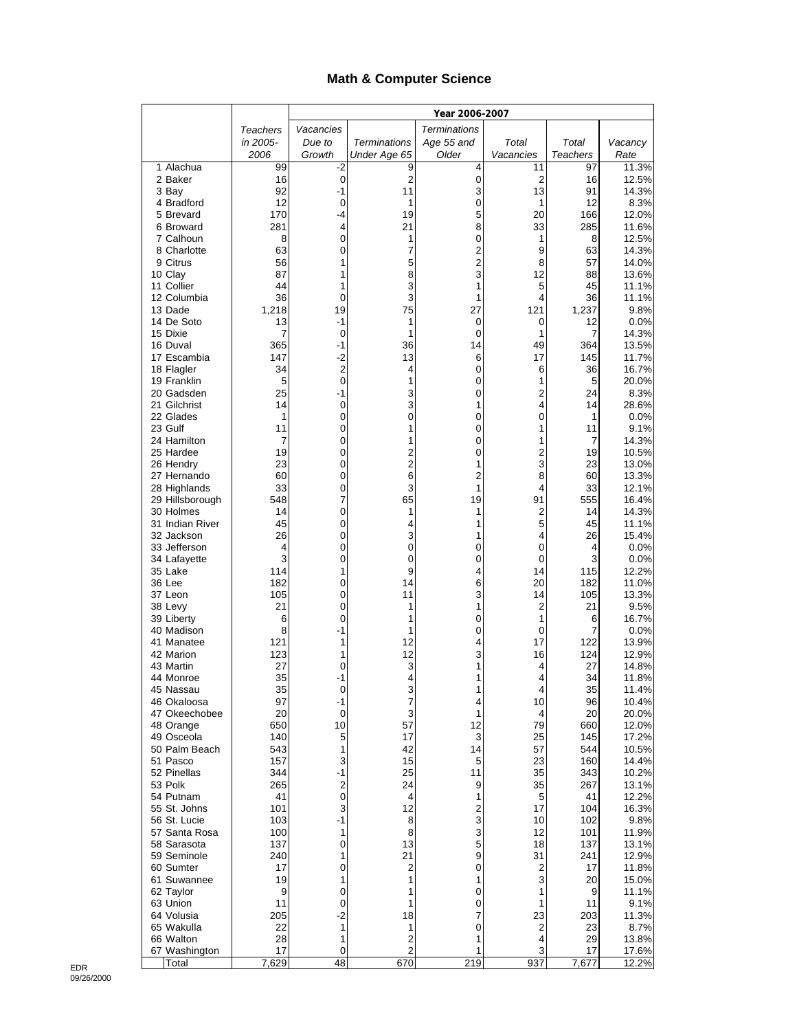# Math & Computer Science

| | Teachers in 2005-2006 | Year 2006-2007 | | | | | |
|---|---|---|---|---|---|---|---|
| | | Vacancies Due to Growth | Terminations Under Age 65 | Terminations Age 55 and Older | Total Vacancies | Total Teachers | Vacancy Rate |
| 1 Alachua | 99 | -2 | 9 | 4 | 11 | 97 | 11.3% |
| 2 Baker | 16 | 0 | 2 | 0 | 2 | 16 | 12.5% |
| 3 Bay | 92 | -1 | 11 | 3 | 13 | 91 | 14.3% |
| 4 Bradford | 12 | 0 | 1 | 0 | 1 | 12 | 8.3% |
| 5 Brevard | 170 | -4 | 19 | 5 | 20 | 166 | 12.0% |
| 6 Broward | 281 | 4 | 21 | 8 | 33 | 285 | 11.6% |
| 7 Calhoun | 8 | 0 | 1 | 0 | 1 | 8 | 12.5% |
| 8 Charlotte | 63 | 0 | 7 | 2 | 9 | 63 | 14.3% |
| 9 Citrus | 56 | 1 | 5 | 2 | 8 | 57 | 14.0% |
| 10 Clay | 87 | 1 | 8 | 3 | 12 | 88 | 13.6% |
| 11 Collier | 44 | 1 | 3 | 1 | 5 | 45 | 11.1% |
| 12 Columbia | 36 | 0 | 3 | 1 | 4 | 36 | 11.1% |
| 13 Dade | 1,218 | 19 | 75 | 27 | 121 | 1,237 | 9.8% |
| 14 De Soto | 13 | -1 | 1 | 0 | 0 | 12 | 0.0% |
| 15 Dixie | 7 | 0 | 1 | 0 | 1 | 7 | 14.3% |
| 16 Duval | 365 | -1 | 36 | 14 | 49 | 364 | 13.5% |
| 17 Escambia | 147 | -2 | 13 | 6 | 17 | 145 | 11.7% |
| 18 Flagler | 34 | 2 | 4 | 0 | 6 | 36 | 16.7% |
| 19 Franklin | 5 | 0 | 1 | 0 | 1 | 5 | 20.0% |
| 20 Gadsden | 25 | -1 | 3 | 0 | 2 | 24 | 8.3% |
| 21 Gilchrist | 14 | 0 | 3 | 1 | 4 | 14 | 28.6% |
| 22 Glades | 1 | 0 | 0 | 0 | 0 | 1 | 0.0% |
| 23 Gulf | 11 | 0 | 1 | 0 | 1 | 11 | 9.1% |
| 24 Hamilton | 7 | 0 | 1 | 0 | 1 | 7 | 14.3% |
| 25 Hardee | 19 | 0 | 2 | 0 | 2 | 19 | 10.5% |
| 26 Hendry | 23 | 0 | 2 | 1 | 3 | 23 | 13.0% |
| 27 Hernando | 60 | 0 | 6 | 2 | 8 | 60 | 13.3% |
| 28 Highlands | 33 | 0 | 3 | 1 | 4 | 33 | 12.1% |
| 29 Hillsborough | 548 | 7 | 65 | 19 | 91 | 555 | 16.4% |
| 30 Holmes | 14 | 0 | 1 | 1 | 2 | 14 | 14.3% |
| 31 Indian River | 45 | 0 | 4 | 1 | 5 | 45 | 11.1% |
| 32 Jackson | 26 | 0 | 3 | 1 | 4 | 26 | 15.4% |
| 33 Jefferson | 4 | 0 | 0 | 0 | 0 | 4 | 0.0% |
| 34 Lafayette | 3 | 0 | 0 | 0 | 0 | 3 | 0.0% |
| 35 Lake | 114 | 1 | 9 | 4 | 14 | 115 | 12.2% |
| 36 Lee | 182 | 0 | 14 | 6 | 20 | 182 | 11.0% |
| 37 Leon | 105 | 0 | 11 | 3 | 14 | 105 | 13.3% |
| 38 Levy | 21 | 0 | 1 | 1 | 2 | 21 | 9.5% |
| 39 Liberty | 6 | 0 | 1 | 0 | 1 | 6 | 16.7% |
| 40 Madison | 8 | -1 | 1 | 0 | 0 | 7 | 0.0% |
| 41 Manatee | 121 | 1 | 12 | 4 | 17 | 122 | 13.9% |
| 42 Marion | 123 | 1 | 12 | 3 | 16 | 124 | 12.9% |
| 43 Martin | 27 | 0 | 3 | 1 | 4 | 27 | 14.8% |
| 44 Monroe | 35 | -1 | 4 | 1 | 4 | 34 | 11.8% |
| 45 Nassau | 35 | 0 | 3 | 1 | 4 | 35 | 11.4% |
| 46 Okaloosa | 97 | -1 | 7 | 4 | 10 | 96 | 10.4% |
| 47 Okeechobee | 20 | 0 | 3 | 1 | 4 | 20 | 20.0% |
| 48 Orange | 650 | 10 | 57 | 12 | 79 | 660 | 12.0% |
| 49 Osceola | 140 | 5 | 17 | 3 | 25 | 145 | 17.2% |
| 50 Palm Beach | 543 | 1 | 42 | 14 | 57 | 544 | 10.5% |
| 51 Pasco | 157 | 3 | 15 | 5 | 23 | 160 | 14.4% |
| 52 Pinellas | 344 | -1 | 25 | 11 | 35 | 343 | 10.2% |
| 53 Polk | 265 | 2 | 24 | 9 | 35 | 267 | 13.1% |
| 54 Putnam | 41 | 0 | 4 | 1 | 5 | 41 | 12.2% |
| 55 St. Johns | 101 | 3 | 12 | 2 | 17 | 104 | 16.3% |
| 56 St. Lucie | 103 | -1 | 8 | 3 | 10 | 102 | 9.8% |
| 57 Santa Rosa | 100 | 1 | 8 | 3 | 12 | 101 | 11.9% |
| 58 Sarasota | 137 | 0 | 13 | 5 | 18 | 137 | 13.1% |
| 59 Seminole | 240 | 1 | 21 | 9 | 31 | 241 | 12.9% |
| 60 Sumter | 17 | 0 | 2 | 0 | 2 | 17 | 11.8% |
| 61 Suwannee | 19 | 1 | 1 | 1 | 3 | 20 | 15.0% |
| 62 Taylor | 9 | 0 | 1 | 0 | 1 | 9 | 11.1% |
| 63 Union | 11 | 0 | 1 | 0 | 1 | 11 | 9.1% |
| 64 Volusia | 205 | -2 | 18 | 7 | 23 | 203 | 11.3% |
| 65 Wakulla | 22 | 1 | 1 | 0 | 2 | 23 | 8.7% |
| 66 Walton | 28 | 1 | 2 | 1 | 4 | 29 | 13.8% |
| 67 Washington | 17 | 0 | 2 | 1 | 3 | 17 | 17.6% |
| Total | 7,629 | 48 | 670 | 219 | 937 | 7,677 | 12.2% |

EDR
09/26/2000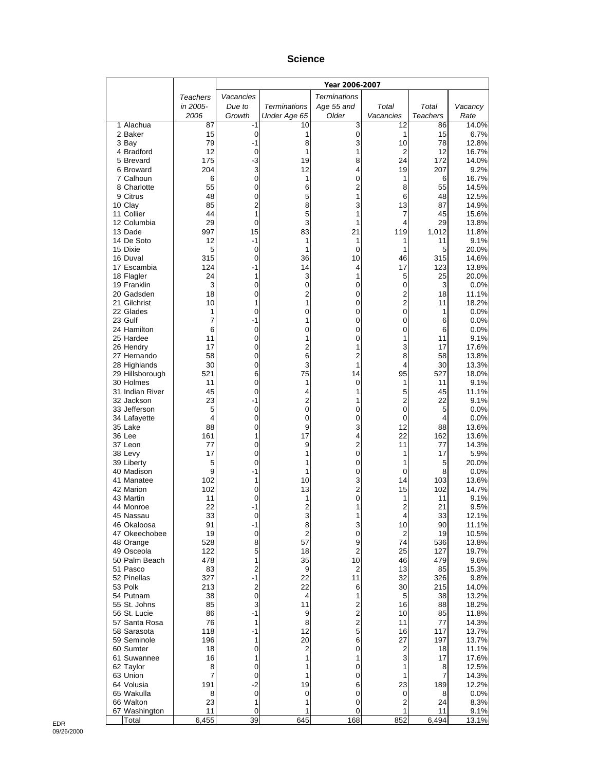# Science

| | Teachers in 2005-2006 | Year 2006-2007 | | | | | |
|---|---|---|---|---|---|---|---|
| | | Vacancies Due to Growth | Terminations Under Age 65 | Terminations Age 55 and Older | Total Vacancies | Total Teachers | Vacancy Rate |
| 1 Alachua | 87 | -1 | 10 | 3 | 12 | 86 | 14.0% |
| 2 Baker | 15 | 0 | 1 | 0 | 1 | 15 | 6.7% |
| 3 Bay | 79 | -1 | 8 | 3 | 10 | 78 | 12.8% |
| 4 Bradford | 12 | 0 | 1 | 1 | 2 | 12 | 16.7% |
| 5 Brevard | 175 | -3 | 19 | 8 | 24 | 172 | 14.0% |
| 6 Broward | 204 | 3 | 12 | 4 | 19 | 207 | 9.2% |
| 7 Calhoun | 6 | 0 | 1 | 0 | 1 | 6 | 16.7% |
| 8 Charlotte | 55 | 0 | 6 | 2 | 8 | 55 | 14.5% |
| 9 Citrus | 48 | 0 | 5 | 1 | 6 | 48 | 12.5% |
| 10 Clay | 85 | 2 | 8 | 3 | 13 | 87 | 14.9% |
| 11 Collier | 44 | 1 | 5 | 1 | 7 | 45 | 15.6% |
| 12 Columbia | 29 | 0 | 3 | 1 | 4 | 29 | 13.8% |
| 13 Dade | 997 | 15 | 83 | 21 | 119 | 1,012 | 11.8% |
| 14 De Soto | 12 | -1 | 1 | 1 | 1 | 11 | 9.1% |
| 15 Dixie | 5 | 0 | 1 | 0 | 1 | 5 | 20.0% |
| 16 Duval | 315 | 0 | 36 | 10 | 46 | 315 | 14.6% |
| 17 Escambia | 124 | -1 | 14 | 4 | 17 | 123 | 13.8% |
| 18 Flagler | 24 | 1 | 3 | 1 | 5 | 25 | 20.0% |
| 19 Franklin | 3 | 0 | 0 | 0 | 0 | 3 | 0.0% |
| 20 Gadsden | 18 | 0 | 2 | 0 | 2 | 18 | 11.1% |
| 21 Gilchrist | 10 | 1 | 1 | 0 | 2 | 11 | 18.2% |
| 22 Glades | 1 | 0 | 0 | 0 | 0 | 1 | 0.0% |
| 23 Gulf | 7 | -1 | 1 | 0 | 0 | 6 | 0.0% |
| 24 Hamilton | 6 | 0 | 0 | 0 | 0 | 6 | 0.0% |
| 25 Hardee | 11 | 0 | 1 | 0 | 1 | 11 | 9.1% |
| 26 Hendry | 17 | 0 | 2 | 1 | 3 | 17 | 17.6% |
| 27 Hernando | 58 | 0 | 6 | 2 | 8 | 58 | 13.8% |
| 28 Highlands | 30 | 0 | 3 | 1 | 4 | 30 | 13.3% |
| 29 Hillsborough | 521 | 6 | 75 | 14 | 95 | 527 | 18.0% |
| 30 Holmes | 11 | 0 | 1 | 0 | 1 | 11 | 9.1% |
| 31 Indian River | 45 | 0 | 4 | 1 | 5 | 45 | 11.1% |
| 32 Jackson | 23 | -1 | 2 | 1 | 2 | 22 | 9.1% |
| 33 Jefferson | 5 | 0 | 0 | 0 | 0 | 5 | 0.0% |
| 34 Lafayette | 4 | 0 | 0 | 0 | 0 | 4 | 0.0% |
| 35 Lake | 88 | 0 | 9 | 3 | 12 | 88 | 13.6% |
| 36 Lee | 161 | 1 | 17 | 4 | 22 | 162 | 13.6% |
| 37 Leon | 77 | 0 | 9 | 2 | 11 | 77 | 14.3% |
| 38 Levy | 17 | 0 | 1 | 0 | 1 | 17 | 5.9% |
| 39 Liberty | 5 | 0 | 1 | 0 | 1 | 5 | 20.0% |
| 40 Madison | 9 | -1 | 1 | 0 | 0 | 8 | 0.0% |
| 41 Manatee | 102 | 1 | 10 | 3 | 14 | 103 | 13.6% |
| 42 Marion | 102 | 0 | 13 | 2 | 15 | 102 | 14.7% |
| 43 Martin | 11 | 0 | 1 | 0 | 1 | 11 | 9.1% |
| 44 Monroe | 22 | -1 | 2 | 1 | 2 | 21 | 9.5% |
| 45 Nassau | 33 | 0 | 3 | 1 | 4 | 33 | 12.1% |
| 46 Okaloosa | 91 | -1 | 8 | 3 | 10 | 90 | 11.1% |
| 47 Okeechobee | 19 | 0 | 2 | 0 | 2 | 19 | 10.5% |
| 48 Orange | 528 | 8 | 57 | 9 | 74 | 536 | 13.8% |
| 49 Osceola | 122 | 5 | 18 | 2 | 25 | 127 | 19.7% |
| 50 Palm Beach | 478 | 1 | 35 | 10 | 46 | 479 | 9.6% |
| 51 Pasco | 83 | 2 | 9 | 2 | 13 | 85 | 15.3% |
| 52 Pinellas | 327 | -1 | 22 | 11 | 32 | 326 | 9.8% |
| 53 Polk | 213 | 2 | 22 | 6 | 30 | 215 | 14.0% |
| 54 Putnam | 38 | 0 | 4 | 1 | 5 | 38 | 13.2% |
| 55 St. Johns | 85 | 3 | 11 | 2 | 16 | 88 | 18.2% |
| 56 St. Lucie | 86 | -1 | 9 | 2 | 10 | 85 | 11.8% |
| 57 Santa Rosa | 76 | 1 | 8 | 2 | 11 | 77 | 14.3% |
| 58 Sarasota | 118 | -1 | 12 | 5 | 16 | 117 | 13.7% |
| 59 Seminole | 196 | 1 | 20 | 6 | 27 | 197 | 13.7% |
| 60 Sumter | 18 | 0 | 2 | 0 | 2 | 18 | 11.1% |
| 61 Suwannee | 16 | 1 | 1 | 1 | 3 | 17 | 17.6% |
| 62 Taylor | 8 | 0 | 1 | 0 | 1 | 8 | 12.5% |
| 63 Union | 7 | 0 | 1 | 0 | 1 | 7 | 14.3% |
| 64 Volusia | 191 | -2 | 19 | 6 | 23 | 189 | 12.2% |
| 65 Wakulla | 8 | 0 | 0 | 0 | 0 | 8 | 0.0% |
| 66 Walton | 23 | 1 | 1 | 0 | 2 | 24 | 8.3% |
| 67 Washington | 11 | 0 | 1 | 0 | 1 | 11 | 9.1% |
| Total | 6,455 | 39 | 645 | 168 | 852 | 6,494 | 13.1% |

EDR
09/26/2000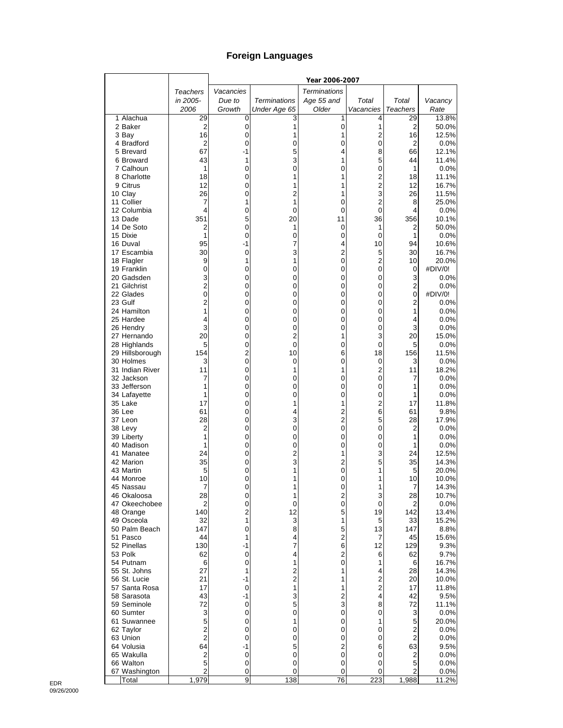# Foreign Languages

| | Teachers in 2005-2006 | Year 2006-2007 | | | | | |
|---|---|---|---|---|---|---|---|
| | | Vacancies Due to Growth | Terminations Under Age 65 | Terminations Age 55 and Older | Total Vacancies | Total Teachers | Vacancy Rate |
| 1 Alachua | 29 | 0 | 3 | 1 | 4 | 29 | 13.8% |
| 2 Baker | 2 | 0 | 1 | 0 | 1 | 2 | 50.0% |
| 3 Bay | 16 | 0 | 1 | 1 | 2 | 16 | 12.5% |
| 4 Bradford | 2 | 0 | 0 | 0 | 0 | 2 | 0.0% |
| 5 Brevard | 67 | -1 | 5 | 4 | 8 | 66 | 12.1% |
| 6 Broward | 43 | 1 | 3 | 1 | 5 | 44 | 11.4% |
| 7 Calhoun | 1 | 0 | 0 | 0 | 0 | 1 | 0.0% |
| 8 Charlotte | 18 | 0 | 1 | 1 | 2 | 18 | 11.1% |
| 9 Citrus | 12 | 0 | 1 | 1 | 2 | 12 | 16.7% |
| 10 Clay | 26 | 0 | 2 | 1 | 3 | 26 | 11.5% |
| 11 Collier | 7 | 1 | 1 | 0 | 2 | 8 | 25.0% |
| 12 Columbia | 4 | 0 | 0 | 0 | 0 | 4 | 0.0% |
| 13 Dade | 351 | 5 | 20 | 11 | 36 | 356 | 10.1% |
| 14 De Soto | 2 | 0 | 1 | 0 | 1 | 2 | 50.0% |
| 15 Dixie | 1 | 0 | 0 | 0 | 0 | 1 | 0.0% |
| 16 Duval | 95 | -1 | 7 | 4 | 10 | 94 | 10.6% |
| 17 Escambia | 30 | 0 | 3 | 2 | 5 | 30 | 16.7% |
| 18 Flagler | 9 | 1 | 1 | 0 | 2 | 10 | 20.0% |
| 19 Franklin | 0 | 0 | 0 | 0 | 0 | 0 | #DIV/0! |
| 20 Gadsden | 3 | 0 | 0 | 0 | 0 | 3 | 0.0% |
| 21 Gilchrist | 2 | 0 | 0 | 0 | 0 | 2 | 0.0% |
| 22 Glades | 0 | 0 | 0 | 0 | 0 | 0 | #DIV/0! |
| 23 Gulf | 2 | 0 | 0 | 0 | 0 | 2 | 0.0% |
| 24 Hamilton | 1 | 0 | 0 | 0 | 0 | 1 | 0.0% |
| 25 Hardee | 4 | 0 | 0 | 0 | 0 | 4 | 0.0% |
| 26 Hendry | 3 | 0 | 0 | 0 | 0 | 3 | 0.0% |
| 27 Hernando | 20 | 0 | 2 | 1 | 3 | 20 | 15.0% |
| 28 Highlands | 5 | 0 | 0 | 0 | 0 | 5 | 0.0% |
| 29 Hillsborough | 154 | 2 | 10 | 6 | 18 | 156 | 11.5% |
| 30 Holmes | 3 | 0 | 0 | 0 | 0 | 3 | 0.0% |
| 31 Indian River | 11 | 0 | 1 | 1 | 2 | 11 | 18.2% |
| 32 Jackson | 7 | 0 | 0 | 0 | 0 | 7 | 0.0% |
| 33 Jefferson | 1 | 0 | 0 | 0 | 0 | 1 | 0.0% |
| 34 Lafayette | 1 | 0 | 0 | 0 | 0 | 1 | 0.0% |
| 35 Lake | 17 | 0 | 1 | 1 | 2 | 17 | 11.8% |
| 36 Lee | 61 | 0 | 4 | 2 | 6 | 61 | 9.8% |
| 37 Leon | 28 | 0 | 3 | 2 | 5 | 28 | 17.9% |
| 38 Levy | 2 | 0 | 0 | 0 | 0 | 2 | 0.0% |
| 39 Liberty | 1 | 0 | 0 | 0 | 0 | 1 | 0.0% |
| 40 Madison | 1 | 0 | 0 | 0 | 0 | 1 | 0.0% |
| 41 Manatee | 24 | 0 | 2 | 1 | 3 | 24 | 12.5% |
| 42 Marion | 35 | 0 | 3 | 2 | 5 | 35 | 14.3% |
| 43 Martin | 5 | 0 | 1 | 0 | 1 | 5 | 20.0% |
| 44 Monroe | 10 | 0 | 1 | 0 | 1 | 10 | 10.0% |
| 45 Nassau | 7 | 0 | 1 | 0 | 1 | 7 | 14.3% |
| 46 Okaloosa | 28 | 0 | 1 | 2 | 3 | 28 | 10.7% |
| 47 Okeechobee | 2 | 0 | 0 | 0 | 0 | 2 | 0.0% |
| 48 Orange | 140 | 2 | 12 | 5 | 19 | 142 | 13.4% |
| 49 Osceola | 32 | 1 | 3 | 1 | 5 | 33 | 15.2% |
| 50 Palm Beach | 147 | 0 | 8 | 5 | 13 | 147 | 8.8% |
| 51 Pasco | 44 | 1 | 4 | 2 | 7 | 45 | 15.6% |
| 52 Pinellas | 130 | -1 | 7 | 6 | 12 | 129 | 9.3% |
| 53 Polk | 62 | 0 | 4 | 2 | 6 | 62 | 9.7% |
| 54 Putnam | 6 | 0 | 1 | 0 | 1 | 6 | 16.7% |
| 55 St. Johns | 27 | 1 | 2 | 1 | 4 | 28 | 14.3% |
| 56 St. Lucie | 21 | -1 | 2 | 1 | 2 | 20 | 10.0% |
| 57 Santa Rosa | 17 | 0 | 1 | 1 | 2 | 17 | 11.8% |
| 58 Sarasota | 43 | -1 | 3 | 2 | 4 | 42 | 9.5% |
| 59 Seminole | 72 | 0 | 5 | 3 | 8 | 72 | 11.1% |
| 60 Sumter | 3 | 0 | 0 | 0 | 0 | 3 | 0.0% |
| 61 Suwannee | 5 | 0 | 1 | 0 | 1 | 5 | 20.0% |
| 62 Taylor | 2 | 0 | 0 | 0 | 0 | 2 | 0.0% |
| 63 Union | 2 | 0 | 0 | 0 | 0 | 2 | 0.0% |
| 64 Volusia | 64 | -1 | 5 | 2 | 6 | 63 | 9.5% |
| 65 Wakulla | 2 | 0 | 0 | 0 | 0 | 2 | 0.0% |
| 66 Walton | 5 | 0 | 0 | 0 | 0 | 5 | 0.0% |
| 67 Washington | 2 | 0 | 0 | 0 | 0 | 2 | 0.0% |
| Total | 1,979 | 9 | 138 | 76 | 223 | 1,988 | 11.2% |

EDR
09/26/2000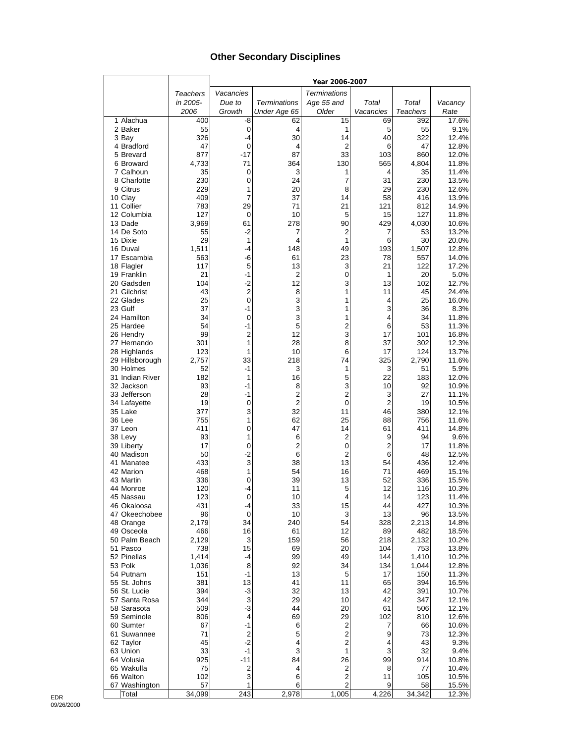# Other Secondary Disciplines

| | Teachers in 2005-2006 | Year 2006-2007 | | | | | |
|---|---|---|---|---|---|---|---|
| | | Vacancies Due to Growth | Terminations Under Age 65 | Terminations Age 55 and Older | Total Vacancies | Total Teachers | Vacancy Rate |
| 1 Alachua | 400 | -8 | 62 | 15 | 69 | 392 | 17.6% |
| 2 Baker | 55 | 0 | 4 | 1 | 5 | 55 | 9.1% |
| 3 Bay | 326 | -4 | 30 | 14 | 40 | 322 | 12.4% |
| 4 Bradford | 47 | 0 | 4 | 2 | 6 | 47 | 12.8% |
| 5 Brevard | 877 | -17 | 87 | 33 | 103 | 860 | 12.0% |
| 6 Broward | 4,733 | 71 | 364 | 130 | 565 | 4,804 | 11.8% |
| 7 Calhoun | 35 | 0 | 3 | 1 | 4 | 35 | 11.4% |
| 8 Charlotte | 230 | 0 | 24 | 7 | 31 | 230 | 13.5% |
| 9 Citrus | 229 | 1 | 20 | 8 | 29 | 230 | 12.6% |
| 10 Clay | 409 | 7 | 37 | 14 | 58 | 416 | 13.9% |
| 11 Collier | 783 | 29 | 71 | 21 | 121 | 812 | 14.9% |
| 12 Columbia | 127 | 0 | 10 | 5 | 15 | 127 | 11.8% |
| 13 Dade | 3,969 | 61 | 278 | 90 | 429 | 4,030 | 10.6% |
| 14 De Soto | 55 | -2 | 7 | 2 | 7 | 53 | 13.2% |
| 15 Dixie | 29 | 1 | 4 | 1 | 6 | 30 | 20.0% |
| 16 Duval | 1,511 | -4 | 148 | 49 | 193 | 1,507 | 12.8% |
| 17 Escambia | 563 | -6 | 61 | 23 | 78 | 557 | 14.0% |
| 18 Flagler | 117 | 5 | 13 | 3 | 21 | 122 | 17.2% |
| 19 Franklin | 21 | -1 | 2 | 0 | 1 | 20 | 5.0% |
| 20 Gadsden | 104 | -2 | 12 | 3 | 13 | 102 | 12.7% |
| 21 Gilchrist | 43 | 2 | 8 | 1 | 11 | 45 | 24.4% |
| 22 Glades | 25 | 0 | 3 | 1 | 4 | 25 | 16.0% |
| 23 Gulf | 37 | -1 | 3 | 1 | 3 | 36 | 8.3% |
| 24 Hamilton | 34 | 0 | 3 | 1 | 4 | 34 | 11.8% |
| 25 Hardee | 54 | -1 | 5 | 2 | 6 | 53 | 11.3% |
| 26 Hendry | 99 | 2 | 12 | 3 | 17 | 101 | 16.8% |
| 27 Hernando | 301 | 1 | 28 | 8 | 37 | 302 | 12.3% |
| 28 Highlands | 123 | 1 | 10 | 6 | 17 | 124 | 13.7% |
| 29 Hillsborough | 2,757 | 33 | 218 | 74 | 325 | 2,790 | 11.6% |
| 30 Holmes | 52 | -1 | 3 | 1 | 3 | 51 | 5.9% |
| 31 Indian River | 182 | 1 | 16 | 5 | 22 | 183 | 12.0% |
| 32 Jackson | 93 | -1 | 8 | 3 | 10 | 92 | 10.9% |
| 33 Jefferson | 28 | -1 | 2 | 2 | 3 | 27 | 11.1% |
| 34 Lafayette | 19 | 0 | 2 | 0 | 2 | 19 | 10.5% |
| 35 Lake | 377 | 3 | 32 | 11 | 46 | 380 | 12.1% |
| 36 Lee | 755 | 1 | 62 | 25 | 88 | 756 | 11.6% |
| 37 Leon | 411 | 0 | 47 | 14 | 61 | 411 | 14.8% |
| 38 Levy | 93 | 1 | 6 | 2 | 9 | 94 | 9.6% |
| 39 Liberty | 17 | 0 | 2 | 0 | 2 | 17 | 11.8% |
| 40 Madison | 50 | -2 | 6 | 2 | 6 | 48 | 12.5% |
| 41 Manatee | 433 | 3 | 38 | 13 | 54 | 436 | 12.4% |
| 42 Marion | 468 | 1 | 54 | 16 | 71 | 469 | 15.1% |
| 43 Martin | 336 | 0 | 39 | 13 | 52 | 336 | 15.5% |
| 44 Monroe | 120 | -4 | 11 | 5 | 12 | 116 | 10.3% |
| 45 Nassau | 123 | 0 | 10 | 4 | 14 | 123 | 11.4% |
| 46 Okaloosa | 431 | -4 | 33 | 15 | 44 | 427 | 10.3% |
| 47 Okeechobee | 96 | 0 | 10 | 3 | 13 | 96 | 13.5% |
| 48 Orange | 2,179 | 34 | 240 | 54 | 328 | 2,213 | 14.8% |
| 49 Osceola | 466 | 16 | 61 | 12 | 89 | 482 | 18.5% |
| 50 Palm Beach | 2,129 | 3 | 159 | 56 | 218 | 2,132 | 10.2% |
| 51 Pasco | 738 | 15 | 69 | 20 | 104 | 753 | 13.8% |
| 52 Pinellas | 1,414 | -4 | 99 | 49 | 144 | 1,410 | 10.2% |
| 53 Polk | 1,036 | 8 | 92 | 34 | 134 | 1,044 | 12.8% |
| 54 Putnam | 151 | -1 | 13 | 5 | 17 | 150 | 11.3% |
| 55 St. Johns | 381 | 13 | 41 | 11 | 65 | 394 | 16.5% |
| 56 St. Lucie | 394 | -3 | 32 | 13 | 42 | 391 | 10.7% |
| 57 Santa Rosa | 344 | 3 | 29 | 10 | 42 | 347 | 12.1% |
| 58 Sarasota | 509 | -3 | 44 | 20 | 61 | 506 | 12.1% |
| 59 Seminole | 806 | 4 | 69 | 29 | 102 | 810 | 12.6% |
| 60 Sumter | 67 | -1 | 6 | 2 | 7 | 66 | 10.6% |
| 61 Suwannee | 71 | 2 | 5 | 2 | 9 | 73 | 12.3% |
| 62 Taylor | 45 | -2 | 4 | 2 | 4 | 43 | 9.3% |
| 63 Union | 33 | -1 | 3 | 1 | 3 | 32 | 9.4% |
| 64 Volusia | 925 | -11 | 84 | 26 | 99 | 914 | 10.8% |
| 65 Wakulla | 75 | 2 | 4 | 2 | 8 | 77 | 10.4% |
| 66 Walton | 102 | 3 | 6 | 2 | 11 | 105 | 10.5% |
| 67 Washington | 57 | 1 | 6 | 2 | 9 | 58 | 15.5% |
| Total | 34,099 | 243 | 2,978 | 1,005 | 4,226 | 34,342 | 12.3% |

EDR
09/26/2000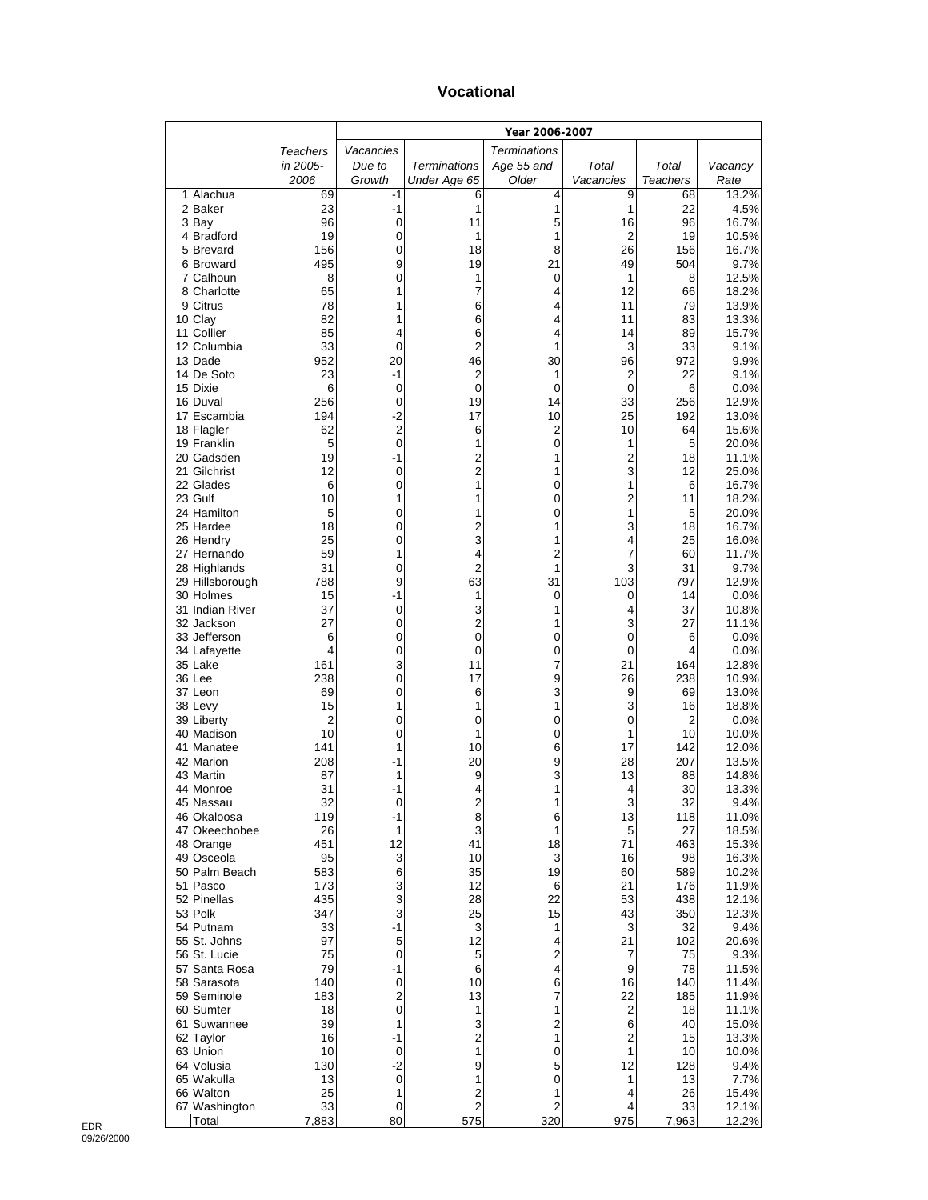## Vocational

| | Teachers in 2005-2006 | Year 2006-2007 | | | | | |
|---|---|---|---|---|---|---|---|
| | | Vacancies Due to Growth | Terminations Under Age 65 | Terminations Age 55 and Older | Total Vacancies | Total Teachers | Vacancy Rate |
| 1 Alachua | 69 | -1 | 6 | 4 | 9 | 68 | 13.2% |
| 2 Baker | 23 | -1 | 1 | 1 | 1 | 22 | 4.5% |
| 3 Bay | 96 | 0 | 11 | 5 | 16 | 96 | 16.7% |
| 4 Bradford | 19 | 0 | 1 | 1 | 2 | 19 | 10.5% |
| 5 Brevard | 156 | 0 | 18 | 8 | 26 | 156 | 16.7% |
| 6 Broward | 495 | 9 | 19 | 21 | 49 | 504 | 9.7% |
| 7 Calhoun | 8 | 0 | 1 | 0 | 1 | 8 | 12.5% |
| 8 Charlotte | 65 | 1 | 7 | 4 | 12 | 66 | 18.2% |
| 9 Citrus | 78 | 1 | 6 | 4 | 11 | 79 | 13.9% |
| 10 Clay | 82 | 1 | 6 | 4 | 11 | 83 | 13.3% |
| 11 Collier | 85 | 4 | 6 | 4 | 14 | 89 | 15.7% |
| 12 Columbia | 33 | 0 | 2 | 1 | 3 | 33 | 9.1% |
| 13 Dade | 952 | 20 | 46 | 30 | 96 | 972 | 9.9% |
| 14 De Soto | 23 | -1 | 2 | 1 | 2 | 22 | 9.1% |
| 15 Dixie | 6 | 0 | 0 | 0 | 0 | 6 | 0.0% |
| 16 Duval | 256 | 0 | 19 | 14 | 33 | 256 | 12.9% |
| 17 Escambia | 194 | -2 | 17 | 10 | 25 | 192 | 13.0% |
| 18 Flagler | 62 | 2 | 6 | 2 | 10 | 64 | 15.6% |
| 19 Franklin | 5 | 0 | 1 | 0 | 1 | 5 | 20.0% |
| 20 Gadsden | 19 | -1 | 2 | 1 | 2 | 18 | 11.1% |
| 21 Gilchrist | 12 | 0 | 2 | 1 | 3 | 12 | 25.0% |
| 22 Glades | 6 | 0 | 1 | 0 | 1 | 6 | 16.7% |
| 23 Gulf | 10 | 1 | 1 | 0 | 2 | 11 | 18.2% |
| 24 Hamilton | 5 | 0 | 1 | 0 | 1 | 5 | 20.0% |
| 25 Hardee | 18 | 0 | 2 | 1 | 3 | 18 | 16.7% |
| 26 Hendry | 25 | 0 | 3 | 1 | 4 | 25 | 16.0% |
| 27 Hernando | 59 | 1 | 4 | 2 | 7 | 60 | 11.7% |
| 28 Highlands | 31 | 0 | 2 | 1 | 3 | 31 | 9.7% |
| 29 Hillsborough | 788 | 9 | 63 | 31 | 103 | 797 | 12.9% |
| 30 Holmes | 15 | -1 | 1 | 0 | 0 | 14 | 0.0% |
| 31 Indian River | 37 | 0 | 3 | 1 | 4 | 37 | 10.8% |
| 32 Jackson | 27 | 0 | 2 | 1 | 3 | 27 | 11.1% |
| 33 Jefferson | 6 | 0 | 0 | 0 | 0 | 6 | 0.0% |
| 34 Lafayette | 4 | 0 | 0 | 0 | 0 | 4 | 0.0% |
| 35 Lake | 161 | 3 | 11 | 7 | 21 | 164 | 12.8% |
| 36 Lee | 238 | 0 | 17 | 9 | 26 | 238 | 10.9% |
| 37 Leon | 69 | 0 | 6 | 3 | 9 | 69 | 13.0% |
| 38 Levy | 15 | 1 | 1 | 1 | 3 | 16 | 18.8% |
| 39 Liberty | 2 | 0 | 0 | 0 | 0 | 2 | 0.0% |
| 40 Madison | 10 | 0 | 1 | 0 | 1 | 10 | 10.0% |
| 41 Manatee | 141 | 1 | 10 | 6 | 17 | 142 | 12.0% |
| 42 Marion | 208 | -1 | 20 | 9 | 28 | 207 | 13.5% |
| 43 Martin | 87 | 1 | 9 | 3 | 13 | 88 | 14.8% |
| 44 Monroe | 31 | -1 | 4 | 1 | 4 | 30 | 13.3% |
| 45 Nassau | 32 | 0 | 2 | 1 | 3 | 32 | 9.4% |
| 46 Okaloosa | 119 | -1 | 8 | 6 | 13 | 118 | 11.0% |
| 47 Okeechobee | 26 | 1 | 3 | 1 | 5 | 27 | 18.5% |
| 48 Orange | 451 | 12 | 41 | 18 | 71 | 463 | 15.3% |
| 49 Osceola | 95 | 3 | 10 | 3 | 16 | 98 | 16.3% |
| 50 Palm Beach | 583 | 6 | 35 | 19 | 60 | 589 | 10.2% |
| 51 Pasco | 173 | 3 | 12 | 6 | 21 | 176 | 11.9% |
| 52 Pinellas | 435 | 3 | 28 | 22 | 53 | 438 | 12.1% |
| 53 Polk | 347 | 3 | 25 | 15 | 43 | 350 | 12.3% |
| 54 Putnam | 33 | -1 | 3 | 1 | 3 | 32 | 9.4% |
| 55 St. Johns | 97 | 5 | 12 | 4 | 21 | 102 | 20.6% |
| 56 St. Lucie | 75 | 0 | 5 | 2 | 7 | 75 | 9.3% |
| 57 Santa Rosa | 79 | -1 | 6 | 4 | 9 | 78 | 11.5% |
| 58 Sarasota | 140 | 0 | 10 | 6 | 16 | 140 | 11.4% |
| 59 Seminole | 183 | 2 | 13 | 7 | 22 | 185 | 11.9% |
| 60 Sumter | 18 | 0 | 1 | 1 | 2 | 18 | 11.1% |
| 61 Suwannee | 39 | 1 | 3 | 2 | 6 | 40 | 15.0% |
| 62 Taylor | 16 | -1 | 2 | 1 | 2 | 15 | 13.3% |
| 63 Union | 10 | 0 | 1 | 0 | 1 | 10 | 10.0% |
| 64 Volusia | 130 | -2 | 9 | 5 | 12 | 128 | 9.4% |
| 65 Wakulla | 13 | 0 | 1 | 0 | 1 | 13 | 7.7% |
| 66 Walton | 25 | 1 | 2 | 1 | 4 | 26 | 15.4% |
| 67 Washington | 33 | 0 | 2 | 2 | 4 | 33 | 12.1% |
| Total | 7,883 | 80 | 575 | 320 | 975 | 7,963 | 12.2% |

EDR
09/26/2000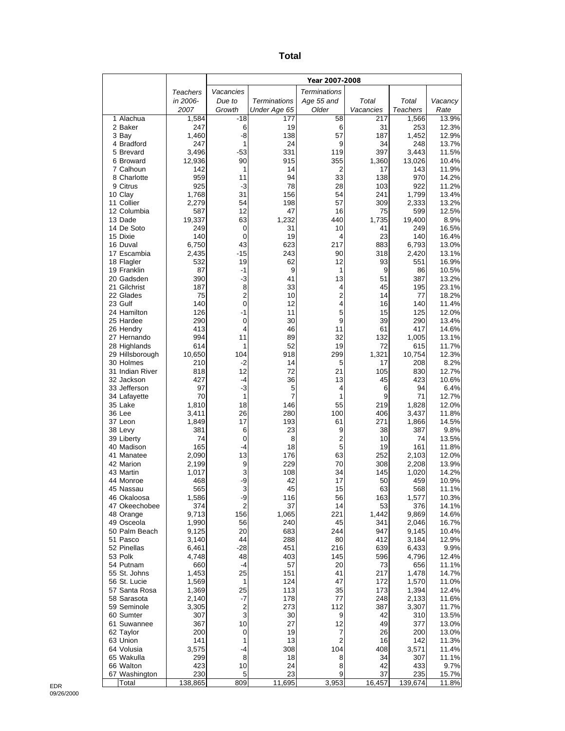# Total

| | Teachers in 2006-2007 | Year 2007-2008 | | | | | |
|---|---|---|---|---|---|---|---|
| | | Vacancies Due to Growth | Terminations Under Age 65 | Terminations Age 55 and Older | Total Vacancies | Total Teachers | Vacancy Rate |
| 1 Alachua | 1,584 | -18 | 177 | 58 | 217 | 1,566 | 13.9% |
| 2 Baker | 247 | 6 | 19 | 6 | 31 | 253 | 12.3% |
| 3 Bay | 1,460 | -8 | 138 | 57 | 187 | 1,452 | 12.9% |
| 4 Bradford | 247 | 1 | 24 | 9 | 34 | 248 | 13.7% |
| 5 Brevard | 3,496 | -53 | 331 | 119 | 397 | 3,443 | 11.5% |
| 6 Broward | 12,936 | 90 | 915 | 355 | 1,360 | 13,026 | 10.4% |
| 7 Calhoun | 142 | 1 | 14 | 2 | 17 | 143 | 11.9% |
| 8 Charlotte | 959 | 11 | 94 | 33 | 138 | 970 | 14.2% |
| 9 Citrus | 925 | -3 | 78 | 28 | 103 | 922 | 11.2% |
| 10 Clay | 1,768 | 31 | 156 | 54 | 241 | 1,799 | 13.4% |
| 11 Collier | 2,279 | 54 | 198 | 57 | 309 | 2,333 | 13.2% |
| 12 Columbia | 587 | 12 | 47 | 16 | 75 | 599 | 12.5% |
| 13 Dade | 19,337 | 63 | 1,232 | 440 | 1,735 | 19,400 | 8.9% |
| 14 De Soto | 249 | 0 | 31 | 10 | 41 | 249 | 16.5% |
| 15 Dixie | 140 | 0 | 19 | 4 | 23 | 140 | 16.4% |
| 16 Duval | 6,750 | 43 | 623 | 217 | 883 | 6,793 | 13.0% |
| 17 Escambia | 2,435 | -15 | 243 | 90 | 318 | 2,420 | 13.1% |
| 18 Flagler | 532 | 19 | 62 | 12 | 93 | 551 | 16.9% |
| 19 Franklin | 87 | -1 | 9 | 1 | 9 | 86 | 10.5% |
| 20 Gadsden | 390 | -3 | 41 | 13 | 51 | 387 | 13.2% |
| 21 Gilchrist | 187 | 8 | 33 | 4 | 45 | 195 | 23.1% |
| 22 Glades | 75 | 2 | 10 | 2 | 14 | 77 | 18.2% |
| 23 Gulf | 140 | 0 | 12 | 4 | 16 | 140 | 11.4% |
| 24 Hamilton | 126 | -1 | 11 | 5 | 15 | 125 | 12.0% |
| 25 Hardee | 290 | 0 | 30 | 9 | 39 | 290 | 13.4% |
| 26 Hendry | 413 | 4 | 46 | 11 | 61 | 417 | 14.6% |
| 27 Hernando | 994 | 11 | 89 | 32 | 132 | 1,005 | 13.1% |
| 28 Highlands | 614 | 1 | 52 | 19 | 72 | 615 | 11.7% |
| 29 Hillsborough | 10,650 | 104 | 918 | 299 | 1,321 | 10,754 | 12.3% |
| 30 Holmes | 210 | -2 | 14 | 5 | 17 | 208 | 8.2% |
| 31 Indian River | 818 | 12 | 72 | 21 | 105 | 830 | 12.7% |
| 32 Jackson | 427 | -4 | 36 | 13 | 45 | 423 | 10.6% |
| 33 Jefferson | 97 | -3 | 5 | 4 | 6 | 94 | 6.4% |
| 34 Lafayette | 70 | 1 | 7 | 1 | 9 | 71 | 12.7% |
| 35 Lake | 1,810 | 18 | 146 | 55 | 219 | 1,828 | 12.0% |
| 36 Lee | 3,411 | 26 | 280 | 100 | 406 | 3,437 | 11.8% |
| 37 Leon | 1,849 | 17 | 193 | 61 | 271 | 1,866 | 14.5% |
| 38 Levy | 381 | 6 | 23 | 9 | 38 | 387 | 9.8% |
| 39 Liberty | 74 | 0 | 8 | 2 | 10 | 74 | 13.5% |
| 40 Madison | 165 | -4 | 18 | 5 | 19 | 161 | 11.8% |
| 41 Manatee | 2,090 | 13 | 176 | 63 | 252 | 2,103 | 12.0% |
| 42 Marion | 2,199 | 9 | 229 | 70 | 308 | 2,208 | 13.9% |
| 43 Martin | 1,017 | 3 | 108 | 34 | 145 | 1,020 | 14.2% |
| 44 Monroe | 468 | -9 | 42 | 17 | 50 | 459 | 10.9% |
| 45 Nassau | 565 | 3 | 45 | 15 | 63 | 568 | 11.1% |
| 46 Okaloosa | 1,586 | -9 | 116 | 56 | 163 | 1,577 | 10.3% |
| 47 Okeechobee | 374 | 2 | 37 | 14 | 53 | 376 | 14.1% |
| 48 Orange | 9,713 | 156 | 1,065 | 221 | 1,442 | 9,869 | 14.6% |
| 49 Osceola | 1,990 | 56 | 240 | 45 | 341 | 2,046 | 16.7% |
| 50 Palm Beach | 9,125 | 20 | 683 | 244 | 947 | 9,145 | 10.4% |
| 51 Pasco | 3,140 | 44 | 288 | 80 | 412 | 3,184 | 12.9% |
| 52 Pinellas | 6,461 | -28 | 451 | 216 | 639 | 6,433 | 9.9% |
| 53 Polk | 4,748 | 48 | 403 | 145 | 596 | 4,796 | 12.4% |
| 54 Putnam | 660 | -4 | 57 | 20 | 73 | 656 | 11.1% |
| 55 St. Johns | 1,453 | 25 | 151 | 41 | 217 | 1,478 | 14.7% |
| 56 St. Lucie | 1,569 | 1 | 124 | 47 | 172 | 1,570 | 11.0% |
| 57 Santa Rosa | 1,369 | 25 | 113 | 35 | 173 | 1,394 | 12.4% |
| 58 Sarasota | 2,140 | -7 | 178 | 77 | 248 | 2,133 | 11.6% |
| 59 Seminole | 3,305 | 2 | 273 | 112 | 387 | 3,307 | 11.7% |
| 60 Sumter | 307 | 3 | 30 | 9 | 42 | 310 | 13.5% |
| 61 Suwannee | 367 | 10 | 27 | 12 | 49 | 377 | 13.0% |
| 62 Taylor | 200 | 0 | 19 | 7 | 26 | 200 | 13.0% |
| 63 Union | 141 | 1 | 13 | 2 | 16 | 142 | 11.3% |
| 64 Volusia | 3,575 | -4 | 308 | 104 | 408 | 3,571 | 11.4% |
| 65 Wakulla | 299 | 8 | 18 | 8 | 34 | 307 | 11.1% |
| 66 Walton | 423 | 10 | 24 | 8 | 42 | 433 | 9.7% |
| 67 Washington | 230 | 5 | 23 | 9 | 37 | 235 | 15.7% |
| Total | 138,865 | 809 | 11,695 | 3,953 | 16,457 | 139,674 | 11.8% |

EDR
09/26/2000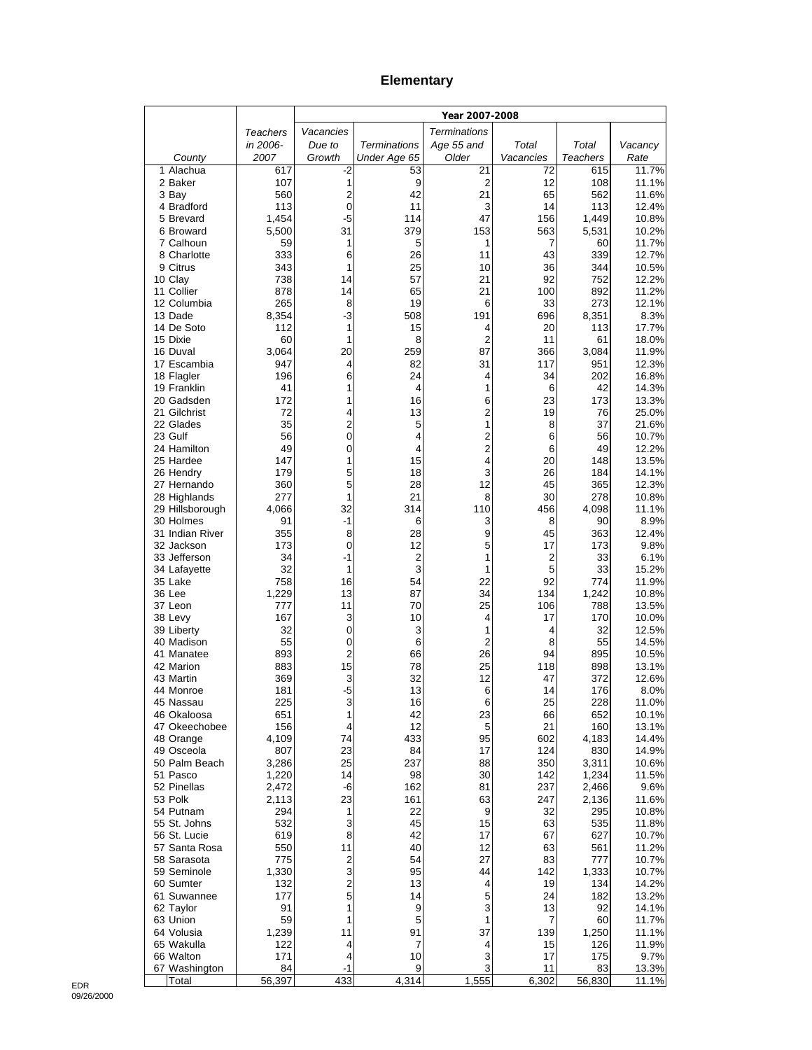# Elementary

| County | Teachers in 2006-2007 | Year 2007-2008 | | | | | |
|---|---|---|---|---|---|---|---|
| | | Vacancies Due to Growth | Terminations Under Age 65 | Terminations Age 55 and Older | Total Vacancies | Total Teachers | Vacancy Rate |
| 1 Alachua | 617 | -2 | 53 | 21 | 72 | 615 | 11.7% |
| 2 Baker | 107 | 1 | 9 | 2 | 12 | 108 | 11.1% |
| 3 Bay | 560 | 2 | 42 | 21 | 65 | 562 | 11.6% |
| 4 Bradford | 113 | 0 | 11 | 3 | 14 | 113 | 12.4% |
| 5 Brevard | 1,454 | -5 | 114 | 47 | 156 | 1,449 | 10.8% |
| 6 Broward | 5,500 | 31 | 379 | 153 | 563 | 5,531 | 10.2% |
| 7 Calhoun | 59 | 1 | 5 | 1 | 7 | 60 | 11.7% |
| 8 Charlotte | 333 | 6 | 26 | 11 | 43 | 339 | 12.7% |
| 9 Citrus | 343 | 1 | 25 | 10 | 36 | 344 | 10.5% |
| 10 Clay | 738 | 14 | 57 | 21 | 92 | 752 | 12.2% |
| 11 Collier | 878 | 14 | 65 | 21 | 100 | 892 | 11.2% |
| 12 Columbia | 265 | 8 | 19 | 6 | 33 | 273 | 12.1% |
| 13 Dade | 8,354 | -3 | 508 | 191 | 696 | 8,351 | 8.3% |
| 14 De Soto | 112 | 1 | 15 | 4 | 20 | 113 | 17.7% |
| 15 Dixie | 60 | 1 | 8 | 2 | 11 | 61 | 18.0% |
| 16 Duval | 3,064 | 20 | 259 | 87 | 366 | 3,084 | 11.9% |
| 17 Escambia | 947 | 4 | 82 | 31 | 117 | 951 | 12.3% |
| 18 Flagler | 196 | 6 | 24 | 4 | 34 | 202 | 16.8% |
| 19 Franklin | 41 | 1 | 4 | 1 | 6 | 42 | 14.3% |
| 20 Gadsden | 172 | 1 | 16 | 6 | 23 | 173 | 13.3% |
| 21 Gilchrist | 72 | 4 | 13 | 2 | 19 | 76 | 25.0% |
| 22 Glades | 35 | 2 | 5 | 1 | 8 | 37 | 21.6% |
| 23 Gulf | 56 | 0 | 4 | 2 | 6 | 56 | 10.7% |
| 24 Hamilton | 49 | 0 | 4 | 2 | 6 | 49 | 12.2% |
| 25 Hardee | 147 | 1 | 15 | 4 | 20 | 148 | 13.5% |
| 26 Hendry | 179 | 5 | 18 | 3 | 26 | 184 | 14.1% |
| 27 Hernando | 360 | 5 | 28 | 12 | 45 | 365 | 12.3% |
| 28 Highlands | 277 | 1 | 21 | 8 | 30 | 278 | 10.8% |
| 29 Hillsborough | 4,066 | 32 | 314 | 110 | 456 | 4,098 | 11.1% |
| 30 Holmes | 91 | -1 | 6 | 3 | 8 | 90 | 8.9% |
| 31 Indian River | 355 | 8 | 28 | 9 | 45 | 363 | 12.4% |
| 32 Jackson | 173 | 0 | 12 | 5 | 17 | 173 | 9.8% |
| 33 Jefferson | 34 | -1 | 2 | 1 | 2 | 33 | 6.1% |
| 34 Lafayette | 32 | 1 | 3 | 1 | 5 | 33 | 15.2% |
| 35 Lake | 758 | 16 | 54 | 22 | 92 | 774 | 11.9% |
| 36 Lee | 1,229 | 13 | 87 | 34 | 134 | 1,242 | 10.8% |
| 37 Leon | 777 | 11 | 70 | 25 | 106 | 788 | 13.5% |
| 38 Levy | 167 | 3 | 10 | 4 | 17 | 170 | 10.0% |
| 39 Liberty | 32 | 0 | 3 | 1 | 4 | 32 | 12.5% |
| 40 Madison | 55 | 0 | 6 | 2 | 8 | 55 | 14.5% |
| 41 Manatee | 893 | 2 | 66 | 26 | 94 | 895 | 10.5% |
| 42 Marion | 883 | 15 | 78 | 25 | 118 | 898 | 13.1% |
| 43 Martin | 369 | 3 | 32 | 12 | 47 | 372 | 12.6% |
| 44 Monroe | 181 | -5 | 13 | 6 | 14 | 176 | 8.0% |
| 45 Nassau | 225 | 3 | 16 | 6 | 25 | 228 | 11.0% |
| 46 Okaloosa | 651 | 1 | 42 | 23 | 66 | 652 | 10.1% |
| 47 Okeechobee | 156 | 4 | 12 | 5 | 21 | 160 | 13.1% |
| 48 Orange | 4,109 | 74 | 433 | 95 | 602 | 4,183 | 14.4% |
| 49 Osceola | 807 | 23 | 84 | 17 | 124 | 830 | 14.9% |
| 50 Palm Beach | 3,286 | 25 | 237 | 88 | 350 | 3,311 | 10.6% |
| 51 Pasco | 1,220 | 14 | 98 | 30 | 142 | 1,234 | 11.5% |
| 52 Pinellas | 2,472 | -6 | 162 | 81 | 237 | 2,466 | 9.6% |
| 53 Polk | 2,113 | 23 | 161 | 63 | 247 | 2,136 | 11.6% |
| 54 Putnam | 294 | 1 | 22 | 9 | 32 | 295 | 10.8% |
| 55 St. Johns | 532 | 3 | 45 | 15 | 63 | 535 | 11.8% |
| 56 St. Lucie | 619 | 8 | 42 | 17 | 67 | 627 | 10.7% |
| 57 Santa Rosa | 550 | 11 | 40 | 12 | 63 | 561 | 11.2% |
| 58 Sarasota | 775 | 2 | 54 | 27 | 83 | 777 | 10.7% |
| 59 Seminole | 1,330 | 3 | 95 | 44 | 142 | 1,333 | 10.7% |
| 60 Sumter | 132 | 2 | 13 | 4 | 19 | 134 | 14.2% |
| 61 Suwannee | 177 | 5 | 14 | 5 | 24 | 182 | 13.2% |
| 62 Taylor | 91 | 1 | 9 | 3 | 13 | 92 | 14.1% |
| 63 Union | 59 | 1 | 5 | 1 | 7 | 60 | 11.7% |
| 64 Volusia | 1,239 | 11 | 91 | 37 | 139 | 1,250 | 11.1% |
| 65 Wakulla | 122 | 4 | 7 | 4 | 15 | 126 | 11.9% |
| 66 Walton | 171 | 4 | 10 | 3 | 17 | 175 | 9.7% |
| 67 Washington | 84 | -1 | 9 | 3 | 11 | 83 | 13.3% |
| Total | 56,397 | 433 | 4,314 | 1,555 | 6,302 | 56,830 | 11.1% |

EDR
09/26/2000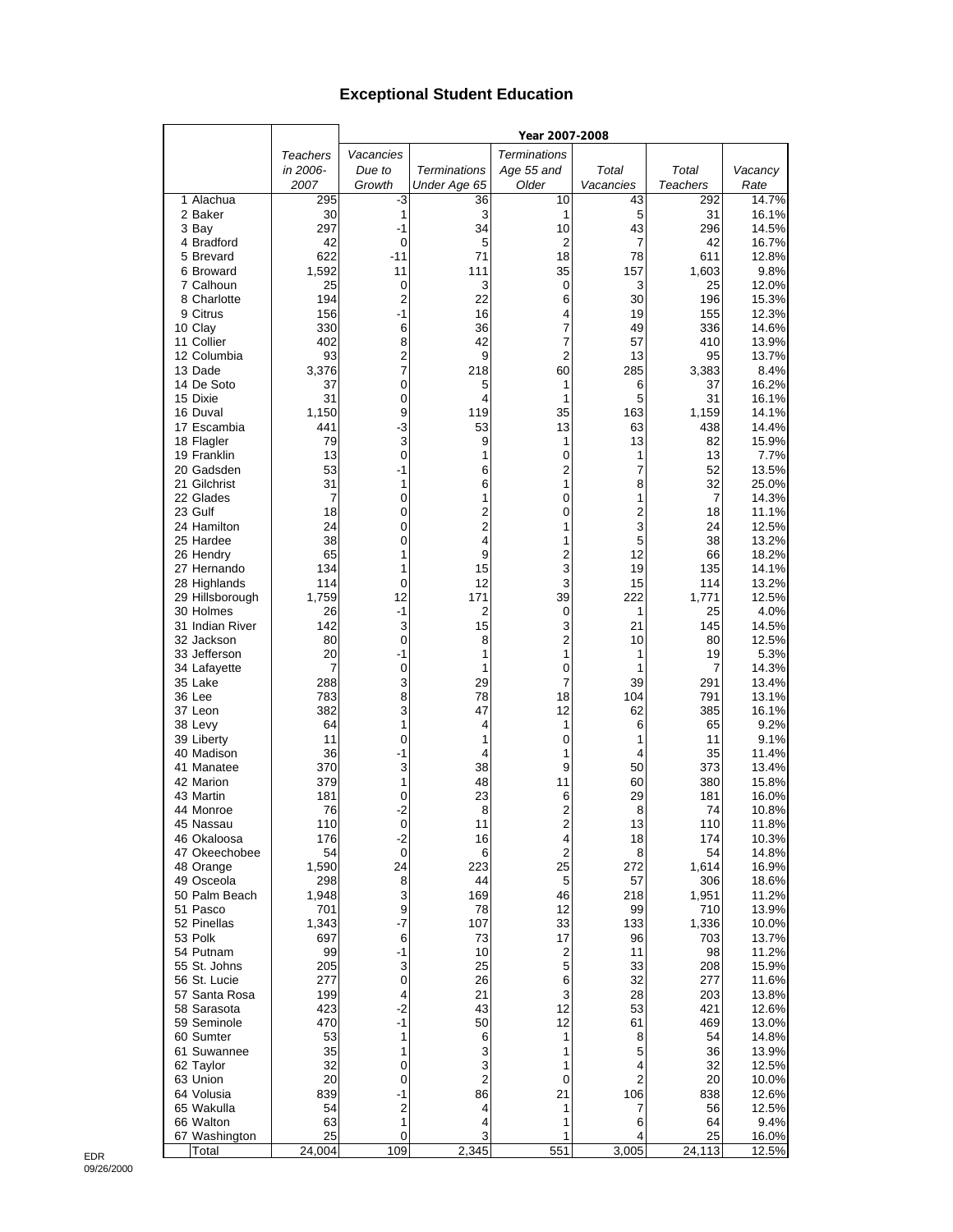# Exceptional Student Education

| | Teachers in 2006-2007 | Year 2007-2008 | | | | | |
|---|---|---|---|---|---|---|---|
| | | Vacancies Due to Growth | Terminations Under Age 65 | Terminations Age 55 and Older | Total Vacancies | Total Teachers | Vacancy Rate |
| 1 Alachua | 295 | -3 | 36 | 10 | 43 | 292 | 14.7% |
| 2 Baker | 30 | 1 | 3 | 1 | 5 | 31 | 16.1% |
| 3 Bay | 297 | -1 | 34 | 10 | 43 | 296 | 14.5% |
| 4 Bradford | 42 | 0 | 5 | 2 | 7 | 42 | 16.7% |
| 5 Brevard | 622 | -11 | 71 | 18 | 78 | 611 | 12.8% |
| 6 Broward | 1,592 | 11 | 111 | 35 | 157 | 1,603 | 9.8% |
| 7 Calhoun | 25 | 0 | 3 | 0 | 3 | 25 | 12.0% |
| 8 Charlotte | 194 | 2 | 22 | 6 | 30 | 196 | 15.3% |
| 9 Citrus | 156 | -1 | 16 | 4 | 19 | 155 | 12.3% |
| 10 Clay | 330 | 6 | 36 | 7 | 49 | 336 | 14.6% |
| 11 Collier | 402 | 8 | 42 | 7 | 57 | 410 | 13.9% |
| 12 Columbia | 93 | 2 | 9 | 2 | 13 | 95 | 13.7% |
| 13 Dade | 3,376 | 7 | 218 | 60 | 285 | 3,383 | 8.4% |
| 14 De Soto | 37 | 0 | 5 | 1 | 6 | 37 | 16.2% |
| 15 Dixie | 31 | 0 | 4 | 1 | 5 | 31 | 16.1% |
| 16 Duval | 1,150 | 9 | 119 | 35 | 163 | 1,159 | 14.1% |
| 17 Escambia | 441 | -3 | 53 | 13 | 63 | 438 | 14.4% |
| 18 Flagler | 79 | 3 | 9 | 1 | 13 | 82 | 15.9% |
| 19 Franklin | 13 | 0 | 1 | 0 | 1 | 13 | 7.7% |
| 20 Gadsden | 53 | -1 | 6 | 2 | 7 | 52 | 13.5% |
| 21 Gilchrist | 31 | 1 | 6 | 1 | 8 | 32 | 25.0% |
| 22 Glades | 7 | 0 | 1 | 0 | 1 | 7 | 14.3% |
| 23 Gulf | 18 | 0 | 2 | 0 | 2 | 18 | 11.1% |
| 24 Hamilton | 24 | 0 | 2 | 1 | 3 | 24 | 12.5% |
| 25 Hardee | 38 | 0 | 4 | 1 | 5 | 38 | 13.2% |
| 26 Hendry | 65 | 1 | 9 | 2 | 12 | 66 | 18.2% |
| 27 Hernando | 134 | 1 | 15 | 3 | 19 | 135 | 14.1% |
| 28 Highlands | 114 | 0 | 12 | 3 | 15 | 114 | 13.2% |
| 29 Hillsborough | 1,759 | 12 | 171 | 39 | 222 | 1,771 | 12.5% |
| 30 Holmes | 26 | -1 | 2 | 0 | 1 | 25 | 4.0% |
| 31 Indian River | 142 | 3 | 15 | 3 | 21 | 145 | 14.5% |
| 32 Jackson | 80 | 0 | 8 | 2 | 10 | 80 | 12.5% |
| 33 Jefferson | 20 | -1 | 1 | 1 | 1 | 19 | 5.3% |
| 34 Lafayette | 7 | 0 | 1 | 0 | 1 | 7 | 14.3% |
| 35 Lake | 288 | 3 | 29 | 7 | 39 | 291 | 13.4% |
| 36 Lee | 783 | 8 | 78 | 18 | 104 | 791 | 13.1% |
| 37 Leon | 382 | 3 | 47 | 12 | 62 | 385 | 16.1% |
| 38 Levy | 64 | 1 | 4 | 1 | 6 | 65 | 9.2% |
| 39 Liberty | 11 | 0 | 1 | 0 | 1 | 11 | 9.1% |
| 40 Madison | 36 | -1 | 4 | 1 | 4 | 35 | 11.4% |
| 41 Manatee | 370 | 3 | 38 | 9 | 50 | 373 | 13.4% |
| 42 Marion | 379 | 1 | 48 | 11 | 60 | 380 | 15.8% |
| 43 Martin | 181 | 0 | 23 | 6 | 29 | 181 | 16.0% |
| 44 Monroe | 76 | -2 | 8 | 2 | 8 | 74 | 10.8% |
| 45 Nassau | 110 | 0 | 11 | 2 | 13 | 110 | 11.8% |
| 46 Okaloosa | 176 | -2 | 16 | 4 | 18 | 174 | 10.3% |
| 47 Okeechobee | 54 | 0 | 6 | 2 | 8 | 54 | 14.8% |
| 48 Orange | 1,590 | 24 | 223 | 25 | 272 | 1,614 | 16.9% |
| 49 Osceola | 298 | 8 | 44 | 5 | 57 | 306 | 18.6% |
| 50 Palm Beach | 1,948 | 3 | 169 | 46 | 218 | 1,951 | 11.2% |
| 51 Pasco | 701 | 9 | 78 | 12 | 99 | 710 | 13.9% |
| 52 Pinellas | 1,343 | -7 | 107 | 33 | 133 | 1,336 | 10.0% |
| 53 Polk | 697 | 6 | 73 | 17 | 96 | 703 | 13.7% |
| 54 Putnam | 99 | -1 | 10 | 2 | 11 | 98 | 11.2% |
| 55 St. Johns | 205 | 3 | 25 | 5 | 33 | 208 | 15.9% |
| 56 St. Lucie | 277 | 0 | 26 | 6 | 32 | 277 | 11.6% |
| 57 Santa Rosa | 199 | 4 | 21 | 3 | 28 | 203 | 13.8% |
| 58 Sarasota | 423 | -2 | 43 | 12 | 53 | 421 | 12.6% |
| 59 Seminole | 470 | -1 | 50 | 12 | 61 | 469 | 13.0% |
| 60 Sumter | 53 | 1 | 6 | 1 | 8 | 54 | 14.8% |
| 61 Suwannee | 35 | 1 | 3 | 1 | 5 | 36 | 13.9% |
| 62 Taylor | 32 | 0 | 3 | 1 | 4 | 32 | 12.5% |
| 63 Union | 20 | 0 | 2 | 0 | 2 | 20 | 10.0% |
| 64 Volusia | 839 | -1 | 86 | 21 | 106 | 838 | 12.6% |
| 65 Wakulla | 54 | 2 | 4 | 1 | 7 | 56 | 12.5% |
| 66 Walton | 63 | 1 | 4 | 1 | 6 | 64 | 9.4% |
| 67 Washington | 25 | 0 | 3 | 1 | 4 | 25 | 16.0% |
| Total | 24,004 | 109 | 2,345 | 551 | 3,005 | 24,113 | 12.5% |

EDR
09/26/2000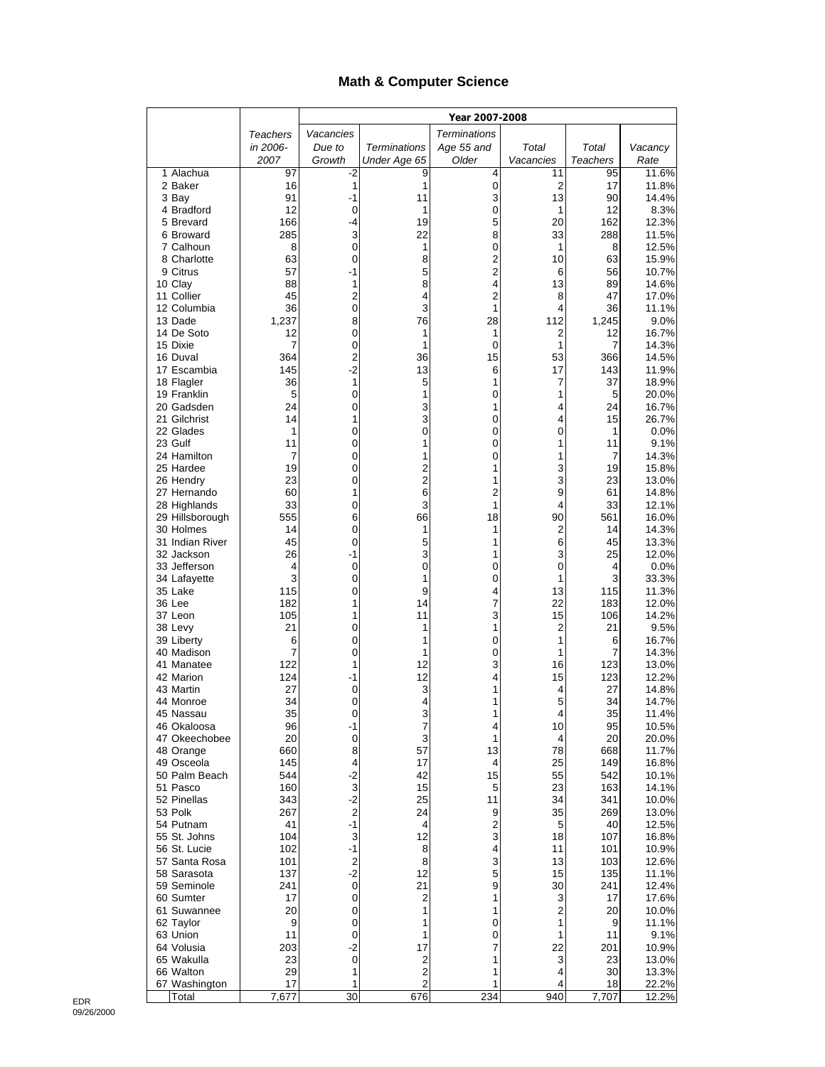# Math & Computer Science

| | Teachers in 2006-2007 | Year 2007-2008 | | | | | |
|---|---|---|---|---|---|---|---|
| | | Vacancies Due to Growth | Terminations Under Age 65 | Terminations Age 55 and Older | Total Vacancies | Total Teachers | Vacancy Rate |
| 1 Alachua | 97 | -2 | 9 | 4 | 11 | 95 | 11.6% |
| 2 Baker | 16 | 1 | 1 | 0 | 2 | 17 | 11.8% |
| 3 Bay | 91 | -1 | 11 | 3 | 13 | 90 | 14.4% |
| 4 Bradford | 12 | 0 | 1 | 0 | 1 | 12 | 8.3% |
| 5 Brevard | 166 | -4 | 19 | 5 | 20 | 162 | 12.3% |
| 6 Broward | 285 | 3 | 22 | 8 | 33 | 288 | 11.5% |
| 7 Calhoun | 8 | 0 | 1 | 0 | 1 | 8 | 12.5% |
| 8 Charlotte | 63 | 0 | 8 | 2 | 10 | 63 | 15.9% |
| 9 Citrus | 57 | -1 | 5 | 2 | 6 | 56 | 10.7% |
| 10 Clay | 88 | 1 | 8 | 4 | 13 | 89 | 14.6% |
| 11 Collier | 45 | 2 | 4 | 2 | 8 | 47 | 17.0% |
| 12 Columbia | 36 | 0 | 3 | 1 | 4 | 36 | 11.1% |
| 13 Dade | 1,237 | 8 | 76 | 28 | 112 | 1,245 | 9.0% |
| 14 De Soto | 12 | 0 | 1 | 1 | 2 | 12 | 16.7% |
| 15 Dixie | 7 | 0 | 1 | 0 | 1 | 7 | 14.3% |
| 16 Duval | 364 | 2 | 36 | 15 | 53 | 366 | 14.5% |
| 17 Escambia | 145 | -2 | 13 | 6 | 17 | 143 | 11.9% |
| 18 Flagler | 36 | 1 | 5 | 1 | 7 | 37 | 18.9% |
| 19 Franklin | 5 | 0 | 1 | 0 | 1 | 5 | 20.0% |
| 20 Gadsden | 24 | 0 | 3 | 1 | 4 | 24 | 16.7% |
| 21 Gilchrist | 14 | 1 | 3 | 0 | 4 | 15 | 26.7% |
| 22 Glades | 1 | 0 | 0 | 0 | 0 | 1 | 0.0% |
| 23 Gulf | 11 | 0 | 1 | 0 | 1 | 11 | 9.1% |
| 24 Hamilton | 7 | 0 | 1 | 0 | 1 | 7 | 14.3% |
| 25 Hardee | 19 | 0 | 2 | 1 | 3 | 19 | 15.8% |
| 26 Hendry | 23 | 0 | 2 | 1 | 3 | 23 | 13.0% |
| 27 Hernando | 60 | 1 | 6 | 2 | 9 | 61 | 14.8% |
| 28 Highlands | 33 | 0 | 3 | 1 | 4 | 33 | 12.1% |
| 29 Hillsborough | 555 | 6 | 66 | 18 | 90 | 561 | 16.0% |
| 30 Holmes | 14 | 0 | 1 | 1 | 2 | 14 | 14.3% |
| 31 Indian River | 45 | 0 | 5 | 1 | 6 | 45 | 13.3% |
| 32 Jackson | 26 | -1 | 3 | 1 | 3 | 25 | 12.0% |
| 33 Jefferson | 4 | 0 | 0 | 0 | 0 | 4 | 0.0% |
| 34 Lafayette | 3 | 0 | 1 | 0 | 1 | 3 | 33.3% |
| 35 Lake | 115 | 0 | 9 | 4 | 13 | 115 | 11.3% |
| 36 Lee | 182 | 1 | 14 | 7 | 22 | 183 | 12.0% |
| 37 Leon | 105 | 1 | 11 | 3 | 15 | 106 | 14.2% |
| 38 Levy | 21 | 0 | 1 | 1 | 2 | 21 | 9.5% |
| 39 Liberty | 6 | 0 | 1 | 0 | 1 | 6 | 16.7% |
| 40 Madison | 7 | 0 | 1 | 0 | 1 | 7 | 14.3% |
| 41 Manatee | 122 | 1 | 12 | 3 | 16 | 123 | 13.0% |
| 42 Marion | 124 | -1 | 12 | 4 | 15 | 123 | 12.2% |
| 43 Martin | 27 | 0 | 3 | 1 | 4 | 27 | 14.8% |
| 44 Monroe | 34 | 0 | 4 | 1 | 5 | 34 | 14.7% |
| 45 Nassau | 35 | 0 | 3 | 1 | 4 | 35 | 11.4% |
| 46 Okaloosa | 96 | -1 | 7 | 4 | 10 | 95 | 10.5% |
| 47 Okeechobee | 20 | 0 | 3 | 1 | 4 | 20 | 20.0% |
| 48 Orange | 660 | 8 | 57 | 13 | 78 | 668 | 11.7% |
| 49 Osceola | 145 | 4 | 17 | 4 | 25 | 149 | 16.8% |
| 50 Palm Beach | 544 | -2 | 42 | 15 | 55 | 542 | 10.1% |
| 51 Pasco | 160 | 3 | 15 | 5 | 23 | 163 | 14.1% |
| 52 Pinellas | 343 | -2 | 25 | 11 | 34 | 341 | 10.0% |
| 53 Polk | 267 | 2 | 24 | 9 | 35 | 269 | 13.0% |
| 54 Putnam | 41 | -1 | 4 | 2 | 5 | 40 | 12.5% |
| 55 St. Johns | 104 | 3 | 12 | 3 | 18 | 107 | 16.8% |
| 56 St. Lucie | 102 | -1 | 8 | 4 | 11 | 101 | 10.9% |
| 57 Santa Rosa | 101 | 2 | 8 | 3 | 13 | 103 | 12.6% |
| 58 Sarasota | 137 | -2 | 12 | 5 | 15 | 135 | 11.1% |
| 59 Seminole | 241 | 0 | 21 | 9 | 30 | 241 | 12.4% |
| 60 Sumter | 17 | 0 | 2 | 1 | 3 | 17 | 17.6% |
| 61 Suwannee | 20 | 0 | 1 | 1 | 2 | 20 | 10.0% |
| 62 Taylor | 9 | 0 | 1 | 0 | 1 | 9 | 11.1% |
| 63 Union | 11 | 0 | 1 | 0 | 1 | 11 | 9.1% |
| 64 Volusia | 203 | -2 | 17 | 7 | 22 | 201 | 10.9% |
| 65 Wakulla | 23 | 0 | 2 | 1 | 3 | 23 | 13.0% |
| 66 Walton | 29 | 1 | 2 | 1 | 4 | 30 | 13.3% |
| 67 Washington | 17 | 1 | 2 | 1 | 4 | 18 | 22.2% |
| Total | 7,677 | 30 | 676 | 234 | 940 | 7,707 | 12.2% |

EDR
09/26/2000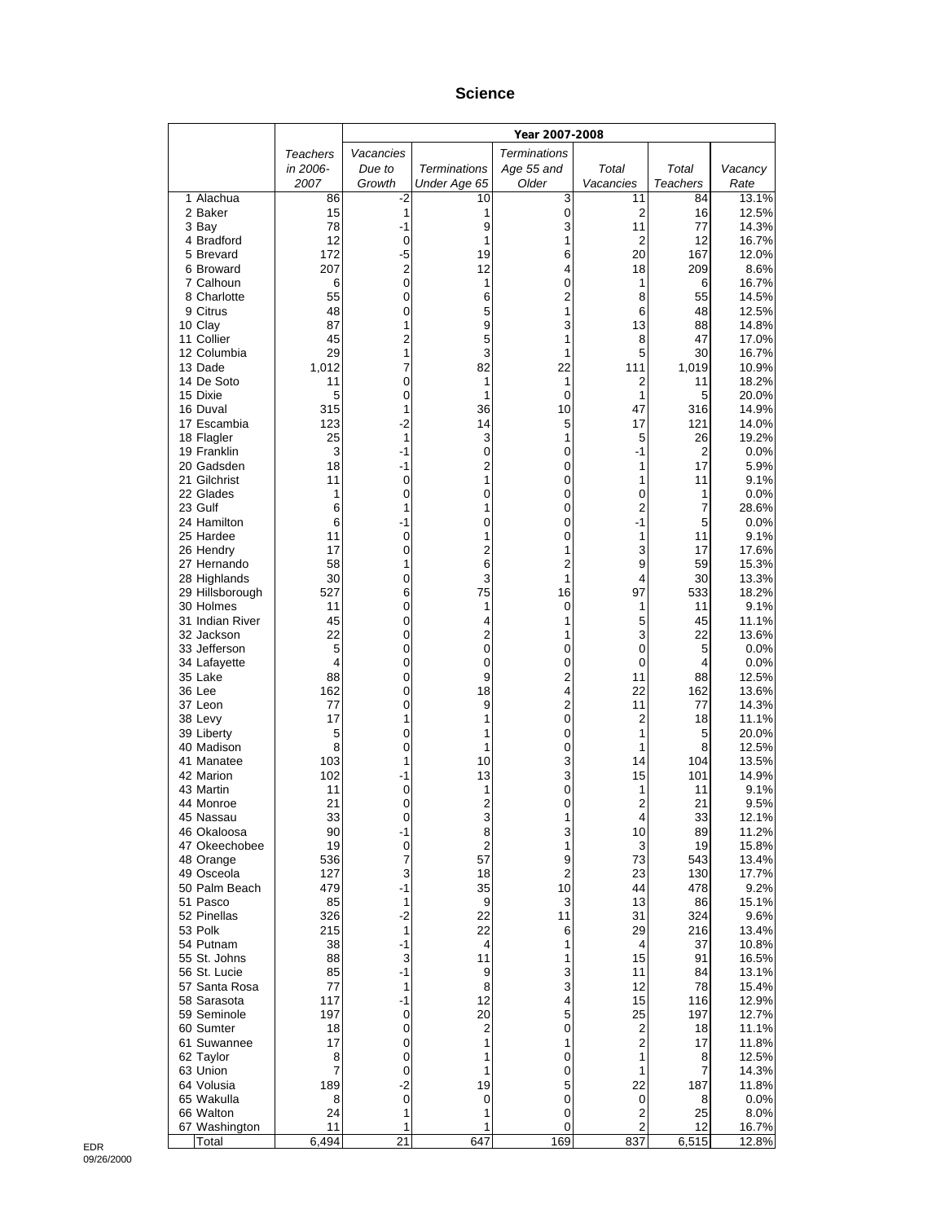## Science

| | Teachers in 2006-2007 | Year 2007-2008 | | | | | |
|---|---|---|---|---|---|---|---|
| | | Vacancies Due to Growth | Terminations Under Age 65 | Terminations Age 55 and Older | Total Vacancies | Total Teachers | Vacancy Rate |
| 1 Alachua | 86 | -2 | 10 | 3 | 11 | 84 | 13.1% |
| 2 Baker | 15 | 1 | 1 | 0 | 2 | 16 | 12.5% |
| 3 Bay | 78 | -1 | 9 | 3 | 11 | 77 | 14.3% |
| 4 Bradford | 12 | 0 | 1 | 1 | 2 | 12 | 16.7% |
| 5 Brevard | 172 | -5 | 19 | 6 | 20 | 167 | 12.0% |
| 6 Broward | 207 | 2 | 12 | 4 | 18 | 209 | 8.6% |
| 7 Calhoun | 6 | 0 | 1 | 0 | 1 | 6 | 16.7% |
| 8 Charlotte | 55 | 0 | 6 | 2 | 8 | 55 | 14.5% |
| 9 Citrus | 48 | 0 | 5 | 1 | 6 | 48 | 12.5% |
| 10 Clay | 87 | 1 | 9 | 3 | 13 | 88 | 14.8% |
| 11 Collier | 45 | 2 | 5 | 1 | 8 | 47 | 17.0% |
| 12 Columbia | 29 | 1 | 3 | 1 | 5 | 30 | 16.7% |
| 13 Dade | 1,012 | 7 | 82 | 22 | 111 | 1,019 | 10.9% |
| 14 De Soto | 11 | 0 | 1 | 1 | 2 | 11 | 18.2% |
| 15 Dixie | 5 | 0 | 1 | 0 | 1 | 5 | 20.0% |
| 16 Duval | 315 | 1 | 36 | 10 | 47 | 316 | 14.9% |
| 17 Escambia | 123 | -2 | 14 | 5 | 17 | 121 | 14.0% |
| 18 Flagler | 25 | 1 | 3 | 1 | 5 | 26 | 19.2% |
| 19 Franklin | 3 | -1 | 0 | 0 | -1 | 2 | 0.0% |
| 20 Gadsden | 18 | -1 | 2 | 0 | 1 | 17 | 5.9% |
| 21 Gilchrist | 11 | 0 | 1 | 0 | 1 | 11 | 9.1% |
| 22 Glades | 1 | 0 | 0 | 0 | 0 | 1 | 0.0% |
| 23 Gulf | 6 | 1 | 1 | 0 | 2 | 7 | 28.6% |
| 24 Hamilton | 6 | -1 | 0 | 0 | -1 | 5 | 0.0% |
| 25 Hardee | 11 | 0 | 1 | 0 | 1 | 11 | 9.1% |
| 26 Hendry | 17 | 0 | 2 | 1 | 3 | 17 | 17.6% |
| 27 Hernando | 58 | 1 | 6 | 2 | 9 | 59 | 15.3% |
| 28 Highlands | 30 | 0 | 3 | 1 | 4 | 30 | 13.3% |
| 29 Hillsborough | 527 | 6 | 75 | 16 | 97 | 533 | 18.2% |
| 30 Holmes | 11 | 0 | 1 | 0 | 1 | 11 | 9.1% |
| 31 Indian River | 45 | 0 | 4 | 1 | 5 | 45 | 11.1% |
| 32 Jackson | 22 | 0 | 2 | 1 | 3 | 22 | 13.6% |
| 33 Jefferson | 5 | 0 | 0 | 0 | 0 | 5 | 0.0% |
| 34 Lafayette | 4 | 0 | 0 | 0 | 0 | 4 | 0.0% |
| 35 Lake | 88 | 0 | 9 | 2 | 11 | 88 | 12.5% |
| 36 Lee | 162 | 0 | 18 | 4 | 22 | 162 | 13.6% |
| 37 Leon | 77 | 0 | 9 | 2 | 11 | 77 | 14.3% |
| 38 Levy | 17 | 1 | 1 | 0 | 2 | 18 | 11.1% |
| 39 Liberty | 5 | 0 | 1 | 0 | 1 | 5 | 20.0% |
| 40 Madison | 8 | 0 | 1 | 0 | 1 | 8 | 12.5% |
| 41 Manatee | 103 | 1 | 10 | 3 | 14 | 104 | 13.5% |
| 42 Marion | 102 | -1 | 13 | 3 | 15 | 101 | 14.9% |
| 43 Martin | 11 | 0 | 1 | 0 | 1 | 11 | 9.1% |
| 44 Monroe | 21 | 0 | 2 | 0 | 2 | 21 | 9.5% |
| 45 Nassau | 33 | 0 | 3 | 1 | 4 | 33 | 12.1% |
| 46 Okaloosa | 90 | -1 | 8 | 3 | 10 | 89 | 11.2% |
| 47 Okeechobee | 19 | 0 | 2 | 1 | 3 | 19 | 15.8% |
| 48 Orange | 536 | 7 | 57 | 9 | 73 | 543 | 13.4% |
| 49 Osceola | 127 | 3 | 18 | 2 | 23 | 130 | 17.7% |
| 50 Palm Beach | 479 | -1 | 35 | 10 | 44 | 478 | 9.2% |
| 51 Pasco | 85 | 1 | 9 | 3 | 13 | 86 | 15.1% |
| 52 Pinellas | 326 | -2 | 22 | 11 | 31 | 324 | 9.6% |
| 53 Polk | 215 | 1 | 22 | 6 | 29 | 216 | 13.4% |
| 54 Putnam | 38 | -1 | 4 | 1 | 4 | 37 | 10.8% |
| 55 St. Johns | 88 | 3 | 11 | 1 | 15 | 91 | 16.5% |
| 56 St. Lucie | 85 | -1 | 9 | 3 | 11 | 84 | 13.1% |
| 57 Santa Rosa | 77 | 1 | 8 | 3 | 12 | 78 | 15.4% |
| 58 Sarasota | 117 | -1 | 12 | 4 | 15 | 116 | 12.9% |
| 59 Seminole | 197 | 0 | 20 | 5 | 25 | 197 | 12.7% |
| 60 Sumter | 18 | 0 | 2 | 0 | 2 | 18 | 11.1% |
| 61 Suwannee | 17 | 0 | 1 | 1 | 2 | 17 | 11.8% |
| 62 Taylor | 8 | 0 | 1 | 0 | 1 | 8 | 12.5% |
| 63 Union | 7 | 0 | 1 | 0 | 1 | 7 | 14.3% |
| 64 Volusia | 189 | -2 | 19 | 5 | 22 | 187 | 11.8% |
| 65 Wakulla | 8 | 0 | 0 | 0 | 0 | 8 | 0.0% |
| 66 Walton | 24 | 1 | 1 | 0 | 2 | 25 | 8.0% |
| 67 Washington | 11 | 1 | 1 | 0 | 2 | 12 | 16.7% |
| Total | 6,494 | 21 | 647 | 169 | 837 | 6,515 | 12.8% |

EDR
09/26/2000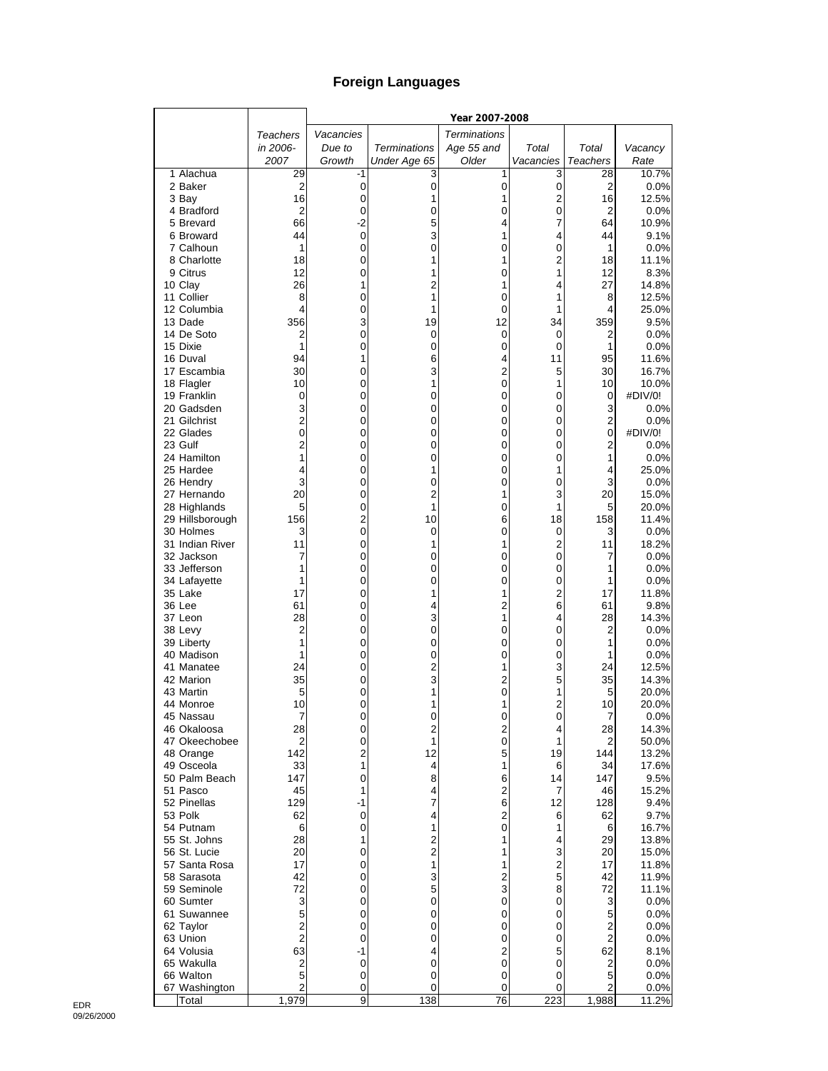# Foreign Languages

| | Teachers in 2006-2007 | Year 2007-2008 | | | | | |
|---|---|---|---|---|---|---|---|
| | | Vacancies Due to Growth | Terminations Under Age 65 | Terminations Age 55 and Older | Total Vacancies | Total Teachers | Vacancy Rate |
| 1 Alachua | 29 | -1 | 3 | 1 | 3 | 28 | 10.7% |
| 2 Baker | 2 | 0 | 0 | 0 | 0 | 2 | 0.0% |
| 3 Bay | 16 | 0 | 1 | 1 | 2 | 16 | 12.5% |
| 4 Bradford | 2 | 0 | 0 | 0 | 0 | 2 | 0.0% |
| 5 Brevard | 66 | -2 | 5 | 4 | 7 | 64 | 10.9% |
| 6 Broward | 44 | 0 | 3 | 1 | 4 | 44 | 9.1% |
| 7 Calhoun | 1 | 0 | 0 | 0 | 0 | 1 | 0.0% |
| 8 Charlotte | 18 | 0 | 1 | 1 | 2 | 18 | 11.1% |
| 9 Citrus | 12 | 0 | 1 | 0 | 1 | 12 | 8.3% |
| 10 Clay | 26 | 1 | 2 | 1 | 4 | 27 | 14.8% |
| 11 Collier | 8 | 0 | 1 | 0 | 1 | 8 | 12.5% |
| 12 Columbia | 4 | 0 | 1 | 0 | 1 | 4 | 25.0% |
| 13 Dade | 356 | 3 | 19 | 12 | 34 | 359 | 9.5% |
| 14 De Soto | 2 | 0 | 0 | 0 | 0 | 2 | 0.0% |
| 15 Dixie | 1 | 0 | 0 | 0 | 0 | 1 | 0.0% |
| 16 Duval | 94 | 1 | 6 | 4 | 11 | 95 | 11.6% |
| 17 Escambia | 30 | 0 | 3 | 2 | 5 | 30 | 16.7% |
| 18 Flagler | 10 | 0 | 1 | 0 | 1 | 10 | 10.0% |
| 19 Franklin | 0 | 0 | 0 | 0 | 0 | 0 | #DIV/0! |
| 20 Gadsden | 3 | 0 | 0 | 0 | 0 | 3 | 0.0% |
| 21 Gilchrist | 2 | 0 | 0 | 0 | 0 | 2 | 0.0% |
| 22 Glades | 0 | 0 | 0 | 0 | 0 | 0 | #DIV/0! |
| 23 Gulf | 2 | 0 | 0 | 0 | 0 | 2 | 0.0% |
| 24 Hamilton | 1 | 0 | 0 | 0 | 0 | 1 | 0.0% |
| 25 Hardee | 4 | 0 | 1 | 0 | 1 | 4 | 25.0% |
| 26 Hendry | 3 | 0 | 0 | 0 | 0 | 3 | 0.0% |
| 27 Hernando | 20 | 0 | 2 | 1 | 3 | 20 | 15.0% |
| 28 Highlands | 5 | 0 | 1 | 0 | 1 | 5 | 20.0% |
| 29 Hillsborough | 156 | 2 | 10 | 6 | 18 | 158 | 11.4% |
| 30 Holmes | 3 | 0 | 0 | 0 | 0 | 3 | 0.0% |
| 31 Indian River | 11 | 0 | 1 | 1 | 2 | 11 | 18.2% |
| 32 Jackson | 7 | 0 | 0 | 0 | 0 | 7 | 0.0% |
| 33 Jefferson | 1 | 0 | 0 | 0 | 0 | 1 | 0.0% |
| 34 Lafayette | 1 | 0 | 0 | 0 | 0 | 1 | 0.0% |
| 35 Lake | 17 | 0 | 1 | 1 | 2 | 17 | 11.8% |
| 36 Lee | 61 | 0 | 4 | 2 | 6 | 61 | 9.8% |
| 37 Leon | 28 | 0 | 3 | 1 | 4 | 28 | 14.3% |
| 38 Levy | 2 | 0 | 0 | 0 | 0 | 2 | 0.0% |
| 39 Liberty | 1 | 0 | 0 | 0 | 0 | 1 | 0.0% |
| 40 Madison | 1 | 0 | 0 | 0 | 0 | 1 | 0.0% |
| 41 Manatee | 24 | 0 | 2 | 1 | 3 | 24 | 12.5% |
| 42 Marion | 35 | 0 | 3 | 2 | 5 | 35 | 14.3% |
| 43 Martin | 5 | 0 | 1 | 0 | 1 | 5 | 20.0% |
| 44 Monroe | 10 | 0 | 1 | 1 | 2 | 10 | 20.0% |
| 45 Nassau | 7 | 0 | 0 | 0 | 0 | 7 | 0.0% |
| 46 Okaloosa | 28 | 0 | 2 | 2 | 4 | 28 | 14.3% |
| 47 Okeechobee | 2 | 0 | 1 | 0 | 1 | 2 | 50.0% |
| 48 Orange | 142 | 2 | 12 | 5 | 19 | 144 | 13.2% |
| 49 Osceola | 33 | 1 | 4 | 1 | 6 | 34 | 17.6% |
| 50 Palm Beach | 147 | 0 | 8 | 6 | 14 | 147 | 9.5% |
| 51 Pasco | 45 | 1 | 4 | 2 | 7 | 46 | 15.2% |
| 52 Pinellas | 129 | -1 | 7 | 6 | 12 | 128 | 9.4% |
| 53 Polk | 62 | 0 | 4 | 2 | 6 | 62 | 9.7% |
| 54 Putnam | 6 | 0 | 1 | 0 | 1 | 6 | 16.7% |
| 55 St. Johns | 28 | 1 | 2 | 1 | 4 | 29 | 13.8% |
| 56 St. Lucie | 20 | 0 | 2 | 1 | 3 | 20 | 15.0% |
| 57 Santa Rosa | 17 | 0 | 1 | 1 | 2 | 17 | 11.8% |
| 58 Sarasota | 42 | 0 | 3 | 2 | 5 | 42 | 11.9% |
| 59 Seminole | 72 | 0 | 5 | 3 | 8 | 72 | 11.1% |
| 60 Sumter | 3 | 0 | 0 | 0 | 0 | 3 | 0.0% |
| 61 Suwannee | 5 | 0 | 0 | 0 | 0 | 5 | 0.0% |
| 62 Taylor | 2 | 0 | 0 | 0 | 0 | 2 | 0.0% |
| 63 Union | 2 | 0 | 0 | 0 | 0 | 2 | 0.0% |
| 64 Volusia | 63 | -1 | 4 | 2 | 5 | 62 | 8.1% |
| 65 Wakulla | 2 | 0 | 0 | 0 | 0 | 2 | 0.0% |
| 66 Walton | 5 | 0 | 0 | 0 | 0 | 5 | 0.0% |
| 67 Washington | 2 | 0 | 0 | 0 | 0 | 2 | 0.0% |
| Total | 1,979 | 9 | 138 | 76 | 223 | 1,988 | 11.2% |

EDR
09/26/2000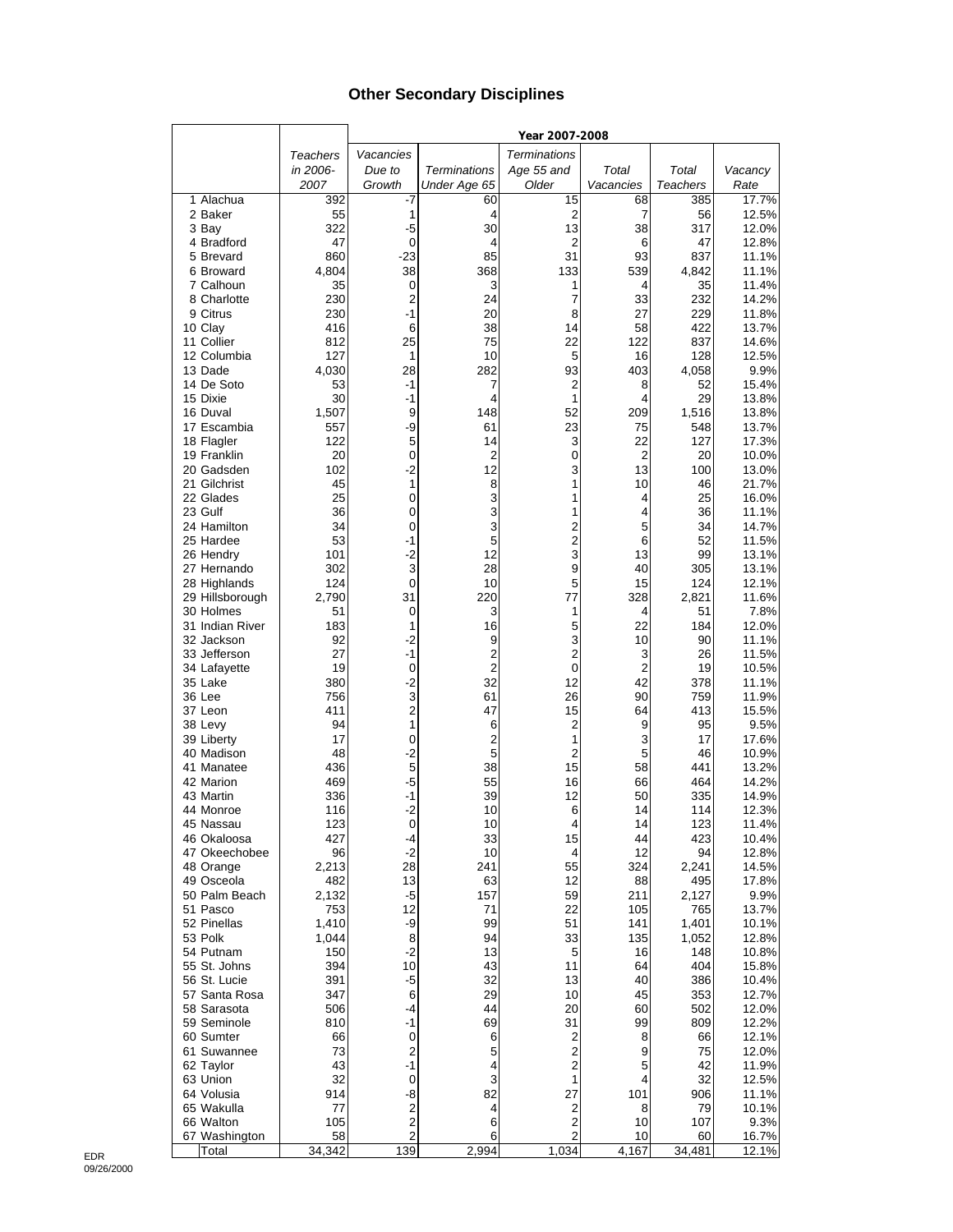# Other Secondary Disciplines

| | Teachers in 2006-2007 | Year 2007-2008 | | | | | |
|---|---|---|---|---|---|---|---|
| | | Vacancies Due to Growth | Terminations Under Age 65 | Terminations Age 55 and Older | Total Vacancies | Total Teachers | Vacancy Rate |
| 1 Alachua | 392 | -7 | 60 | 15 | 68 | 385 | 17.7% |
| 2 Baker | 55 | 1 | 4 | 2 | 7 | 56 | 12.5% |
| 3 Bay | 322 | -5 | 30 | 13 | 38 | 317 | 12.0% |
| 4 Bradford | 47 | 0 | 4 | 2 | 6 | 47 | 12.8% |
| 5 Brevard | 860 | -23 | 85 | 31 | 93 | 837 | 11.1% |
| 6 Broward | 4,804 | 38 | 368 | 133 | 539 | 4,842 | 11.1% |
| 7 Calhoun | 35 | 0 | 3 | 1 | 4 | 35 | 11.4% |
| 8 Charlotte | 230 | 2 | 24 | 7 | 33 | 232 | 14.2% |
| 9 Citrus | 230 | -1 | 20 | 8 | 27 | 229 | 11.8% |
| 10 Clay | 416 | 6 | 38 | 14 | 58 | 422 | 13.7% |
| 11 Collier | 812 | 25 | 75 | 22 | 122 | 837 | 14.6% |
| 12 Columbia | 127 | 1 | 10 | 5 | 16 | 128 | 12.5% |
| 13 Dade | 4,030 | 28 | 282 | 93 | 403 | 4,058 | 9.9% |
| 14 De Soto | 53 | -1 | 7 | 2 | 8 | 52 | 15.4% |
| 15 Dixie | 30 | -1 | 4 | 1 | 4 | 29 | 13.8% |
| 16 Duval | 1,507 | 9 | 148 | 52 | 209 | 1,516 | 13.8% |
| 17 Escambia | 557 | -9 | 61 | 23 | 75 | 548 | 13.7% |
| 18 Flagler | 122 | 5 | 14 | 3 | 22 | 127 | 17.3% |
| 19 Franklin | 20 | 0 | 2 | 0 | 2 | 20 | 10.0% |
| 20 Gadsden | 102 | -2 | 12 | 3 | 13 | 100 | 13.0% |
| 21 Gilchrist | 45 | 1 | 8 | 1 | 10 | 46 | 21.7% |
| 22 Glades | 25 | 0 | 3 | 1 | 4 | 25 | 16.0% |
| 23 Gulf | 36 | 0 | 3 | 1 | 4 | 36 | 11.1% |
| 24 Hamilton | 34 | 0 | 3 | 2 | 5 | 34 | 14.7% |
| 25 Hardee | 53 | -1 | 5 | 2 | 6 | 52 | 11.5% |
| 26 Hendry | 101 | -2 | 12 | 3 | 13 | 99 | 13.1% |
| 27 Hernando | 302 | 3 | 28 | 9 | 40 | 305 | 13.1% |
| 28 Highlands | 124 | 0 | 10 | 5 | 15 | 124 | 12.1% |
| 29 Hillsborough | 2,790 | 31 | 220 | 77 | 328 | 2,821 | 11.6% |
| 30 Holmes | 51 | 0 | 3 | 1 | 4 | 51 | 7.8% |
| 31 Indian River | 183 | 1 | 16 | 5 | 22 | 184 | 12.0% |
| 32 Jackson | 92 | -2 | 9 | 3 | 10 | 90 | 11.1% |
| 33 Jefferson | 27 | -1 | 2 | 2 | 3 | 26 | 11.5% |
| 34 Lafayette | 19 | 0 | 2 | 0 | 2 | 19 | 10.5% |
| 35 Lake | 380 | -2 | 32 | 12 | 42 | 378 | 11.1% |
| 36 Lee | 756 | 3 | 61 | 26 | 90 | 759 | 11.9% |
| 37 Leon | 411 | 2 | 47 | 15 | 64 | 413 | 15.5% |
| 38 Levy | 94 | 1 | 6 | 2 | 9 | 95 | 9.5% |
| 39 Liberty | 17 | 0 | 2 | 1 | 3 | 17 | 17.6% |
| 40 Madison | 48 | -2 | 5 | 2 | 5 | 46 | 10.9% |
| 41 Manatee | 436 | 5 | 38 | 15 | 58 | 441 | 13.2% |
| 42 Marion | 469 | -5 | 55 | 16 | 66 | 464 | 14.2% |
| 43 Martin | 336 | -1 | 39 | 12 | 50 | 335 | 14.9% |
| 44 Monroe | 116 | -2 | 10 | 6 | 14 | 114 | 12.3% |
| 45 Nassau | 123 | 0 | 10 | 4 | 14 | 123 | 11.4% |
| 46 Okaloosa | 427 | -4 | 33 | 15 | 44 | 423 | 10.4% |
| 47 Okeechobee | 96 | -2 | 10 | 4 | 12 | 94 | 12.8% |
| 48 Orange | 2,213 | 28 | 241 | 55 | 324 | 2,241 | 14.5% |
| 49 Osceola | 482 | 13 | 63 | 12 | 88 | 495 | 17.8% |
| 50 Palm Beach | 2,132 | -5 | 157 | 59 | 211 | 2,127 | 9.9% |
| 51 Pasco | 753 | 12 | 71 | 22 | 105 | 765 | 13.7% |
| 52 Pinellas | 1,410 | -9 | 99 | 51 | 141 | 1,401 | 10.1% |
| 53 Polk | 1,044 | 8 | 94 | 33 | 135 | 1,052 | 12.8% |
| 54 Putnam | 150 | -2 | 13 | 5 | 16 | 148 | 10.8% |
| 55 St. Johns | 394 | 10 | 43 | 11 | 64 | 404 | 15.8% |
| 56 St. Lucie | 391 | -5 | 32 | 13 | 40 | 386 | 10.4% |
| 57 Santa Rosa | 347 | 6 | 29 | 10 | 45 | 353 | 12.7% |
| 58 Sarasota | 506 | -4 | 44 | 20 | 60 | 502 | 12.0% |
| 59 Seminole | 810 | -1 | 69 | 31 | 99 | 809 | 12.2% |
| 60 Sumter | 66 | 0 | 6 | 2 | 8 | 66 | 12.1% |
| 61 Suwannee | 73 | 2 | 5 | 2 | 9 | 75 | 12.0% |
| 62 Taylor | 43 | -1 | 4 | 2 | 5 | 42 | 11.9% |
| 63 Union | 32 | 0 | 3 | 1 | 4 | 32 | 12.5% |
| 64 Volusia | 914 | -8 | 82 | 27 | 101 | 906 | 11.1% |
| 65 Wakulla | 77 | 2 | 4 | 2 | 8 | 79 | 10.1% |
| 66 Walton | 105 | 2 | 6 | 2 | 10 | 107 | 9.3% |
| 67 Washington | 58 | 2 | 6 | 2 | 10 | 60 | 16.7% |
| Total | 34,342 | 139 | 2,994 | 1,034 | 4,167 | 34,481 | 12.1% |

EDR
09/26/2000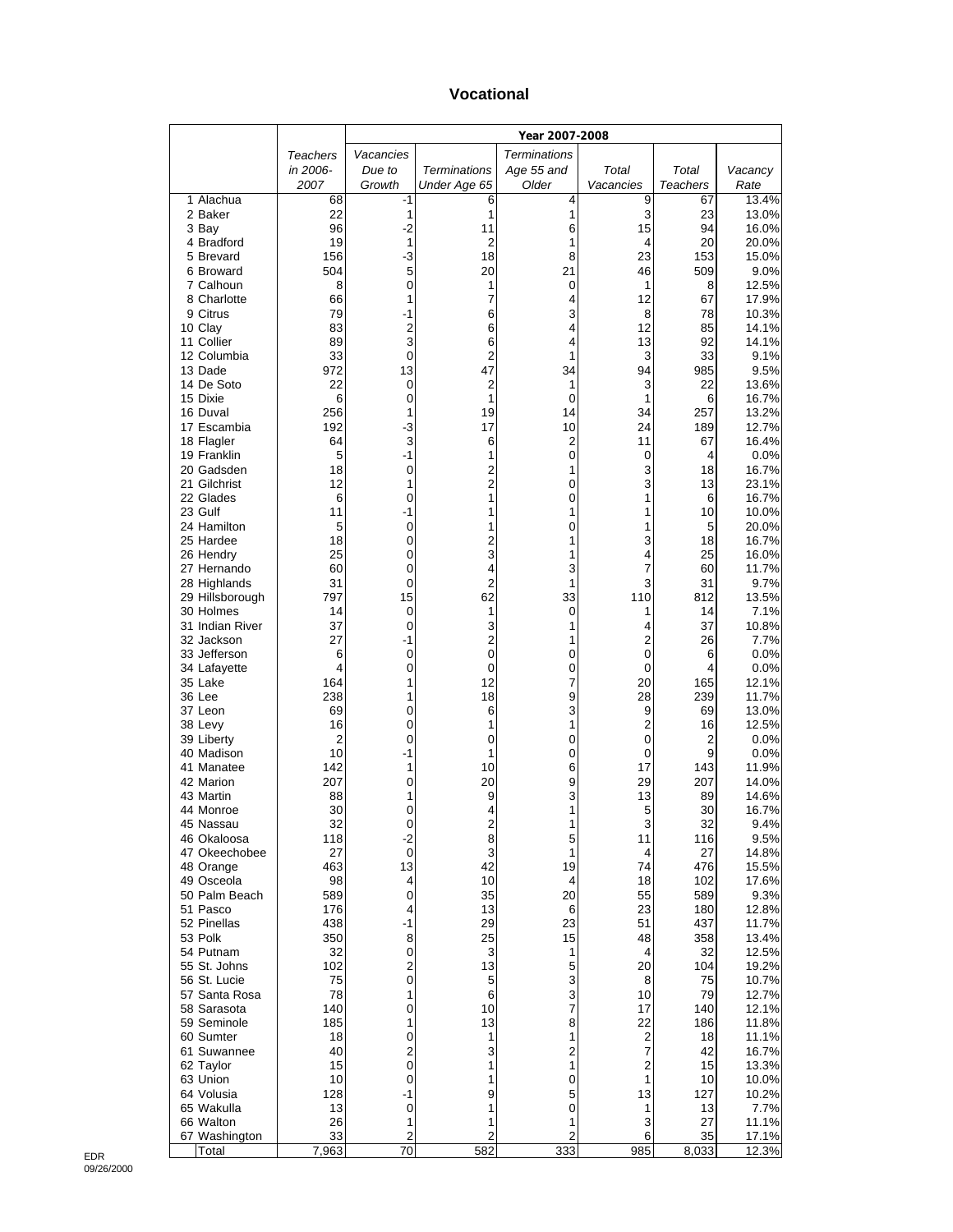## Vocational

| | Teachers in 2006-2007 | Year 2007-2008 | | | | | |
|---|---|---|---|---|---|---|---|
| | | Vacancies Due to Growth | Terminations Under Age 65 | Terminations Age 55 and Older | Total Vacancies | Total Teachers | Vacancy Rate |
| 1 Alachua | 68 | -1 | 6 | 4 | 9 | 67 | 13.4% |
| 2 Baker | 22 | 1 | 1 | 1 | 3 | 23 | 13.0% |
| 3 Bay | 96 | -2 | 11 | 6 | 15 | 94 | 16.0% |
| 4 Bradford | 19 | 1 | 2 | 1 | 4 | 20 | 20.0% |
| 5 Brevard | 156 | -3 | 18 | 8 | 23 | 153 | 15.0% |
| 6 Broward | 504 | 5 | 20 | 21 | 46 | 509 | 9.0% |
| 7 Calhoun | 8 | 0 | 1 | 0 | 1 | 8 | 12.5% |
| 8 Charlotte | 66 | 1 | 7 | 4 | 12 | 67 | 17.9% |
| 9 Citrus | 79 | -1 | 6 | 3 | 8 | 78 | 10.3% |
| 10 Clay | 83 | 2 | 6 | 4 | 12 | 85 | 14.1% |
| 11 Collier | 89 | 3 | 6 | 4 | 13 | 92 | 14.1% |
| 12 Columbia | 33 | 0 | 2 | 1 | 3 | 33 | 9.1% |
| 13 Dade | 972 | 13 | 47 | 34 | 94 | 985 | 9.5% |
| 14 De Soto | 22 | 0 | 2 | 1 | 3 | 22 | 13.6% |
| 15 Dixie | 6 | 0 | 1 | 0 | 1 | 6 | 16.7% |
| 16 Duval | 256 | 1 | 19 | 14 | 34 | 257 | 13.2% |
| 17 Escambia | 192 | -3 | 17 | 10 | 24 | 189 | 12.7% |
| 18 Flagler | 64 | 3 | 6 | 2 | 11 | 67 | 16.4% |
| 19 Franklin | 5 | -1 | 1 | 0 | 0 | 4 | 0.0% |
| 20 Gadsden | 18 | 0 | 2 | 1 | 3 | 18 | 16.7% |
| 21 Gilchrist | 12 | 1 | 2 | 0 | 3 | 13 | 23.1% |
| 22 Glades | 6 | 0 | 1 | 0 | 1 | 6 | 16.7% |
| 23 Gulf | 11 | -1 | 1 | 1 | 1 | 10 | 10.0% |
| 24 Hamilton | 5 | 0 | 1 | 0 | 1 | 5 | 20.0% |
| 25 Hardee | 18 | 0 | 2 | 1 | 3 | 18 | 16.7% |
| 26 Hendry | 25 | 0 | 3 | 1 | 4 | 25 | 16.0% |
| 27 Hernando | 60 | 0 | 4 | 3 | 7 | 60 | 11.7% |
| 28 Highlands | 31 | 0 | 2 | 1 | 3 | 31 | 9.7% |
| 29 Hillsborough | 797 | 15 | 62 | 33 | 110 | 812 | 13.5% |
| 30 Holmes | 14 | 0 | 1 | 0 | 1 | 14 | 7.1% |
| 31 Indian River | 37 | 0 | 3 | 1 | 4 | 37 | 10.8% |
| 32 Jackson | 27 | -1 | 2 | 1 | 2 | 26 | 7.7% |
| 33 Jefferson | 6 | 0 | 0 | 0 | 0 | 6 | 0.0% |
| 34 Lafayette | 4 | 0 | 0 | 0 | 0 | 4 | 0.0% |
| 35 Lake | 164 | 1 | 12 | 7 | 20 | 165 | 12.1% |
| 36 Lee | 238 | 1 | 18 | 9 | 28 | 239 | 11.7% |
| 37 Leon | 69 | 0 | 6 | 3 | 9 | 69 | 13.0% |
| 38 Levy | 16 | 0 | 1 | 1 | 2 | 16 | 12.5% |
| 39 Liberty | 2 | 0 | 0 | 0 | 0 | 2 | 0.0% |
| 40 Madison | 10 | -1 | 1 | 0 | 0 | 9 | 0.0% |
| 41 Manatee | 142 | 1 | 10 | 6 | 17 | 143 | 11.9% |
| 42 Marion | 207 | 0 | 20 | 9 | 29 | 207 | 14.0% |
| 43 Martin | 88 | 1 | 9 | 3 | 13 | 89 | 14.6% |
| 44 Monroe | 30 | 0 | 4 | 1 | 5 | 30 | 16.7% |
| 45 Nassau | 32 | 0 | 2 | 1 | 3 | 32 | 9.4% |
| 46 Okaloosa | 118 | -2 | 8 | 5 | 11 | 116 | 9.5% |
| 47 Okeechobee | 27 | 0 | 3 | 1 | 4 | 27 | 14.8% |
| 48 Orange | 463 | 13 | 42 | 19 | 74 | 476 | 15.5% |
| 49 Osceola | 98 | 4 | 10 | 4 | 18 | 102 | 17.6% |
| 50 Palm Beach | 589 | 0 | 35 | 20 | 55 | 589 | 9.3% |
| 51 Pasco | 176 | 4 | 13 | 6 | 23 | 180 | 12.8% |
| 52 Pinellas | 438 | -1 | 29 | 23 | 51 | 437 | 11.7% |
| 53 Polk | 350 | 8 | 25 | 15 | 48 | 358 | 13.4% |
| 54 Putnam | 32 | 0 | 3 | 1 | 4 | 32 | 12.5% |
| 55 St. Johns | 102 | 2 | 13 | 5 | 20 | 104 | 19.2% |
| 56 St. Lucie | 75 | 0 | 5 | 3 | 8 | 75 | 10.7% |
| 57 Santa Rosa | 78 | 1 | 6 | 3 | 10 | 79 | 12.7% |
| 58 Sarasota | 140 | 0 | 10 | 7 | 17 | 140 | 12.1% |
| 59 Seminole | 185 | 1 | 13 | 8 | 22 | 186 | 11.8% |
| 60 Sumter | 18 | 0 | 1 | 1 | 2 | 18 | 11.1% |
| 61 Suwannee | 40 | 2 | 3 | 2 | 7 | 42 | 16.7% |
| 62 Taylor | 15 | 0 | 1 | 1 | 2 | 15 | 13.3% |
| 63 Union | 10 | 0 | 1 | 0 | 1 | 10 | 10.0% |
| 64 Volusia | 128 | -1 | 9 | 5 | 13 | 127 | 10.2% |
| 65 Wakulla | 13 | 0 | 1 | 0 | 1 | 13 | 7.7% |
| 66 Walton | 26 | 1 | 1 | 1 | 3 | 27 | 11.1% |
| 67 Washington | 33 | 2 | 2 | 2 | 6 | 35 | 17.1% |
| Total | 7,963 | 70 | 582 | 333 | 985 | 8,033 | 12.3% |

EDR
09/26/2000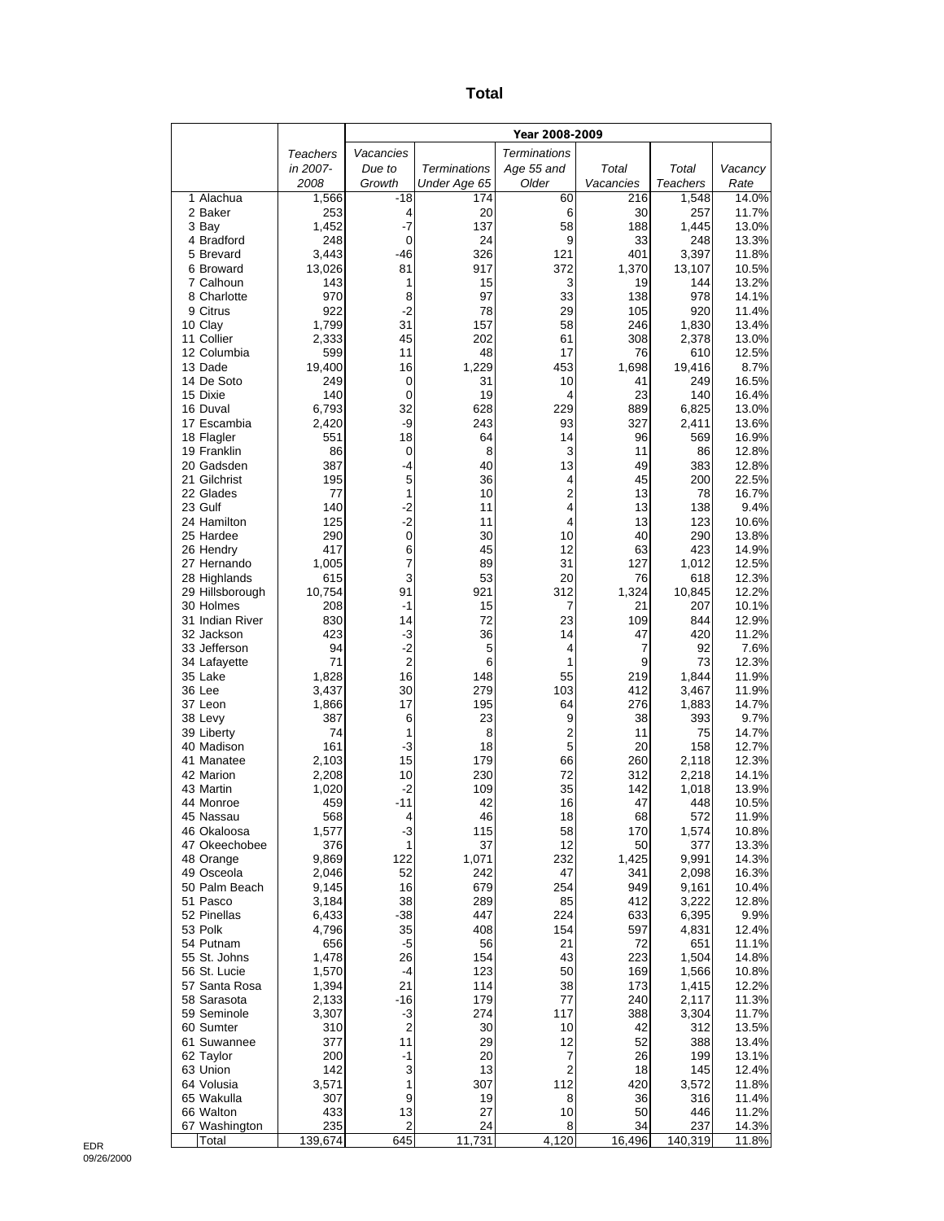# Total

| | Teachers in 2007-2008 | Year 2008-2009 | | | | | |
|---|---|---|---|---|---|---|---|
| | | *Vacancies Due to Growth* | *Terminations Under Age 65* | *Terminations Age 55 and Older* | *Total Vacancies* | *Total Teachers* | *Vacancy Rate* |
| 1 Alachua | 1,566 | -18 | 174 | 60 | 216 | 1,548 | 14.0% |
| 2 Baker | 253 | 4 | 20 | 6 | 30 | 257 | 11.7% |
| 3 Bay | 1,452 | -7 | 137 | 58 | 188 | 1,445 | 13.0% |
| 4 Bradford | 248 | 0 | 24 | 9 | 33 | 248 | 13.3% |
| 5 Brevard | 3,443 | -46 | 326 | 121 | 401 | 3,397 | 11.8% |
| 6 Broward | 13,026 | 81 | 917 | 372 | 1,370 | 13,107 | 10.5% |
| 7 Calhoun | 143 | 1 | 15 | 3 | 19 | 144 | 13.2% |
| 8 Charlotte | 970 | 8 | 97 | 33 | 138 | 978 | 14.1% |
| 9 Citrus | 922 | -2 | 78 | 29 | 105 | 920 | 11.4% |
| 10 Clay | 1,799 | 31 | 157 | 58 | 246 | 1,830 | 13.4% |
| 11 Collier | 2,333 | 45 | 202 | 61 | 308 | 2,378 | 13.0% |
| 12 Columbia | 599 | 11 | 48 | 17 | 76 | 610 | 12.5% |
| 13 Dade | 19,400 | 16 | 1,229 | 453 | 1,698 | 19,416 | 8.7% |
| 14 De Soto | 249 | 0 | 31 | 10 | 41 | 249 | 16.5% |
| 15 Dixie | 140 | 0 | 19 | 4 | 23 | 140 | 16.4% |
| 16 Duval | 6,793 | 32 | 628 | 229 | 889 | 6,825 | 13.0% |
| 17 Escambia | 2,420 | -9 | 243 | 93 | 327 | 2,411 | 13.6% |
| 18 Flagler | 551 | 18 | 64 | 14 | 96 | 569 | 16.9% |
| 19 Franklin | 86 | 0 | 8 | 3 | 11 | 86 | 12.8% |
| 20 Gadsden | 387 | -4 | 40 | 13 | 49 | 383 | 12.8% |
| 21 Gilchrist | 195 | 5 | 36 | 4 | 45 | 200 | 22.5% |
| 22 Glades | 77 | 1 | 10 | 2 | 13 | 78 | 16.7% |
| 23 Gulf | 140 | -2 | 11 | 4 | 13 | 138 | 9.4% |
| 24 Hamilton | 125 | -2 | 11 | 4 | 13 | 123 | 10.6% |
| 25 Hardee | 290 | 0 | 30 | 10 | 40 | 290 | 13.8% |
| 26 Hendry | 417 | 6 | 45 | 12 | 63 | 423 | 14.9% |
| 27 Hernando | 1,005 | 7 | 89 | 31 | 127 | 1,012 | 12.5% |
| 28 Highlands | 615 | 3 | 53 | 20 | 76 | 618 | 12.3% |
| 29 Hillsborough | 10,754 | 91 | 921 | 312 | 1,324 | 10,845 | 12.2% |
| 30 Holmes | 208 | -1 | 15 | 7 | 21 | 207 | 10.1% |
| 31 Indian River | 830 | 14 | 72 | 23 | 109 | 844 | 12.9% |
| 32 Jackson | 423 | -3 | 36 | 14 | 47 | 420 | 11.2% |
| 33 Jefferson | 94 | -2 | 5 | 4 | 7 | 92 | 7.6% |
| 34 Lafayette | 71 | 2 | 6 | 1 | 9 | 73 | 12.3% |
| 35 Lake | 1,828 | 16 | 148 | 55 | 219 | 1,844 | 11.9% |
| 36 Lee | 3,437 | 30 | 279 | 103 | 412 | 3,467 | 11.9% |
| 37 Leon | 1,866 | 17 | 195 | 64 | 276 | 1,883 | 14.7% |
| 38 Levy | 387 | 6 | 23 | 9 | 38 | 393 | 9.7% |
| 39 Liberty | 74 | 1 | 8 | 2 | 11 | 75 | 14.7% |
| 40 Madison | 161 | -3 | 18 | 5 | 20 | 158 | 12.7% |
| 41 Manatee | 2,103 | 15 | 179 | 66 | 260 | 2,118 | 12.3% |
| 42 Marion | 2,208 | 10 | 230 | 72 | 312 | 2,218 | 14.1% |
| 43 Martin | 1,020 | -2 | 109 | 35 | 142 | 1,018 | 13.9% |
| 44 Monroe | 459 | -11 | 42 | 16 | 47 | 448 | 10.5% |
| 45 Nassau | 568 | 4 | 46 | 18 | 68 | 572 | 11.9% |
| 46 Okaloosa | 1,577 | -3 | 115 | 58 | 170 | 1,574 | 10.8% |
| 47 Okeechobee | 376 | 1 | 37 | 12 | 50 | 377 | 13.3% |
| 48 Orange | 9,869 | 122 | 1,071 | 232 | 1,425 | 9,991 | 14.3% |
| 49 Osceola | 2,046 | 52 | 242 | 47 | 341 | 2,098 | 16.3% |
| 50 Palm Beach | 9,145 | 16 | 679 | 254 | 949 | 9,161 | 10.4% |
| 51 Pasco | 3,184 | 38 | 289 | 85 | 412 | 3,222 | 12.8% |
| 52 Pinellas | 6,433 | -38 | 447 | 224 | 633 | 6,395 | 9.9% |
| 53 Polk | 4,796 | 35 | 408 | 154 | 597 | 4,831 | 12.4% |
| 54 Putnam | 656 | -5 | 56 | 21 | 72 | 651 | 11.1% |
| 55 St. Johns | 1,478 | 26 | 154 | 43 | 223 | 1,504 | 14.8% |
| 56 St. Lucie | 1,570 | -4 | 123 | 50 | 169 | 1,566 | 10.8% |
| 57 Santa Rosa | 1,394 | 21 | 114 | 38 | 173 | 1,415 | 12.2% |
| 58 Sarasota | 2,133 | -16 | 179 | 77 | 240 | 2,117 | 11.3% |
| 59 Seminole | 3,307 | -3 | 274 | 117 | 388 | 3,304 | 11.7% |
| 60 Sumter | 310 | 2 | 30 | 10 | 42 | 312 | 13.5% |
| 61 Suwannee | 377 | 11 | 29 | 12 | 52 | 388 | 13.4% |
| 62 Taylor | 200 | -1 | 20 | 7 | 26 | 199 | 13.1% |
| 63 Union | 142 | 3 | 13 | 2 | 18 | 145 | 12.4% |
| 64 Volusia | 3,571 | 1 | 307 | 112 | 420 | 3,572 | 11.8% |
| 65 Wakulla | 307 | 9 | 19 | 8 | 36 | 316 | 11.4% |
| 66 Walton | 433 | 13 | 27 | 10 | 50 | 446 | 11.2% |
| 67 Washington | 235 | 2 | 24 | 8 | 34 | 237 | 14.3% |
| Total | 139,674 | 645 | 11,731 | 4,120 | 16,496 | 140,319 | 11.8% |

EDR
09/26/2000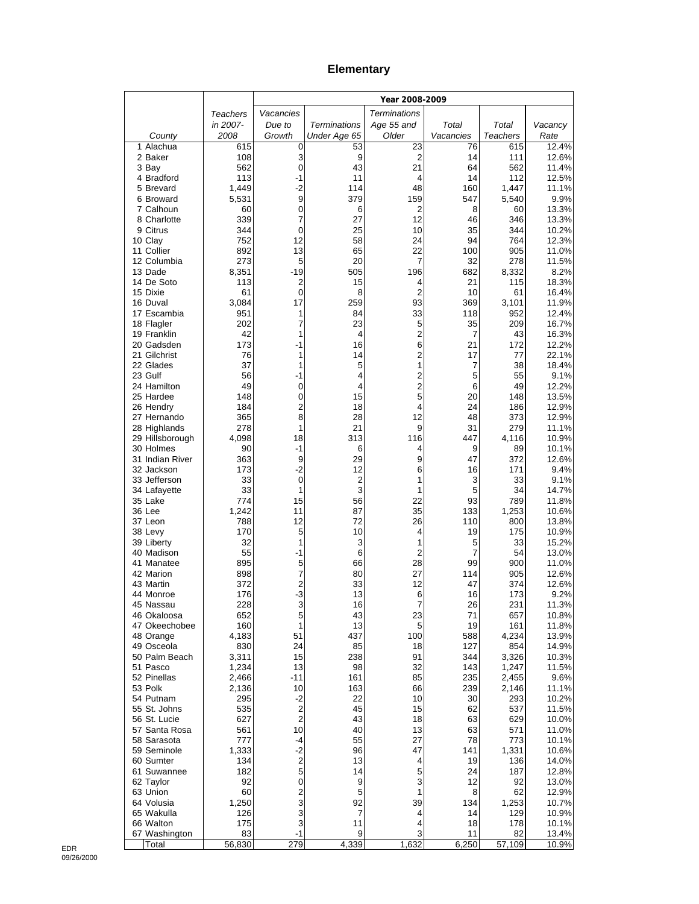# Elementary

| County | Teachers in 2007-2008 | Year 2008-2009 | | | | | |
|---|---|---|---|---|---|---|---|
| | | Vacancies Due to Growth | Terminations Under Age 65 | Terminations Age 55 and Older | Total Vacancies | Total Teachers | Vacancy Rate |
| 1 Alachua | 615 | 0 | 53 | 23 | 76 | 615 | 12.4% |
| 2 Baker | 108 | 3 | 9 | 2 | 14 | 111 | 12.6% |
| 3 Bay | 562 | 0 | 43 | 21 | 64 | 562 | 11.4% |
| 4 Bradford | 113 | -1 | 11 | 4 | 14 | 112 | 12.5% |
| 5 Brevard | 1,449 | -2 | 114 | 48 | 160 | 1,447 | 11.1% |
| 6 Broward | 5,531 | 9 | 379 | 159 | 547 | 5,540 | 9.9% |
| 7 Calhoun | 60 | 0 | 6 | 2 | 8 | 60 | 13.3% |
| 8 Charlotte | 339 | 7 | 27 | 12 | 46 | 346 | 13.3% |
| 9 Citrus | 344 | 0 | 25 | 10 | 35 | 344 | 10.2% |
| 10 Clay | 752 | 12 | 58 | 24 | 94 | 764 | 12.3% |
| 11 Collier | 892 | 13 | 65 | 22 | 100 | 905 | 11.0% |
| 12 Columbia | 273 | 5 | 20 | 7 | 32 | 278 | 11.5% |
| 13 Dade | 8,351 | -19 | 505 | 196 | 682 | 8,332 | 8.2% |
| 14 De Soto | 113 | 2 | 15 | 4 | 21 | 115 | 18.3% |
| 15 Dixie | 61 | 0 | 8 | 2 | 10 | 61 | 16.4% |
| 16 Duval | 3,084 | 17 | 259 | 93 | 369 | 3,101 | 11.9% |
| 17 Escambia | 951 | 1 | 84 | 33 | 118 | 952 | 12.4% |
| 18 Flagler | 202 | 7 | 23 | 5 | 35 | 209 | 16.7% |
| 19 Franklin | 42 | 1 | 4 | 2 | 7 | 43 | 16.3% |
| 20 Gadsden | 173 | -1 | 16 | 6 | 21 | 172 | 12.2% |
| 21 Gilchrist | 76 | 1 | 14 | 2 | 17 | 77 | 22.1% |
| 22 Glades | 37 | 1 | 5 | 1 | 7 | 38 | 18.4% |
| 23 Gulf | 56 | -1 | 4 | 2 | 5 | 55 | 9.1% |
| 24 Hamilton | 49 | 0 | 4 | 2 | 6 | 49 | 12.2% |
| 25 Hardee | 148 | 0 | 15 | 5 | 20 | 148 | 13.5% |
| 26 Hendry | 184 | 2 | 18 | 4 | 24 | 186 | 12.9% |
| 27 Hernando | 365 | 8 | 28 | 12 | 48 | 373 | 12.9% |
| 28 Highlands | 278 | 1 | 21 | 9 | 31 | 279 | 11.1% |
| 29 Hillsborough | 4,098 | 18 | 313 | 116 | 447 | 4,116 | 10.9% |
| 30 Holmes | 90 | -1 | 6 | 4 | 9 | 89 | 10.1% |
| 31 Indian River | 363 | 9 | 29 | 9 | 47 | 372 | 12.6% |
| 32 Jackson | 173 | -2 | 12 | 6 | 16 | 171 | 9.4% |
| 33 Jefferson | 33 | 0 | 2 | 1 | 3 | 33 | 9.1% |
| 34 Lafayette | 33 | 1 | 3 | 1 | 5 | 34 | 14.7% |
| 35 Lake | 774 | 15 | 56 | 22 | 93 | 789 | 11.8% |
| 36 Lee | 1,242 | 11 | 87 | 35 | 133 | 1,253 | 10.6% |
| 37 Leon | 788 | 12 | 72 | 26 | 110 | 800 | 13.8% |
| 38 Levy | 170 | 5 | 10 | 4 | 19 | 175 | 10.9% |
| 39 Liberty | 32 | 1 | 3 | 1 | 5 | 33 | 15.2% |
| 40 Madison | 55 | -1 | 6 | 2 | 7 | 54 | 13.0% |
| 41 Manatee | 895 | 5 | 66 | 28 | 99 | 900 | 11.0% |
| 42 Marion | 898 | 7 | 80 | 27 | 114 | 905 | 12.6% |
| 43 Martin | 372 | 2 | 33 | 12 | 47 | 374 | 12.6% |
| 44 Monroe | 176 | -3 | 13 | 6 | 16 | 173 | 9.2% |
| 45 Nassau | 228 | 3 | 16 | 7 | 26 | 231 | 11.3% |
| 46 Okaloosa | 652 | 5 | 43 | 23 | 71 | 657 | 10.8% |
| 47 Okeechobee | 160 | 1 | 13 | 5 | 19 | 161 | 11.8% |
| 48 Orange | 4,183 | 51 | 437 | 100 | 588 | 4,234 | 13.9% |
| 49 Osceola | 830 | 24 | 85 | 18 | 127 | 854 | 14.9% |
| 50 Palm Beach | 3,311 | 15 | 238 | 91 | 344 | 3,326 | 10.3% |
| 51 Pasco | 1,234 | 13 | 98 | 32 | 143 | 1,247 | 11.5% |
| 52 Pinellas | 2,466 | -11 | 161 | 85 | 235 | 2,455 | 9.6% |
| 53 Polk | 2,136 | 10 | 163 | 66 | 239 | 2,146 | 11.1% |
| 54 Putnam | 295 | -2 | 22 | 10 | 30 | 293 | 10.2% |
| 55 St. Johns | 535 | 2 | 45 | 15 | 62 | 537 | 11.5% |
| 56 St. Lucie | 627 | 2 | 43 | 18 | 63 | 629 | 10.0% |
| 57 Santa Rosa | 561 | 10 | 40 | 13 | 63 | 571 | 11.0% |
| 58 Sarasota | 777 | -4 | 55 | 27 | 78 | 773 | 10.1% |
| 59 Seminole | 1,333 | -2 | 96 | 47 | 141 | 1,331 | 10.6% |
| 60 Sumter | 134 | 2 | 13 | 4 | 19 | 136 | 14.0% |
| 61 Suwannee | 182 | 5 | 14 | 5 | 24 | 187 | 12.8% |
| 62 Taylor | 92 | 0 | 9 | 3 | 12 | 92 | 13.0% |
| 63 Union | 60 | 2 | 5 | 1 | 8 | 62 | 12.9% |
| 64 Volusia | 1,250 | 3 | 92 | 39 | 134 | 1,253 | 10.7% |
| 65 Wakulla | 126 | 3 | 7 | 4 | 14 | 129 | 10.9% |
| 66 Walton | 175 | 3 | 11 | 4 | 18 | 178 | 10.1% |
| 67 Washington | 83 | -1 | 9 | 3 | 11 | 82 | 13.4% |
| Total | 56,830 | 279 | 4,339 | 1,632 | 6,250 | 57,109 | 10.9% |

EDR
09/26/2000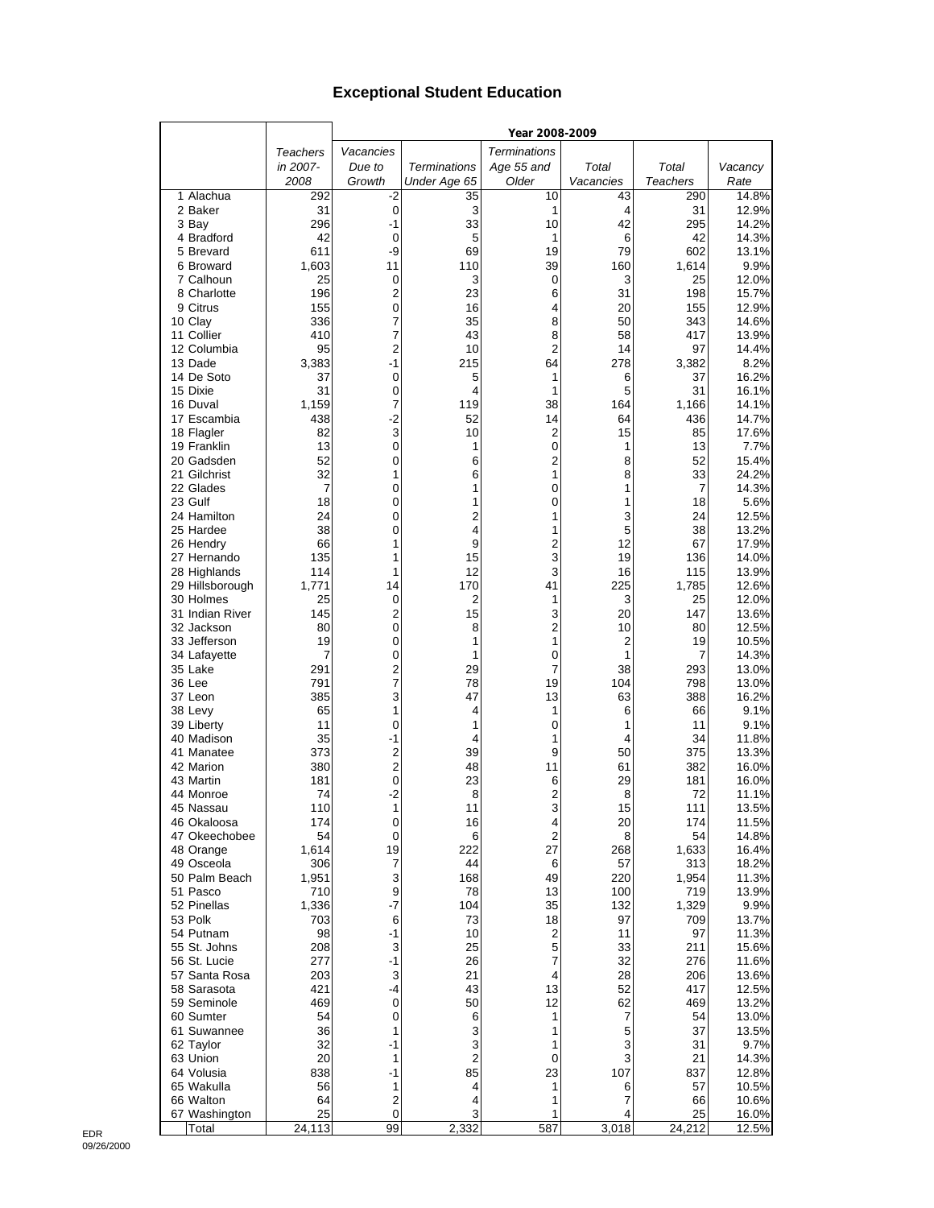# Exceptional Student Education

| | Teachers in 2007-2008 | Year 2008-2009 | | | | | |
|---|---|---|---|---|---|---|---|
| | | Vacancies Due to Growth | Terminations Under Age 65 | Terminations Age 55 and Older | Total Vacancies | Total Teachers | Vacancy Rate |
| 1 Alachua | 292 | -2 | 35 | 10 | 43 | 290 | 14.8% |
| 2 Baker | 31 | 0 | 3 | 1 | 4 | 31 | 12.9% |
| 3 Bay | 296 | -1 | 33 | 10 | 42 | 295 | 14.2% |
| 4 Bradford | 42 | 0 | 5 | 1 | 6 | 42 | 14.3% |
| 5 Brevard | 611 | -9 | 69 | 19 | 79 | 602 | 13.1% |
| 6 Broward | 1,603 | 11 | 110 | 39 | 160 | 1,614 | 9.9% |
| 7 Calhoun | 25 | 0 | 3 | 0 | 3 | 25 | 12.0% |
| 8 Charlotte | 196 | 2 | 23 | 6 | 31 | 198 | 15.7% |
| 9 Citrus | 155 | 0 | 16 | 4 | 20 | 155 | 12.9% |
| 10 Clay | 336 | 7 | 35 | 8 | 50 | 343 | 14.6% |
| 11 Collier | 410 | 7 | 43 | 8 | 58 | 417 | 13.9% |
| 12 Columbia | 95 | 2 | 10 | 2 | 14 | 97 | 14.4% |
| 13 Dade | 3,383 | -1 | 215 | 64 | 278 | 3,382 | 8.2% |
| 14 De Soto | 37 | 0 | 5 | 1 | 6 | 37 | 16.2% |
| 15 Dixie | 31 | 0 | 4 | 1 | 5 | 31 | 16.1% |
| 16 Duval | 1,159 | 7 | 119 | 38 | 164 | 1,166 | 14.1% |
| 17 Escambia | 438 | -2 | 52 | 14 | 64 | 436 | 14.7% |
| 18 Flagler | 82 | 3 | 10 | 2 | 15 | 85 | 17.6% |
| 19 Franklin | 13 | 0 | 1 | 0 | 1 | 13 | 7.7% |
| 20 Gadsden | 52 | 0 | 6 | 2 | 8 | 52 | 15.4% |
| 21 Gilchrist | 32 | 1 | 6 | 1 | 8 | 33 | 24.2% |
| 22 Glades | 7 | 0 | 1 | 0 | 1 | 7 | 14.3% |
| 23 Gulf | 18 | 0 | 1 | 0 | 1 | 18 | 5.6% |
| 24 Hamilton | 24 | 0 | 2 | 1 | 3 | 24 | 12.5% |
| 25 Hardee | 38 | 0 | 4 | 1 | 5 | 38 | 13.2% |
| 26 Hendry | 66 | 1 | 9 | 2 | 12 | 67 | 17.9% |
| 27 Hernando | 135 | 1 | 15 | 3 | 19 | 136 | 14.0% |
| 28 Highlands | 114 | 1 | 12 | 3 | 16 | 115 | 13.9% |
| 29 Hillsborough | 1,771 | 14 | 170 | 41 | 225 | 1,785 | 12.6% |
| 30 Holmes | 25 | 0 | 2 | 1 | 3 | 25 | 12.0% |
| 31 Indian River | 145 | 2 | 15 | 3 | 20 | 147 | 13.6% |
| 32 Jackson | 80 | 0 | 8 | 2 | 10 | 80 | 12.5% |
| 33 Jefferson | 19 | 0 | 1 | 1 | 2 | 19 | 10.5% |
| 34 Lafayette | 7 | 0 | 1 | 0 | 1 | 7 | 14.3% |
| 35 Lake | 291 | 2 | 29 | 7 | 38 | 293 | 13.0% |
| 36 Lee | 791 | 7 | 78 | 19 | 104 | 798 | 13.0% |
| 37 Leon | 385 | 3 | 47 | 13 | 63 | 388 | 16.2% |
| 38 Levy | 65 | 1 | 4 | 1 | 6 | 66 | 9.1% |
| 39 Liberty | 11 | 0 | 1 | 0 | 1 | 11 | 9.1% |
| 40 Madison | 35 | -1 | 4 | 1 | 4 | 34 | 11.8% |
| 41 Manatee | 373 | 2 | 39 | 9 | 50 | 375 | 13.3% |
| 42 Marion | 380 | 2 | 48 | 11 | 61 | 382 | 16.0% |
| 43 Martin | 181 | 0 | 23 | 6 | 29 | 181 | 16.0% |
| 44 Monroe | 74 | -2 | 8 | 2 | 8 | 72 | 11.1% |
| 45 Nassau | 110 | 1 | 11 | 3 | 15 | 111 | 13.5% |
| 46 Okaloosa | 174 | 0 | 16 | 4 | 20 | 174 | 11.5% |
| 47 Okeechobee | 54 | 0 | 6 | 2 | 8 | 54 | 14.8% |
| 48 Orange | 1,614 | 19 | 222 | 27 | 268 | 1,633 | 16.4% |
| 49 Osceola | 306 | 7 | 44 | 6 | 57 | 313 | 18.2% |
| 50 Palm Beach | 1,951 | 3 | 168 | 49 | 220 | 1,954 | 11.3% |
| 51 Pasco | 710 | 9 | 78 | 13 | 100 | 719 | 13.9% |
| 52 Pinellas | 1,336 | -7 | 104 | 35 | 132 | 1,329 | 9.9% |
| 53 Polk | 703 | 6 | 73 | 18 | 97 | 709 | 13.7% |
| 54 Putnam | 98 | -1 | 10 | 2 | 11 | 97 | 11.3% |
| 55 St. Johns | 208 | 3 | 25 | 5 | 33 | 211 | 15.6% |
| 56 St. Lucie | 277 | -1 | 26 | 7 | 32 | 276 | 11.6% |
| 57 Santa Rosa | 203 | 3 | 21 | 4 | 28 | 206 | 13.6% |
| 58 Sarasota | 421 | -4 | 43 | 13 | 52 | 417 | 12.5% |
| 59 Seminole | 469 | 0 | 50 | 12 | 62 | 469 | 13.2% |
| 60 Sumter | 54 | 0 | 6 | 1 | 7 | 54 | 13.0% |
| 61 Suwannee | 36 | 1 | 3 | 1 | 5 | 37 | 13.5% |
| 62 Taylor | 32 | -1 | 3 | 1 | 3 | 31 | 9.7% |
| 63 Union | 20 | 1 | 2 | 0 | 3 | 21 | 14.3% |
| 64 Volusia | 838 | -1 | 85 | 23 | 107 | 837 | 12.8% |
| 65 Wakulla | 56 | 1 | 4 | 1 | 6 | 57 | 10.5% |
| 66 Walton | 64 | 2 | 4 | 1 | 7 | 66 | 10.6% |
| 67 Washington | 25 | 0 | 3 | 1 | 4 | 25 | 16.0% |
| Total | 24,113 | 99 | 2,332 | 587 | 3,018 | 24,212 | 12.5% |

EDR
09/26/2000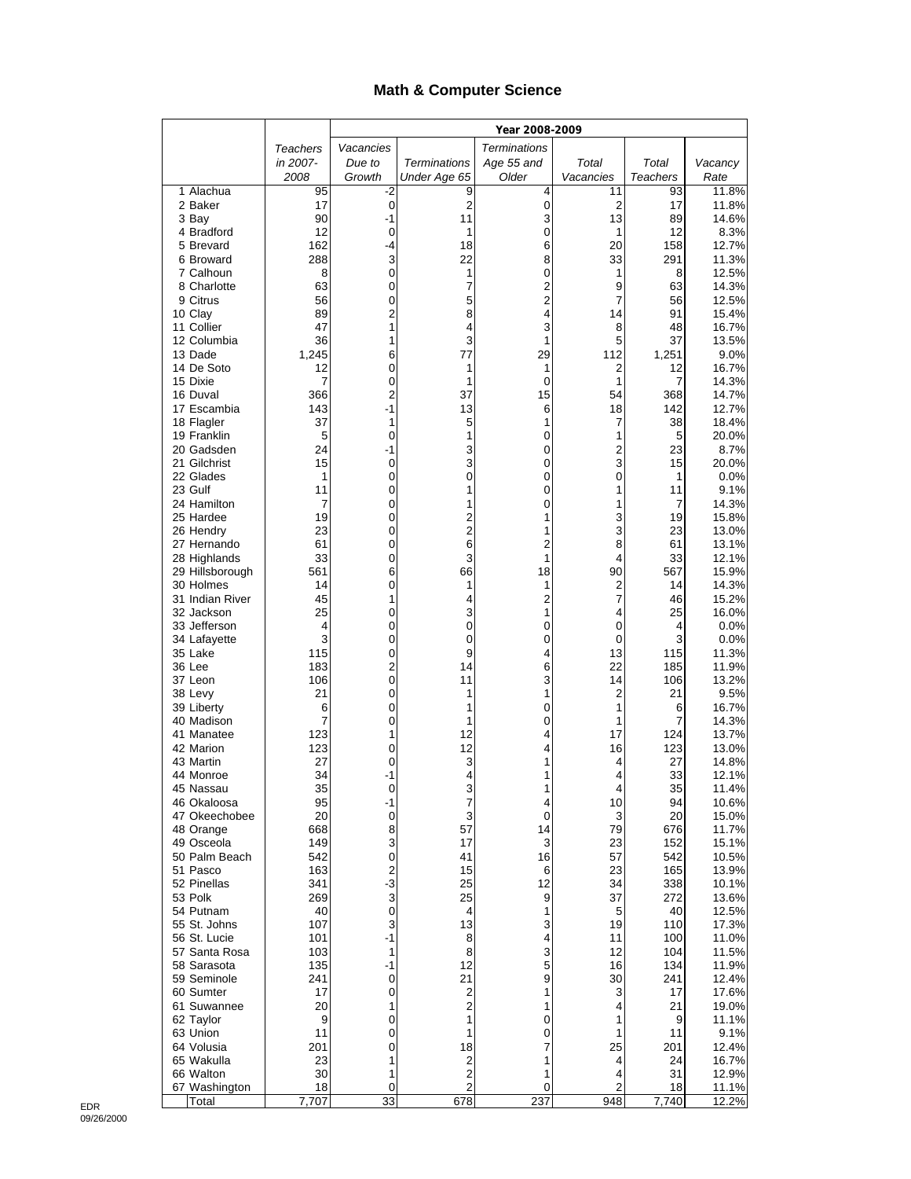# Math & Computer Science

| | Teachers in 2007-2008 | Year 2008-2009 | | | | | |
|---|---|---|---|---|---|---|---|
| | | Vacancies Due to Growth | Terminations Under Age 65 | Terminations Age 55 and Older | Total Vacancies | Total Teachers | Vacancy Rate |
| 1 Alachua | 95 | -2 | 9 | 4 | 11 | 93 | 11.8% |
| 2 Baker | 17 | 0 | 2 | 0 | 2 | 17 | 11.8% |
| 3 Bay | 90 | -1 | 11 | 3 | 13 | 89 | 14.6% |
| 4 Bradford | 12 | 0 | 1 | 0 | 1 | 12 | 8.3% |
| 5 Brevard | 162 | -4 | 18 | 6 | 20 | 158 | 12.7% |
| 6 Broward | 288 | 3 | 22 | 8 | 33 | 291 | 11.3% |
| 7 Calhoun | 8 | 0 | 1 | 0 | 1 | 8 | 12.5% |
| 8 Charlotte | 63 | 0 | 7 | 2 | 9 | 63 | 14.3% |
| 9 Citrus | 56 | 0 | 5 | 2 | 7 | 56 | 12.5% |
| 10 Clay | 89 | 2 | 8 | 4 | 14 | 91 | 15.4% |
| 11 Collier | 47 | 1 | 4 | 3 | 8 | 48 | 16.7% |
| 12 Columbia | 36 | 1 | 3 | 1 | 5 | 37 | 13.5% |
| 13 Dade | 1,245 | 6 | 77 | 29 | 112 | 1,251 | 9.0% |
| 14 De Soto | 12 | 0 | 1 | 1 | 2 | 12 | 16.7% |
| 15 Dixie | 7 | 0 | 1 | 0 | 1 | 7 | 14.3% |
| 16 Duval | 366 | 2 | 37 | 15 | 54 | 368 | 14.7% |
| 17 Escambia | 143 | -1 | 13 | 6 | 18 | 142 | 12.7% |
| 18 Flagler | 37 | 1 | 5 | 1 | 7 | 38 | 18.4% |
| 19 Franklin | 5 | 0 | 1 | 0 | 1 | 5 | 20.0% |
| 20 Gadsden | 24 | -1 | 3 | 0 | 2 | 23 | 8.7% |
| 21 Gilchrist | 15 | 0 | 3 | 0 | 3 | 15 | 20.0% |
| 22 Glades | 1 | 0 | 0 | 0 | 0 | 1 | 0.0% |
| 23 Gulf | 11 | 0 | 1 | 0 | 1 | 11 | 9.1% |
| 24 Hamilton | 7 | 0 | 1 | 0 | 1 | 7 | 14.3% |
| 25 Hardee | 19 | 0 | 2 | 1 | 3 | 19 | 15.8% |
| 26 Hendry | 23 | 0 | 2 | 1 | 3 | 23 | 13.0% |
| 27 Hernando | 61 | 0 | 6 | 2 | 8 | 61 | 13.1% |
| 28 Highlands | 33 | 0 | 3 | 1 | 4 | 33 | 12.1% |
| 29 Hillsborough | 561 | 6 | 66 | 18 | 90 | 567 | 15.9% |
| 30 Holmes | 14 | 0 | 1 | 1 | 2 | 14 | 14.3% |
| 31 Indian River | 45 | 1 | 4 | 2 | 7 | 46 | 15.2% |
| 32 Jackson | 25 | 0 | 3 | 1 | 4 | 25 | 16.0% |
| 33 Jefferson | 4 | 0 | 0 | 0 | 0 | 4 | 0.0% |
| 34 Lafayette | 3 | 0 | 0 | 0 | 0 | 3 | 0.0% |
| 35 Lake | 115 | 0 | 9 | 4 | 13 | 115 | 11.3% |
| 36 Lee | 183 | 2 | 14 | 6 | 22 | 185 | 11.9% |
| 37 Leon | 106 | 0 | 11 | 3 | 14 | 106 | 13.2% |
| 38 Levy | 21 | 0 | 1 | 1 | 2 | 21 | 9.5% |
| 39 Liberty | 6 | 0 | 1 | 0 | 1 | 6 | 16.7% |
| 40 Madison | 7 | 0 | 1 | 0 | 1 | 7 | 14.3% |
| 41 Manatee | 123 | 1 | 12 | 4 | 17 | 124 | 13.7% |
| 42 Marion | 123 | 0 | 12 | 4 | 16 | 123 | 13.0% |
| 43 Martin | 27 | 0 | 3 | 1 | 4 | 27 | 14.8% |
| 44 Monroe | 34 | -1 | 4 | 1 | 4 | 33 | 12.1% |
| 45 Nassau | 35 | 0 | 3 | 1 | 4 | 35 | 11.4% |
| 46 Okaloosa | 95 | -1 | 7 | 4 | 10 | 94 | 10.6% |
| 47 Okeechobee | 20 | 0 | 3 | 0 | 3 | 20 | 15.0% |
| 48 Orange | 668 | 8 | 57 | 14 | 79 | 676 | 11.7% |
| 49 Osceola | 149 | 3 | 17 | 3 | 23 | 152 | 15.1% |
| 50 Palm Beach | 542 | 0 | 41 | 16 | 57 | 542 | 10.5% |
| 51 Pasco | 163 | 2 | 15 | 6 | 23 | 165 | 13.9% |
| 52 Pinellas | 341 | -3 | 25 | 12 | 34 | 338 | 10.1% |
| 53 Polk | 269 | 3 | 25 | 9 | 37 | 272 | 13.6% |
| 54 Putnam | 40 | 0 | 4 | 1 | 5 | 40 | 12.5% |
| 55 St. Johns | 107 | 3 | 13 | 3 | 19 | 110 | 17.3% |
| 56 St. Lucie | 101 | -1 | 8 | 4 | 11 | 100 | 11.0% |
| 57 Santa Rosa | 103 | 1 | 8 | 3 | 12 | 104 | 11.5% |
| 58 Sarasota | 135 | -1 | 12 | 5 | 16 | 134 | 11.9% |
| 59 Seminole | 241 | 0 | 21 | 9 | 30 | 241 | 12.4% |
| 60 Sumter | 17 | 0 | 2 | 1 | 3 | 17 | 17.6% |
| 61 Suwannee | 20 | 1 | 2 | 1 | 4 | 21 | 19.0% |
| 62 Taylor | 9 | 0 | 1 | 0 | 1 | 9 | 11.1% |
| 63 Union | 11 | 0 | 1 | 0 | 1 | 11 | 9.1% |
| 64 Volusia | 201 | 0 | 18 | 7 | 25 | 201 | 12.4% |
| 65 Wakulla | 23 | 1 | 2 | 1 | 4 | 24 | 16.7% |
| 66 Walton | 30 | 1 | 2 | 1 | 4 | 31 | 12.9% |
| 67 Washington | 18 | 0 | 2 | 0 | 2 | 18 | 11.1% |
| Total | 7,707 | 33 | 678 | 237 | 948 | 7,740 | 12.2% |

EDR
09/26/2000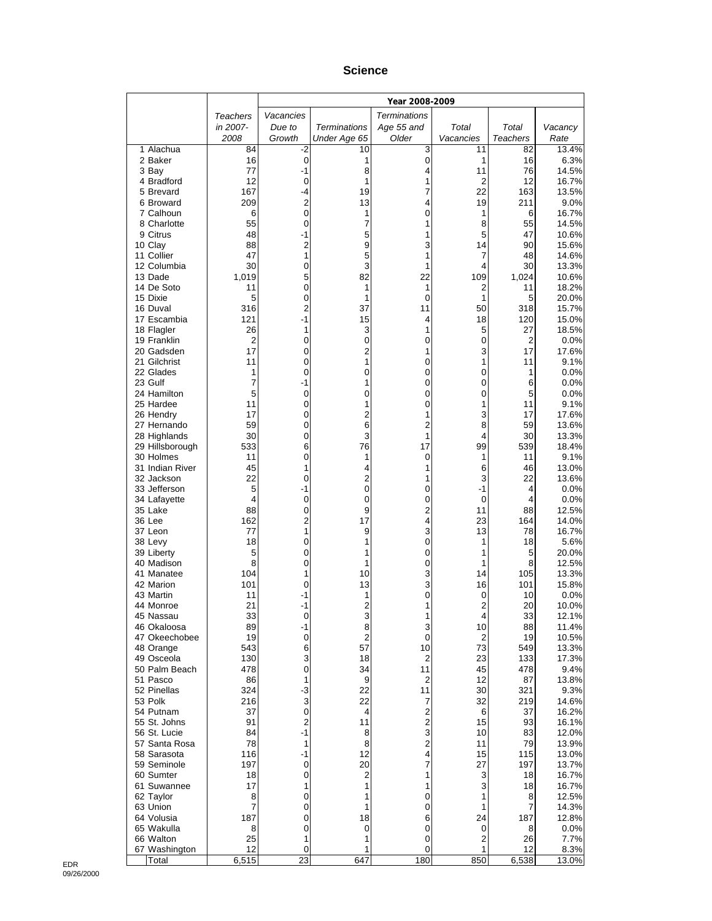# Science

| | Teachers in 2007-2008 | Year 2008-2009 | | | | | |
|---|---|---|---|---|---|---|---|
| | | *Vacancies Due to Growth* | *Terminations Under Age 65* | *Terminations Age 55 and Older* | *Total Vacancies* | *Total Teachers* | *Vacancy Rate* |
| 1 Alachua | 84 | -2 | 10 | 3 | 11 | 82 | 13.4% |
| 2 Baker | 16 | 0 | 1 | 0 | 1 | 16 | 6.3% |
| 3 Bay | 77 | -1 | 8 | 4 | 11 | 76 | 14.5% |
| 4 Bradford | 12 | 0 | 1 | 1 | 2 | 12 | 16.7% |
| 5 Brevard | 167 | -4 | 19 | 7 | 22 | 163 | 13.5% |
| 6 Broward | 209 | 2 | 13 | 4 | 19 | 211 | 9.0% |
| 7 Calhoun | 6 | 0 | 1 | 0 | 1 | 6 | 16.7% |
| 8 Charlotte | 55 | 0 | 7 | 1 | 8 | 55 | 14.5% |
| 9 Citrus | 48 | -1 | 5 | 1 | 5 | 47 | 10.6% |
| 10 Clay | 88 | 2 | 9 | 3 | 14 | 90 | 15.6% |
| 11 Collier | 47 | 1 | 5 | 1 | 7 | 48 | 14.6% |
| 12 Columbia | 30 | 0 | 3 | 1 | 4 | 30 | 13.3% |
| 13 Dade | 1,019 | 5 | 82 | 22 | 109 | 1,024 | 10.6% |
| 14 De Soto | 11 | 0 | 1 | 1 | 2 | 11 | 18.2% |
| 15 Dixie | 5 | 0 | 1 | 0 | 1 | 5 | 20.0% |
| 16 Duval | 316 | 2 | 37 | 11 | 50 | 318 | 15.7% |
| 17 Escambia | 121 | -1 | 15 | 4 | 18 | 120 | 15.0% |
| 18 Flagler | 26 | 1 | 3 | 1 | 5 | 27 | 18.5% |
| 19 Franklin | 2 | 0 | 0 | 0 | 0 | 2 | 0.0% |
| 20 Gadsden | 17 | 0 | 2 | 1 | 3 | 17 | 17.6% |
| 21 Gilchrist | 11 | 0 | 1 | 0 | 1 | 11 | 9.1% |
| 22 Glades | 1 | 0 | 0 | 0 | 0 | 1 | 0.0% |
| 23 Gulf | 7 | -1 | 1 | 0 | 0 | 6 | 0.0% |
| 24 Hamilton | 5 | 0 | 0 | 0 | 0 | 5 | 0.0% |
| 25 Hardee | 11 | 0 | 1 | 0 | 1 | 11 | 9.1% |
| 26 Hendry | 17 | 0 | 2 | 1 | 3 | 17 | 17.6% |
| 27 Hernando | 59 | 0 | 6 | 2 | 8 | 59 | 13.6% |
| 28 Highlands | 30 | 0 | 3 | 1 | 4 | 30 | 13.3% |
| 29 Hillsborough | 533 | 6 | 76 | 17 | 99 | 539 | 18.4% |
| 30 Holmes | 11 | 0 | 1 | 0 | 1 | 11 | 9.1% |
| 31 Indian River | 45 | 1 | 4 | 1 | 6 | 46 | 13.0% |
| 32 Jackson | 22 | 0 | 2 | 1 | 3 | 22 | 13.6% |
| 33 Jefferson | 5 | -1 | 0 | 0 | -1 | 4 | 0.0% |
| 34 Lafayette | 4 | 0 | 0 | 0 | 0 | 4 | 0.0% |
| 35 Lake | 88 | 0 | 9 | 2 | 11 | 88 | 12.5% |
| 36 Lee | 162 | 2 | 17 | 4 | 23 | 164 | 14.0% |
| 37 Leon | 77 | 1 | 9 | 3 | 13 | 78 | 16.7% |
| 38 Levy | 18 | 0 | 1 | 0 | 1 | 18 | 5.6% |
| 39 Liberty | 5 | 0 | 1 | 0 | 1 | 5 | 20.0% |
| 40 Madison | 8 | 0 | 1 | 0 | 1 | 8 | 12.5% |
| 41 Manatee | 104 | 1 | 10 | 3 | 14 | 105 | 13.3% |
| 42 Marion | 101 | 0 | 13 | 3 | 16 | 101 | 15.8% |
| 43 Martin | 11 | -1 | 1 | 0 | 0 | 10 | 0.0% |
| 44 Monroe | 21 | -1 | 2 | 1 | 2 | 20 | 10.0% |
| 45 Nassau | 33 | 0 | 3 | 1 | 4 | 33 | 12.1% |
| 46 Okaloosa | 89 | -1 | 8 | 3 | 10 | 88 | 11.4% |
| 47 Okeechobee | 19 | 0 | 2 | 0 | 2 | 19 | 10.5% |
| 48 Orange | 543 | 6 | 57 | 10 | 73 | 549 | 13.3% |
| 49 Osceola | 130 | 3 | 18 | 2 | 23 | 133 | 17.3% |
| 50 Palm Beach | 478 | 0 | 34 | 11 | 45 | 478 | 9.4% |
| 51 Pasco | 86 | 1 | 9 | 2 | 12 | 87 | 13.8% |
| 52 Pinellas | 324 | -3 | 22 | 11 | 30 | 321 | 9.3% |
| 53 Polk | 216 | 3 | 22 | 7 | 32 | 219 | 14.6% |
| 54 Putnam | 37 | 0 | 4 | 2 | 6 | 37 | 16.2% |
| 55 St. Johns | 91 | 2 | 11 | 2 | 15 | 93 | 16.1% |
| 56 St. Lucie | 84 | -1 | 8 | 3 | 10 | 83 | 12.0% |
| 57 Santa Rosa | 78 | 1 | 8 | 2 | 11 | 79 | 13.9% |
| 58 Sarasota | 116 | -1 | 12 | 4 | 15 | 115 | 13.0% |
| 59 Seminole | 197 | 0 | 20 | 7 | 27 | 197 | 13.7% |
| 60 Sumter | 18 | 0 | 2 | 1 | 3 | 18 | 16.7% |
| 61 Suwannee | 17 | 1 | 1 | 1 | 3 | 18 | 16.7% |
| 62 Taylor | 8 | 0 | 1 | 0 | 1 | 8 | 12.5% |
| 63 Union | 7 | 0 | 1 | 0 | 1 | 7 | 14.3% |
| 64 Volusia | 187 | 0 | 18 | 6 | 24 | 187 | 12.8% |
| 65 Wakulla | 8 | 0 | 0 | 0 | 0 | 8 | 0.0% |
| 66 Walton | 25 | 1 | 1 | 0 | 2 | 26 | 7.7% |
| 67 Washington | 12 | 0 | 1 | 0 | 1 | 12 | 8.3% |
| Total | 6,515 | 23 | 647 | 180 | 850 | 6,538 | 13.0% |

EDR
09/26/2000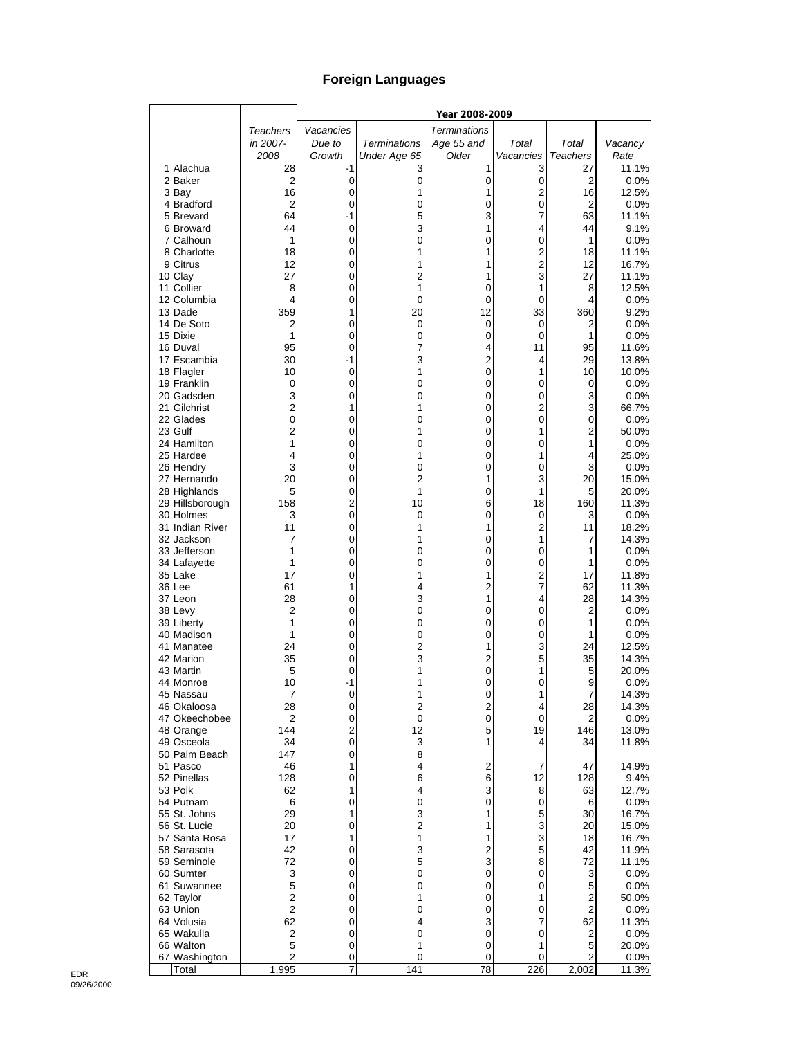# Foreign Languages

| | Teachers in 2007-2008 | Year 2008-2009 | | | | | |
|---|---|---|---|---|---|---|---|
| | | Vacancies Due to Growth | Terminations Under Age 65 | Terminations Age 55 and Older | Total Vacancies | Total Teachers | Vacancy Rate |
| 1 Alachua | 28 | -1 | 3 | 1 | 3 | 27 | 11.1% |
| 2 Baker | 2 | 0 | 0 | 0 | 0 | 2 | 0.0% |
| 3 Bay | 16 | 0 | 1 | 1 | 2 | 16 | 12.5% |
| 4 Bradford | 2 | 0 | 0 | 0 | 0 | 2 | 0.0% |
| 5 Brevard | 64 | -1 | 5 | 3 | 7 | 63 | 11.1% |
| 6 Broward | 44 | 0 | 3 | 1 | 4 | 44 | 9.1% |
| 7 Calhoun | 1 | 0 | 0 | 0 | 0 | 1 | 0.0% |
| 8 Charlotte | 18 | 0 | 1 | 1 | 2 | 18 | 11.1% |
| 9 Citrus | 12 | 0 | 1 | 1 | 2 | 12 | 16.7% |
| 10 Clay | 27 | 0 | 2 | 1 | 3 | 27 | 11.1% |
| 11 Collier | 8 | 0 | 1 | 0 | 1 | 8 | 12.5% |
| 12 Columbia | 4 | 0 | 0 | 0 | 0 | 4 | 0.0% |
| 13 Dade | 359 | 1 | 20 | 12 | 33 | 360 | 9.2% |
| 14 De Soto | 2 | 0 | 0 | 0 | 0 | 2 | 0.0% |
| 15 Dixie | 1 | 0 | 0 | 0 | 0 | 1 | 0.0% |
| 16 Duval | 95 | 0 | 7 | 4 | 11 | 95 | 11.6% |
| 17 Escambia | 30 | -1 | 3 | 2 | 4 | 29 | 13.8% |
| 18 Flagler | 10 | 0 | 1 | 0 | 1 | 10 | 10.0% |
| 19 Franklin | 0 | 0 | 0 | 0 | 0 | 0 | 0.0% |
| 20 Gadsden | 3 | 0 | 0 | 0 | 0 | 3 | 0.0% |
| 21 Gilchrist | 2 | 1 | 1 | 0 | 2 | 3 | 66.7% |
| 22 Glades | 0 | 0 | 0 | 0 | 0 | 0 | 0.0% |
| 23 Gulf | 2 | 0 | 1 | 0 | 1 | 2 | 50.0% |
| 24 Hamilton | 1 | 0 | 0 | 0 | 0 | 1 | 0.0% |
| 25 Hardee | 4 | 0 | 1 | 0 | 1 | 4 | 25.0% |
| 26 Hendry | 3 | 0 | 0 | 0 | 0 | 3 | 0.0% |
| 27 Hernando | 20 | 0 | 2 | 1 | 3 | 20 | 15.0% |
| 28 Highlands | 5 | 0 | 1 | 0 | 1 | 5 | 20.0% |
| 29 Hillsborough | 158 | 2 | 10 | 6 | 18 | 160 | 11.3% |
| 30 Holmes | 3 | 0 | 0 | 0 | 0 | 3 | 0.0% |
| 31 Indian River | 11 | 0 | 1 | 1 | 2 | 11 | 18.2% |
| 32 Jackson | 7 | 0 | 1 | 0 | 1 | 7 | 14.3% |
| 33 Jefferson | 1 | 0 | 0 | 0 | 0 | 1 | 0.0% |
| 34 Lafayette | 1 | 0 | 0 | 0 | 0 | 1 | 0.0% |
| 35 Lake | 17 | 0 | 1 | 1 | 2 | 17 | 11.8% |
| 36 Lee | 61 | 1 | 4 | 2 | 7 | 62 | 11.3% |
| 37 Leon | 28 | 0 | 3 | 1 | 4 | 28 | 14.3% |
| 38 Levy | 2 | 0 | 0 | 0 | 0 | 2 | 0.0% |
| 39 Liberty | 1 | 0 | 0 | 0 | 0 | 1 | 0.0% |
| 40 Madison | 1 | 0 | 0 | 0 | 0 | 1 | 0.0% |
| 41 Manatee | 24 | 0 | 2 | 1 | 3 | 24 | 12.5% |
| 42 Marion | 35 | 0 | 3 | 2 | 5 | 35 | 14.3% |
| 43 Martin | 5 | 0 | 1 | 0 | 1 | 5 | 20.0% |
| 44 Monroe | 10 | -1 | 1 | 0 | 0 | 9 | 0.0% |
| 45 Nassau | 7 | 0 | 1 | 0 | 1 | 7 | 14.3% |
| 46 Okaloosa | 28 | 0 | 2 | 2 | 4 | 28 | 14.3% |
| 47 Okeechobee | 2 | 0 | 0 | 0 | 0 | 2 | 0.0% |
| 48 Orange | 144 | 2 | 12 | 5 | 19 | 146 | 13.0% |
| 49 Osceola | 34 | 0 | 3 | 1 | 4 | 34 | 11.8% |
| 50 Palm Beach | 147 | 0 | 8 | | | | |
| 51 Pasco | 46 | 1 | 4 | 2 | 7 | 47 | 14.9% |
| 52 Pinellas | 128 | 0 | 6 | 6 | 12 | 128 | 9.4% |
| 53 Polk | 62 | 1 | 4 | 3 | 8 | 63 | 12.7% |
| 54 Putnam | 6 | 0 | 0 | 0 | 0 | 6 | 0.0% |
| 55 St. Johns | 29 | 1 | 3 | 1 | 5 | 30 | 16.7% |
| 56 St. Lucie | 20 | 0 | 2 | 1 | 3 | 20 | 15.0% |
| 57 Santa Rosa | 17 | 1 | 1 | 1 | 3 | 18 | 16.7% |
| 58 Sarasota | 42 | 0 | 3 | 2 | 5 | 42 | 11.9% |
| 59 Seminole | 72 | 0 | 5 | 3 | 8 | 72 | 11.1% |
| 60 Sumter | 3 | 0 | 0 | 0 | 0 | 3 | 0.0% |
| 61 Suwannee | 5 | 0 | 0 | 0 | 0 | 5 | 0.0% |
| 62 Taylor | 2 | 0 | 1 | 0 | 1 | 2 | 50.0% |
| 63 Union | 2 | 0 | 0 | 0 | 0 | 2 | 0.0% |
| 64 Volusia | 62 | 0 | 4 | 3 | 7 | 62 | 11.3% |
| 65 Wakulla | 2 | 0 | 0 | 0 | 0 | 2 | 0.0% |
| 66 Walton | 5 | 0 | 1 | 0 | 1 | 5 | 20.0% |
| 67 Washington | 2 | 0 | 0 | 0 | 0 | 2 | 0.0% |
| Total | 1,995 | 7 | 141 | 78 | 226 | 2,002 | 11.3% |

EDR
09/26/2000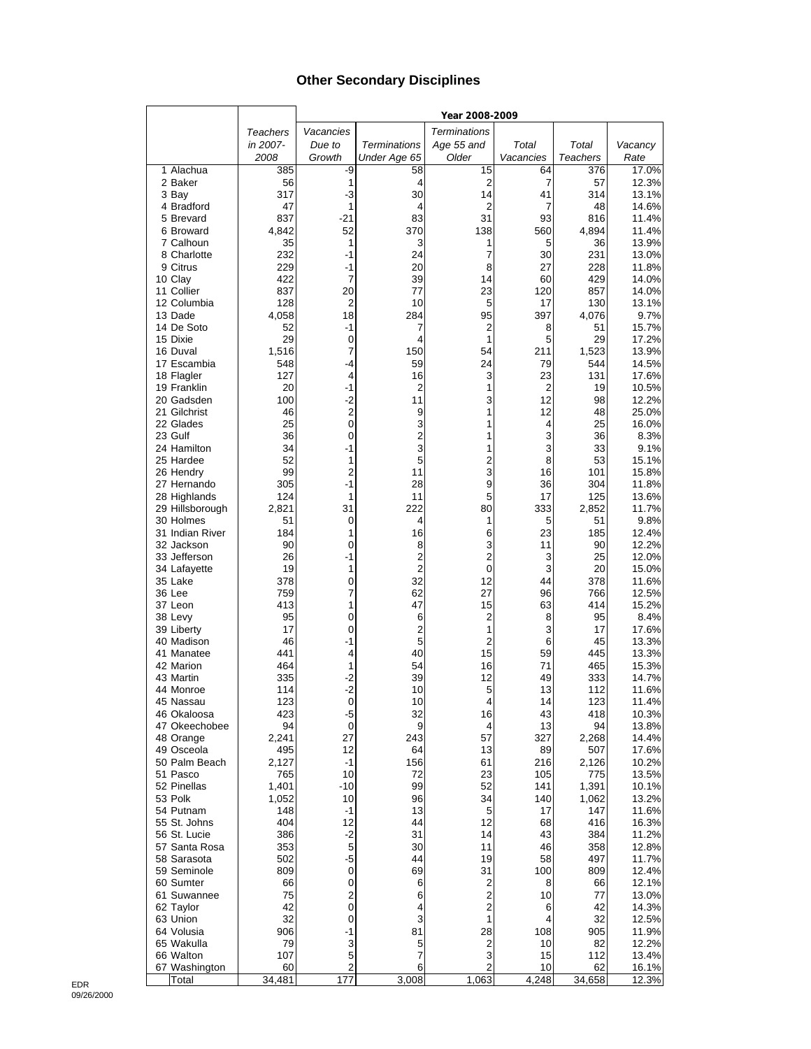# Other Secondary Disciplines

| | Teachers in 2007-2008 | Year 2008-2009 | | | | | |
|---|---|---|---|---|---|---|---|
| | | Vacancies Due to Growth | Terminations Under Age 65 | Terminations Age 55 and Older | Total Vacancies | Total Teachers | Vacancy Rate |
| 1 Alachua | 385 | -9 | 58 | 15 | 64 | 376 | 17.0% |
| 2 Baker | 56 | 1 | 4 | 2 | 7 | 57 | 12.3% |
| 3 Bay | 317 | -3 | 30 | 14 | 41 | 314 | 13.1% |
| 4 Bradford | 47 | 1 | 4 | 2 | 7 | 48 | 14.6% |
| 5 Brevard | 837 | -21 | 83 | 31 | 93 | 816 | 11.4% |
| 6 Broward | 4,842 | 52 | 370 | 138 | 560 | 4,894 | 11.4% |
| 7 Calhoun | 35 | 1 | 3 | 1 | 5 | 36 | 13.9% |
| 8 Charlotte | 232 | -1 | 24 | 7 | 30 | 231 | 13.0% |
| 9 Citrus | 229 | -1 | 20 | 8 | 27 | 228 | 11.8% |
| 10 Clay | 422 | 7 | 39 | 14 | 60 | 429 | 14.0% |
| 11 Collier | 837 | 20 | 77 | 23 | 120 | 857 | 14.0% |
| 12 Columbia | 128 | 2 | 10 | 5 | 17 | 130 | 13.1% |
| 13 Dade | 4,058 | 18 | 284 | 95 | 397 | 4,076 | 9.7% |
| 14 De Soto | 52 | -1 | 7 | 2 | 8 | 51 | 15.7% |
| 15 Dixie | 29 | 0 | 4 | 1 | 5 | 29 | 17.2% |
| 16 Duval | 1,516 | 7 | 150 | 54 | 211 | 1,523 | 13.9% |
| 17 Escambia | 548 | -4 | 59 | 24 | 79 | 544 | 14.5% |
| 18 Flagler | 127 | 4 | 16 | 3 | 23 | 131 | 17.6% |
| 19 Franklin | 20 | -1 | 2 | 1 | 2 | 19 | 10.5% |
| 20 Gadsden | 100 | -2 | 11 | 3 | 12 | 98 | 12.2% |
| 21 Gilchrist | 46 | 2 | 9 | 1 | 12 | 48 | 25.0% |
| 22 Glades | 25 | 0 | 3 | 1 | 4 | 25 | 16.0% |
| 23 Gulf | 36 | 0 | 2 | 1 | 3 | 36 | 8.3% |
| 24 Hamilton | 34 | -1 | 3 | 1 | 3 | 33 | 9.1% |
| 25 Hardee | 52 | 1 | 5 | 2 | 8 | 53 | 15.1% |
| 26 Hendry | 99 | 2 | 11 | 3 | 16 | 101 | 15.8% |
| 27 Hernando | 305 | -1 | 28 | 9 | 36 | 304 | 11.8% |
| 28 Highlands | 124 | 1 | 11 | 5 | 17 | 125 | 13.6% |
| 29 Hillsborough | 2,821 | 31 | 222 | 80 | 333 | 2,852 | 11.7% |
| 30 Holmes | 51 | 0 | 4 | 1 | 5 | 51 | 9.8% |
| 31 Indian River | 184 | 1 | 16 | 6 | 23 | 185 | 12.4% |
| 32 Jackson | 90 | 0 | 8 | 3 | 11 | 90 | 12.2% |
| 33 Jefferson | 26 | -1 | 2 | 2 | 3 | 25 | 12.0% |
| 34 Lafayette | 19 | 1 | 2 | 0 | 3 | 20 | 15.0% |
| 35 Lake | 378 | 0 | 32 | 12 | 44 | 378 | 11.6% |
| 36 Lee | 759 | 7 | 62 | 27 | 96 | 766 | 12.5% |
| 37 Leon | 413 | 1 | 47 | 15 | 63 | 414 | 15.2% |
| 38 Levy | 95 | 0 | 6 | 2 | 8 | 95 | 8.4% |
| 39 Liberty | 17 | 0 | 2 | 1 | 3 | 17 | 17.6% |
| 40 Madison | 46 | -1 | 5 | 2 | 6 | 45 | 13.3% |
| 41 Manatee | 441 | 4 | 40 | 15 | 59 | 445 | 13.3% |
| 42 Marion | 464 | 1 | 54 | 16 | 71 | 465 | 15.3% |
| 43 Martin | 335 | -2 | 39 | 12 | 49 | 333 | 14.7% |
| 44 Monroe | 114 | -2 | 10 | 5 | 13 | 112 | 11.6% |
| 45 Nassau | 123 | 0 | 10 | 4 | 14 | 123 | 11.4% |
| 46 Okaloosa | 423 | -5 | 32 | 16 | 43 | 418 | 10.3% |
| 47 Okeechobee | 94 | 0 | 9 | 4 | 13 | 94 | 13.8% |
| 48 Orange | 2,241 | 27 | 243 | 57 | 327 | 2,268 | 14.4% |
| 49 Osceola | 495 | 12 | 64 | 13 | 89 | 507 | 17.6% |
| 50 Palm Beach | 2,127 | -1 | 156 | 61 | 216 | 2,126 | 10.2% |
| 51 Pasco | 765 | 10 | 72 | 23 | 105 | 775 | 13.5% |
| 52 Pinellas | 1,401 | -10 | 99 | 52 | 141 | 1,391 | 10.1% |
| 53 Polk | 1,052 | 10 | 96 | 34 | 140 | 1,062 | 13.2% |
| 54 Putnam | 148 | -1 | 13 | 5 | 17 | 147 | 11.6% |
| 55 St. Johns | 404 | 12 | 44 | 12 | 68 | 416 | 16.3% |
| 56 St. Lucie | 386 | -2 | 31 | 14 | 43 | 384 | 11.2% |
| 57 Santa Rosa | 353 | 5 | 30 | 11 | 46 | 358 | 12.8% |
| 58 Sarasota | 502 | -5 | 44 | 19 | 58 | 497 | 11.7% |
| 59 Seminole | 809 | 0 | 69 | 31 | 100 | 809 | 12.4% |
| 60 Sumter | 66 | 0 | 6 | 2 | 8 | 66 | 12.1% |
| 61 Suwannee | 75 | 2 | 6 | 2 | 10 | 77 | 13.0% |
| 62 Taylor | 42 | 0 | 4 | 2 | 6 | 42 | 14.3% |
| 63 Union | 32 | 0 | 3 | 1 | 4 | 32 | 12.5% |
| 64 Volusia | 906 | -1 | 81 | 28 | 108 | 905 | 11.9% |
| 65 Wakulla | 79 | 3 | 5 | 2 | 10 | 82 | 12.2% |
| 66 Walton | 107 | 5 | 7 | 3 | 15 | 112 | 13.4% |
| 67 Washington | 60 | 2 | 6 | 2 | 10 | 62 | 16.1% |
| Total | 34,481 | 177 | 3,008 | 1,063 | 4,248 | 34,658 | 12.3% |

EDR
09/26/2000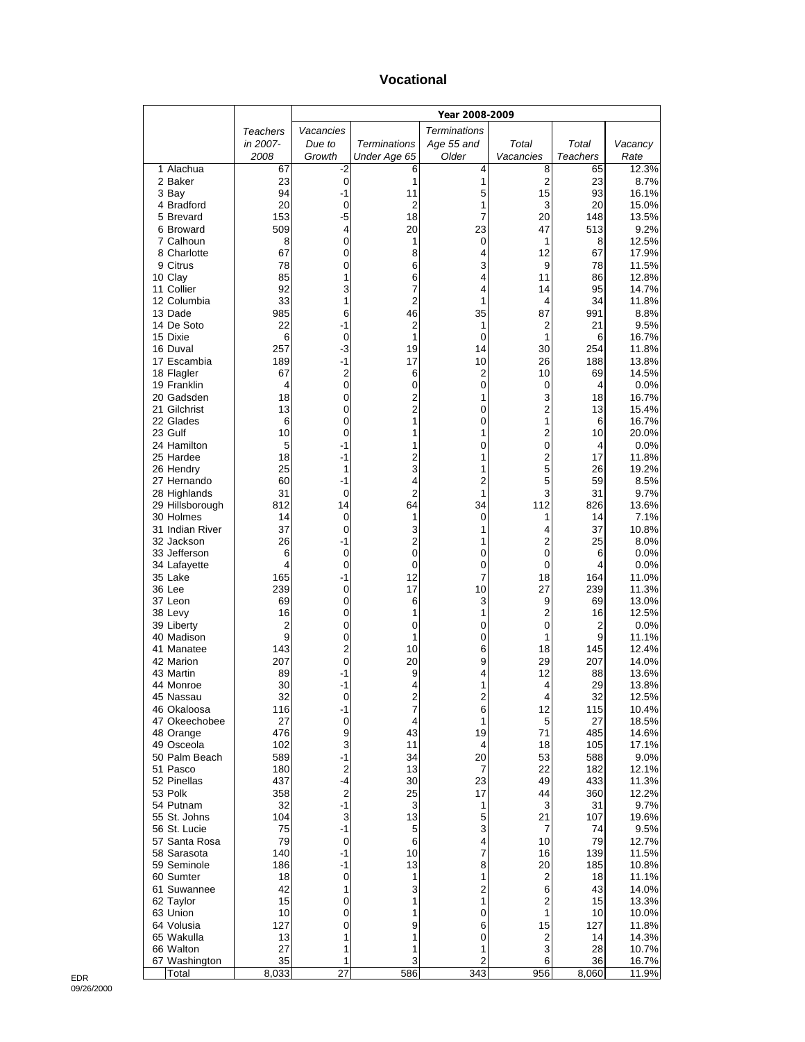## Vocational

| | Teachers in 2007-2008 | Year 2008-2009 | | | | | |
|---|---|---|---|---|---|---|---|
| | | Vacancies Due to Growth | Terminations Under Age 65 | Terminations Age 55 and Older | Total Vacancies | Total Teachers | Vacancy Rate |
| 1 Alachua | 67 | -2 | 6 | 4 | 8 | 65 | 12.3% |
| 2 Baker | 23 | 0 | 1 | 1 | 2 | 23 | 8.7% |
| 3 Bay | 94 | -1 | 11 | 5 | 15 | 93 | 16.1% |
| 4 Bradford | 20 | 0 | 2 | 1 | 3 | 20 | 15.0% |
| 5 Brevard | 153 | -5 | 18 | 7 | 20 | 148 | 13.5% |
| 6 Broward | 509 | 4 | 20 | 23 | 47 | 513 | 9.2% |
| 7 Calhoun | 8 | 0 | 1 | 0 | 1 | 8 | 12.5% |
| 8 Charlotte | 67 | 0 | 8 | 4 | 12 | 67 | 17.9% |
| 9 Citrus | 78 | 0 | 6 | 3 | 9 | 78 | 11.5% |
| 10 Clay | 85 | 1 | 6 | 4 | 11 | 86 | 12.8% |
| 11 Collier | 92 | 3 | 7 | 4 | 14 | 95 | 14.7% |
| 12 Columbia | 33 | 1 | 2 | 1 | 4 | 34 | 11.8% |
| 13 Dade | 985 | 6 | 46 | 35 | 87 | 991 | 8.8% |
| 14 De Soto | 22 | -1 | 2 | 1 | 2 | 21 | 9.5% |
| 15 Dixie | 6 | 0 | 1 | 0 | 1 | 6 | 16.7% |
| 16 Duval | 257 | -3 | 19 | 14 | 30 | 254 | 11.8% |
| 17 Escambia | 189 | -1 | 17 | 10 | 26 | 188 | 13.8% |
| 18 Flagler | 67 | 2 | 6 | 2 | 10 | 69 | 14.5% |
| 19 Franklin | 4 | 0 | 0 | 0 | 0 | 4 | 0.0% |
| 20 Gadsden | 18 | 0 | 2 | 1 | 3 | 18 | 16.7% |
| 21 Gilchrist | 13 | 0 | 2 | 0 | 2 | 13 | 15.4% |
| 22 Glades | 6 | 0 | 1 | 0 | 1 | 6 | 16.7% |
| 23 Gulf | 10 | 0 | 1 | 1 | 2 | 10 | 20.0% |
| 24 Hamilton | 5 | -1 | 1 | 0 | 0 | 4 | 0.0% |
| 25 Hardee | 18 | -1 | 2 | 1 | 2 | 17 | 11.8% |
| 26 Hendry | 25 | 1 | 3 | 1 | 5 | 26 | 19.2% |
| 27 Hernando | 60 | -1 | 4 | 2 | 5 | 59 | 8.5% |
| 28 Highlands | 31 | 0 | 2 | 1 | 3 | 31 | 9.7% |
| 29 Hillsborough | 812 | 14 | 64 | 34 | 112 | 826 | 13.6% |
| 30 Holmes | 14 | 0 | 1 | 0 | 1 | 14 | 7.1% |
| 31 Indian River | 37 | 0 | 3 | 1 | 4 | 37 | 10.8% |
| 32 Jackson | 26 | -1 | 2 | 1 | 2 | 25 | 8.0% |
| 33 Jefferson | 6 | 0 | 0 | 0 | 0 | 6 | 0.0% |
| 34 Lafayette | 4 | 0 | 0 | 0 | 0 | 4 | 0.0% |
| 35 Lake | 165 | -1 | 12 | 7 | 18 | 164 | 11.0% |
| 36 Lee | 239 | 0 | 17 | 10 | 27 | 239 | 11.3% |
| 37 Leon | 69 | 0 | 6 | 3 | 9 | 69 | 13.0% |
| 38 Levy | 16 | 0 | 1 | 1 | 2 | 16 | 12.5% |
| 39 Liberty | 2 | 0 | 0 | 0 | 0 | 2 | 0.0% |
| 40 Madison | 9 | 0 | 1 | 0 | 1 | 9 | 11.1% |
| 41 Manatee | 143 | 2 | 10 | 6 | 18 | 145 | 12.4% |
| 42 Marion | 207 | 0 | 20 | 9 | 29 | 207 | 14.0% |
| 43 Martin | 89 | -1 | 9 | 4 | 12 | 88 | 13.6% |
| 44 Monroe | 30 | -1 | 4 | 1 | 4 | 29 | 13.8% |
| 45 Nassau | 32 | 0 | 2 | 2 | 4 | 32 | 12.5% |
| 46 Okaloosa | 116 | -1 | 7 | 6 | 12 | 115 | 10.4% |
| 47 Okeechobee | 27 | 0 | 4 | 1 | 5 | 27 | 18.5% |
| 48 Orange | 476 | 9 | 43 | 19 | 71 | 485 | 14.6% |
| 49 Osceola | 102 | 3 | 11 | 4 | 18 | 105 | 17.1% |
| 50 Palm Beach | 589 | -1 | 34 | 20 | 53 | 588 | 9.0% |
| 51 Pasco | 180 | 2 | 13 | 7 | 22 | 182 | 12.1% |
| 52 Pinellas | 437 | -4 | 30 | 23 | 49 | 433 | 11.3% |
| 53 Polk | 358 | 2 | 25 | 17 | 44 | 360 | 12.2% |
| 54 Putnam | 32 | -1 | 3 | 1 | 3 | 31 | 9.7% |
| 55 St. Johns | 104 | 3 | 13 | 5 | 21 | 107 | 19.6% |
| 56 St. Lucie | 75 | -1 | 5 | 3 | 7 | 74 | 9.5% |
| 57 Santa Rosa | 79 | 0 | 6 | 4 | 10 | 79 | 12.7% |
| 58 Sarasota | 140 | -1 | 10 | 7 | 16 | 139 | 11.5% |
| 59 Seminole | 186 | -1 | 13 | 8 | 20 | 185 | 10.8% |
| 60 Sumter | 18 | 0 | 1 | 1 | 2 | 18 | 11.1% |
| 61 Suwannee | 42 | 1 | 3 | 2 | 6 | 43 | 14.0% |
| 62 Taylor | 15 | 0 | 1 | 1 | 2 | 15 | 13.3% |
| 63 Union | 10 | 0 | 1 | 0 | 1 | 10 | 10.0% |
| 64 Volusia | 127 | 0 | 9 | 6 | 15 | 127 | 11.8% |
| 65 Wakulla | 13 | 1 | 1 | 0 | 2 | 14 | 14.3% |
| 66 Walton | 27 | 1 | 1 | 1 | 3 | 28 | 10.7% |
| 67 Washington | 35 | 1 | 3 | 2 | 6 | 36 | 16.7% |
| Total | 8,033 | 27 | 586 | 343 | 956 | 8,060 | 11.9% |

EDR
09/26/2000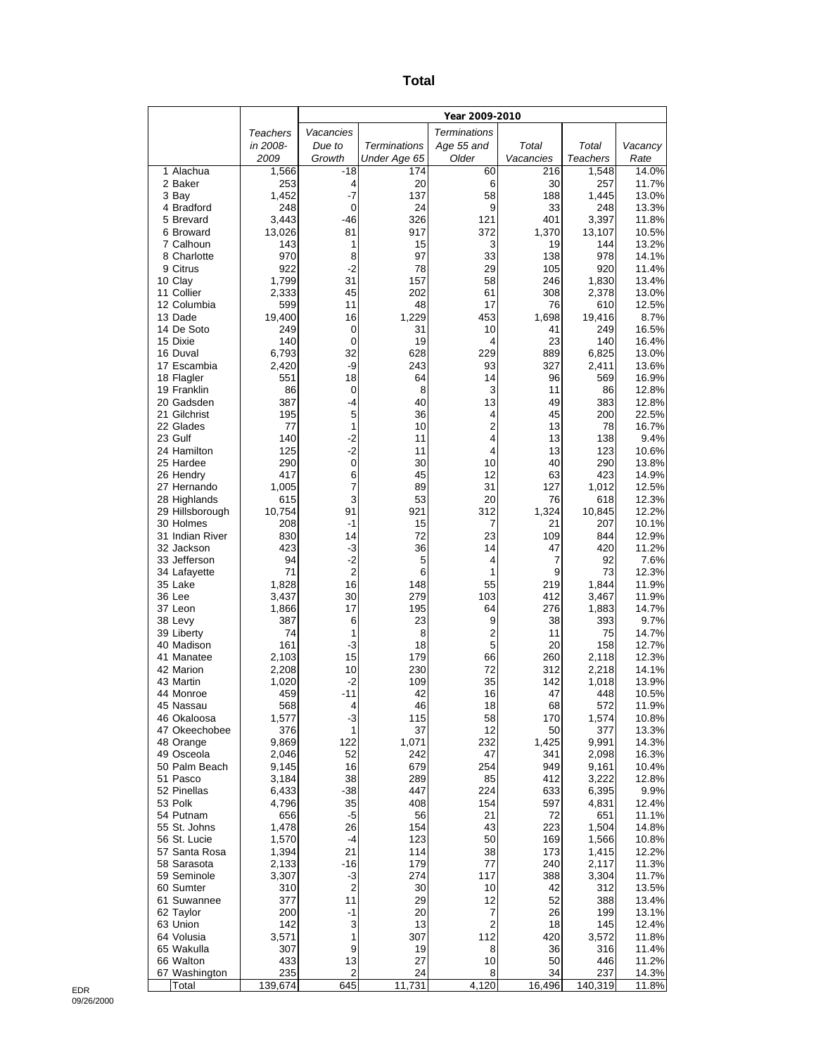## Total

| | Teachers in 2008-2009 | Year 2009-2010 | | | | | |
|---|---|---|---|---|---|---|---|
| | | *Vacancies Due to Growth* | *Terminations Under Age 65* | *Terminations Age 55 and Older* | *Total Vacancies* | *Total Teachers* | *Vacancy Rate* |
| 1 Alachua | 1,566 | -18 | 174 | 60 | 216 | 1,548 | 14.0% |
| 2 Baker | 253 | 4 | 20 | 6 | 30 | 257 | 11.7% |
| 3 Bay | 1,452 | -7 | 137 | 58 | 188 | 1,445 | 13.0% |
| 4 Bradford | 248 | 0 | 24 | 9 | 33 | 248 | 13.3% |
| 5 Brevard | 3,443 | -46 | 326 | 121 | 401 | 3,397 | 11.8% |
| 6 Broward | 13,026 | 81 | 917 | 372 | 1,370 | 13,107 | 10.5% |
| 7 Calhoun | 143 | 1 | 15 | 3 | 19 | 144 | 13.2% |
| 8 Charlotte | 970 | 8 | 97 | 33 | 138 | 978 | 14.1% |
| 9 Citrus | 922 | -2 | 78 | 29 | 105 | 920 | 11.4% |
| 10 Clay | 1,799 | 31 | 157 | 58 | 246 | 1,830 | 13.4% |
| 11 Collier | 2,333 | 45 | 202 | 61 | 308 | 2,378 | 13.0% |
| 12 Columbia | 599 | 11 | 48 | 17 | 76 | 610 | 12.5% |
| 13 Dade | 19,400 | 16 | 1,229 | 453 | 1,698 | 19,416 | 8.7% |
| 14 De Soto | 249 | 0 | 31 | 10 | 41 | 249 | 16.5% |
| 15 Dixie | 140 | 0 | 19 | 4 | 23 | 140 | 16.4% |
| 16 Duval | 6,793 | 32 | 628 | 229 | 889 | 6,825 | 13.0% |
| 17 Escambia | 2,420 | -9 | 243 | 93 | 327 | 2,411 | 13.6% |
| 18 Flagler | 551 | 18 | 64 | 14 | 96 | 569 | 16.9% |
| 19 Franklin | 86 | 0 | 8 | 3 | 11 | 86 | 12.8% |
| 20 Gadsden | 387 | -4 | 40 | 13 | 49 | 383 | 12.8% |
| 21 Gilchrist | 195 | 5 | 36 | 4 | 45 | 200 | 22.5% |
| 22 Glades | 77 | 1 | 10 | 2 | 13 | 78 | 16.7% |
| 23 Gulf | 140 | -2 | 11 | 4 | 13 | 138 | 9.4% |
| 24 Hamilton | 125 | -2 | 11 | 4 | 13 | 123 | 10.6% |
| 25 Hardee | 290 | 0 | 30 | 10 | 40 | 290 | 13.8% |
| 26 Hendry | 417 | 6 | 45 | 12 | 63 | 423 | 14.9% |
| 27 Hernando | 1,005 | 7 | 89 | 31 | 127 | 1,012 | 12.5% |
| 28 Highlands | 615 | 3 | 53 | 20 | 76 | 618 | 12.3% |
| 29 Hillsborough | 10,754 | 91 | 921 | 312 | 1,324 | 10,845 | 12.2% |
| 30 Holmes | 208 | -1 | 15 | 7 | 21 | 207 | 10.1% |
| 31 Indian River | 830 | 14 | 72 | 23 | 109 | 844 | 12.9% |
| 32 Jackson | 423 | -3 | 36 | 14 | 47 | 420 | 11.2% |
| 33 Jefferson | 94 | -2 | 5 | 4 | 7 | 92 | 7.6% |
| 34 Lafayette | 71 | 2 | 6 | 1 | 9 | 73 | 12.3% |
| 35 Lake | 1,828 | 16 | 148 | 55 | 219 | 1,844 | 11.9% |
| 36 Lee | 3,437 | 30 | 279 | 103 | 412 | 3,467 | 11.9% |
| 37 Leon | 1,866 | 17 | 195 | 64 | 276 | 1,883 | 14.7% |
| 38 Levy | 387 | 6 | 23 | 9 | 38 | 393 | 9.7% |
| 39 Liberty | 74 | 1 | 8 | 2 | 11 | 75 | 14.7% |
| 40 Madison | 161 | -3 | 18 | 5 | 20 | 158 | 12.7% |
| 41 Manatee | 2,103 | 15 | 179 | 66 | 260 | 2,118 | 12.3% |
| 42 Marion | 2,208 | 10 | 230 | 72 | 312 | 2,218 | 14.1% |
| 43 Martin | 1,020 | -2 | 109 | 35 | 142 | 1,018 | 13.9% |
| 44 Monroe | 459 | -11 | 42 | 16 | 47 | 448 | 10.5% |
| 45 Nassau | 568 | 4 | 46 | 18 | 68 | 572 | 11.9% |
| 46 Okaloosa | 1,577 | -3 | 115 | 58 | 170 | 1,574 | 10.8% |
| 47 Okeechobee | 376 | 1 | 37 | 12 | 50 | 377 | 13.3% |
| 48 Orange | 9,869 | 122 | 1,071 | 232 | 1,425 | 9,991 | 14.3% |
| 49 Osceola | 2,046 | 52 | 242 | 47 | 341 | 2,098 | 16.3% |
| 50 Palm Beach | 9,145 | 16 | 679 | 254 | 949 | 9,161 | 10.4% |
| 51 Pasco | 3,184 | 38 | 289 | 85 | 412 | 3,222 | 12.8% |
| 52 Pinellas | 6,433 | -38 | 447 | 224 | 633 | 6,395 | 9.9% |
| 53 Polk | 4,796 | 35 | 408 | 154 | 597 | 4,831 | 12.4% |
| 54 Putnam | 656 | -5 | 56 | 21 | 72 | 651 | 11.1% |
| 55 St. Johns | 1,478 | 26 | 154 | 43 | 223 | 1,504 | 14.8% |
| 56 St. Lucie | 1,570 | -4 | 123 | 50 | 169 | 1,566 | 10.8% |
| 57 Santa Rosa | 1,394 | 21 | 114 | 38 | 173 | 1,415 | 12.2% |
| 58 Sarasota | 2,133 | -16 | 179 | 77 | 240 | 2,117 | 11.3% |
| 59 Seminole | 3,307 | -3 | 274 | 117 | 388 | 3,304 | 11.7% |
| 60 Sumter | 310 | 2 | 30 | 10 | 42 | 312 | 13.5% |
| 61 Suwannee | 377 | 11 | 29 | 12 | 52 | 388 | 13.4% |
| 62 Taylor | 200 | -1 | 20 | 7 | 26 | 199 | 13.1% |
| 63 Union | 142 | 3 | 13 | 2 | 18 | 145 | 12.4% |
| 64 Volusia | 3,571 | 1 | 307 | 112 | 420 | 3,572 | 11.8% |
| 65 Wakulla | 307 | 9 | 19 | 8 | 36 | 316 | 11.4% |
| 66 Walton | 433 | 13 | 27 | 10 | 50 | 446 | 11.2% |
| 67 Washington | 235 | 2 | 24 | 8 | 34 | 237 | 14.3% |
| Total | 139,674 | 645 | 11,731 | 4,120 | 16,496 | 140,319 | 11.8% |

EDR
09/26/2000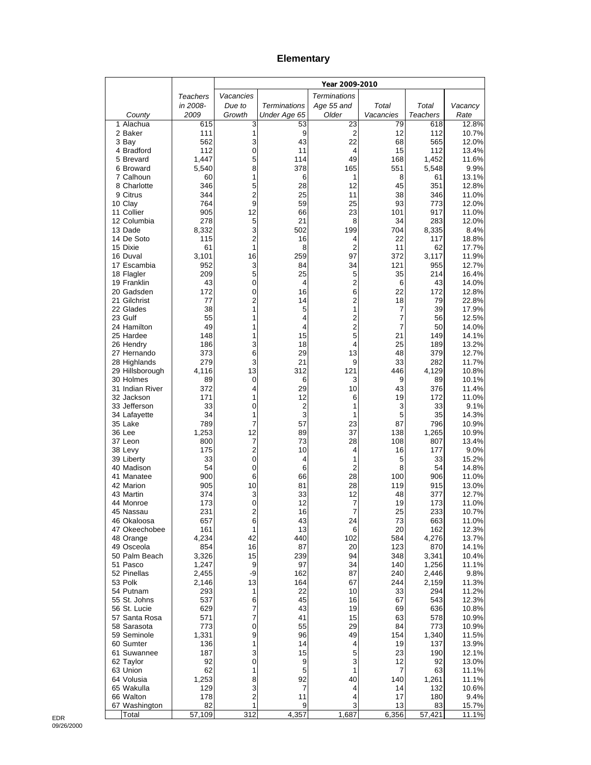# Elementary

| County | Teachers in 2008-2009 | Year 2009-2010 | | | | | |
|---|---|---|---|---|---|---|---|
| | | Vacancies Due to Growth | Terminations Under Age 65 | Terminations Age 55 and Older | Total Vacancies | Total Teachers | Vacancy Rate |
| 1 Alachua | 615 | 3 | 53 | 23 | 79 | 618 | 12.8% |
| 2 Baker | 111 | 1 | 9 | 2 | 12 | 112 | 10.7% |
| 3 Bay | 562 | 3 | 43 | 22 | 68 | 565 | 12.0% |
| 4 Bradford | 112 | 0 | 11 | 4 | 15 | 112 | 13.4% |
| 5 Brevard | 1,447 | 5 | 114 | 49 | 168 | 1,452 | 11.6% |
| 6 Broward | 5,540 | 8 | 378 | 165 | 551 | 5,548 | 9.9% |
| 7 Calhoun | 60 | 1 | 6 | 1 | 8 | 61 | 13.1% |
| 8 Charlotte | 346 | 5 | 28 | 12 | 45 | 351 | 12.8% |
| 9 Citrus | 344 | 2 | 25 | 11 | 38 | 346 | 11.0% |
| 10 Clay | 764 | 9 | 59 | 25 | 93 | 773 | 12.0% |
| 11 Collier | 905 | 12 | 66 | 23 | 101 | 917 | 11.0% |
| 12 Columbia | 278 | 5 | 21 | 8 | 34 | 283 | 12.0% |
| 13 Dade | 8,332 | 3 | 502 | 199 | 704 | 8,335 | 8.4% |
| 14 De Soto | 115 | 2 | 16 | 4 | 22 | 117 | 18.8% |
| 15 Dixie | 61 | 1 | 8 | 2 | 11 | 62 | 17.7% |
| 16 Duval | 3,101 | 16 | 259 | 97 | 372 | 3,117 | 11.9% |
| 17 Escambia | 952 | 3 | 84 | 34 | 121 | 955 | 12.7% |
| 18 Flagler | 209 | 5 | 25 | 5 | 35 | 214 | 16.4% |
| 19 Franklin | 43 | 0 | 4 | 2 | 6 | 43 | 14.0% |
| 20 Gadsden | 172 | 0 | 16 | 6 | 22 | 172 | 12.8% |
| 21 Gilchrist | 77 | 2 | 14 | 2 | 18 | 79 | 22.8% |
| 22 Glades | 38 | 1 | 5 | 1 | 7 | 39 | 17.9% |
| 23 Gulf | 55 | 1 | 4 | 2 | 7 | 56 | 12.5% |
| 24 Hamilton | 49 | 1 | 4 | 2 | 7 | 50 | 14.0% |
| 25 Hardee | 148 | 1 | 15 | 5 | 21 | 149 | 14.1% |
| 26 Hendry | 186 | 3 | 18 | 4 | 25 | 189 | 13.2% |
| 27 Hernando | 373 | 6 | 29 | 13 | 48 | 379 | 12.7% |
| 28 Highlands | 279 | 3 | 21 | 9 | 33 | 282 | 11.7% |
| 29 Hillsborough | 4,116 | 13 | 312 | 121 | 446 | 4,129 | 10.8% |
| 30 Holmes | 89 | 0 | 6 | 3 | 9 | 89 | 10.1% |
| 31 Indian River | 372 | 4 | 29 | 10 | 43 | 376 | 11.4% |
| 32 Jackson | 171 | 1 | 12 | 6 | 19 | 172 | 11.0% |
| 33 Jefferson | 33 | 0 | 2 | 1 | 3 | 33 | 9.1% |
| 34 Lafayette | 34 | 1 | 3 | 1 | 5 | 35 | 14.3% |
| 35 Lake | 789 | 7 | 57 | 23 | 87 | 796 | 10.9% |
| 36 Lee | 1,253 | 12 | 89 | 37 | 138 | 1,265 | 10.9% |
| 37 Leon | 800 | 7 | 73 | 28 | 108 | 807 | 13.4% |
| 38 Levy | 175 | 2 | 10 | 4 | 16 | 177 | 9.0% |
| 39 Liberty | 33 | 0 | 4 | 1 | 5 | 33 | 15.2% |
| 40 Madison | 54 | 0 | 6 | 2 | 8 | 54 | 14.8% |
| 41 Manatee | 900 | 6 | 66 | 28 | 100 | 906 | 11.0% |
| 42 Marion | 905 | 10 | 81 | 28 | 119 | 915 | 13.0% |
| 43 Martin | 374 | 3 | 33 | 12 | 48 | 377 | 12.7% |
| 44 Monroe | 173 | 0 | 12 | 7 | 19 | 173 | 11.0% |
| 45 Nassau | 231 | 2 | 16 | 7 | 25 | 233 | 10.7% |
| 46 Okaloosa | 657 | 6 | 43 | 24 | 73 | 663 | 11.0% |
| 47 Okeechobee | 161 | 1 | 13 | 6 | 20 | 162 | 12.3% |
| 48 Orange | 4,234 | 42 | 440 | 102 | 584 | 4,276 | 13.7% |
| 49 Osceola | 854 | 16 | 87 | 20 | 123 | 870 | 14.1% |
| 50 Palm Beach | 3,326 | 15 | 239 | 94 | 348 | 3,341 | 10.4% |
| 51 Pasco | 1,247 | 9 | 97 | 34 | 140 | 1,256 | 11.1% |
| 52 Pinellas | 2,455 | -9 | 162 | 87 | 240 | 2,446 | 9.8% |
| 53 Polk | 2,146 | 13 | 164 | 67 | 244 | 2,159 | 11.3% |
| 54 Putnam | 293 | 1 | 22 | 10 | 33 | 294 | 11.2% |
| 55 St. Johns | 537 | 6 | 45 | 16 | 67 | 543 | 12.3% |
| 56 St. Lucie | 629 | 7 | 43 | 19 | 69 | 636 | 10.8% |
| 57 Santa Rosa | 571 | 7 | 41 | 15 | 63 | 578 | 10.9% |
| 58 Sarasota | 773 | 0 | 55 | 29 | 84 | 773 | 10.9% |
| 59 Seminole | 1,331 | 9 | 96 | 49 | 154 | 1,340 | 11.5% |
| 60 Sumter | 136 | 1 | 14 | 4 | 19 | 137 | 13.9% |
| 61 Suwannee | 187 | 3 | 15 | 5 | 23 | 190 | 12.1% |
| 62 Taylor | 92 | 0 | 9 | 3 | 12 | 92 | 13.0% |
| 63 Union | 62 | 1 | 5 | 1 | 7 | 63 | 11.1% |
| 64 Volusia | 1,253 | 8 | 92 | 40 | 140 | 1,261 | 11.1% |
| 65 Wakulla | 129 | 3 | 7 | 4 | 14 | 132 | 10.6% |
| 66 Walton | 178 | 2 | 11 | 4 | 17 | 180 | 9.4% |
| 67 Washington | 82 | 1 | 9 | 3 | 13 | 83 | 15.7% |
| Total | 57,109 | 312 | 4,357 | 1,687 | 6,356 | 57,421 | 11.1% |

EDR
09/26/2000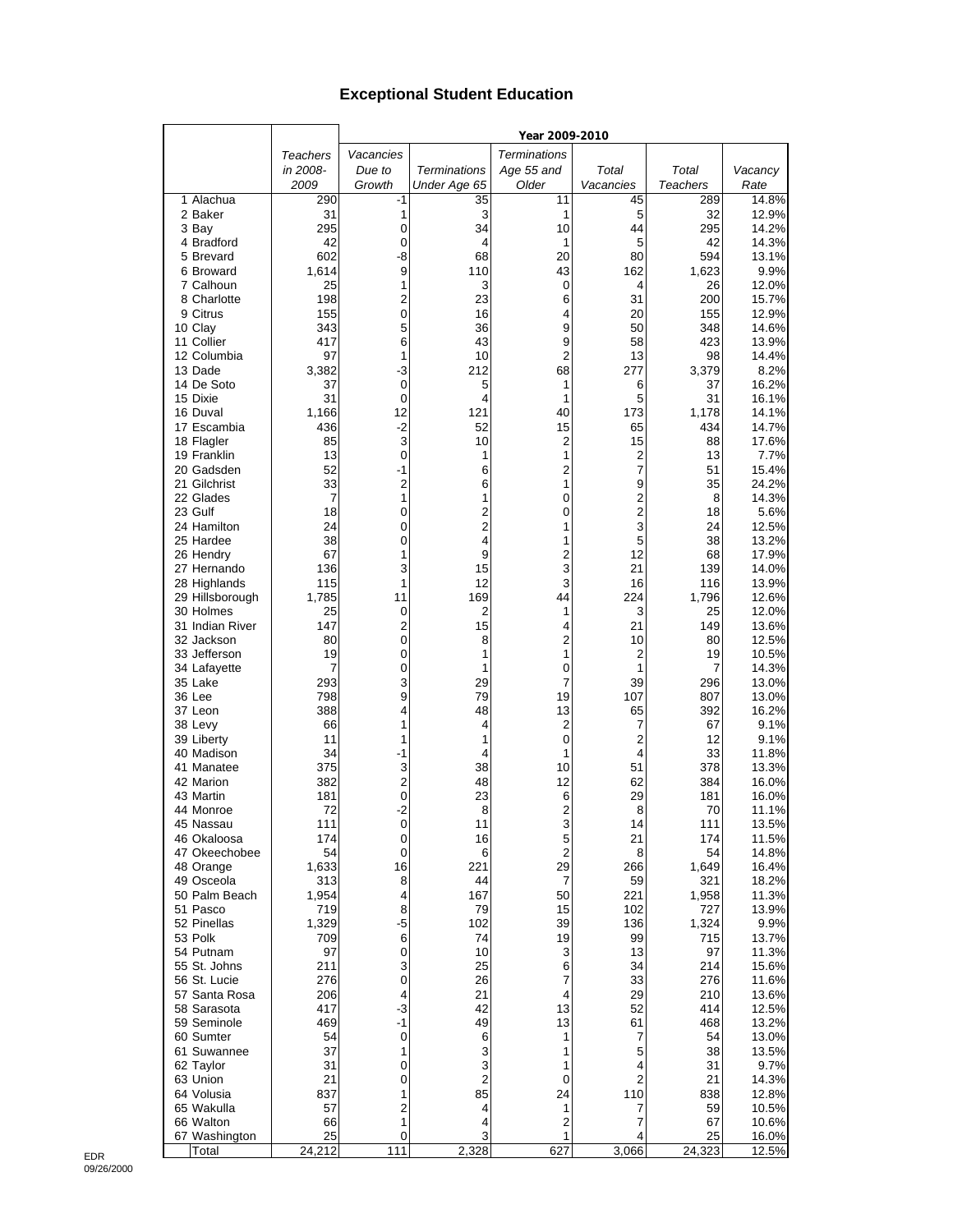# Exceptional Student Education

| | Teachers in 2008-2009 | Year 2009-2010 | | | | | |
|---|---|---|---|---|---|---|---|
| | | *Vacancies Due to Growth* | *Terminations Under Age 65* | *Terminations Age 55 and Older* | *Total Vacancies* | *Total Teachers* | *Vacancy Rate* |
| 1 Alachua | 290 | -1 | 35 | 11 | 45 | 289 | 14.8% |
| 2 Baker | 31 | 1 | 3 | 1 | 5 | 32 | 12.9% |
| 3 Bay | 295 | 0 | 34 | 10 | 44 | 295 | 14.2% |
| 4 Bradford | 42 | 0 | 4 | 1 | 5 | 42 | 14.3% |
| 5 Brevard | 602 | -8 | 68 | 20 | 80 | 594 | 13.1% |
| 6 Broward | 1,614 | 9 | 110 | 43 | 162 | 1,623 | 9.9% |
| 7 Calhoun | 25 | 1 | 3 | 0 | 4 | 26 | 12.0% |
| 8 Charlotte | 198 | 2 | 23 | 6 | 31 | 200 | 15.7% |
| 9 Citrus | 155 | 0 | 16 | 4 | 20 | 155 | 12.9% |
| 10 Clay | 343 | 5 | 36 | 9 | 50 | 348 | 14.6% |
| 11 Collier | 417 | 6 | 43 | 9 | 58 | 423 | 13.9% |
| 12 Columbia | 97 | 1 | 10 | 2 | 13 | 98 | 14.4% |
| 13 Dade | 3,382 | -3 | 212 | 68 | 277 | 3,379 | 8.2% |
| 14 De Soto | 37 | 0 | 5 | 1 | 6 | 37 | 16.2% |
| 15 Dixie | 31 | 0 | 4 | 1 | 5 | 31 | 16.1% |
| 16 Duval | 1,166 | 12 | 121 | 40 | 173 | 1,178 | 14.1% |
| 17 Escambia | 436 | -2 | 52 | 15 | 65 | 434 | 14.7% |
| 18 Flagler | 85 | 3 | 10 | 2 | 15 | 88 | 17.6% |
| 19 Franklin | 13 | 0 | 1 | 1 | 2 | 13 | 7.7% |
| 20 Gadsden | 52 | -1 | 6 | 2 | 7 | 51 | 15.4% |
| 21 Gilchrist | 33 | 2 | 6 | 1 | 9 | 35 | 24.2% |
| 22 Glades | 7 | 1 | 1 | 0 | 2 | 8 | 14.3% |
| 23 Gulf | 18 | 0 | 2 | 0 | 2 | 18 | 5.6% |
| 24 Hamilton | 24 | 0 | 2 | 1 | 3 | 24 | 12.5% |
| 25 Hardee | 38 | 0 | 4 | 1 | 5 | 38 | 13.2% |
| 26 Hendry | 67 | 1 | 9 | 2 | 12 | 68 | 17.9% |
| 27 Hernando | 136 | 3 | 15 | 3 | 21 | 139 | 14.0% |
| 28 Highlands | 115 | 1 | 12 | 3 | 16 | 116 | 13.9% |
| 29 Hillsborough | 1,785 | 11 | 169 | 44 | 224 | 1,796 | 12.6% |
| 30 Holmes | 25 | 0 | 2 | 1 | 3 | 25 | 12.0% |
| 31 Indian River | 147 | 2 | 15 | 4 | 21 | 149 | 13.6% |
| 32 Jackson | 80 | 0 | 8 | 2 | 10 | 80 | 12.5% |
| 33 Jefferson | 19 | 0 | 1 | 1 | 2 | 19 | 10.5% |
| 34 Lafayette | 7 | 0 | 1 | 0 | 1 | 7 | 14.3% |
| 35 Lake | 293 | 3 | 29 | 7 | 39 | 296 | 13.0% |
| 36 Lee | 798 | 9 | 79 | 19 | 107 | 807 | 13.0% |
| 37 Leon | 388 | 4 | 48 | 13 | 65 | 392 | 16.2% |
| 38 Levy | 66 | 1 | 4 | 2 | 7 | 67 | 9.1% |
| 39 Liberty | 11 | 1 | 1 | 0 | 2 | 12 | 9.1% |
| 40 Madison | 34 | -1 | 4 | 1 | 4 | 33 | 11.8% |
| 41 Manatee | 375 | 3 | 38 | 10 | 51 | 378 | 13.3% |
| 42 Marion | 382 | 2 | 48 | 12 | 62 | 384 | 16.0% |
| 43 Martin | 181 | 0 | 23 | 6 | 29 | 181 | 16.0% |
| 44 Monroe | 72 | -2 | 8 | 2 | 8 | 70 | 11.1% |
| 45 Nassau | 111 | 0 | 11 | 3 | 14 | 111 | 13.5% |
| 46 Okaloosa | 174 | 0 | 16 | 5 | 21 | 174 | 11.5% |
| 47 Okeechobee | 54 | 0 | 6 | 2 | 8 | 54 | 14.8% |
| 48 Orange | 1,633 | 16 | 221 | 29 | 266 | 1,649 | 16.4% |
| 49 Osceola | 313 | 8 | 44 | 7 | 59 | 321 | 18.2% |
| 50 Palm Beach | 1,954 | 4 | 167 | 50 | 221 | 1,958 | 11.3% |
| 51 Pasco | 719 | 8 | 79 | 15 | 102 | 727 | 13.9% |
| 52 Pinellas | 1,329 | -5 | 102 | 39 | 136 | 1,324 | 9.9% |
| 53 Polk | 709 | 6 | 74 | 19 | 99 | 715 | 13.7% |
| 54 Putnam | 97 | 0 | 10 | 3 | 13 | 97 | 11.3% |
| 55 St. Johns | 211 | 3 | 25 | 6 | 34 | 214 | 15.6% |
| 56 St. Lucie | 276 | 0 | 26 | 7 | 33 | 276 | 11.6% |
| 57 Santa Rosa | 206 | 4 | 21 | 4 | 29 | 210 | 13.6% |
| 58 Sarasota | 417 | -3 | 42 | 13 | 52 | 414 | 12.5% |
| 59 Seminole | 469 | -1 | 49 | 13 | 61 | 468 | 13.2% |
| 60 Sumter | 54 | 0 | 6 | 1 | 7 | 54 | 13.0% |
| 61 Suwannee | 37 | 1 | 3 | 1 | 5 | 38 | 13.5% |
| 62 Taylor | 31 | 0 | 3 | 1 | 4 | 31 | 9.7% |
| 63 Union | 21 | 0 | 2 | 0 | 2 | 21 | 14.3% |
| 64 Volusia | 837 | 1 | 85 | 24 | 110 | 838 | 12.8% |
| 65 Wakulla | 57 | 2 | 4 | 1 | 7 | 59 | 10.5% |
| 66 Walton | 66 | 1 | 4 | 2 | 7 | 67 | 10.6% |
| 67 Washington | 25 | 0 | 3 | 1 | 4 | 25 | 16.0% |
| Total | 24,212 | 111 | 2,328 | 627 | 3,066 | 24,323 | 12.5% |

EDR
09/26/2000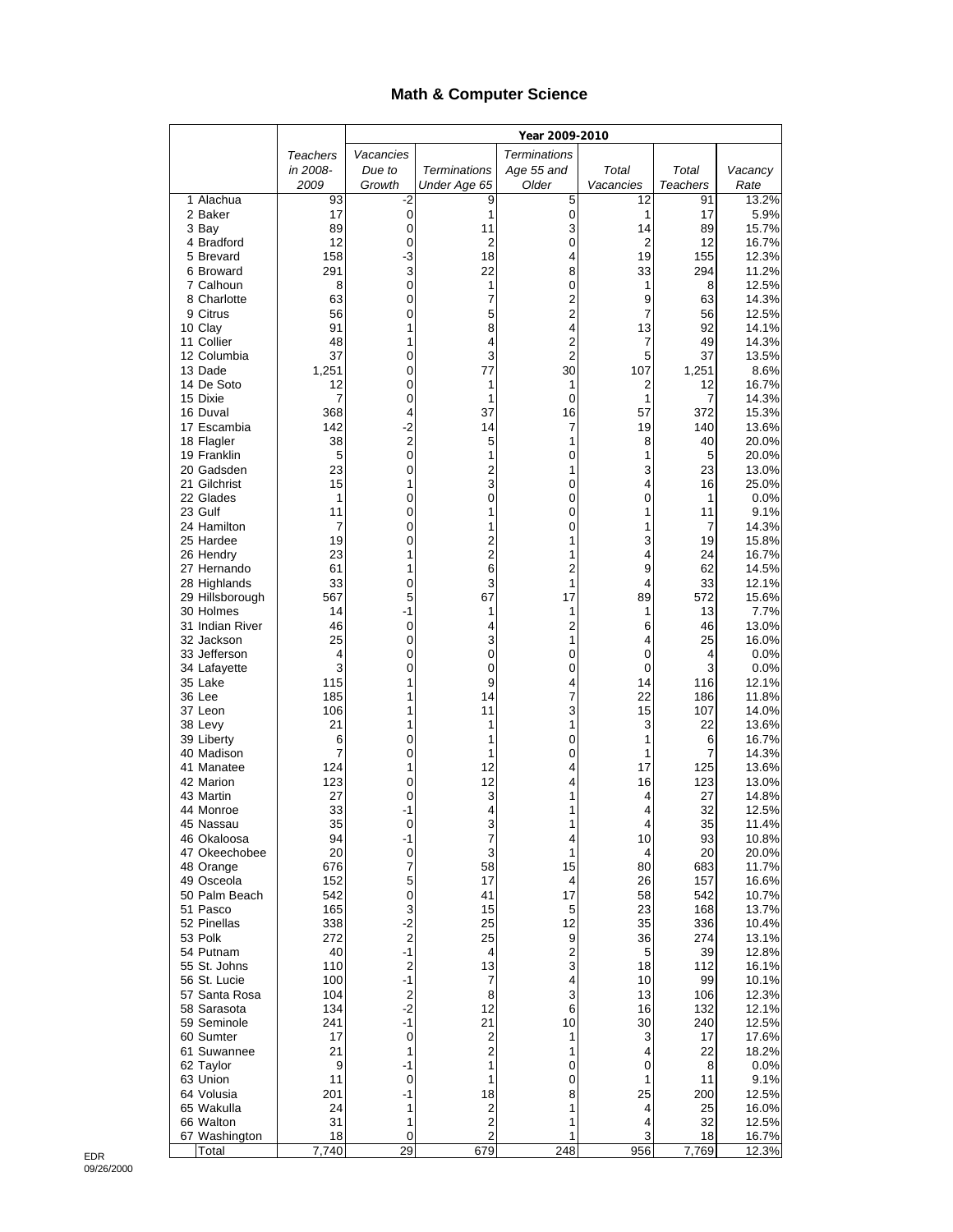# Math & Computer Science

| | Teachers in 2008-2009 | Year 2009-2010 | | | | | |
|---|---|---|---|---|---|---|---|
| | | Vacancies Due to Growth | Terminations Under Age 65 | Terminations Age 55 and Older | Total Vacancies | Total Teachers | Vacancy Rate |
| 1 Alachua | 93 | -2 | 9 | 5 | 12 | 91 | 13.2% |
| 2 Baker | 17 | 0 | 1 | 0 | 1 | 17 | 5.9% |
| 3 Bay | 89 | 0 | 11 | 3 | 14 | 89 | 15.7% |
| 4 Bradford | 12 | 0 | 2 | 0 | 2 | 12 | 16.7% |
| 5 Brevard | 158 | -3 | 18 | 4 | 19 | 155 | 12.3% |
| 6 Broward | 291 | 3 | 22 | 8 | 33 | 294 | 11.2% |
| 7 Calhoun | 8 | 0 | 1 | 0 | 1 | 8 | 12.5% |
| 8 Charlotte | 63 | 0 | 7 | 2 | 9 | 63 | 14.3% |
| 9 Citrus | 56 | 0 | 5 | 2 | 7 | 56 | 12.5% |
| 10 Clay | 91 | 1 | 8 | 4 | 13 | 92 | 14.1% |
| 11 Collier | 48 | 1 | 4 | 2 | 7 | 49 | 14.3% |
| 12 Columbia | 37 | 0 | 3 | 2 | 5 | 37 | 13.5% |
| 13 Dade | 1,251 | 0 | 77 | 30 | 107 | 1,251 | 8.6% |
| 14 De Soto | 12 | 0 | 1 | 1 | 2 | 12 | 16.7% |
| 15 Dixie | 7 | 0 | 1 | 0 | 1 | 7 | 14.3% |
| 16 Duval | 368 | 4 | 37 | 16 | 57 | 372 | 15.3% |
| 17 Escambia | 142 | -2 | 14 | 7 | 19 | 140 | 13.6% |
| 18 Flagler | 38 | 2 | 5 | 1 | 8 | 40 | 20.0% |
| 19 Franklin | 5 | 0 | 1 | 0 | 1 | 5 | 20.0% |
| 20 Gadsden | 23 | 0 | 2 | 1 | 3 | 23 | 13.0% |
| 21 Gilchrist | 15 | 1 | 3 | 0 | 4 | 16 | 25.0% |
| 22 Glades | 1 | 0 | 0 | 0 | 0 | 1 | 0.0% |
| 23 Gulf | 11 | 0 | 1 | 0 | 1 | 11 | 9.1% |
| 24 Hamilton | 7 | 0 | 1 | 0 | 1 | 7 | 14.3% |
| 25 Hardee | 19 | 0 | 2 | 1 | 3 | 19 | 15.8% |
| 26 Hendry | 23 | 1 | 2 | 1 | 4 | 24 | 16.7% |
| 27 Hernando | 61 | 1 | 6 | 2 | 9 | 62 | 14.5% |
| 28 Highlands | 33 | 0 | 3 | 1 | 4 | 33 | 12.1% |
| 29 Hillsborough | 567 | 5 | 67 | 17 | 89 | 572 | 15.6% |
| 30 Holmes | 14 | -1 | 1 | 1 | 1 | 13 | 7.7% |
| 31 Indian River | 46 | 0 | 4 | 2 | 6 | 46 | 13.0% |
| 32 Jackson | 25 | 0 | 3 | 1 | 4 | 25 | 16.0% |
| 33 Jefferson | 4 | 0 | 0 | 0 | 0 | 4 | 0.0% |
| 34 Lafayette | 3 | 0 | 0 | 0 | 0 | 3 | 0.0% |
| 35 Lake | 115 | 1 | 9 | 4 | 14 | 116 | 12.1% |
| 36 Lee | 185 | 1 | 14 | 7 | 22 | 186 | 11.8% |
| 37 Leon | 106 | 1 | 11 | 3 | 15 | 107 | 14.0% |
| 38 Levy | 21 | 1 | 1 | 1 | 3 | 22 | 13.6% |
| 39 Liberty | 6 | 0 | 1 | 0 | 1 | 6 | 16.7% |
| 40 Madison | 7 | 0 | 1 | 0 | 1 | 7 | 14.3% |
| 41 Manatee | 124 | 1 | 12 | 4 | 17 | 125 | 13.6% |
| 42 Marion | 123 | 0 | 12 | 4 | 16 | 123 | 13.0% |
| 43 Martin | 27 | 0 | 3 | 1 | 4 | 27 | 14.8% |
| 44 Monroe | 33 | -1 | 4 | 1 | 4 | 32 | 12.5% |
| 45 Nassau | 35 | 0 | 3 | 1 | 4 | 35 | 11.4% |
| 46 Okaloosa | 94 | -1 | 7 | 4 | 10 | 93 | 10.8% |
| 47 Okeechobee | 20 | 0 | 3 | 1 | 4 | 20 | 20.0% |
| 48 Orange | 676 | 7 | 58 | 15 | 80 | 683 | 11.7% |
| 49 Osceola | 152 | 5 | 17 | 4 | 26 | 157 | 16.6% |
| 50 Palm Beach | 542 | 0 | 41 | 17 | 58 | 542 | 10.7% |
| 51 Pasco | 165 | 3 | 15 | 5 | 23 | 168 | 13.7% |
| 52 Pinellas | 338 | -2 | 25 | 12 | 35 | 336 | 10.4% |
| 53 Polk | 272 | 2 | 25 | 9 | 36 | 274 | 13.1% |
| 54 Putnam | 40 | -1 | 4 | 2 | 5 | 39 | 12.8% |
| 55 St. Johns | 110 | 2 | 13 | 3 | 18 | 112 | 16.1% |
| 56 St. Lucie | 100 | -1 | 7 | 4 | 10 | 99 | 10.1% |
| 57 Santa Rosa | 104 | 2 | 8 | 3 | 13 | 106 | 12.3% |
| 58 Sarasota | 134 | -2 | 12 | 6 | 16 | 132 | 12.1% |
| 59 Seminole | 241 | -1 | 21 | 10 | 30 | 240 | 12.5% |
| 60 Sumter | 17 | 0 | 2 | 1 | 3 | 17 | 17.6% |
| 61 Suwannee | 21 | 1 | 2 | 1 | 4 | 22 | 18.2% |
| 62 Taylor | 9 | -1 | 1 | 0 | 0 | 8 | 0.0% |
| 63 Union | 11 | 0 | 1 | 0 | 1 | 11 | 9.1% |
| 64 Volusia | 201 | -1 | 18 | 8 | 25 | 200 | 12.5% |
| 65 Wakulla | 24 | 1 | 2 | 1 | 4 | 25 | 16.0% |
| 66 Walton | 31 | 1 | 2 | 1 | 4 | 32 | 12.5% |
| 67 Washington | 18 | 0 | 2 | 1 | 3 | 18 | 16.7% |
| Total | 7,740 | 29 | 679 | 248 | 956 | 7,769 | 12.3% |

EDR
09/26/2000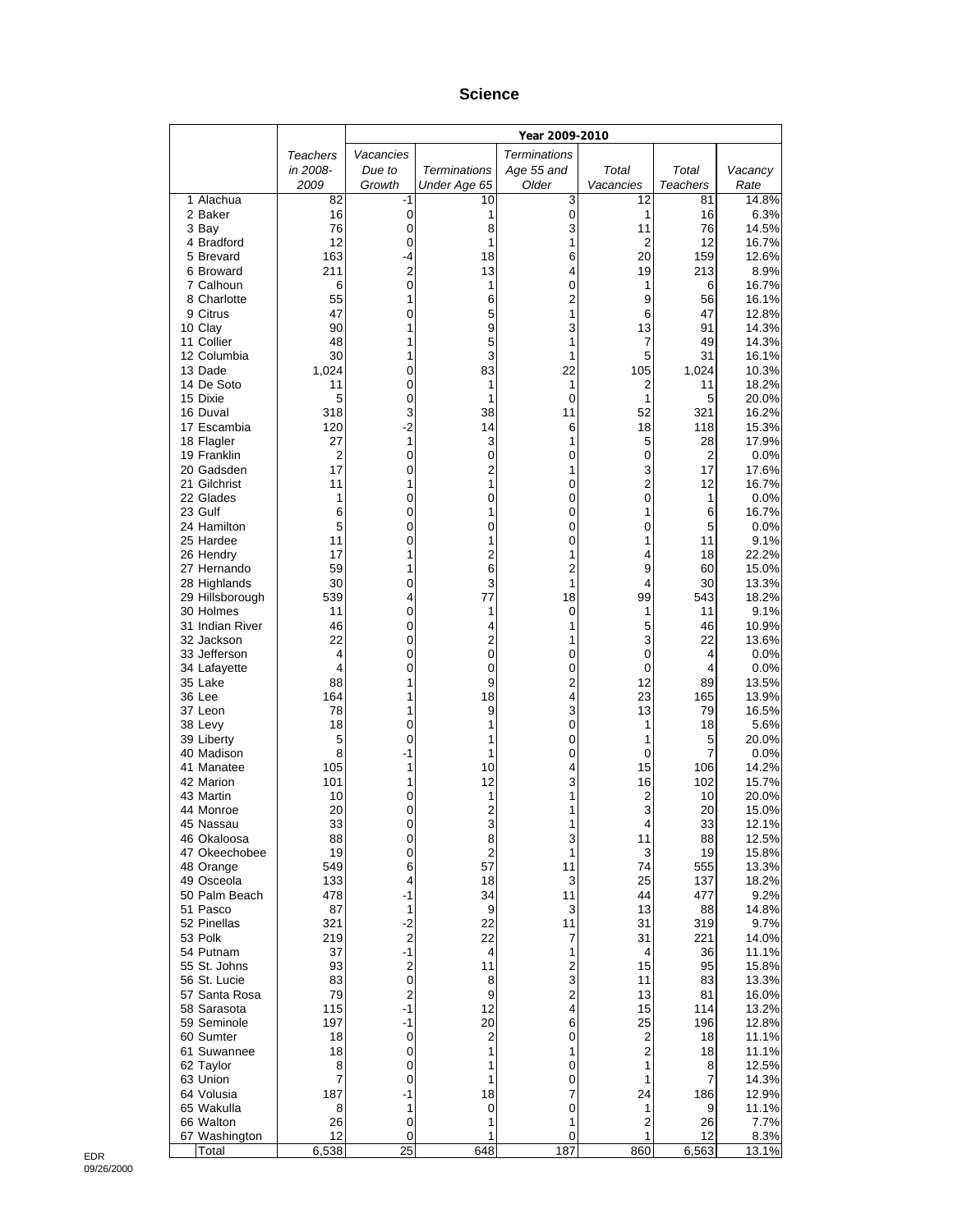# Science

| | Teachers in 2008-2009 | Year 2009-2010 | | | | | |
|---|---|---|---|---|---|---|---|
| | | Vacancies Due to Growth | Terminations Under Age 65 | Terminations Age 55 and Older | Total Vacancies | Total Teachers | Vacancy Rate |
| 1 Alachua | 82 | -1 | 10 | 3 | 12 | 81 | 14.8% |
| 2 Baker | 16 | 0 | 1 | 0 | 1 | 16 | 6.3% |
| 3 Bay | 76 | 0 | 8 | 3 | 11 | 76 | 14.5% |
| 4 Bradford | 12 | 0 | 1 | 1 | 2 | 12 | 16.7% |
| 5 Brevard | 163 | -4 | 18 | 6 | 20 | 159 | 12.6% |
| 6 Broward | 211 | 2 | 13 | 4 | 19 | 213 | 8.9% |
| 7 Calhoun | 6 | 0 | 1 | 0 | 1 | 6 | 16.7% |
| 8 Charlotte | 55 | 1 | 6 | 2 | 9 | 56 | 16.1% |
| 9 Citrus | 47 | 0 | 5 | 1 | 6 | 47 | 12.8% |
| 10 Clay | 90 | 1 | 9 | 3 | 13 | 91 | 14.3% |
| 11 Collier | 48 | 1 | 5 | 1 | 7 | 49 | 14.3% |
| 12 Columbia | 30 | 1 | 3 | 1 | 5 | 31 | 16.1% |
| 13 Dade | 1,024 | 0 | 83 | 22 | 105 | 1,024 | 10.3% |
| 14 De Soto | 11 | 0 | 1 | 1 | 2 | 11 | 18.2% |
| 15 Dixie | 5 | 0 | 1 | 0 | 1 | 5 | 20.0% |
| 16 Duval | 318 | 3 | 38 | 11 | 52 | 321 | 16.2% |
| 17 Escambia | 120 | -2 | 14 | 6 | 18 | 118 | 15.3% |
| 18 Flagler | 27 | 1 | 3 | 1 | 5 | 28 | 17.9% |
| 19 Franklin | 2 | 0 | 0 | 0 | 0 | 2 | 0.0% |
| 20 Gadsden | 17 | 0 | 2 | 1 | 3 | 17 | 17.6% |
| 21 Gilchrist | 11 | 1 | 1 | 0 | 2 | 12 | 16.7% |
| 22 Glades | 1 | 0 | 0 | 0 | 0 | 1 | 0.0% |
| 23 Gulf | 6 | 0 | 1 | 0 | 1 | 6 | 16.7% |
| 24 Hamilton | 5 | 0 | 0 | 0 | 0 | 5 | 0.0% |
| 25 Hardee | 11 | 0 | 1 | 0 | 1 | 11 | 9.1% |
| 26 Hendry | 17 | 1 | 2 | 1 | 4 | 18 | 22.2% |
| 27 Hernando | 59 | 1 | 6 | 2 | 9 | 60 | 15.0% |
| 28 Highlands | 30 | 0 | 3 | 1 | 4 | 30 | 13.3% |
| 29 Hillsborough | 539 | 4 | 77 | 18 | 99 | 543 | 18.2% |
| 30 Holmes | 11 | 0 | 1 | 0 | 1 | 11 | 9.1% |
| 31 Indian River | 46 | 0 | 4 | 1 | 5 | 46 | 10.9% |
| 32 Jackson | 22 | 0 | 2 | 1 | 3 | 22 | 13.6% |
| 33 Jefferson | 4 | 0 | 0 | 0 | 0 | 4 | 0.0% |
| 34 Lafayette | 4 | 0 | 0 | 0 | 0 | 4 | 0.0% |
| 35 Lake | 88 | 1 | 9 | 2 | 12 | 89 | 13.5% |
| 36 Lee | 164 | 1 | 18 | 4 | 23 | 165 | 13.9% |
| 37 Leon | 78 | 1 | 9 | 3 | 13 | 79 | 16.5% |
| 38 Levy | 18 | 0 | 1 | 0 | 1 | 18 | 5.6% |
| 39 Liberty | 5 | 0 | 1 | 0 | 1 | 5 | 20.0% |
| 40 Madison | 8 | -1 | 1 | 0 | 0 | 7 | 0.0% |
| 41 Manatee | 105 | 1 | 10 | 4 | 15 | 106 | 14.2% |
| 42 Marion | 101 | 1 | 12 | 3 | 16 | 102 | 15.7% |
| 43 Martin | 10 | 0 | 1 | 1 | 2 | 10 | 20.0% |
| 44 Monroe | 20 | 0 | 2 | 1 | 3 | 20 | 15.0% |
| 45 Nassau | 33 | 0 | 3 | 1 | 4 | 33 | 12.1% |
| 46 Okaloosa | 88 | 0 | 8 | 3 | 11 | 88 | 12.5% |
| 47 Okeechobee | 19 | 0 | 2 | 1 | 3 | 19 | 15.8% |
| 48 Orange | 549 | 6 | 57 | 11 | 74 | 555 | 13.3% |
| 49 Osceola | 133 | 4 | 18 | 3 | 25 | 137 | 18.2% |
| 50 Palm Beach | 478 | -1 | 34 | 11 | 44 | 477 | 9.2% |
| 51 Pasco | 87 | 1 | 9 | 3 | 13 | 88 | 14.8% |
| 52 Pinellas | 321 | -2 | 22 | 11 | 31 | 319 | 9.7% |
| 53 Polk | 219 | 2 | 22 | 7 | 31 | 221 | 14.0% |
| 54 Putnam | 37 | -1 | 4 | 1 | 4 | 36 | 11.1% |
| 55 St. Johns | 93 | 2 | 11 | 2 | 15 | 95 | 15.8% |
| 56 St. Lucie | 83 | 0 | 8 | 3 | 11 | 83 | 13.3% |
| 57 Santa Rosa | 79 | 2 | 9 | 2 | 13 | 81 | 16.0% |
| 58 Sarasota | 115 | -1 | 12 | 4 | 15 | 114 | 13.2% |
| 59 Seminole | 197 | -1 | 20 | 6 | 25 | 196 | 12.8% |
| 60 Sumter | 18 | 0 | 2 | 0 | 2 | 18 | 11.1% |
| 61 Suwannee | 18 | 0 | 1 | 1 | 2 | 18 | 11.1% |
| 62 Taylor | 8 | 0 | 1 | 0 | 1 | 8 | 12.5% |
| 63 Union | 7 | 0 | 1 | 0 | 1 | 7 | 14.3% |
| 64 Volusia | 187 | -1 | 18 | 7 | 24 | 186 | 12.9% |
| 65 Wakulla | 8 | 1 | 0 | 0 | 1 | 9 | 11.1% |
| 66 Walton | 26 | 0 | 1 | 1 | 2 | 26 | 7.7% |
| 67 Washington | 12 | 0 | 1 | 0 | 1 | 12 | 8.3% |
| Total | 6,538 | 25 | 648 | 187 | 860 | 6,563 | 13.1% |

EDR
09/26/2000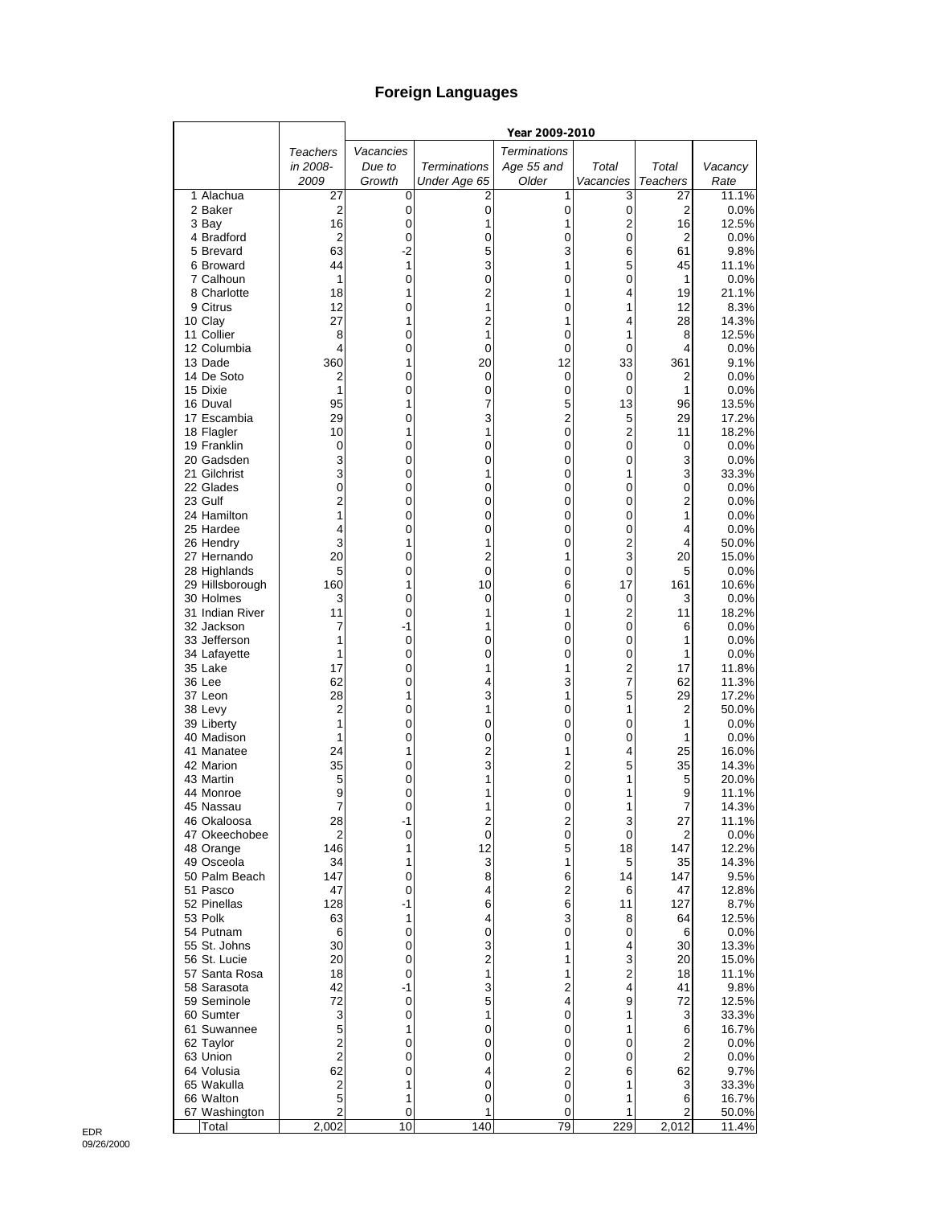# Foreign Languages

| | Teachers in 2008-2009 | Year 2009-2010 | | | | | |
|---|---|---|---|---|---|---|---|
| | | Vacancies Due to Growth | Terminations Under Age 65 | Terminations Age 55 and Older | Total Vacancies | Total Teachers | Vacancy Rate |
| 1 Alachua | 27 | 0 | 2 | 1 | 3 | 27 | 11.1% |
| 2 Baker | 2 | 0 | 0 | 0 | 0 | 2 | 0.0% |
| 3 Bay | 16 | 0 | 1 | 1 | 2 | 16 | 12.5% |
| 4 Bradford | 2 | 0 | 0 | 0 | 0 | 2 | 0.0% |
| 5 Brevard | 63 | -2 | 5 | 3 | 6 | 61 | 9.8% |
| 6 Broward | 44 | 1 | 3 | 1 | 5 | 45 | 11.1% |
| 7 Calhoun | 1 | 0 | 0 | 0 | 0 | 1 | 0.0% |
| 8 Charlotte | 18 | 1 | 2 | 1 | 4 | 19 | 21.1% |
| 9 Citrus | 12 | 0 | 1 | 0 | 1 | 12 | 8.3% |
| 10 Clay | 27 | 1 | 2 | 1 | 4 | 28 | 14.3% |
| 11 Collier | 8 | 0 | 1 | 0 | 1 | 8 | 12.5% |
| 12 Columbia | 4 | 0 | 0 | 0 | 0 | 4 | 0.0% |
| 13 Dade | 360 | 1 | 20 | 12 | 33 | 361 | 9.1% |
| 14 De Soto | 2 | 0 | 0 | 0 | 0 | 2 | 0.0% |
| 15 Dixie | 1 | 0 | 0 | 0 | 0 | 1 | 0.0% |
| 16 Duval | 95 | 1 | 7 | 5 | 13 | 96 | 13.5% |
| 17 Escambia | 29 | 0 | 3 | 2 | 5 | 29 | 17.2% |
| 18 Flagler | 10 | 1 | 1 | 0 | 2 | 11 | 18.2% |
| 19 Franklin | 0 | 0 | 0 | 0 | 0 | 0 | 0.0% |
| 20 Gadsden | 3 | 0 | 0 | 0 | 0 | 3 | 0.0% |
| 21 Gilchrist | 3 | 0 | 1 | 0 | 1 | 3 | 33.3% |
| 22 Glades | 0 | 0 | 0 | 0 | 0 | 0 | 0.0% |
| 23 Gulf | 2 | 0 | 0 | 0 | 0 | 2 | 0.0% |
| 24 Hamilton | 1 | 0 | 0 | 0 | 0 | 1 | 0.0% |
| 25 Hardee | 4 | 0 | 0 | 0 | 0 | 4 | 0.0% |
| 26 Hendry | 3 | 1 | 1 | 0 | 2 | 4 | 50.0% |
| 27 Hernando | 20 | 0 | 2 | 1 | 3 | 20 | 15.0% |
| 28 Highlands | 5 | 0 | 0 | 0 | 0 | 5 | 0.0% |
| 29 Hillsborough | 160 | 1 | 10 | 6 | 17 | 161 | 10.6% |
| 30 Holmes | 3 | 0 | 0 | 0 | 0 | 3 | 0.0% |
| 31 Indian River | 11 | 0 | 1 | 1 | 2 | 11 | 18.2% |
| 32 Jackson | 7 | -1 | 1 | 0 | 0 | 6 | 0.0% |
| 33 Jefferson | 1 | 0 | 0 | 0 | 0 | 1 | 0.0% |
| 34 Lafayette | 1 | 0 | 0 | 0 | 0 | 1 | 0.0% |
| 35 Lake | 17 | 0 | 1 | 1 | 2 | 17 | 11.8% |
| 36 Lee | 62 | 0 | 4 | 3 | 7 | 62 | 11.3% |
| 37 Leon | 28 | 1 | 3 | 1 | 5 | 29 | 17.2% |
| 38 Levy | 2 | 0 | 1 | 0 | 1 | 2 | 50.0% |
| 39 Liberty | 1 | 0 | 0 | 0 | 0 | 1 | 0.0% |
| 40 Madison | 1 | 0 | 0 | 0 | 0 | 1 | 0.0% |
| 41 Manatee | 24 | 1 | 2 | 1 | 4 | 25 | 16.0% |
| 42 Marion | 35 | 0 | 3 | 2 | 5 | 35 | 14.3% |
| 43 Martin | 5 | 0 | 1 | 0 | 1 | 5 | 20.0% |
| 44 Monroe | 9 | 0 | 1 | 0 | 1 | 9 | 11.1% |
| 45 Nassau | 7 | 0 | 1 | 0 | 1 | 7 | 14.3% |
| 46 Okaloosa | 28 | -1 | 2 | 2 | 3 | 27 | 11.1% |
| 47 Okeechobee | 2 | 0 | 0 | 0 | 0 | 2 | 0.0% |
| 48 Orange | 146 | 1 | 12 | 5 | 18 | 147 | 12.2% |
| 49 Osceola | 34 | 1 | 3 | 1 | 5 | 35 | 14.3% |
| 50 Palm Beach | 147 | 0 | 8 | 6 | 14 | 147 | 9.5% |
| 51 Pasco | 47 | 0 | 4 | 2 | 6 | 47 | 12.8% |
| 52 Pinellas | 128 | -1 | 6 | 6 | 11 | 127 | 8.7% |
| 53 Polk | 63 | 1 | 4 | 3 | 8 | 64 | 12.5% |
| 54 Putnam | 6 | 0 | 0 | 0 | 0 | 6 | 0.0% |
| 55 St. Johns | 30 | 0 | 3 | 1 | 4 | 30 | 13.3% |
| 56 St. Lucie | 20 | 0 | 2 | 1 | 3 | 20 | 15.0% |
| 57 Santa Rosa | 18 | 0 | 1 | 1 | 2 | 18 | 11.1% |
| 58 Sarasota | 42 | -1 | 3 | 2 | 4 | 41 | 9.8% |
| 59 Seminole | 72 | 0 | 5 | 4 | 9 | 72 | 12.5% |
| 60 Sumter | 3 | 0 | 1 | 0 | 1 | 3 | 33.3% |
| 61 Suwannee | 5 | 1 | 0 | 0 | 1 | 6 | 16.7% |
| 62 Taylor | 2 | 0 | 0 | 0 | 0 | 2 | 0.0% |
| 63 Union | 2 | 0 | 0 | 0 | 0 | 2 | 0.0% |
| 64 Volusia | 62 | 0 | 4 | 2 | 6 | 62 | 9.7% |
| 65 Wakulla | 2 | 1 | 0 | 0 | 1 | 3 | 33.3% |
| 66 Walton | 5 | 1 | 0 | 0 | 1 | 6 | 16.7% |
| 67 Washington | 2 | 0 | 1 | 0 | 1 | 2 | 50.0% |
| Total | 2,002 | 10 | 140 | 79 | 229 | 2,012 | 11.4% |

EDR
09/26/2000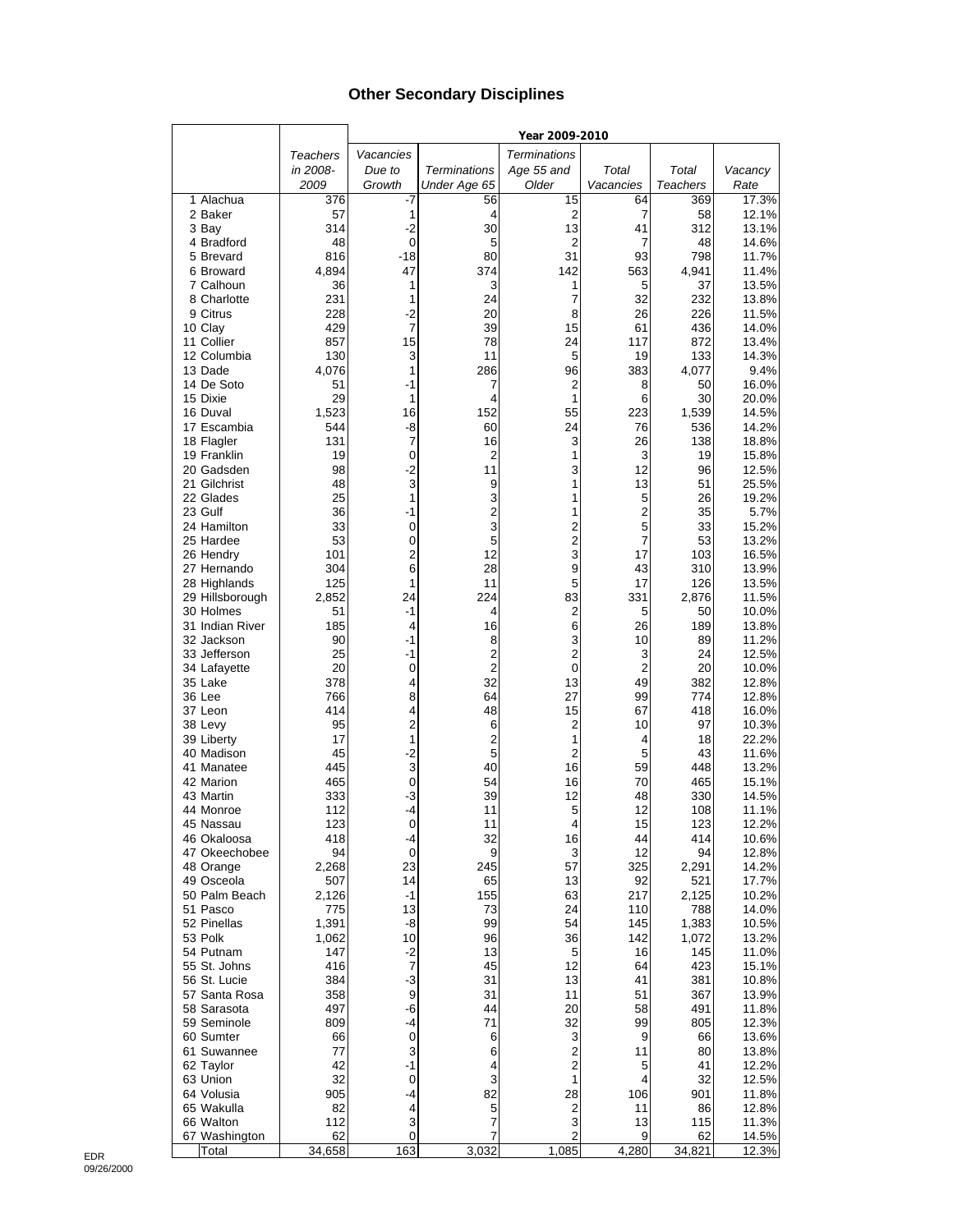# Other Secondary Disciplines

| | Teachers in 2008-2009 | Year 2009-2010 | | | | | |
|---|---|---|---|---|---|---|---|
| | | Vacancies Due to Growth | Terminations Under Age 65 | Terminations Age 55 and Older | Total Vacancies | Total Teachers | Vacancy Rate |
| 1 Alachua | 376 | -7 | 56 | 15 | 64 | 369 | 17.3% |
| 2 Baker | 57 | 1 | 4 | 2 | 7 | 58 | 12.1% |
| 3 Bay | 314 | -2 | 30 | 13 | 41 | 312 | 13.1% |
| 4 Bradford | 48 | 0 | 5 | 2 | 7 | 48 | 14.6% |
| 5 Brevard | 816 | -18 | 80 | 31 | 93 | 798 | 11.7% |
| 6 Broward | 4,894 | 47 | 374 | 142 | 563 | 4,941 | 11.4% |
| 7 Calhoun | 36 | 1 | 3 | 1 | 5 | 37 | 13.5% |
| 8 Charlotte | 231 | 1 | 24 | 7 | 32 | 232 | 13.8% |
| 9 Citrus | 228 | -2 | 20 | 8 | 26 | 226 | 11.5% |
| 10 Clay | 429 | 7 | 39 | 15 | 61 | 436 | 14.0% |
| 11 Collier | 857 | 15 | 78 | 24 | 117 | 872 | 13.4% |
| 12 Columbia | 130 | 3 | 11 | 5 | 19 | 133 | 14.3% |
| 13 Dade | 4,076 | 1 | 286 | 96 | 383 | 4,077 | 9.4% |
| 14 De Soto | 51 | -1 | 7 | 2 | 8 | 50 | 16.0% |
| 15 Dixie | 29 | 1 | 4 | 1 | 6 | 30 | 20.0% |
| 16 Duval | 1,523 | 16 | 152 | 55 | 223 | 1,539 | 14.5% |
| 17 Escambia | 544 | -8 | 60 | 24 | 76 | 536 | 14.2% |
| 18 Flagler | 131 | 7 | 16 | 3 | 26 | 138 | 18.8% |
| 19 Franklin | 19 | 0 | 2 | 1 | 3 | 19 | 15.8% |
| 20 Gadsden | 98 | -2 | 11 | 3 | 12 | 96 | 12.5% |
| 21 Gilchrist | 48 | 3 | 9 | 1 | 13 | 51 | 25.5% |
| 22 Glades | 25 | 1 | 3 | 1 | 5 | 26 | 19.2% |
| 23 Gulf | 36 | -1 | 2 | 1 | 2 | 35 | 5.7% |
| 24 Hamilton | 33 | 0 | 3 | 2 | 5 | 33 | 15.2% |
| 25 Hardee | 53 | 0 | 5 | 2 | 7 | 53 | 13.2% |
| 26 Hendry | 101 | 2 | 12 | 3 | 17 | 103 | 16.5% |
| 27 Hernando | 304 | 6 | 28 | 9 | 43 | 310 | 13.9% |
| 28 Highlands | 125 | 1 | 11 | 5 | 17 | 126 | 13.5% |
| 29 Hillsborough | 2,852 | 24 | 224 | 83 | 331 | 2,876 | 11.5% |
| 30 Holmes | 51 | -1 | 4 | 2 | 5 | 50 | 10.0% |
| 31 Indian River | 185 | 4 | 16 | 6 | 26 | 189 | 13.8% |
| 32 Jackson | 90 | -1 | 8 | 3 | 10 | 89 | 11.2% |
| 33 Jefferson | 25 | -1 | 2 | 2 | 3 | 24 | 12.5% |
| 34 Lafayette | 20 | 0 | 2 | 0 | 2 | 20 | 10.0% |
| 35 Lake | 378 | 4 | 32 | 13 | 49 | 382 | 12.8% |
| 36 Lee | 766 | 8 | 64 | 27 | 99 | 774 | 12.8% |
| 37 Leon | 414 | 4 | 48 | 15 | 67 | 418 | 16.0% |
| 38 Levy | 95 | 2 | 6 | 2 | 10 | 97 | 10.3% |
| 39 Liberty | 17 | 1 | 2 | 1 | 4 | 18 | 22.2% |
| 40 Madison | 45 | -2 | 5 | 2 | 5 | 43 | 11.6% |
| 41 Manatee | 445 | 3 | 40 | 16 | 59 | 448 | 13.2% |
| 42 Marion | 465 | 0 | 54 | 16 | 70 | 465 | 15.1% |
| 43 Martin | 333 | -3 | 39 | 12 | 48 | 330 | 14.5% |
| 44 Monroe | 112 | -4 | 11 | 5 | 12 | 108 | 11.1% |
| 45 Nassau | 123 | 0 | 11 | 4 | 15 | 123 | 12.2% |
| 46 Okaloosa | 418 | -4 | 32 | 16 | 44 | 414 | 10.6% |
| 47 Okeechobee | 94 | 0 | 9 | 3 | 12 | 94 | 12.8% |
| 48 Orange | 2,268 | 23 | 245 | 57 | 325 | 2,291 | 14.2% |
| 49 Osceola | 507 | 14 | 65 | 13 | 92 | 521 | 17.7% |
| 50 Palm Beach | 2,126 | -1 | 155 | 63 | 217 | 2,125 | 10.2% |
| 51 Pasco | 775 | 13 | 73 | 24 | 110 | 788 | 14.0% |
| 52 Pinellas | 1,391 | -8 | 99 | 54 | 145 | 1,383 | 10.5% |
| 53 Polk | 1,062 | 10 | 96 | 36 | 142 | 1,072 | 13.2% |
| 54 Putnam | 147 | -2 | 13 | 5 | 16 | 145 | 11.0% |
| 55 St. Johns | 416 | 7 | 45 | 12 | 64 | 423 | 15.1% |
| 56 St. Lucie | 384 | -3 | 31 | 13 | 41 | 381 | 10.8% |
| 57 Santa Rosa | 358 | 9 | 31 | 11 | 51 | 367 | 13.9% |
| 58 Sarasota | 497 | -6 | 44 | 20 | 58 | 491 | 11.8% |
| 59 Seminole | 809 | -4 | 71 | 32 | 99 | 805 | 12.3% |
| 60 Sumter | 66 | 0 | 6 | 3 | 9 | 66 | 13.6% |
| 61 Suwannee | 77 | 3 | 6 | 2 | 11 | 80 | 13.8% |
| 62 Taylor | 42 | -1 | 4 | 2 | 5 | 41 | 12.2% |
| 63 Union | 32 | 0 | 3 | 1 | 4 | 32 | 12.5% |
| 64 Volusia | 905 | -4 | 82 | 28 | 106 | 901 | 11.8% |
| 65 Wakulla | 82 | 4 | 5 | 2 | 11 | 86 | 12.8% |
| 66 Walton | 112 | 3 | 7 | 3 | 13 | 115 | 11.3% |
| 67 Washington | 62 | 0 | 7 | 2 | 9 | 62 | 14.5% |
| Total | 34,658 | 163 | 3,032 | 1,085 | 4,280 | 34,821 | 12.3% |

EDR
09/26/2000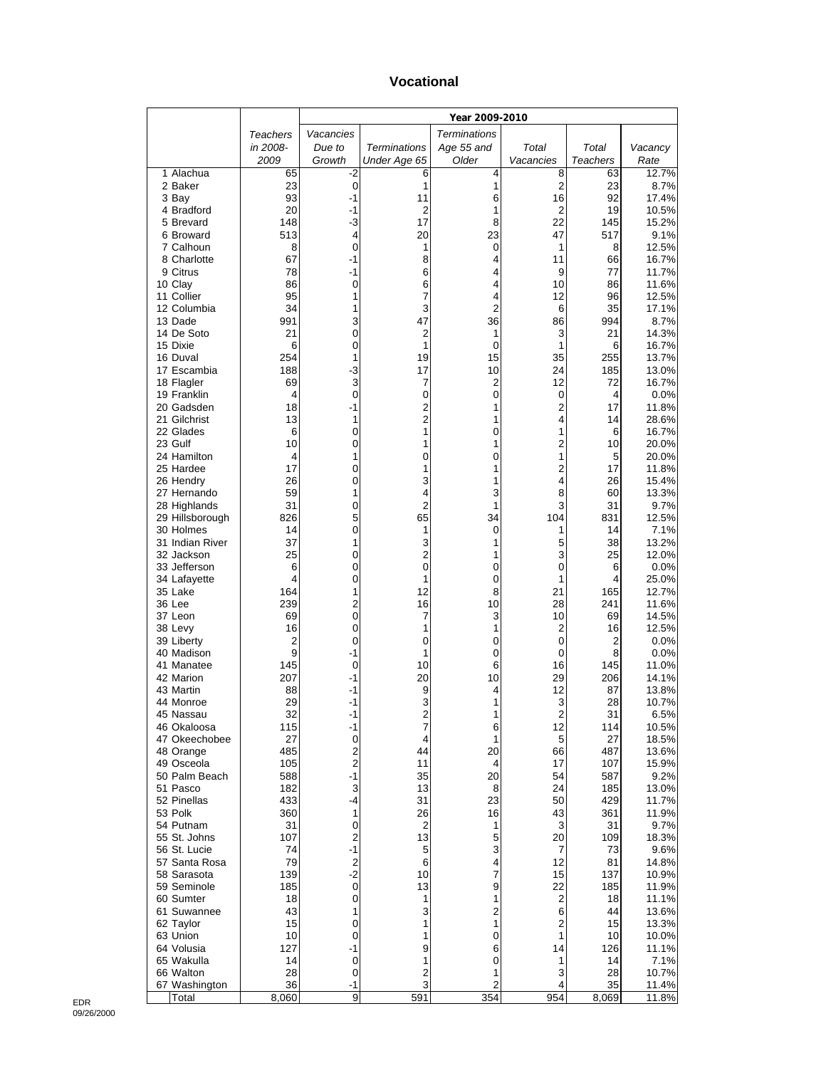# Vocational

| | Teachers in 2008-2009 | Year 2009-2010 | | | | | |
|---|---|---|---|---|---|---|---|
| | | Vacancies Due to Growth | Terminations Under Age 65 | Terminations Age 55 and Older | Total Vacancies | Total Teachers | Vacancy Rate |
| 1 Alachua | 65 | -2 | 6 | 4 | 8 | 63 | 12.7% |
| 2 Baker | 23 | 0 | 1 | 1 | 2 | 23 | 8.7% |
| 3 Bay | 93 | -1 | 11 | 6 | 16 | 92 | 17.4% |
| 4 Bradford | 20 | -1 | 2 | 1 | 2 | 19 | 10.5% |
| 5 Brevard | 148 | -3 | 17 | 8 | 22 | 145 | 15.2% |
| 6 Broward | 513 | 4 | 20 | 23 | 47 | 517 | 9.1% |
| 7 Calhoun | 8 | 0 | 1 | 0 | 1 | 8 | 12.5% |
| 8 Charlotte | 67 | -1 | 8 | 4 | 11 | 66 | 16.7% |
| 9 Citrus | 78 | -1 | 6 | 4 | 9 | 77 | 11.7% |
| 10 Clay | 86 | 0 | 6 | 4 | 10 | 86 | 11.6% |
| 11 Collier | 95 | 1 | 7 | 4 | 12 | 96 | 12.5% |
| 12 Columbia | 34 | 1 | 3 | 2 | 6 | 35 | 17.1% |
| 13 Dade | 991 | 3 | 47 | 36 | 86 | 994 | 8.7% |
| 14 De Soto | 21 | 0 | 2 | 1 | 3 | 21 | 14.3% |
| 15 Dixie | 6 | 0 | 1 | 0 | 1 | 6 | 16.7% |
| 16 Duval | 254 | 1 | 19 | 15 | 35 | 255 | 13.7% |
| 17 Escambia | 188 | -3 | 17 | 10 | 24 | 185 | 13.0% |
| 18 Flagler | 69 | 3 | 7 | 2 | 12 | 72 | 16.7% |
| 19 Franklin | 4 | 0 | 0 | 0 | 0 | 4 | 0.0% |
| 20 Gadsden | 18 | -1 | 2 | 1 | 2 | 17 | 11.8% |
| 21 Gilchrist | 13 | 1 | 2 | 1 | 4 | 14 | 28.6% |
| 22 Glades | 6 | 0 | 1 | 0 | 1 | 6 | 16.7% |
| 23 Gulf | 10 | 0 | 1 | 1 | 2 | 10 | 20.0% |
| 24 Hamilton | 4 | 1 | 0 | 0 | 1 | 5 | 20.0% |
| 25 Hardee | 17 | 0 | 1 | 1 | 2 | 17 | 11.8% |
| 26 Hendry | 26 | 0 | 3 | 1 | 4 | 26 | 15.4% |
| 27 Hernando | 59 | 1 | 4 | 3 | 8 | 60 | 13.3% |
| 28 Highlands | 31 | 0 | 2 | 1 | 3 | 31 | 9.7% |
| 29 Hillsborough | 826 | 5 | 65 | 34 | 104 | 831 | 12.5% |
| 30 Holmes | 14 | 0 | 1 | 0 | 1 | 14 | 7.1% |
| 31 Indian River | 37 | 1 | 3 | 1 | 5 | 38 | 13.2% |
| 32 Jackson | 25 | 0 | 2 | 1 | 3 | 25 | 12.0% |
| 33 Jefferson | 6 | 0 | 0 | 0 | 0 | 6 | 0.0% |
| 34 Lafayette | 4 | 0 | 1 | 0 | 1 | 4 | 25.0% |
| 35 Lake | 164 | 1 | 12 | 8 | 21 | 165 | 12.7% |
| 36 Lee | 239 | 2 | 16 | 10 | 28 | 241 | 11.6% |
| 37 Leon | 69 | 0 | 7 | 3 | 10 | 69 | 14.5% |
| 38 Levy | 16 | 0 | 1 | 1 | 2 | 16 | 12.5% |
| 39 Liberty | 2 | 0 | 0 | 0 | 0 | 2 | 0.0% |
| 40 Madison | 9 | -1 | 1 | 0 | 0 | 8 | 0.0% |
| 41 Manatee | 145 | 0 | 10 | 6 | 16 | 145 | 11.0% |
| 42 Marion | 207 | -1 | 20 | 10 | 29 | 206 | 14.1% |
| 43 Martin | 88 | -1 | 9 | 4 | 12 | 87 | 13.8% |
| 44 Monroe | 29 | -1 | 3 | 1 | 3 | 28 | 10.7% |
| 45 Nassau | 32 | -1 | 2 | 1 | 2 | 31 | 6.5% |
| 46 Okaloosa | 115 | -1 | 7 | 6 | 12 | 114 | 10.5% |
| 47 Okeechobee | 27 | 0 | 4 | 1 | 5 | 27 | 18.5% |
| 48 Orange | 485 | 2 | 44 | 20 | 66 | 487 | 13.6% |
| 49 Osceola | 105 | 2 | 11 | 4 | 17 | 107 | 15.9% |
| 50 Palm Beach | 588 | -1 | 35 | 20 | 54 | 587 | 9.2% |
| 51 Pasco | 182 | 3 | 13 | 8 | 24 | 185 | 13.0% |
| 52 Pinellas | 433 | -4 | 31 | 23 | 50 | 429 | 11.7% |
| 53 Polk | 360 | 1 | 26 | 16 | 43 | 361 | 11.9% |
| 54 Putnam | 31 | 0 | 2 | 1 | 3 | 31 | 9.7% |
| 55 St. Johns | 107 | 2 | 13 | 5 | 20 | 109 | 18.3% |
| 56 St. Lucie | 74 | -1 | 5 | 3 | 7 | 73 | 9.6% |
| 57 Santa Rosa | 79 | 2 | 6 | 4 | 12 | 81 | 14.8% |
| 58 Sarasota | 139 | -2 | 10 | 7 | 15 | 137 | 10.9% |
| 59 Seminole | 185 | 0 | 13 | 9 | 22 | 185 | 11.9% |
| 60 Sumter | 18 | 0 | 1 | 1 | 2 | 18 | 11.1% |
| 61 Suwannee | 43 | 1 | 3 | 2 | 6 | 44 | 13.6% |
| 62 Taylor | 15 | 0 | 1 | 1 | 2 | 15 | 13.3% |
| 63 Union | 10 | 0 | 1 | 0 | 1 | 10 | 10.0% |
| 64 Volusia | 127 | -1 | 9 | 6 | 14 | 126 | 11.1% |
| 65 Wakulla | 14 | 0 | 1 | 0 | 1 | 14 | 7.1% |
| 66 Walton | 28 | 0 | 2 | 1 | 3 | 28 | 10.7% |
| 67 Washington | 36 | -1 | 3 | 2 | 4 | 35 | 11.4% |
| Total | 8,060 | 9 | 591 | 354 | 954 | 8,069 | 11.8% |

EDR
09/26/2000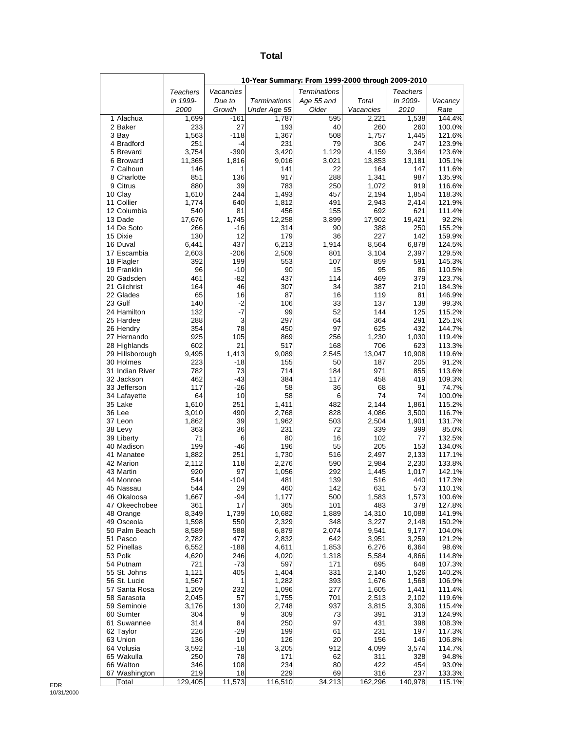# Total

| | Teachers in 1999-2000 | 10-Year Summary: From 1999-2000 through 2009-2010 | | | | | |
|---|---|---|---|---|---|---|---|
| | | Vacancies Due to Growth | Terminations Under Age 55 | Terminations Age 55 and Older | Total Vacancies | Teachers In 2009-2010 | Vacancy Rate |
| 1 Alachua | 1,699 | -161 | 1,787 | 595 | 2,221 | 1,538 | 144.4% |
| 2 Baker | 233 | 27 | 193 | 40 | 260 | 260 | 100.0% |
| 3 Bay | 1,563 | -118 | 1,367 | 508 | 1,757 | 1,445 | 121.6% |
| 4 Bradford | 251 | -4 | 231 | 79 | 306 | 247 | 123.9% |
| 5 Brevard | 3,754 | -390 | 3,420 | 1,129 | 4,159 | 3,364 | 123.6% |
| 6 Broward | 11,365 | 1,816 | 9,016 | 3,021 | 13,853 | 13,181 | 105.1% |
| 7 Calhoun | 146 | 1 | 141 | 22 | 164 | 147 | 111.6% |
| 8 Charlotte | 851 | 136 | 917 | 288 | 1,341 | 987 | 135.9% |
| 9 Citrus | 880 | 39 | 783 | 250 | 1,072 | 919 | 116.6% |
| 10 Clay | 1,610 | 244 | 1,493 | 457 | 2,194 | 1,854 | 118.3% |
| 11 Collier | 1,774 | 640 | 1,812 | 491 | 2,943 | 2,414 | 121.9% |
| 12 Columbia | 540 | 81 | 456 | 155 | 692 | 621 | 111.4% |
| 13 Dade | 17,676 | 1,745 | 12,258 | 3,899 | 17,902 | 19,421 | 92.2% |
| 14 De Soto | 266 | -16 | 314 | 90 | 388 | 250 | 155.2% |
| 15 Dixie | 130 | 12 | 179 | 36 | 227 | 142 | 159.9% |
| 16 Duval | 6,441 | 437 | 6,213 | 1,914 | 8,564 | 6,878 | 124.5% |
| 17 Escambia | 2,603 | -206 | 2,509 | 801 | 3,104 | 2,397 | 129.5% |
| 18 Flagler | 392 | 199 | 553 | 107 | 859 | 591 | 145.3% |
| 19 Franklin | 96 | -10 | 90 | 15 | 95 | 86 | 110.5% |
| 20 Gadsden | 461 | -82 | 437 | 114 | 469 | 379 | 123.7% |
| 21 Gilchrist | 164 | 46 | 307 | 34 | 387 | 210 | 184.3% |
| 22 Glades | 65 | 16 | 87 | 16 | 119 | 81 | 146.9% |
| 23 Gulf | 140 | -2 | 106 | 33 | 137 | 138 | 99.3% |
| 24 Hamilton | 132 | -7 | 99 | 52 | 144 | 125 | 115.2% |
| 25 Hardee | 288 | 3 | 297 | 64 | 364 | 291 | 125.1% |
| 26 Hendry | 354 | 78 | 450 | 97 | 625 | 432 | 144.7% |
| 27 Hernando | 925 | 105 | 869 | 256 | 1,230 | 1,030 | 119.4% |
| 28 Highlands | 602 | 21 | 517 | 168 | 706 | 623 | 113.3% |
| 29 Hillsborough | 9,495 | 1,413 | 9,089 | 2,545 | 13,047 | 10,908 | 119.6% |
| 30 Holmes | 223 | -18 | 155 | 50 | 187 | 205 | 91.2% |
| 31 Indian River | 782 | 73 | 714 | 184 | 971 | 855 | 113.6% |
| 32 Jackson | 462 | -43 | 384 | 117 | 458 | 419 | 109.3% |
| 33 Jefferson | 117 | -26 | 58 | 36 | 68 | 91 | 74.7% |
| 34 Lafayette | 64 | 10 | 58 | 6 | 74 | 74 | 100.0% |
| 35 Lake | 1,610 | 251 | 1,411 | 482 | 2,144 | 1,861 | 115.2% |
| 36 Lee | 3,010 | 490 | 2,768 | 828 | 4,086 | 3,500 | 116.7% |
| 37 Leon | 1,862 | 39 | 1,962 | 503 | 2,504 | 1,901 | 131.7% |
| 38 Levy | 363 | 36 | 231 | 72 | 339 | 399 | 85.0% |
| 39 Liberty | 71 | 6 | 80 | 16 | 102 | 77 | 132.5% |
| 40 Madison | 199 | -46 | 196 | 55 | 205 | 153 | 134.0% |
| 41 Manatee | 1,882 | 251 | 1,730 | 516 | 2,497 | 2,133 | 117.1% |
| 42 Marion | 2,112 | 118 | 2,276 | 590 | 2,984 | 2,230 | 133.8% |
| 43 Martin | 920 | 97 | 1,056 | 292 | 1,445 | 1,017 | 142.1% |
| 44 Monroe | 544 | -104 | 481 | 139 | 516 | 440 | 117.3% |
| 45 Nassau | 544 | 29 | 460 | 142 | 631 | 573 | 110.1% |
| 46 Okaloosa | 1,667 | -94 | 1,177 | 500 | 1,583 | 1,573 | 100.6% |
| 47 Okeechobee | 361 | 17 | 365 | 101 | 483 | 378 | 127.8% |
| 48 Orange | 8,349 | 1,739 | 10,682 | 1,889 | 14,310 | 10,088 | 141.9% |
| 49 Osceola | 1,598 | 550 | 2,329 | 348 | 3,227 | 2,148 | 150.2% |
| 50 Palm Beach | 8,589 | 588 | 6,879 | 2,074 | 9,541 | 9,177 | 104.0% |
| 51 Pasco | 2,782 | 477 | 2,832 | 642 | 3,951 | 3,259 | 121.2% |
| 52 Pinellas | 6,552 | -188 | 4,611 | 1,853 | 6,276 | 6,364 | 98.6% |
| 53 Polk | 4,620 | 246 | 4,020 | 1,318 | 5,584 | 4,866 | 114.8% |
| 54 Putnam | 721 | -73 | 597 | 171 | 695 | 648 | 107.3% |
| 55 St. Johns | 1,121 | 405 | 1,404 | 331 | 2,140 | 1,526 | 140.2% |
| 56 St. Lucie | 1,567 | 1 | 1,282 | 393 | 1,676 | 1,568 | 106.9% |
| 57 Santa Rosa | 1,209 | 232 | 1,096 | 277 | 1,605 | 1,441 | 111.4% |
| 58 Sarasota | 2,045 | 57 | 1,755 | 701 | 2,513 | 2,102 | 119.6% |
| 59 Seminole | 3,176 | 130 | 2,748 | 937 | 3,815 | 3,306 | 115.4% |
| 60 Sumter | 304 | 9 | 309 | 73 | 391 | 313 | 124.9% |
| 61 Suwannee | 314 | 84 | 250 | 97 | 431 | 398 | 108.3% |
| 62 Taylor | 226 | -29 | 199 | 61 | 231 | 197 | 117.3% |
| 63 Union | 136 | 10 | 126 | 20 | 156 | 146 | 106.8% |
| 64 Volusia | 3,592 | -18 | 3,205 | 912 | 4,099 | 3,574 | 114.7% |
| 65 Wakulla | 250 | 78 | 171 | 62 | 311 | 328 | 94.8% |
| 66 Walton | 346 | 108 | 234 | 80 | 422 | 454 | 93.0% |
| 67 Washington | 219 | 18 | 229 | 69 | 316 | 237 | 133.3% |
| Total | 129,405 | 11,573 | 116,510 | 34,213 | 162,296 | 140,978 | 115.1% |

EDR
10/31/2000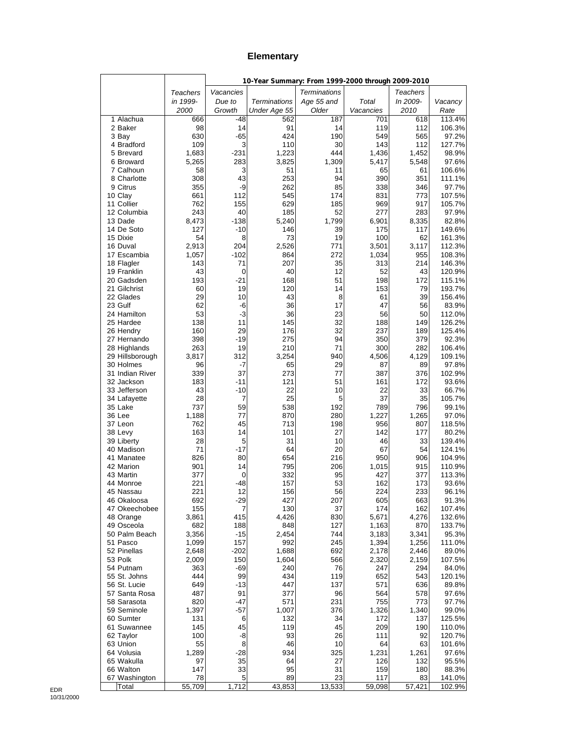# Elementary

| | Teachers in 1999-2000 | 10-Year Summary: From 1999-2000 through 2009-2010 | | | | | |
|---|---|---|---|---|---|---|---|
| | | Vacancies Due to Growth | Terminations Under Age 55 | Terminations Age 55 and Older | Total Vacancies | Teachers In 2009-2010 | Vacancy Rate |
| 1 Alachua | 666 | -48 | 562 | 187 | 701 | 618 | 113.4% |
| 2 Baker | 98 | 14 | 91 | 14 | 119 | 112 | 106.3% |
| 3 Bay | 630 | -65 | 424 | 190 | 549 | 565 | 97.2% |
| 4 Bradford | 109 | 3 | 110 | 30 | 143 | 112 | 127.7% |
| 5 Brevard | 1,683 | -231 | 1,223 | 444 | 1,436 | 1,452 | 98.9% |
| 6 Broward | 5,265 | 283 | 3,825 | 1,309 | 5,417 | 5,548 | 97.6% |
| 7 Calhoun | 58 | 3 | 51 | 11 | 65 | 61 | 106.6% |
| 8 Charlotte | 308 | 43 | 253 | 94 | 390 | 351 | 111.1% |
| 9 Citrus | 355 | -9 | 262 | 85 | 338 | 346 | 97.7% |
| 10 Clay | 661 | 112 | 545 | 174 | 831 | 773 | 107.5% |
| 11 Collier | 762 | 155 | 629 | 185 | 969 | 917 | 105.7% |
| 12 Columbia | 243 | 40 | 185 | 52 | 277 | 283 | 97.9% |
| 13 Dade | 8,473 | -138 | 5,240 | 1,799 | 6,901 | 8,335 | 82.8% |
| 14 De Soto | 127 | -10 | 146 | 39 | 175 | 117 | 149.6% |
| 15 Dixie | 54 | 8 | 73 | 19 | 100 | 62 | 161.3% |
| 16 Duval | 2,913 | 204 | 2,526 | 771 | 3,501 | 3,117 | 112.3% |
| 17 Escambia | 1,057 | -102 | 864 | 272 | 1,034 | 955 | 108.3% |
| 18 Flagler | 143 | 71 | 207 | 35 | 313 | 214 | 146.3% |
| 19 Franklin | 43 | 0 | 40 | 12 | 52 | 43 | 120.9% |
| 20 Gadsden | 193 | -21 | 168 | 51 | 198 | 172 | 115.1% |
| 21 Gilchrist | 60 | 19 | 120 | 14 | 153 | 79 | 193.7% |
| 22 Glades | 29 | 10 | 43 | 8 | 61 | 39 | 156.4% |
| 23 Gulf | 62 | -6 | 36 | 17 | 47 | 56 | 83.9% |
| 24 Hamilton | 53 | -3 | 36 | 23 | 56 | 50 | 112.0% |
| 25 Hardee | 138 | 11 | 145 | 32 | 188 | 149 | 126.2% |
| 26 Hendry | 160 | 29 | 176 | 32 | 237 | 189 | 125.4% |
| 27 Hernando | 398 | -19 | 275 | 94 | 350 | 379 | 92.3% |
| 28 Highlands | 263 | 19 | 210 | 71 | 300 | 282 | 106.4% |
| 29 Hillsborough | 3,817 | 312 | 3,254 | 940 | 4,506 | 4,129 | 109.1% |
| 30 Holmes | 96 | -7 | 65 | 29 | 87 | 89 | 97.8% |
| 31 Indian River | 339 | 37 | 273 | 77 | 387 | 376 | 102.9% |
| 32 Jackson | 183 | -11 | 121 | 51 | 161 | 172 | 93.6% |
| 33 Jefferson | 43 | -10 | 22 | 10 | 22 | 33 | 66.7% |
| 34 Lafayette | 28 | 7 | 25 | 5 | 37 | 35 | 105.7% |
| 35 Lake | 737 | 59 | 538 | 192 | 789 | 796 | 99.1% |
| 36 Lee | 1,188 | 77 | 870 | 280 | 1,227 | 1,265 | 97.0% |
| 37 Leon | 762 | 45 | 713 | 198 | 956 | 807 | 118.5% |
| 38 Levy | 163 | 14 | 101 | 27 | 142 | 177 | 80.2% |
| 39 Liberty | 28 | 5 | 31 | 10 | 46 | 33 | 139.4% |
| 40 Madison | 71 | -17 | 64 | 20 | 67 | 54 | 124.1% |
| 41 Manatee | 826 | 80 | 654 | 216 | 950 | 906 | 104.9% |
| 42 Marion | 901 | 14 | 795 | 206 | 1,015 | 915 | 110.9% |
| 43 Martin | 377 | 0 | 332 | 95 | 427 | 377 | 113.3% |
| 44 Monroe | 221 | -48 | 157 | 53 | 162 | 173 | 93.6% |
| 45 Nassau | 221 | 12 | 156 | 56 | 224 | 233 | 96.1% |
| 46 Okaloosa | 692 | -29 | 427 | 207 | 605 | 663 | 91.3% |
| 47 Okeechobee | 155 | 7 | 130 | 37 | 174 | 162 | 107.4% |
| 48 Orange | 3,861 | 415 | 4,426 | 830 | 5,671 | 4,276 | 132.6% |
| 49 Osceola | 682 | 188 | 848 | 127 | 1,163 | 870 | 133.7% |
| 50 Palm Beach | 3,356 | -15 | 2,454 | 744 | 3,183 | 3,341 | 95.3% |
| 51 Pasco | 1,099 | 157 | 992 | 245 | 1,394 | 1,256 | 111.0% |
| 52 Pinellas | 2,648 | -202 | 1,688 | 692 | 2,178 | 2,446 | 89.0% |
| 53 Polk | 2,009 | 150 | 1,604 | 566 | 2,320 | 2,159 | 107.5% |
| 54 Putnam | 363 | -69 | 240 | 76 | 247 | 294 | 84.0% |
| 55 St. Johns | 444 | 99 | 434 | 119 | 652 | 543 | 120.1% |
| 56 St. Lucie | 649 | -13 | 447 | 137 | 571 | 636 | 89.8% |
| 57 Santa Rosa | 487 | 91 | 377 | 96 | 564 | 578 | 97.6% |
| 58 Sarasota | 820 | -47 | 571 | 231 | 755 | 773 | 97.7% |
| 59 Seminole | 1,397 | -57 | 1,007 | 376 | 1,326 | 1,340 | 99.0% |
| 60 Sumter | 131 | 6 | 132 | 34 | 172 | 137 | 125.5% |
| 61 Suwannee | 145 | 45 | 119 | 45 | 209 | 190 | 110.0% |
| 62 Taylor | 100 | -8 | 93 | 26 | 111 | 92 | 120.7% |
| 63 Union | 55 | 8 | 46 | 10 | 64 | 63 | 101.6% |
| 64 Volusia | 1,289 | -28 | 934 | 325 | 1,231 | 1,261 | 97.6% |
| 65 Wakulla | 97 | 35 | 64 | 27 | 126 | 132 | 95.5% |
| 66 Walton | 147 | 33 | 95 | 31 | 159 | 180 | 88.3% |
| 67 Washington | 78 | 5 | 89 | 23 | 117 | 83 | 141.0% |
| Total | 55,709 | 1,712 | 43,853 | 13,533 | 59,098 | 57,421 | 102.9% |

EDR
10/31/2000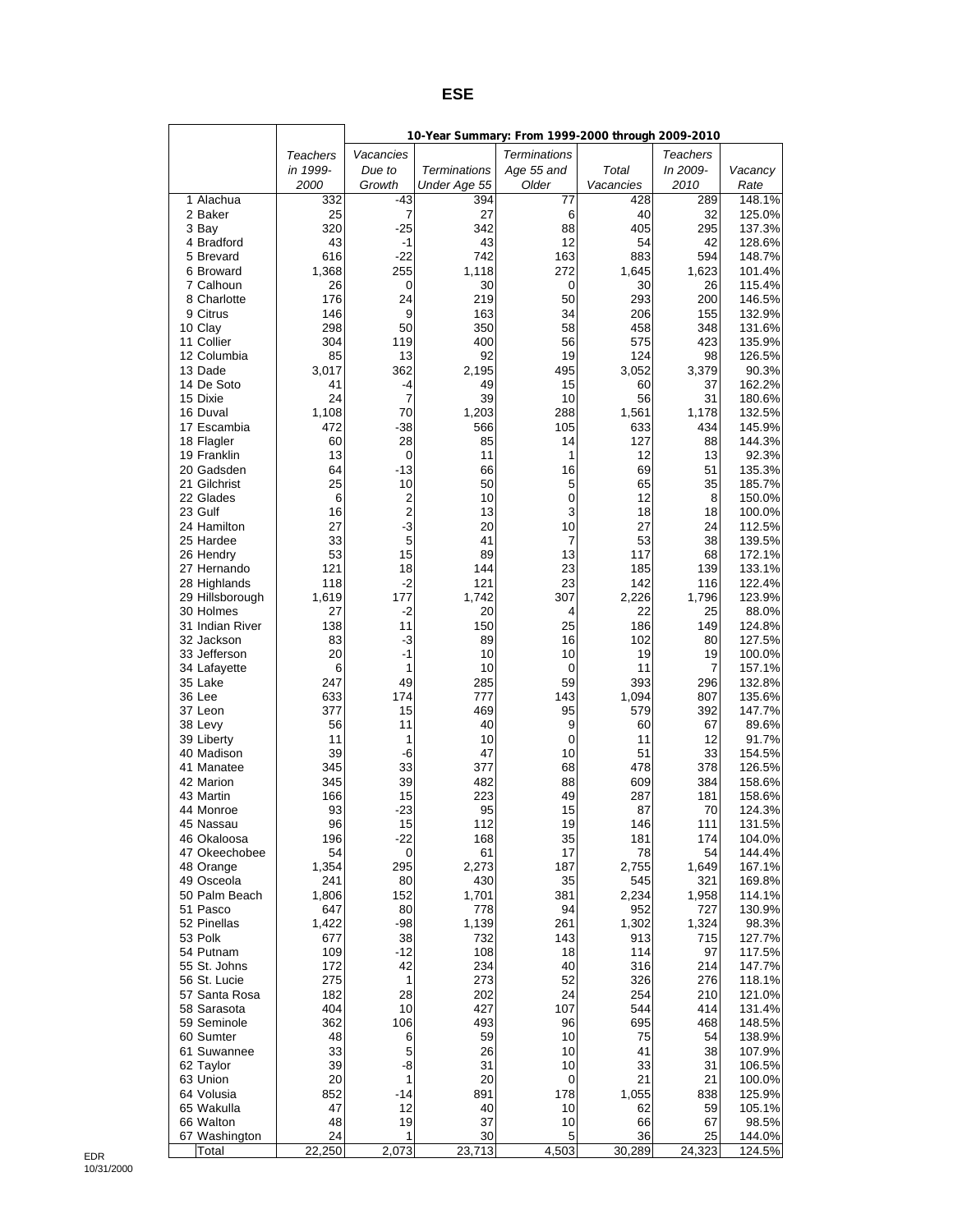# ESE

| | Teachers in 1999-2000 | 10-Year Summary: From 1999-2000 through 2009-2010 | | | | | |
|---|---|---|---|---|---|---|---|
| | | Vacancies Due to Growth | Terminations Under Age 55 | Terminations Age 55 and Older | Total Vacancies | Teachers In 2009-2010 | Vacancy Rate |
| 1 Alachua | 332 | -43 | 394 | 77 | 428 | 289 | 148.1% |
| 2 Baker | 25 | 7 | 27 | 6 | 40 | 32 | 125.0% |
| 3 Bay | 320 | -25 | 342 | 88 | 405 | 295 | 137.3% |
| 4 Bradford | 43 | -1 | 43 | 12 | 54 | 42 | 128.6% |
| 5 Brevard | 616 | -22 | 742 | 163 | 883 | 594 | 148.7% |
| 6 Broward | 1,368 | 255 | 1,118 | 272 | 1,645 | 1,623 | 101.4% |
| 7 Calhoun | 26 | 0 | 30 | 0 | 30 | 26 | 115.4% |
| 8 Charlotte | 176 | 24 | 219 | 50 | 293 | 200 | 146.5% |
| 9 Citrus | 146 | 9 | 163 | 34 | 206 | 155 | 132.9% |
| 10 Clay | 298 | 50 | 350 | 58 | 458 | 348 | 131.6% |
| 11 Collier | 304 | 119 | 400 | 56 | 575 | 423 | 135.9% |
| 12 Columbia | 85 | 13 | 92 | 19 | 124 | 98 | 126.5% |
| 13 Dade | 3,017 | 362 | 2,195 | 495 | 3,052 | 3,379 | 90.3% |
| 14 De Soto | 41 | -4 | 49 | 15 | 60 | 37 | 162.2% |
| 15 Dixie | 24 | 7 | 39 | 10 | 56 | 31 | 180.6% |
| 16 Duval | 1,108 | 70 | 1,203 | 288 | 1,561 | 1,178 | 132.5% |
| 17 Escambia | 472 | -38 | 566 | 105 | 633 | 434 | 145.9% |
| 18 Flagler | 60 | 28 | 85 | 14 | 127 | 88 | 144.3% |
| 19 Franklin | 13 | 0 | 11 | 1 | 12 | 13 | 92.3% |
| 20 Gadsden | 64 | -13 | 66 | 16 | 69 | 51 | 135.3% |
| 21 Gilchrist | 25 | 10 | 50 | 5 | 65 | 35 | 185.7% |
| 22 Glades | 6 | 2 | 10 | 0 | 12 | 8 | 150.0% |
| 23 Gulf | 16 | 2 | 13 | 3 | 18 | 18 | 100.0% |
| 24 Hamilton | 27 | -3 | 20 | 10 | 27 | 24 | 112.5% |
| 25 Hardee | 33 | 5 | 41 | 7 | 53 | 38 | 139.5% |
| 26 Hendry | 53 | 15 | 89 | 13 | 117 | 68 | 172.1% |
| 27 Hernando | 121 | 18 | 144 | 23 | 185 | 139 | 133.1% |
| 28 Highlands | 118 | -2 | 121 | 23 | 142 | 116 | 122.4% |
| 29 Hillsborough | 1,619 | 177 | 1,742 | 307 | 2,226 | 1,796 | 123.9% |
| 30 Holmes | 27 | -2 | 20 | 4 | 22 | 25 | 88.0% |
| 31 Indian River | 138 | 11 | 150 | 25 | 186 | 149 | 124.8% |
| 32 Jackson | 83 | -3 | 89 | 16 | 102 | 80 | 127.5% |
| 33 Jefferson | 20 | -1 | 10 | 10 | 19 | 19 | 100.0% |
| 34 Lafayette | 6 | 1 | 10 | 0 | 11 | 7 | 157.1% |
| 35 Lake | 247 | 49 | 285 | 59 | 393 | 296 | 132.8% |
| 36 Lee | 633 | 174 | 777 | 143 | 1,094 | 807 | 135.6% |
| 37 Leon | 377 | 15 | 469 | 95 | 579 | 392 | 147.7% |
| 38 Levy | 56 | 11 | 40 | 9 | 60 | 67 | 89.6% |
| 39 Liberty | 11 | 1 | 10 | 0 | 11 | 12 | 91.7% |
| 40 Madison | 39 | -6 | 47 | 10 | 51 | 33 | 154.5% |
| 41 Manatee | 345 | 33 | 377 | 68 | 478 | 378 | 126.5% |
| 42 Marion | 345 | 39 | 482 | 88 | 609 | 384 | 158.6% |
| 43 Martin | 166 | 15 | 223 | 49 | 287 | 181 | 158.6% |
| 44 Monroe | 93 | -23 | 95 | 15 | 87 | 70 | 124.3% |
| 45 Nassau | 96 | 15 | 112 | 19 | 146 | 111 | 131.5% |
| 46 Okaloosa | 196 | -22 | 168 | 35 | 181 | 174 | 104.0% |
| 47 Okeechobee | 54 | 0 | 61 | 17 | 78 | 54 | 144.4% |
| 48 Orange | 1,354 | 295 | 2,273 | 187 | 2,755 | 1,649 | 167.1% |
| 49 Osceola | 241 | 80 | 430 | 35 | 545 | 321 | 169.8% |
| 50 Palm Beach | 1,806 | 152 | 1,701 | 381 | 2,234 | 1,958 | 114.1% |
| 51 Pasco | 647 | 80 | 778 | 94 | 952 | 727 | 130.9% |
| 52 Pinellas | 1,422 | -98 | 1,139 | 261 | 1,302 | 1,324 | 98.3% |
| 53 Polk | 677 | 38 | 732 | 143 | 913 | 715 | 127.7% |
| 54 Putnam | 109 | -12 | 108 | 18 | 114 | 97 | 117.5% |
| 55 St. Johns | 172 | 42 | 234 | 40 | 316 | 214 | 147.7% |
| 56 St. Lucie | 275 | 1 | 273 | 52 | 326 | 276 | 118.1% |
| 57 Santa Rosa | 182 | 28 | 202 | 24 | 254 | 210 | 121.0% |
| 58 Sarasota | 404 | 10 | 427 | 107 | 544 | 414 | 131.4% |
| 59 Seminole | 362 | 106 | 493 | 96 | 695 | 468 | 148.5% |
| 60 Sumter | 48 | 6 | 59 | 10 | 75 | 54 | 138.9% |
| 61 Suwannee | 33 | 5 | 26 | 10 | 41 | 38 | 107.9% |
| 62 Taylor | 39 | -8 | 31 | 10 | 33 | 31 | 106.5% |
| 63 Union | 20 | 1 | 20 | 0 | 21 | 21 | 100.0% |
| 64 Volusia | 852 | -14 | 891 | 178 | 1,055 | 838 | 125.9% |
| 65 Wakulla | 47 | 12 | 40 | 10 | 62 | 59 | 105.1% |
| 66 Walton | 48 | 19 | 37 | 10 | 66 | 67 | 98.5% |
| 67 Washington | 24 | 1 | 30 | 5 | 36 | 25 | 144.0% |
| Total | 22,250 | 2,073 | 23,713 | 4,503 | 30,289 | 24,323 | 124.5% |

EDR
10/31/2000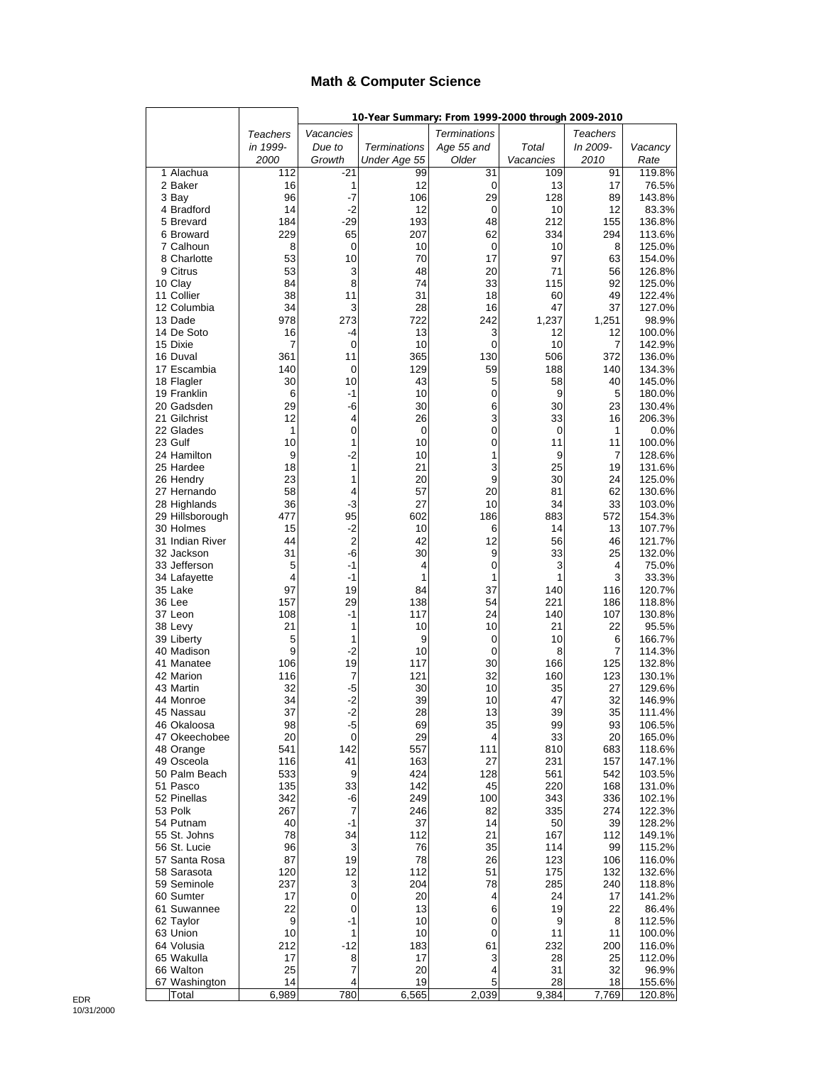## Math & Computer Science

| | Teachers in 1999-2000 | 10-Year Summary: From 1999-2000 through 2009-2010 | | | | | |
|---|---|---|---|---|---|---|---|
| | | Vacancies Due to Growth | Terminations Under Age 55 | Terminations Age 55 and Older | Total Vacancies | Teachers In 2009-2010 | Vacancy Rate |
| 1 Alachua | 112 | -21 | 99 | 31 | 109 | 91 | 119.8% |
| 2 Baker | 16 | 1 | 12 | 0 | 13 | 17 | 76.5% |
| 3 Bay | 96 | -7 | 106 | 29 | 128 | 89 | 143.8% |
| 4 Bradford | 14 | -2 | 12 | 0 | 10 | 12 | 83.3% |
| 5 Brevard | 184 | -29 | 193 | 48 | 212 | 155 | 136.8% |
| 6 Broward | 229 | 65 | 207 | 62 | 334 | 294 | 113.6% |
| 7 Calhoun | 8 | 0 | 10 | 0 | 10 | 8 | 125.0% |
| 8 Charlotte | 53 | 10 | 70 | 17 | 97 | 63 | 154.0% |
| 9 Citrus | 53 | 3 | 48 | 20 | 71 | 56 | 126.8% |
| 10 Clay | 84 | 8 | 74 | 33 | 115 | 92 | 125.0% |
| 11 Collier | 38 | 11 | 31 | 18 | 60 | 49 | 122.4% |
| 12 Columbia | 34 | 3 | 28 | 16 | 47 | 37 | 127.0% |
| 13 Dade | 978 | 273 | 722 | 242 | 1,237 | 1,251 | 98.9% |
| 14 De Soto | 16 | -4 | 13 | 3 | 12 | 12 | 100.0% |
| 15 Dixie | 7 | 0 | 10 | 0 | 10 | 7 | 142.9% |
| 16 Duval | 361 | 11 | 365 | 130 | 506 | 372 | 136.0% |
| 17 Escambia | 140 | 0 | 129 | 59 | 188 | 140 | 134.3% |
| 18 Flagler | 30 | 10 | 43 | 5 | 58 | 40 | 145.0% |
| 19 Franklin | 6 | -1 | 10 | 0 | 9 | 5 | 180.0% |
| 20 Gadsden | 29 | -6 | 30 | 6 | 30 | 23 | 130.4% |
| 21 Gilchrist | 12 | 4 | 26 | 3 | 33 | 16 | 206.3% |
| 22 Glades | 1 | 0 | 0 | 0 | 0 | 1 | 0.0% |
| 23 Gulf | 10 | 1 | 10 | 0 | 11 | 11 | 100.0% |
| 24 Hamilton | 9 | -2 | 10 | 1 | 9 | 7 | 128.6% |
| 25 Hardee | 18 | 1 | 21 | 3 | 25 | 19 | 131.6% |
| 26 Hendry | 23 | 1 | 20 | 9 | 30 | 24 | 125.0% |
| 27 Hernando | 58 | 4 | 57 | 20 | 81 | 62 | 130.6% |
| 28 Highlands | 36 | -3 | 27 | 10 | 34 | 33 | 103.0% |
| 29 Hillsborough | 477 | 95 | 602 | 186 | 883 | 572 | 154.3% |
| 30 Holmes | 15 | -2 | 10 | 6 | 14 | 13 | 107.7% |
| 31 Indian River | 44 | 2 | 42 | 12 | 56 | 46 | 121.7% |
| 32 Jackson | 31 | -6 | 30 | 9 | 33 | 25 | 132.0% |
| 33 Jefferson | 5 | -1 | 4 | 0 | 3 | 4 | 75.0% |
| 34 Lafayette | 4 | -1 | 1 | 1 | 1 | 3 | 33.3% |
| 35 Lake | 97 | 19 | 84 | 37 | 140 | 116 | 120.7% |
| 36 Lee | 157 | 29 | 138 | 54 | 221 | 186 | 118.8% |
| 37 Leon | 108 | -1 | 117 | 24 | 140 | 107 | 130.8% |
| 38 Levy | 21 | 1 | 10 | 10 | 21 | 22 | 95.5% |
| 39 Liberty | 5 | 1 | 9 | 0 | 10 | 6 | 166.7% |
| 40 Madison | 9 | -2 | 10 | 0 | 8 | 7 | 114.3% |
| 41 Manatee | 106 | 19 | 117 | 30 | 166 | 125 | 132.8% |
| 42 Marion | 116 | 7 | 121 | 32 | 160 | 123 | 130.1% |
| 43 Martin | 32 | -5 | 30 | 10 | 35 | 27 | 129.6% |
| 44 Monroe | 34 | -2 | 39 | 10 | 47 | 32 | 146.9% |
| 45 Nassau | 37 | -2 | 28 | 13 | 39 | 35 | 111.4% |
| 46 Okaloosa | 98 | -5 | 69 | 35 | 99 | 93 | 106.5% |
| 47 Okeechobee | 20 | 0 | 29 | 4 | 33 | 20 | 165.0% |
| 48 Orange | 541 | 142 | 557 | 111 | 810 | 683 | 118.6% |
| 49 Osceola | 116 | 41 | 163 | 27 | 231 | 157 | 147.1% |
| 50 Palm Beach | 533 | 9 | 424 | 128 | 561 | 542 | 103.5% |
| 51 Pasco | 135 | 33 | 142 | 45 | 220 | 168 | 131.0% |
| 52 Pinellas | 342 | -6 | 249 | 100 | 343 | 336 | 102.1% |
| 53 Polk | 267 | 7 | 246 | 82 | 335 | 274 | 122.3% |
| 54 Putnam | 40 | -1 | 37 | 14 | 50 | 39 | 128.2% |
| 55 St. Johns | 78 | 34 | 112 | 21 | 167 | 112 | 149.1% |
| 56 St. Lucie | 96 | 3 | 76 | 35 | 114 | 99 | 115.2% |
| 57 Santa Rosa | 87 | 19 | 78 | 26 | 123 | 106 | 116.0% |
| 58 Sarasota | 120 | 12 | 112 | 51 | 175 | 132 | 132.6% |
| 59 Seminole | 237 | 3 | 204 | 78 | 285 | 240 | 118.8% |
| 60 Sumter | 17 | 0 | 20 | 4 | 24 | 17 | 141.2% |
| 61 Suwannee | 22 | 0 | 13 | 6 | 19 | 22 | 86.4% |
| 62 Taylor | 9 | -1 | 10 | 0 | 9 | 8 | 112.5% |
| 63 Union | 10 | 1 | 10 | 0 | 11 | 11 | 100.0% |
| 64 Volusia | 212 | -12 | 183 | 61 | 232 | 200 | 116.0% |
| 65 Wakulla | 17 | 8 | 17 | 3 | 28 | 25 | 112.0% |
| 66 Walton | 25 | 7 | 20 | 4 | 31 | 32 | 96.9% |
| 67 Washington | 14 | 4 | 19 | 5 | 28 | 18 | 155.6% |
| Total | 6,989 | 780 | 6,565 | 2,039 | 9,384 | 7,769 | 120.8% |

EDR
10/31/2000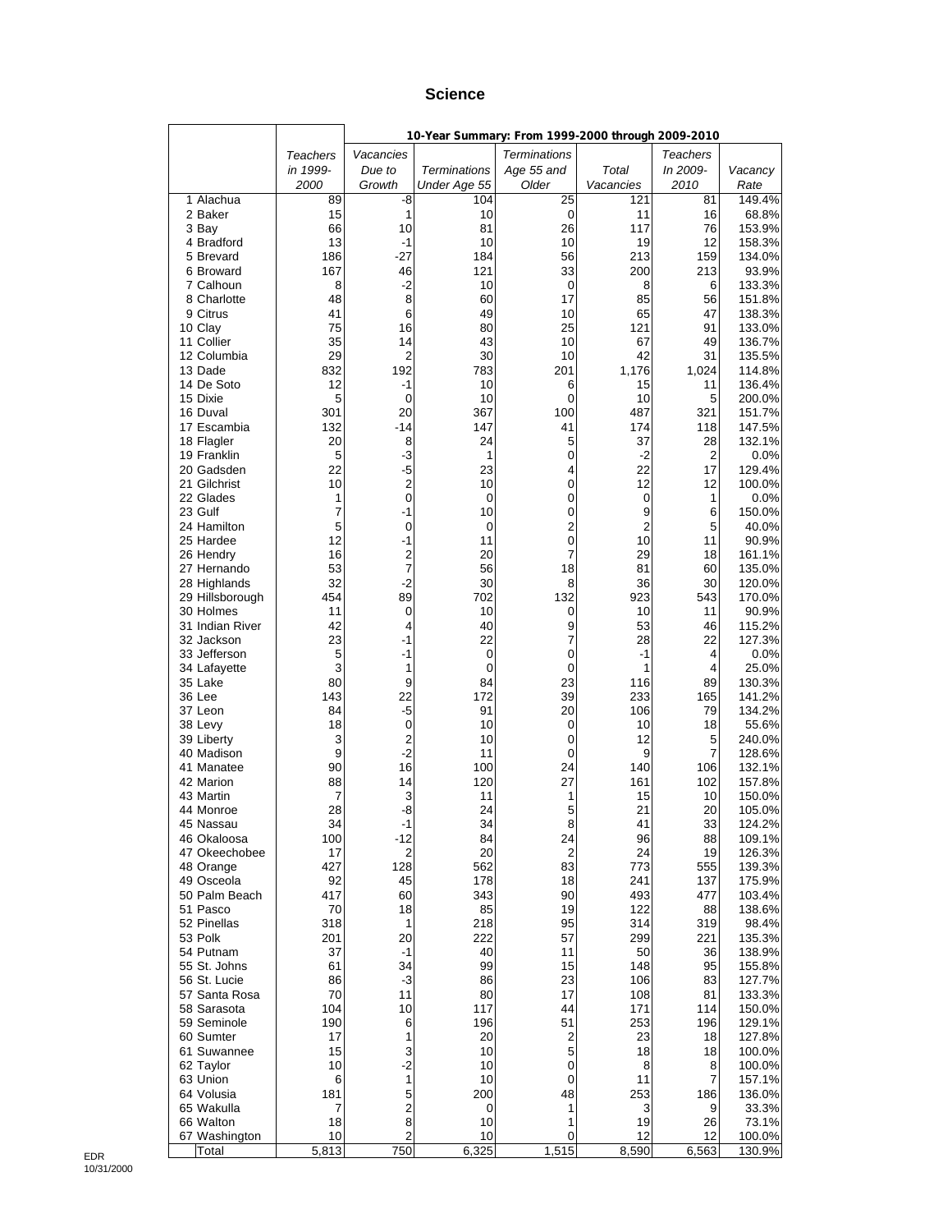# Science

| | Teachers in 1999-2000 | 10-Year Summary: From 1999-2000 through 2009-2010 | | | | | |
|---|---|---|---|---|---|---|---|
| | | Vacancies Due to Growth | Terminations Under Age 55 | Terminations Age 55 and Older | Total Vacancies | Teachers In 2009-2010 | Vacancy Rate |
| 1 Alachua | 89 | -8 | 104 | 25 | 121 | 81 | 149.4% |
| 2 Baker | 15 | 1 | 10 | 0 | 11 | 16 | 68.8% |
| 3 Bay | 66 | 10 | 81 | 26 | 117 | 76 | 153.9% |
| 4 Bradford | 13 | -1 | 10 | 10 | 19 | 12 | 158.3% |
| 5 Brevard | 186 | -27 | 184 | 56 | 213 | 159 | 134.0% |
| 6 Broward | 167 | 46 | 121 | 33 | 200 | 213 | 93.9% |
| 7 Calhoun | 8 | -2 | 10 | 0 | 8 | 6 | 133.3% |
| 8 Charlotte | 48 | 8 | 60 | 17 | 85 | 56 | 151.8% |
| 9 Citrus | 41 | 6 | 49 | 10 | 65 | 47 | 138.3% |
| 10 Clay | 75 | 16 | 80 | 25 | 121 | 91 | 133.0% |
| 11 Collier | 35 | 14 | 43 | 10 | 67 | 49 | 136.7% |
| 12 Columbia | 29 | 2 | 30 | 10 | 42 | 31 | 135.5% |
| 13 Dade | 832 | 192 | 783 | 201 | 1,176 | 1,024 | 114.8% |
| 14 De Soto | 12 | -1 | 10 | 6 | 15 | 11 | 136.4% |
| 15 Dixie | 5 | 0 | 10 | 0 | 10 | 5 | 200.0% |
| 16 Duval | 301 | 20 | 367 | 100 | 487 | 321 | 151.7% |
| 17 Escambia | 132 | -14 | 147 | 41 | 174 | 118 | 147.5% |
| 18 Flagler | 20 | 8 | 24 | 5 | 37 | 28 | 132.1% |
| 19 Franklin | 5 | -3 | 1 | 0 | -2 | 2 | 0.0% |
| 20 Gadsden | 22 | -5 | 23 | 4 | 22 | 17 | 129.4% |
| 21 Gilchrist | 10 | 2 | 10 | 0 | 12 | 12 | 100.0% |
| 22 Glades | 1 | 0 | 0 | 0 | 0 | 1 | 0.0% |
| 23 Gulf | 7 | -1 | 10 | 0 | 9 | 6 | 150.0% |
| 24 Hamilton | 5 | 0 | 0 | 2 | 2 | 5 | 40.0% |
| 25 Hardee | 12 | -1 | 11 | 0 | 10 | 11 | 90.9% |
| 26 Hendry | 16 | 2 | 20 | 7 | 29 | 18 | 161.1% |
| 27 Hernando | 53 | 7 | 56 | 18 | 81 | 60 | 135.0% |
| 28 Highlands | 32 | -2 | 30 | 8 | 36 | 30 | 120.0% |
| 29 Hillsborough | 454 | 89 | 702 | 132 | 923 | 543 | 170.0% |
| 30 Holmes | 11 | 0 | 10 | 0 | 10 | 11 | 90.9% |
| 31 Indian River | 42 | 4 | 40 | 9 | 53 | 46 | 115.2% |
| 32 Jackson | 23 | -1 | 22 | 7 | 28 | 22 | 127.3% |
| 33 Jefferson | 5 | -1 | 0 | 0 | -1 | 4 | 0.0% |
| 34 Lafayette | 3 | 1 | 0 | 0 | 1 | 4 | 25.0% |
| 35 Lake | 80 | 9 | 84 | 23 | 116 | 89 | 130.3% |
| 36 Lee | 143 | 22 | 172 | 39 | 233 | 165 | 141.2% |
| 37 Leon | 84 | -5 | 91 | 20 | 106 | 79 | 134.2% |
| 38 Levy | 18 | 0 | 10 | 0 | 10 | 18 | 55.6% |
| 39 Liberty | 3 | 2 | 10 | 0 | 12 | 5 | 240.0% |
| 40 Madison | 9 | -2 | 11 | 0 | 9 | 7 | 128.6% |
| 41 Manatee | 90 | 16 | 100 | 24 | 140 | 106 | 132.1% |
| 42 Marion | 88 | 14 | 120 | 27 | 161 | 102 | 157.8% |
| 43 Martin | 7 | 3 | 11 | 1 | 15 | 10 | 150.0% |
| 44 Monroe | 28 | -8 | 24 | 5 | 21 | 20 | 105.0% |
| 45 Nassau | 34 | -1 | 34 | 8 | 41 | 33 | 124.2% |
| 46 Okaloosa | 100 | -12 | 84 | 24 | 96 | 88 | 109.1% |
| 47 Okeechobee | 17 | 2 | 20 | 2 | 24 | 19 | 126.3% |
| 48 Orange | 427 | 128 | 562 | 83 | 773 | 555 | 139.3% |
| 49 Osceola | 92 | 45 | 178 | 18 | 241 | 137 | 175.9% |
| 50 Palm Beach | 417 | 60 | 343 | 90 | 493 | 477 | 103.4% |
| 51 Pasco | 70 | 18 | 85 | 19 | 122 | 88 | 138.6% |
| 52 Pinellas | 318 | 1 | 218 | 95 | 314 | 319 | 98.4% |
| 53 Polk | 201 | 20 | 222 | 57 | 299 | 221 | 135.3% |
| 54 Putnam | 37 | -1 | 40 | 11 | 50 | 36 | 138.9% |
| 55 St. Johns | 61 | 34 | 99 | 15 | 148 | 95 | 155.8% |
| 56 St. Lucie | 86 | -3 | 86 | 23 | 106 | 83 | 127.7% |
| 57 Santa Rosa | 70 | 11 | 80 | 17 | 108 | 81 | 133.3% |
| 58 Sarasota | 104 | 10 | 117 | 44 | 171 | 114 | 150.0% |
| 59 Seminole | 190 | 6 | 196 | 51 | 253 | 196 | 129.1% |
| 60 Sumter | 17 | 1 | 20 | 2 | 23 | 18 | 127.8% |
| 61 Suwannee | 15 | 3 | 10 | 5 | 18 | 18 | 100.0% |
| 62 Taylor | 10 | -2 | 10 | 0 | 8 | 8 | 100.0% |
| 63 Union | 6 | 1 | 10 | 0 | 11 | 7 | 157.1% |
| 64 Volusia | 181 | 5 | 200 | 48 | 253 | 186 | 136.0% |
| 65 Wakulla | 7 | 2 | 0 | 1 | 3 | 9 | 33.3% |
| 66 Walton | 18 | 8 | 10 | 1 | 19 | 26 | 73.1% |
| 67 Washington | 10 | 2 | 10 | 0 | 12 | 12 | 100.0% |
| Total | 5,813 | 750 | 6,325 | 1,515 | 8,590 | 6,563 | 130.9% |

EDR
10/31/2000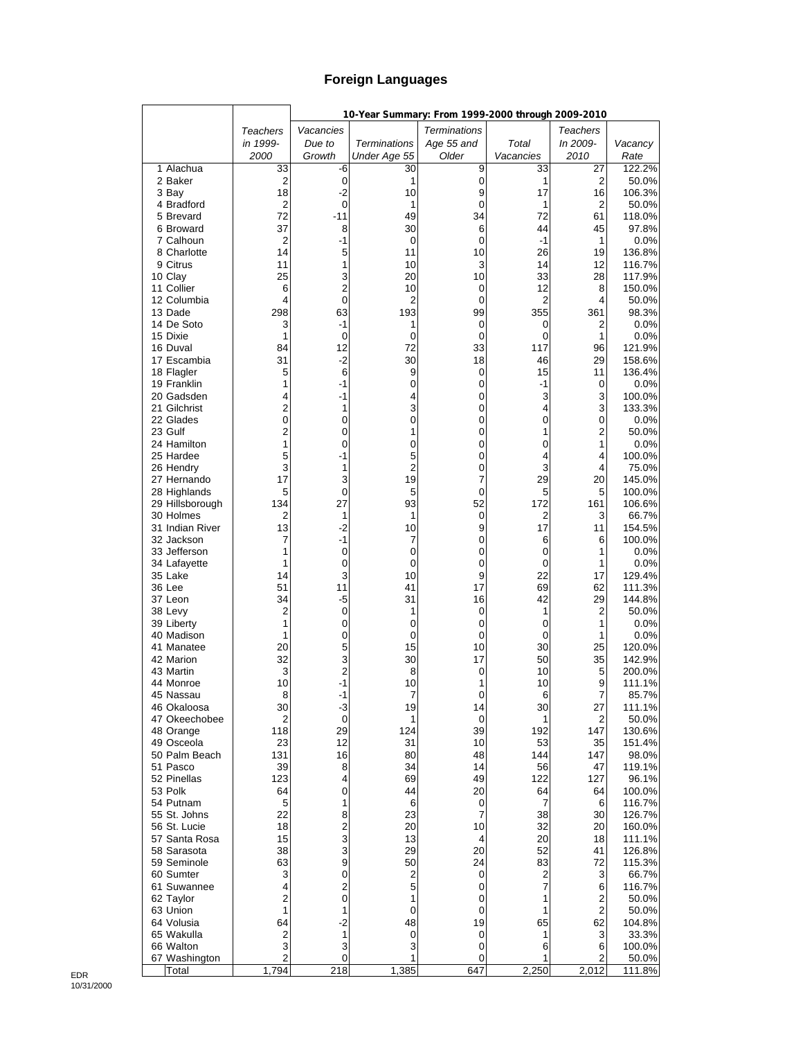# Foreign Languages

| | | 10-Year Summary: From 1999-2000 through 2009-2010 | | | | | |
|---|---|---|---|---|---|---|---|
| | *Teachers in 1999-2000* | *Vacancies Due to Growth* | *Terminations Under Age 55* | *Terminations Age 55 and Older* | *Total Vacancies* | *Teachers In 2009-2010* | *Vacancy Rate* |
| 1 Alachua | 33 | -6 | 30 | 9 | 33 | 27 | 122.2% |
| 2 Baker | 2 | 0 | 1 | 0 | 1 | 2 | 50.0% |
| 3 Bay | 18 | -2 | 10 | 9 | 17 | 16 | 106.3% |
| 4 Bradford | 2 | 0 | 1 | 0 | 1 | 2 | 50.0% |
| 5 Brevard | 72 | -11 | 49 | 34 | 72 | 61 | 118.0% |
| 6 Broward | 37 | 8 | 30 | 6 | 44 | 45 | 97.8% |
| 7 Calhoun | 2 | -1 | 0 | 0 | -1 | 1 | 0.0% |
| 8 Charlotte | 14 | 5 | 11 | 10 | 26 | 19 | 136.8% |
| 9 Citrus | 11 | 1 | 10 | 3 | 14 | 12 | 116.7% |
| 10 Clay | 25 | 3 | 20 | 10 | 33 | 28 | 117.9% |
| 11 Collier | 6 | 2 | 10 | 0 | 12 | 8 | 150.0% |
| 12 Columbia | 4 | 0 | 2 | 0 | 2 | 4 | 50.0% |
| 13 Dade | 298 | 63 | 193 | 99 | 355 | 361 | 98.3% |
| 14 De Soto | 3 | -1 | 1 | 0 | 0 | 2 | 0.0% |
| 15 Dixie | 1 | 0 | 0 | 0 | 0 | 1 | 0.0% |
| 16 Duval | 84 | 12 | 72 | 33 | 117 | 96 | 121.9% |
| 17 Escambia | 31 | -2 | 30 | 18 | 46 | 29 | 158.6% |
| 18 Flagler | 5 | 6 | 9 | 0 | 15 | 11 | 136.4% |
| 19 Franklin | 1 | -1 | 0 | 0 | -1 | 0 | 0.0% |
| 20 Gadsden | 4 | -1 | 4 | 0 | 3 | 3 | 100.0% |
| 21 Gilchrist | 2 | 1 | 3 | 0 | 4 | 3 | 133.3% |
| 22 Glades | 0 | 0 | 0 | 0 | 0 | 0 | 0.0% |
| 23 Gulf | 2 | 0 | 1 | 0 | 1 | 2 | 50.0% |
| 24 Hamilton | 1 | 0 | 0 | 0 | 0 | 1 | 0.0% |
| 25 Hardee | 5 | -1 | 5 | 0 | 4 | 4 | 100.0% |
| 26 Hendry | 3 | 1 | 2 | 0 | 3 | 4 | 75.0% |
| 27 Hernando | 17 | 3 | 19 | 7 | 29 | 20 | 145.0% |
| 28 Highlands | 5 | 0 | 5 | 0 | 5 | 5 | 100.0% |
| 29 Hillsborough | 134 | 27 | 93 | 52 | 172 | 161 | 106.6% |
| 30 Holmes | 2 | 1 | 1 | 0 | 2 | 3 | 66.7% |
| 31 Indian River | 13 | -2 | 10 | 9 | 17 | 11 | 154.5% |
| 32 Jackson | 7 | -1 | 7 | 0 | 6 | 6 | 100.0% |
| 33 Jefferson | 1 | 0 | 0 | 0 | 0 | 1 | 0.0% |
| 34 Lafayette | 1 | 0 | 0 | 0 | 0 | 1 | 0.0% |
| 35 Lake | 14 | 3 | 10 | 9 | 22 | 17 | 129.4% |
| 36 Lee | 51 | 11 | 41 | 17 | 69 | 62 | 111.3% |
| 37 Leon | 34 | -5 | 31 | 16 | 42 | 29 | 144.8% |
| 38 Levy | 2 | 0 | 1 | 0 | 1 | 2 | 50.0% |
| 39 Liberty | 1 | 0 | 0 | 0 | 0 | 1 | 0.0% |
| 40 Madison | 1 | 0 | 0 | 0 | 0 | 1 | 0.0% |
| 41 Manatee | 20 | 5 | 15 | 10 | 30 | 25 | 120.0% |
| 42 Marion | 32 | 3 | 30 | 17 | 50 | 35 | 142.9% |
| 43 Martin | 3 | 2 | 8 | 0 | 10 | 5 | 200.0% |
| 44 Monroe | 10 | -1 | 10 | 1 | 10 | 9 | 111.1% |
| 45 Nassau | 8 | -1 | 7 | 0 | 6 | 7 | 85.7% |
| 46 Okaloosa | 30 | -3 | 19 | 14 | 30 | 27 | 111.1% |
| 47 Okeechobee | 2 | 0 | 1 | 0 | 1 | 2 | 50.0% |
| 48 Orange | 118 | 29 | 124 | 39 | 192 | 147 | 130.6% |
| 49 Osceola | 23 | 12 | 31 | 10 | 53 | 35 | 151.4% |
| 50 Palm Beach | 131 | 16 | 80 | 48 | 144 | 147 | 98.0% |
| 51 Pasco | 39 | 8 | 34 | 14 | 56 | 47 | 119.1% |
| 52 Pinellas | 123 | 4 | 69 | 49 | 122 | 127 | 96.1% |
| 53 Polk | 64 | 0 | 44 | 20 | 64 | 64 | 100.0% |
| 54 Putnam | 5 | 1 | 6 | 0 | 7 | 6 | 116.7% |
| 55 St. Johns | 22 | 8 | 23 | 7 | 38 | 30 | 126.7% |
| 56 St. Lucie | 18 | 2 | 20 | 10 | 32 | 20 | 160.0% |
| 57 Santa Rosa | 15 | 3 | 13 | 4 | 20 | 18 | 111.1% |
| 58 Sarasota | 38 | 3 | 29 | 20 | 52 | 41 | 126.8% |
| 59 Seminole | 63 | 9 | 50 | 24 | 83 | 72 | 115.3% |
| 60 Sumter | 3 | 0 | 2 | 0 | 2 | 3 | 66.7% |
| 61 Suwannee | 4 | 2 | 5 | 0 | 7 | 6 | 116.7% |
| 62 Taylor | 2 | 0 | 1 | 0 | 1 | 2 | 50.0% |
| 63 Union | 1 | 1 | 0 | 0 | 1 | 2 | 50.0% |
| 64 Volusia | 64 | -2 | 48 | 19 | 65 | 62 | 104.8% |
| 65 Wakulla | 2 | 1 | 0 | 0 | 1 | 3 | 33.3% |
| 66 Walton | 3 | 3 | 3 | 0 | 6 | 6 | 100.0% |
| 67 Washington | 2 | 0 | 1 | 0 | 1 | 2 | 50.0% |
| Total | 1,794 | 218 | 1,385 | 647 | 2,250 | 2,012 | 111.8% |

EDR
10/31/2000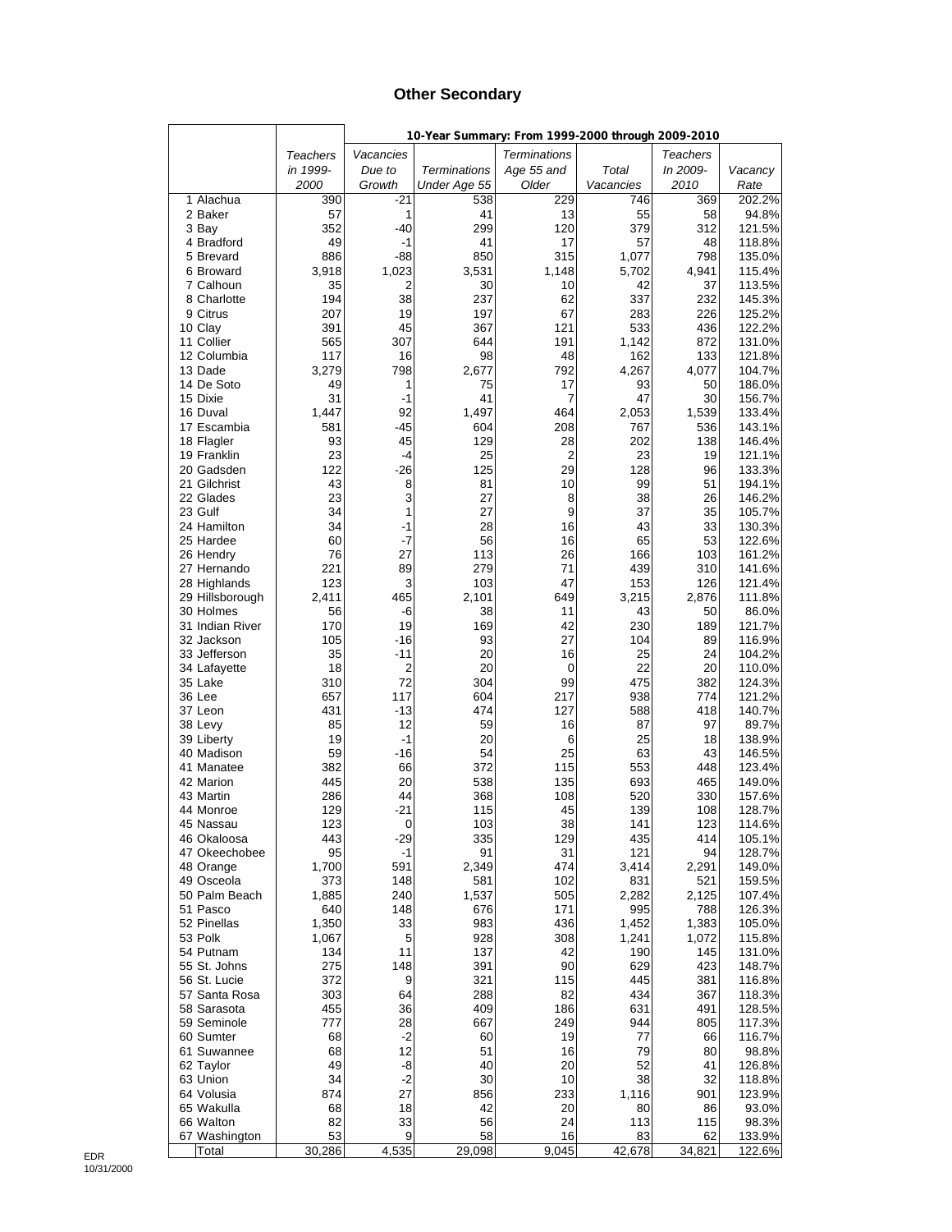# Other Secondary

| | Teachers in 1999-2000 | 10-Year Summary: From 1999-2000 through 2009-2010 | | | | | |
|---|---|---|---|---|---|---|---|
| | | Vacancies Due to Growth | Terminations Under Age 55 | Terminations Age 55 and Older | Total Vacancies | Teachers In 2009-2010 | Vacancy Rate |
| 1 Alachua | 390 | -21 | 538 | 229 | 746 | 369 | 202.2% |
| 2 Baker | 57 | 1 | 41 | 13 | 55 | 58 | 94.8% |
| 3 Bay | 352 | -40 | 299 | 120 | 379 | 312 | 121.5% |
| 4 Bradford | 49 | -1 | 41 | 17 | 57 | 48 | 118.8% |
| 5 Brevard | 886 | -88 | 850 | 315 | 1,077 | 798 | 135.0% |
| 6 Broward | 3,918 | 1,023 | 3,531 | 1,148 | 5,702 | 4,941 | 115.4% |
| 7 Calhoun | 35 | 2 | 30 | 10 | 42 | 37 | 113.5% |
| 8 Charlotte | 194 | 38 | 237 | 62 | 337 | 232 | 145.3% |
| 9 Citrus | 207 | 19 | 197 | 67 | 283 | 226 | 125.2% |
| 10 Clay | 391 | 45 | 367 | 121 | 533 | 436 | 122.2% |
| 11 Collier | 565 | 307 | 644 | 191 | 1,142 | 872 | 131.0% |
| 12 Columbia | 117 | 16 | 98 | 48 | 162 | 133 | 121.8% |
| 13 Dade | 3,279 | 798 | 2,677 | 792 | 4,267 | 4,077 | 104.7% |
| 14 De Soto | 49 | 1 | 75 | 17 | 93 | 50 | 186.0% |
| 15 Dixie | 31 | -1 | 41 | 7 | 47 | 30 | 156.7% |
| 16 Duval | 1,447 | 92 | 1,497 | 464 | 2,053 | 1,539 | 133.4% |
| 17 Escambia | 581 | -45 | 604 | 208 | 767 | 536 | 143.1% |
| 18 Flagler | 93 | 45 | 129 | 28 | 202 | 138 | 146.4% |
| 19 Franklin | 23 | -4 | 25 | 2 | 23 | 19 | 121.1% |
| 20 Gadsden | 122 | -26 | 125 | 29 | 128 | 96 | 133.3% |
| 21 Gilchrist | 43 | 8 | 81 | 10 | 99 | 51 | 194.1% |
| 22 Glades | 23 | 3 | 27 | 8 | 38 | 26 | 146.2% |
| 23 Gulf | 34 | 1 | 27 | 9 | 37 | 35 | 105.7% |
| 24 Hamilton | 34 | -1 | 28 | 16 | 43 | 33 | 130.3% |
| 25 Hardee | 60 | -7 | 56 | 16 | 65 | 53 | 122.6% |
| 26 Hendry | 76 | 27 | 113 | 26 | 166 | 103 | 161.2% |
| 27 Hernando | 221 | 89 | 279 | 71 | 439 | 310 | 141.6% |
| 28 Highlands | 123 | 3 | 103 | 47 | 153 | 126 | 121.4% |
| 29 Hillsborough | 2,411 | 465 | 2,101 | 649 | 3,215 | 2,876 | 111.8% |
| 30 Holmes | 56 | -6 | 38 | 11 | 43 | 50 | 86.0% |
| 31 Indian River | 170 | 19 | 169 | 42 | 230 | 189 | 121.7% |
| 32 Jackson | 105 | -16 | 93 | 27 | 104 | 89 | 116.9% |
| 33 Jefferson | 35 | -11 | 20 | 16 | 25 | 24 | 104.2% |
| 34 Lafayette | 18 | 2 | 20 | 0 | 22 | 20 | 110.0% |
| 35 Lake | 310 | 72 | 304 | 99 | 475 | 382 | 124.3% |
| 36 Lee | 657 | 117 | 604 | 217 | 938 | 774 | 121.2% |
| 37 Leon | 431 | -13 | 474 | 127 | 588 | 418 | 140.7% |
| 38 Levy | 85 | 12 | 59 | 16 | 87 | 97 | 89.7% |
| 39 Liberty | 19 | -1 | 20 | 6 | 25 | 18 | 138.9% |
| 40 Madison | 59 | -16 | 54 | 25 | 63 | 43 | 146.5% |
| 41 Manatee | 382 | 66 | 372 | 115 | 553 | 448 | 123.4% |
| 42 Marion | 445 | 20 | 538 | 135 | 693 | 465 | 149.0% |
| 43 Martin | 286 | 44 | 368 | 108 | 520 | 330 | 157.6% |
| 44 Monroe | 129 | -21 | 115 | 45 | 139 | 108 | 128.7% |
| 45 Nassau | 123 | 0 | 103 | 38 | 141 | 123 | 114.6% |
| 46 Okaloosa | 443 | -29 | 335 | 129 | 435 | 414 | 105.1% |
| 47 Okeechobee | 95 | -1 | 91 | 31 | 121 | 94 | 128.7% |
| 48 Orange | 1,700 | 591 | 2,349 | 474 | 3,414 | 2,291 | 149.0% |
| 49 Osceola | 373 | 148 | 581 | 102 | 831 | 521 | 159.5% |
| 50 Palm Beach | 1,885 | 240 | 1,537 | 505 | 2,282 | 2,125 | 107.4% |
| 51 Pasco | 640 | 148 | 676 | 171 | 995 | 788 | 126.3% |
| 52 Pinellas | 1,350 | 33 | 983 | 436 | 1,452 | 1,383 | 105.0% |
| 53 Polk | 1,067 | 5 | 928 | 308 | 1,241 | 1,072 | 115.8% |
| 54 Putnam | 134 | 11 | 137 | 42 | 190 | 145 | 131.0% |
| 55 St. Johns | 275 | 148 | 391 | 90 | 629 | 423 | 148.7% |
| 56 St. Lucie | 372 | 9 | 321 | 115 | 445 | 381 | 116.8% |
| 57 Santa Rosa | 303 | 64 | 288 | 82 | 434 | 367 | 118.3% |
| 58 Sarasota | 455 | 36 | 409 | 186 | 631 | 491 | 128.5% |
| 59 Seminole | 777 | 28 | 667 | 249 | 944 | 805 | 117.3% |
| 60 Sumter | 68 | -2 | 60 | 19 | 77 | 66 | 116.7% |
| 61 Suwannee | 68 | 12 | 51 | 16 | 79 | 80 | 98.8% |
| 62 Taylor | 49 | -8 | 40 | 20 | 52 | 41 | 126.8% |
| 63 Union | 34 | -2 | 30 | 10 | 38 | 32 | 118.8% |
| 64 Volusia | 874 | 27 | 856 | 233 | 1,116 | 901 | 123.9% |
| 65 Wakulla | 68 | 18 | 42 | 20 | 80 | 86 | 93.0% |
| 66 Walton | 82 | 33 | 56 | 24 | 113 | 115 | 98.3% |
| 67 Washington | 53 | 9 | 58 | 16 | 83 | 62 | 133.9% |
| Total | 30,286 | 4,535 | 29,098 | 9,045 | 42,678 | 34,821 | 122.6% |

EDR
10/31/2000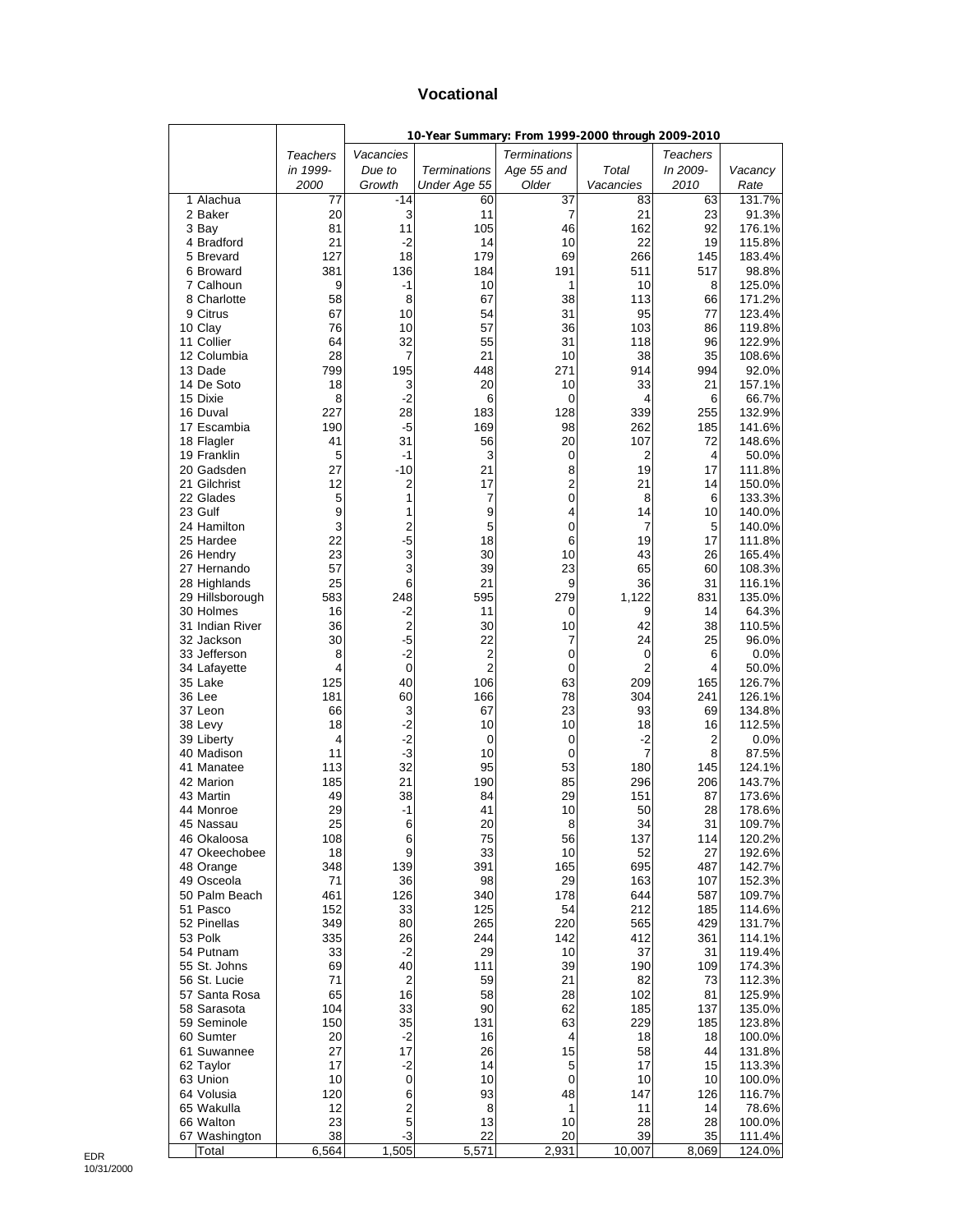# Vocational

| | Teachers in 1999-2000 | 10-Year Summary: From 1999-2000 through 2009-2010 | | | | | |
|---|---|---|---|---|---|---|---|
| | | Vacancies Due to Growth | Terminations Under Age 55 | Terminations Age 55 and Older | Total Vacancies | Teachers In 2009-2010 | Vacancy Rate |
| 1 Alachua | 77 | -14 | 60 | 37 | 83 | 63 | 131.7% |
| 2 Baker | 20 | 3 | 11 | 7 | 21 | 23 | 91.3% |
| 3 Bay | 81 | 11 | 105 | 46 | 162 | 92 | 176.1% |
| 4 Bradford | 21 | -2 | 14 | 10 | 22 | 19 | 115.8% |
| 5 Brevard | 127 | 18 | 179 | 69 | 266 | 145 | 183.4% |
| 6 Broward | 381 | 136 | 184 | 191 | 511 | 517 | 98.8% |
| 7 Calhoun | 9 | -1 | 10 | 1 | 10 | 8 | 125.0% |
| 8 Charlotte | 58 | 8 | 67 | 38 | 113 | 66 | 171.2% |
| 9 Citrus | 67 | 10 | 54 | 31 | 95 | 77 | 123.4% |
| 10 Clay | 76 | 10 | 57 | 36 | 103 | 86 | 119.8% |
| 11 Collier | 64 | 32 | 55 | 31 | 118 | 96 | 122.9% |
| 12 Columbia | 28 | 7 | 21 | 10 | 38 | 35 | 108.6% |
| 13 Dade | 799 | 195 | 448 | 271 | 914 | 994 | 92.0% |
| 14 De Soto | 18 | 3 | 20 | 10 | 33 | 21 | 157.1% |
| 15 Dixie | 8 | -2 | 6 | 0 | 4 | 6 | 66.7% |
| 16 Duval | 227 | 28 | 183 | 128 | 339 | 255 | 132.9% |
| 17 Escambia | 190 | -5 | 169 | 98 | 262 | 185 | 141.6% |
| 18 Flagler | 41 | 31 | 56 | 20 | 107 | 72 | 148.6% |
| 19 Franklin | 5 | -1 | 3 | 0 | 2 | 4 | 50.0% |
| 20 Gadsden | 27 | -10 | 21 | 8 | 19 | 17 | 111.8% |
| 21 Gilchrist | 12 | 2 | 17 | 2 | 21 | 14 | 150.0% |
| 22 Glades | 5 | 1 | 7 | 0 | 8 | 6 | 133.3% |
| 23 Gulf | 9 | 1 | 9 | 4 | 14 | 10 | 140.0% |
| 24 Hamilton | 3 | 2 | 5 | 0 | 7 | 5 | 140.0% |
| 25 Hardee | 22 | -5 | 18 | 6 | 19 | 17 | 111.8% |
| 26 Hendry | 23 | 3 | 30 | 10 | 43 | 26 | 165.4% |
| 27 Hernando | 57 | 3 | 39 | 23 | 65 | 60 | 108.3% |
| 28 Highlands | 25 | 6 | 21 | 9 | 36 | 31 | 116.1% |
| 29 Hillsborough | 583 | 248 | 595 | 279 | 1,122 | 831 | 135.0% |
| 30 Holmes | 16 | -2 | 11 | 0 | 9 | 14 | 64.3% |
| 31 Indian River | 36 | 2 | 30 | 10 | 42 | 38 | 110.5% |
| 32 Jackson | 30 | -5 | 22 | 7 | 24 | 25 | 96.0% |
| 33 Jefferson | 8 | -2 | 2 | 0 | 0 | 6 | 0.0% |
| 34 Lafayette | 4 | 0 | 2 | 0 | 2 | 4 | 50.0% |
| 35 Lake | 125 | 40 | 106 | 63 | 209 | 165 | 126.7% |
| 36 Lee | 181 | 60 | 166 | 78 | 304 | 241 | 126.1% |
| 37 Leon | 66 | 3 | 67 | 23 | 93 | 69 | 134.8% |
| 38 Levy | 18 | -2 | 10 | 10 | 18 | 16 | 112.5% |
| 39 Liberty | 4 | -2 | 0 | 0 | -2 | 2 | 0.0% |
| 40 Madison | 11 | -3 | 10 | 0 | 7 | 8 | 87.5% |
| 41 Manatee | 113 | 32 | 95 | 53 | 180 | 145 | 124.1% |
| 42 Marion | 185 | 21 | 190 | 85 | 296 | 206 | 143.7% |
| 43 Martin | 49 | 38 | 84 | 29 | 151 | 87 | 173.6% |
| 44 Monroe | 29 | -1 | 41 | 10 | 50 | 28 | 178.6% |
| 45 Nassau | 25 | 6 | 20 | 8 | 34 | 31 | 109.7% |
| 46 Okaloosa | 108 | 6 | 75 | 56 | 137 | 114 | 120.2% |
| 47 Okeechobee | 18 | 9 | 33 | 10 | 52 | 27 | 192.6% |
| 48 Orange | 348 | 139 | 391 | 165 | 695 | 487 | 142.7% |
| 49 Osceola | 71 | 36 | 98 | 29 | 163 | 107 | 152.3% |
| 50 Palm Beach | 461 | 126 | 340 | 178 | 644 | 587 | 109.7% |
| 51 Pasco | 152 | 33 | 125 | 54 | 212 | 185 | 114.6% |
| 52 Pinellas | 349 | 80 | 265 | 220 | 565 | 429 | 131.7% |
| 53 Polk | 335 | 26 | 244 | 142 | 412 | 361 | 114.1% |
| 54 Putnam | 33 | -2 | 29 | 10 | 37 | 31 | 119.4% |
| 55 St. Johns | 69 | 40 | 111 | 39 | 190 | 109 | 174.3% |
| 56 St. Lucie | 71 | 2 | 59 | 21 | 82 | 73 | 112.3% |
| 57 Santa Rosa | 65 | 16 | 58 | 28 | 102 | 81 | 125.9% |
| 58 Sarasota | 104 | 33 | 90 | 62 | 185 | 137 | 135.0% |
| 59 Seminole | 150 | 35 | 131 | 63 | 229 | 185 | 123.8% |
| 60 Sumter | 20 | -2 | 16 | 4 | 18 | 18 | 100.0% |
| 61 Suwannee | 27 | 17 | 26 | 15 | 58 | 44 | 131.8% |
| 62 Taylor | 17 | -2 | 14 | 5 | 17 | 15 | 113.3% |
| 63 Union | 10 | 0 | 10 | 0 | 10 | 10 | 100.0% |
| 64 Volusia | 120 | 6 | 93 | 48 | 147 | 126 | 116.7% |
| 65 Wakulla | 12 | 2 | 8 | 1 | 11 | 14 | 78.6% |
| 66 Walton | 23 | 5 | 13 | 10 | 28 | 28 | 100.0% |
| 67 Washington | 38 | -3 | 22 | 20 | 39 | 35 | 111.4% |
| Total | 6,564 | 1,505 | 5,571 | 2,931 | 10,007 | 8,069 | 124.0% |

EDR
10/31/2000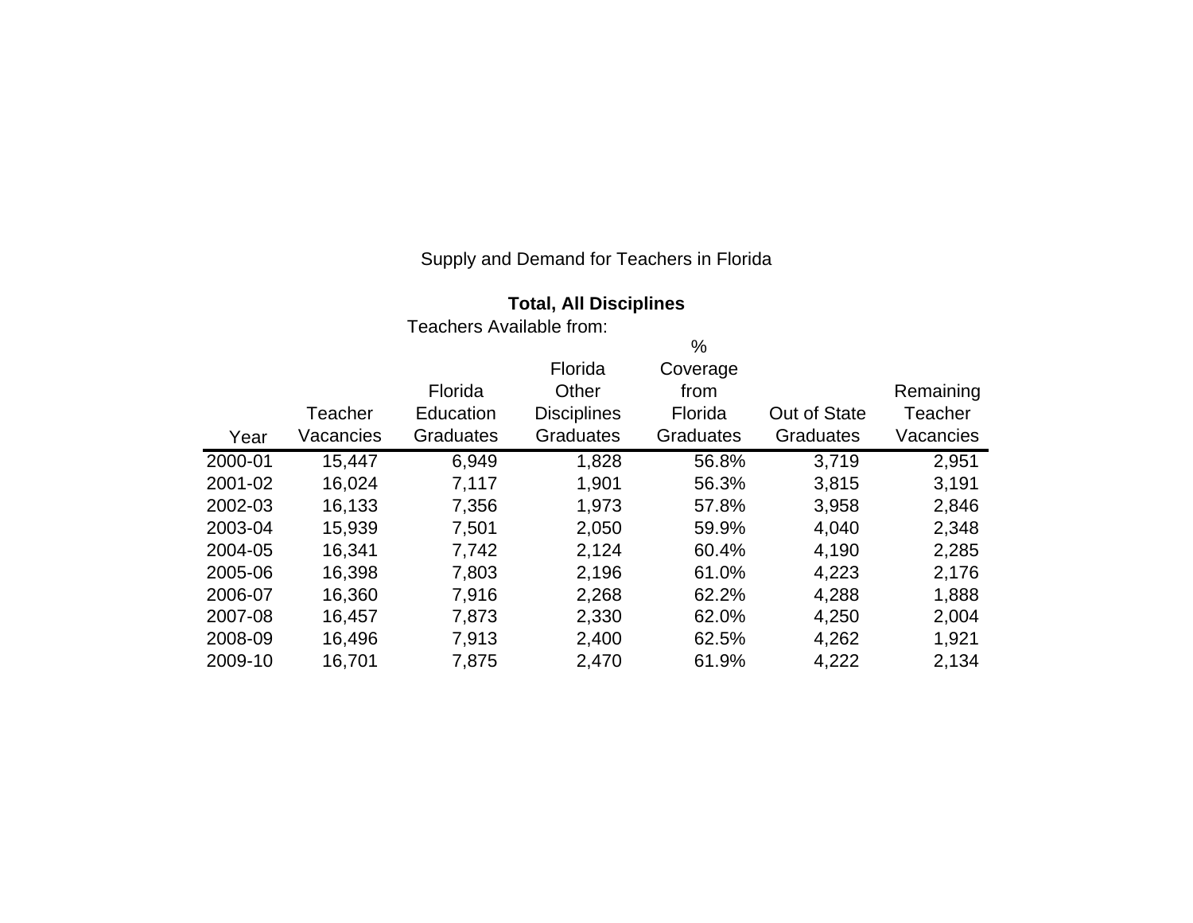Supply and Demand for Teachers in Florida

**Total, All Disciplines**

| Year | Teacher Vacancies | Teachers Available from: Florida Education Graduates | Florida Other Disciplines Graduates | % Coverage from Florida Graduates | Out of State Graduates | Remaining Teacher Vacancies |
|---|---|---|---|---|---|---|
| 2000-01 | 15,447 | 6,949 | 1,828 | 56.8% | 3,719 | 2,951 |
| 2001-02 | 16,024 | 7,117 | 1,901 | 56.3% | 3,815 | 3,191 |
| 2002-03 | 16,133 | 7,356 | 1,973 | 57.8% | 3,958 | 2,846 |
| 2003-04 | 15,939 | 7,501 | 2,050 | 59.9% | 4,040 | 2,348 |
| 2004-05 | 16,341 | 7,742 | 2,124 | 60.4% | 4,190 | 2,285 |
| 2005-06 | 16,398 | 7,803 | 2,196 | 61.0% | 4,223 | 2,176 |
| 2006-07 | 16,360 | 7,916 | 2,268 | 62.2% | 4,288 | 1,888 |
| 2007-08 | 16,457 | 7,873 | 2,330 | 62.0% | 4,250 | 2,004 |
| 2008-09 | 16,496 | 7,913 | 2,400 | 62.5% | 4,262 | 1,921 |
| 2009-10 | 16,701 | 7,875 | 2,470 | 61.9% | 4,222 | 2,134 |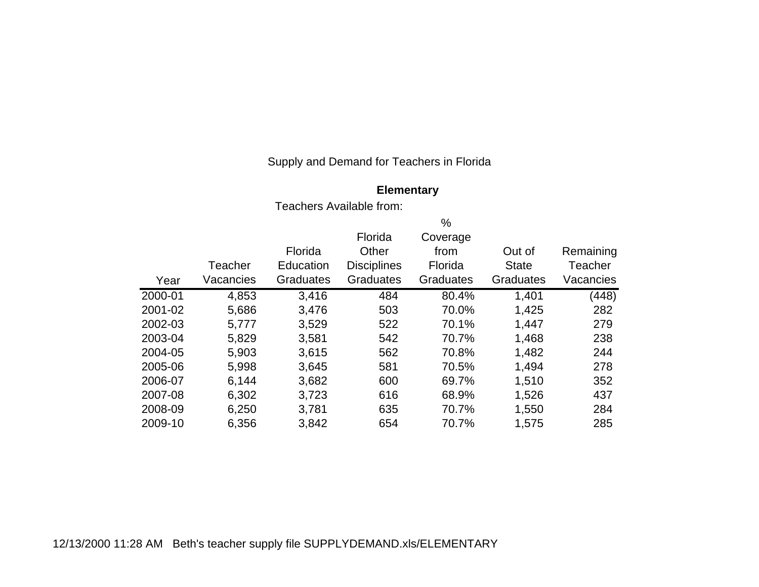Supply and Demand for Teachers in Florida

**Elementary**

Teachers Available from:

| Year | Teacher Vacancies | Florida Education Graduates | Florida Other Disciplines Graduates | % Coverage from Florida Graduates | Out of State Graduates | Remaining Teacher Vacancies |
|---|---|---|---|---|---|---|
| 2000-01 | 4,853 | 3,416 | 484 | 80.4% | 1,401 | (448) |
| 2001-02 | 5,686 | 3,476 | 503 | 70.0% | 1,425 | 282 |
| 2002-03 | 5,777 | 3,529 | 522 | 70.1% | 1,447 | 279 |
| 2003-04 | 5,829 | 3,581 | 542 | 70.7% | 1,468 | 238 |
| 2004-05 | 5,903 | 3,615 | 562 | 70.8% | 1,482 | 244 |
| 2005-06 | 5,998 | 3,645 | 581 | 70.5% | 1,494 | 278 |
| 2006-07 | 6,144 | 3,682 | 600 | 69.7% | 1,510 | 352 |
| 2007-08 | 6,302 | 3,723 | 616 | 68.9% | 1,526 | 437 |
| 2008-09 | 6,250 | 3,781 | 635 | 70.7% | 1,550 | 284 |
| 2009-10 | 6,356 | 3,842 | 654 | 70.7% | 1,575 | 285 |

12/13/2000 11:28 AM Beth's teacher supply file SUPPLYDEMAND.xls/ELEMENTARY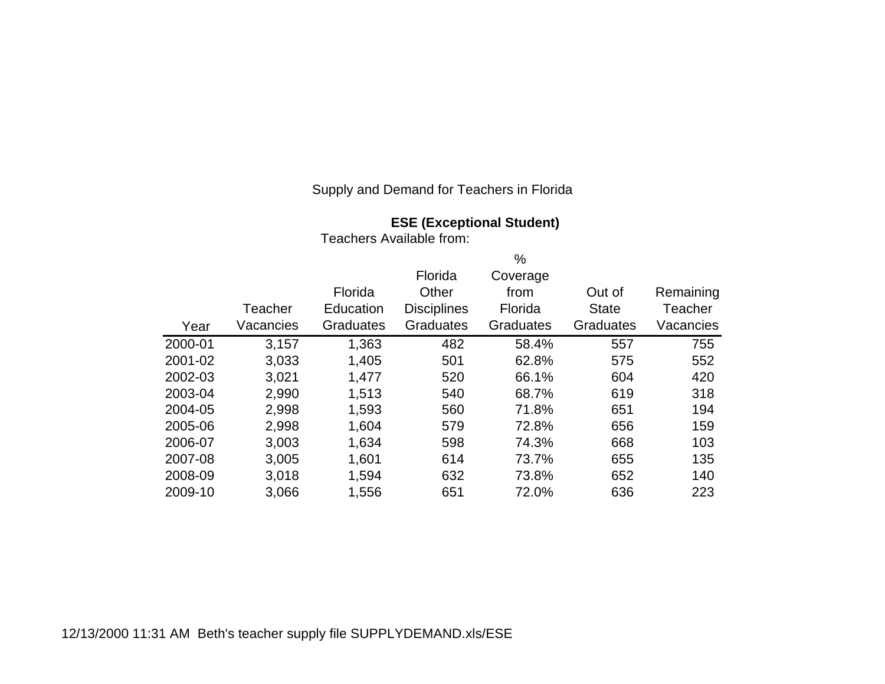Supply and Demand for Teachers in Florida

**ESE (Exceptional Student)**

Teachers Available from:

| Year | Teacher Vacancies | Florida Education Graduates | Florida Other Disciplines Graduates | % Coverage from Florida Graduates | Out of State Graduates | Remaining Teacher Vacancies |
|---|---|---|---|---|---|---|
| 2000-01 | 3,157 | 1,363 | 482 | 58.4% | 557 | 755 |
| 2001-02 | 3,033 | 1,405 | 501 | 62.8% | 575 | 552 |
| 2002-03 | 3,021 | 1,477 | 520 | 66.1% | 604 | 420 |
| 2003-04 | 2,990 | 1,513 | 540 | 68.7% | 619 | 318 |
| 2004-05 | 2,998 | 1,593 | 560 | 71.8% | 651 | 194 |
| 2005-06 | 2,998 | 1,604 | 579 | 72.8% | 656 | 159 |
| 2006-07 | 3,003 | 1,634 | 598 | 74.3% | 668 | 103 |
| 2007-08 | 3,005 | 1,601 | 614 | 73.7% | 655 | 135 |
| 2008-09 | 3,018 | 1,594 | 632 | 73.8% | 652 | 140 |
| 2009-10 | 3,066 | 1,556 | 651 | 72.0% | 636 | 223 |

12/13/2000 11:31 AM Beth's teacher supply file SUPPLYDEMAND.xls/ESE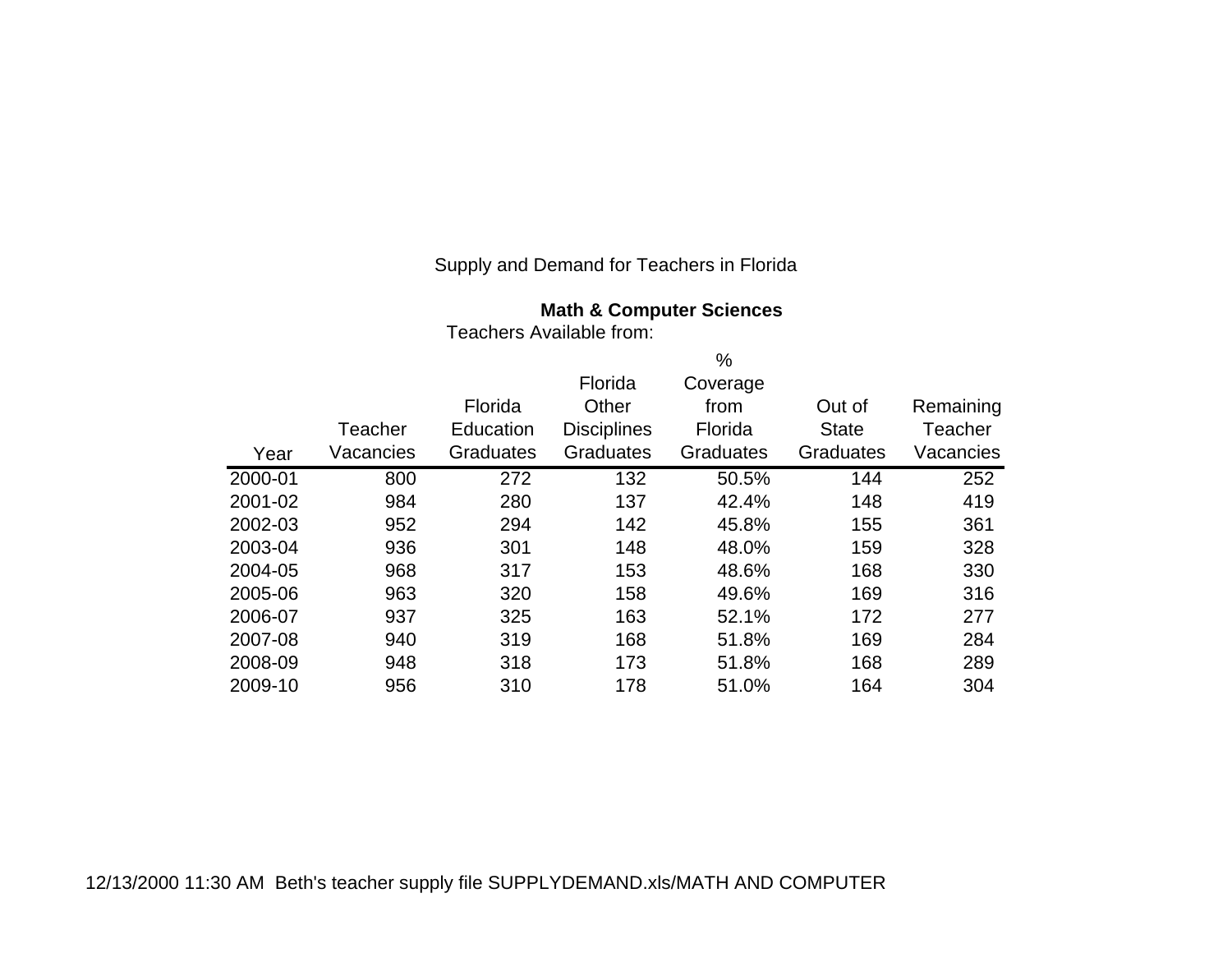Supply and Demand for Teachers in Florida

**Math & Computer Sciences**

Teachers Available from:

| Year | Teacher Vacancies | Florida Education Graduates | Florida Other Disciplines Graduates | % Coverage from Florida Graduates | Out of State Graduates | Remaining Teacher Vacancies |
|---|---|---|---|---|---|---|
| 2000-01 | 800 | 272 | 132 | 50.5% | 144 | 252 |
| 2001-02 | 984 | 280 | 137 | 42.4% | 148 | 419 |
| 2002-03 | 952 | 294 | 142 | 45.8% | 155 | 361 |
| 2003-04 | 936 | 301 | 148 | 48.0% | 159 | 328 |
| 2004-05 | 968 | 317 | 153 | 48.6% | 168 | 330 |
| 2005-06 | 963 | 320 | 158 | 49.6% | 169 | 316 |
| 2006-07 | 937 | 325 | 163 | 52.1% | 172 | 277 |
| 2007-08 | 940 | 319 | 168 | 51.8% | 169 | 284 |
| 2008-09 | 948 | 318 | 173 | 51.8% | 168 | 289 |
| 2009-10 | 956 | 310 | 178 | 51.0% | 164 | 304 |

12/13/2000 11:30 AM Beth's teacher supply file SUPPLYDEMAND.xls/MATH AND COMPUTER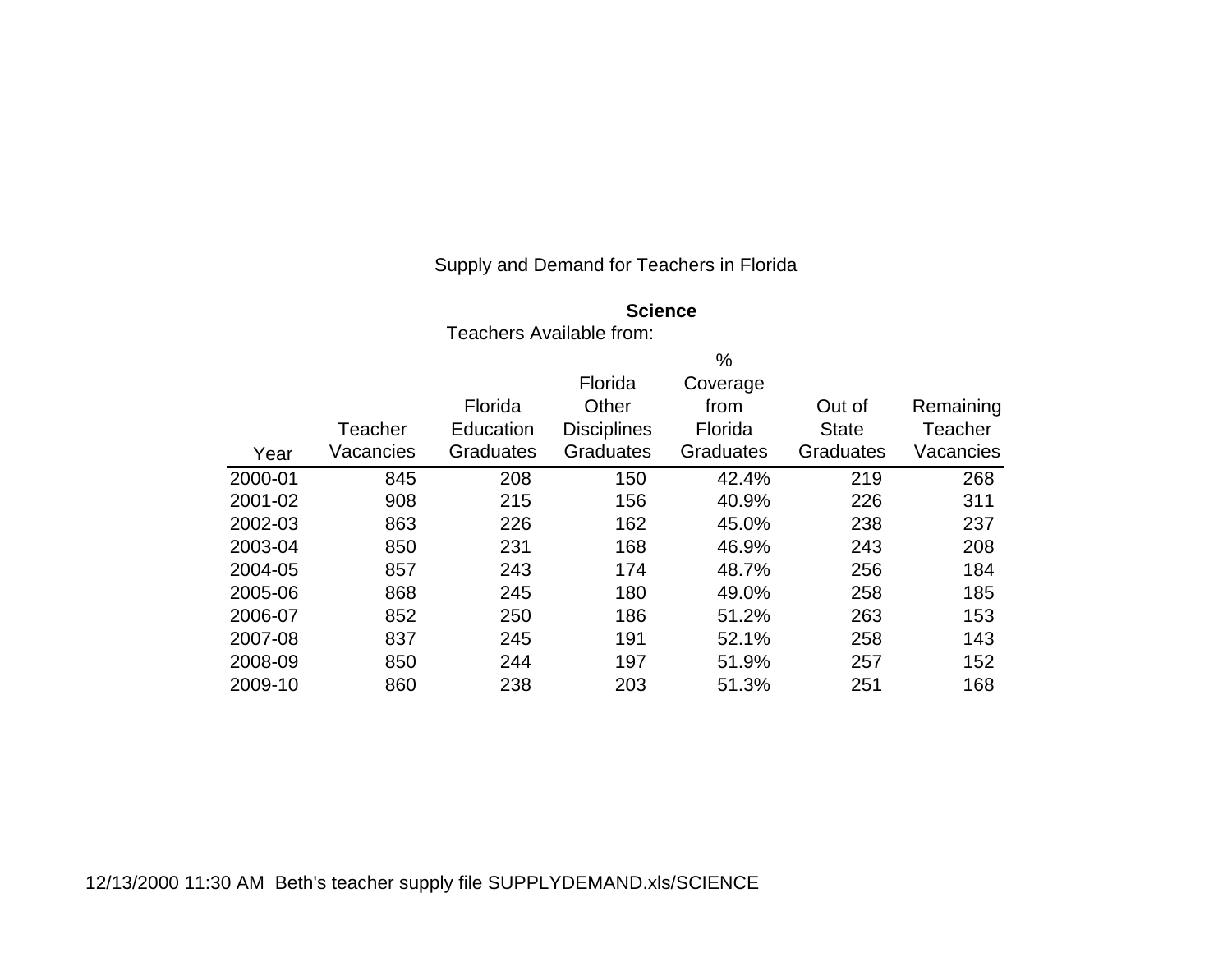Supply and Demand for Teachers in Florida

**Science**

| Year | Teacher Vacancies | Teachers Available from: Florida Education Graduates | Florida Other Disciplines Graduates | % Coverage from Florida Graduates | Out of State Graduates | Remaining Teacher Vacancies |
|---|---|---|---|---|---|---|
| 2000-01 | 845 | 208 | 150 | 42.4% | 219 | 268 |
| 2001-02 | 908 | 215 | 156 | 40.9% | 226 | 311 |
| 2002-03 | 863 | 226 | 162 | 45.0% | 238 | 237 |
| 2003-04 | 850 | 231 | 168 | 46.9% | 243 | 208 |
| 2004-05 | 857 | 243 | 174 | 48.7% | 256 | 184 |
| 2005-06 | 868 | 245 | 180 | 49.0% | 258 | 185 |
| 2006-07 | 852 | 250 | 186 | 51.2% | 263 | 153 |
| 2007-08 | 837 | 245 | 191 | 52.1% | 258 | 143 |
| 2008-09 | 850 | 244 | 197 | 51.9% | 257 | 152 |
| 2009-10 | 860 | 238 | 203 | 51.3% | 251 | 168 |

12/13/2000 11:30 AM Beth's teacher supply file SUPPLYDEMAND.xls/SCIENCE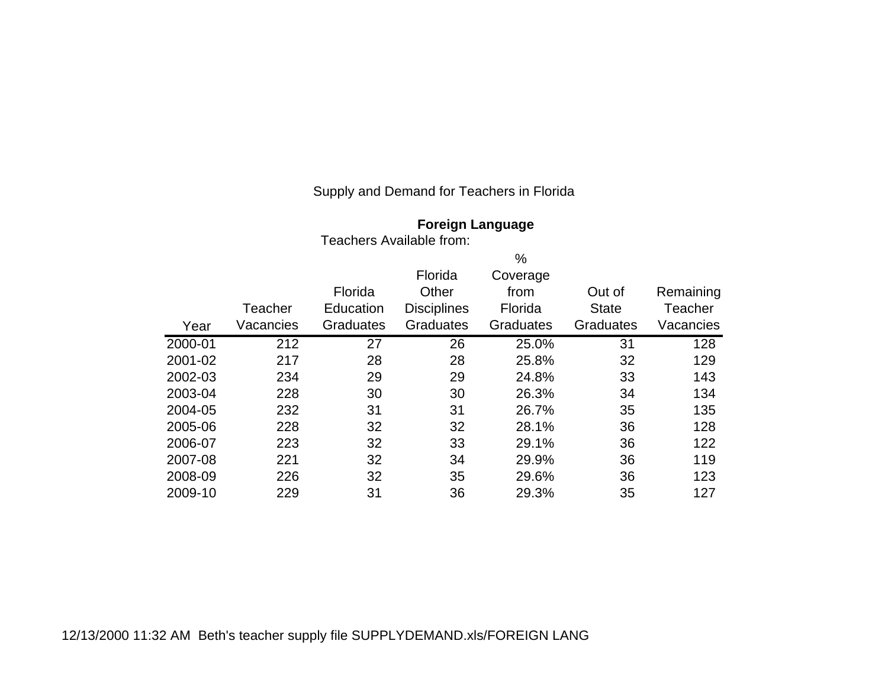Supply and Demand for Teachers in Florida

**Foreign Language**

Teachers Available from:

| Year | Teacher Vacancies | Florida Education Graduates | Florida Other Disciplines Graduates | % Coverage from Florida Graduates | Out of State Graduates | Remaining Teacher Vacancies |
|---|---|---|---|---|---|---|
| 2000-01 | 212 | 27 | 26 | 25.0% | 31 | 128 |
| 2001-02 | 217 | 28 | 28 | 25.8% | 32 | 129 |
| 2002-03 | 234 | 29 | 29 | 24.8% | 33 | 143 |
| 2003-04 | 228 | 30 | 30 | 26.3% | 34 | 134 |
| 2004-05 | 232 | 31 | 31 | 26.7% | 35 | 135 |
| 2005-06 | 228 | 32 | 32 | 28.1% | 36 | 128 |
| 2006-07 | 223 | 32 | 33 | 29.1% | 36 | 122 |
| 2007-08 | 221 | 32 | 34 | 29.9% | 36 | 119 |
| 2008-09 | 226 | 32 | 35 | 29.6% | 36 | 123 |
| 2009-10 | 229 | 31 | 36 | 29.3% | 35 | 127 |

12/13/2000 11:32 AM Beth's teacher supply file SUPPLYDEMAND.xls/FOREIGN LANG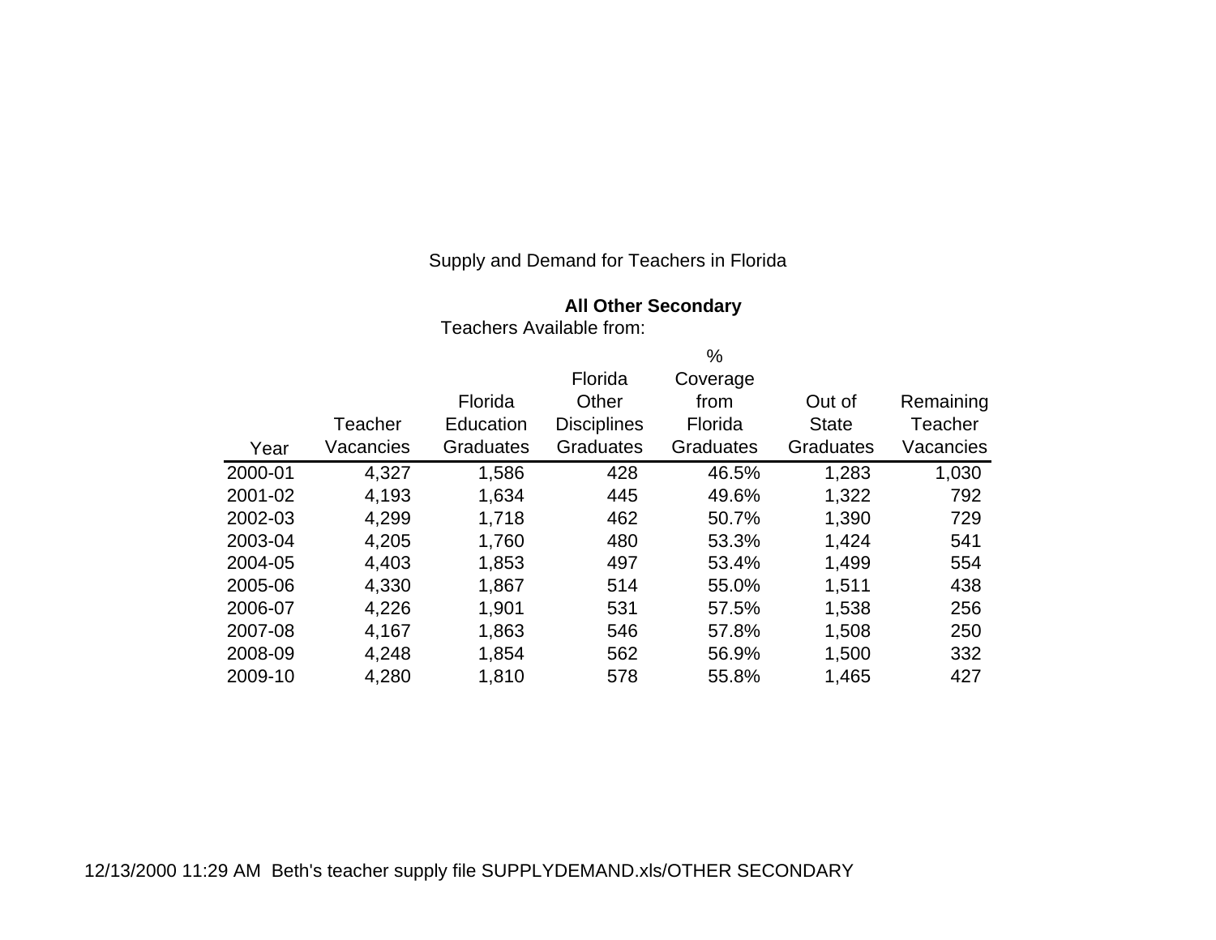Supply and Demand for Teachers in Florida

**All Other Secondary**

Teachers Available from:

| Year | Teacher Vacancies | Florida Education Graduates | Florida Other Disciplines Graduates | % Coverage from Florida Graduates | Out of State Graduates | Remaining Teacher Vacancies |
|---|---|---|---|---|---|---|
| 2000-01 | 4,327 | 1,586 | 428 | 46.5% | 1,283 | 1,030 |
| 2001-02 | 4,193 | 1,634 | 445 | 49.6% | 1,322 | 792 |
| 2002-03 | 4,299 | 1,718 | 462 | 50.7% | 1,390 | 729 |
| 2003-04 | 4,205 | 1,760 | 480 | 53.3% | 1,424 | 541 |
| 2004-05 | 4,403 | 1,853 | 497 | 53.4% | 1,499 | 554 |
| 2005-06 | 4,330 | 1,867 | 514 | 55.0% | 1,511 | 438 |
| 2006-07 | 4,226 | 1,901 | 531 | 57.5% | 1,538 | 256 |
| 2007-08 | 4,167 | 1,863 | 546 | 57.8% | 1,508 | 250 |
| 2008-09 | 4,248 | 1,854 | 562 | 56.9% | 1,500 | 332 |
| 2009-10 | 4,280 | 1,810 | 578 | 55.8% | 1,465 | 427 |

12/13/2000 11:29 AM Beth's teacher supply file SUPPLYDEMAND.xls/OTHER SECONDARY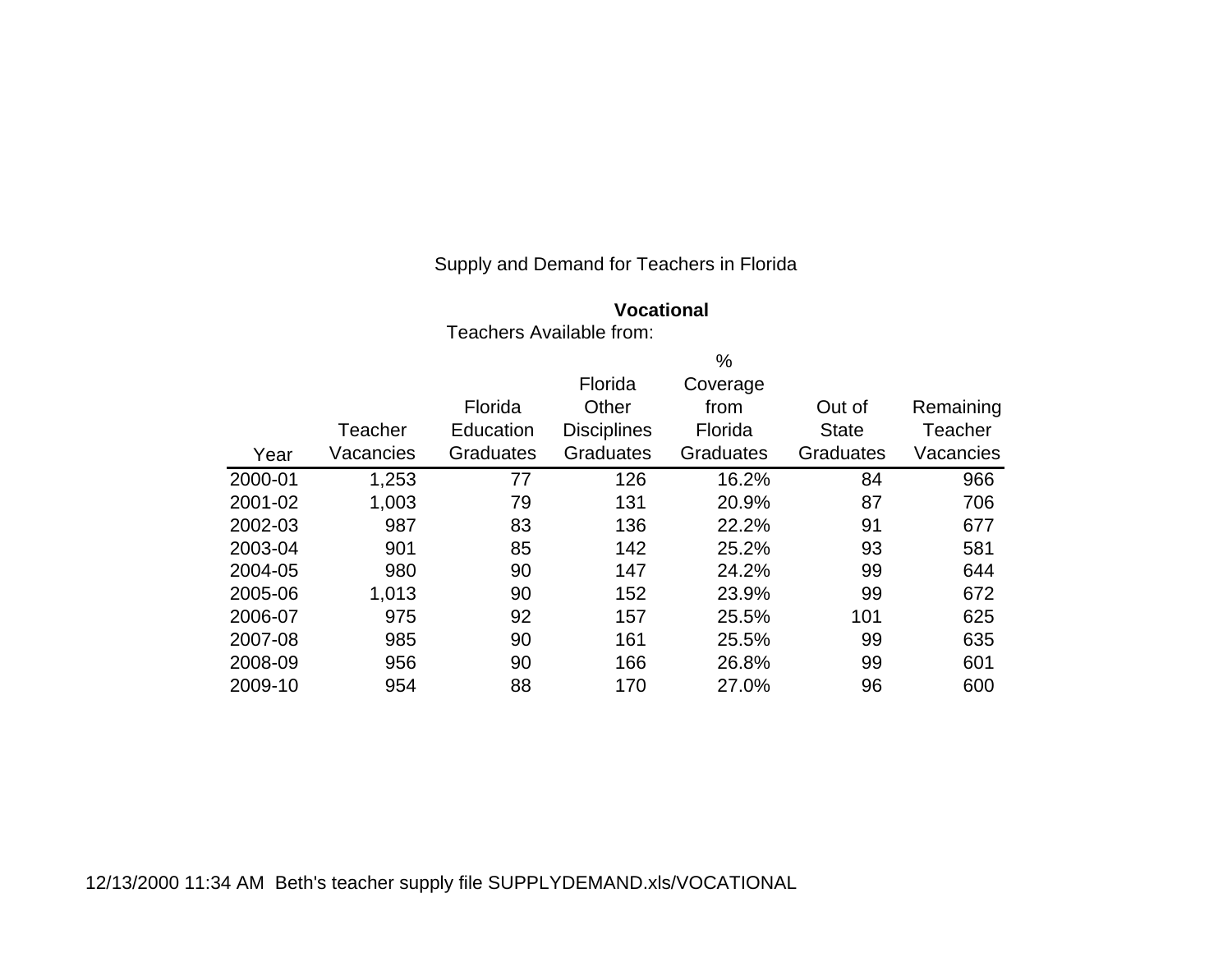Supply and Demand for Teachers in Florida

**Vocational**

Teachers Available from:

| Year | Teacher Vacancies | Florida Education Graduates | Florida Other Disciplines Graduates | % Coverage from Florida Graduates | Out of State Graduates | Remaining Teacher Vacancies |
|---|---|---|---|---|---|---|
| 2000-01 | 1,253 | 77 | 126 | 16.2% | 84 | 966 |
| 2001-02 | 1,003 | 79 | 131 | 20.9% | 87 | 706 |
| 2002-03 | 987 | 83 | 136 | 22.2% | 91 | 677 |
| 2003-04 | 901 | 85 | 142 | 25.2% | 93 | 581 |
| 2004-05 | 980 | 90 | 147 | 24.2% | 99 | 644 |
| 2005-06 | 1,013 | 90 | 152 | 23.9% | 99 | 672 |
| 2006-07 | 975 | 92 | 157 | 25.5% | 101 | 625 |
| 2007-08 | 985 | 90 | 161 | 25.5% | 99 | 635 |
| 2008-09 | 956 | 90 | 166 | 26.8% | 99 | 601 |
| 2009-10 | 954 | 88 | 170 | 27.0% | 96 | 600 |

12/13/2000 11:34 AM Beth's teacher supply file SUPPLYDEMAND.xls/VOCATIONAL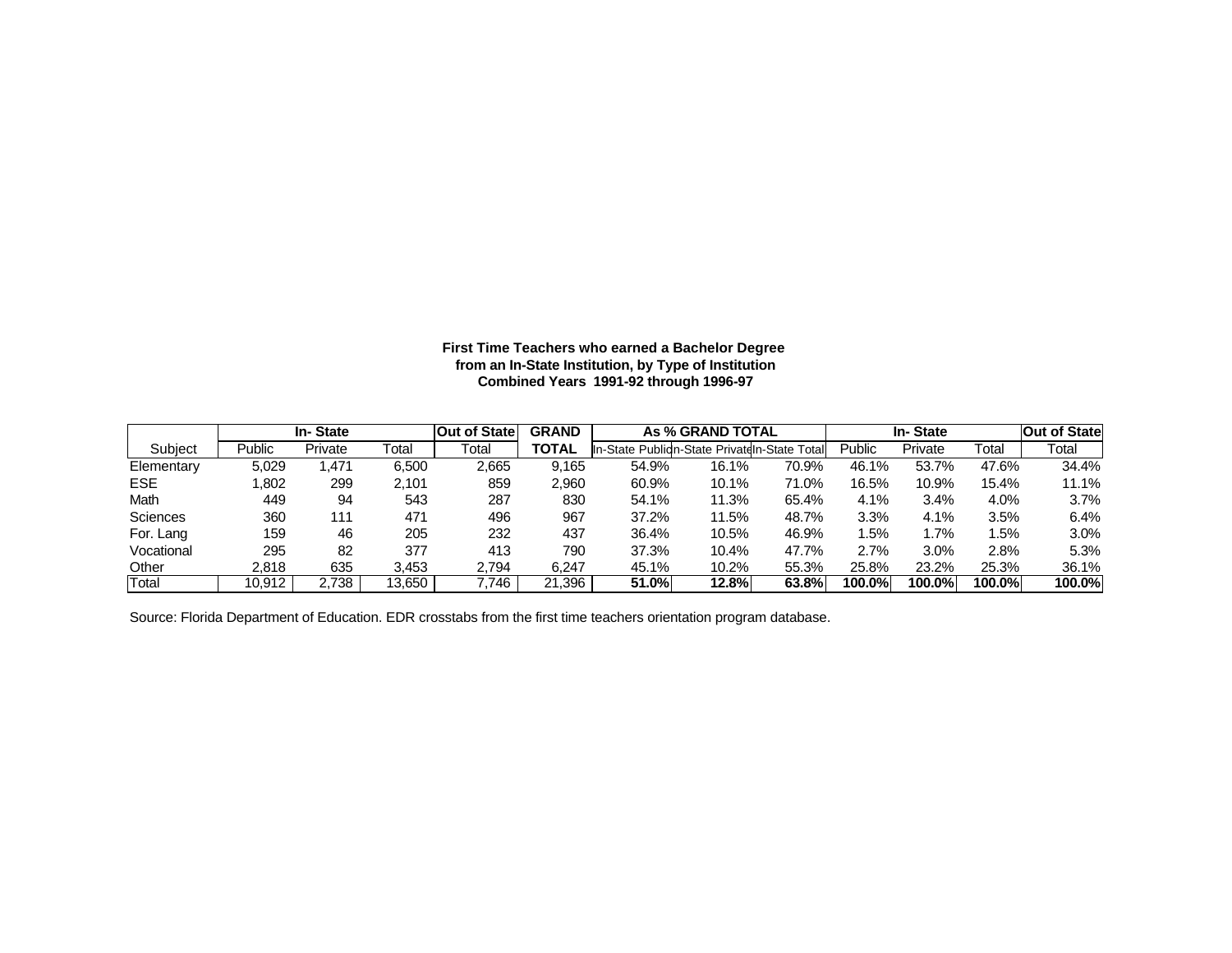**First Time Teachers who earned a Bachelor Degree from an In-State Institution, by Type of Institution Combined Years 1991-92 through 1996-97**

| | In- State | | | Out of State | GRAND | As % GRAND TOTAL | | | In- State | | | Out of State |
|---|---|---|---|---|---|---|---|---|---|---|---|---|
| Subject | Public | Private | Total | Total | TOTAL | In-State Public | In-State Private | In-State Total | Public | Private | Total | Total |
| Elementary | 5,029 | 1,471 | 6,500 | 2,665 | 9,165 | 54.9% | 16.1% | 70.9% | 46.1% | 53.7% | 47.6% | 34.4% |
| ESE | 1,802 | 299 | 2,101 | 859 | 2,960 | 60.9% | 10.1% | 71.0% | 16.5% | 10.9% | 15.4% | 11.1% |
| Math | 449 | 94 | 543 | 287 | 830 | 54.1% | 11.3% | 65.4% | 4.1% | 3.4% | 4.0% | 3.7% |
| Sciences | 360 | 111 | 471 | 496 | 967 | 37.2% | 11.5% | 48.7% | 3.3% | 4.1% | 3.5% | 6.4% |
| For. Lang | 159 | 46 | 205 | 232 | 437 | 36.4% | 10.5% | 46.9% | 1.5% | 1.7% | 1.5% | 3.0% |
| Vocational | 295 | 82 | 377 | 413 | 790 | 37.3% | 10.4% | 47.7% | 2.7% | 3.0% | 2.8% | 5.3% |
| Other | 2,818 | 635 | 3,453 | 2,794 | 6,247 | 45.1% | 10.2% | 55.3% | 25.8% | 23.2% | 25.3% | 36.1% |
| Total | 10,912 | 2,738 | 13,650 | 7,746 | 21,396 | **51.0%** | **12.8%** | **63.8%** | **100.0%** | **100.0%** | **100.0%** | **100.0%** |

Source: Florida Department of Education. EDR crosstabs from the first time teachers orientation program database.